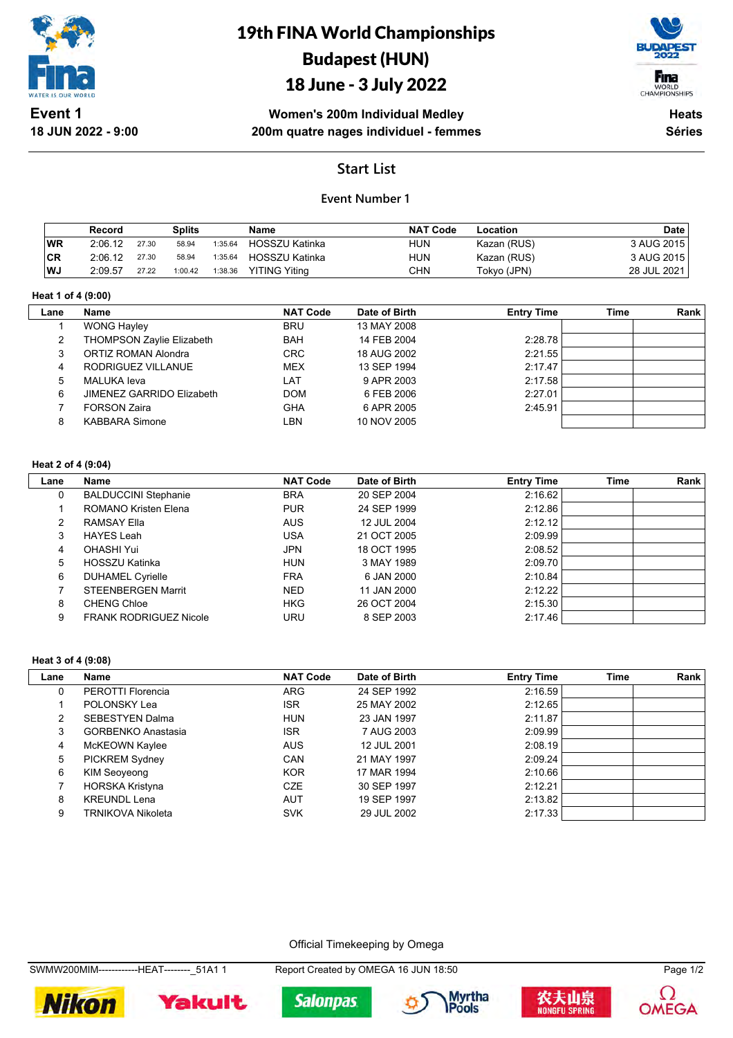# 19th FINA World Championships
# Budapest (HUN)
# 18 June - 3 July 2022

**Event 1**
**18 JUN 2022 - 9:00**

**Women's 200m Individual Medley**
**200m quatre nages individuel - femmes**

**Heats**
**Séries**

## Start List

### Event Number 1

| | Record | Splits | | | Name | NAT Code | Location | Date |
|---|---|---|---|---|---|---|---|---|
| WR | 2:06.12 | 27.30 | 58.94 | 1:35.64 | HOSSZU Katinka | HUN | Kazan (RUS) | 3 AUG 2015 |
| CR | 2:06.12 | 27.30 | 58.94 | 1:35.64 | HOSSZU Katinka | HUN | Kazan (RUS) | 3 AUG 2015 |
| WJ | 2:09.57 | 27.22 | 1:00.42 | 1:38.36 | YITING Yiting | CHN | Tokyo (JPN) | 28 JUL 2021 |

**Heat 1 of 4 (9:00)**

| Lane | Name | NAT Code | Date of Birth | Entry Time | Time | Rank |
|---|---|---|---|---|---|---|
| 1 | WONG Hayley | BRU | 13 MAY 2008 | | | |
| 2 | THOMPSON Zaylie Elizabeth | BAH | 14 FEB 2004 | 2:28.78 | | |
| 3 | ORTIZ ROMAN Alondra | CRC | 18 AUG 2002 | 2:21.55 | | |
| 4 | RODRIGUEZ VILLANUE | MEX | 13 SEP 1994 | 2:17.47 | | |
| 5 | MALUKA Ieva | LAT | 9 APR 2003 | 2:17.58 | | |
| 6 | JIMENEZ GARRIDO Elizabeth | DOM | 6 FEB 2006 | 2:27.01 | | |
| 7 | FORSON Zaira | GHA | 6 APR 2005 | 2:45.91 | | |
| 8 | KABBARA Simone | LBN | 10 NOV 2005 | | | |

**Heat 2 of 4 (9:04)**

| Lane | Name | NAT Code | Date of Birth | Entry Time | Time | Rank |
|---|---|---|---|---|---|---|
| 0 | BALDUCCINI Stephanie | BRA | 20 SEP 2004 | 2:16.62 | | |
| 1 | ROMANO Kristen Elena | PUR | 24 SEP 1999 | 2:12.86 | | |
| 2 | RAMSAY Ella | AUS | 12 JUL 2004 | 2:12.12 | | |
| 3 | HAYES Leah | USA | 21 OCT 2005 | 2:09.99 | | |
| 4 | OHASHI Yui | JPN | 18 OCT 1995 | 2:08.52 | | |
| 5 | HOSSZU Katinka | HUN | 3 MAY 1989 | 2:09.70 | | |
| 6 | DUHAMEL Cyrielle | FRA | 6 JAN 2000 | 2:10.84 | | |
| 7 | STEENBERGEN Marrit | NED | 11 JAN 2000 | 2:12.22 | | |
| 8 | CHENG Chloe | HKG | 26 OCT 2004 | 2:15.30 | | |
| 9 | FRANK RODRIGUEZ Nicole | URU | 8 SEP 2003 | 2:17.46 | | |

**Heat 3 of 4 (9:08)**

| Lane | Name | NAT Code | Date of Birth | Entry Time | Time | Rank |
|---|---|---|---|---|---|---|
| 0 | PEROTTI Florencia | ARG | 24 SEP 1992 | 2:16.59 | | |
| 1 | POLONSKY Lea | ISR | 25 MAY 2002 | 2:12.65 | | |
| 2 | SEBESTYEN Dalma | HUN | 23 JAN 1997 | 2:11.87 | | |
| 3 | GORBENKO Anastasia | ISR | 7 AUG 2003 | 2:09.99 | | |
| 4 | McKEOWN Kaylee | AUS | 12 JUL 2001 | 2:08.19 | | |
| 5 | PICKREM Sydney | CAN | 21 MAY 1997 | 2:09.24 | | |
| 6 | KIM Seoyeong | KOR | 17 MAR 1994 | 2:10.66 | | |
| 7 | HORSKA Kristyna | CZE | 30 SEP 1997 | 2:12.21 | | |
| 8 | KREUNDL Lena | AUT | 19 SEP 1997 | 2:13.82 | | |
| 9 | TRNIKOVA Nikoleta | SVK | 29 JUL 2002 | 2:17.33 | | |

Official Timekeeping by Omega

SWMW200MIM------------HEAT--------_51A1 1 Report Created by OMEGA 16 JUN 18:50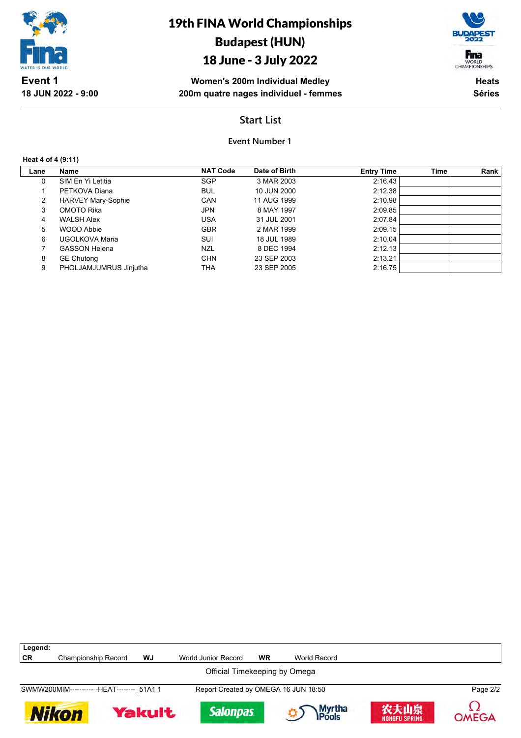# 19th FINA World Championships
# Budapest (HUN)
# 18 June - 3 July 2022

**Event 1**
**18 JUN 2022 - 9:00**

**Women's 200m Individual Medley**
**200m quatre nages individuel - femmes**

**Heats**
**Séries**

## Start List

### Event Number 1

**Heat 4 of 4 (9:11)**

| Lane | Name | NAT Code | Date of Birth | Entry Time | Time | Rank |
|---|---|---|---|---|---|---|
| 0 | SIM En Yi Letitia | SGP | 3 MAR 2003 | 2:16.43 | | |
| 1 | PETKOVA Diana | BUL | 10 JUN 2000 | 2:12.38 | | |
| 2 | HARVEY Mary-Sophie | CAN | 11 AUG 1999 | 2:10.98 | | |
| 3 | OMOTO Rika | JPN | 8 MAY 1997 | 2:09.85 | | |
| 4 | WALSH Alex | USA | 31 JUL 2001 | 2:07.84 | | |
| 5 | WOOD Abbie | GBR | 2 MAR 1999 | 2:09.15 | | |
| 6 | UGOLKOVA Maria | SUI | 18 JUL 1989 | 2:10.04 | | |
| 7 | GASSON Helena | NZL | 8 DEC 1994 | 2:12.13 | | |
| 8 | GE Chutong | CHN | 23 SEP 2003 | 2:13.21 | | |
| 9 | PHOLJAMJUMRUS Jinjutha | THA | 23 SEP 2005 | 2:16.75 | | |

**Legend:**

| | | | | | |
|---|---|---|---|---|---|
| **CR** | Championship Record | **WJ** | World Junior Record | **WR** | World Record |

Official Timekeeping by Omega

SWMW200MIM------------HEAT--------_51A1 1    Report Created by OMEGA 16 JUN 18:50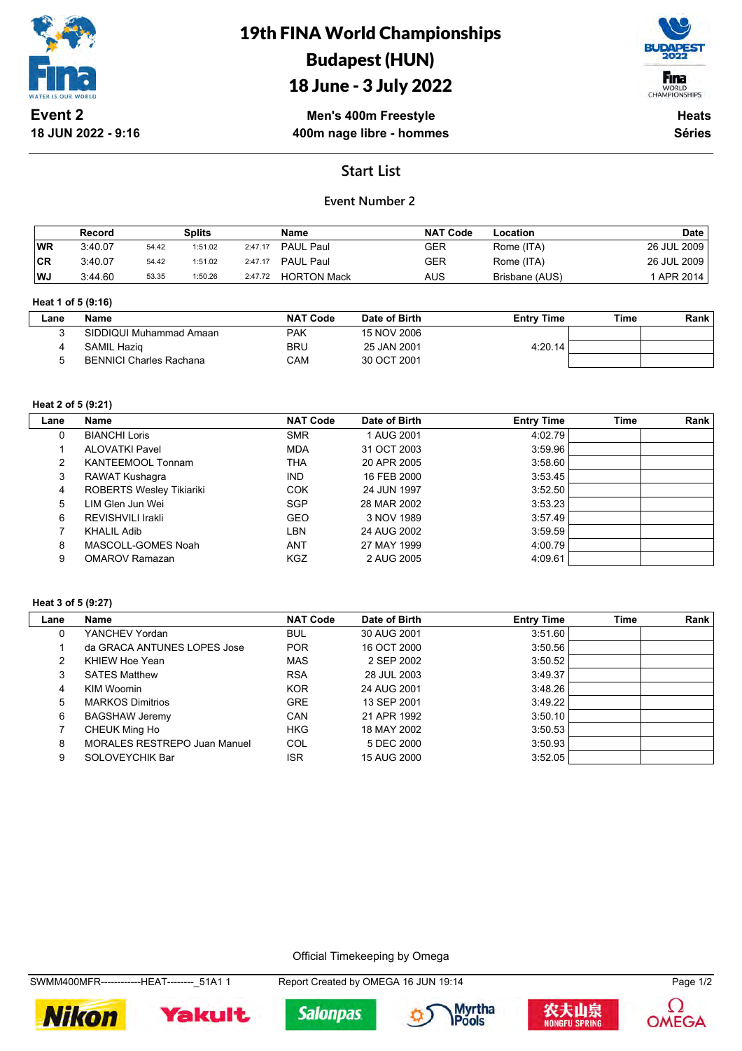# 19th FINA World Championships
## Budapest (HUN)
## 18 June - 3 July 2022

**Event 2**
**18 JUN 2022 - 9:16**

**Men's 400m Freestyle**
**400m nage libre - hommes**

**Heats**
**Séries**

## Start List

### Event Number 2

| | Record | Splits | | | Name | NAT Code | Location | Date |
|---|---|---|---|---|---|---|---|---|
| **WR** | 3:40.07 | 54.42 | 1:51.02 | 2:47.17 | PAUL Paul | GER | Rome (ITA) | 26 JUL 2009 |
| **CR** | 3:40.07 | 54.42 | 1:51.02 | 2:47.17 | PAUL Paul | GER | Rome (ITA) | 26 JUL 2009 |
| **WJ** | 3:44.60 | 53.35 | 1:50.26 | 2:47.72 | HORTON Mack | AUS | Brisbane (AUS) | 1 APR 2014 |

**Heat 1 of 5 (9:16)**

| Lane | Name | NAT Code | Date of Birth | Entry Time | Time | Rank |
|---|---|---|---|---|---|---|
| 3 | SIDDIQUI Muhammad Amaan | PAK | 15 NOV 2006 | | | |
| 4 | SAMIL Haziq | BRU | 25 JAN 2001 | 4:20.14 | | |
| 5 | BENNICI Charles Rachana | CAM | 30 OCT 2001 | | | |

**Heat 2 of 5 (9:21)**

| Lane | Name | NAT Code | Date of Birth | Entry Time | Time | Rank |
|---|---|---|---|---|---|---|
| 0 | BIANCHI Loris | SMR | 1 AUG 2001 | 4:02.79 | | |
| 1 | ALOVATKI Pavel | MDA | 31 OCT 2003 | 3:59.96 | | |
| 2 | KANTEEMOOL Tonnam | THA | 20 APR 2005 | 3:58.60 | | |
| 3 | RAWAT Kushagra | IND | 16 FEB 2000 | 3:53.45 | | |
| 4 | ROBERTS Wesley Tikiariki | COK | 24 JUN 1997 | 3:52.50 | | |
| 5 | LIM Glen Jun Wei | SGP | 28 MAR 2002 | 3:53.23 | | |
| 6 | REVISHVILI Irakli | GEO | 3 NOV 1989 | 3:57.49 | | |
| 7 | KHALIL Adib | LBN | 24 AUG 2002 | 3:59.59 | | |
| 8 | MASCOLL-GOMES Noah | ANT | 27 MAY 1999 | 4:00.79 | | |
| 9 | OMAROV Ramazan | KGZ | 2 AUG 2005 | 4:09.61 | | |

**Heat 3 of 5 (9:27)**

| Lane | Name | NAT Code | Date of Birth | Entry Time | Time | Rank |
|---|---|---|---|---|---|---|
| 0 | YANCHEV Yordan | BUL | 30 AUG 2001 | 3:51.60 | | |
| 1 | da GRACA ANTUNES LOPES Jose | POR | 16 OCT 2000 | 3:50.56 | | |
| 2 | KHIEW Hoe Yean | MAS | 2 SEP 2002 | 3:50.52 | | |
| 3 | SATES Matthew | RSA | 28 JUL 2003 | 3:49.37 | | |
| 4 | KIM Woomin | KOR | 24 AUG 2001 | 3:48.26 | | |
| 5 | MARKOS Dimitrios | GRE | 13 SEP 2001 | 3:49.22 | | |
| 6 | BAGSHAW Jeremy | CAN | 21 APR 1992 | 3:50.10 | | |
| 7 | CHEUK Ming Ho | HKG | 18 MAY 2002 | 3:50.53 | | |
| 8 | MORALES RESTREPO Juan Manuel | COL | 5 DEC 2000 | 3:50.93 | | |
| 9 | SOLOVEYCHIK Bar | ISR | 15 AUG 2000 | 3:52.05 | | |

Official Timekeeping by Omega

SWMM400MFR------------HEAT--------_51A1 1    Report Created by OMEGA 16 JUN 19:14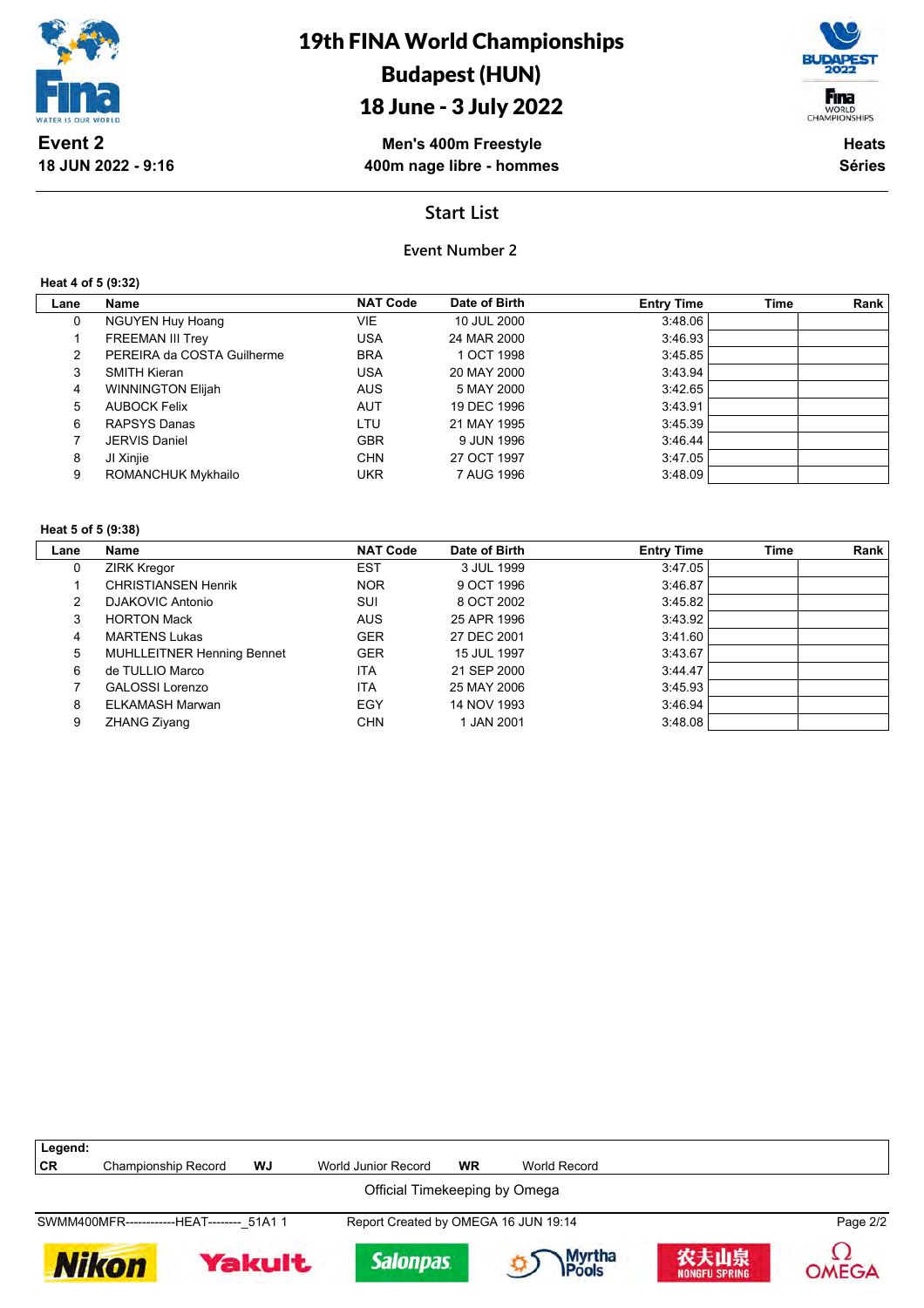# 19th FINA World Championships
# Budapest (HUN)
# 18 June - 3 July 2022

**Event 2**
**18 JUN 2022 - 9:16**

**Men's 400m Freestyle**
**400m nage libre - hommes**

**Heats**
**Séries**

## Start List

### Event Number 2

**Heat 4 of 5 (9:32)**

| Lane | Name | NAT Code | Date of Birth | Entry Time | Time | Rank |
|---|---|---|---|---|---|---|
| 0 | NGUYEN Huy Hoang | VIE | 10 JUL 2000 | 3:48.06 | | |
| 1 | FREEMAN III Trey | USA | 24 MAR 2000 | 3:46.93 | | |
| 2 | PEREIRA da COSTA Guilherme | BRA | 1 OCT 1998 | 3:45.85 | | |
| 3 | SMITH Kieran | USA | 20 MAY 2000 | 3:43.94 | | |
| 4 | WINNINGTON Elijah | AUS | 5 MAY 2000 | 3:42.65 | | |
| 5 | AUBOCK Felix | AUT | 19 DEC 1996 | 3:43.91 | | |
| 6 | RAPSYS Danas | LTU | 21 MAY 1995 | 3:45.39 | | |
| 7 | JERVIS Daniel | GBR | 9 JUN 1996 | 3:46.44 | | |
| 8 | JI Xinjie | CHN | 27 OCT 1997 | 3:47.05 | | |
| 9 | ROMANCHUK Mykhailo | UKR | 7 AUG 1996 | 3:48.09 | | |

**Heat 5 of 5 (9:38)**

| Lane | Name | NAT Code | Date of Birth | Entry Time | Time | Rank |
|---|---|---|---|---|---|---|
| 0 | ZIRK Kregor | EST | 3 JUL 1999 | 3:47.05 | | |
| 1 | CHRISTIANSEN Henrik | NOR | 9 OCT 1996 | 3:46.87 | | |
| 2 | DJAKOVIC Antonio | SUI | 8 OCT 2002 | 3:45.82 | | |
| 3 | HORTON Mack | AUS | 25 APR 1996 | 3:43.92 | | |
| 4 | MARTENS Lukas | GER | 27 DEC 2001 | 3:41.60 | | |
| 5 | MUHLLEITNER Henning Bennet | GER | 15 JUL 1997 | 3:43.67 | | |
| 6 | de TULLIO Marco | ITA | 21 SEP 2000 | 3:44.47 | | |
| 7 | GALOSSI Lorenzo | ITA | 25 MAY 2006 | 3:45.93 | | |
| 8 | ELKAMASH Marwan | EGY | 14 NOV 1993 | 3:46.94 | | |
| 9 | ZHANG Ziyang | CHN | 1 JAN 2001 | 3:48.08 | | |

**Legend:**
**CR** Championship Record **WJ** World Junior Record **WR** World Record

Official Timekeeping by Omega

SWMM400MFR------------HEAT--------_51A1 1    Report Created by OMEGA 16 JUN 19:14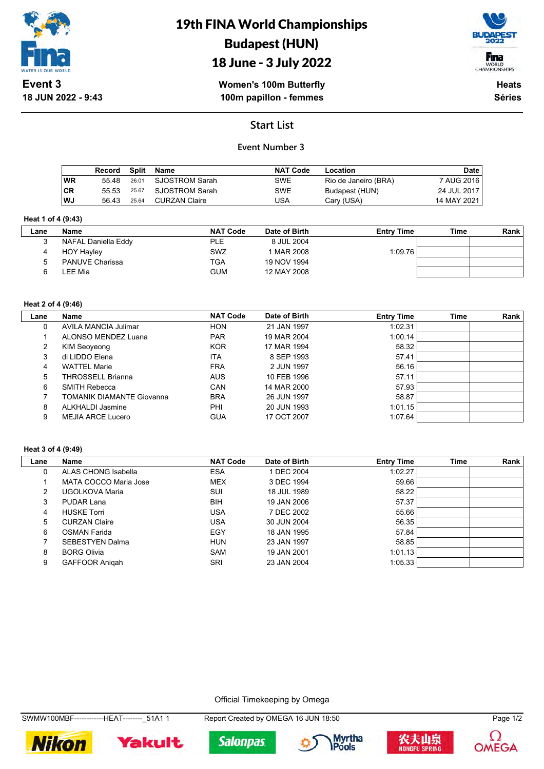# 19th FINA World Championships
## Budapest (HUN)
## 18 June - 3 July 2022

**Event 3**
**18 JUN 2022 - 9:43**

**Women's 100m Butterfly**
**100m papillon - femmes**

**Heats**
**Séries**

### Start List

#### Event Number 3

| | Record | Split | Name | NAT Code | Location | Date |
|---|---|---|---|---|---|---|
| WR | 55.48 | 26.01 | SJOSTROM Sarah | SWE | Rio de Janeiro (BRA) | 7 AUG 2016 |
| CR | 55.53 | 25.67 | SJOSTROM Sarah | SWE | Budapest (HUN) | 24 JUL 2017 |
| WJ | 56.43 | 25.64 | CURZAN Claire | USA | Cary (USA) | 14 MAY 2021 |

**Heat 1 of 4 (9:43)**

| Lane | Name | NAT Code | Date of Birth | Entry Time | Time | Rank |
|---|---|---|---|---|---|---|
| 3 | NAFAL Daniella Eddy | PLE | 8 JUL 2004 | | | |
| 4 | HOY Hayley | SWZ | 1 MAR 2008 | 1:09.76 | | |
| 5 | PANUVE Charissa | TGA | 19 NOV 1994 | | | |
| 6 | LEE Mia | GUM | 12 MAY 2008 | | | |

**Heat 2 of 4 (9:46)**

| Lane | Name | NAT Code | Date of Birth | Entry Time | Time | Rank |
|---|---|---|---|---|---|---|
| 0 | AVILA MANCIA Julimar | HON | 21 JAN 1997 | 1:02.31 | | |
| 1 | ALONSO MENDEZ Luana | PAR | 19 MAR 2004 | 1:00.14 | | |
| 2 | KIM Seoyeong | KOR | 17 MAR 1994 | 58.32 | | |
| 3 | di LIDDO Elena | ITA | 8 SEP 1993 | 57.41 | | |
| 4 | WATTEL Marie | FRA | 2 JUN 1997 | 56.16 | | |
| 5 | THROSSELL Brianna | AUS | 10 FEB 1996 | 57.11 | | |
| 6 | SMITH Rebecca | CAN | 14 MAR 2000 | 57.93 | | |
| 7 | TOMANIK DIAMANTE Giovanna | BRA | 26 JUN 1997 | 58.87 | | |
| 8 | ALKHALDI Jasmine | PHI | 20 JUN 1993 | 1:01.15 | | |
| 9 | MEJIA ARCE Lucero | GUA | 17 OCT 2007 | 1:07.64 | | |

**Heat 3 of 4 (9:49)**

| Lane | Name | NAT Code | Date of Birth | Entry Time | Time | Rank |
|---|---|---|---|---|---|---|
| 0 | ALAS CHONG Isabella | ESA | 1 DEC 2004 | 1:02.27 | | |
| 1 | MATA COCCO Maria Jose | MEX | 3 DEC 1994 | 59.66 | | |
| 2 | UGOLKOVA Maria | SUI | 18 JUL 1989 | 58.22 | | |
| 3 | PUDAR Lana | BIH | 19 JAN 2006 | 57.37 | | |
| 4 | HUSKE Torri | USA | 7 DEC 2002 | 55.66 | | |
| 5 | CURZAN Claire | USA | 30 JUN 2004 | 56.35 | | |
| 6 | OSMAN Farida | EGY | 18 JAN 1995 | 57.84 | | |
| 7 | SEBESTYEN Dalma | HUN | 23 JAN 1997 | 58.85 | | |
| 8 | BORG Olivia | SAM | 19 JAN 2001 | 1:01.13 | | |
| 9 | GAFFOOR Aniqah | SRI | 23 JAN 2004 | 1:05.33 | | |

Official Timekeeping by Omega

SWMW100MBF------------HEAT--------_51A1 1 Report Created by OMEGA 16 JUN 18:50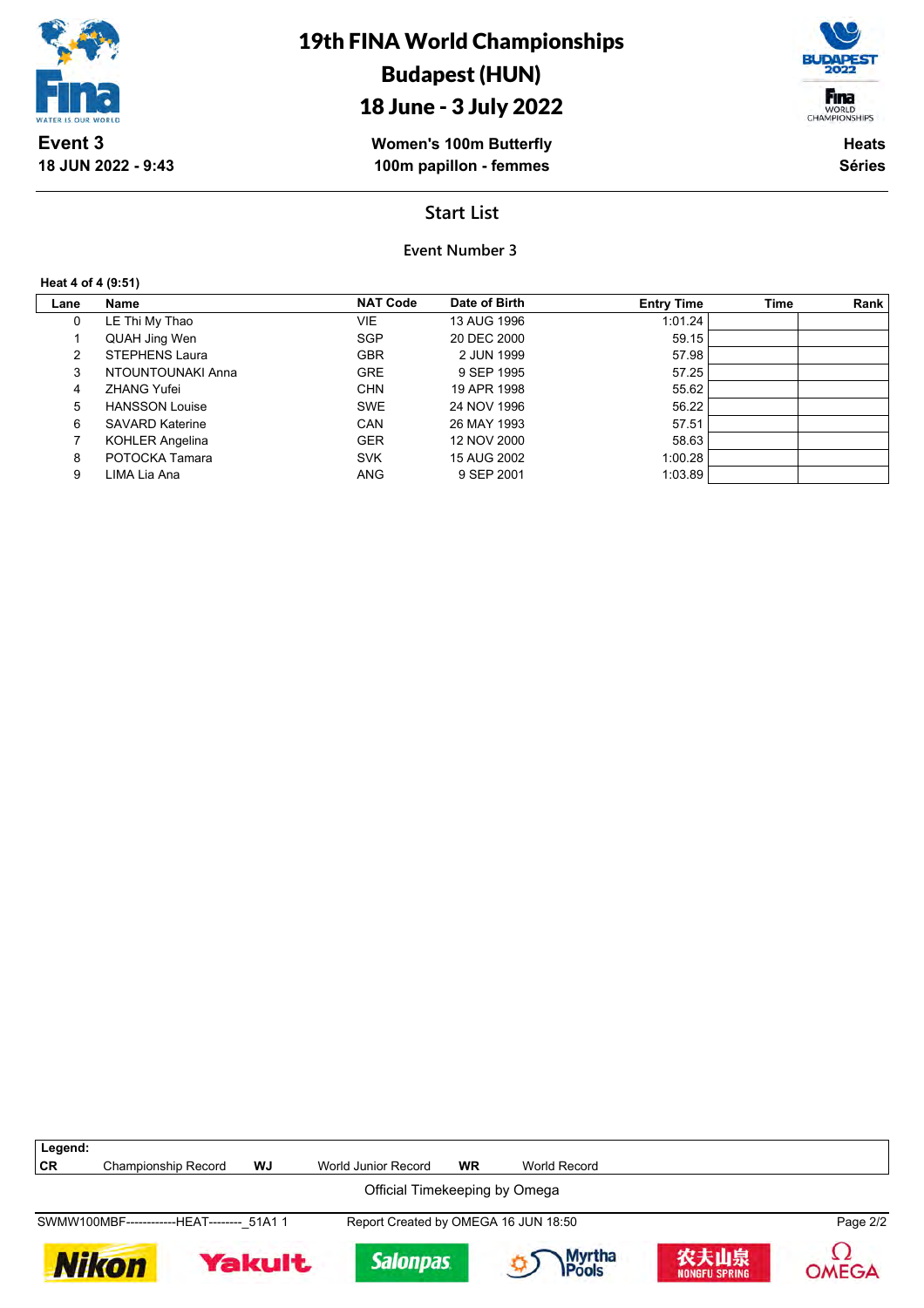# 19th FINA World Championships
# Budapest (HUN)
# 18 June - 3 July 2022

**Event 3**
**18 JUN 2022 - 9:43**

**Women's 100m Butterfly**
**100m papillon - femmes**

**Heats**
**Séries**

## Start List

### Event Number 3

**Heat 4 of 4 (9:51)**

| Lane | Name | NAT Code | Date of Birth | Entry Time | Time | Rank |
|---|---|---|---|---|---|---|
| 0 | LE Thi My Thao | VIE | 13 AUG 1996 | 1:01.24 | | |
| 1 | QUAH Jing Wen | SGP | 20 DEC 2000 | 59.15 | | |
| 2 | STEPHENS Laura | GBR | 2 JUN 1999 | 57.98 | | |
| 3 | NTOUNTOUNAKI Anna | GRE | 9 SEP 1995 | 57.25 | | |
| 4 | ZHANG Yufei | CHN | 19 APR 1998 | 55.62 | | |
| 5 | HANSSON Louise | SWE | 24 NOV 1996 | 56.22 | | |
| 6 | SAVARD Katerine | CAN | 26 MAY 1993 | 57.51 | | |
| 7 | KOHLER Angelina | GER | 12 NOV 2000 | 58.63 | | |
| 8 | POTOCKA Tamara | SVK | 15 AUG 2002 | 1:00.28 | | |
| 9 | LIMA Lia Ana | ANG | 9 SEP 2001 | 1:03.89 | | |

**Legend:**

| | | | | | |
|---|---|---|---|---|---|
| **CR** | Championship Record | **WJ** | World Junior Record | **WR** | World Record |

Official Timekeeping by Omega

SWMW100MBF------------HEAT--------_51A1 1 Report Created by OMEGA 16 JUN 18:50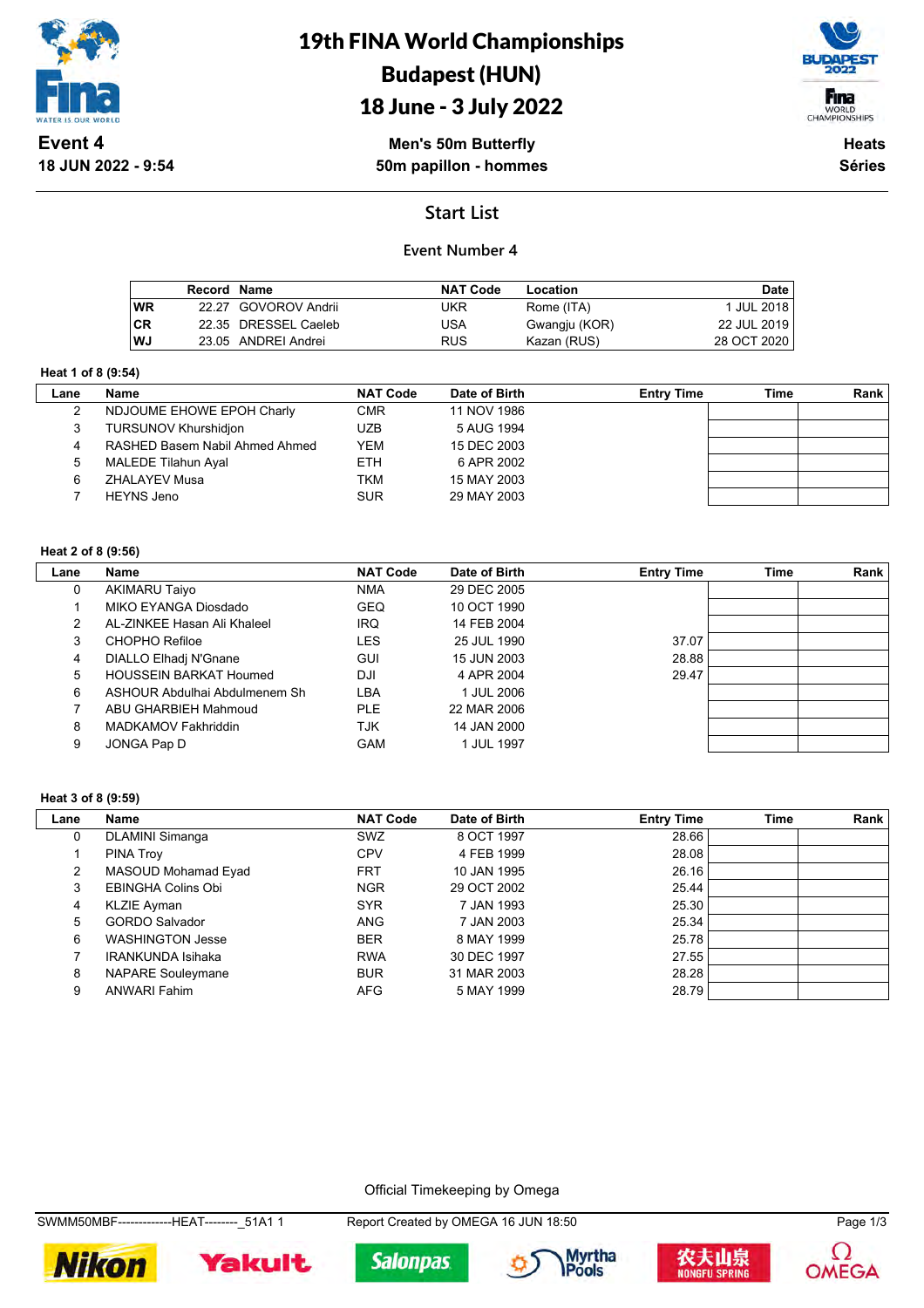# 19th FINA World Championships
# Budapest (HUN)
# 18 June - 3 July 2022

**Event 4**
**18 JUN 2022 - 9:54**

**Men's 50m Butterfly**
**50m papillon - hommes**

**Heats**
**Séries**

## Start List

### Event Number 4

| | Record | Name | NAT Code | Location | Date |
|---|---|---|---|---|---|
| WR | 22.27 | GOVOROV Andrii | UKR | Rome (ITA) | 1 JUL 2018 |
| CR | 22.35 | DRESSEL Caeleb | USA | Gwangju (KOR) | 22 JUL 2019 |
| WJ | 23.05 | ANDREI Andrei | RUS | Kazan (RUS) | 28 OCT 2020 |

**Heat 1 of 8 (9:54)**

| Lane | Name | NAT Code | Date of Birth | Entry Time | Time | Rank |
|---|---|---|---|---|---|---|
| 2 | NDJOUME EHOWE EPOH Charly | CMR | 11 NOV 1986 | | | |
| 3 | TURSUNOV Khurshidjon | UZB | 5 AUG 1994 | | | |
| 4 | RASHED Basem Nabil Ahmed Ahmed | YEM | 15 DEC 2003 | | | |
| 5 | MALEDE Tilahun Ayal | ETH | 6 APR 2002 | | | |
| 6 | ZHALAYEV Musa | TKM | 15 MAY 2003 | | | |
| 7 | HEYNS Jeno | SUR | 29 MAY 2003 | | | |

**Heat 2 of 8 (9:56)**

| Lane | Name | NAT Code | Date of Birth | Entry Time | Time | Rank |
|---|---|---|---|---|---|---|
| 0 | AKIMARU Taiyo | NMA | 29 DEC 2005 | | | |
| 1 | MIKO EYANGA Diosdado | GEQ | 10 OCT 1990 | | | |
| 2 | AL-ZINKEE Hasan Ali Khaleel | IRQ | 14 FEB 2004 | | | |
| 3 | CHOPHO Refiloe | LES | 25 JUL 1990 | 37.07 | | |
| 4 | DIALLO Elhadj N'Gnane | GUI | 15 JUN 2003 | 28.88 | | |
| 5 | HOUSSEIN BARKAT Houmed | DJI | 4 APR 2004 | 29.47 | | |
| 6 | ASHOUR Abdulhai Abdulmenem Sh | LBA | 1 JUL 2006 | | | |
| 7 | ABU GHARBIEH Mahmoud | PLE | 22 MAR 2006 | | | |
| 8 | MADKAMOV Fakhriddin | TJK | 14 JAN 2000 | | | |
| 9 | JONGA Pap D | GAM | 1 JUL 1997 | | | |

**Heat 3 of 8 (9:59)**

| Lane | Name | NAT Code | Date of Birth | Entry Time | Time | Rank |
|---|---|---|---|---|---|---|
| 0 | DLAMINI Simanga | SWZ | 8 OCT 1997 | 28.66 | | |
| 1 | PINA Troy | CPV | 4 FEB 1999 | 28.08 | | |
| 2 | MASOUD Mohamad Eyad | FRT | 10 JAN 1995 | 26.16 | | |
| 3 | EBINGHA Colins Obi | NGR | 29 OCT 2002 | 25.44 | | |
| 4 | KLZIE Ayman | SYR | 7 JAN 1993 | 25.30 | | |
| 5 | GORDO Salvador | ANG | 7 JAN 2003 | 25.34 | | |
| 6 | WASHINGTON Jesse | BER | 8 MAY 1999 | 25.78 | | |
| 7 | IRANKUNDA Isihaka | RWA | 30 DEC 1997 | 27.55 | | |
| 8 | NAPARE Souleymane | BUR | 31 MAR 2003 | 28.28 | | |
| 9 | ANWARI Fahim | AFG | 5 MAY 1999 | 28.79 | | |

Official Timekeeping by Omega

SWMM50MBF-------------HEAT--------_51A1 1    Report Created by OMEGA 16 JUN 18:50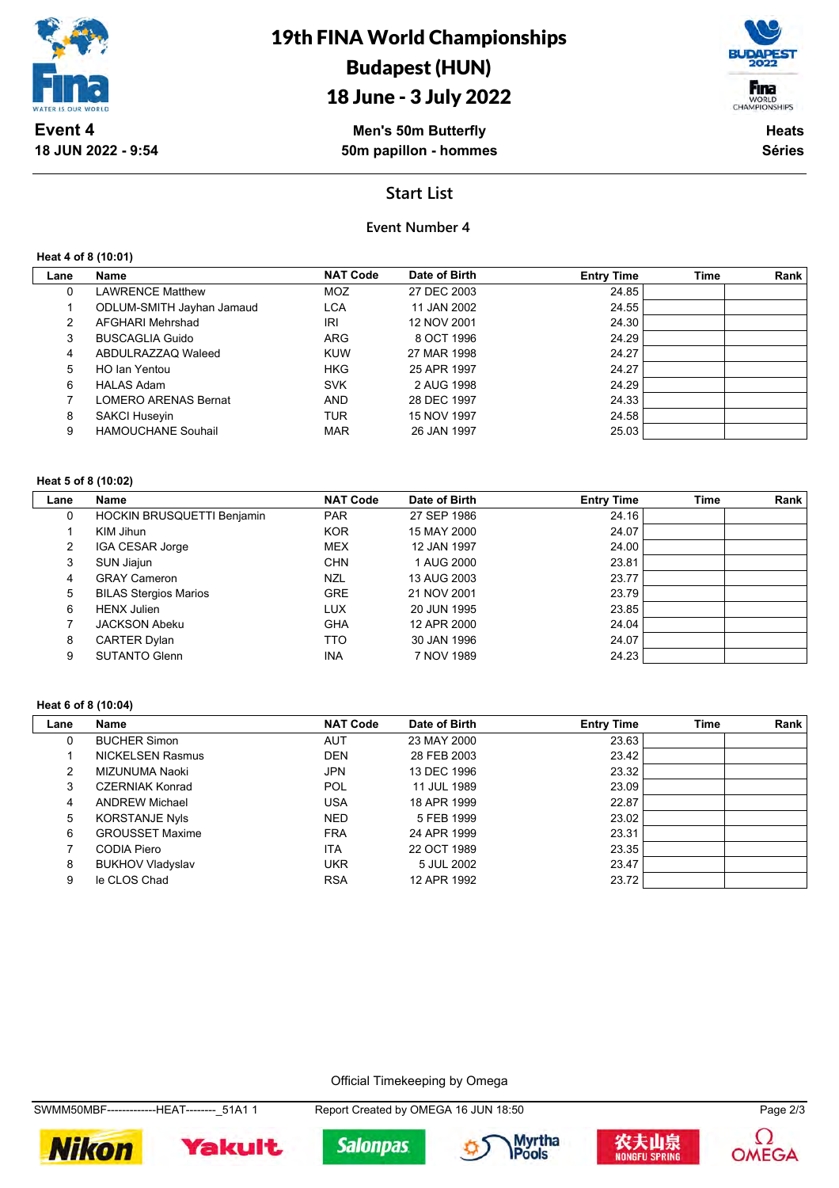# 19th FINA World Championships
## Budapest (HUN)
## 18 June - 3 July 2022

**Event 4**
**18 JUN 2022 - 9:54**

**Men's 50m Butterfly**
**50m papillon - hommes**

**Heats**
**Séries**

## Start List

### Event Number 4

**Heat 4 of 8 (10:01)**

| Lane | Name | NAT Code | Date of Birth | Entry Time | Time | Rank |
|---|---|---|---|---|---|---|
| 0 | LAWRENCE Matthew | MOZ | 27 DEC 2003 | 24.85 | | |
| 1 | ODLUM-SMITH Jayhan Jamaud | LCA | 11 JAN 2002 | 24.55 | | |
| 2 | AFGHARI Mehrshad | IRI | 12 NOV 2001 | 24.30 | | |
| 3 | BUSCAGLIA Guido | ARG | 8 OCT 1996 | 24.29 | | |
| 4 | ABDULRAZZAQ Waleed | KUW | 27 MAR 1998 | 24.27 | | |
| 5 | HO Ian Yentou | HKG | 25 APR 1997 | 24.27 | | |
| 6 | HALAS Adam | SVK | 2 AUG 1998 | 24.29 | | |
| 7 | LOMERO ARENAS Bernat | AND | 28 DEC 1997 | 24.33 | | |
| 8 | SAKCI Huseyin | TUR | 15 NOV 1997 | 24.58 | | |
| 9 | HAMOUCHANE Souhail | MAR | 26 JAN 1997 | 25.03 | | |

**Heat 5 of 8 (10:02)**

| Lane | Name | NAT Code | Date of Birth | Entry Time | Time | Rank |
|---|---|---|---|---|---|---|
| 0 | HOCKIN BRUSQUETTI Benjamin | PAR | 27 SEP 1986 | 24.16 | | |
| 1 | KIM Jihun | KOR | 15 MAY 2000 | 24.07 | | |
| 2 | IGA CESAR Jorge | MEX | 12 JAN 1997 | 24.00 | | |
| 3 | SUN Jiajun | CHN | 1 AUG 2000 | 23.81 | | |
| 4 | GRAY Cameron | NZL | 13 AUG 2003 | 23.77 | | |
| 5 | BILAS Stergios Marios | GRE | 21 NOV 2001 | 23.79 | | |
| 6 | HENX Julien | LUX | 20 JUN 1995 | 23.85 | | |
| 7 | JACKSON Abeku | GHA | 12 APR 2000 | 24.04 | | |
| 8 | CARTER Dylan | TTO | 30 JAN 1996 | 24.07 | | |
| 9 | SUTANTO Glenn | INA | 7 NOV 1989 | 24.23 | | |

**Heat 6 of 8 (10:04)**

| Lane | Name | NAT Code | Date of Birth | Entry Time | Time | Rank |
|---|---|---|---|---|---|---|
| 0 | BUCHER Simon | AUT | 23 MAY 2000 | 23.63 | | |
| 1 | NICKELSEN Rasmus | DEN | 28 FEB 2003 | 23.42 | | |
| 2 | MIZUNUMA Naoki | JPN | 13 DEC 1996 | 23.32 | | |
| 3 | CZERNIAK Konrad | POL | 11 JUL 1989 | 23.09 | | |
| 4 | ANDREW Michael | USA | 18 APR 1999 | 22.87 | | |
| 5 | KORSTANJE Nyls | NED | 5 FEB 1999 | 23.02 | | |
| 6 | GROUSSET Maxime | FRA | 24 APR 1999 | 23.31 | | |
| 7 | CODIA Piero | ITA | 22 OCT 1989 | 23.35 | | |
| 8 | BUKHOV Vladyslav | UKR | 5 JUL 2002 | 23.47 | | |
| 9 | le CLOS Chad | RSA | 12 APR 1992 | 23.72 | | |

Official Timekeeping by Omega

SWMM50MBF-------------HEAT--------_51A1 1 Report Created by OMEGA 16 JUN 18:50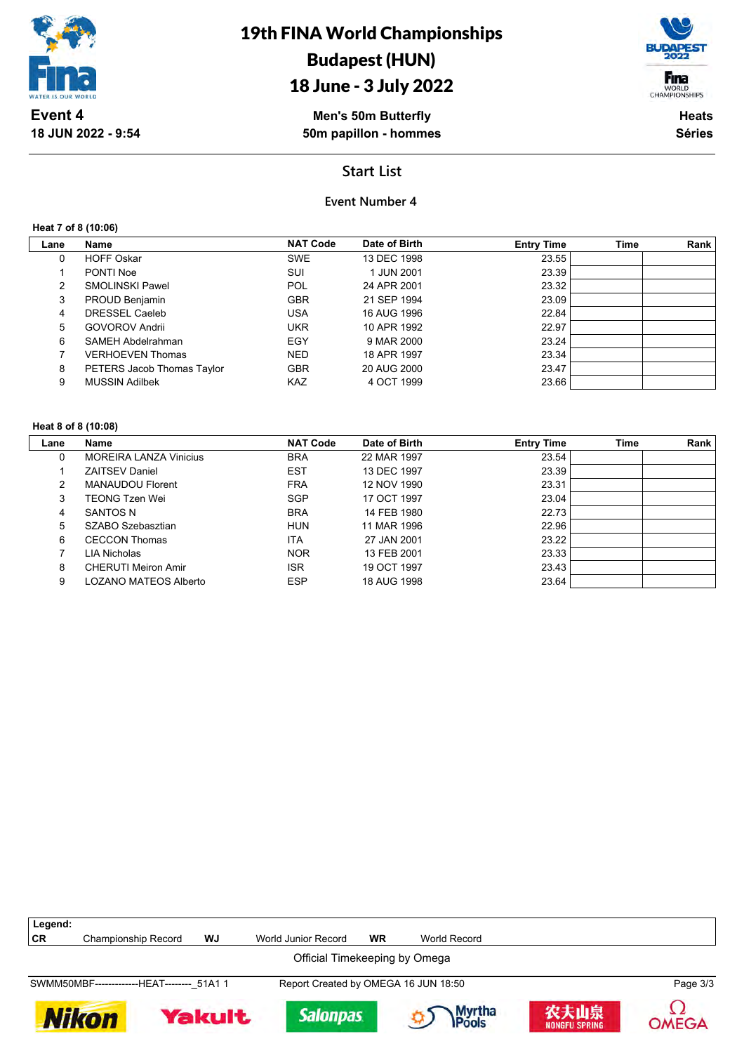# 19th FINA World Championships
## Budapest (HUN)
## 18 June - 3 July 2022

**Event 4**
**18 JUN 2022 - 9:54**

**Men's 50m Butterfly**
**50m papillon - hommes**

**Heats**
**Séries**

## Start List

### Event Number 4

**Heat 7 of 8 (10:06)**

| Lane | Name | NAT Code | Date of Birth | Entry Time | Time | Rank |
|---|---|---|---|---|---|---|
| 0 | HOFF Oskar | SWE | 13 DEC 1998 | 23.55 | | |
| 1 | PONTI Noe | SUI | 1 JUN 2001 | 23.39 | | |
| 2 | SMOLINSKI Pawel | POL | 24 APR 2001 | 23.32 | | |
| 3 | PROUD Benjamin | GBR | 21 SEP 1994 | 23.09 | | |
| 4 | DRESSEL Caeleb | USA | 16 AUG 1996 | 22.84 | | |
| 5 | GOVOROV Andrii | UKR | 10 APR 1992 | 22.97 | | |
| 6 | SAMEH Abdelrahman | EGY | 9 MAR 2000 | 23.24 | | |
| 7 | VERHOEVEN Thomas | NED | 18 APR 1997 | 23.34 | | |
| 8 | PETERS Jacob Thomas Taylor | GBR | 20 AUG 2000 | 23.47 | | |
| 9 | MUSSIN Adilbek | KAZ | 4 OCT 1999 | 23.66 | | |

**Heat 8 of 8 (10:08)**

| Lane | Name | NAT Code | Date of Birth | Entry Time | Time | Rank |
|---|---|---|---|---|---|---|
| 0 | MOREIRA LANZA Vinicius | BRA | 22 MAR 1997 | 23.54 | | |
| 1 | ZAITSEV Daniel | EST | 13 DEC 1997 | 23.39 | | |
| 2 | MANAUDOU Florent | FRA | 12 NOV 1990 | 23.31 | | |
| 3 | TEONG Tzen Wei | SGP | 17 OCT 1997 | 23.04 | | |
| 4 | SANTOS N | BRA | 14 FEB 1980 | 22.73 | | |
| 5 | SZABO Szebasztian | HUN | 11 MAR 1996 | 22.96 | | |
| 6 | CECCON Thomas | ITA | 27 JAN 2001 | 23.22 | | |
| 7 | LIA Nicholas | NOR | 13 FEB 2001 | 23.33 | | |
| 8 | CHERUTI Meiron Amir | ISR | 19 OCT 1997 | 23.43 | | |
| 9 | LOZANO MATEOS Alberto | ESP | 18 AUG 1998 | 23.64 | | |

**Legend:**

| | | | | | |
|---|---|---|---|---|---|
| **CR** | Championship Record | **WJ** | World Junior Record | **WR** | World Record |

Official Timekeeping by Omega

SWMM50MBF-------------HEAT--------_51A1 1    Report Created by OMEGA 16 JUN 18:50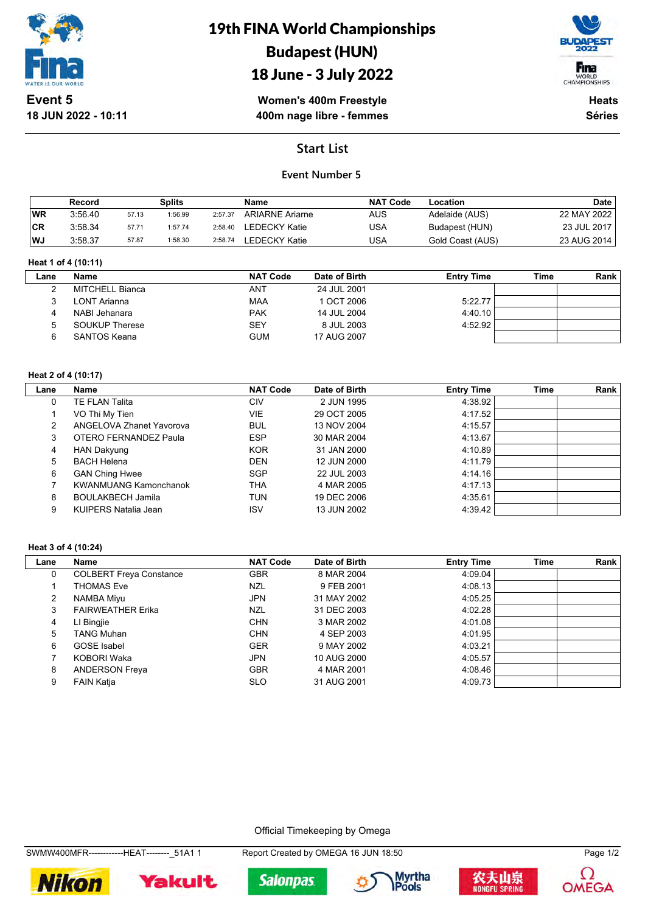# 19th FINA World Championships
# Budapest (HUN)
# 18 June - 3 July 2022

**Event 5**
**18 JUN 2022 - 10:11**

**Women's 400m Freestyle**
**400m nage libre - femmes**

**Heats**
**Séries**

## Start List

### Event Number 5

| | Record | Splits | | | Name | NAT Code | Location | Date |
|---|---|---|---|---|---|---|---|---|
| WR | 3:56.40 | 57.13 | 1:56.99 | 2:57.37 | ARIARNE Ariarne | AUS | Adelaide (AUS) | 22 MAY 2022 |
| CR | 3:58.34 | 57.71 | 1:57.74 | 2:58.40 | LEDECKY Katie | USA | Budapest (HUN) | 23 JUL 2017 |
| WJ | 3:58.37 | 57.87 | 1:58.30 | 2:58.74 | LEDECKY Katie | USA | Gold Coast (AUS) | 23 AUG 2014 |

**Heat 1 of 4 (10:11)**

| Lane | Name | NAT Code | Date of Birth | Entry Time | Time | Rank |
|---|---|---|---|---|---|---|
| 2 | MITCHELL Bianca | ANT | 24 JUL 2001 | | | |
| 3 | LONT Arianna | MAA | 1 OCT 2006 | 5:22.77 | | |
| 4 | NABI Jehanara | PAK | 14 JUL 2004 | 4:40.10 | | |
| 5 | SOUKUP Therese | SEY | 8 JUL 2003 | 4:52.92 | | |
| 6 | SANTOS Keana | GUM | 17 AUG 2007 | | | |

**Heat 2 of 4 (10:17)**

| Lane | Name | NAT Code | Date of Birth | Entry Time | Time | Rank |
|---|---|---|---|---|---|---|
| 0 | TE FLAN Talita | CIV | 2 JUN 1995 | 4:38.92 | | |
| 1 | VO Thi My Tien | VIE | 29 OCT 2005 | 4:17.52 | | |
| 2 | ANGELOVA Zhanet Yavorova | BUL | 13 NOV 2004 | 4:15.57 | | |
| 3 | OTERO FERNANDEZ Paula | ESP | 30 MAR 2004 | 4:13.67 | | |
| 4 | HAN Dakyung | KOR | 31 JAN 2000 | 4:10.89 | | |
| 5 | BACH Helena | DEN | 12 JUN 2000 | 4:11.79 | | |
| 6 | GAN Ching Hwee | SGP | 22 JUL 2003 | 4:14.16 | | |
| 7 | KWANMUANG Kamonchanok | THA | 4 MAR 2005 | 4:17.13 | | |
| 8 | BOULAKBECH Jamila | TUN | 19 DEC 2006 | 4:35.61 | | |
| 9 | KUIPERS Natalia Jean | ISV | 13 JUN 2002 | 4:39.42 | | |

**Heat 3 of 4 (10:24)**

| Lane | Name | NAT Code | Date of Birth | Entry Time | Time | Rank |
|---|---|---|---|---|---|---|
| 0 | COLBERT Freya Constance | GBR | 8 MAR 2004 | 4:09.04 | | |
| 1 | THOMAS Eve | NZL | 9 FEB 2001 | 4:08.13 | | |
| 2 | NAMBA Miyu | JPN | 31 MAY 2002 | 4:05.25 | | |
| 3 | FAIRWEATHER Erika | NZL | 31 DEC 2003 | 4:02.28 | | |
| 4 | LI Bingjie | CHN | 3 MAR 2002 | 4:01.08 | | |
| 5 | TANG Muhan | CHN | 4 SEP 2003 | 4:01.95 | | |
| 6 | GOSE Isabel | GER | 9 MAY 2002 | 4:03.21 | | |
| 7 | KOBORI Waka | JPN | 10 AUG 2000 | 4:05.57 | | |
| 8 | ANDERSON Freya | GBR | 4 MAR 2001 | 4:08.46 | | |
| 9 | FAIN Katja | SLO | 31 AUG 2001 | 4:09.73 | | |

Official Timekeeping by Omega

SWMW400MFR------------HEAT--------_51A1 1 Report Created by OMEGA 16 JUN 18:50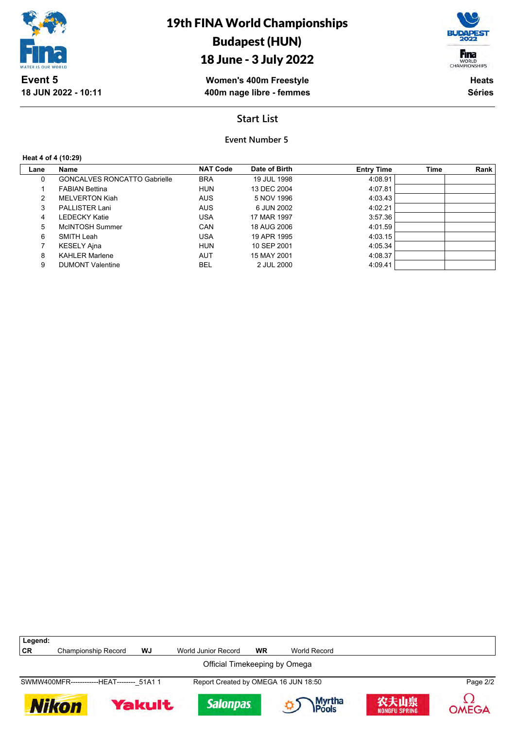# 19th FINA World Championships

## Budapest (HUN)

## 18 June - 3 July 2022

**Event 5**
**18 JUN 2022 - 10:11**

**Women's 400m Freestyle**
**400m nage libre - femmes**

**Heats**
**Séries**

## Start List

### Event Number 5

**Heat 4 of 4 (10:29)**

| Lane | Name | NAT Code | Date of Birth | Entry Time | Time | Rank |
|---|---|---|---|---|---|---|
| 0 | GONCALVES RONCATTO Gabrielle | BRA | 19 JUL 1998 | 4:08.91 | | |
| 1 | FABIAN Bettina | HUN | 13 DEC 2004 | 4:07.81 | | |
| 2 | MELVERTON Kiah | AUS | 5 NOV 1996 | 4:03.43 | | |
| 3 | PALLISTER Lani | AUS | 6 JUN 2002 | 4:02.21 | | |
| 4 | LEDECKY Katie | USA | 17 MAR 1997 | 3:57.36 | | |
| 5 | McINTOSH Summer | CAN | 18 AUG 2006 | 4:01.59 | | |
| 6 | SMITH Leah | USA | 19 APR 1995 | 4:03.15 | | |
| 7 | KESELY Ajna | HUN | 10 SEP 2001 | 4:05.34 | | |
| 8 | KAHLER Marlene | AUT | 15 MAY 2001 | 4:08.37 | | |
| 9 | DUMONT Valentine | BEL | 2 JUL 2000 | 4:09.41 | | |

**Legend:**

| | | | | | |
|---|---|---|---|---|---|
| **CR** | Championship Record | **WJ** | World Junior Record | **WR** | World Record |

Official Timekeeping by Omega

SWMW400MFR------------HEAT--------_51A1 1 Report Created by OMEGA 16 JUN 18:50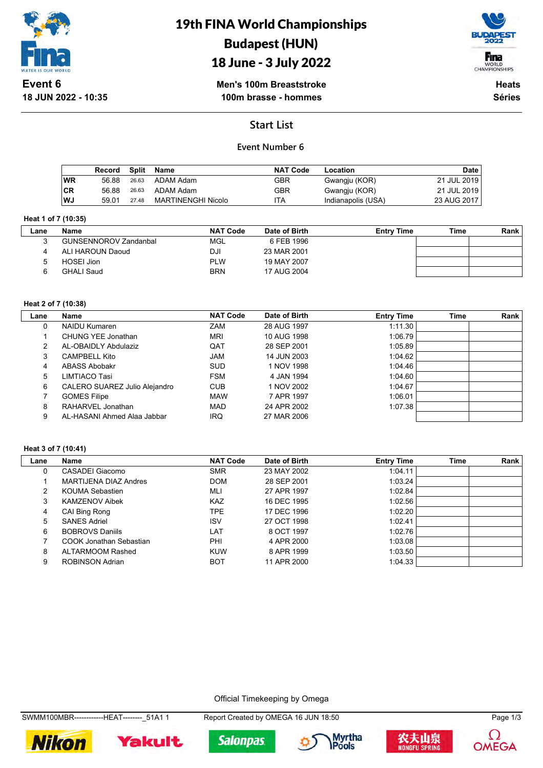# 19th FINA World Championships
# Budapest (HUN)
# 18 June - 3 July 2022

**Event 6**
**18 JUN 2022 - 10:35**

**Men's 100m Breaststroke**
**100m brasse - hommes**

**Heats**
**Séries**

## Start List

### Event Number 6

| | Record | Split | Name | NAT Code | Location | Date |
|---|---|---|---|---|---|---|
| WR | 56.88 | 26.63 | ADAM Adam | GBR | Gwangju (KOR) | 21 JUL 2019 |
| CR | 56.88 | 26.63 | ADAM Adam | GBR | Gwangju (KOR) | 21 JUL 2019 |
| WJ | 59.01 | 27.48 | MARTINENGHI Nicolo | ITA | Indianapolis (USA) | 23 AUG 2017 |

**Heat 1 of 7 (10:35)**

| Lane | Name | NAT Code | Date of Birth | Entry Time | Time | Rank |
|---|---|---|---|---|---|---|
| 3 | GUNSENNOROV Zandanbal | MGL | 6 FEB 1996 | | | |
| 4 | ALI HAROUN Daoud | DJI | 23 MAR 2001 | | | |
| 5 | HOSEI Jion | PLW | 19 MAY 2007 | | | |
| 6 | GHALI Saud | BRN | 17 AUG 2004 | | | |

**Heat 2 of 7 (10:38)**

| Lane | Name | NAT Code | Date of Birth | Entry Time | Time | Rank |
|---|---|---|---|---|---|---|
| 0 | NAIDU Kumaren | ZAM | 28 AUG 1997 | 1:11.30 | | |
| 1 | CHUNG YEE Jonathan | MRI | 10 AUG 1998 | 1:06.79 | | |
| 2 | AL-OBAIDLY Abdulaziz | QAT | 28 SEP 2001 | 1:05.89 | | |
| 3 | CAMPBELL Kito | JAM | 14 JUN 2003 | 1:04.62 | | |
| 4 | ABASS Abobakr | SUD | 1 NOV 1998 | 1:04.46 | | |
| 5 | LIMTIACO Tasi | FSM | 4 JAN 1994 | 1:04.60 | | |
| 6 | CALERO SUAREZ Julio Alejandro | CUB | 1 NOV 2002 | 1:04.67 | | |
| 7 | GOMES Filipe | MAW | 7 APR 1997 | 1:06.01 | | |
| 8 | RAHARVEL Jonathan | MAD | 24 APR 2002 | 1:07.38 | | |
| 9 | AL-HASANI Ahmed Alaa Jabbar | IRQ | 27 MAR 2006 | | | |

**Heat 3 of 7 (10:41)**

| Lane | Name | NAT Code | Date of Birth | Entry Time | Time | Rank |
|---|---|---|---|---|---|---|
| 0 | CASADEI Giacomo | SMR | 23 MAY 2002 | 1:04.11 | | |
| 1 | MARTIJENA DIAZ Andres | DOM | 28 SEP 2001 | 1:03.24 | | |
| 2 | KOUMA Sebastien | MLI | 27 APR 1997 | 1:02.84 | | |
| 3 | KAMZENOV Aibek | KAZ | 16 DEC 1995 | 1:02.56 | | |
| 4 | CAI Bing Rong | TPE | 17 DEC 1996 | 1:02.20 | | |
| 5 | SANES Adriel | ISV | 27 OCT 1998 | 1:02.41 | | |
| 6 | BOBROVS Daniils | LAT | 8 OCT 1997 | 1:02.76 | | |
| 7 | COOK Jonathan Sebastian | PHI | 4 APR 2000 | 1:03.08 | | |
| 8 | ALTARMOOM Rashed | KUW | 8 APR 1999 | 1:03.50 | | |
| 9 | ROBINSON Adrian | BOT | 11 APR 2000 | 1:04.33 | | |

Official Timekeeping by Omega

SWMM100MBR------------HEAT--------_51A1 1 Report Created by OMEGA 16 JUN 18:50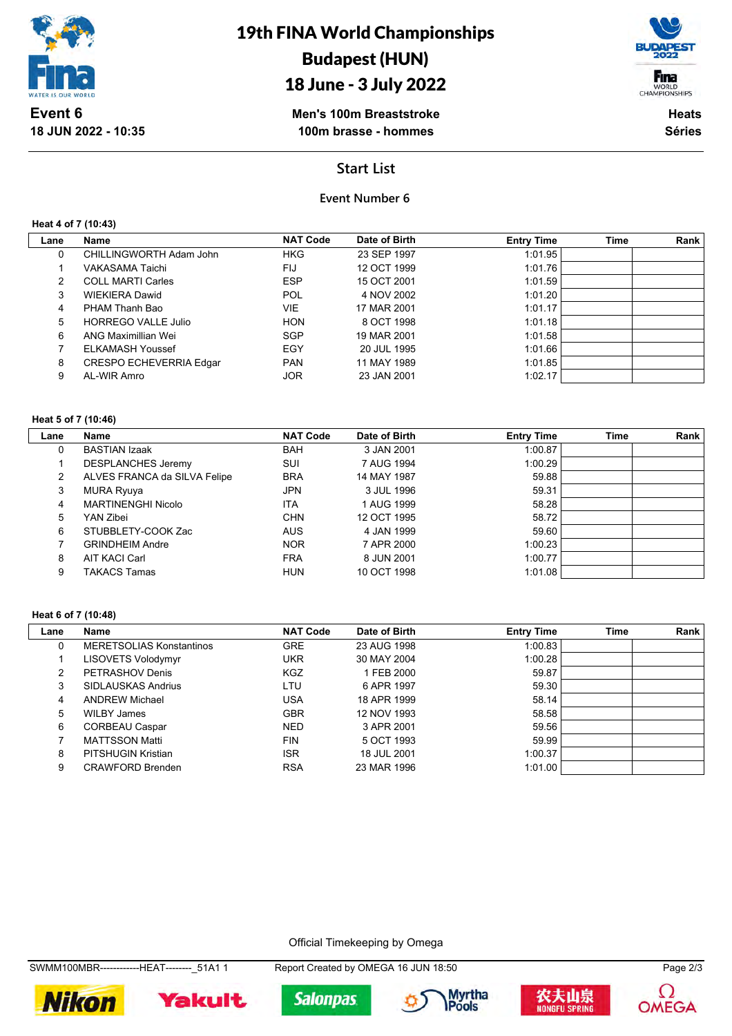# 19th FINA World Championships
# Budapest (HUN)
# 18 June - 3 July 2022

**Event 6**
**18 JUN 2022 - 10:35**

**Men's 100m Breaststroke**
**100m brasse - hommes**

**Heats**
**Séries**

## Start List

### Event Number 6

**Heat 4 of 7 (10:43)**

| Lane | Name | NAT Code | Date of Birth | Entry Time | Time | Rank |
|---|---|---|---|---|---|---|
| 0 | CHILLINGWORTH Adam John | HKG | 23 SEP 1997 | 1:01.95 | | |
| 1 | VAKASAMA Taichi | FIJ | 12 OCT 1999 | 1:01.76 | | |
| 2 | COLL MARTI Carles | ESP | 15 OCT 2001 | 1:01.59 | | |
| 3 | WIEKIERA Dawid | POL | 4 NOV 2002 | 1:01.20 | | |
| 4 | PHAM Thanh Bao | VIE | 17 MAR 2001 | 1:01.17 | | |
| 5 | HORREGO VALLE Julio | HON | 8 OCT 1998 | 1:01.18 | | |
| 6 | ANG Maximillian Wei | SGP | 19 MAR 2001 | 1:01.58 | | |
| 7 | ELKAMASH Youssef | EGY | 20 JUL 1995 | 1:01.66 | | |
| 8 | CRESPO ECHEVERRIA Edgar | PAN | 11 MAY 1989 | 1:01.85 | | |
| 9 | AL-WIR Amro | JOR | 23 JAN 2001 | 1:02.17 | | |

**Heat 5 of 7 (10:46)**

| Lane | Name | NAT Code | Date of Birth | Entry Time | Time | Rank |
|---|---|---|---|---|---|---|
| 0 | BASTIAN Izaak | BAH | 3 JAN 2001 | 1:00.87 | | |
| 1 | DESPLANCHES Jeremy | SUI | 7 AUG 1994 | 1:00.29 | | |
| 2 | ALVES FRANCA da SILVA Felipe | BRA | 14 MAY 1987 | 59.88 | | |
| 3 | MURA Ryuya | JPN | 3 JUL 1996 | 59.31 | | |
| 4 | MARTINENGHI Nicolo | ITA | 1 AUG 1999 | 58.28 | | |
| 5 | YAN Zibei | CHN | 12 OCT 1995 | 58.72 | | |
| 6 | STUBBLETY-COOK Zac | AUS | 4 JAN 1999 | 59.60 | | |
| 7 | GRINDHEIM Andre | NOR | 7 APR 2000 | 1:00.23 | | |
| 8 | AIT KACI Carl | FRA | 8 JUN 2001 | 1:00.77 | | |
| 9 | TAKACS Tamas | HUN | 10 OCT 1998 | 1:01.08 | | |

**Heat 6 of 7 (10:48)**

| Lane | Name | NAT Code | Date of Birth | Entry Time | Time | Rank |
|---|---|---|---|---|---|---|
| 0 | MERETSOLIAS Konstantinos | GRE | 23 AUG 1998 | 1:00.83 | | |
| 1 | LISOVETS Volodymyr | UKR | 30 MAY 2004 | 1:00.28 | | |
| 2 | PETRASHOV Denis | KGZ | 1 FEB 2000 | 59.87 | | |
| 3 | SIDLAUSKAS Andrius | LTU | 6 APR 1997 | 59.30 | | |
| 4 | ANDREW Michael | USA | 18 APR 1999 | 58.14 | | |
| 5 | WILBY James | GBR | 12 NOV 1993 | 58.58 | | |
| 6 | CORBEAU Caspar | NED | 3 APR 2001 | 59.56 | | |
| 7 | MATTSSON Matti | FIN | 5 OCT 1993 | 59.99 | | |
| 8 | PITSHUGIN Kristian | ISR | 18 JUL 2001 | 1:00.37 | | |
| 9 | CRAWFORD Brenden | RSA | 23 MAR 1996 | 1:01.00 | | |

Official Timekeeping by Omega

SWMM100MBR------------HEAT--------_51A1 1 &nbsp;&nbsp; Report Created by OMEGA 16 JUN 18:50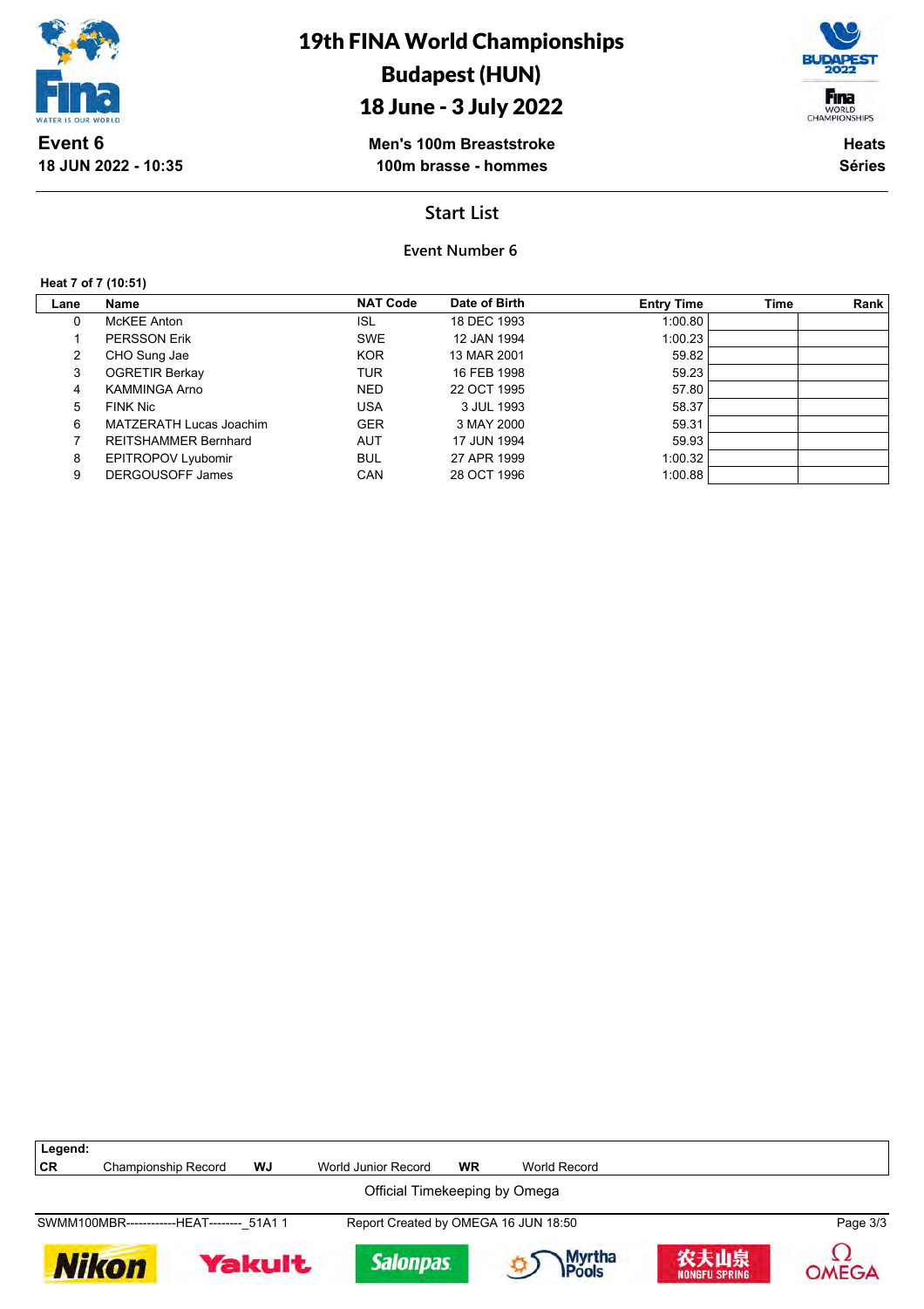# 19th FINA World Championships
# Budapest (HUN)
# 18 June - 3 July 2022

**Event 6**
**18 JUN 2022 - 10:35**

**Men's 100m Breaststroke**
**100m brasse - hommes**

**Heats**
**Séries**

## Start List

### Event Number 6

**Heat 7 of 7 (10:51)**

| Lane | Name | NAT Code | Date of Birth | Entry Time | Time | Rank |
|---|---|---|---|---|---|---|
| 0 | McKEE Anton | ISL | 18 DEC 1993 | 1:00.80 | | |
| 1 | PERSSON Erik | SWE | 12 JAN 1994 | 1:00.23 | | |
| 2 | CHO Sung Jae | KOR | 13 MAR 2001 | 59.82 | | |
| 3 | OGRETIR Berkay | TUR | 16 FEB 1998 | 59.23 | | |
| 4 | KAMMINGA Arno | NED | 22 OCT 1995 | 57.80 | | |
| 5 | FINK Nic | USA | 3 JUL 1993 | 58.37 | | |
| 6 | MATZERATH Lucas Joachim | GER | 3 MAY 2000 | 59.31 | | |
| 7 | REITSHAMMER Bernhard | AUT | 17 JUN 1994 | 59.93 | | |
| 8 | EPITROPOV Lyubomir | BUL | 27 APR 1999 | 1:00.32 | | |
| 9 | DERGOUSOFF James | CAN | 28 OCT 1996 | 1:00.88 | | |

**Legend:**

| | | | | | |
|---|---|---|---|---|---|
| **CR** | Championship Record | **WJ** | World Junior Record | **WR** | World Record |

Official Timekeeping by Omega

SWMM100MBR------------HEAT--------_51A1 1 — Report Created by OMEGA 16 JUN 18:50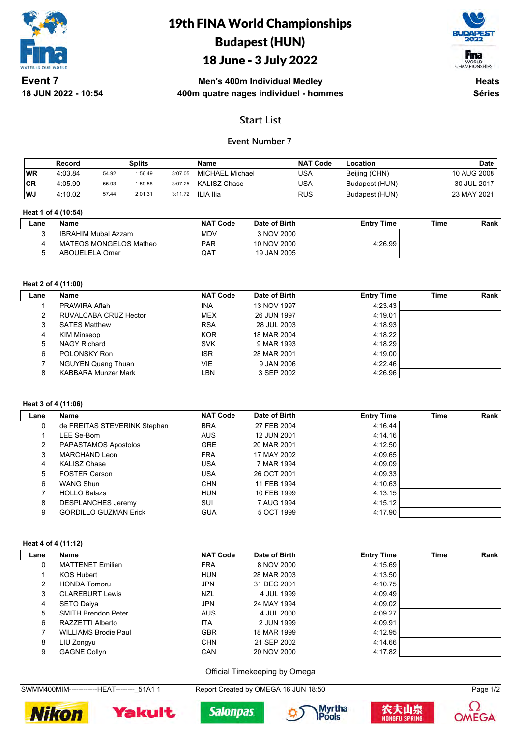# 19th FINA World Championships
# Budapest (HUN)
# 18 June - 3 July 2022

**Event 7**
**18 JUN 2022 - 10:54**

**Men's 400m Individual Medley**
**400m quatre nages individuel - hommes**

**Heats**
**Séries**

## Start List

### Event Number 7

| | Record | | Splits | | Name | NAT Code | Location | Date |
|---|---|---|---|---|---|---|---|---|
| WR | 4:03.84 | 54.92 | 1:56.49 | 3:07.05 | MICHAEL Michael | USA | Beijing (CHN) | 10 AUG 2008 |
| CR | 4:05.90 | 55.93 | 1:59.58 | 3:07.25 | KALISZ Chase | USA | Budapest (HUN) | 30 JUL 2017 |
| WJ | 4:10.02 | 57.44 | 2:01.31 | 3:11.72 | ILIA Ilia | RUS | Budapest (HUN) | 23 MAY 2021 |

**Heat 1 of 4 (10:54)**

| Lane | Name | NAT Code | Date of Birth | Entry Time | Time | Rank |
|---|---|---|---|---|---|---|
| 3 | IBRAHIM Mubal Azzam | MDV | 3 NOV 2000 | | | |
| 4 | MATEOS MONGELOS Matheo | PAR | 10 NOV 2000 | 4:26.99 | | |
| 5 | ABOUELELA Omar | QAT | 19 JAN 2005 | | | |

**Heat 2 of 4 (11:00)**

| Lane | Name | NAT Code | Date of Birth | Entry Time | Time | Rank |
|---|---|---|---|---|---|---|
| 1 | PRAWIRA Aflah | INA | 13 NOV 1997 | 4:23.43 | | |
| 2 | RUVALCABA CRUZ Hector | MEX | 26 JUN 1997 | 4:19.01 | | |
| 3 | SATES Matthew | RSA | 28 JUL 2003 | 4:18.93 | | |
| 4 | KIM Minseop | KOR | 18 MAR 2004 | 4:18.22 | | |
| 5 | NAGY Richard | SVK | 9 MAR 1993 | 4:18.29 | | |
| 6 | POLONSKY Ron | ISR | 28 MAR 2001 | 4:19.00 | | |
| 7 | NGUYEN Quang Thuan | VIE | 9 JAN 2006 | 4:22.46 | | |
| 8 | KABBARA Munzer Mark | LBN | 3 SEP 2002 | 4:26.96 | | |

**Heat 3 of 4 (11:06)**

| Lane | Name | NAT Code | Date of Birth | Entry Time | Time | Rank |
|---|---|---|---|---|---|---|
| 0 | de FREITAS STEVERINK Stephan | BRA | 27 FEB 2004 | 4:16.44 | | |
| 1 | LEE Se-Bom | AUS | 12 JUN 2001 | 4:14.16 | | |
| 2 | PAPASTAMOS Apostolos | GRE | 20 MAR 2001 | 4:12.50 | | |
| 3 | MARCHAND Leon | FRA | 17 MAY 2002 | 4:09.65 | | |
| 4 | KALISZ Chase | USA | 7 MAR 1994 | 4:09.09 | | |
| 5 | FOSTER Carson | USA | 26 OCT 2001 | 4:09.33 | | |
| 6 | WANG Shun | CHN | 11 FEB 1994 | 4:10.63 | | |
| 7 | HOLLO Balazs | HUN | 10 FEB 1999 | 4:13.15 | | |
| 8 | DESPLANCHES Jeremy | SUI | 7 AUG 1994 | 4:15.12 | | |
| 9 | GORDILLO GUZMAN Erick | GUA | 5 OCT 1999 | 4:17.90 | | |

**Heat 4 of 4 (11:12)**

| Lane | Name | NAT Code | Date of Birth | Entry Time | Time | Rank |
|---|---|---|---|---|---|---|
| 0 | MATTENET Emilien | FRA | 8 NOV 2000 | 4:15.69 | | |
| 1 | KOS Hubert | HUN | 28 MAR 2003 | 4:13.50 | | |
| 2 | HONDA Tomoru | JPN | 31 DEC 2001 | 4:10.75 | | |
| 3 | CLAREBURT Lewis | NZL | 4 JUL 1999 | 4:09.49 | | |
| 4 | SETO Daiya | JPN | 24 MAY 1994 | 4:09.02 | | |
| 5 | SMITH Brendon Peter | AUS | 4 JUL 2000 | 4:09.27 | | |
| 6 | RAZZETTI Alberto | ITA | 2 JUN 1999 | 4:09.91 | | |
| 7 | WILLIAMS Brodie Paul | GBR | 18 MAR 1999 | 4:12.95 | | |
| 8 | LIU Zongyu | CHN | 21 SEP 2002 | 4:14.66 | | |
| 9 | GAGNE Collyn | CAN | 20 NOV 2000 | 4:17.82 | | |

Official Timekeeping by Omega

SWMM400MIM------------HEAT--------_51A1 1 Report Created by OMEGA 16 JUN 18:50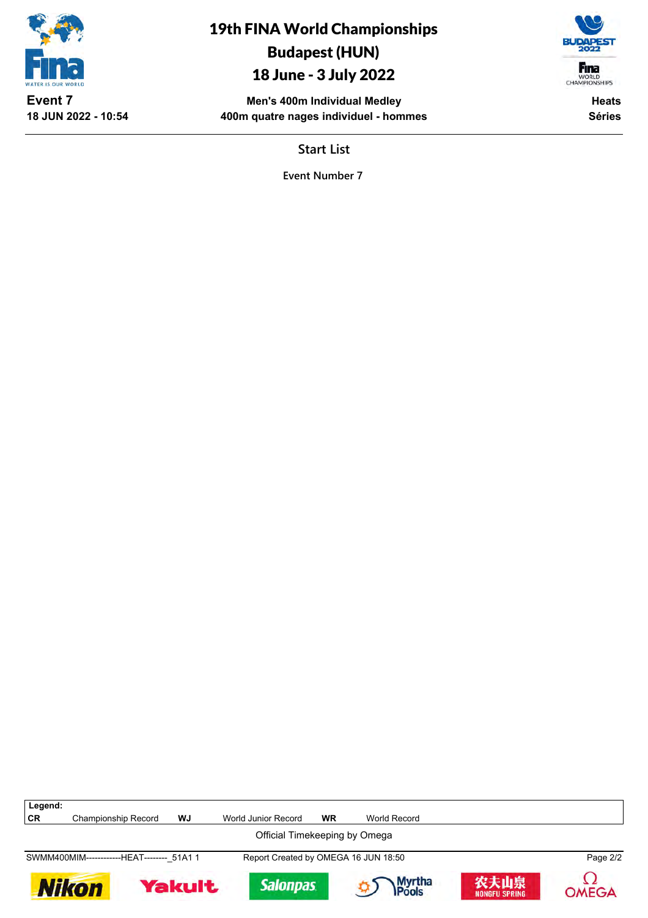# 19th FINA World Championships
## Budapest (HUN)
## 18 June - 3 July 2022

**Event 7**
**18 JUN 2022 - 10:54**

**Men's 400m Individual Medley**
**400m quatre nages individuel - hommes**

**Heats**
**Séries**

### Start List

Event Number 7

| Legend: | | | | | |
|---|---|---|---|---|---|
| CR | Championship Record | WJ | World Junior Record | WR | World Record |

Official Timekeeping by Omega

SWMM400MIM------------HEAT--------_51A1 1    Report Created by OMEGA 16 JUN 18:50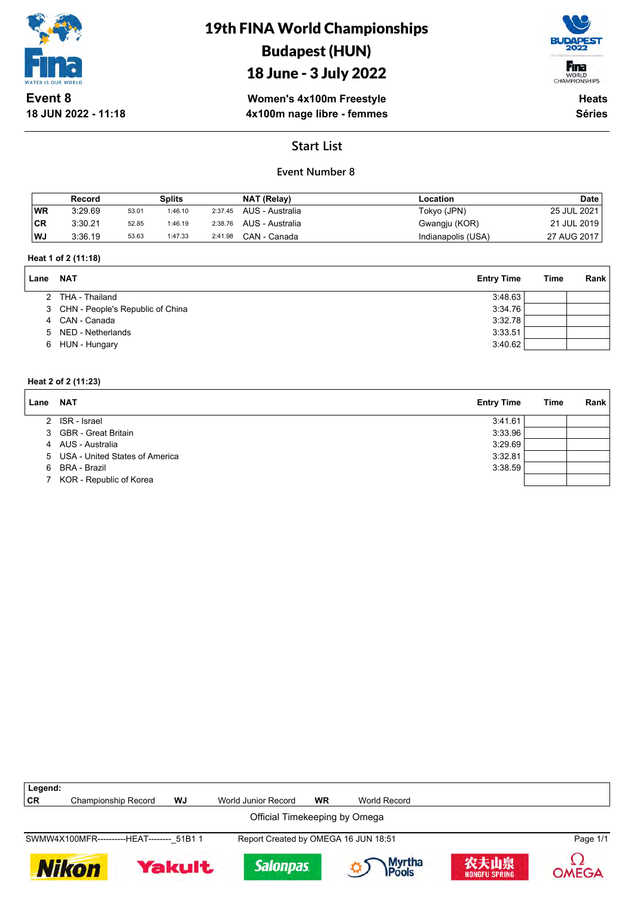# 19th FINA World Championships
# Budapest (HUN)
# 18 June - 3 July 2022

**Event 8**
**18 JUN 2022 - 11:18**

**Women's 4x100m Freestyle**
**4x100m nage libre - femmes**

**Heats**
**Séries**

## Start List

### Event Number 8

| | Record | Splits | | | NAT (Relay) | Location | Date |
|---|---|---|---|---|---|---|---|
| WR | 3:29.69 | 53.01 | 1:46.10 | 2:37.45 | AUS - Australia | Tokyo (JPN) | 25 JUL 2021 |
| CR | 3:30.21 | 52.85 | 1:46.19 | 2:38.76 | AUS - Australia | Gwangju (KOR) | 21 JUL 2019 |
| WJ | 3:36.19 | 53.63 | 1:47.33 | 2:41.98 | CAN - Canada | Indianapolis (USA) | 27 AUG 2017 |

**Heat 1 of 2 (11:18)**

| Lane | NAT | Entry Time | Time | Rank |
|---|---|---|---|---|
| 2 | THA - Thailand | 3:48.63 | | |
| 3 | CHN - People's Republic of China | 3:34.76 | | |
| 4 | CAN - Canada | 3:32.78 | | |
| 5 | NED - Netherlands | 3:33.51 | | |
| 6 | HUN - Hungary | 3:40.62 | | |

**Heat 2 of 2 (11:23)**

| Lane | NAT | Entry Time | Time | Rank |
|---|---|---|---|---|
| 2 | ISR - Israel | 3:41.61 | | |
| 3 | GBR - Great Britain | 3:33.96 | | |
| 4 | AUS - Australia | 3:29.69 | | |
| 5 | USA - United States of America | 3:32.81 | | |
| 6 | BRA - Brazil | 3:38.59 | | |
| 7 | KOR - Republic of Korea | | | |

**Legend:**

| | | | | | |
|---|---|---|---|---|---|
| CR | Championship Record | WJ | World Junior Record | WR | World Record |

Official Timekeeping by Omega

SWMW4X100MFR----------HEAT--------_51B1 1 Report Created by OMEGA 16 JUN 18:51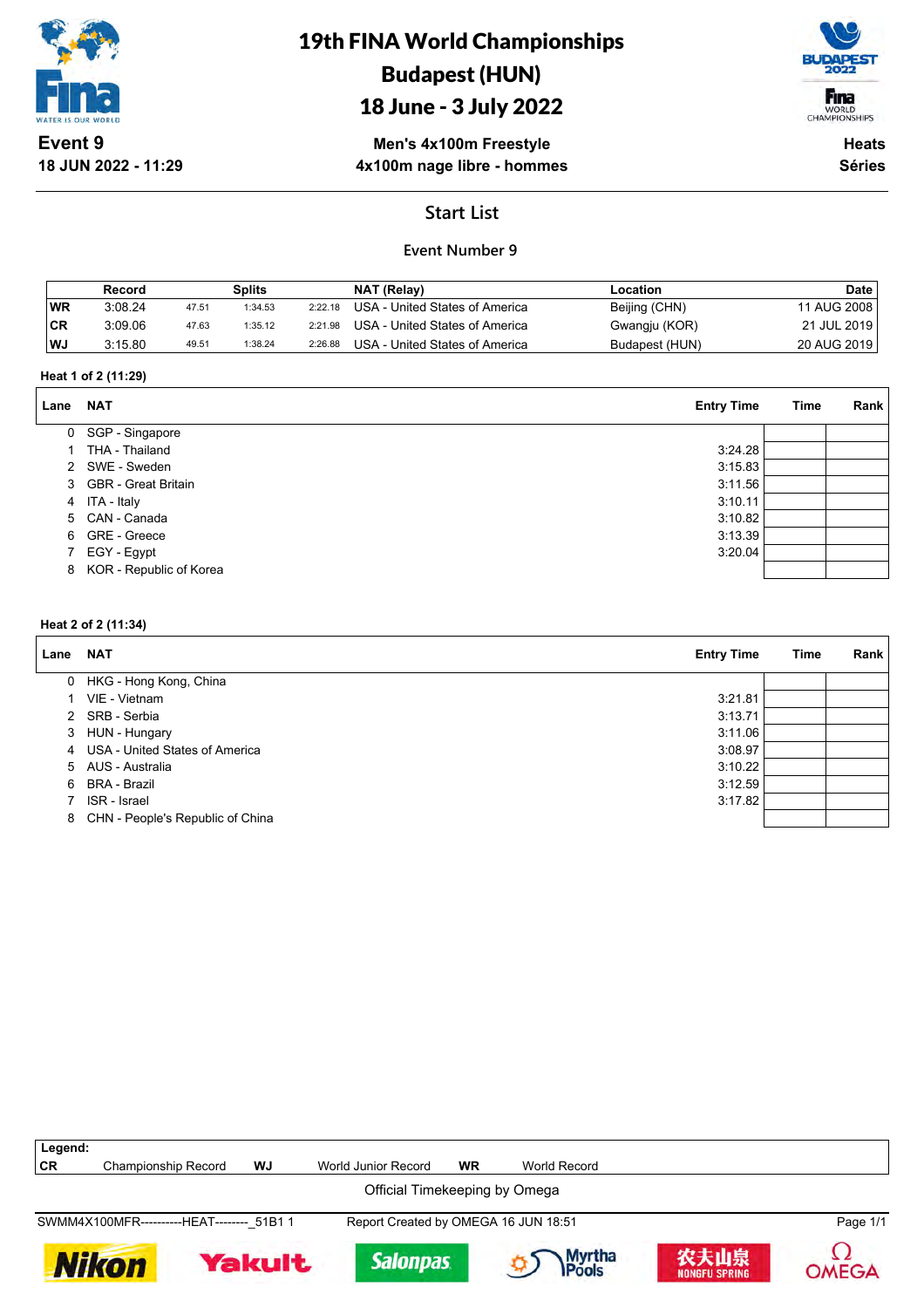# 19th FINA World Championships
# Budapest (HUN)
# 18 June - 3 July 2022

**Event 9**
**18 JUN 2022 - 11:29**

**Men's 4x100m Freestyle**
**4x100m nage libre - hommes**

**Heats**
**Séries**

## Start List

### Event Number 9

| | Record | Splits | | | NAT (Relay) | Location | Date |
|---|---|---|---|---|---|---|---|
| WR | 3:08.24 | 47.51 | 1:34.53 | 2:22.18 | USA - United States of America | Beijing (CHN) | 11 AUG 2008 |
| CR | 3:09.06 | 47.63 | 1:35.12 | 2:21.98 | USA - United States of America | Gwangju (KOR) | 21 JUL 2019 |
| WJ | 3:15.80 | 49.51 | 1:38.24 | 2:26.88 | USA - United States of America | Budapest (HUN) | 20 AUG 2019 |

**Heat 1 of 2 (11:29)**

| Lane | NAT | Entry Time | Time | Rank |
|---|---|---|---|---|
| 0 | SGP - Singapore | | | |
| 1 | THA - Thailand | 3:24.28 | | |
| 2 | SWE - Sweden | 3:15.83 | | |
| 3 | GBR - Great Britain | 3:11.56 | | |
| 4 | ITA - Italy | 3:10.11 | | |
| 5 | CAN - Canada | 3:10.82 | | |
| 6 | GRE - Greece | 3:13.39 | | |
| 7 | EGY - Egypt | 3:20.04 | | |
| 8 | KOR - Republic of Korea | | | |

**Heat 2 of 2 (11:34)**

| Lane | NAT | Entry Time | Time | Rank |
|---|---|---|---|---|
| 0 | HKG - Hong Kong, China | | | |
| 1 | VIE - Vietnam | 3:21.81 | | |
| 2 | SRB - Serbia | 3:13.71 | | |
| 3 | HUN - Hungary | 3:11.06 | | |
| 4 | USA - United States of America | 3:08.97 | | |
| 5 | AUS - Australia | 3:10.22 | | |
| 6 | BRA - Brazil | 3:12.59 | | |
| 7 | ISR - Israel | 3:17.82 | | |
| 8 | CHN - People's Republic of China | | | |

**Legend:**
CR Championship Record | WJ World Junior Record | WR World Record

Official Timekeeping by Omega

SWMM4X100MFR----------HEAT--------_51B1 1 | Report Created by OMEGA 16 JUN 18:51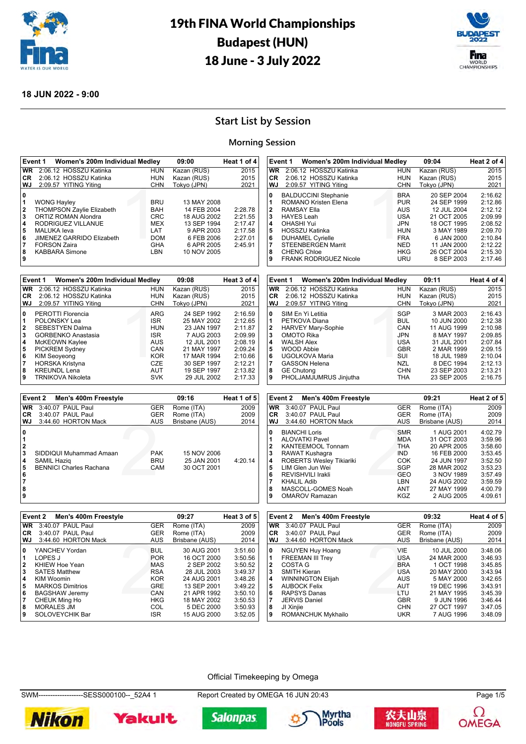# 19th FINA World Championships
## Budapest (HUN)
## 18 June - 3 July 2022

**18 JUN 2022 - 9:00**

## Start List by Session

### Morning Session

**Event 1 Women's 200m Individual Medley — 09:00 — Heat 1 of 4**

| | | | | |
|---|---|---|---|---|
| WR | 2:06.12 HOSSZU Katinka | HUN | Kazan (RUS) | 2015 |
| CR | 2:06.12 HOSSZU Katinka | HUN | Kazan (RUS) | 2015 |
| WJ | 2:09.57 YITING Yiting | CHN | Tokyo (JPN) | 2021 |

| Lane | Name | NAT | Birth date | Entry time |
|---|---|---|---|---|
| 0 | | | | |
| 1 | WONG Hayley | BRU | 13 MAY 2008 | |
| 2 | THOMPSON Zaylie Elizabeth | BAH | 14 FEB 2004 | 2:28.78 |
| 3 | ORTIZ ROMAN Alondra | CRC | 18 AUG 2002 | 2:21.55 |
| 4 | RODRIGUEZ VILLANUE | MEX | 13 SEP 1994 | 2:17.47 |
| 5 | MALUKA Ieva | LAT | 9 APR 2003 | 2:17.58 |
| 6 | JIMENEZ GARRIDO Elizabeth | DOM | 6 FEB 2006 | 2:27.01 |
| 7 | FORSON Zaira | GHA | 6 APR 2005 | 2:45.91 |
| 8 | KABBARA Simone | LBN | 10 NOV 2005 | |
| 9 | | | | |

**Event 1 Women's 200m Individual Medley — 09:04 — Heat 2 of 4**

| | | | | |
|---|---|---|---|---|
| WR | 2:06.12 HOSSZU Katinka | HUN | Kazan (RUS) | 2015 |
| CR | 2:06.12 HOSSZU Katinka | HUN | Kazan (RUS) | 2015 |
| WJ | 2:09.57 YITING Yiting | CHN | Tokyo (JPN) | 2021 |

| Lane | Name | NAT | Birth date | Entry time |
|---|---|---|---|---|
| 0 | BALDUCCINI Stephanie | BRA | 20 SEP 2004 | 2:16.62 |
| 1 | ROMANO Kristen Elena | PUR | 24 SEP 1999 | 2:12.86 |
| 2 | RAMSAY Ella | AUS | 12 JUL 2004 | 2:12.12 |
| 3 | HAYES Leah | USA | 21 OCT 2005 | 2:09.99 |
| 4 | OHASHI Yui | JPN | 18 OCT 1995 | 2:08.52 |
| 5 | HOSSZU Katinka | HUN | 3 MAY 1989 | 2:09.70 |
| 6 | DUHAMEL Cyrielle | FRA | 6 JAN 2000 | 2:10.84 |
| 7 | STEENBERGEN Marrit | NED | 11 JAN 2000 | 2:12.22 |
| 8 | CHENG Chloe | HKG | 26 OCT 2004 | 2:15.30 |
| 9 | FRANK RODRIGUEZ Nicole | URU | 8 SEP 2003 | 2:17.46 |

**Event 1 Women's 200m Individual Medley — 09:08 — Heat 3 of 4**

| | | | | |
|---|---|---|---|---|
| WR | 2:06.12 HOSSZU Katinka | HUN | Kazan (RUS) | 2015 |
| CR | 2:06.12 HOSSZU Katinka | HUN | Kazan (RUS) | 2015 |
| WJ | 2:09.57 YITING Yiting | CHN | Tokyo (JPN) | 2021 |

| Lane | Name | NAT | Birth date | Entry time |
|---|---|---|---|---|
| 0 | PEROTTI Florencia | ARG | 24 SEP 1992 | 2:16.59 |
| 1 | POLONSKY Lea | ISR | 25 MAY 2002 | 2:12.65 |
| 2 | SEBESTYEN Dalma | HUN | 23 JAN 1997 | 2:11.87 |
| 3 | GORBENKO Anastasia | ISR | 7 AUG 2003 | 2:09.99 |
| 4 | McKEOWN Kaylee | AUS | 12 JUL 2001 | 2:08.19 |
| 5 | PICKREM Sydney | CAN | 21 MAY 1997 | 2:09.24 |
| 6 | KIM Seoyeong | KOR | 17 MAR 1994 | 2:10.66 |
| 7 | HORSKA Kristyna | CZE | 30 SEP 1997 | 2:12.21 |
| 8 | KREUNDL Lena | AUT | 19 SEP 1997 | 2:13.82 |
| 9 | TRNIKOVA Nikoleta | SVK | 29 JUL 2002 | 2:17.33 |

**Event 1 Women's 200m Individual Medley — 09:11 — Heat 4 of 4**

| | | | | |
|---|---|---|---|---|
| WR | 2:06.12 HOSSZU Katinka | HUN | Kazan (RUS) | 2015 |
| CR | 2:06.12 HOSSZU Katinka | HUN | Kazan (RUS) | 2015 |
| WJ | 2:09.57 YITING Yiting | CHN | Tokyo (JPN) | 2021 |

| Lane | Name | NAT | Birth date | Entry time |
|---|---|---|---|---|
| 0 | SIM En Yi Letitia | SGP | 3 MAR 2003 | 2:16.43 |
| 1 | PETKOVA Diana | BUL | 10 JUN 2000 | 2:12.38 |
| 2 | HARVEY Mary-Sophie | CAN | 11 AUG 1999 | 2:10.98 |
| 3 | OMOTO Rika | JPN | 8 MAY 1997 | 2:09.85 |
| 4 | WALSH Alex | USA | 31 JUL 2001 | 2:07.84 |
| 5 | WOOD Abbie | GBR | 2 MAR 1999 | 2:09.15 |
| 6 | UGOLKOVA Maria | SUI | 18 JUL 1989 | 2:10.04 |
| 7 | GASSON Helena | NZL | 8 DEC 1994 | 2:12.13 |
| 8 | GE Chutong | CHN | 23 SEP 2003 | 2:13.21 |
| 9 | PHOLJAMJUMRUS Jinjutha | THA | 23 SEP 2005 | 2:16.75 |

**Event 2 Men's 400m Freestyle — 09:16 — Heat 1 of 5**

| | | | | |
|---|---|---|---|---|
| WR | 3:40.07 PAUL Paul | GER | Rome (ITA) | 2009 |
| CR | 3:40.07 PAUL Paul | GER | Rome (ITA) | 2009 |
| WJ | 3:44.60 HORTON Mack | AUS | Brisbane (AUS) | 2014 |

| Lane | Name | NAT | Birth date | Entry time |
|---|---|---|---|---|
| 0 | | | | |
| 1 | | | | |
| 2 | | | | |
| 3 | SIDDIQUI Muhammad Amaan | PAK | 15 NOV 2006 | |
| 4 | SAMIL Haziq | BRU | 25 JAN 2001 | 4:20.14 |
| 5 | BENNICI Charles Rachana | CAM | 30 OCT 2001 | |
| 6 | | | | |
| 7 | | | | |
| 8 | | | | |
| 9 | | | | |

**Event 2 Men's 400m Freestyle — 09:21 — Heat 2 of 5**

| | | | | |
|---|---|---|---|---|
| WR | 3:40.07 PAUL Paul | GER | Rome (ITA) | 2009 |
| CR | 3:40.07 PAUL Paul | GER | Rome (ITA) | 2009 |
| WJ | 3:44.60 HORTON Mack | AUS | Brisbane (AUS) | 2014 |

| Lane | Name | NAT | Birth date | Entry time |
|---|---|---|---|---|
| 0 | BIANCHI Loris | SMR | 1 AUG 2001 | 4:02.79 |
| 1 | ALOVATKI Pavel | MDA | 31 OCT 2003 | 3:59.96 |
| 2 | KANTEEMOOL Tonnam | THA | 20 APR 2005 | 3:58.60 |
| 3 | RAWAT Kushagra | IND | 16 FEB 2000 | 3:53.45 |
| 4 | ROBERTS Wesley Tikiariki | COK | 24 JUN 1997 | 3:52.50 |
| 5 | LIM Glen Jun Wei | SGP | 28 MAR 2002 | 3:53.23 |
| 6 | REVISHVILI Irakli | GEO | 3 NOV 1989 | 3:57.49 |
| 7 | KHALIL Adib | LBN | 24 AUG 2002 | 3:59.59 |
| 8 | MASCOLL-GOMES Noah | ANT | 27 MAY 1999 | 4:00.79 |
| 9 | OMAROV Ramazan | KGZ | 2 AUG 2005 | 4:09.61 |

**Event 2 Men's 400m Freestyle — 09:27 — Heat 3 of 5**

| | | | | |
|---|---|---|---|---|
| WR | 3:40.07 PAUL Paul | GER | Rome (ITA) | 2009 |
| CR | 3:40.07 PAUL Paul | GER | Rome (ITA) | 2009 |
| WJ | 3:44.60 HORTON Mack | AUS | Brisbane (AUS) | 2014 |

| Lane | Name | NAT | Birth date | Entry time |
|---|---|---|---|---|
| 0 | YANCHEV Yordan | BUL | 30 AUG 2001 | 3:51.60 |
| 1 | LOPES J | POR | 16 OCT 2000 | 3:50.56 |
| 2 | KHIEW Hoe Yean | MAS | 2 SEP 2002 | 3:50.52 |
| 3 | SATES Matthew | RSA | 28 JUL 2003 | 3:49.37 |
| 4 | KIM Woomin | KOR | 24 AUG 2001 | 3:48.26 |
| 5 | MARKOS Dimitrios | GRE | 13 SEP 2001 | 3:49.22 |
| 6 | BAGSHAW Jeremy | CAN | 21 APR 1992 | 3:50.10 |
| 7 | CHEUK Ming Ho | HKG | 18 MAY 2002 | 3:50.53 |
| 8 | MORALES JM | COL | 5 DEC 2000 | 3:50.93 |
| 9 | SOLOVEYCHIK Bar | ISR | 15 AUG 2000 | 3:52.05 |

**Event 2 Men's 400m Freestyle — 09:32 — Heat 4 of 5**

| | | | | |
|---|---|---|---|---|
| WR | 3:40.07 PAUL Paul | GER | Rome (ITA) | 2009 |
| CR | 3:40.07 PAUL Paul | GER | Rome (ITA) | 2009 |
| WJ | 3:44.60 HORTON Mack | AUS | Brisbane (AUS) | 2014 |

| Lane | Name | NAT | Birth date | Entry time |
|---|---|---|---|---|
| 0 | NGUYEN Huy Hoang | VIE | 10 JUL 2000 | 3:48.06 |
| 1 | FREEMAN III Trey | USA | 24 MAR 2000 | 3:46.93 |
| 2 | COSTA G | BRA | 1 OCT 1998 | 3:45.85 |
| 3 | SMITH Kieran | USA | 20 MAY 2000 | 3:43.94 |
| 4 | WINNINGTON Elijah | AUS | 5 MAY 2000 | 3:42.65 |
| 5 | AUBOCK Felix | AUT | 19 DEC 1996 | 3:43.91 |
| 6 | RAPSYS Danas | LTU | 21 MAY 1995 | 3:45.39 |
| 7 | JERVIS Daniel | GBR | 9 JUN 1996 | 3:46.44 |
| 8 | JI Xinjie | CHN | 27 OCT 1997 | 3:47.05 |
| 9 | ROMANCHUK Mykhailo | UKR | 7 AUG 1996 | 3:48.09 |

Official Timekeeping by Omega

SWM--------------------SESS000100--_52A4 1 — Report Created by OMEGA 16 JUN 20:43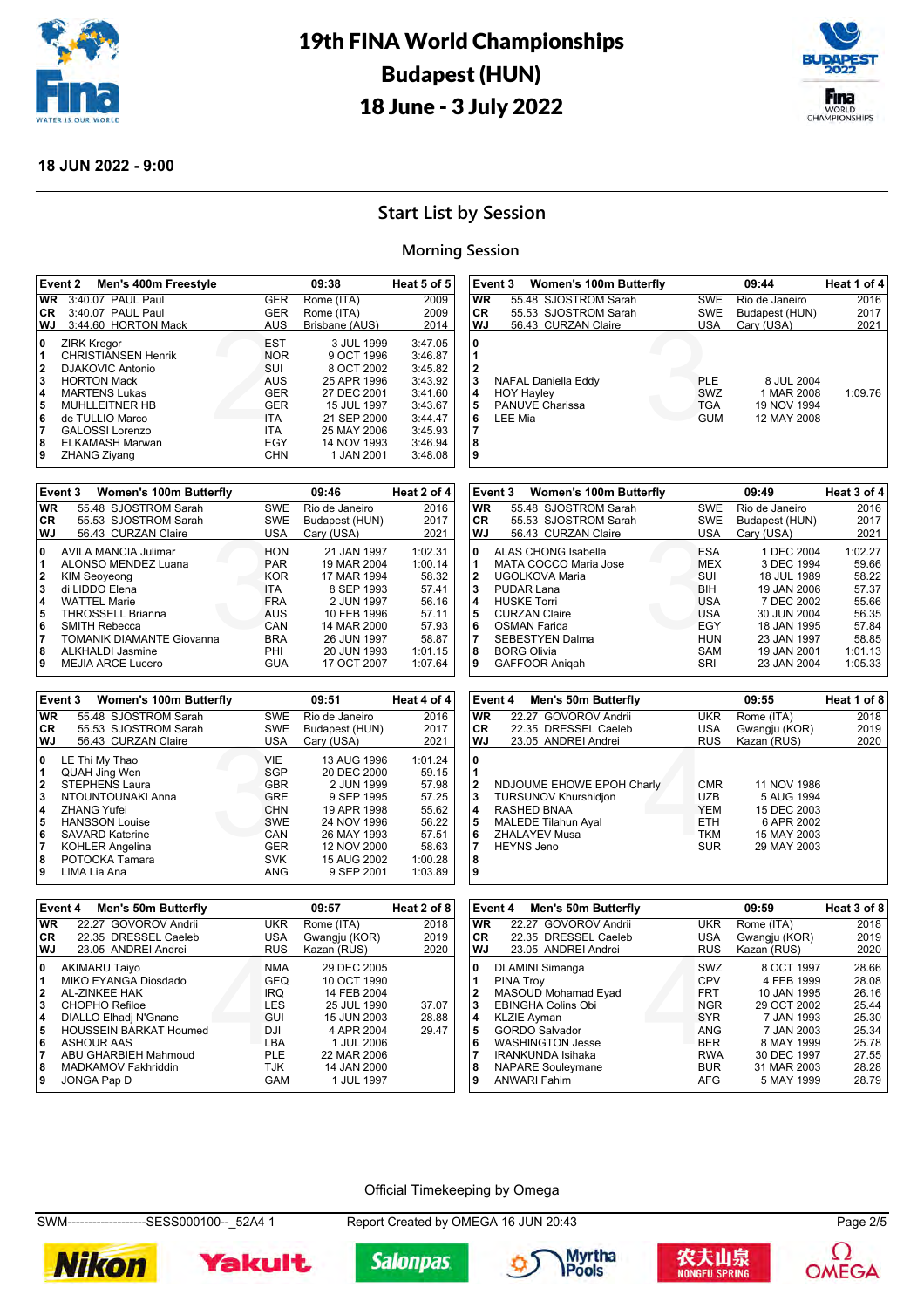# 19th FINA World Championships
# Budapest (HUN)
# 18 June - 3 July 2022

**18 JUN 2022 - 9:00**

## Start List by Session

### Morning Session

| Event 2 | Men's 400m Freestyle | | 09:38 | Heat 5 of 5 |
|---|---|---|---|---|
| WR | 3:40.07 PAUL Paul | GER | Rome (ITA) | 2009 |
| CR | 3:40.07 PAUL Paul | GER | Rome (ITA) | 2009 |
| WJ | 3:44.60 HORTON Mack | AUS | Brisbane (AUS) | 2014 |
| 0 | ZIRK Kregor | EST | 3 JUL 1999 | 3:47.05 |
| 1 | CHRISTIANSEN Henrik | NOR | 9 OCT 1996 | 3:46.87 |
| 2 | DJAKOVIC Antonio | SUI | 8 OCT 2002 | 3:45.82 |
| 3 | HORTON Mack | AUS | 25 APR 1996 | 3:43.92 |
| 4 | MARTENS Lukas | GER | 27 DEC 2001 | 3:41.60 |
| 5 | MUHLLEITNER HB | GER | 15 JUL 1997 | 3:43.67 |
| 6 | de TULLIO Marco | ITA | 21 SEP 2000 | 3:44.47 |
| 7 | GALOSSI Lorenzo | ITA | 25 MAY 2006 | 3:45.93 |
| 8 | ELKAMASH Marwan | EGY | 14 NOV 1993 | 3:46.94 |
| 9 | ZHANG Ziyang | CHN | 1 JAN 2001 | 3:48.08 |

| Event 3 | Women's 100m Butterfly | | 09:44 | Heat 1 of 4 |
|---|---|---|---|---|
| WR | 55.48 SJOSTROM Sarah | SWE | Rio de Janeiro | 2016 |
| CR | 55.53 SJOSTROM Sarah | SWE | Budapest (HUN) | 2017 |
| WJ | 56.43 CURZAN Claire | USA | Cary (USA) | 2021 |
| 0 | | | | |
| 1 | | | | |
| 2 | | | | |
| 3 | NAFAL Daniella Eddy | PLE | 8 JUL 2004 | |
| 4 | HOY Hayley | SWZ | 1 MAR 2008 | 1:09.76 |
| 5 | PANUVE Charissa | TGA | 19 NOV 1994 | |
| 6 | LEE Mia | GUM | 12 MAY 2008 | |
| 7 | | | | |
| 8 | | | | |
| 9 | | | | |

| Event 3 | Women's 100m Butterfly | | 09:46 | Heat 2 of 4 |
|---|---|---|---|---|
| WR | 55.48 SJOSTROM Sarah | SWE | Rio de Janeiro | 2016 |
| CR | 55.53 SJOSTROM Sarah | SWE | Budapest (HUN) | 2017 |
| WJ | 56.43 CURZAN Claire | USA | Cary (USA) | 2021 |
| 0 | AVILA MANCIA Julimar | HON | 21 JAN 1997 | 1:02.31 |
| 1 | ALONSO MENDEZ Luana | PAR | 19 MAR 2004 | 1:00.14 |
| 2 | KIM Seoyeong | KOR | 17 MAR 1994 | 58.32 |
| 3 | di LIDDO Elena | ITA | 8 SEP 1993 | 57.41 |
| 4 | WATTEL Marie | FRA | 2 JUN 1997 | 56.16 |
| 5 | THROSSELL Brianna | AUS | 10 FEB 1996 | 57.11 |
| 6 | SMITH Rebecca | CAN | 14 MAR 2000 | 57.93 |
| 7 | TOMANIK DIAMANTE Giovanna | BRA | 26 JUN 1997 | 58.87 |
| 8 | ALKHALDI Jasmine | PHI | 20 JUN 1993 | 1:01.15 |
| 9 | MEJIA ARCE Lucero | GUA | 17 OCT 2007 | 1:07.64 |

| Event 3 | Women's 100m Butterfly | | 09:49 | Heat 3 of 4 |
|---|---|---|---|---|
| WR | 55.48 SJOSTROM Sarah | SWE | Rio de Janeiro | 2016 |
| CR | 55.53 SJOSTROM Sarah | SWE | Budapest (HUN) | 2017 |
| WJ | 56.43 CURZAN Claire | USA | Cary (USA) | 2021 |
| 0 | ALAS CHONG Isabella | ESA | 1 DEC 2004 | 1:02.27 |
| 1 | MATA COCCO Maria Jose | MEX | 3 DEC 1994 | 59.66 |
| 2 | UGOLKOVA Maria | SUI | 18 JUL 1989 | 58.22 |
| 3 | PUDAR Lana | BIH | 19 JAN 2006 | 57.37 |
| 4 | HUSKE Torri | USA | 7 DEC 2002 | 55.66 |
| 5 | CURZAN Claire | USA | 30 JUN 2004 | 56.35 |
| 6 | OSMAN Farida | EGY | 18 JAN 1995 | 57.84 |
| 7 | SEBESTYEN Dalma | HUN | 23 JAN 1997 | 58.85 |
| 8 | BORG Olivia | SAM | 19 JAN 2001 | 1:01.13 |
| 9 | GAFFOOR Aniqah | SRI | 23 JAN 2004 | 1:05.33 |

| Event 3 | Women's 100m Butterfly | | 09:51 | Heat 4 of 4 |
|---|---|---|---|---|
| WR | 55.48 SJOSTROM Sarah | SWE | Rio de Janeiro | 2016 |
| CR | 55.53 SJOSTROM Sarah | SWE | Budapest (HUN) | 2017 |
| WJ | 56.43 CURZAN Claire | USA | Cary (USA) | 2021 |
| 0 | LE Thi My Thao | VIE | 13 AUG 1996 | 1:01.24 |
| 1 | QUAH Jing Wen | SGP | 20 DEC 2000 | 59.15 |
| 2 | STEPHENS Laura | GBR | 2 JUN 1999 | 57.98 |
| 3 | NTOUNTOUNAKI Anna | GRE | 9 SEP 1995 | 57.25 |
| 4 | ZHANG Yufei | CHN | 19 APR 1998 | 55.62 |
| 5 | HANSSON Louise | SWE | 24 NOV 1996 | 56.22 |
| 6 | SAVARD Katerine | CAN | 26 MAY 1993 | 57.51 |
| 7 | KOHLER Angelina | GER | 12 NOV 2000 | 58.63 |
| 8 | POTOCKA Tamara | SVK | 15 AUG 2002 | 1:00.28 |
| 9 | LIMA Lia Ana | ANG | 9 SEP 2001 | 1:03.89 |

| Event 4 | Men's 50m Butterfly | | 09:55 | Heat 1 of 8 |
|---|---|---|---|---|
| WR | 22.27 GOVOROV Andrii | UKR | Rome (ITA) | 2018 |
| CR | 22.35 DRESSEL Caeleb | USA | Gwangju (KOR) | 2019 |
| WJ | 23.05 ANDREI Andrei | RUS | Kazan (RUS) | 2020 |
| 0 | | | | |
| 1 | | | | |
| 2 | NDJOUME EHOWE EPOH Charly | CMR | 11 NOV 1986 | |
| 3 | TURSUNOV Khurshidjon | UZB | 5 AUG 1994 | |
| 4 | RASHED BNAA | YEM | 15 DEC 2003 | |
| 5 | MALEDE Tilahun Ayal | ETH | 6 APR 2002 | |
| 6 | ZHALAYEV Musa | TKM | 15 MAY 2003 | |
| 7 | HEYNS Jeno | SUR | 29 MAY 2003 | |
| 8 | | | | |
| 9 | | | | |

| Event 4 | Men's 50m Butterfly | | 09:57 | Heat 2 of 8 |
|---|---|---|---|---|
| WR | 22.27 GOVOROV Andrii | UKR | Rome (ITA) | 2018 |
| CR | 22.35 DRESSEL Caeleb | USA | Gwangju (KOR) | 2019 |
| WJ | 23.05 ANDREI Andrei | RUS | Kazan (RUS) | 2020 |
| 0 | AKIMARU Taiyo | NMA | 29 DEC 2005 | |
| 1 | MIKO EYANGA Diosdado | GEQ | 10 OCT 1990 | |
| 2 | AL-ZINKEE HAK | IRQ | 14 FEB 2004 | |
| 3 | CHOPHO Refiloe | LES | 25 JUL 1990 | 37.07 |
| 4 | DIALLO Elhadj N'Gnane | GUI | 15 JUN 2003 | 28.88 |
| 5 | HOUSSEIN BARKAT Houmed | DJI | 4 APR 2004 | 29.47 |
| 6 | ASHOUR AAS | LBA | 1 JUL 2006 | |
| 7 | ABU GHARBIEH Mahmoud | PLE | 22 MAR 2006 | |
| 8 | MADKAMOV Fakhriddin | TJK | 14 JAN 2000 | |
| 9 | JONGA Pap D | GAM | 1 JUL 1997 | |

| Event 4 | Men's 50m Butterfly | | 09:59 | Heat 3 of 8 |
|---|---|---|---|---|
| WR | 22.27 GOVOROV Andrii | UKR | Rome (ITA) | 2018 |
| CR | 22.35 DRESSEL Caeleb | USA | Gwangju (KOR) | 2019 |
| WJ | 23.05 ANDREI Andrei | RUS | Kazan (RUS) | 2020 |
| 0 | DLAMINI Simanga | SWZ | 8 OCT 1997 | 28.66 |
| 1 | PINA Troy | CPV | 4 FEB 1999 | 28.08 |
| 2 | MASOUD Mohamad Eyad | FRT | 10 JAN 1995 | 26.16 |
| 3 | EBINGHA Colins Obi | NGR | 29 OCT 2002 | 25.44 |
| 4 | KLZIE Ayman | SYR | 7 JAN 1993 | 25.30 |
| 5 | GORDO Salvador | ANG | 7 JAN 2003 | 25.34 |
| 6 | WASHINGTON Jesse | BER | 8 MAY 1999 | 25.78 |
| 7 | IRANKUNDA Isihaka | RWA | 30 DEC 1997 | 27.55 |
| 8 | NAPARE Souleymane | BUR | 31 MAR 2003 | 28.28 |
| 9 | ANWARI Fahim | AFG | 5 MAY 1999 | 28.79 |

Official Timekeeping by Omega

SWM-------------------SESS000100--_52A4 1 Report Created by OMEGA 16 JUN 20:43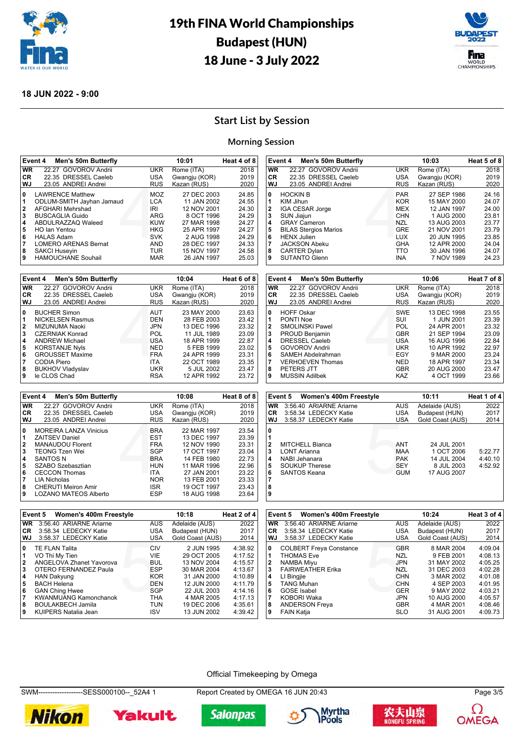# 19th FINA World Championships
# Budapest (HUN)
# 18 June - 3 July 2022

**18 JUN 2022 - 9:00**

## Start List by Session

### Morning Session

**Event 4 Men's 50m Butterfly — 10:01 — Heat 4 of 8**

| | | | | |
|---|---|---|---|---|
| WR | 22.27 GOVOROV Andrii | UKR | Rome (ITA) | 2018 |
| CR | 22.35 DRESSEL Caeleb | USA | Gwangju (KOR) | 2019 |
| WJ | 23.05 ANDREI Andrei | RUS | Kazan (RUS) | 2020 |

| Lane | Name | NAT | Date of Birth | Entry Time |
|---|---|---|---|---|
| 0 | LAWRENCE Matthew | MOZ | 27 DEC 2003 | 24.85 |
| 1 | ODLUM-SMITH Jayhan Jamaud | LCA | 11 JAN 2002 | 24.55 |
| 2 | AFGHARI Mehrshad | IRI | 12 NOV 2001 | 24.30 |
| 3 | BUSCAGLIA Guido | ARG | 8 OCT 1996 | 24.29 |
| 4 | ABDULRAZZAQ Waleed | KUW | 27 MAR 1998 | 24.27 |
| 5 | HO Ian Yentou | HKG | 25 APR 1997 | 24.27 |
| 6 | HALAS Adam | SVK | 2 AUG 1998 | 24.29 |
| 7 | LOMERO ARENAS Bernat | AND | 28 DEC 1997 | 24.33 |
| 8 | SAKCI Huseyin | TUR | 15 NOV 1997 | 24.58 |
| 9 | HAMOUCHANE Souhail | MAR | 26 JAN 1997 | 25.03 |

**Event 4 Men's 50m Butterfly — 10:03 — Heat 5 of 8**

| | | | | |
|---|---|---|---|---|
| WR | 22.27 GOVOROV Andrii | UKR | Rome (ITA) | 2018 |
| CR | 22.35 DRESSEL Caeleb | USA | Gwangju (KOR) | 2019 |
| WJ | 23.05 ANDREI Andrei | RUS | Kazan (RUS) | 2020 |

| Lane | Name | NAT | Date of Birth | Entry Time |
|---|---|---|---|---|
| 0 | HOCKIN B | PAR | 27 SEP 1986 | 24.16 |
| 1 | KIM Jihun | KOR | 15 MAY 2000 | 24.07 |
| 2 | IGA CESAR Jorge | MEX | 12 JAN 1997 | 24.00 |
| 3 | SUN Jiajun | CHN | 1 AUG 2000 | 23.81 |
| 4 | GRAY Cameron | NZL | 13 AUG 2003 | 23.77 |
| 5 | BILAS Stergios Marios | GRE | 21 NOV 2001 | 23.79 |
| 6 | HENX Julien | LUX | 20 JUN 1995 | 23.85 |
| 7 | JACKSON Abeku | GHA | 12 APR 2000 | 24.04 |
| 8 | CARTER Dylan | TTO | 30 JAN 1996 | 24.07 |
| 9 | SUTANTO Glenn | INA | 7 NOV 1989 | 24.23 |

**Event 4 Men's 50m Butterfly — 10:04 — Heat 6 of 8**

| | | | | |
|---|---|---|---|---|
| WR | 22.27 GOVOROV Andrii | UKR | Rome (ITA) | 2018 |
| CR | 22.35 DRESSEL Caeleb | USA | Gwangju (KOR) | 2019 |
| WJ | 23.05 ANDREI Andrei | RUS | Kazan (RUS) | 2020 |

| Lane | Name | NAT | Date of Birth | Entry Time |
|---|---|---|---|---|
| 0 | BUCHER Simon | AUT | 23 MAY 2000 | 23.63 |
| 1 | NICKELSEN Rasmus | DEN | 28 FEB 2003 | 23.42 |
| 2 | MIZUNUMA Naoki | JPN | 13 DEC 1996 | 23.32 |
| 3 | CZERNIAK Konrad | POL | 11 JUL 1989 | 23.09 |
| 4 | ANDREW Michael | USA | 18 APR 1999 | 22.87 |
| 5 | KORSTANJE Nyls | NED | 5 FEB 1999 | 23.02 |
| 6 | GROUSSET Maxime | FRA | 24 APR 1999 | 23.31 |
| 7 | CODIA Piero | ITA | 22 OCT 1989 | 23.35 |
| 8 | BUKHOV Vladyslav | UKR | 5 JUL 2002 | 23.47 |
| 9 | le CLOS Chad | RSA | 12 APR 1992 | 23.72 |

**Event 4 Men's 50m Butterfly — 10:06 — Heat 7 of 8**

| | | | | |
|---|---|---|---|---|
| WR | 22.27 GOVOROV Andrii | UKR | Rome (ITA) | 2018 |
| CR | 22.35 DRESSEL Caeleb | USA | Gwangju (KOR) | 2019 |
| WJ | 23.05 ANDREI Andrei | RUS | Kazan (RUS) | 2020 |

| Lane | Name | NAT | Date of Birth | Entry Time |
|---|---|---|---|---|
| 0 | HOFF Oskar | SWE | 13 DEC 1998 | 23.55 |
| 1 | PONTI Noe | SUI | 1 JUN 2001 | 23.39 |
| 2 | SMOLINSKI Pawel | POL | 24 APR 2001 | 23.32 |
| 3 | PROUD Benjamin | GBR | 21 SEP 1994 | 23.09 |
| 4 | DRESSEL Caeleb | USA | 16 AUG 1996 | 22.84 |
| 5 | GOVOROV Andrii | UKR | 10 APR 1992 | 22.97 |
| 6 | SAMEH Abdelrahman | EGY | 9 MAR 2000 | 23.24 |
| 7 | VERHOEVEN Thomas | NED | 18 APR 1997 | 23.34 |
| 8 | PETERS JTT | GBR | 20 AUG 2000 | 23.47 |
| 9 | MUSSIN Adilbek | KAZ | 4 OCT 1999 | 23.66 |

**Event 4 Men's 50m Butterfly — 10:08 — Heat 8 of 8**

| | | | | |
|---|---|---|---|---|
| WR | 22.27 GOVOROV Andrii | UKR | Rome (ITA) | 2018 |
| CR | 22.35 DRESSEL Caeleb | USA | Gwangju (KOR) | 2019 |
| WJ | 23.05 ANDREI Andrei | RUS | Kazan (RUS) | 2020 |

| Lane | Name | NAT | Date of Birth | Entry Time |
|---|---|---|---|---|
| 0 | MOREIRA LANZA Vinicius | BRA | 22 MAR 1997 | 23.54 |
| 1 | ZAITSEV Daniel | EST | 13 DEC 1997 | 23.39 |
| 2 | MANAUDOU Florent | FRA | 12 NOV 1990 | 23.31 |
| 3 | TEONG Tzen Wei | SGP | 17 OCT 1997 | 23.04 |
| 4 | SANTOS N | BRA | 14 FEB 1980 | 22.73 |
| 5 | SZABO Szebasztian | HUN | 11 MAR 1996 | 22.96 |
| 6 | CECCON Thomas | ITA | 27 JAN 2001 | 23.22 |
| 7 | LIA Nicholas | NOR | 13 FEB 2001 | 23.33 |
| 8 | CHERUTI Meiron Amir | ISR | 19 OCT 1997 | 23.43 |
| 9 | LOZANO MATEOS Alberto | ESP | 18 AUG 1998 | 23.64 |

**Event 5 Women's 400m Freestyle — 10:11 — Heat 1 of 4**

| | | | | |
|---|---|---|---|---|
| WR | 3:56.40 ARIARNE Ariarne | AUS | Adelaide (AUS) | 2022 |
| CR | 3:58.34 LEDECKY Katie | USA | Budapest (HUN) | 2017 |
| WJ | 3:58.37 LEDECKY Katie | USA | Gold Coast (AUS) | 2014 |

| Lane | Name | NAT | Date of Birth | Entry Time |
|---|---|---|---|---|
| 0 | | | | |
| 1 | | | | |
| 2 | MITCHELL Bianca | ANT | 24 JUL 2001 | |
| 3 | LONT Arianna | MAA | 1 OCT 2006 | 5:22.77 |
| 4 | NABI Jehanara | PAK | 14 JUL 2004 | 4:40.10 |
| 5 | SOUKUP Therese | SEY | 8 JUL 2003 | 4:52.92 |
| 6 | SANTOS Keana | GUM | 17 AUG 2007 | |
| 7 | | | | |
| 8 | | | | |
| 9 | | | | |

**Event 5 Women's 400m Freestyle — 10:18 — Heat 2 of 4**

| | | | | |
|---|---|---|---|---|
| WR | 3:56.40 ARIARNE Ariarne | AUS | Adelaide (AUS) | 2022 |
| CR | 3:58.34 LEDECKY Katie | USA | Budapest (HUN) | 2017 |
| WJ | 3:58.37 LEDECKY Katie | USA | Gold Coast (AUS) | 2014 |

| Lane | Name | NAT | Date of Birth | Entry Time |
|---|---|---|---|---|
| 0 | TE FLAN Talita | CIV | 2 JUN 1995 | 4:38.92 |
| 1 | VO Thi My Tien | VIE | 29 OCT 2005 | 4:17.52 |
| 2 | ANGELOVA Zhanet Yavorova | BUL | 13 NOV 2004 | 4:15.57 |
| 3 | OTERO FERNANDEZ Paula | ESP | 30 MAR 2004 | 4:13.67 |
| 4 | HAN Dakyung | KOR | 31 JAN 2000 | 4:10.89 |
| 5 | BACH Helena | DEN | 12 JUN 2000 | 4:11.79 |
| 6 | GAN Ching Hwee | SGP | 22 JUL 2003 | 4:14.16 |
| 7 | KWANMUANG Kamonchanok | THA | 4 MAR 2005 | 4:17.13 |
| 8 | BOULAKBECH Jamila | TUN | 19 DEC 2006 | 4:35.61 |
| 9 | KUIPERS Natalia Jean | ISV | 13 JUN 2002 | 4:39.42 |

**Event 5 Women's 400m Freestyle — 10:24 — Heat 3 of 4**

| | | | | |
|---|---|---|---|---|
| WR | 3:56.40 ARIARNE Ariarne | AUS | Adelaide (AUS) | 2022 |
| CR | 3:58.34 LEDECKY Katie | USA | Budapest (HUN) | 2017 |
| WJ | 3:58.37 LEDECKY Katie | USA | Gold Coast (AUS) | 2014 |

| Lane | Name | NAT | Date of Birth | Entry Time |
|---|---|---|---|---|
| 0 | COLBERT Freya Constance | GBR | 8 MAR 2004 | 4:09.04 |
| 1 | THOMAS Eve | NZL | 9 FEB 2001 | 4:08.13 |
| 2 | NAMBA Miyu | JPN | 31 MAY 2002 | 4:05.25 |
| 3 | FAIRWEATHER Erika | NZL | 31 DEC 2003 | 4:02.28 |
| 4 | LI Bingjie | CHN | 3 MAR 2002 | 4:01.08 |
| 5 | TANG Muhan | CHN | 4 SEP 2003 | 4:01.95 |
| 6 | GOSE Isabel | GER | 9 MAY 2002 | 4:03.21 |
| 7 | KOBORI Waka | JPN | 10 AUG 2000 | 4:05.57 |
| 8 | ANDERSON Freya | GBR | 4 MAR 2001 | 4:08.46 |
| 9 | FAIN Katja | SLO | 31 AUG 2001 | 4:09.73 |

Official Timekeeping by Omega

SWM-------------------SESS000100--_52A4 1 Report Created by OMEGA 16 JUN 20:43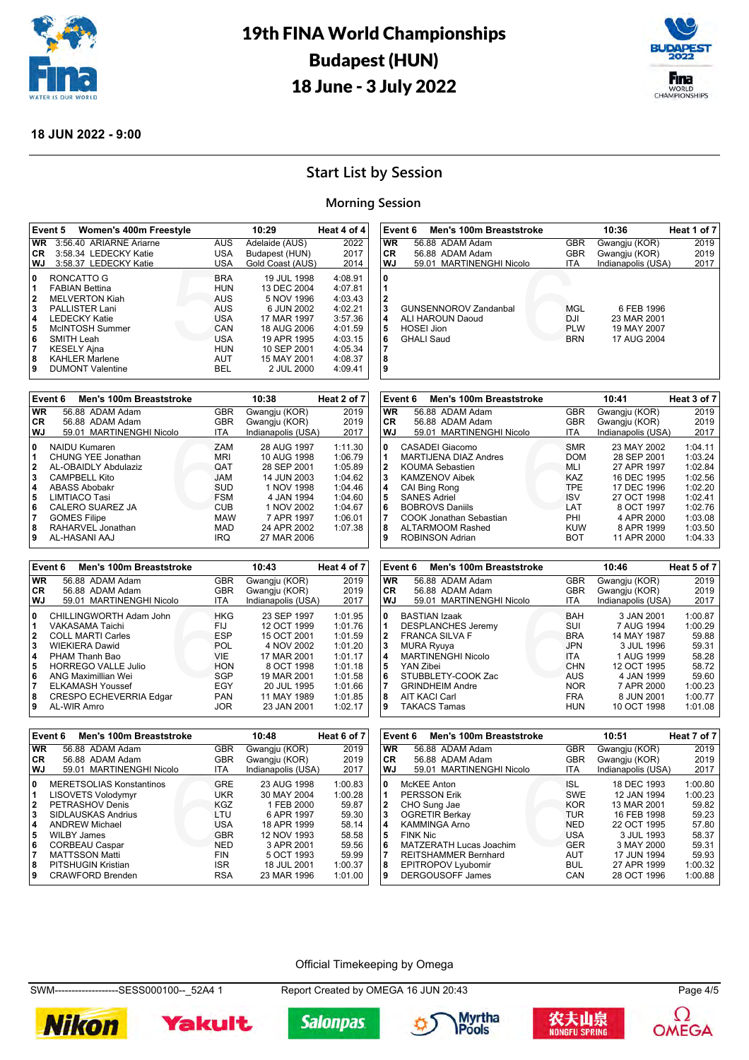# 19th FINA World Championships
# Budapest (HUN)
# 18 June - 3 July 2022

**18 JUN 2022 - 9:00**

## Start List by Session

### Morning Session

| Event 5 | Women's 400m Freestyle | | 10:29 | | Heat 4 of 4 |
|---|---|---|---|---|---|
| WR | 3:56.40 ARIARNE Ariarne | AUS | Adelaide (AUS) | | 2022 |
| CR | 3:58.34 LEDECKY Katie | USA | Budapest (HUN) | | 2017 |
| WJ | 3:58.37 LEDECKY Katie | USA | Gold Coast (AUS) | | 2014 |
| 0 | RONCATTO G | BRA | 19 JUL 1998 | 4:08.91 | |
| 1 | FABIAN Bettina | HUN | 13 DEC 2004 | 4:07.81 | |
| 2 | MELVERTON Kiah | AUS | 5 NOV 1996 | 4:03.43 | |
| 3 | PALLISTER Lani | AUS | 6 JUN 2002 | 4:02.21 | |
| 4 | LEDECKY Katie | USA | 17 MAR 1997 | 3:57.36 | |
| 5 | McINTOSH Summer | CAN | 18 AUG 2006 | 4:01.59 | |
| 6 | SMITH Leah | USA | 19 APR 1995 | 4:03.15 | |
| 7 | KESELY Ajna | HUN | 10 SEP 2001 | 4:05.34 | |
| 8 | KAHLER Marlene | AUT | 15 MAY 2001 | 4:08.37 | |
| 9 | DUMONT Valentine | BEL | 2 JUL 2000 | 4:09.41 | |

| Event 6 | Men's 100m Breaststroke | | 10:36 | | Heat 1 of 7 |
|---|---|---|---|---|---|
| WR | 56.88 ADAM Adam | GBR | Gwangju (KOR) | | 2019 |
| CR | 56.88 ADAM Adam | GBR | Gwangju (KOR) | | 2019 |
| WJ | 59.01 MARTINENGHI Nicolo | ITA | Indianapolis (USA) | | 2017 |
| 0 | | | | | |
| 1 | | | | | |
| 2 | | | | | |
| 3 | GUNSENNOROV Zandanbal | MGL | 6 FEB 1996 | | |
| 4 | ALI HAROUN Daoud | DJI | 23 MAR 2001 | | |
| 5 | HOSEI Jion | PLW | 19 MAY 2007 | | |
| 6 | GHALI Saud | BRN | 17 AUG 2004 | | |
| 7 | | | | | |
| 8 | | | | | |
| 9 | | | | | |

| Event 6 | Men's 100m Breaststroke | | 10:38 | | Heat 2 of 7 |
|---|---|---|---|---|---|
| WR | 56.88 ADAM Adam | GBR | Gwangju (KOR) | | 2019 |
| CR | 56.88 ADAM Adam | GBR | Gwangju (KOR) | | 2019 |
| WJ | 59.01 MARTINENGHI Nicolo | ITA | Indianapolis (USA) | | 2017 |
| 0 | NAIDU Kumaren | ZAM | 28 AUG 1997 | 1:11.30 | |
| 1 | CHUNG YEE Jonathan | MRI | 10 AUG 1998 | 1:06.79 | |
| 2 | AL-OBAIDLY Abdulaziz | QAT | 28 SEP 2001 | 1:05.89 | |
| 3 | CAMPBELL Kito | JAM | 14 JUN 2003 | 1:04.62 | |
| 4 | ABASS Abobakr | SUD | 1 NOV 1998 | 1:04.46 | |
| 5 | LIMTIACO Tasi | FSM | 4 JAN 1994 | 1:04.60 | |
| 6 | CALERO SUAREZ JA | CUB | 1 NOV 2002 | 1:04.67 | |
| 7 | GOMES Filipe | MAW | 7 APR 1997 | 1:06.01 | |
| 8 | RAHARVEL Jonathan | MAD | 24 APR 2002 | 1:07.38 | |
| 9 | AL-HASANI AAJ | IRQ | 27 MAR 2006 | | |

| Event 6 | Men's 100m Breaststroke | | 10:41 | | Heat 3 of 7 |
|---|---|---|---|---|---|
| WR | 56.88 ADAM Adam | GBR | Gwangju (KOR) | | 2019 |
| CR | 56.88 ADAM Adam | GBR | Gwangju (KOR) | | 2019 |
| WJ | 59.01 MARTINENGHI Nicolo | ITA | Indianapolis (USA) | | 2017 |
| 0 | CASADEI Giacomo | SMR | 23 MAY 2002 | 1:04.11 | |
| 1 | MARTIJENA DIAZ Andres | DOM | 28 SEP 2001 | 1:03.24 | |
| 2 | KOUMA Sebastien | MLI | 27 APR 1997 | 1:02.84 | |
| 3 | KAMZENOV Aibek | KAZ | 16 DEC 1995 | 1:02.56 | |
| 4 | CAI Bing Rong | TPE | 17 DEC 1996 | 1:02.20 | |
| 5 | SANES Adriel | ISV | 27 OCT 1998 | 1:02.41 | |
| 6 | BOBROVS Daniils | LAT | 8 OCT 1997 | 1:02.76 | |
| 7 | COOK Jonathan Sebastian | PHI | 4 APR 2000 | 1:03.08 | |
| 8 | ALTARMOOM Rashed | KUW | 8 APR 1999 | 1:03.50 | |
| 9 | ROBINSON Adrian | BOT | 11 APR 2000 | 1:04.33 | |

| Event 6 | Men's 100m Breaststroke | | 10:43 | | Heat 4 of 7 |
|---|---|---|---|---|---|
| WR | 56.88 ADAM Adam | GBR | Gwangju (KOR) | | 2019 |
| CR | 56.88 ADAM Adam | GBR | Gwangju (KOR) | | 2019 |
| WJ | 59.01 MARTINENGHI Nicolo | ITA | Indianapolis (USA) | | 2017 |
| 0 | CHILLINGWORTH Adam John | HKG | 23 SEP 1997 | 1:01.95 | |
| 1 | VAKASAMA Taichi | FIJ | 12 OCT 1999 | 1:01.76 | |
| 2 | COLL MARTI Carles | ESP | 15 OCT 2001 | 1:01.59 | |
| 3 | WIEKIERA Dawid | POL | 4 NOV 2002 | 1:01.20 | |
| 4 | PHAM Thanh Bao | VIE | 17 MAR 2001 | 1:01.17 | |
| 5 | HORREGO VALLE Julio | HON | 8 OCT 1998 | 1:01.18 | |
| 6 | ANG Maximillian Wei | SGP | 19 MAR 2001 | 1:01.58 | |
| 7 | ELKAMASH Youssef | EGY | 20 JUL 1995 | 1:01.66 | |
| 8 | CRESPO ECHEVERRIA Edgar | PAN | 11 MAY 1989 | 1:01.85 | |
| 9 | AL-WIR Amro | JOR | 23 JAN 2001 | 1:02.17 | |

| Event 6 | Men's 100m Breaststroke | | 10:46 | | Heat 5 of 7 |
|---|---|---|---|---|---|
| WR | 56.88 ADAM Adam | GBR | Gwangju (KOR) | | 2019 |
| CR | 56.88 ADAM Adam | GBR | Gwangju (KOR) | | 2019 |
| WJ | 59.01 MARTINENGHI Nicolo | ITA | Indianapolis (USA) | | 2017 |
| 0 | BASTIAN Izaak | BAH | 3 JAN 2001 | 1:00.87 | |
| 1 | DESPLANCHES Jeremy | SUI | 7 AUG 1994 | 1:00.29 | |
| 2 | FRANCA SILVA F | BRA | 14 MAY 1987 | 59.88 | |
| 3 | MURA Ryuya | JPN | 3 JUL 1996 | 59.31 | |
| 4 | MARTINENGHI Nicolo | ITA | 1 AUG 1999 | 58.28 | |
| 5 | YAN Zibei | CHN | 12 OCT 1995 | 58.72 | |
| 6 | STUBBLETY-COOK Zac | AUS | 4 JAN 1999 | 59.60 | |
| 7 | GRINDHEIM Andre | NOR | 7 APR 2000 | 1:00.23 | |
| 8 | AIT KACI Carl | FRA | 8 JUN 2001 | 1:00.77 | |
| 9 | TAKACS Tamas | HUN | 10 OCT 1998 | 1:01.08 | |

| Event 6 | Men's 100m Breaststroke | | 10:48 | | Heat 6 of 7 |
|---|---|---|---|---|---|
| WR | 56.88 ADAM Adam | GBR | Gwangju (KOR) | | 2019 |
| CR | 56.88 ADAM Adam | GBR | Gwangju (KOR) | | 2019 |
| WJ | 59.01 MARTINENGHI Nicolo | ITA | Indianapolis (USA) | | 2017 |
| 0 | MERETSOLIAS Konstantinos | GRE | 23 AUG 1998 | 1:00.83 | |
| 1 | LISOVETS Volodymyr | UKR | 30 MAY 2004 | 1:00.28 | |
| 2 | PETRASHOV Denis | KGZ | 1 FEB 2000 | 59.87 | |
| 3 | SIDLAUSKAS Andrius | LTU | 6 APR 1997 | 59.30 | |
| 4 | ANDREW Michael | USA | 18 APR 1999 | 58.14 | |
| 5 | WILBY James | GBR | 12 NOV 1993 | 58.58 | |
| 6 | CORBEAU Caspar | NED | 3 APR 2001 | 59.56 | |
| 7 | MATTSSON Matti | FIN | 5 OCT 1993 | 59.99 | |
| 8 | PITSHUGIN Kristian | ISR | 18 JUL 2001 | 1:00.37 | |
| 9 | CRAWFORD Brenden | RSA | 23 MAR 1996 | 1:01.00 | |

| Event 6 | Men's 100m Breaststroke | | 10:51 | | Heat 7 of 7 |
|---|---|---|---|---|---|
| WR | 56.88 ADAM Adam | GBR | Gwangju (KOR) | | 2019 |
| CR | 56.88 ADAM Adam | GBR | Gwangju (KOR) | | 2019 |
| WJ | 59.01 MARTINENGHI Nicolo | ITA | Indianapolis (USA) | | 2017 |
| 0 | McKEE Anton | ISL | 18 DEC 1993 | 1:00.80 | |
| 1 | PERSSON Erik | SWE | 12 JAN 1994 | 1:00.23 | |
| 2 | CHO Sung Jae | KOR | 13 MAR 2001 | 59.82 | |
| 3 | OGRETIR Berkay | TUR | 16 FEB 1998 | 59.23 | |
| 4 | KAMMINGA Arno | NED | 22 OCT 1995 | 57.80 | |
| 5 | FINK Nic | USA | 3 JUL 1993 | 58.37 | |
| 6 | MATZERATH Lucas Joachim | GER | 3 MAY 2000 | 59.31 | |
| 7 | REITSHAMMER Bernhard | AUT | 17 JUN 1994 | 59.93 | |
| 8 | EPITROPOV Lyubomir | BUL | 27 APR 1999 | 1:00.32 | |
| 9 | DERGOUSOFF James | CAN | 28 OCT 1996 | 1:00.88 | |

Official Timekeeping by Omega

SWM-------------------SESS000100--_52A4 1 &nbsp;&nbsp; Report Created by OMEGA 16 JUN 20:43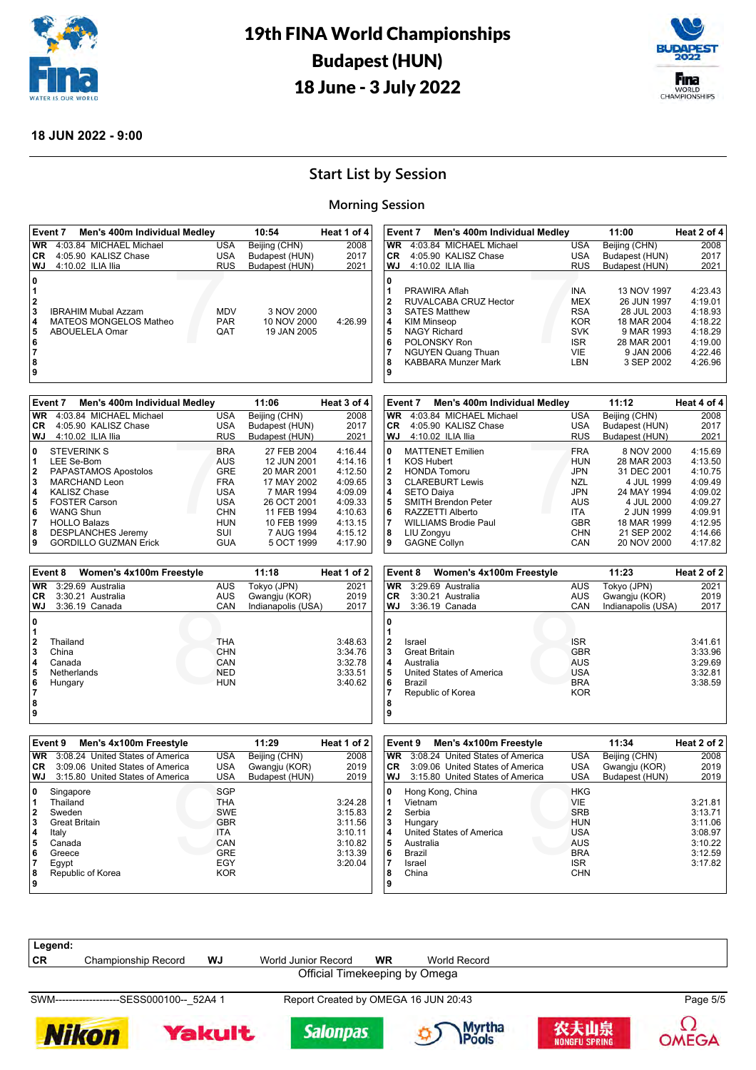# 19th FINA World Championships Budapest (HUN) 18 June - 3 July 2022

**18 JUN 2022 - 9:00**

## Start List by Session

### Morning Session

| Event 7 | Men's 400m Individual Medley | | 10:54 | Heat 1 of 4 |
|---|---|---|---|---|
| WR | 4:03.84 MICHAEL Michael | USA | Beijing (CHN) | 2008 |
| CR | 4:05.90 KALISZ Chase | USA | Budapest (HUN) | 2017 |
| WJ | 4:10.02 ILIA Ilia | RUS | Budapest (HUN) | 2021 |
| 0 | | | | |
| 1 | | | | |
| 2 | | | | |
| 3 | IBRAHIM Mubal Azzam | MDV | 3 NOV 2000 | |
| 4 | MATEOS MONGELOS Matheo | PAR | 10 NOV 2000 | 4:26.99 |
| 5 | ABOUELELA Omar | QAT | 19 JAN 2005 | |
| 6 | | | | |
| 7 | | | | |
| 8 | | | | |
| 9 | | | | |

| Event 7 | Men's 400m Individual Medley | | 11:00 | Heat 2 of 4 |
|---|---|---|---|---|
| WR | 4:03.84 MICHAEL Michael | USA | Beijing (CHN) | 2008 |
| CR | 4:05.90 KALISZ Chase | USA | Budapest (HUN) | 2017 |
| WJ | 4:10.02 ILIA Ilia | RUS | Budapest (HUN) | 2021 |
| 0 | | | | |
| 1 | PRAWIRA Aflah | INA | 13 NOV 1997 | 4:23.43 |
| 2 | RUVALCABA CRUZ Hector | MEX | 26 JUN 1997 | 4:19.01 |
| 3 | SATES Matthew | RSA | 28 JUL 2003 | 4:18.93 |
| 4 | KIM Minseop | KOR | 18 MAR 2004 | 4:18.22 |
| 5 | NAGY Richard | SVK | 9 MAR 1993 | 4:18.29 |
| 6 | POLONSKY Ron | ISR | 28 MAR 2001 | 4:19.00 |
| 7 | NGUYEN Quang Thuan | VIE | 9 JAN 2006 | 4:22.46 |
| 8 | KABBARA Munzer Mark | LBN | 3 SEP 2002 | 4:26.96 |
| 9 | | | | |

| Event 7 | Men's 400m Individual Medley | | 11:06 | Heat 3 of 4 |
|---|---|---|---|---|
| WR | 4:03.84 MICHAEL Michael | USA | Beijing (CHN) | 2008 |
| CR | 4:05.90 KALISZ Chase | USA | Budapest (HUN) | 2017 |
| WJ | 4:10.02 ILIA Ilia | RUS | Budapest (HUN) | 2021 |
| 0 | STEVERINK S | BRA | 27 FEB 2004 | 4:16.44 |
| 1 | LEE Se-Bom | AUS | 12 JUN 2001 | 4:14.16 |
| 2 | PAPASTAMOS Apostolos | GRE | 20 MAR 2001 | 4:12.50 |
| 3 | MARCHAND Leon | FRA | 17 MAY 2002 | 4:09.65 |
| 4 | KALISZ Chase | USA | 7 MAR 1994 | 4:09.09 |
| 5 | FOSTER Carson | USA | 26 OCT 2001 | 4:09.33 |
| 6 | WANG Shun | CHN | 11 FEB 1994 | 4:10.63 |
| 7 | HOLLO Balazs | HUN | 10 FEB 1999 | 4:13.15 |
| 8 | DESPLANCHES Jeremy | SUI | 7 AUG 1994 | 4:15.12 |
| 9 | GORDILLO GUZMAN Erick | GUA | 5 OCT 1999 | 4:17.90 |

| Event 7 | Men's 400m Individual Medley | | 11:12 | Heat 4 of 4 |
|---|---|---|---|---|
| WR | 4:03.84 MICHAEL Michael | USA | Beijing (CHN) | 2008 |
| CR | 4:05.90 KALISZ Chase | USA | Budapest (HUN) | 2017 |
| WJ | 4:10.02 ILIA Ilia | RUS | Budapest (HUN) | 2021 |
| 0 | MATTENET Emilien | FRA | 8 NOV 2000 | 4:15.69 |
| 1 | KOS Hubert | HUN | 28 MAR 2003 | 4:13.50 |
| 2 | HONDA Tomoru | JPN | 31 DEC 2001 | 4:10.75 |
| 3 | CLAREBURT Lewis | NZL | 4 JUL 1999 | 4:09.49 |
| 4 | SETO Daiya | JPN | 24 MAY 1994 | 4:09.02 |
| 5 | SMITH Brendon Peter | AUS | 4 JUL 2000 | 4:09.27 |
| 6 | RAZZETTI Alberto | ITA | 2 JUN 1999 | 4:09.91 |
| 7 | WILLIAMS Brodie Paul | GBR | 18 MAR 1999 | 4:12.95 |
| 8 | LIU Zongyu | CHN | 21 SEP 2002 | 4:14.66 |
| 9 | GAGNE Collyn | CAN | 20 NOV 2000 | 4:17.82 |

| Event 8 | Women's 4x100m Freestyle | | 11:18 | Heat 1 of 2 |
|---|---|---|---|---|
| WR | 3:29.69 Australia | AUS | Tokyo (JPN) | 2021 |
| CR | 3:30.21 Australia | AUS | Gwangju (KOR) | 2019 |
| WJ | 3:36.19 Canada | CAN | Indianapolis (USA) | 2017 |
| 0 | | | | |
| 1 | | | | |
| 2 | Thailand | THA | | 3:48.63 |
| 3 | China | CHN | | 3:34.76 |
| 4 | Canada | CAN | | 3:32.78 |
| 5 | Netherlands | NED | | 3:33.51 |
| 6 | Hungary | HUN | | 3:40.62 |
| 7 | | | | |
| 8 | | | | |
| 9 | | | | |

| Event 8 | Women's 4x100m Freestyle | | 11:23 | Heat 2 of 2 |
|---|---|---|---|---|
| WR | 3:29.69 Australia | AUS | Tokyo (JPN) | 2021 |
| CR | 3:30.21 Australia | AUS | Gwangju (KOR) | 2019 |
| WJ | 3:36.19 Canada | CAN | Indianapolis (USA) | 2017 |
| 0 | | | | |
| 1 | | | | |
| 2 | Israel | ISR | | 3:41.61 |
| 3 | Great Britain | GBR | | 3:33.96 |
| 4 | Australia | AUS | | 3:29.69 |
| 5 | United States of America | USA | | 3:32.81 |
| 6 | Brazil | BRA | | 3:38.59 |
| 7 | Republic of Korea | KOR | | |
| 8 | | | | |
| 9 | | | | |

| Event 9 | Men's 4x100m Freestyle | | 11:29 | Heat 1 of 2 |
|---|---|---|---|---|
| WR | 3:08.24 United States of America | USA | Beijing (CHN) | 2008 |
| CR | 3:09.06 United States of America | USA | Gwangju (KOR) | 2019 |
| WJ | 3:15.80 United States of America | USA | Budapest (HUN) | 2019 |
| 0 | Singapore | SGP | | |
| 1 | Thailand | THA | | 3:24.28 |
| 2 | Sweden | SWE | | 3:15.83 |
| 3 | Great Britain | GBR | | 3:11.56 |
| 4 | Italy | ITA | | 3:10.11 |
| 5 | Canada | CAN | | 3:10.82 |
| 6 | Greece | GRE | | 3:13.39 |
| 7 | Egypt | EGY | | 3:20.04 |
| 8 | Republic of Korea | KOR | | |
| 9 | | | | |

| Event 9 | Men's 4x100m Freestyle | | 11:34 | Heat 2 of 2 |
|---|---|---|---|---|
| WR | 3:08.24 United States of America | USA | Beijing (CHN) | 2008 |
| CR | 3:09.06 United States of America | USA | Gwangju (KOR) | 2019 |
| WJ | 3:15.80 United States of America | USA | Budapest (HUN) | 2019 |
| 0 | Hong Kong, China | HKG | | |
| 1 | Vietnam | VIE | | 3:21.81 |
| 2 | Serbia | SRB | | 3:13.71 |
| 3 | Hungary | HUN | | 3:11.06 |
| 4 | United States of America | USA | | 3:08.97 |
| 5 | Australia | AUS | | 3:10.22 |
| 6 | Brazil | BRA | | 3:12.59 |
| 7 | Israel | ISR | | 3:17.82 |
| 8 | China | CHN | | |
| 9 | | | | |

**Legend:**
**CR** Championship Record **WJ** World Junior Record **WR** World Record

Official Timekeeping by Omega

SWM-------------------SESS000100--_52A4 1 Report Created by OMEGA 16 JUN 20:43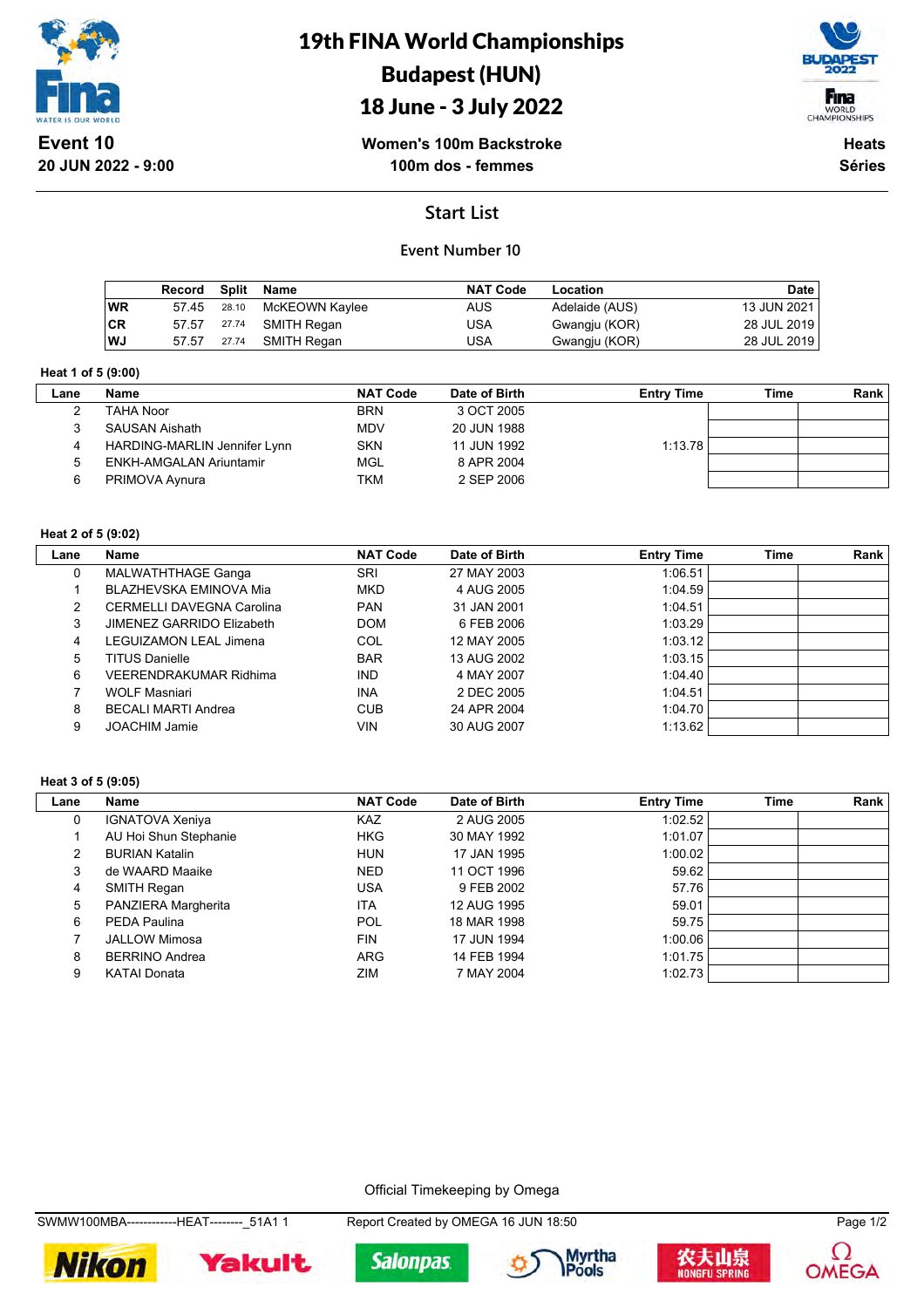# 19th FINA World Championships
# Budapest (HUN)
# 18 June - 3 July 2022

**Event 10**
**20 JUN 2022 - 9:00**

**Women's 100m Backstroke**
**100m dos - femmes**

**Heats**
**Séries**

## Start List

### Event Number 10

| | Record | Split | Name | NAT Code | Location | Date |
|---|---|---|---|---|---|---|
| WR | 57.45 | 28.10 | McKEOWN Kaylee | AUS | Adelaide (AUS) | 13 JUN 2021 |
| CR | 57.57 | 27.74 | SMITH Regan | USA | Gwangju (KOR) | 28 JUL 2019 |
| WJ | 57.57 | 27.74 | SMITH Regan | USA | Gwangju (KOR) | 28 JUL 2019 |

**Heat 1 of 5 (9:00)**

| Lane | Name | NAT Code | Date of Birth | Entry Time | Time | Rank |
|---|---|---|---|---|---|---|
| 2 | TAHA Noor | BRN | 3 OCT 2005 | | | |
| 3 | SAUSAN Aishath | MDV | 20 JUN 1988 | | | |
| 4 | HARDING-MARLIN Jennifer Lynn | SKN | 11 JUN 1992 | 1:13.78 | | |
| 5 | ENKH-AMGALAN Ariuntamir | MGL | 8 APR 2004 | | | |
| 6 | PRIMOVA Aynura | TKM | 2 SEP 2006 | | | |

**Heat 2 of 5 (9:02)**

| Lane | Name | NAT Code | Date of Birth | Entry Time | Time | Rank |
|---|---|---|---|---|---|---|
| 0 | MALWATHTHAGE Ganga | SRI | 27 MAY 2003 | 1:06.51 | | |
| 1 | BLAZHEVSKA EMINOVA Mia | MKD | 4 AUG 2005 | 1:04.59 | | |
| 2 | CERMELLI DAVEGNA Carolina | PAN | 31 JAN 2001 | 1:04.51 | | |
| 3 | JIMENEZ GARRIDO Elizabeth | DOM | 6 FEB 2006 | 1:03.29 | | |
| 4 | LEGUIZAMON LEAL Jimena | COL | 12 MAY 2005 | 1:03.12 | | |
| 5 | TITUS Danielle | BAR | 13 AUG 2002 | 1:03.15 | | |
| 6 | VEERENDRAKUMAR Ridhima | IND | 4 MAY 2007 | 1:04.40 | | |
| 7 | WOLF Masniari | INA | 2 DEC 2005 | 1:04.51 | | |
| 8 | BECALI MARTI Andrea | CUB | 24 APR 2004 | 1:04.70 | | |
| 9 | JOACHIM Jamie | VIN | 30 AUG 2007 | 1:13.62 | | |

**Heat 3 of 5 (9:05)**

| Lane | Name | NAT Code | Date of Birth | Entry Time | Time | Rank |
|---|---|---|---|---|---|---|
| 0 | IGNATOVA Xeniya | KAZ | 2 AUG 2005 | 1:02.52 | | |
| 1 | AU Hoi Shun Stephanie | HKG | 30 MAY 1992 | 1:01.07 | | |
| 2 | BURIAN Katalin | HUN | 17 JAN 1995 | 1:00.02 | | |
| 3 | de WAARD Maaike | NED | 11 OCT 1996 | 59.62 | | |
| 4 | SMITH Regan | USA | 9 FEB 2002 | 57.76 | | |
| 5 | PANZIERA Margherita | ITA | 12 AUG 1995 | 59.01 | | |
| 6 | PEDA Paulina | POL | 18 MAR 1998 | 59.75 | | |
| 7 | JALLOW Mimosa | FIN | 17 JUN 1994 | 1:00.06 | | |
| 8 | BERRINO Andrea | ARG | 14 FEB 1994 | 1:01.75 | | |
| 9 | KATAI Donata | ZIM | 7 MAY 2004 | 1:02.73 | | |

Official Timekeeping by Omega

SWMW100MBA------------HEAT--------_51A1 1 Report Created by OMEGA 16 JUN 18:50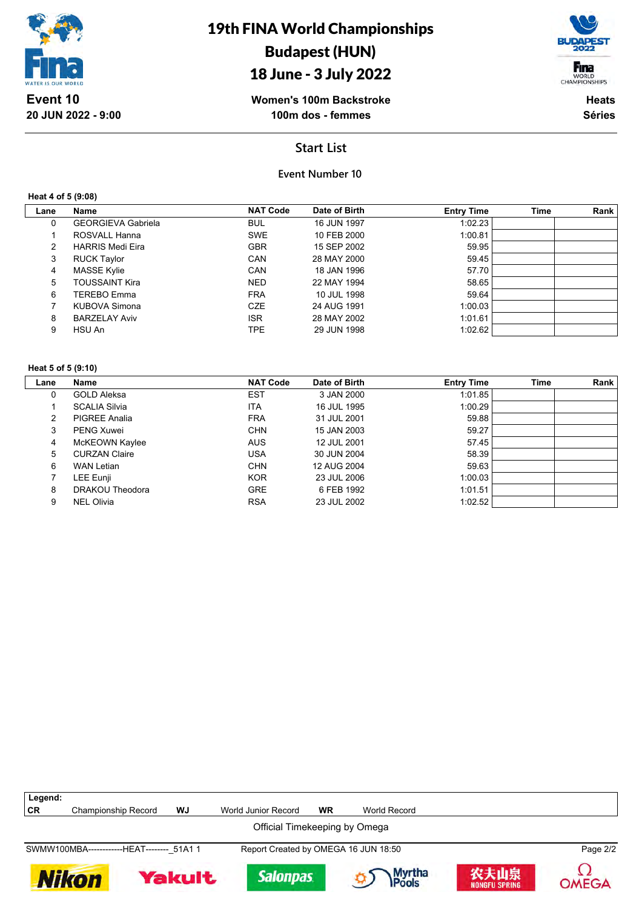# 19th FINA World Championships
## Budapest (HUN)
## 18 June - 3 July 2022

**Event 10**
**20 JUN 2022 - 9:00**

**Women's 100m Backstroke**
**100m dos - femmes**

**Heats**
**Séries**

## Start List

### Event Number 10

**Heat 4 of 5 (9:08)**

| Lane | Name | NAT Code | Date of Birth | Entry Time | Time | Rank |
|---|---|---|---|---|---|---|
| 0 | GEORGIEVA Gabriela | BUL | 16 JUN 1997 | 1:02.23 | | |
| 1 | ROSVALL Hanna | SWE | 10 FEB 2000 | 1:00.81 | | |
| 2 | HARRIS Medi Eira | GBR | 15 SEP 2002 | 59.95 | | |
| 3 | RUCK Taylor | CAN | 28 MAY 2000 | 59.45 | | |
| 4 | MASSE Kylie | CAN | 18 JAN 1996 | 57.70 | | |
| 5 | TOUSSAINT Kira | NED | 22 MAY 1994 | 58.65 | | |
| 6 | TEREBO Emma | FRA | 10 JUL 1998 | 59.64 | | |
| 7 | KUBOVA Simona | CZE | 24 AUG 1991 | 1:00.03 | | |
| 8 | BARZELAY Aviv | ISR | 28 MAY 2002 | 1:01.61 | | |
| 9 | HSU An | TPE | 29 JUN 1998 | 1:02.62 | | |

**Heat 5 of 5 (9:10)**

| Lane | Name | NAT Code | Date of Birth | Entry Time | Time | Rank |
|---|---|---|---|---|---|---|
| 0 | GOLD Aleksa | EST | 3 JAN 2000 | 1:01.85 | | |
| 1 | SCALIA Silvia | ITA | 16 JUL 1995 | 1:00.29 | | |
| 2 | PIGREE Analia | FRA | 31 JUL 2001 | 59.88 | | |
| 3 | PENG Xuwei | CHN | 15 JAN 2003 | 59.27 | | |
| 4 | McKEOWN Kaylee | AUS | 12 JUL 2001 | 57.45 | | |
| 5 | CURZAN Claire | USA | 30 JUN 2004 | 58.39 | | |
| 6 | WAN Letian | CHN | 12 AUG 2004 | 59.63 | | |
| 7 | LEE Eunji | KOR | 23 JUL 2006 | 1:00.03 | | |
| 8 | DRAKOU Theodora | GRE | 6 FEB 1992 | 1:01.51 | | |
| 9 | NEL Olivia | RSA | 23 JUL 2002 | 1:02.52 | | |

**Legend:**

| | | | | | |
|---|---|---|---|---|---|
| **CR** | Championship Record | **WJ** | World Junior Record | **WR** | World Record |

Official Timekeeping by Omega

SWMW100MBA------------HEAT--------_51A1 1 — Report Created by OMEGA 16 JUN 18:50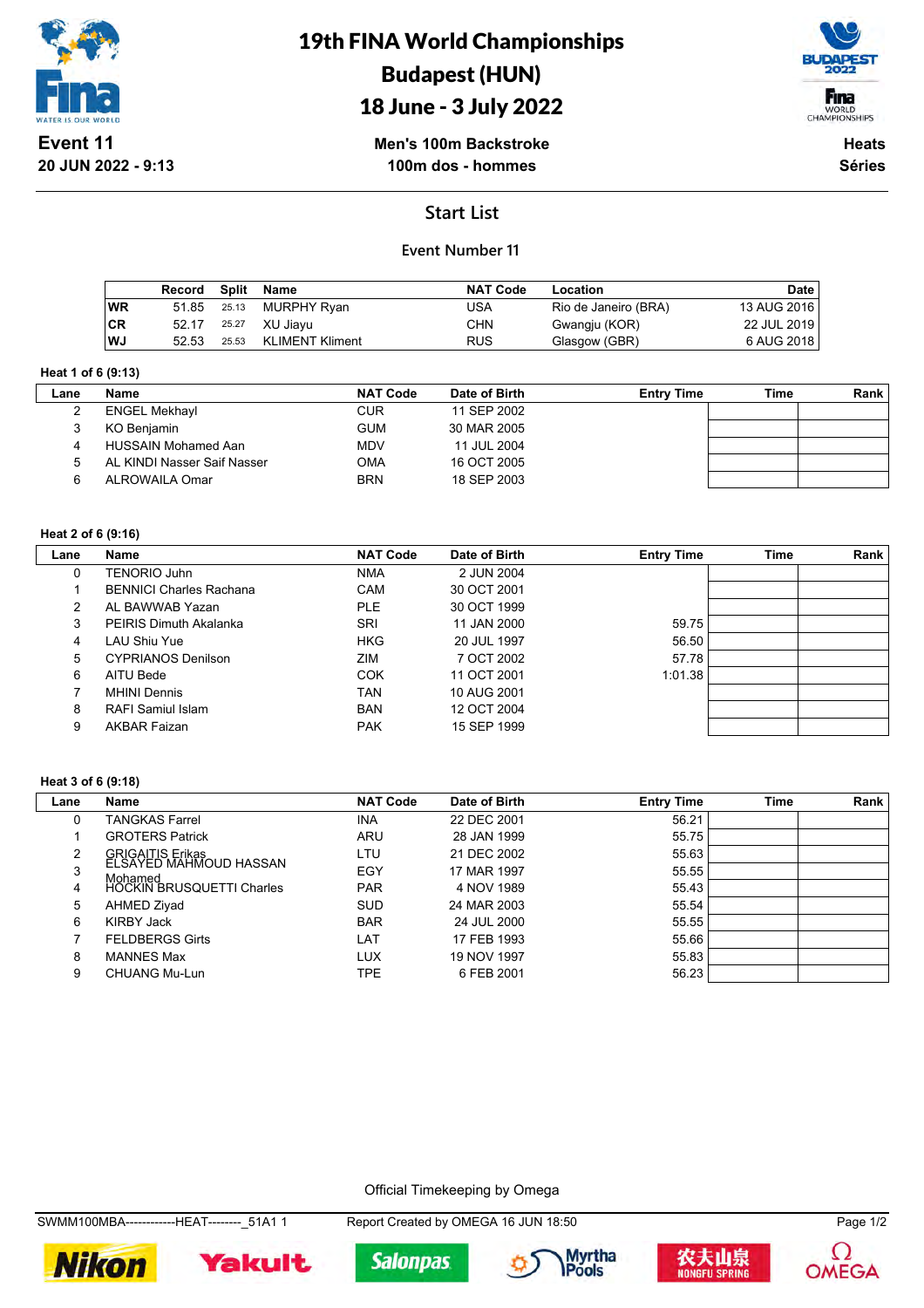# 19th FINA World Championships
# Budapest (HUN)
# 18 June - 3 July 2022

**Event 11**
**20 JUN 2022 - 9:13**

**Men's 100m Backstroke**
**100m dos - hommes**

**Heats**
**Séries**

## Start List

### Event Number 11

| | Record | Split | Name | NAT Code | Location | Date |
|---|---|---|---|---|---|---|
| WR | 51.85 | 25.13 | MURPHY Ryan | USA | Rio de Janeiro (BRA) | 13 AUG 2016 |
| CR | 52.17 | 25.27 | XU Jiayu | CHN | Gwangju (KOR) | 22 JUL 2019 |
| WJ | 52.53 | 25.53 | KLIMENT Kliment | RUS | Glasgow (GBR) | 6 AUG 2018 |

**Heat 1 of 6 (9:13)**

| Lane | Name | NAT Code | Date of Birth | Entry Time | Time | Rank |
|---|---|---|---|---|---|---|
| 2 | ENGEL Mekhayl | CUR | 11 SEP 2002 | | | |
| 3 | KO Benjamin | GUM | 30 MAR 2005 | | | |
| 4 | HUSSAIN Mohamed Aan | MDV | 11 JUL 2004 | | | |
| 5 | AL KINDI Nasser Saif Nasser | OMA | 16 OCT 2005 | | | |
| 6 | ALROWAILA Omar | BRN | 18 SEP 2003 | | | |

**Heat 2 of 6 (9:16)**

| Lane | Name | NAT Code | Date of Birth | Entry Time | Time | Rank |
|---|---|---|---|---|---|---|
| 0 | TENORIO Juhn | NMA | 2 JUN 2004 | | | |
| 1 | BENNICI Charles Rachana | CAM | 30 OCT 2001 | | | |
| 2 | AL BAWWAB Yazan | PLE | 30 OCT 1999 | | | |
| 3 | PEIRIS Dimuth Akalanka | SRI | 11 JAN 2000 | 59.75 | | |
| 4 | LAU Shiu Yue | HKG | 20 JUL 1997 | 56.50 | | |
| 5 | CYPRIANOS Denilson | ZIM | 7 OCT 2002 | 57.78 | | |
| 6 | AITU Bede | COK | 11 OCT 2001 | 1:01.38 | | |
| 7 | MHINI Dennis | TAN | 10 AUG 2001 | | | |
| 8 | RAFI Samiul Islam | BAN | 12 OCT 2004 | | | |
| 9 | AKBAR Faizan | PAK | 15 SEP 1999 | | | |

**Heat 3 of 6 (9:18)**

| Lane | Name | NAT Code | Date of Birth | Entry Time | Time | Rank |
|---|---|---|---|---|---|---|
| 0 | TANGKAS Farrel | INA | 22 DEC 2001 | 56.21 | | |
| 1 | GROTERS Patrick | ARU | 28 JAN 1999 | 55.75 | | |
| 2 | GRIGAITIS Erikas | LTU | 21 DEC 2002 | 55.63 | | |
| 3 | ELSAYED MAHMOUD HASSAN Mohamed | EGY | 17 MAR 1997 | 55.55 | | |
| 4 | HOCKIN BRUSQUETTI Charles | PAR | 4 NOV 1989 | 55.43 | | |
| 5 | AHMED Ziyad | SUD | 24 MAR 2003 | 55.54 | | |
| 6 | KIRBY Jack | BAR | 24 JUL 2000 | 55.55 | | |
| 7 | FELDBERGS Girts | LAT | 17 FEB 1993 | 55.66 | | |
| 8 | MANNES Max | LUX | 19 NOV 1997 | 55.83 | | |
| 9 | CHUANG Mu-Lun | TPE | 6 FEB 2001 | 56.23 | | |

Official Timekeeping by Omega

SWMM100MBA------------HEAT--------_51A1 1 Report Created by OMEGA 16 JUN 18:50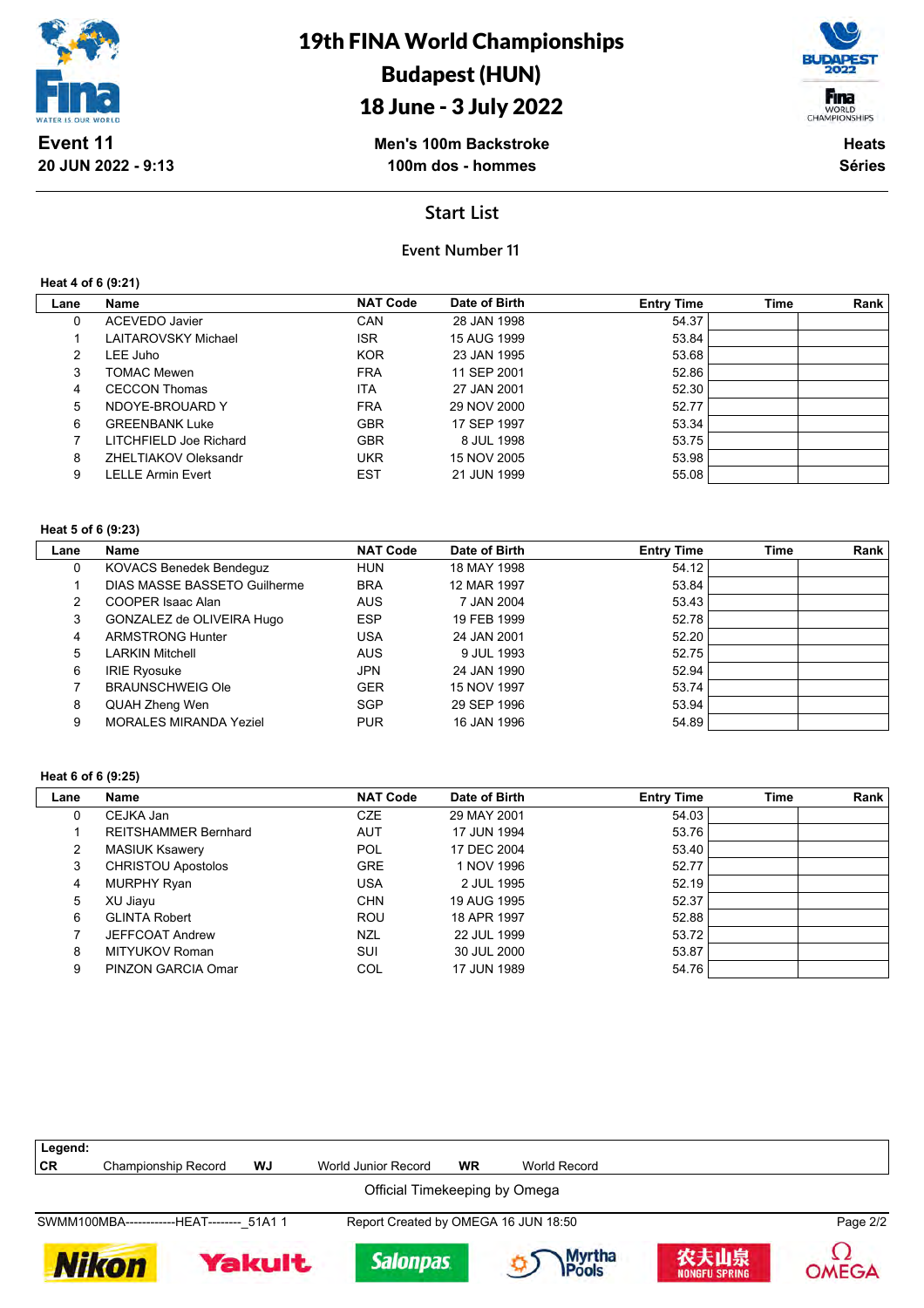# 19th FINA World Championships
# Budapest (HUN)
# 18 June - 3 July 2022

**Event 11**
**20 JUN 2022 - 9:13**

**Men's 100m Backstroke**
**100m dos - hommes**

**Heats**
**Séries**

## Start List

### Event Number 11

**Heat 4 of 6 (9:21)**

| Lane | Name | NAT Code | Date of Birth | Entry Time | Time | Rank |
|---|---|---|---|---|---|---|
| 0 | ACEVEDO Javier | CAN | 28 JAN 1998 | 54.37 | | |
| 1 | LAITAROVSKY Michael | ISR | 15 AUG 1999 | 53.84 | | |
| 2 | LEE Juho | KOR | 23 JAN 1995 | 53.68 | | |
| 3 | TOMAC Mewen | FRA | 11 SEP 2001 | 52.86 | | |
| 4 | CECCON Thomas | ITA | 27 JAN 2001 | 52.30 | | |
| 5 | NDOYE-BROUARD Y | FRA | 29 NOV 2000 | 52.77 | | |
| 6 | GREENBANK Luke | GBR | 17 SEP 1997 | 53.34 | | |
| 7 | LITCHFIELD Joe Richard | GBR | 8 JUL 1998 | 53.75 | | |
| 8 | ZHELTIAKOV Oleksandr | UKR | 15 NOV 2005 | 53.98 | | |
| 9 | LELLE Armin Evert | EST | 21 JUN 1999 | 55.08 | | |

**Heat 5 of 6 (9:23)**

| Lane | Name | NAT Code | Date of Birth | Entry Time | Time | Rank |
|---|---|---|---|---|---|---|
| 0 | KOVACS Benedek Bendeguz | HUN | 18 MAY 1998 | 54.12 | | |
| 1 | DIAS MASSE BASSETO Guilherme | BRA | 12 MAR 1997 | 53.84 | | |
| 2 | COOPER Isaac Alan | AUS | 7 JAN 2004 | 53.43 | | |
| 3 | GONZALEZ de OLIVEIRA Hugo | ESP | 19 FEB 1999 | 52.78 | | |
| 4 | ARMSTRONG Hunter | USA | 24 JAN 2001 | 52.20 | | |
| 5 | LARKIN Mitchell | AUS | 9 JUL 1993 | 52.75 | | |
| 6 | IRIE Ryosuke | JPN | 24 JAN 1990 | 52.94 | | |
| 7 | BRAUNSCHWEIG Ole | GER | 15 NOV 1997 | 53.74 | | |
| 8 | QUAH Zheng Wen | SGP | 29 SEP 1996 | 53.94 | | |
| 9 | MORALES MIRANDA Yeziel | PUR | 16 JAN 1996 | 54.89 | | |

**Heat 6 of 6 (9:25)**

| Lane | Name | NAT Code | Date of Birth | Entry Time | Time | Rank |
|---|---|---|---|---|---|---|
| 0 | CEJKA Jan | CZE | 29 MAY 2001 | 54.03 | | |
| 1 | REITSHAMMER Bernhard | AUT | 17 JUN 1994 | 53.76 | | |
| 2 | MASIUK Ksawery | POL | 17 DEC 2004 | 53.40 | | |
| 3 | CHRISTOU Apostolos | GRE | 1 NOV 1996 | 52.77 | | |
| 4 | MURPHY Ryan | USA | 2 JUL 1995 | 52.19 | | |
| 5 | XU Jiayu | CHN | 19 AUG 1995 | 52.37 | | |
| 6 | GLINTA Robert | ROU | 18 APR 1997 | 52.88 | | |
| 7 | JEFFCOAT Andrew | NZL | 22 JUL 1999 | 53.72 | | |
| 8 | MITYUKOV Roman | SUI | 30 JUL 2000 | 53.87 | | |
| 9 | PINZON GARCIA Omar | COL | 17 JUN 1989 | 54.76 | | |

**Legend:**
**CR** Championship Record **WJ** World Junior Record **WR** World Record

Official Timekeeping by Omega

SWMM100MBA------------HEAT--------_51A1 1 Report Created by OMEGA 16 JUN 18:50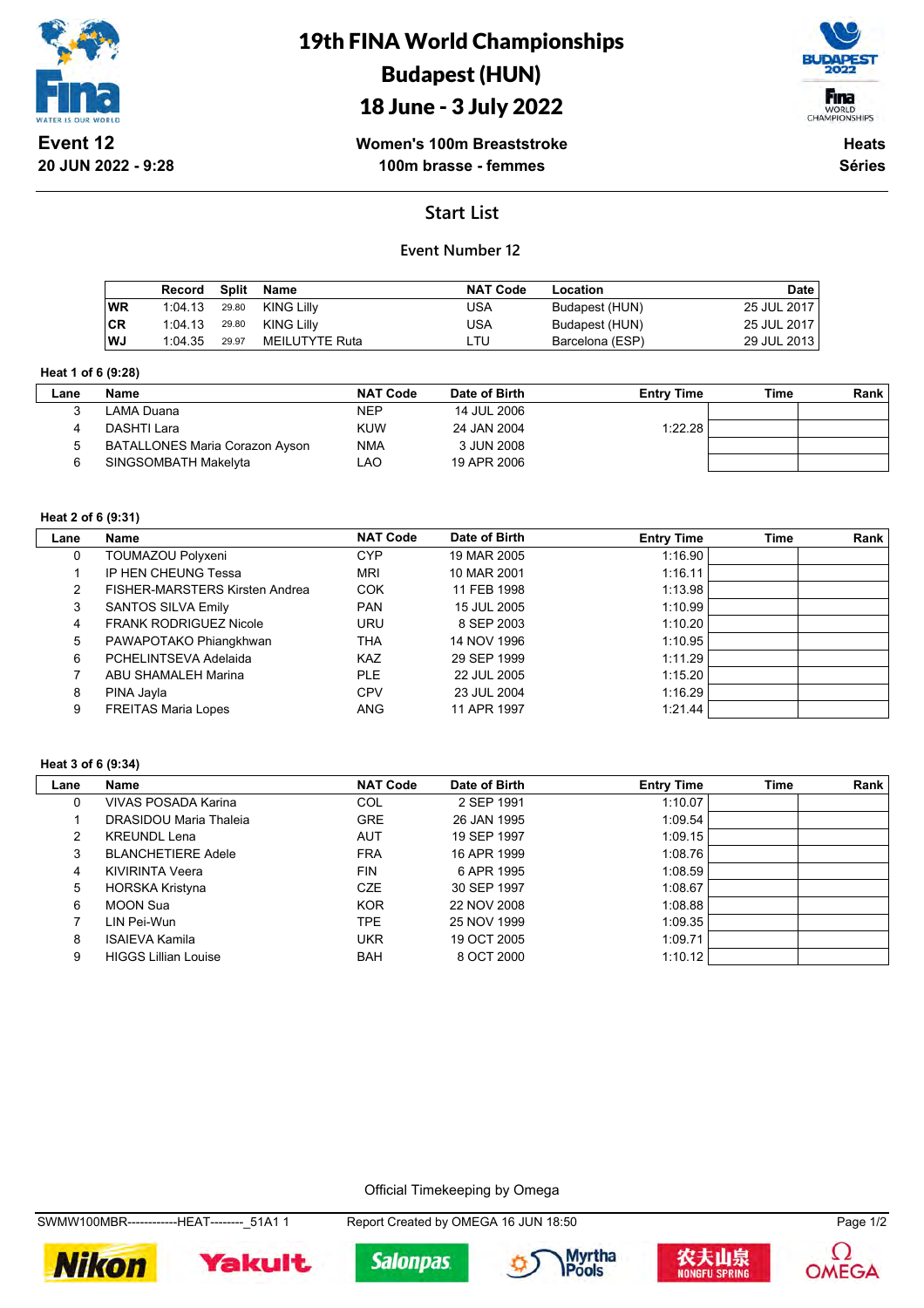# 19th FINA World Championships

## Budapest (HUN)

## 18 June - 3 July 2022

**Event 12**
**20 JUN 2022 - 9:28**

**Women's 100m Breaststroke**
**100m brasse - femmes**

**Heats**
**Séries**

## Start List

### Event Number 12

| | Record | Split | Name | NAT Code | Location | Date |
|---|---|---|---|---|---|---|
| WR | 1:04.13 | 29.80 | KING Lilly | USA | Budapest (HUN) | 25 JUL 2017 |
| CR | 1:04.13 | 29.80 | KING Lilly | USA | Budapest (HUN) | 25 JUL 2017 |
| WJ | 1:04.35 | 29.97 | MEILUTYTE Ruta | LTU | Barcelona (ESP) | 29 JUL 2013 |

**Heat 1 of 6 (9:28)**

| Lane | Name | NAT Code | Date of Birth | Entry Time | Time | Rank |
|---|---|---|---|---|---|---|
| 3 | LAMA Duana | NEP | 14 JUL 2006 | | | |
| 4 | DASHTI Lara | KUW | 24 JAN 2004 | 1:22.28 | | |
| 5 | BATALLONES Maria Corazon Ayson | NMA | 3 JUN 2008 | | | |
| 6 | SINGSOMBATH Makelyta | LAO | 19 APR 2006 | | | |

**Heat 2 of 6 (9:31)**

| Lane | Name | NAT Code | Date of Birth | Entry Time | Time | Rank |
|---|---|---|---|---|---|---|
| 0 | TOUMAZOU Polyxeni | CYP | 19 MAR 2005 | 1:16.90 | | |
| 1 | IP HEN CHEUNG Tessa | MRI | 10 MAR 2001 | 1:16.11 | | |
| 2 | FISHER-MARSTERS Kirsten Andrea | COK | 11 FEB 1998 | 1:13.98 | | |
| 3 | SANTOS SILVA Emily | PAN | 15 JUL 2005 | 1:10.99 | | |
| 4 | FRANK RODRIGUEZ Nicole | URU | 8 SEP 2003 | 1:10.20 | | |
| 5 | PAWAPOTAKO Phiangkhwan | THA | 14 NOV 1996 | 1:10.95 | | |
| 6 | PCHELINTSEVA Adelaida | KAZ | 29 SEP 1999 | 1:11.29 | | |
| 7 | ABU SHAMALEH Marina | PLE | 22 JUL 2005 | 1:15.20 | | |
| 8 | PINA Jayla | CPV | 23 JUL 2004 | 1:16.29 | | |
| 9 | FREITAS Maria Lopes | ANG | 11 APR 1997 | 1:21.44 | | |

**Heat 3 of 6 (9:34)**

| Lane | Name | NAT Code | Date of Birth | Entry Time | Time | Rank |
|---|---|---|---|---|---|---|
| 0 | VIVAS POSADA Karina | COL | 2 SEP 1991 | 1:10.07 | | |
| 1 | DRASIDOU Maria Thaleia | GRE | 26 JAN 1995 | 1:09.54 | | |
| 2 | KREUNDL Lena | AUT | 19 SEP 1997 | 1:09.15 | | |
| 3 | BLANCHETIERE Adele | FRA | 16 APR 1999 | 1:08.76 | | |
| 4 | KIVIRINTA Veera | FIN | 6 APR 1995 | 1:08.59 | | |
| 5 | HORSKA Kristyna | CZE | 30 SEP 1997 | 1:08.67 | | |
| 6 | MOON Sua | KOR | 22 NOV 2008 | 1:08.88 | | |
| 7 | LIN Pei-Wun | TPE | 25 NOV 1999 | 1:09.35 | | |
| 8 | ISAIEVA Kamila | UKR | 19 OCT 2005 | 1:09.71 | | |
| 9 | HIGGS Lillian Louise | BAH | 8 OCT 2000 | 1:10.12 | | |

Official Timekeeping by Omega

SWMW100MBR------------HEAT--------_51A1 1 Report Created by OMEGA 16 JUN 18:50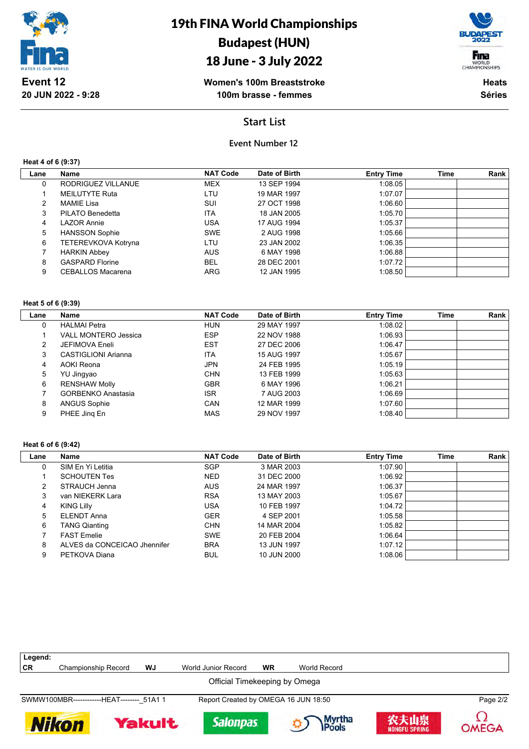# 19th FINA World Championships
## Budapest (HUN)
## 18 June - 3 July 2022

**Event 12**
**20 JUN 2022 - 9:28**

**Women's 100m Breaststroke**
**100m brasse - femmes**

**Heats**
**Séries**

## Start List

### Event Number 12

**Heat 4 of 6 (9:37)**

| Lane | Name | NAT Code | Date of Birth | Entry Time | Time | Rank |
|---|---|---|---|---|---|---|
| 0 | RODRIGUEZ VILLANUE | MEX | 13 SEP 1994 | 1:08.05 | | |
| 1 | MEILUTYTE Ruta | LTU | 19 MAR 1997 | 1:07.07 | | |
| 2 | MAMIE Lisa | SUI | 27 OCT 1998 | 1:06.60 | | |
| 3 | PILATO Benedetta | ITA | 18 JAN 2005 | 1:05.70 | | |
| 4 | LAZOR Annie | USA | 17 AUG 1994 | 1:05.37 | | |
| 5 | HANSSON Sophie | SWE | 2 AUG 1998 | 1:05.66 | | |
| 6 | TETEREVKOVA Kotryna | LTU | 23 JAN 2002 | 1:06.35 | | |
| 7 | HARKIN Abbey | AUS | 6 MAY 1998 | 1:06.88 | | |
| 8 | GASPARD Florine | BEL | 28 DEC 2001 | 1:07.72 | | |
| 9 | CEBALLOS Macarena | ARG | 12 JAN 1995 | 1:08.50 | | |

**Heat 5 of 6 (9:39)**

| Lane | Name | NAT Code | Date of Birth | Entry Time | Time | Rank |
|---|---|---|---|---|---|---|
| 0 | HALMAI Petra | HUN | 29 MAY 1997 | 1:08.02 | | |
| 1 | VALL MONTERO Jessica | ESP | 22 NOV 1988 | 1:06.93 | | |
| 2 | JEFIMOVA Eneli | EST | 27 DEC 2006 | 1:06.47 | | |
| 3 | CASTIGLIONI Arianna | ITA | 15 AUG 1997 | 1:05.67 | | |
| 4 | AOKI Reona | JPN | 24 FEB 1995 | 1:05.19 | | |
| 5 | YU Jingyao | CHN | 13 FEB 1999 | 1:05.63 | | |
| 6 | RENSHAW Molly | GBR | 6 MAY 1996 | 1:06.21 | | |
| 7 | GORBENKO Anastasia | ISR | 7 AUG 2003 | 1:06.69 | | |
| 8 | ANGUS Sophie | CAN | 12 MAR 1999 | 1:07.60 | | |
| 9 | PHEE Jinq En | MAS | 29 NOV 1997 | 1:08.40 | | |

**Heat 6 of 6 (9:42)**

| Lane | Name | NAT Code | Date of Birth | Entry Time | Time | Rank |
|---|---|---|---|---|---|---|
| 0 | SIM En Yi Letitia | SGP | 3 MAR 2003 | 1:07.90 | | |
| 1 | SCHOUTEN Tes | NED | 31 DEC 2000 | 1:06.92 | | |
| 2 | STRAUCH Jenna | AUS | 24 MAR 1997 | 1:06.37 | | |
| 3 | van NIEKERK Lara | RSA | 13 MAY 2003 | 1:05.67 | | |
| 4 | KING Lilly | USA | 10 FEB 1997 | 1:04.72 | | |
| 5 | ELENDT Anna | GER | 4 SEP 2001 | 1:05.58 | | |
| 6 | TANG Qianting | CHN | 14 MAR 2004 | 1:05.82 | | |
| 7 | FAST Emelie | SWE | 20 FEB 2004 | 1:06.64 | | |
| 8 | ALVES da CONCEICAO Jhennifer | BRA | 13 JUN 1997 | 1:07.12 | | |
| 9 | PETKOVA Diana | BUL | 10 JUN 2000 | 1:08.06 | | |

**Legend:**
**CR** Championship Record **WJ** World Junior Record **WR** World Record

Official Timekeeping by Omega

SWMW100MBR------------HEAT--------_51A1 1 Report Created by OMEGA 16 JUN 18:50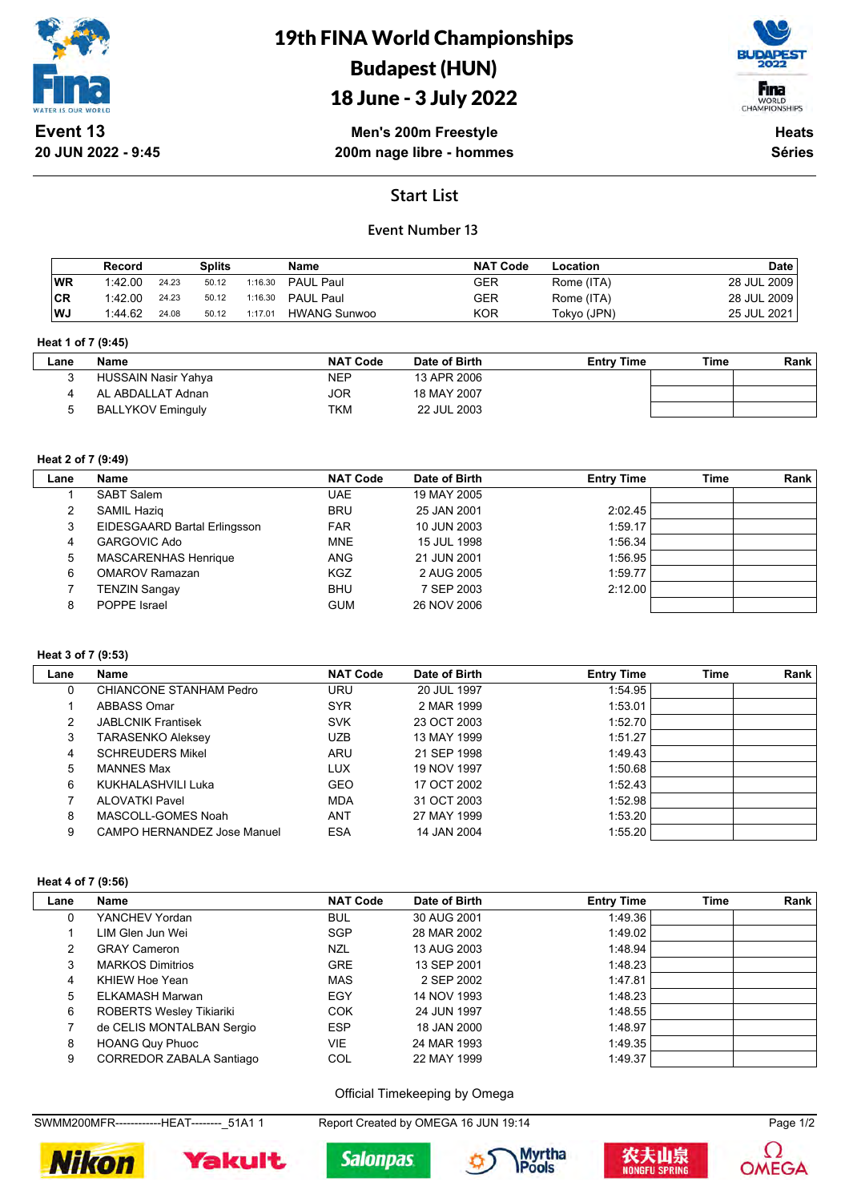# 19th FINA World Championships
# Budapest (HUN)
# 18 June - 3 July 2022

**Event 13**
**20 JUN 2022 - 9:45**

**Men's 200m Freestyle**
**200m nage libre - hommes**

**Heats**
**Séries**

## Start List

### Event Number 13

| | Record | Splits | | | Name | NAT Code | Location | Date |
|---|---|---|---|---|---|---|---|---|
| WR | 1:42.00 | 24.23 | 50.12 | 1:16.30 | PAUL Paul | GER | Rome (ITA) | 28 JUL 2009 |
| CR | 1:42.00 | 24.23 | 50.12 | 1:16.30 | PAUL Paul | GER | Rome (ITA) | 28 JUL 2009 |
| WJ | 1:44.62 | 24.08 | 50.12 | 1:17.01 | HWANG Sunwoo | KOR | Tokyo (JPN) | 25 JUL 2021 |

**Heat 1 of 7 (9:45)**

| Lane | Name | NAT Code | Date of Birth | Entry Time | Time | Rank |
|---|---|---|---|---|---|---|
| 3 | HUSSAIN Nasir Yahya | NEP | 13 APR 2006 | | | |
| 4 | AL ABDALLAT Adnan | JOR | 18 MAY 2007 | | | |
| 5 | BALLYKOV Eminguly | TKM | 22 JUL 2003 | | | |

**Heat 2 of 7 (9:49)**

| Lane | Name | NAT Code | Date of Birth | Entry Time | Time | Rank |
|---|---|---|---|---|---|---|
| 1 | SABT Salem | UAE | 19 MAY 2005 | | | |
| 2 | SAMIL Haziq | BRU | 25 JAN 2001 | 2:02.45 | | |
| 3 | EIDESGAARD Bartal Erlingsson | FAR | 10 JUN 2003 | 1:59.17 | | |
| 4 | GARGOVIC Ado | MNE | 15 JUL 1998 | 1:56.34 | | |
| 5 | MASCARENHAS Henrique | ANG | 21 JUN 2001 | 1:56.95 | | |
| 6 | OMAROV Ramazan | KGZ | 2 AUG 2005 | 1:59.77 | | |
| 7 | TENZIN Sangay | BHU | 7 SEP 2003 | 2:12.00 | | |
| 8 | POPPE Israel | GUM | 26 NOV 2006 | | | |

**Heat 3 of 7 (9:53)**

| Lane | Name | NAT Code | Date of Birth | Entry Time | Time | Rank |
|---|---|---|---|---|---|---|
| 0 | CHIANCONE STANHAM Pedro | URU | 20 JUL 1997 | 1:54.95 | | |
| 1 | ABBASS Omar | SYR | 2 MAR 1999 | 1:53.01 | | |
| 2 | JABLCNIK Frantisek | SVK | 23 OCT 2003 | 1:52.70 | | |
| 3 | TARASENKO Aleksey | UZB | 13 MAY 1999 | 1:51.27 | | |
| 4 | SCHREUDERS Mikel | ARU | 21 SEP 1998 | 1:49.43 | | |
| 5 | MANNES Max | LUX | 19 NOV 1997 | 1:50.68 | | |
| 6 | KUKHALASHVILI Luka | GEO | 17 OCT 2002 | 1:52.43 | | |
| 7 | ALOVATKI Pavel | MDA | 31 OCT 2003 | 1:52.98 | | |
| 8 | MASCOLL-GOMES Noah | ANT | 27 MAY 1999 | 1:53.20 | | |
| 9 | CAMPO HERNANDEZ Jose Manuel | ESA | 14 JAN 2004 | 1:55.20 | | |

**Heat 4 of 7 (9:56)**

| Lane | Name | NAT Code | Date of Birth | Entry Time | Time | Rank |
|---|---|---|---|---|---|---|
| 0 | YANCHEV Yordan | BUL | 30 AUG 2001 | 1:49.36 | | |
| 1 | LIM Glen Jun Wei | SGP | 28 MAR 2002 | 1:49.02 | | |
| 2 | GRAY Cameron | NZL | 13 AUG 2003 | 1:48.94 | | |
| 3 | MARKOS Dimitrios | GRE | 13 SEP 2001 | 1:48.23 | | |
| 4 | KHIEW Hoe Yean | MAS | 2 SEP 2002 | 1:47.81 | | |
| 5 | ELKAMASH Marwan | EGY | 14 NOV 1993 | 1:48.23 | | |
| 6 | ROBERTS Wesley Tikiariki | COK | 24 JUN 1997 | 1:48.55 | | |
| 7 | de CELIS MONTALBAN Sergio | ESP | 18 JAN 2000 | 1:48.97 | | |
| 8 | HOANG Quy Phuoc | VIE | 24 MAR 1993 | 1:49.35 | | |
| 9 | CORREDOR ZABALA Santiago | COL | 22 MAY 1999 | 1:49.37 | | |

Official Timekeeping by Omega

SWMM200MFR------------HEAT--------_51A1 1 Report Created by OMEGA 16 JUN 19:14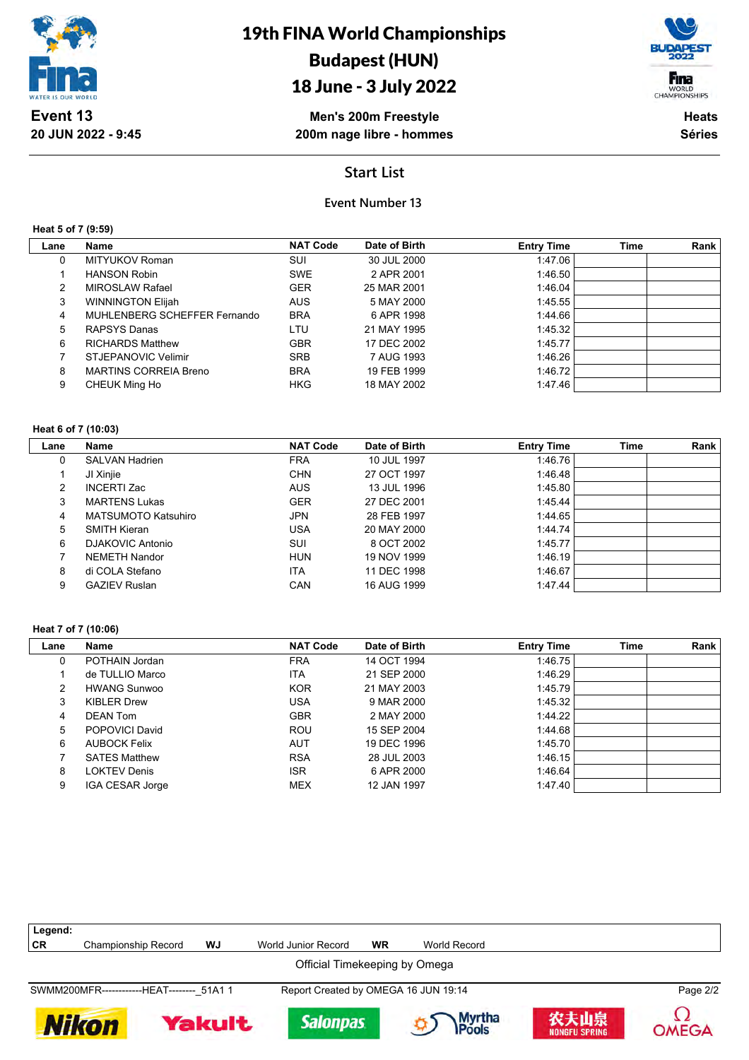# 19th FINA World Championships
## Budapest (HUN)
## 18 June - 3 July 2022

**Event 13**
**20 JUN 2022 - 9:45**

**Men's 200m Freestyle**
**200m nage libre - hommes**

**Heats**
**Séries**

### Start List

**Event Number 13**

**Heat 5 of 7 (9:59)**

| Lane | Name | NAT Code | Date of Birth | Entry Time | Time | Rank |
|---|---|---|---|---|---|---|
| 0 | MITYUKOV Roman | SUI | 30 JUL 2000 | 1:47.06 | | |
| 1 | HANSON Robin | SWE | 2 APR 2001 | 1:46.50 | | |
| 2 | MIROSLAW Rafael | GER | 25 MAR 2001 | 1:46.04 | | |
| 3 | WINNINGTON Elijah | AUS | 5 MAY 2000 | 1:45.55 | | |
| 4 | MUHLENBERG SCHEFFER Fernando | BRA | 6 APR 1998 | 1:44.66 | | |
| 5 | RAPSYS Danas | LTU | 21 MAY 1995 | 1:45.32 | | |
| 6 | RICHARDS Matthew | GBR | 17 DEC 2002 | 1:45.77 | | |
| 7 | STJEPANOVIC Velimir | SRB | 7 AUG 1993 | 1:46.26 | | |
| 8 | MARTINS CORREIA Breno | BRA | 19 FEB 1999 | 1:46.72 | | |
| 9 | CHEUK Ming Ho | HKG | 18 MAY 2002 | 1:47.46 | | |

**Heat 6 of 7 (10:03)**

| Lane | Name | NAT Code | Date of Birth | Entry Time | Time | Rank |
|---|---|---|---|---|---|---|
| 0 | SALVAN Hadrien | FRA | 10 JUL 1997 | 1:46.76 | | |
| 1 | JI Xinjie | CHN | 27 OCT 1997 | 1:46.48 | | |
| 2 | INCERTI Zac | AUS | 13 JUL 1996 | 1:45.80 | | |
| 3 | MARTENS Lukas | GER | 27 DEC 2001 | 1:45.44 | | |
| 4 | MATSUMOTO Katsuhiro | JPN | 28 FEB 1997 | 1:44.65 | | |
| 5 | SMITH Kieran | USA | 20 MAY 2000 | 1:44.74 | | |
| 6 | DJAKOVIC Antonio | SUI | 8 OCT 2002 | 1:45.77 | | |
| 7 | NEMETH Nandor | HUN | 19 NOV 1999 | 1:46.19 | | |
| 8 | di COLA Stefano | ITA | 11 DEC 1998 | 1:46.67 | | |
| 9 | GAZIEV Ruslan | CAN | 16 AUG 1999 | 1:47.44 | | |

**Heat 7 of 7 (10:06)**

| Lane | Name | NAT Code | Date of Birth | Entry Time | Time | Rank |
|---|---|---|---|---|---|---|
| 0 | POTHAIN Jordan | FRA | 14 OCT 1994 | 1:46.75 | | |
| 1 | de TULLIO Marco | ITA | 21 SEP 2000 | 1:46.29 | | |
| 2 | HWANG Sunwoo | KOR | 21 MAY 2003 | 1:45.79 | | |
| 3 | KIBLER Drew | USA | 9 MAR 2000 | 1:45.32 | | |
| 4 | DEAN Tom | GBR | 2 MAY 2000 | 1:44.22 | | |
| 5 | POPOVICI David | ROU | 15 SEP 2004 | 1:44.68 | | |
| 6 | AUBOCK Felix | AUT | 19 DEC 1996 | 1:45.70 | | |
| 7 | SATES Matthew | RSA | 28 JUL 2003 | 1:46.15 | | |
| 8 | LOKTEV Denis | ISR | 6 APR 2000 | 1:46.64 | | |
| 9 | IGA CESAR Jorge | MEX | 12 JAN 1997 | 1:47.40 | | |

**Legend:**
**CR** Championship Record **WJ** World Junior Record **WR** World Record

Official Timekeeping by Omega

SWMM200MFR------------HEAT--------_51A1 1 Report Created by OMEGA 16 JUN 19:14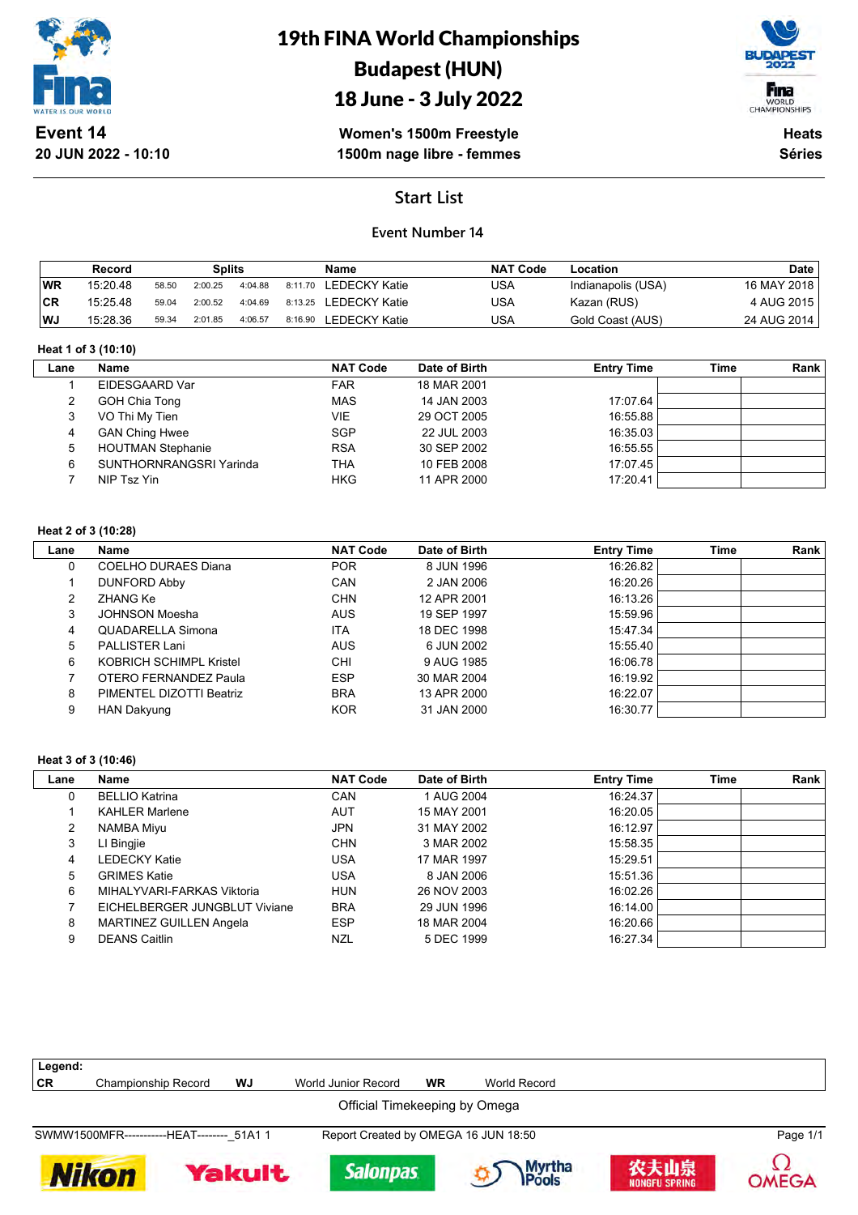# 19th FINA World Championships
# Budapest (HUN)
# 18 June - 3 July 2022

**Event 14**
**20 JUN 2022 - 10:10**

**Women's 1500m Freestyle**
**1500m nage libre - femmes**

**Heats**
**Séries**

## Start List

### Event Number 14

| | Record | Splits | | | | Name | NAT Code | Location | Date |
|---|---|---|---|---|---|---|---|---|---|
| WR | 15:20.48 | 58.50 | 2:00.25 | 4:04.88 | 8:11.70 | LEDECKY Katie | USA | Indianapolis (USA) | 16 MAY 2018 |
| CR | 15:25.48 | 59.04 | 2:00.52 | 4:04.69 | 8:13.25 | LEDECKY Katie | USA | Kazan (RUS) | 4 AUG 2015 |
| WJ | 15:28.36 | 59.34 | 2:01.85 | 4:06.57 | 8:16.90 | LEDECKY Katie | USA | Gold Coast (AUS) | 24 AUG 2014 |

**Heat 1 of 3 (10:10)**

| Lane | Name | NAT Code | Date of Birth | Entry Time | Time | Rank |
|---|---|---|---|---|---|---|
| 1 | EIDESGAARD Var | FAR | 18 MAR 2001 | | | |
| 2 | GOH Chia Tong | MAS | 14 JAN 2003 | 17:07.64 | | |
| 3 | VO Thi My Tien | VIE | 29 OCT 2005 | 16:55.88 | | |
| 4 | GAN Ching Hwee | SGP | 22 JUL 2003 | 16:35.03 | | |
| 5 | HOUTMAN Stephanie | RSA | 30 SEP 2002 | 16:55.55 | | |
| 6 | SUNTHORNRANGSRI Yarinda | THA | 10 FEB 2008 | 17:07.45 | | |
| 7 | NIP Tsz Yin | HKG | 11 APR 2000 | 17:20.41 | | |

**Heat 2 of 3 (10:28)**

| Lane | Name | NAT Code | Date of Birth | Entry Time | Time | Rank |
|---|---|---|---|---|---|---|
| 0 | COELHO DURAES Diana | POR | 8 JUN 1996 | 16:26.82 | | |
| 1 | DUNFORD Abby | CAN | 2 JAN 2006 | 16:20.26 | | |
| 2 | ZHANG Ke | CHN | 12 APR 2001 | 16:13.26 | | |
| 3 | JOHNSON Moesha | AUS | 19 SEP 1997 | 15:59.96 | | |
| 4 | QUADARELLA Simona | ITA | 18 DEC 1998 | 15:47.34 | | |
| 5 | PALLISTER Lani | AUS | 6 JUN 2002 | 15:55.40 | | |
| 6 | KOBRICH SCHIMPL Kristel | CHI | 9 AUG 1985 | 16:06.78 | | |
| 7 | OTERO FERNANDEZ Paula | ESP | 30 MAR 2004 | 16:19.92 | | |
| 8 | PIMENTEL DIZOTTI Beatriz | BRA | 13 APR 2000 | 16:22.07 | | |
| 9 | HAN Dakyung | KOR | 31 JAN 2000 | 16:30.77 | | |

**Heat 3 of 3 (10:46)**

| Lane | Name | NAT Code | Date of Birth | Entry Time | Time | Rank |
|---|---|---|---|---|---|---|
| 0 | BELLIO Katrina | CAN | 1 AUG 2004 | 16:24.37 | | |
| 1 | KAHLER Marlene | AUT | 15 MAY 2001 | 16:20.05 | | |
| 2 | NAMBA Miyu | JPN | 31 MAY 2002 | 16:12.97 | | |
| 3 | LI Bingjie | CHN | 3 MAR 2002 | 15:58.35 | | |
| 4 | LEDECKY Katie | USA | 17 MAR 1997 | 15:29.51 | | |
| 5 | GRIMES Katie | USA | 8 JAN 2006 | 15:51.36 | | |
| 6 | MIHALYVARI-FARKAS Viktoria | HUN | 26 NOV 2003 | 16:02.26 | | |
| 7 | EICHELBERGER JUNGBLUT Viviane | BRA | 29 JUN 1996 | 16:14.00 | | |
| 8 | MARTINEZ GUILLEN Angela | ESP | 18 MAR 2004 | 16:20.66 | | |
| 9 | DEANS Caitlin | NZL | 5 DEC 1999 | 16:27.34 | | |

**Legend:**
**CR** Championship Record **WJ** World Junior Record **WR** World Record

Official Timekeeping by Omega

SWMW1500MFR-----------HEAT--------_51A1 1 Report Created by OMEGA 16 JUN 18:50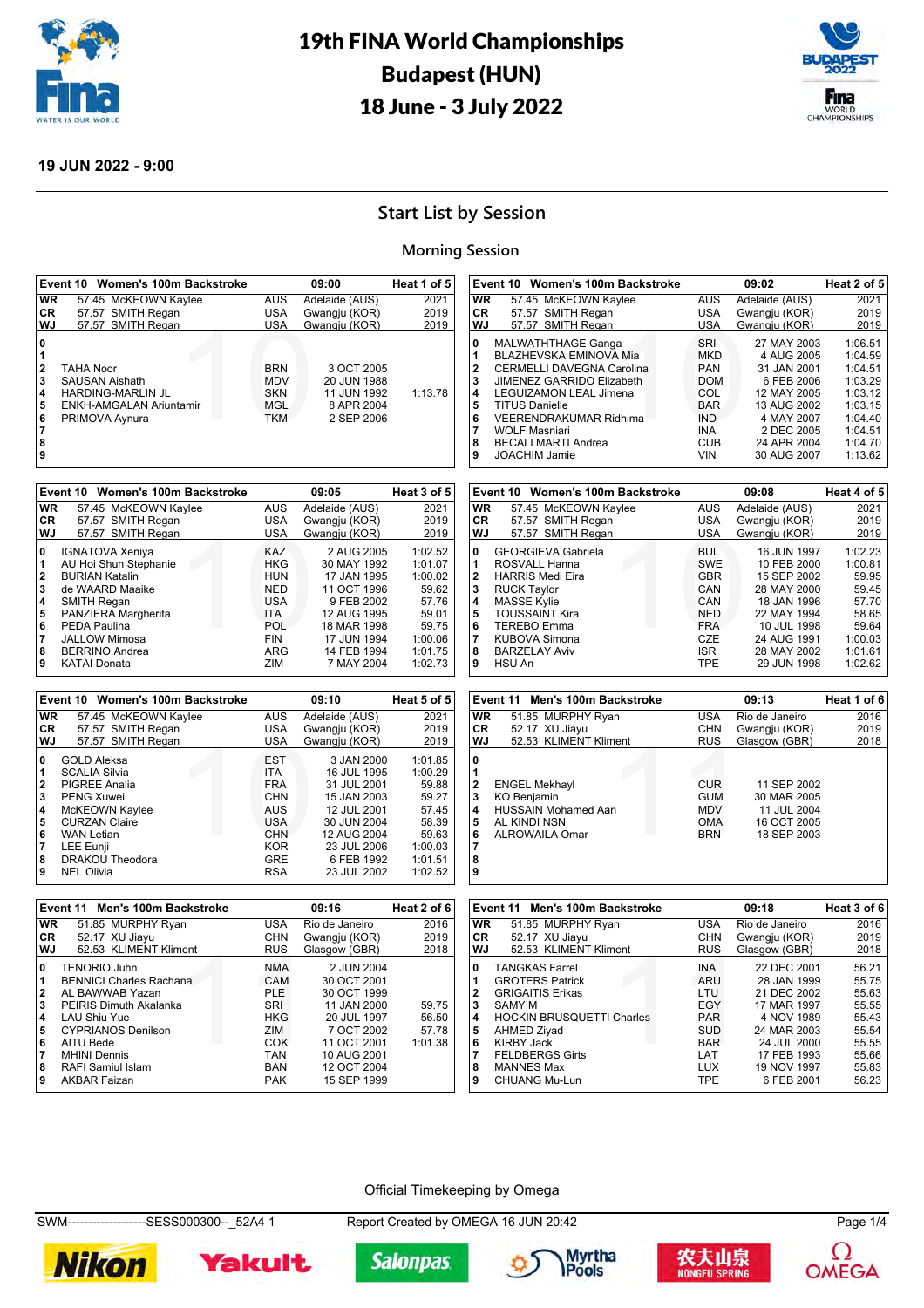# 19th FINA World Championships Budapest (HUN) 18 June - 3 July 2022

**19 JUN 2022 - 9:00**

## Start List by Session

### Morning Session

**Event 10 Women's 100m Backstroke — 09:00 — Heat 1 of 5**

| | | | | |
|---|---|---|---|---|
| WR | 57.45 McKEOWN Kaylee | AUS | Adelaide (AUS) | 2021 |
| CR | 57.57 SMITH Regan | USA | Gwangju (KOR) | 2019 |
| WJ | 57.57 SMITH Regan | USA | Gwangju (KOR) | 2019 |

| Lane | Name | NOC | Date of Birth | Entry Time |
|---|---|---|---|---|
| 0 | | | | |
| 1 | | | | |
| 2 | TAHA Noor | BRN | 3 OCT 2005 | |
| 3 | SAUSAN Aishath | MDV | 20 JUN 1988 | |
| 4 | HARDING-MARLIN JL | SKN | 11 JUN 1992 | 1:13.78 |
| 5 | ENKH-AMGALAN Ariuntamir | MGL | 8 APR 2004 | |
| 6 | PRIMOVA Aynura | TKM | 2 SEP 2006 | |
| 7 | | | | |
| 8 | | | | |
| 9 | | | | |

**Event 10 Women's 100m Backstroke — 09:02 — Heat 2 of 5**

| | | | | |
|---|---|---|---|---|
| WR | 57.45 McKEOWN Kaylee | AUS | Adelaide (AUS) | 2021 |
| CR | 57.57 SMITH Regan | USA | Gwangju (KOR) | 2019 |
| WJ | 57.57 SMITH Regan | USA | Gwangju (KOR) | 2019 |

| Lane | Name | NOC | Date of Birth | Entry Time |
|---|---|---|---|---|
| 0 | MALWATHTHAGE Ganga | SRI | 27 MAY 2003 | 1:06.51 |
| 1 | BLAZHEVSKA EMINOVA Mia | MKD | 4 AUG 2005 | 1:04.59 |
| 2 | CERMELLI DAVEGNA Carolina | PAN | 31 JAN 2001 | 1:04.51 |
| 3 | JIMENEZ GARRIDO Elizabeth | DOM | 6 FEB 2006 | 1:03.29 |
| 4 | LEGUIZAMON LEAL Jimena | COL | 12 MAY 2005 | 1:03.12 |
| 5 | TITUS Danielle | BAR | 13 AUG 2002 | 1:03.15 |
| 6 | VEERENDRAKUMAR Ridhima | IND | 4 MAY 2007 | 1:04.40 |
| 7 | WOLF Masniari | INA | 2 DEC 2005 | 1:04.51 |
| 8 | BECALI MARTI Andrea | CUB | 24 APR 2004 | 1:04.70 |
| 9 | JOACHIM Jamie | VIN | 30 AUG 2007 | 1:13.62 |

**Event 10 Women's 100m Backstroke — 09:05 — Heat 3 of 5**

| | | | | |
|---|---|---|---|---|
| WR | 57.45 McKEOWN Kaylee | AUS | Adelaide (AUS) | 2021 |
| CR | 57.57 SMITH Regan | USA | Gwangju (KOR) | 2019 |
| WJ | 57.57 SMITH Regan | USA | Gwangju (KOR) | 2019 |

| Lane | Name | NOC | Date of Birth | Entry Time |
|---|---|---|---|---|
| 0 | IGNATOVA Xeniya | KAZ | 2 AUG 2005 | 1:02.52 |
| 1 | AU Hoi Shun Stephanie | HKG | 30 MAY 1992 | 1:01.07 |
| 2 | BURIAN Katalin | HUN | 17 JAN 1995 | 1:00.02 |
| 3 | de WAARD Maaike | NED | 11 OCT 1996 | 59.62 |
| 4 | SMITH Regan | USA | 9 FEB 2002 | 57.76 |
| 5 | PANZIERA Margherita | ITA | 12 AUG 1995 | 59.01 |
| 6 | PEDA Paulina | POL | 18 MAR 1998 | 59.75 |
| 7 | JALLOW Mimosa | FIN | 17 JUN 1994 | 1:00.06 |
| 8 | BERRINO Andrea | ARG | 14 FEB 1994 | 1:01.75 |
| 9 | KATAI Donata | ZIM | 7 MAY 2004 | 1:02.73 |

**Event 10 Women's 100m Backstroke — 09:08 — Heat 4 of 5**

| | | | | |
|---|---|---|---|---|
| WR | 57.45 McKEOWN Kaylee | AUS | Adelaide (AUS) | 2021 |
| CR | 57.57 SMITH Regan | USA | Gwangju (KOR) | 2019 |
| WJ | 57.57 SMITH Regan | USA | Gwangju (KOR) | 2019 |

| Lane | Name | NOC | Date of Birth | Entry Time |
|---|---|---|---|---|
| 0 | GEORGIEVA Gabriela | BUL | 16 JUN 1997 | 1:02.23 |
| 1 | ROSVALL Hanna | SWE | 10 FEB 2000 | 1:00.81 |
| 2 | HARRIS Medi Eira | GBR | 15 SEP 2002 | 59.95 |
| 3 | RUCK Taylor | CAN | 28 MAY 2000 | 59.45 |
| 4 | MASSE Kylie | CAN | 18 JAN 1996 | 57.70 |
| 5 | TOUSSAINT Kira | NED | 22 MAY 1994 | 58.65 |
| 6 | TEREBO Emma | FRA | 10 JUL 1998 | 59.64 |
| 7 | KUBOVA Simona | CZE | 24 AUG 1991 | 1:00.03 |
| 8 | BARZELAY Aviv | ISR | 28 MAY 2002 | 1:01.61 |
| 9 | HSU An | TPE | 29 JUN 1998 | 1:02.62 |

**Event 10 Women's 100m Backstroke — 09:10 — Heat 5 of 5**

| | | | | |
|---|---|---|---|---|
| WR | 57.45 McKEOWN Kaylee | AUS | Adelaide (AUS) | 2021 |
| CR | 57.57 SMITH Regan | USA | Gwangju (KOR) | 2019 |
| WJ | 57.57 SMITH Regan | USA | Gwangju (KOR) | 2019 |

| Lane | Name | NOC | Date of Birth | Entry Time |
|---|---|---|---|---|
| 0 | GOLD Aleksa | EST | 3 JAN 2000 | 1:01.85 |
| 1 | SCALIA Silvia | ITA | 16 JUL 1995 | 1:00.29 |
| 2 | PIGREE Analia | FRA | 31 JUL 2001 | 59.88 |
| 3 | PENG Xuwei | CHN | 15 JAN 2003 | 59.27 |
| 4 | McKEOWN Kaylee | AUS | 12 JUL 2001 | 57.45 |
| 5 | CURZAN Claire | USA | 30 JUN 2004 | 58.39 |
| 6 | WAN Letian | CHN | 12 AUG 2004 | 59.63 |
| 7 | LEE Eunji | KOR | 23 JUL 2006 | 1:00.03 |
| 8 | DRAKOU Theodora | GRE | 6 FEB 1992 | 1:01.51 |
| 9 | NEL Olivia | RSA | 23 JUL 2002 | 1:02.52 |

**Event 11 Men's 100m Backstroke — 09:13 — Heat 1 of 6**

| | | | | |
|---|---|---|---|---|
| WR | 51.85 MURPHY Ryan | USA | Rio de Janeiro | 2016 |
| CR | 52.17 XU Jiayu | CHN | Gwangju (KOR) | 2019 |
| WJ | 52.53 KLIMENT Kliment | RUS | Glasgow (GBR) | 2018 |

| Lane | Name | NOC | Date of Birth | Entry Time |
|---|---|---|---|---|
| 0 | | | | |
| 1 | | | | |
| 2 | ENGEL Mekhayl | CUR | 11 SEP 2002 | |
| 3 | KO Benjamin | GUM | 30 MAR 2005 | |
| 4 | HUSSAIN Mohamed Aan | MDV | 11 JUL 2004 | |
| 5 | AL KINDI NSN | OMA | 16 OCT 2005 | |
| 6 | ALROWAILA Omar | BRN | 18 SEP 2003 | |
| 7 | | | | |
| 8 | | | | |
| 9 | | | | |

**Event 11 Men's 100m Backstroke — 09:16 — Heat 2 of 6**

| | | | | |
|---|---|---|---|---|
| WR | 51.85 MURPHY Ryan | USA | Rio de Janeiro | 2016 |
| CR | 52.17 XU Jiayu | CHN | Gwangju (KOR) | 2019 |
| WJ | 52.53 KLIMENT Kliment | RUS | Glasgow (GBR) | 2018 |

| Lane | Name | NOC | Date of Birth | Entry Time |
|---|---|---|---|---|
| 0 | TENORIO Juhn | NMA | 2 JUN 2004 | |
| 1 | BENNICI Charles Rachana | CAM | 30 OCT 2001 | |
| 2 | AL BAWWAB Yazan | PLE | 30 OCT 1999 | |
| 3 | PEIRIS Dinuth Akalanka | SRI | 11 JAN 2000 | 59.75 |
| 4 | LAU Shiu Yue | HKG | 20 JUL 1997 | 56.50 |
| 5 | CYPRIANOS Denilson | ZIM | 7 OCT 2002 | 57.78 |
| 6 | AITU Bede | COK | 11 OCT 2001 | 1:01.38 |
| 7 | MHINI Dennis | TAN | 10 AUG 2001 | |
| 8 | RAFI Samiul Islam | BAN | 12 OCT 2004 | |
| 9 | AKBAR Faizan | PAK | 15 SEP 1999 | |

**Event 11 Men's 100m Backstroke — 09:18 — Heat 3 of 6**

| | | | | |
|---|---|---|---|---|
| WR | 51.85 MURPHY Ryan | USA | Rio de Janeiro | 2016 |
| CR | 52.17 XU Jiayu | CHN | Gwangju (KOR) | 2019 |
| WJ | 52.53 KLIMENT Kliment | RUS | Glasgow (GBR) | 2018 |

| Lane | Name | NOC | Date of Birth | Entry Time |
|---|---|---|---|---|
| 0 | TANGKAS Farrel | INA | 22 DEC 2001 | 56.21 |
| 1 | GROTERS Patrick | ARU | 28 JAN 1999 | 55.75 |
| 2 | GRIGAITIS Erikas | LTU | 21 DEC 2002 | 55.63 |
| 3 | SAMY M | EGY | 17 MAR 1997 | 55.55 |
| 4 | HOCKIN BRUSQUETTI Charles | PAR | 4 NOV 1989 | 55.43 |
| 5 | AHMED Ziyad | SUD | 24 MAR 2003 | 55.54 |
| 6 | KIRBY Jack | BAR | 24 JUL 2000 | 55.55 |
| 7 | FELDBERGS Girts | LAT | 17 FEB 1993 | 55.66 |
| 8 | MANNES Max | LUX | 19 NOV 1997 | 55.83 |
| 9 | CHUANG Mu-Lun | TPE | 6 FEB 2001 | 56.23 |

Official Timekeeping by Omega

SWM-------------------SESS000300--_52A4 1 — Report Created by OMEGA 16 JUN 20:42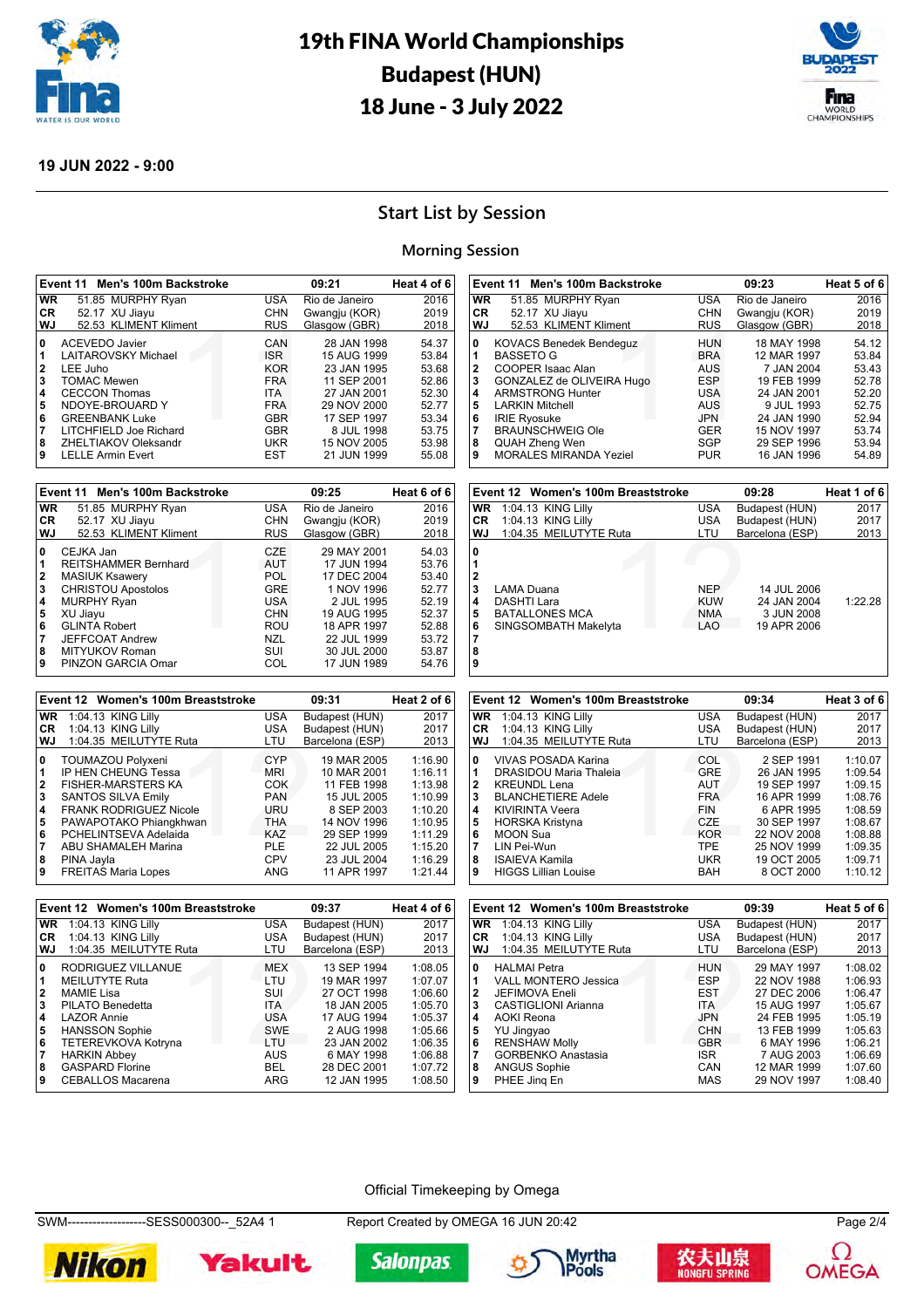# 19th FINA World Championships
# Budapest (HUN)
# 18 June - 3 July 2022

**19 JUN 2022 - 9:00**

## Start List by Session

### Morning Session

**Event 11 Men's 100m Backstroke — 09:21 — Heat 4 of 6**

| | | | | | |
|---|---|---|---|---|---|
| WR | 51.85 MURPHY Ryan | USA | Rio de Janeiro | 2016 | |
| CR | 52.17 XU Jiayu | CHN | Gwangju (KOR) | 2019 | |
| WJ | 52.53 KLIMENT Kliment | RUS | Glasgow (GBR) | 2018 | |
| 0 | ACEVEDO Javier | CAN | 28 JAN 1998 | | 54.37 |
| 1 | LAITAROVSKY Michael | ISR | 15 AUG 1999 | | 53.84 |
| 2 | LEE Juho | KOR | 23 JAN 1995 | | 53.68 |
| 3 | TOMAC Mewen | FRA | 11 SEP 2001 | | 52.86 |
| 4 | CECCON Thomas | ITA | 27 JAN 2001 | | 52.30 |
| 5 | NDOYE-BROUARD Y | FRA | 29 NOV 2000 | | 52.77 |
| 6 | GREENBANK Luke | GBR | 17 SEP 1997 | | 53.34 |
| 7 | LITCHFIELD Joe Richard | GBR | 8 JUL 1998 | | 53.75 |
| 8 | ZHELTIAKOV Oleksandr | UKR | 15 NOV 2005 | | 53.98 |
| 9 | LELLE Armin Evert | EST | 21 JUN 1999 | | 55.08 |

**Event 11 Men's 100m Backstroke — 09:23 — Heat 5 of 6**

| | | | | | |
|---|---|---|---|---|---|
| WR | 51.85 MURPHY Ryan | USA | Rio de Janeiro | 2016 | |
| CR | 52.17 XU Jiayu | CHN | Gwangju (KOR) | 2019 | |
| WJ | 52.53 KLIMENT Kliment | RUS | Glasgow (GBR) | 2018 | |
| 0 | KOVACS Benedek Bendeguz | HUN | 18 MAY 1998 | | 54.12 |
| 1 | BASSETO G | BRA | 12 MAR 1997 | | 53.84 |
| 2 | COOPER Isaac Alan | AUS | 7 JAN 2004 | | 53.43 |
| 3 | GONZALEZ de OLIVEIRA Hugo | ESP | 19 FEB 1999 | | 52.78 |
| 4 | ARMSTRONG Hunter | USA | 24 JAN 2001 | | 52.20 |
| 5 | LARKIN Mitchell | AUS | 9 JUL 1993 | | 52.75 |
| 6 | IRIE Ryosuke | JPN | 24 JAN 1990 | | 52.94 |
| 7 | BRAUNSCHWEIG Ole | GER | 15 NOV 1997 | | 53.74 |
| 8 | QUAH Zheng Wen | SGP | 29 SEP 1996 | | 53.94 |
| 9 | MORALES MIRANDA Yeziel | PUR | 16 JAN 1996 | | 54.89 |

**Event 11 Men's 100m Backstroke — 09:25 — Heat 6 of 6**

| | | | | | |
|---|---|---|---|---|---|
| WR | 51.85 MURPHY Ryan | USA | Rio de Janeiro | 2016 | |
| CR | 52.17 XU Jiayu | CHN | Gwangju (KOR) | 2019 | |
| WJ | 52.53 KLIMENT Kliment | RUS | Glasgow (GBR) | 2018 | |
| 0 | CEJKA Jan | CZE | 29 MAY 2001 | | 54.03 |
| 1 | REITSHAMMER Bernhard | AUT | 17 JUN 1994 | | 53.76 |
| 2 | MASIUK Ksawery | POL | 17 DEC 2004 | | 53.40 |
| 3 | CHRISTOU Apostolos | GRE | 1 NOV 1996 | | 52.77 |
| 4 | MURPHY Ryan | USA | 2 JUL 1995 | | 52.19 |
| 5 | XU Jiayu | CHN | 19 AUG 1995 | | 52.37 |
| 6 | GLINTA Robert | ROU | 18 APR 1997 | | 52.88 |
| 7 | JEFFCOAT Andrew | NZL | 22 JUL 1999 | | 53.72 |
| 8 | MITYUKOV Roman | SUI | 30 JUL 2000 | | 53.87 |
| 9 | PINZON GARCIA Omar | COL | 17 JUN 1989 | | 54.76 |

**Event 12 Women's 100m Breaststroke — 09:28 — Heat 1 of 6**

| | | | | | |
|---|---|---|---|---|---|
| WR | 1:04.13 KING Lilly | USA | Budapest (HUN) | 2017 | |
| CR | 1:04.13 KING Lilly | USA | Budapest (HUN) | 2017 | |
| WJ | 1:04.35 MEILUTYTE Ruta | LTU | Barcelona (ESP) | 2013 | |
| 0 | | | | | |
| 1 | | | | | |
| 2 | | | | | |
| 3 | LAMA Duana | NEP | 14 JUL 2006 | | |
| 4 | DASHTI Lara | KUW | 24 JAN 2004 | | 1:22.28 |
| 5 | BATALLONES MCA | NMA | 3 JUN 2008 | | |
| 6 | SINGSOMBATH Makelyta | LAO | 19 APR 2006 | | |
| 7 | | | | | |
| 8 | | | | | |
| 9 | | | | | |

**Event 12 Women's 100m Breaststroke — 09:31 — Heat 2 of 6**

| | | | | | |
|---|---|---|---|---|---|
| WR | 1:04.13 KING Lilly | USA | Budapest (HUN) | 2017 | |
| CR | 1:04.13 KING Lilly | USA | Budapest (HUN) | 2017 | |
| WJ | 1:04.35 MEILUTYTE Ruta | LTU | Barcelona (ESP) | 2013 | |
| 0 | TOUMAZOU Polyxeni | CYP | 19 MAR 2005 | | 1:16.90 |
| 1 | IP HEN CHEUNG Tessa | MRI | 10 MAR 2001 | | 1:16.11 |
| 2 | FISHER-MARSTERS KA | COK | 11 FEB 1998 | | 1:13.98 |
| 3 | SANTOS SILVA Emily | PAN | 15 JUL 2005 | | 1:10.99 |
| 4 | FRANK RODRIGUEZ Nicole | URU | 8 SEP 2003 | | 1:10.20 |
| 5 | PAWAPOTAKO Phiangkhwan | THA | 14 NOV 1996 | | 1:10.95 |
| 6 | PCHELINTSEVA Adelaida | KAZ | 29 SEP 1999 | | 1:11.29 |
| 7 | ABU SHAMALEH Marina | PLE | 22 JUL 2005 | | 1:15.20 |
| 8 | PINA Jayla | CPV | 23 JUL 2004 | | 1:16.29 |
| 9 | FREITAS Maria Lopes | ANG | 11 APR 1997 | | 1:21.44 |

**Event 12 Women's 100m Breaststroke — 09:34 — Heat 3 of 6**

| | | | | | |
|---|---|---|---|---|---|
| WR | 1:04.13 KING Lilly | USA | Budapest (HUN) | 2017 | |
| CR | 1:04.13 KING Lilly | USA | Budapest (HUN) | 2017 | |
| WJ | 1:04.35 MEILUTYTE Ruta | LTU | Barcelona (ESP) | 2013 | |
| 0 | VIVAS POSADA Karina | COL | 2 SEP 1991 | | 1:10.07 |
| 1 | DRASIDOU Maria Thaleia | GRE | 26 JAN 1995 | | 1:09.54 |
| 2 | KREUNDL Lena | AUT | 19 SEP 1997 | | 1:09.15 |
| 3 | BLANCHETIERE Adele | FRA | 16 APR 1999 | | 1:08.76 |
| 4 | KIVIRINTA Veera | FIN | 6 APR 1995 | | 1:08.59 |
| 5 | HORSKA Kristyna | CZE | 30 SEP 1997 | | 1:08.67 |
| 6 | MOON Sua | KOR | 22 NOV 2008 | | 1:08.88 |
| 7 | LIN Pei-Wun | TPE | 25 NOV 1999 | | 1:09.35 |
| 8 | ISAIEVA Kamila | UKR | 19 OCT 2005 | | 1:09.71 |
| 9 | HIGGS Lillian Louise | BAH | 8 OCT 2000 | | 1:10.12 |

**Event 12 Women's 100m Breaststroke — 09:37 — Heat 4 of 6**

| | | | | | |
|---|---|---|---|---|---|
| WR | 1:04.13 KING Lilly | USA | Budapest (HUN) | 2017 | |
| CR | 1:04.13 KING Lilly | USA | Budapest (HUN) | 2017 | |
| WJ | 1:04.35 MEILUTYTE Ruta | LTU | Barcelona (ESP) | 2013 | |
| 0 | RODRIGUEZ VILLANUE | MEX | 13 SEP 1994 | | 1:08.05 |
| 1 | MEILUTYTE Ruta | LTU | 19 MAR 1997 | | 1:07.07 |
| 2 | MAMIE Lisa | SUI | 27 OCT 1998 | | 1:06.60 |
| 3 | PILATO Benedetta | ITA | 18 JAN 2005 | | 1:05.70 |
| 4 | LAZOR Annie | USA | 17 AUG 1994 | | 1:05.37 |
| 5 | HANSSON Sophie | SWE | 2 AUG 1998 | | 1:05.66 |
| 6 | TETEREVKOVA Kotryna | LTU | 23 JAN 2002 | | 1:06.35 |
| 7 | HARKIN Abbey | AUS | 6 MAY 1998 | | 1:06.88 |
| 8 | GASPARD Florine | BEL | 28 DEC 2001 | | 1:07.72 |
| 9 | CEBALLOS Macarena | ARG | 12 JAN 1995 | | 1:08.50 |

**Event 12 Women's 100m Breaststroke — 09:39 — Heat 5 of 6**

| | | | | | |
|---|---|---|---|---|---|
| WR | 1:04.13 KING Lilly | USA | Budapest (HUN) | 2017 | |
| CR | 1:04.13 KING Lilly | USA | Budapest (HUN) | 2017 | |
| WJ | 1:04.35 MEILUTYTE Ruta | LTU | Barcelona (ESP) | 2013 | |
| 0 | HALMAI Petra | HUN | 29 MAY 1997 | | 1:08.02 |
| 1 | VALL MONTERO Jessica | ESP | 22 NOV 1988 | | 1:06.93 |
| 2 | JEFIMOVA Eneli | EST | 27 DEC 2006 | | 1:06.47 |
| 3 | CASTIGLIONI Arianna | ITA | 15 AUG 1997 | | 1:05.67 |
| 4 | AOKI Reona | JPN | 24 FEB 1995 | | 1:05.19 |
| 5 | YU Jingyao | CHN | 13 FEB 1999 | | 1:05.63 |
| 6 | RENSHAW Molly | GBR | 6 MAY 1996 | | 1:06.21 |
| 7 | GORBENKO Anastasia | ISR | 7 AUG 2003 | | 1:06.69 |
| 8 | ANGUS Sophie | CAN | 12 MAR 1999 | | 1:07.60 |
| 9 | PHEE Jinq En | MAS | 29 NOV 1997 | | 1:08.40 |

Official Timekeeping by Omega

SWM-------------------SESS000300--_52A4 1 — Report Created by OMEGA 16 JUN 20:42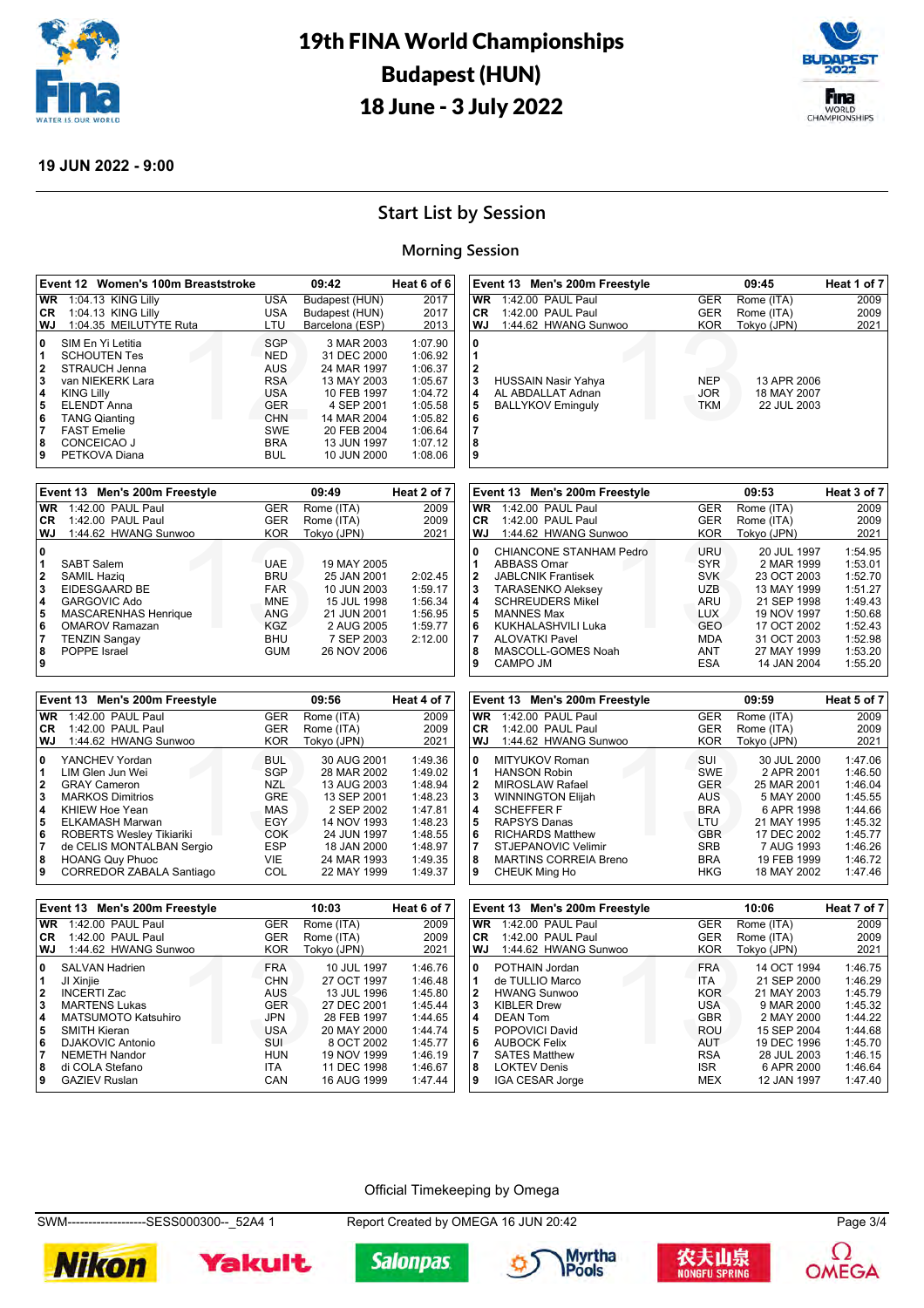# 19th FINA World Championships
# Budapest (HUN)
# 18 June - 3 July 2022

**19 JUN 2022 - 9:00**

## Start List by Session

### Morning Session

**Event 12 Women's 100m Breaststroke — 09:42 — Heat 6 of 6**

| | | | | |
|---|---|---|---|---|
| WR | 1:04.13 KING Lilly | USA | Budapest (HUN) | 2017 |
| CR | 1:04.13 KING Lilly | USA | Budapest (HUN) | 2017 |
| WJ | 1:04.35 MEILUTYTE Ruta | LTU | Barcelona (ESP) | 2013 |

| Lane | Name | NOC | Birth date | Entry time |
|---|---|---|---|---|
| 0 | SIM En Yi Letitia | SGP | 3 MAR 2003 | 1:07.90 |
| 1 | SCHOUTEN Tes | NED | 31 DEC 2000 | 1:06.92 |
| 2 | STRAUCH Jenna | AUS | 24 MAR 1997 | 1:06.37 |
| 3 | van NIEKERK Lara | RSA | 13 MAY 2003 | 1:05.67 |
| 4 | KING Lilly | USA | 10 FEB 1997 | 1:04.72 |
| 5 | ELENDT Anna | GER | 4 SEP 2001 | 1:05.58 |
| 6 | TANG Qianting | CHN | 14 MAR 2004 | 1:05.82 |
| 7 | FAST Emelie | SWE | 20 FEB 2004 | 1:06.64 |
| 8 | CONCEICAO J | BRA | 13 JUN 1997 | 1:07.12 |
| 9 | PETKOVA Diana | BUL | 10 JUN 2000 | 1:08.06 |

**Event 13 Men's 200m Freestyle — 09:45 — Heat 1 of 7**

| | | | | |
|---|---|---|---|---|
| WR | 1:42.00 PAUL Paul | GER | Rome (ITA) | 2009 |
| CR | 1:42.00 PAUL Paul | GER | Rome (ITA) | 2009 |
| WJ | 1:44.62 HWANG Sunwoo | KOR | Tokyo (JPN) | 2021 |

| Lane | Name | NOC | Birth date | Entry time |
|---|---|---|---|---|
| 0 | | | | |
| 1 | | | | |
| 2 | | | | |
| 3 | HUSSAIN Nasir Yahya | NEP | 13 APR 2006 | |
| 4 | AL ABDALLAT Adnan | JOR | 18 MAY 2007 | |
| 5 | BALLYKOV Eminguly | TKM | 22 JUL 2003 | |
| 6 | | | | |
| 7 | | | | |
| 8 | | | | |
| 9 | | | | |

**Event 13 Men's 200m Freestyle — 09:49 — Heat 2 of 7**

| | | | | |
|---|---|---|---|---|
| WR | 1:42.00 PAUL Paul | GER | Rome (ITA) | 2009 |
| CR | 1:42.00 PAUL Paul | GER | Rome (ITA) | 2009 |
| WJ | 1:44.62 HWANG Sunwoo | KOR | Tokyo (JPN) | 2021 |

| Lane | Name | NOC | Birth date | Entry time |
|---|---|---|---|---|
| 0 | | | | |
| 1 | SABT Salem | UAE | 19 MAY 2005 | |
| 2 | SAMIL Haziq | BRU | 25 JAN 2001 | 2:02.45 |
| 3 | EIDESGAARD BE | FAR | 10 JUN 2003 | 1:59.17 |
| 4 | GARGOVIC Ado | MNE | 15 JUL 1998 | 1:56.34 |
| 5 | MASCARENHAS Henrique | ANG | 21 JUN 2001 | 1:56.95 |
| 6 | OMAROV Ramazan | KGZ | 2 AUG 2005 | 1:59.77 |
| 7 | TENZIN Sangay | BHU | 7 SEP 2003 | 2:12.00 |
| 8 | POPPE Israel | GUM | 26 NOV 2006 | |
| 9 | | | | |

**Event 13 Men's 200m Freestyle — 09:53 — Heat 3 of 7**

| | | | | |
|---|---|---|---|---|
| WR | 1:42.00 PAUL Paul | GER | Rome (ITA) | 2009 |
| CR | 1:42.00 PAUL Paul | GER | Rome (ITA) | 2009 |
| WJ | 1:44.62 HWANG Sunwoo | KOR | Tokyo (JPN) | 2021 |

| Lane | Name | NOC | Birth date | Entry time |
|---|---|---|---|---|
| 0 | CHIANCONE STANHAM Pedro | URU | 20 JUL 1997 | 1:54.95 |
| 1 | ABBASS Omar | SYR | 2 MAR 1999 | 1:53.01 |
| 2 | JABLCNIK Frantisek | SVK | 23 OCT 2003 | 1:52.70 |
| 3 | TARASENKO Aleksey | UZB | 13 MAY 1999 | 1:51.27 |
| 4 | SCHREUDERS Mikel | ARU | 21 SEP 1998 | 1:49.43 |
| 5 | MANNES Max | LUX | 19 NOV 1997 | 1:50.68 |
| 6 | KUKHALASHVILI Luka | GEO | 17 OCT 2002 | 1:52.43 |
| 7 | ALOVATKI Pavel | MDA | 31 OCT 2003 | 1:52.98 |
| 8 | MASCOLL-GOMES Noah | ANT | 27 MAY 1999 | 1:53.20 |
| 9 | CAMPO JM | ESA | 14 JAN 2004 | 1:55.20 |

**Event 13 Men's 200m Freestyle — 09:56 — Heat 4 of 7**

| | | | | |
|---|---|---|---|---|
| WR | 1:42.00 PAUL Paul | GER | Rome (ITA) | 2009 |
| CR | 1:42.00 PAUL Paul | GER | Rome (ITA) | 2009 |
| WJ | 1:44.62 HWANG Sunwoo | KOR | Tokyo (JPN) | 2021 |

| Lane | Name | NOC | Birth date | Entry time |
|---|---|---|---|---|
| 0 | YANCHEV Yordan | BUL | 30 AUG 2001 | 1:49.36 |
| 1 | LIM Glen Jun Wei | SGP | 28 MAR 2002 | 1:49.02 |
| 2 | GRAY Cameron | NZL | 13 AUG 2003 | 1:48.94 |
| 3 | MARKOS Dimitrios | GRE | 13 SEP 2001 | 1:48.23 |
| 4 | KHIEW Hoe Yean | MAS | 2 SEP 2002 | 1:47.81 |
| 5 | ELKAMASH Marwan | EGY | 14 NOV 1993 | 1:48.23 |
| 6 | ROBERTS Wesley Tikiariki | COK | 24 JUN 1997 | 1:48.55 |
| 7 | de CELIS MONTALBAN Sergio | ESP | 18 JAN 2000 | 1:48.97 |
| 8 | HOANG Quy Phuoc | VIE | 24 MAR 1993 | 1:49.35 |
| 9 | CORREDOR ZABALA Santiago | COL | 22 MAY 1999 | 1:49.37 |

**Event 13 Men's 200m Freestyle — 09:59 — Heat 5 of 7**

| | | | | |
|---|---|---|---|---|
| WR | 1:42.00 PAUL Paul | GER | Rome (ITA) | 2009 |
| CR | 1:42.00 PAUL Paul | GER | Rome (ITA) | 2009 |
| WJ | 1:44.62 HWANG Sunwoo | KOR | Tokyo (JPN) | 2021 |

| Lane | Name | NOC | Birth date | Entry time |
|---|---|---|---|---|
| 0 | MITYUKOV Roman | SUI | 30 JUL 2000 | 1:47.06 |
| 1 | HANSON Robin | SWE | 2 APR 2001 | 1:46.50 |
| 2 | MIROSLAW Rafael | GER | 25 MAR 2001 | 1:46.04 |
| 3 | WINNINGTON Elijah | AUS | 5 MAY 2000 | 1:45.55 |
| 4 | SCHEFFER F | BRA | 6 APR 1998 | 1:44.66 |
| 5 | RAPSYS Danas | LTU | 21 MAY 1995 | 1:45.32 |
| 6 | RICHARDS Matthew | GBR | 17 DEC 2002 | 1:45.77 |
| 7 | STJEPANOVIC Velimir | SRB | 7 AUG 1993 | 1:46.26 |
| 8 | MARTINS CORREIA Breno | BRA | 19 FEB 1999 | 1:46.72 |
| 9 | CHEUK Ming Ho | HKG | 18 MAY 2002 | 1:47.46 |

**Event 13 Men's 200m Freestyle — 10:03 — Heat 6 of 7**

| | | | | |
|---|---|---|---|---|
| WR | 1:42.00 PAUL Paul | GER | Rome (ITA) | 2009 |
| CR | 1:42.00 PAUL Paul | GER | Rome (ITA) | 2009 |
| WJ | 1:44.62 HWANG Sunwoo | KOR | Tokyo (JPN) | 2021 |

| Lane | Name | NOC | Birth date | Entry time |
|---|---|---|---|---|
| 0 | SALVAN Hadrien | FRA | 10 JUL 1997 | 1:46.76 |
| 1 | JI Xinjie | CHN | 27 OCT 1997 | 1:46.48 |
| 2 | INCERTI Zac | AUS | 13 JUL 1996 | 1:45.80 |
| 3 | MARTENS Lukas | GER | 27 DEC 2001 | 1:45.44 |
| 4 | MATSUMOTO Katsuhiro | JPN | 28 FEB 1997 | 1:44.65 |
| 5 | SMITH Kieran | USA | 20 MAY 2000 | 1:44.74 |
| 6 | DJAKOVIC Antonio | SUI | 8 OCT 2002 | 1:45.77 |
| 7 | NEMETH Nandor | HUN | 19 NOV 1999 | 1:46.19 |
| 8 | di COLA Stefano | ITA | 11 DEC 1998 | 1:46.67 |
| 9 | GAZIEV Ruslan | CAN | 16 AUG 1999 | 1:47.44 |

**Event 13 Men's 200m Freestyle — 10:06 — Heat 7 of 7**

| | | | | |
|---|---|---|---|---|
| WR | 1:42.00 PAUL Paul | GER | Rome (ITA) | 2009 |
| CR | 1:42.00 PAUL Paul | GER | Rome (ITA) | 2009 |
| WJ | 1:44.62 HWANG Sunwoo | KOR | Tokyo (JPN) | 2021 |

| Lane | Name | NOC | Birth date | Entry time |
|---|---|---|---|---|
| 0 | POTHAIN Jordan | FRA | 14 OCT 1994 | 1:46.75 |
| 1 | de TULLIO Marco | ITA | 21 SEP 2000 | 1:46.29 |
| 2 | HWANG Sunwoo | KOR | 21 MAY 2003 | 1:45.79 |
| 3 | KIBLER Drew | USA | 9 MAR 2000 | 1:45.32 |
| 4 | DEAN Tom | GBR | 2 MAY 2000 | 1:44.22 |
| 5 | POPOVICI David | ROU | 15 SEP 2004 | 1:44.68 |
| 6 | AUBOCK Felix | AUT | 19 DEC 1996 | 1:45.70 |
| 7 | SATES Matthew | RSA | 28 JUL 2003 | 1:46.15 |
| 8 | LOKTEV Denis | ISR | 6 APR 2000 | 1:46.64 |
| 9 | IGA CESAR Jorge | MEX | 12 JAN 1997 | 1:47.40 |

Official Timekeeping by Omega

SWM-------------------SESS000300--_52A4 1 Report Created by OMEGA 16 JUN 20:42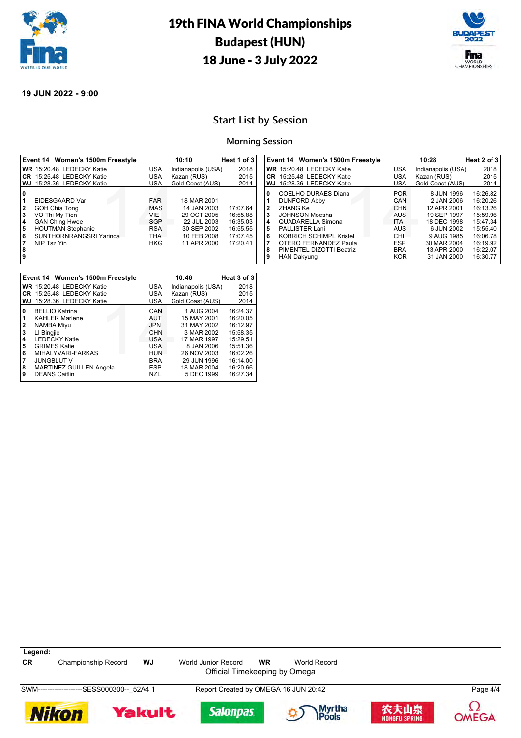# 19th FINA World Championships
# Budapest (HUN)
# 18 June - 3 July 2022

**19 JUN 2022 - 9:00**

## Start List by Session

### Morning Session

| Event 14 Women's 1500m Freestyle | | 10:10 | | Heat 1 of 3 |
|---|---|---|---|---|
| **WR** 15:20.48 LEDECKY Katie | USA | Indianapolis (USA) | | 2018 |
| **CR** 15:25.48 LEDECKY Katie | USA | Kazan (RUS) | | 2015 |
| **WJ** 15:28.36 LEDECKY Katie | USA | Gold Coast (AUS) | | 2014 |
| **0** | | | | |
| **1** EIDESGAARD Var | FAR | 18 MAR 2001 | | |
| **2** GOH Chia Tong | MAS | 14 JAN 2003 | 17:07.64 | |
| **3** VO Thi My Tien | VIE | 29 OCT 2005 | 16:55.88 | |
| **4** GAN Ching Hwee | SGP | 22 JUL 2003 | 16:35.03 | |
| **5** HOUTMAN Stephanie | RSA | 30 SEP 2002 | 16:55.55 | |
| **6** SUNTHORNRANGSRI Yarinda | THA | 10 FEB 2008 | 17:07.45 | |
| **7** NIP Tsz Yin | HKG | 11 APR 2000 | 17:20.41 | |
| **8** | | | | |
| **9** | | | | |

| Event 14 Women's 1500m Freestyle | | 10:28 | | Heat 2 of 3 |
|---|---|---|---|---|
| **WR** 15:20.48 LEDECKY Katie | USA | Indianapolis (USA) | | 2018 |
| **CR** 15:25.48 LEDECKY Katie | USA | Kazan (RUS) | | 2015 |
| **WJ** 15:28.36 LEDECKY Katie | USA | Gold Coast (AUS) | | 2014 |
| **0** COELHO DURAES Diana | POR | 8 JUN 1996 | 16:26.82 | |
| **1** DUNFORD Abby | CAN | 2 JAN 2006 | 16:20.26 | |
| **2** ZHANG Ke | CHN | 12 APR 2001 | 16:13.26 | |
| **3** JOHNSON Moesha | AUS | 19 SEP 1997 | 15:59.96 | |
| **4** QUADARELLA Simona | ITA | 18 DEC 1998 | 15:47.34 | |
| **5** PALLISTER Lani | AUS | 6 JUN 2002 | 15:55.40 | |
| **6** KOBRICH SCHIMPL Kristel | CHI | 9 AUG 1985 | 16:06.78 | |
| **7** OTERO FERNANDEZ Paula | ESP | 30 MAR 2004 | 16:19.92 | |
| **8** PIMENTEL DIZOTTI Beatriz | BRA | 13 APR 2000 | 16:22.07 | |
| **9** HAN Dakyung | KOR | 31 JAN 2000 | 16:30.77 | |

| Event 14 Women's 1500m Freestyle | | 10:46 | | Heat 3 of 3 |
|---|---|---|---|---|
| **WR** 15:20.48 LEDECKY Katie | USA | Indianapolis (USA) | | 2018 |
| **CR** 15:25.48 LEDECKY Katie | USA | Kazan (RUS) | | 2015 |
| **WJ** 15:28.36 LEDECKY Katie | USA | Gold Coast (AUS) | | 2014 |
| **0** BELLIO Katrina | CAN | 1 AUG 2004 | 16:24.37 | |
| **1** KAHLER Marlene | AUT | 15 MAY 2001 | 16:20.05 | |
| **2** NAMBA Miyu | JPN | 31 MAY 2002 | 16:12.97 | |
| **3** LI Bingjie | CHN | 3 MAR 2002 | 15:58.35 | |
| **4** LEDECKY Katie | USA | 17 MAR 1997 | 15:29.51 | |
| **5** GRIMES Katie | USA | 8 JAN 2006 | 15:51.36 | |
| **6** MIHALYVARI-FARKAS | HUN | 26 NOV 2003 | 16:02.26 | |
| **7** JUNGBLUT V | BRA | 29 JUN 1996 | 16:14.00 | |
| **8** MARTINEZ GUILLEN Angela | ESP | 18 MAR 2004 | 16:20.66 | |
| **9** DEANS Caitlin | NZL | 5 DEC 1999 | 16:27.34 | |

**Legend:**

| | | | | | |
|---|---|---|---|---|---|
| **CR** | Championship Record | **WJ** | World Junior Record | **WR** | World Record |

Official Timekeeping by Omega

SWM-------------------SESS000300--_52A4 1 Report Created by OMEGA 16 JUN 20:42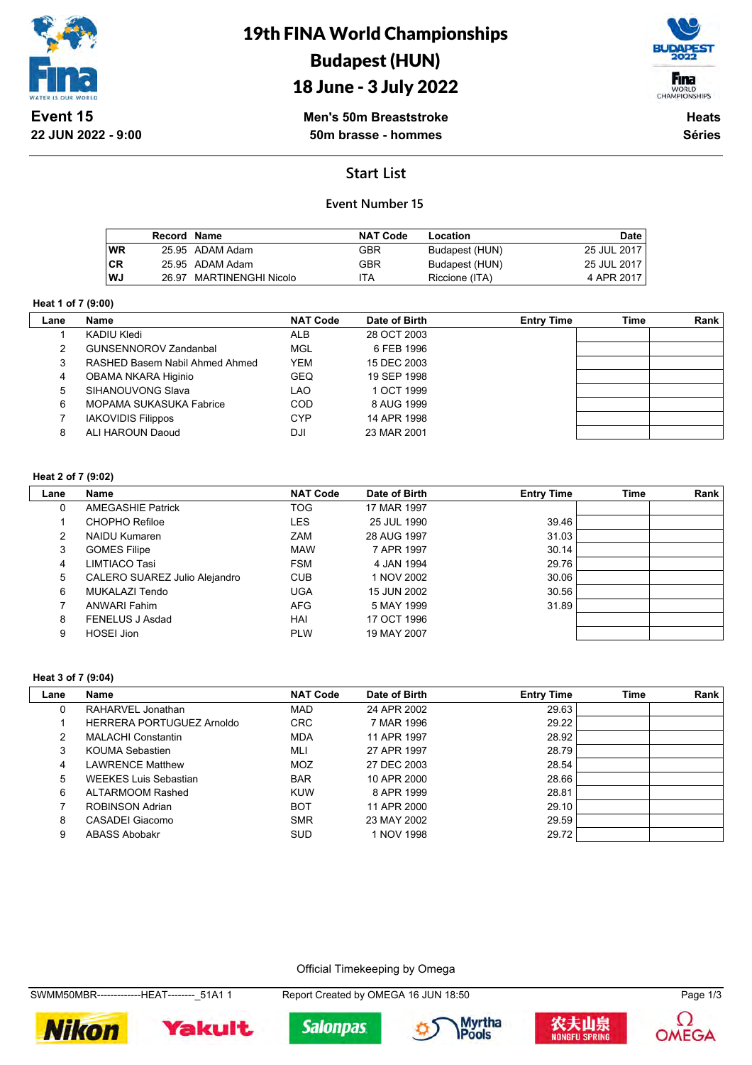# 19th FINA World Championships
# Budapest (HUN)
# 18 June - 3 July 2022

**Event 15**
**22 JUN 2022 - 9:00**

**Men's 50m Breaststroke**
**50m brasse - hommes**

**Heats**
**Séries**

## Start List

### Event Number 15

| | Record | Name | NAT Code | Location | Date |
|---|---|---|---|---|---|
| WR | 25.95 | ADAM Adam | GBR | Budapest (HUN) | 25 JUL 2017 |
| CR | 25.95 | ADAM Adam | GBR | Budapest (HUN) | 25 JUL 2017 |
| WJ | 26.97 | MARTINENGHI Nicolo | ITA | Riccione (ITA) | 4 APR 2017 |

**Heat 1 of 7 (9:00)**

| Lane | Name | NAT Code | Date of Birth | Entry Time | Time | Rank |
|---|---|---|---|---|---|---|
| 1 | KADIU Kledi | ALB | 28 OCT 2003 | | | |
| 2 | GUNSENNOROV Zandanbal | MGL | 6 FEB 1996 | | | |
| 3 | RASHED Basem Nabil Ahmed Ahmed | YEM | 15 DEC 2003 | | | |
| 4 | OBAMA NKARA Higinio | GEQ | 19 SEP 1998 | | | |
| 5 | SIHANOUVONG Slava | LAO | 1 OCT 1999 | | | |
| 6 | MOPAMA SUKASUKA Fabrice | COD | 8 AUG 1999 | | | |
| 7 | IAKOVIDIS Filippos | CYP | 14 APR 1998 | | | |
| 8 | ALI HAROUN Daoud | DJI | 23 MAR 2001 | | | |

**Heat 2 of 7 (9:02)**

| Lane | Name | NAT Code | Date of Birth | Entry Time | Time | Rank |
|---|---|---|---|---|---|---|
| 0 | AMEGASHIE Patrick | TOG | 17 MAR 1997 | | | |
| 1 | CHOPHO Refiloe | LES | 25 JUL 1990 | 39.46 | | |
| 2 | NAIDU Kumaren | ZAM | 28 AUG 1997 | 31.03 | | |
| 3 | GOMES Filipe | MAW | 7 APR 1997 | 30.14 | | |
| 4 | LIMTIACO Tasi | FSM | 4 JAN 1994 | 29.76 | | |
| 5 | CALERO SUAREZ Julio Alejandro | CUB | 1 NOV 2002 | 30.06 | | |
| 6 | MUKALAZI Tendo | UGA | 15 JUN 2002 | 30.56 | | |
| 7 | ANWARI Fahim | AFG | 5 MAY 1999 | 31.89 | | |
| 8 | FENELUS J Asdad | HAI | 17 OCT 1996 | | | |
| 9 | HOSEI Jion | PLW | 19 MAY 2007 | | | |

**Heat 3 of 7 (9:04)**

| Lane | Name | NAT Code | Date of Birth | Entry Time | Time | Rank |
|---|---|---|---|---|---|---|
| 0 | RAHARVEL Jonathan | MAD | 24 APR 2002 | 29.63 | | |
| 1 | HERRERA PORTUGUEZ Arnoldo | CRC | 7 MAR 1996 | 29.22 | | |
| 2 | MALACHI Constantin | MDA | 11 APR 1997 | 28.92 | | |
| 3 | KOUMA Sebastien | MLI | 27 APR 1997 | 28.79 | | |
| 4 | LAWRENCE Matthew | MOZ | 27 DEC 2003 | 28.54 | | |
| 5 | WEEKES Luis Sebastian | BAR | 10 APR 2000 | 28.66 | | |
| 6 | ALTARMOOM Rashed | KUW | 8 APR 1999 | 28.81 | | |
| 7 | ROBINSON Adrian | BOT | 11 APR 2000 | 29.10 | | |
| 8 | CASADEI Giacomo | SMR | 23 MAY 2002 | 29.59 | | |
| 9 | ABASS Abobakr | SUD | 1 NOV 1998 | 29.72 | | |

Official Timekeeping by Omega

SWMM50MBR-------------HEAT--------_51A1 1 Report Created by OMEGA 16 JUN 18:50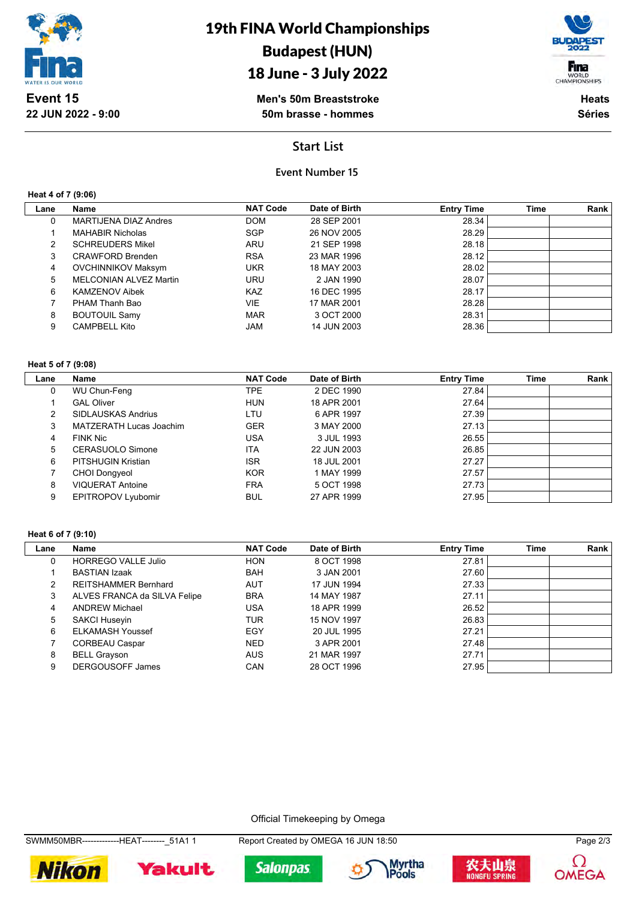# 19th FINA World Championships

## Budapest (HUN)

## 18 June - 3 July 2022

**Event 15**
**22 JUN 2022 - 9:00**

**Men's 50m Breaststroke**
**50m brasse - hommes**

**Heats**
**Séries**

## Start List

### Event Number 15

**Heat 4 of 7 (9:06)**

| Lane | Name | NAT Code | Date of Birth | Entry Time | Time | Rank |
|---|---|---|---|---|---|---|
| 0 | MARTIJENA DIAZ Andres | DOM | 28 SEP 2001 | 28.34 | | |
| 1 | MAHABIR Nicholas | SGP | 26 NOV 2005 | 28.29 | | |
| 2 | SCHREUDERS Mikel | ARU | 21 SEP 1998 | 28.18 | | |
| 3 | CRAWFORD Brenden | RSA | 23 MAR 1996 | 28.12 | | |
| 4 | OVCHINNIKOV Maksym | UKR | 18 MAY 2003 | 28.02 | | |
| 5 | MELCONIAN ALVEZ Martin | URU | 2 JAN 1990 | 28.07 | | |
| 6 | KAMZENOV Aibek | KAZ | 16 DEC 1995 | 28.17 | | |
| 7 | PHAM Thanh Bao | VIE | 17 MAR 2001 | 28.28 | | |
| 8 | BOUTOUIL Samy | MAR | 3 OCT 2000 | 28.31 | | |
| 9 | CAMPBELL Kito | JAM | 14 JUN 2003 | 28.36 | | |

**Heat 5 of 7 (9:08)**

| Lane | Name | NAT Code | Date of Birth | Entry Time | Time | Rank |
|---|---|---|---|---|---|---|
| 0 | WU Chun-Feng | TPE | 2 DEC 1990 | 27.84 | | |
| 1 | GAL Oliver | HUN | 18 APR 2001 | 27.64 | | |
| 2 | SIDLAUSKAS Andrius | LTU | 6 APR 1997 | 27.39 | | |
| 3 | MATZERATH Lucas Joachim | GER | 3 MAY 2000 | 27.13 | | |
| 4 | FINK Nic | USA | 3 JUL 1993 | 26.55 | | |
| 5 | CERASUOLO Simone | ITA | 22 JUN 2003 | 26.85 | | |
| 6 | PITSHUGIN Kristian | ISR | 18 JUL 2001 | 27.27 | | |
| 7 | CHOI Dongyeol | KOR | 1 MAY 1999 | 27.57 | | |
| 8 | VIQUERAT Antoine | FRA | 5 OCT 1998 | 27.73 | | |
| 9 | EPITROPOV Lyubomir | BUL | 27 APR 1999 | 27.95 | | |

**Heat 6 of 7 (9:10)**

| Lane | Name | NAT Code | Date of Birth | Entry Time | Time | Rank |
|---|---|---|---|---|---|---|
| 0 | HORREGO VALLE Julio | HON | 8 OCT 1998 | 27.81 | | |
| 1 | BASTIAN Izaak | BAH | 3 JAN 2001 | 27.60 | | |
| 2 | REITSHAMMER Bernhard | AUT | 17 JUN 1994 | 27.33 | | |
| 3 | ALVES FRANCA da SILVA Felipe | BRA | 14 MAY 1987 | 27.11 | | |
| 4 | ANDREW Michael | USA | 18 APR 1999 | 26.52 | | |
| 5 | SAKCI Huseyin | TUR | 15 NOV 1997 | 26.83 | | |
| 6 | ELKAMASH Youssef | EGY | 20 JUL 1995 | 27.21 | | |
| 7 | CORBEAU Caspar | NED | 3 APR 2001 | 27.48 | | |
| 8 | BELL Grayson | AUS | 21 MAR 1997 | 27.71 | | |
| 9 | DERGOUSOFF James | CAN | 28 OCT 1996 | 27.95 | | |

Official Timekeeping by Omega

SWMM50MBR-------------HEAT--------_51A1 1 Report Created by OMEGA 16 JUN 18:50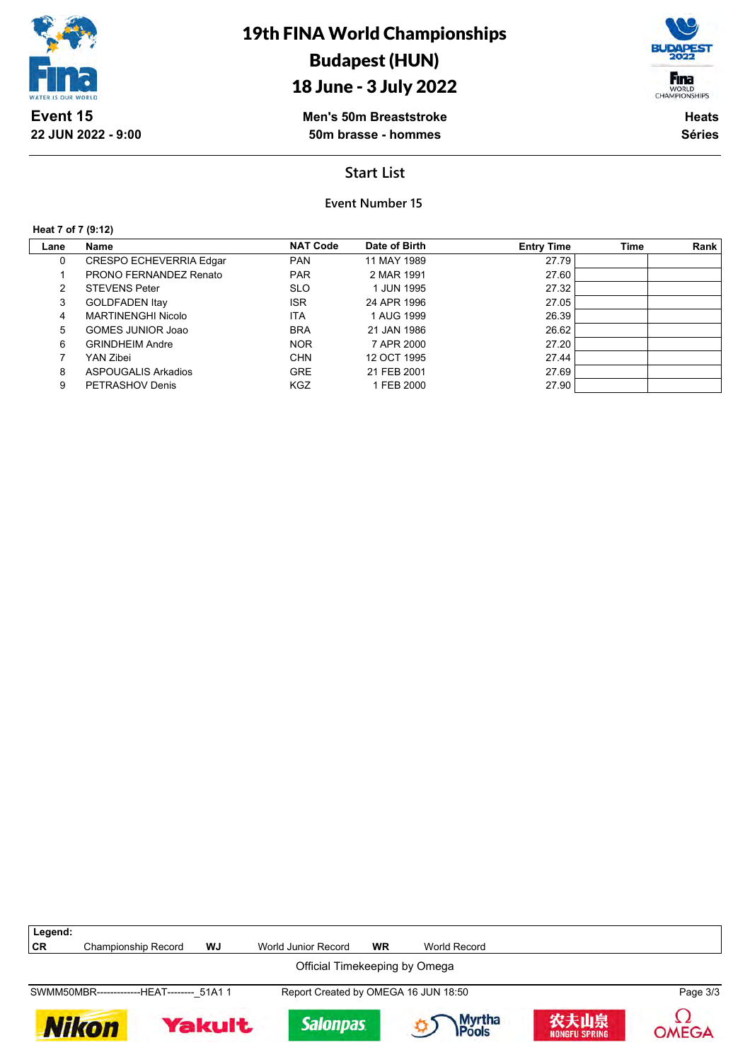# 19th FINA World Championships
# Budapest (HUN)
# 18 June - 3 July 2022

**Event 15**
**22 JUN 2022 - 9:00**

**Men's 50m Breaststroke**
**50m brasse - hommes**

**Heats**
**Séries**

## Start List

### Event Number 15

**Heat 7 of 7 (9:12)**

| Lane | Name | NAT Code | Date of Birth | Entry Time | Time | Rank |
|---|---|---|---|---|---|---|
| 0 | CRESPO ECHEVERRIA Edgar | PAN | 11 MAY 1989 | 27.79 | | |
| 1 | PRONO FERNANDEZ Renato | PAR | 2 MAR 1991 | 27.60 | | |
| 2 | STEVENS Peter | SLO | 1 JUN 1995 | 27.32 | | |
| 3 | GOLDFADEN Itay | ISR | 24 APR 1996 | 27.05 | | |
| 4 | MARTINENGHI Nicolo | ITA | 1 AUG 1999 | 26.39 | | |
| 5 | GOMES JUNIOR Joao | BRA | 21 JAN 1986 | 26.62 | | |
| 6 | GRINDHEIM Andre | NOR | 7 APR 2000 | 27.20 | | |
| 7 | YAN Zibei | CHN | 12 OCT 1995 | 27.44 | | |
| 8 | ASPOUGALIS Arkadios | GRE | 21 FEB 2001 | 27.69 | | |
| 9 | PETRASHOV Denis | KGZ | 1 FEB 2000 | 27.90 | | |

**Legend:**

| | | | | | |
|---|---|---|---|---|---|
| **CR** | Championship Record | **WJ** | World Junior Record | **WR** | World Record |

Official Timekeeping by Omega

SWMM50MBR-------------HEAT--------_51A1 1 Report Created by OMEGA 16 JUN 18:50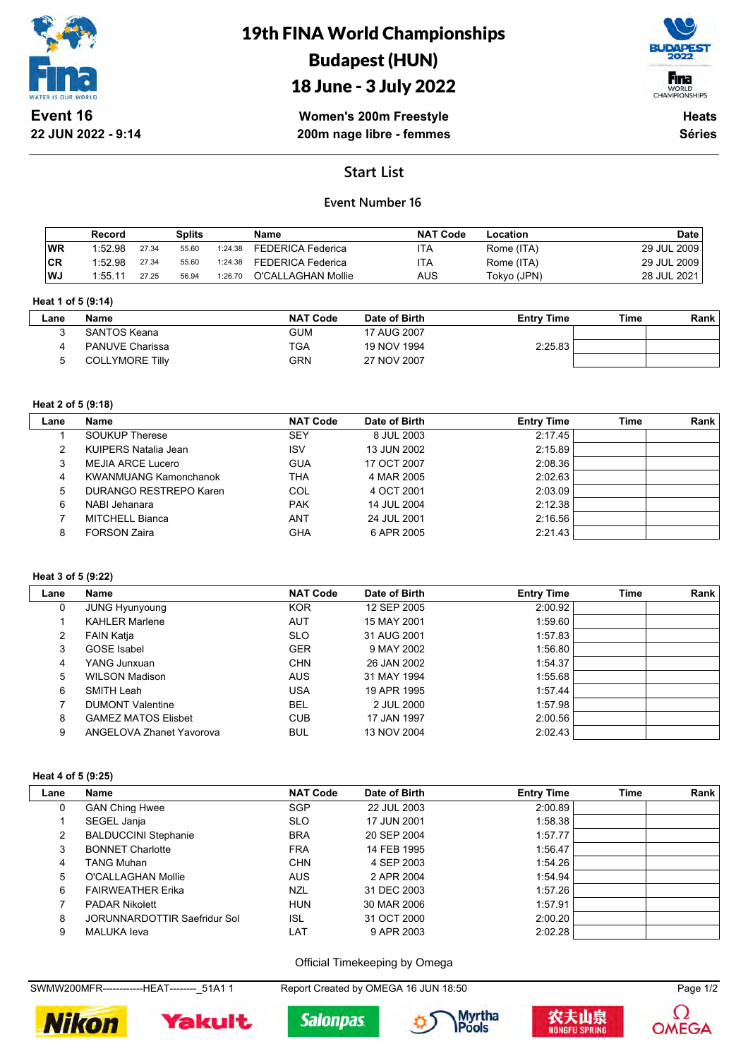# 19th FINA World Championships
## Budapest (HUN)
## 18 June - 3 July 2022

**Event 16**
**22 JUN 2022 - 9:14**

**Women's 200m Freestyle**
**200m nage libre - femmes**

**Heats**
**Séries**

## Start List

### Event Number 16

| | Record | Splits | | | Name | NAT Code | Location | Date |
|---|---|---|---|---|---|---|---|---|
| WR | 1:52.98 | 27.34 | 55.60 | 1:24.38 | FEDERICA Federica | ITA | Rome (ITA) | 29 JUL 2009 |
| CR | 1:52.98 | 27.34 | 55.60 | 1:24.38 | FEDERICA Federica | ITA | Rome (ITA) | 29 JUL 2009 |
| WJ | 1:55.11 | 27.25 | 56.94 | 1:26.70 | O'CALLAGHAN Mollie | AUS | Tokyo (JPN) | 28 JUL 2021 |

**Heat 1 of 5 (9:14)**

| Lane | Name | NAT Code | Date of Birth | Entry Time | Time | Rank |
|---|---|---|---|---|---|---|
| 3 | SANTOS Keana | GUM | 17 AUG 2007 | | | |
| 4 | PANUVE Charissa | TGA | 19 NOV 1994 | 2:25.83 | | |
| 5 | COLLYMORE Tilly | GRN | 27 NOV 2007 | | | |

**Heat 2 of 5 (9:18)**

| Lane | Name | NAT Code | Date of Birth | Entry Time | Time | Rank |
|---|---|---|---|---|---|---|
| 1 | SOUKUP Therese | SEY | 8 JUL 2003 | 2:17.45 | | |
| 2 | KUIPERS Natalia Jean | ISV | 13 JUN 2002 | 2:15.89 | | |
| 3 | MEJIA ARCE Lucero | GUA | 17 OCT 2007 | 2:08.36 | | |
| 4 | KWANMUANG Kamonchanok | THA | 4 MAR 2005 | 2:02.63 | | |
| 5 | DURANGO RESTREPO Karen | COL | 4 OCT 2001 | 2:03.09 | | |
| 6 | NABI Jehanara | PAK | 14 JUL 2004 | 2:12.38 | | |
| 7 | MITCHELL Bianca | ANT | 24 JUL 2001 | 2:16.56 | | |
| 8 | FORSON Zaira | GHA | 6 APR 2005 | 2:21.43 | | |

**Heat 3 of 5 (9:22)**

| Lane | Name | NAT Code | Date of Birth | Entry Time | Time | Rank |
|---|---|---|---|---|---|---|
| 0 | JUNG Hyunyoung | KOR | 12 SEP 2005 | 2:00.92 | | |
| 1 | KAHLER Marlene | AUT | 15 MAY 2001 | 1:59.60 | | |
| 2 | FAIN Katja | SLO | 31 AUG 2001 | 1:57.83 | | |
| 3 | GOSE Isabel | GER | 9 MAY 2002 | 1:56.80 | | |
| 4 | YANG Junxuan | CHN | 26 JAN 2002 | 1:54.37 | | |
| 5 | WILSON Madison | AUS | 31 MAY 1994 | 1:55.68 | | |
| 6 | SMITH Leah | USA | 19 APR 1995 | 1:57.44 | | |
| 7 | DUMONT Valentine | BEL | 2 JUL 2000 | 1:57.98 | | |
| 8 | GAMEZ MATOS Elisbet | CUB | 17 JAN 1997 | 2:00.56 | | |
| 9 | ANGELOVA Zhanet Yavorova | BUL | 13 NOV 2004 | 2:02.43 | | |

**Heat 4 of 5 (9:25)**

| Lane | Name | NAT Code | Date of Birth | Entry Time | Time | Rank |
|---|---|---|---|---|---|---|
| 0 | GAN Ching Hwee | SGP | 22 JUL 2003 | 2:00.89 | | |
| 1 | SEGEL Janja | SLO | 17 JUN 2001 | 1:58.38 | | |
| 2 | BALDUCCINI Stephanie | BRA | 20 SEP 2004 | 1:57.77 | | |
| 3 | BONNET Charlotte | FRA | 14 FEB 1995 | 1:56.47 | | |
| 4 | TANG Muhan | CHN | 4 SEP 2003 | 1:54.26 | | |
| 5 | O'CALLAGHAN Mollie | AUS | 2 APR 2004 | 1:54.94 | | |
| 6 | FAIRWEATHER Erika | NZL | 31 DEC 2003 | 1:57.26 | | |
| 7 | PADAR Nikolett | HUN | 30 MAR 2006 | 1:57.91 | | |
| 8 | JORUNNARDOTTIR Saefridur Sol | ISL | 31 OCT 2000 | 2:00.20 | | |
| 9 | MALUKA Ieva | LAT | 9 APR 2003 | 2:02.28 | | |

Official Timekeeping by Omega

SWMW200MFR------------HEAT--------_51A1 1 Report Created by OMEGA 16 JUN 18:50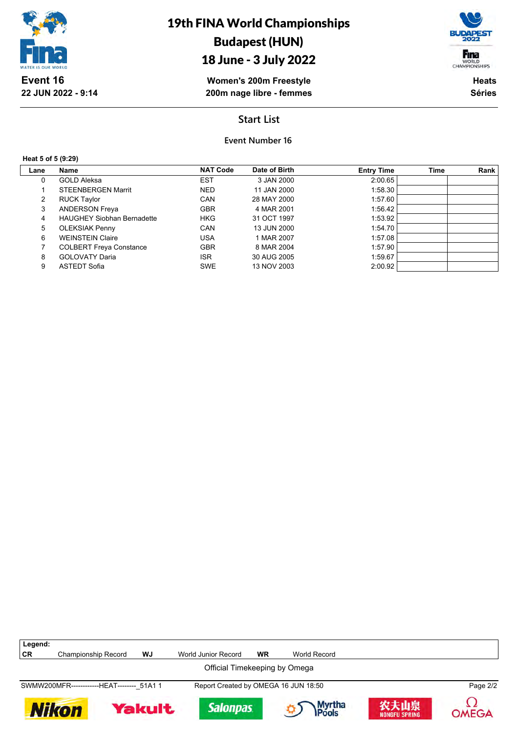# 19th FINA World Championships
# Budapest (HUN)
# 18 June - 3 July 2022

**Event 16**
**22 JUN 2022 - 9:14**

**Women's 200m Freestyle**
**200m nage libre - femmes**

**Heats**
**Séries**

## Start List

### Event Number 16

**Heat 5 of 5 (9:29)**

| Lane | Name | NAT Code | Date of Birth | Entry Time | Time | Rank |
|---|---|---|---|---|---|---|
| 0 | GOLD Aleksa | EST | 3 JAN 2000 | 2:00.65 | | |
| 1 | STEENBERGEN Marrit | NED | 11 JAN 2000 | 1:58.30 | | |
| 2 | RUCK Taylor | CAN | 28 MAY 2000 | 1:57.60 | | |
| 3 | ANDERSON Freya | GBR | 4 MAR 2001 | 1:56.42 | | |
| 4 | HAUGHEY Siobhan Bernadette | HKG | 31 OCT 1997 | 1:53.92 | | |
| 5 | OLEKSIAK Penny | CAN | 13 JUN 2000 | 1:54.70 | | |
| 6 | WEINSTEIN Claire | USA | 1 MAR 2007 | 1:57.08 | | |
| 7 | COLBERT Freya Constance | GBR | 8 MAR 2004 | 1:57.90 | | |
| 8 | GOLOVATY Daria | ISR | 30 AUG 2005 | 1:59.67 | | |
| 9 | ASTEDT Sofia | SWE | 13 NOV 2003 | 2:00.92 | | |

**Legend:**

| | | | | | |
|---|---|---|---|---|---|
| **CR** | Championship Record | **WJ** | World Junior Record | **WR** | World Record |

Official Timekeeping by Omega

SWMW200MFR------------HEAT--------_51A1 1 Report Created by OMEGA 16 JUN 18:50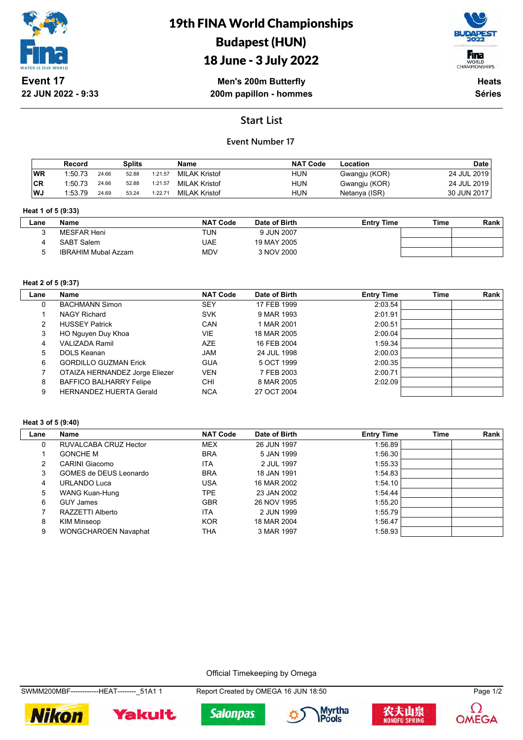# 19th FINA World Championships
# Budapest (HUN)
# 18 June - 3 July 2022

**Event 17**
**22 JUN 2022 - 9:33**

**Men's 200m Butterfly**
**200m papillon - hommes**

**Heats**
**Séries**

## Start List

### Event Number 17

| | Record | Splits | | | Name | NAT Code | Location | Date |
|---|---|---|---|---|---|---|---|---|
| WR | 1:50.73 | 24.66 | 52.88 | 1:21.57 | MILAK Kristof | HUN | Gwangju (KOR) | 24 JUL 2019 |
| CR | 1:50.73 | 24.66 | 52.88 | 1:21.57 | MILAK Kristof | HUN | Gwangju (KOR) | 24 JUL 2019 |
| WJ | 1:53.79 | 24.69 | 53.24 | 1:22.71 | MILAK Kristof | HUN | Netanya (ISR) | 30 JUN 2017 |

**Heat 1 of 5 (9:33)**

| Lane | Name | NAT Code | Date of Birth | Entry Time | Time | Rank |
|---|---|---|---|---|---|---|
| 3 | MESFAR Heni | TUN | 9 JUN 2007 | | | |
| 4 | SABT Salem | UAE | 19 MAY 2005 | | | |
| 5 | IBRAHIM Mubal Azzam | MDV | 3 NOV 2000 | | | |

**Heat 2 of 5 (9:37)**

| Lane | Name | NAT Code | Date of Birth | Entry Time | Time | Rank |
|---|---|---|---|---|---|---|
| 0 | BACHMANN Simon | SEY | 17 FEB 1999 | 2:03.54 | | |
| 1 | NAGY Richard | SVK | 9 MAR 1993 | 2:01.91 | | |
| 2 | HUSSEY Patrick | CAN | 1 MAR 2001 | 2:00.51 | | |
| 3 | HO Nguyen Duy Khoa | VIE | 18 MAR 2005 | 2:00.04 | | |
| 4 | VALIZADA Ramil | AZE | 16 FEB 2004 | 1:59.34 | | |
| 5 | DOLS Keanan | JAM | 24 JUL 1998 | 2:00.03 | | |
| 6 | GORDILLO GUZMAN Erick | GUA | 5 OCT 1999 | 2:00.35 | | |
| 7 | OTAIZA HERNANDEZ Jorge Eliezer | VEN | 7 FEB 2003 | 2:00.71 | | |
| 8 | BAFFICO BALHARRY Felipe | CHI | 8 MAR 2005 | 2:02.09 | | |
| 9 | HERNANDEZ HUERTA Gerald | NCA | 27 OCT 2004 | | | |

**Heat 3 of 5 (9:40)**

| Lane | Name | NAT Code | Date of Birth | Entry Time | Time | Rank |
|---|---|---|---|---|---|---|
| 0 | RUVALCABA CRUZ Hector | MEX | 26 JUN 1997 | 1:56.89 | | |
| 1 | GONCHE M | BRA | 5 JAN 1999 | 1:56.30 | | |
| 2 | CARINI Giacomo | ITA | 2 JUL 1997 | 1:55.33 | | |
| 3 | GOMES de DEUS Leonardo | BRA | 18 JAN 1991 | 1:54.83 | | |
| 4 | URLANDO Luca | USA | 16 MAR 2002 | 1:54.10 | | |
| 5 | WANG Kuan-Hung | TPE | 23 JAN 2002 | 1:54.44 | | |
| 6 | GUY James | GBR | 26 NOV 1995 | 1:55.20 | | |
| 7 | RAZZETTI Alberto | ITA | 2 JUN 1999 | 1:55.79 | | |
| 8 | KIM Minseop | KOR | 18 MAR 2004 | 1:56.47 | | |
| 9 | WONGCHAROEN Navaphat | THA | 3 MAR 1997 | 1:58.93 | | |

Official Timekeeping by Omega

SWMM200MBF------------HEAT--------_51A1 1 Report Created by OMEGA 16 JUN 18:50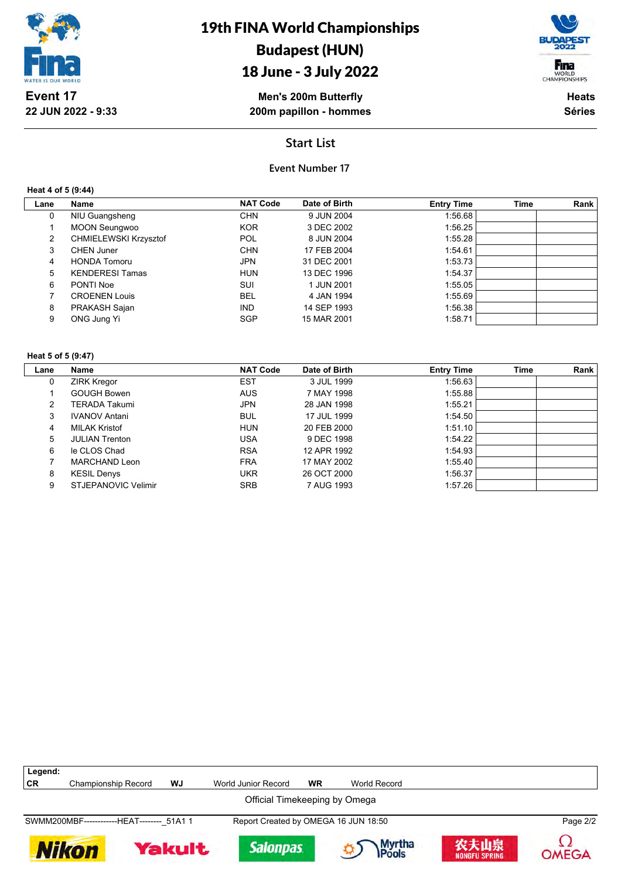# 19th FINA World Championships

## Budapest (HUN)

## 18 June - 3 July 2022

**Event 17**
**22 JUN 2022 - 9:33**

**Men's 200m Butterfly**
**200m papillon - hommes**

**Heats**
**Séries**

## Start List

### Event Number 17

**Heat 4 of 5 (9:44)**

| Lane | Name | NAT Code | Date of Birth | Entry Time | Time | Rank |
|---|---|---|---|---|---|---|
| 0 | NIU Guangsheng | CHN | 9 JUN 2004 | 1:56.68 | | |
| 1 | MOON Seungwoo | KOR | 3 DEC 2002 | 1:56.25 | | |
| 2 | CHMIELEWSKI Krzysztof | POL | 8 JUN 2004 | 1:55.28 | | |
| 3 | CHEN Juner | CHN | 17 FEB 2004 | 1:54.61 | | |
| 4 | HONDA Tomoru | JPN | 31 DEC 2001 | 1:53.73 | | |
| 5 | KENDERESI Tamas | HUN | 13 DEC 1996 | 1:54.37 | | |
| 6 | PONTI Noe | SUI | 1 JUN 2001 | 1:55.05 | | |
| 7 | CROENEN Louis | BEL | 4 JAN 1994 | 1:55.69 | | |
| 8 | PRAKASH Sajan | IND | 14 SEP 1993 | 1:56.38 | | |
| 9 | ONG Jung Yi | SGP | 15 MAR 2001 | 1:58.71 | | |

**Heat 5 of 5 (9:47)**

| Lane | Name | NAT Code | Date of Birth | Entry Time | Time | Rank |
|---|---|---|---|---|---|---|
| 0 | ZIRK Kregor | EST | 3 JUL 1999 | 1:56.63 | | |
| 1 | GOUGH Bowen | AUS | 7 MAY 1998 | 1:55.88 | | |
| 2 | TERADA Takumi | JPN | 28 JAN 1998 | 1:55.21 | | |
| 3 | IVANOV Antani | BUL | 17 JUL 1999 | 1:54.50 | | |
| 4 | MILAK Kristof | HUN | 20 FEB 2000 | 1:51.10 | | |
| 5 | JULIAN Trenton | USA | 9 DEC 1998 | 1:54.22 | | |
| 6 | le CLOS Chad | RSA | 12 APR 1992 | 1:54.93 | | |
| 7 | MARCHAND Leon | FRA | 17 MAY 2002 | 1:55.40 | | |
| 8 | KESIL Denys | UKR | 26 OCT 2000 | 1:56.37 | | |
| 9 | STJEPANOVIC Velimir | SRB | 7 AUG 1993 | 1:57.26 | | |

**Legend:**
**CR** Championship Record **WJ** World Junior Record **WR** World Record

Official Timekeeping by Omega

SWMM200MBF------------HEAT--------_51A1 1 Report Created by OMEGA 16 JUN 18:50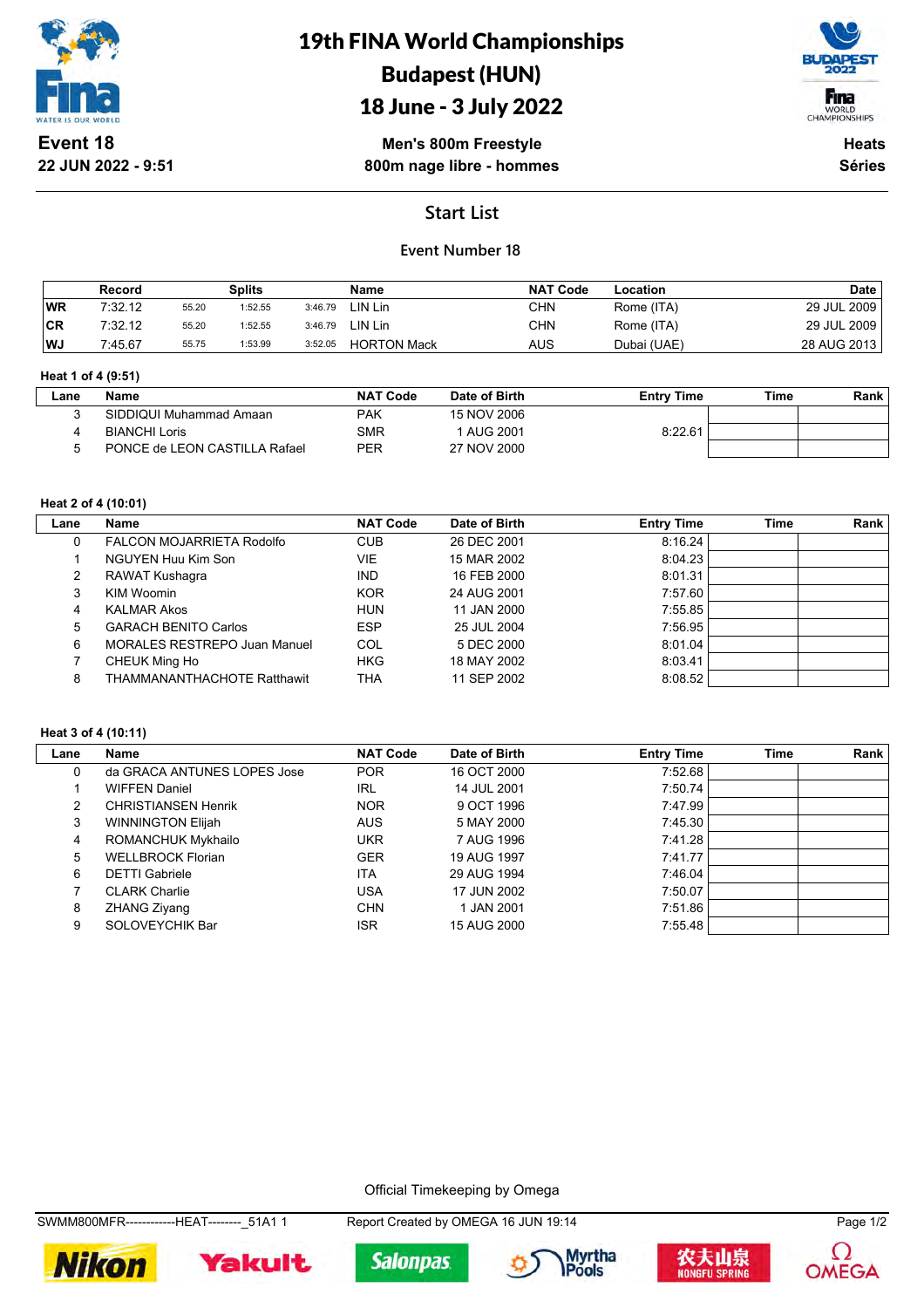# 19th FINA World Championships
# Budapest (HUN)
# 18 June - 3 July 2022

**Event 18**
**22 JUN 2022 - 9:51**

**Men's 800m Freestyle**
**800m nage libre - hommes**

**Heats**
**Séries**

## Start List

### Event Number 18

| | Record | Splits | | | Name | NAT Code | Location | Date |
|---|---|---|---|---|---|---|---|---|
| WR | 7:32.12 | 55.20 | 1:52.55 | 3:46.79 | LIN Lin | CHN | Rome (ITA) | 29 JUL 2009 |
| CR | 7:32.12 | 55.20 | 1:52.55 | 3:46.79 | LIN Lin | CHN | Rome (ITA) | 29 JUL 2009 |
| WJ | 7:45.67 | 55.75 | 1:53.99 | 3:52.05 | HORTON Mack | AUS | Dubai (UAE) | 28 AUG 2013 |

**Heat 1 of 4 (9:51)**

| Lane | Name | NAT Code | Date of Birth | Entry Time | Time | Rank |
|---|---|---|---|---|---|---|
| 3 | SIDDIQUI Muhammad Amaan | PAK | 15 NOV 2006 | | | |
| 4 | BIANCHI Loris | SMR | 1 AUG 2001 | 8:22.61 | | |
| 5 | PONCE de LEON CASTILLA Rafael | PER | 27 NOV 2000 | | | |

**Heat 2 of 4 (10:01)**

| Lane | Name | NAT Code | Date of Birth | Entry Time | Time | Rank |
|---|---|---|---|---|---|---|
| 0 | FALCON MOJARRIETA Rodolfo | CUB | 26 DEC 2001 | 8:16.24 | | |
| 1 | NGUYEN Huu Kim Son | VIE | 15 MAR 2002 | 8:04.23 | | |
| 2 | RAWAT Kushagra | IND | 16 FEB 2000 | 8:01.31 | | |
| 3 | KIM Woomin | KOR | 24 AUG 2001 | 7:57.60 | | |
| 4 | KALMAR Akos | HUN | 11 JAN 2000 | 7:55.85 | | |
| 5 | GARACH BENITO Carlos | ESP | 25 JUL 2004 | 7:56.95 | | |
| 6 | MORALES RESTREPO Juan Manuel | COL | 5 DEC 2000 | 8:01.04 | | |
| 7 | CHEUK Ming Ho | HKG | 18 MAY 2002 | 8:03.41 | | |
| 8 | THAMMANANTHACHOTE Ratthawit | THA | 11 SEP 2002 | 8:08.52 | | |

**Heat 3 of 4 (10:11)**

| Lane | Name | NAT Code | Date of Birth | Entry Time | Time | Rank |
|---|---|---|---|---|---|---|
| 0 | da GRACA ANTUNES LOPES Jose | POR | 16 OCT 2000 | 7:52.68 | | |
| 1 | WIFFEN Daniel | IRL | 14 JUL 2001 | 7:50.74 | | |
| 2 | CHRISTIANSEN Henrik | NOR | 9 OCT 1996 | 7:47.99 | | |
| 3 | WINNINGTON Elijah | AUS | 5 MAY 2000 | 7:45.30 | | |
| 4 | ROMANCHUK Mykhailo | UKR | 7 AUG 1996 | 7:41.28 | | |
| 5 | WELLBROCK Florian | GER | 19 AUG 1997 | 7:41.77 | | |
| 6 | DETTI Gabriele | ITA | 29 AUG 1994 | 7:46.04 | | |
| 7 | CLARK Charlie | USA | 17 JUN 2002 | 7:50.07 | | |
| 8 | ZHANG Ziyang | CHN | 1 JAN 2001 | 7:51.86 | | |
| 9 | SOLOVEYCHIK Bar | ISR | 15 AUG 2000 | 7:55.48 | | |

Official Timekeeping by Omega

SWMM800MFR------------HEAT--------_51A1 1 Report Created by OMEGA 16 JUN 19:14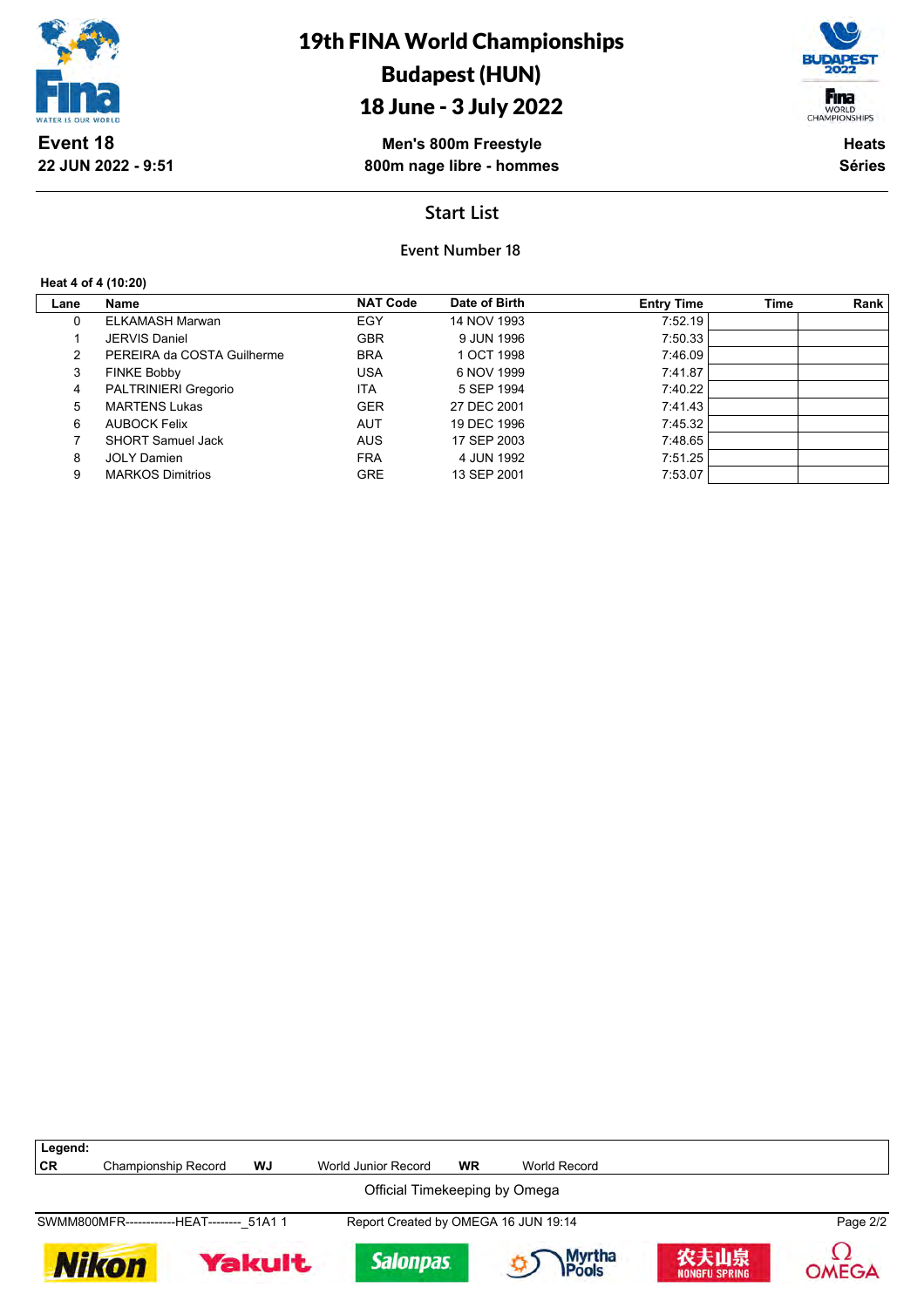# 19th FINA World Championships
## Budapest (HUN)
## 18 June - 3 July 2022

**Event 18**
**22 JUN 2022 - 9:51**

**Men's 800m Freestyle**
**800m nage libre - hommes**

**Heats**
**Séries**

## Start List

### Event Number 18

**Heat 4 of 4 (10:20)**

| Lane | Name | NAT Code | Date of Birth | Entry Time | Time | Rank |
|---|---|---|---|---|---|---|
| 0 | ELKAMASH Marwan | EGY | 14 NOV 1993 | 7:52.19 | | |
| 1 | JERVIS Daniel | GBR | 9 JUN 1996 | 7:50.33 | | |
| 2 | PEREIRA da COSTA Guilherme | BRA | 1 OCT 1998 | 7:46.09 | | |
| 3 | FINKE Bobby | USA | 6 NOV 1999 | 7:41.87 | | |
| 4 | PALTRINIERI Gregorio | ITA | 5 SEP 1994 | 7:40.22 | | |
| 5 | MARTENS Lukas | GER | 27 DEC 2001 | 7:41.43 | | |
| 6 | AUBOCK Felix | AUT | 19 DEC 1996 | 7:45.32 | | |
| 7 | SHORT Samuel Jack | AUS | 17 SEP 2003 | 7:48.65 | | |
| 8 | JOLY Damien | FRA | 4 JUN 1992 | 7:51.25 | | |
| 9 | MARKOS Dimitrios | GRE | 13 SEP 2001 | 7:53.07 | | |

**Legend:**

| | | | | | |
|---|---|---|---|---|---|
| **CR** | Championship Record | **WJ** | World Junior Record | **WR** | World Record |

Official Timekeeping by Omega

SWMM800MFR------------HEAT--------_51A1 1    Report Created by OMEGA 16 JUN 19:14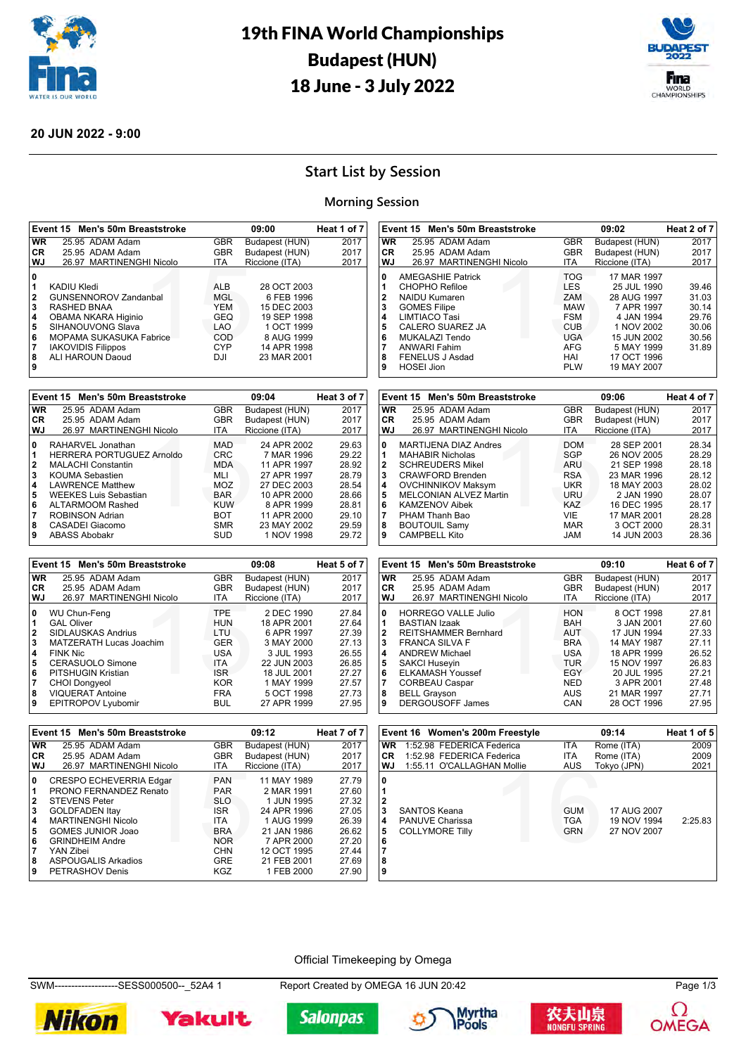# 19th FINA World Championships Budapest (HUN) 18 June - 3 July 2022

**20 JUN 2022 - 9:00**

## Start List by Session

### Morning Session

**Event 15 Men's 50m Breaststroke — 09:00 — Heat 1 of 7**

| | | | | |
|---|---|---|---|---|
| WR | 25.95 ADAM Adam | GBR | Budapest (HUN) | 2017 |
| CR | 25.95 ADAM Adam | GBR | Budapest (HUN) | 2017 |
| WJ | 26.97 MARTINENGHI Nicolo | ITA | Riccione (ITA) | 2017 |

| Lane | Name | NOC | Birth date | Entry |
|---|---|---|---|---|
| 0 | | | | |
| 1 | KADIU Kledi | ALB | 28 OCT 2003 | |
| 2 | GUNSENNOROV Zandanbal | MGL | 6 FEB 1996 | |
| 3 | RASHED BNAA | YEM | 15 DEC 2003 | |
| 4 | OBAMA NKARA Higinio | GEQ | 19 SEP 1998 | |
| 5 | SIHANOUVONG Slava | LAO | 1 OCT 1999 | |
| 6 | MOPAMA SUKASUKA Fabrice | COD | 8 AUG 1999 | |
| 7 | IAKOVIDIS Filippos | CYP | 14 APR 1998 | |
| 8 | ALI HAROUN Daoud | DJI | 23 MAR 2001 | |
| 9 | | | | |

**Event 15 Men's 50m Breaststroke — 09:02 — Heat 2 of 7**

| | | | | |
|---|---|---|---|---|
| WR | 25.95 ADAM Adam | GBR | Budapest (HUN) | 2017 |
| CR | 25.95 ADAM Adam | GBR | Budapest (HUN) | 2017 |
| WJ | 26.97 MARTINENGHI Nicolo | ITA | Riccione (ITA) | 2017 |

| Lane | Name | NOC | Birth date | Entry |
|---|---|---|---|---|
| 0 | AMEGASHIE Patrick | TOG | 17 MAR 1997 | |
| 1 | CHOPHO Refiloe | LES | 25 JUL 1990 | 39.46 |
| 2 | NAIDU Kumaren | ZAM | 28 AUG 1997 | 31.03 |
| 3 | GOMES Filipe | MAW | 7 APR 1997 | 30.14 |
| 4 | LIMTIACO Tasi | FSM | 4 JAN 1994 | 29.76 |
| 5 | CALERO SUAREZ JA | CUB | 1 NOV 2002 | 30.06 |
| 6 | MUKALAZI Tendo | UGA | 15 JUN 2002 | 30.56 |
| 7 | ANWARI Fahim | AFG | 5 MAY 1999 | 31.89 |
| 8 | FENELUS J Asdad | HAI | 17 OCT 1996 | |
| 9 | HOSEI Jion | PLW | 19 MAY 2007 | |

**Event 15 Men's 50m Breaststroke — 09:04 — Heat 3 of 7**

| | | | | |
|---|---|---|---|---|
| WR | 25.95 ADAM Adam | GBR | Budapest (HUN) | 2017 |
| CR | 25.95 ADAM Adam | GBR | Budapest (HUN) | 2017 |
| WJ | 26.97 MARTINENGHI Nicolo | ITA | Riccione (ITA) | 2017 |

| Lane | Name | NOC | Birth date | Entry |
|---|---|---|---|---|
| 0 | RAHARVEL Jonathan | MAD | 24 APR 2002 | 29.63 |
| 1 | HERRERA PORTUGUEZ Arnoldo | CRC | 7 MAR 1996 | 29.22 |
| 2 | MALACHI Constantin | MDA | 11 APR 1997 | 28.92 |
| 3 | KOUMA Sebastien | MLI | 27 APR 1997 | 28.79 |
| 4 | LAWRENCE Matthew | MOZ | 27 DEC 2003 | 28.54 |
| 5 | WEEKES Luis Sebastian | BAR | 10 APR 2000 | 28.66 |
| 6 | ALTARMOOM Rashed | KUW | 8 APR 1999 | 28.81 |
| 7 | ROBINSON Adrian | BOT | 11 APR 2000 | 29.10 |
| 8 | CASADEI Giacomo | SMR | 23 MAY 2002 | 29.59 |
| 9 | ABASS Abobakr | SUD | 1 NOV 1998 | 29.72 |

**Event 15 Men's 50m Breaststroke — 09:06 — Heat 4 of 7**

| | | | | |
|---|---|---|---|---|
| WR | 25.95 ADAM Adam | GBR | Budapest (HUN) | 2017 |
| CR | 25.95 ADAM Adam | GBR | Budapest (HUN) | 2017 |
| WJ | 26.97 MARTINENGHI Nicolo | ITA | Riccione (ITA) | 2017 |

| Lane | Name | NOC | Birth date | Entry |
|---|---|---|---|---|
| 0 | MARTIJENA DIAZ Andres | DOM | 28 SEP 2001 | 28.34 |
| 1 | MAHABIR Nicholas | SGP | 26 NOV 2005 | 28.29 |
| 2 | SCHREUDERS Mikel | ARU | 21 SEP 1998 | 28.18 |
| 3 | CRAWFORD Brenden | RSA | 23 MAR 1996 | 28.12 |
| 4 | OVCHINNIKOV Maksym | UKR | 18 MAY 2003 | 28.02 |
| 5 | MELCONIAN ALVEZ Martin | URU | 2 JAN 1990 | 28.07 |
| 6 | KAMZENOV Aibek | KAZ | 16 DEC 1995 | 28.17 |
| 7 | PHAM Thanh Bao | VIE | 17 MAR 2001 | 28.28 |
| 8 | BOUTOUIL Samy | MAR | 3 OCT 2000 | 28.31 |
| 9 | CAMPBELL Kito | JAM | 14 JUN 2003 | 28.36 |

**Event 15 Men's 50m Breaststroke — 09:08 — Heat 5 of 7**

| | | | | |
|---|---|---|---|---|
| WR | 25.95 ADAM Adam | GBR | Budapest (HUN) | 2017 |
| CR | 25.95 ADAM Adam | GBR | Budapest (HUN) | 2017 |
| WJ | 26.97 MARTINENGHI Nicolo | ITA | Riccione (ITA) | 2017 |

| Lane | Name | NOC | Birth date | Entry |
|---|---|---|---|---|
| 0 | WU Chun-Feng | TPE | 2 DEC 1990 | 27.84 |
| 1 | GAL Oliver | HUN | 18 APR 2001 | 27.64 |
| 2 | SIDLAUSKAS Andrius | LTU | 6 APR 1997 | 27.39 |
| 3 | MATZERATH Lucas Joachim | GER | 3 MAY 2000 | 27.13 |
| 4 | FINK Nic | USA | 3 JUL 1993 | 26.55 |
| 5 | CERASUOLO Simone | ITA | 22 JUN 2003 | 26.85 |
| 6 | PITSHUGIN Kristian | ISR | 18 JUL 2001 | 27.27 |
| 7 | CHOI Dongyeol | KOR | 1 MAY 1999 | 27.57 |
| 8 | VIQUERAT Antoine | FRA | 5 OCT 1998 | 27.73 |
| 9 | EPITROPOV Lyubomir | BUL | 27 APR 1999 | 27.95 |

**Event 15 Men's 50m Breaststroke — 09:10 — Heat 6 of 7**

| | | | | |
|---|---|---|---|---|
| WR | 25.95 ADAM Adam | GBR | Budapest (HUN) | 2017 |
| CR | 25.95 ADAM Adam | GBR | Budapest (HUN) | 2017 |
| WJ | 26.97 MARTINENGHI Nicolo | ITA | Riccione (ITA) | 2017 |

| Lane | Name | NOC | Birth date | Entry |
|---|---|---|---|---|
| 0 | HORREGO VALLE Julio | HON | 8 OCT 1998 | 27.81 |
| 1 | BASTIAN Izaak | BAH | 3 JAN 2001 | 27.60 |
| 2 | REITSHAMMER Bernhard | AUT | 17 JUN 1994 | 27.33 |
| 3 | FRANCA SILVA F | BRA | 14 MAY 1987 | 27.11 |
| 4 | ANDREW Michael | USA | 18 APR 1999 | 26.52 |
| 5 | SAKCI Huseyin | TUR | 15 NOV 1997 | 26.83 |
| 6 | ELKAMASH Youssef | EGY | 20 JUL 1995 | 27.21 |
| 7 | CORBEAU Caspar | NED | 3 APR 2001 | 27.48 |
| 8 | BELL Grayson | AUS | 21 MAR 1997 | 27.71 |
| 9 | DERGOUSOFF James | CAN | 28 OCT 1996 | 27.95 |

**Event 15 Men's 50m Breaststroke — 09:12 — Heat 7 of 7**

| | | | | |
|---|---|---|---|---|
| WR | 25.95 ADAM Adam | GBR | Budapest (HUN) | 2017 |
| CR | 25.95 ADAM Adam | GBR | Budapest (HUN) | 2017 |
| WJ | 26.97 MARTINENGHI Nicolo | ITA | Riccione (ITA) | 2017 |

| Lane | Name | NOC | Birth date | Entry |
|---|---|---|---|---|
| 0 | CRESPO ECHEVERRIA Edgar | PAN | 11 MAY 1989 | 27.79 |
| 1 | PRONO FERNANDEZ Renato | PAR | 2 MAR 1991 | 27.60 |
| 2 | STEVENS Peter | SLO | 1 JUN 1995 | 27.32 |
| 3 | GOLDFADEN Itay | ISR | 24 APR 1996 | 27.05 |
| 4 | MARTINENGHI Nicolo | ITA | 1 AUG 1999 | 26.39 |
| 5 | GOMES JUNIOR Joao | BRA | 21 JAN 1986 | 26.62 |
| 6 | GRINDHEIM Andre | NOR | 7 APR 2000 | 27.20 |
| 7 | YAN Zibei | CHN | 12 OCT 1995 | 27.44 |
| 8 | ASPOUGALIS Arkadios | GRE | 21 FEB 2001 | 27.69 |
| 9 | PETRASHOV Denis | KGZ | 1 FEB 2000 | 27.90 |

**Event 16 Women's 200m Freestyle — 09:14 — Heat 1 of 5**

| | | | | |
|---|---|---|---|---|
| WR | 1:52.98 FEDERICA Federica | ITA | Rome (ITA) | 2009 |
| CR | 1:52.98 FEDERICA Federica | ITA | Rome (ITA) | 2009 |
| WJ | 1:55.11 O'CALLAGHAN Mollie | AUS | Tokyo (JPN) | 2021 |

| Lane | Name | NOC | Birth date | Entry |
|---|---|---|---|---|
| 0 | | | | |
| 1 | | | | |
| 2 | | | | |
| 3 | SANTOS Keana | GUM | 17 AUG 2007 | |
| 4 | PANUVE Charissa | TGA | 19 NOV 1994 | 2:25.83 |
| 5 | COLLYMORE Tilly | GRN | 27 NOV 2007 | |
| 6 | | | | |
| 7 | | | | |
| 8 | | | | |
| 9 | | | | |

Official Timekeeping by Omega

SWM-------------------SESS000500--_52A4 1 — Report Created by OMEGA 16 JUN 20:42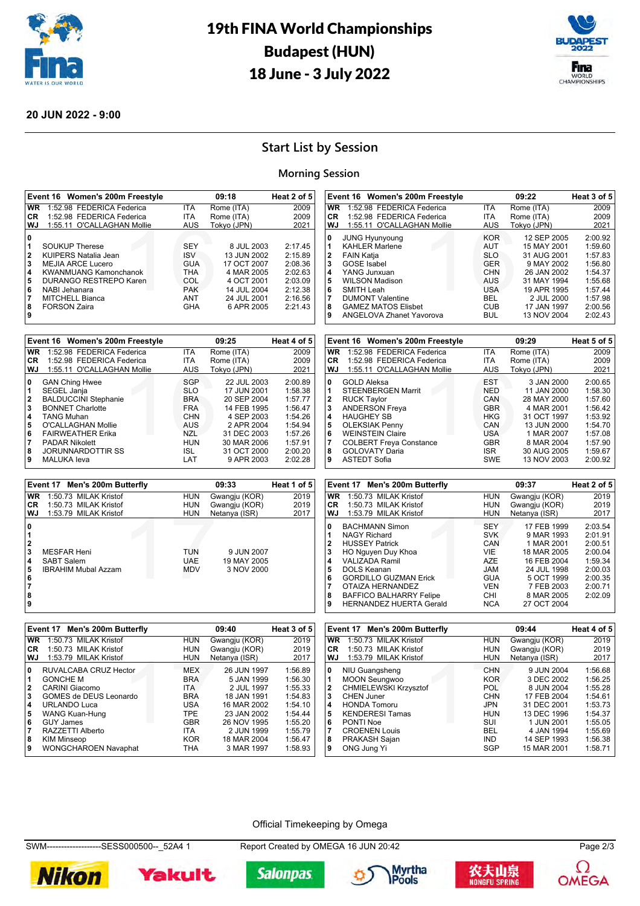# 19th FINA World Championships
# Budapest (HUN)
# 18 June - 3 July 2022

**20 JUN 2022 - 9:00**

## Start List by Session

### Morning Session

**Event 16 Women's 200m Freestyle — 09:18 — Heat 2 of 5**

| | | | | |
|---|---|---|---|---|
| WR | 1:52.98 FEDERICA Federica | ITA | Rome (ITA) | 2009 |
| CR | 1:52.98 FEDERICA Federica | ITA | Rome (ITA) | 2009 |
| WJ | 1:55.11 O'CALLAGHAN Mollie | AUS | Tokyo (JPN) | 2021 |

| Lane | Name | NAT | Date of Birth | Entry Time |
|---|---|---|---|---|
| 0 | | | | |
| 1 | SOUKUP Therese | SEY | 8 JUL 2003 | 2:17.45 |
| 2 | KUIPERS Natalia Jean | ISV | 13 JUN 2002 | 2:15.89 |
| 3 | MEJIA ARCE Lucero | GUA | 17 OCT 2007 | 2:08.36 |
| 4 | KWANMUANG Kamonchanok | THA | 4 MAR 2005 | 2:02.63 |
| 5 | DURANGO RESTREPO Karen | COL | 4 OCT 2001 | 2:03.09 |
| 6 | NABI Jehanara | PAK | 14 JUL 2004 | 2:12.38 |
| 7 | MITCHELL Bianca | ANT | 24 JUL 2001 | 2:16.56 |
| 8 | FORSON Zaira | GHA | 6 APR 2005 | 2:21.43 |
| 9 | | | | |

**Event 16 Women's 200m Freestyle — 09:22 — Heat 3 of 5**

| | | | | |
|---|---|---|---|---|
| WR | 1:52.98 FEDERICA Federica | ITA | Rome (ITA) | 2009 |
| CR | 1:52.98 FEDERICA Federica | ITA | Rome (ITA) | 2009 |
| WJ | 1:55.11 O'CALLAGHAN Mollie | AUS | Tokyo (JPN) | 2021 |

| Lane | Name | NAT | Date of Birth | Entry Time |
|---|---|---|---|---|
| 0 | JUNG Hyunyoung | KOR | 12 SEP 2005 | 2:00.92 |
| 1 | KAHLER Marlene | AUT | 15 MAY 2001 | 1:59.60 |
| 2 | FAIN Katja | SLO | 31 AUG 2001 | 1:57.83 |
| 3 | GOSE Isabel | GER | 9 MAY 2002 | 1:56.80 |
| 4 | YANG Junxuan | CHN | 26 JAN 2002 | 1:54.37 |
| 5 | WILSON Madison | AUS | 31 MAY 1994 | 1:55.68 |
| 6 | SMITH Leah | USA | 19 APR 1995 | 1:57.44 |
| 7 | DUMONT Valentine | BEL | 2 JUL 2000 | 1:57.98 |
| 8 | GAMEZ MATOS Elisbet | CUB | 17 JAN 1997 | 2:00.56 |
| 9 | ANGELOVA Zhanet Yavorova | BUL | 13 NOV 2004 | 2:02.43 |

**Event 16 Women's 200m Freestyle — 09:25 — Heat 4 of 5**

| | | | | |
|---|---|---|---|---|
| WR | 1:52.98 FEDERICA Federica | ITA | Rome (ITA) | 2009 |
| CR | 1:52.98 FEDERICA Federica | ITA | Rome (ITA) | 2009 |
| WJ | 1:55.11 O'CALLAGHAN Mollie | AUS | Tokyo (JPN) | 2021 |

| Lane | Name | NAT | Date of Birth | Entry Time |
|---|---|---|---|---|
| 0 | GAN Ching Hwee | SGP | 22 JUL 2003 | 2:00.89 |
| 1 | SEGEL Janja | SLO | 17 JUN 2001 | 1:58.38 |
| 2 | BALDUCCINI Stephanie | BRA | 20 SEP 2004 | 1:57.77 |
| 3 | BONNET Charlotte | FRA | 14 FEB 1995 | 1:56.47 |
| 4 | TANG Muhan | CHN | 4 SEP 2003 | 1:54.26 |
| 5 | O'CALLAGHAN Mollie | AUS | 2 APR 2004 | 1:54.94 |
| 6 | FAIRWEATHER Erika | NZL | 31 DEC 2003 | 1:57.26 |
| 7 | PADAR Nikolett | HUN | 30 MAR 2006 | 1:57.91 |
| 8 | JORUNNARDOTTIR SS | ISL | 31 OCT 2000 | 2:00.20 |
| 9 | MALUKA Ieva | LAT | 9 APR 2003 | 2:02.28 |

**Event 16 Women's 200m Freestyle — 09:29 — Heat 5 of 5**

| | | | | |
|---|---|---|---|---|
| WR | 1:52.98 FEDERICA Federica | ITA | Rome (ITA) | 2009 |
| CR | 1:52.98 FEDERICA Federica | ITA | Rome (ITA) | 2009 |
| WJ | 1:55.11 O'CALLAGHAN Mollie | AUS | Tokyo (JPN) | 2021 |

| Lane | Name | NAT | Date of Birth | Entry Time |
|---|---|---|---|---|
| 0 | GOLD Aleksa | EST | 3 JAN 2000 | 2:00.65 |
| 1 | STEENBERGEN Marrit | NED | 11 JAN 2000 | 1:58.30 |
| 2 | RUCK Taylor | CAN | 28 MAY 2000 | 1:57.60 |
| 3 | ANDERSON Freya | GBR | 4 MAR 2001 | 1:56.42 |
| 4 | HAUGHEY SB | HKG | 31 OCT 1997 | 1:53.92 |
| 5 | OLEKSIAK Penny | CAN | 13 JUN 2000 | 1:54.70 |
| 6 | WEINSTEIN Claire | USA | 1 MAR 2007 | 1:57.08 |
| 7 | COLBERT Freya Constance | GBR | 8 MAR 2004 | 1:57.90 |
| 8 | GOLOVATY Daria | ISR | 30 AUG 2005 | 1:59.67 |
| 9 | ASTEDT Sofia | SWE | 13 NOV 2003 | 2:00.92 |

**Event 17 Men's 200m Butterfly — 09:33 — Heat 1 of 5**

| | | | | |
|---|---|---|---|---|
| WR | 1:50.73 MILAK Kristof | HUN | Gwangju (KOR) | 2019 |
| CR | 1:50.73 MILAK Kristof | HUN | Gwangju (KOR) | 2019 |
| WJ | 1:53.79 MILAK Kristof | HUN | Netanya (ISR) | 2017 |

| Lane | Name | NAT | Date of Birth | Entry Time |
|---|---|---|---|---|
| 0 | | | | |
| 1 | | | | |
| 2 | | | | |
| 3 | MESFAR Heni | TUN | 9 JUN 2007 | |
| 4 | SABT Salem | UAE | 19 MAY 2005 | |
| 5 | IBRAHIM Mubal Azzam | MDV | 3 NOV 2000 | |
| 6 | | | | |
| 7 | | | | |
| 8 | | | | |
| 9 | | | | |

**Event 17 Men's 200m Butterfly — 09:37 — Heat 2 of 5**

| | | | | |
|---|---|---|---|---|
| WR | 1:50.73 MILAK Kristof | HUN | Gwangju (KOR) | 2019 |
| CR | 1:50.73 MILAK Kristof | HUN | Gwangju (KOR) | 2019 |
| WJ | 1:53.79 MILAK Kristof | HUN | Netanya (ISR) | 2017 |

| Lane | Name | NAT | Date of Birth | Entry Time |
|---|---|---|---|---|
| 0 | BACHMANN Simon | SEY | 17 FEB 1999 | 2:03.54 |
| 1 | NAGY Richard | SVK | 9 MAR 1993 | 2:01.91 |
| 2 | HUSSEY Patrick | CAN | 1 MAR 2001 | 2:00.51 |
| 3 | HO Nguyen Duy Khoa | VIE | 18 MAR 2005 | 2:00.04 |
| 4 | VALIZADA Ramil | AZE | 16 FEB 2004 | 1:59.34 |
| 5 | DOLS Keanan | JAM | 24 JUL 1998 | 2:00.03 |
| 6 | GORDILLO GUZMAN Erick | GUA | 5 OCT 1999 | 2:00.35 |
| 7 | OTAIZA HERNANDEZ | VEN | 7 FEB 2003 | 2:00.71 |
| 8 | BAFFICO BALHARRY Felipe | CHI | 8 MAR 2005 | 2:02.09 |
| 9 | HERNANDEZ HUERTA Gerald | NCA | 27 OCT 2004 | |

**Event 17 Men's 200m Butterfly — 09:40 — Heat 3 of 5**

| | | | | |
|---|---|---|---|---|
| WR | 1:50.73 MILAK Kristof | HUN | Gwangju (KOR) | 2019 |
| CR | 1:50.73 MILAK Kristof | HUN | Gwangju (KOR) | 2019 |
| WJ | 1:53.79 MILAK Kristof | HUN | Netanya (ISR) | 2017 |

| Lane | Name | NAT | Date of Birth | Entry Time |
|---|---|---|---|---|
| 0 | RUVALCABA CRUZ Hector | MEX | 26 JUN 1997 | 1:56.89 |
| 1 | GONCHE M | BRA | 5 JAN 1999 | 1:56.30 |
| 2 | CARINI Giacomo | ITA | 2 JUL 1997 | 1:55.33 |
| 3 | GOMES de DEUS Leonardo | BRA | 18 JAN 1991 | 1:54.83 |
| 4 | URLANDO Luca | USA | 16 MAR 2002 | 1:54.10 |
| 5 | WANG Kuan-Hung | TPE | 23 JAN 2002 | 1:54.44 |
| 6 | GUY James | GBR | 26 NOV 1995 | 1:55.20 |
| 7 | RAZZETTI Alberto | ITA | 2 JUN 1999 | 1:55.79 |
| 8 | KIM Minseop | KOR | 18 MAR 2004 | 1:56.47 |
| 9 | WONGCHAROEN Navaphat | THA | 3 MAR 1997 | 1:58.93 |

**Event 17 Men's 200m Butterfly — 09:44 — Heat 4 of 5**

| | | | | |
|---|---|---|---|---|
| WR | 1:50.73 MILAK Kristof | HUN | Gwangju (KOR) | 2019 |
| CR | 1:50.73 MILAK Kristof | HUN | Gwangju (KOR) | 2019 |
| WJ | 1:53.79 MILAK Kristof | HUN | Netanya (ISR) | 2017 |

| Lane | Name | NAT | Date of Birth | Entry Time |
|---|---|---|---|---|
| 0 | NIU Guangsheng | CHN | 9 JUN 2004 | 1:56.68 |
| 1 | MOON Seungwoo | KOR | 3 DEC 2002 | 1:56.25 |
| 2 | CHMIELEWSKI Krzysztof | POL | 8 JUN 2004 | 1:55.28 |
| 3 | CHEN Juner | CHN | 17 FEB 2004 | 1:54.61 |
| 4 | HONDA Tomoru | JPN | 31 DEC 2001 | 1:53.73 |
| 5 | KENDERESI Tamas | HUN | 13 DEC 1996 | 1:54.37 |
| 6 | PONTI Noe | SUI | 1 JUN 2001 | 1:55.05 |
| 7 | CROENEN Louis | BEL | 4 JAN 1994 | 1:55.69 |
| 8 | PRAKASH Sajan | IND | 14 SEP 1993 | 1:56.38 |
| 9 | ONG Jung Yi | SGP | 15 MAR 2001 | 1:58.71 |

Official Timekeeping by Omega

SWM-------------------SESS000500--_52A4 1 — Report Created by OMEGA 16 JUN 20:42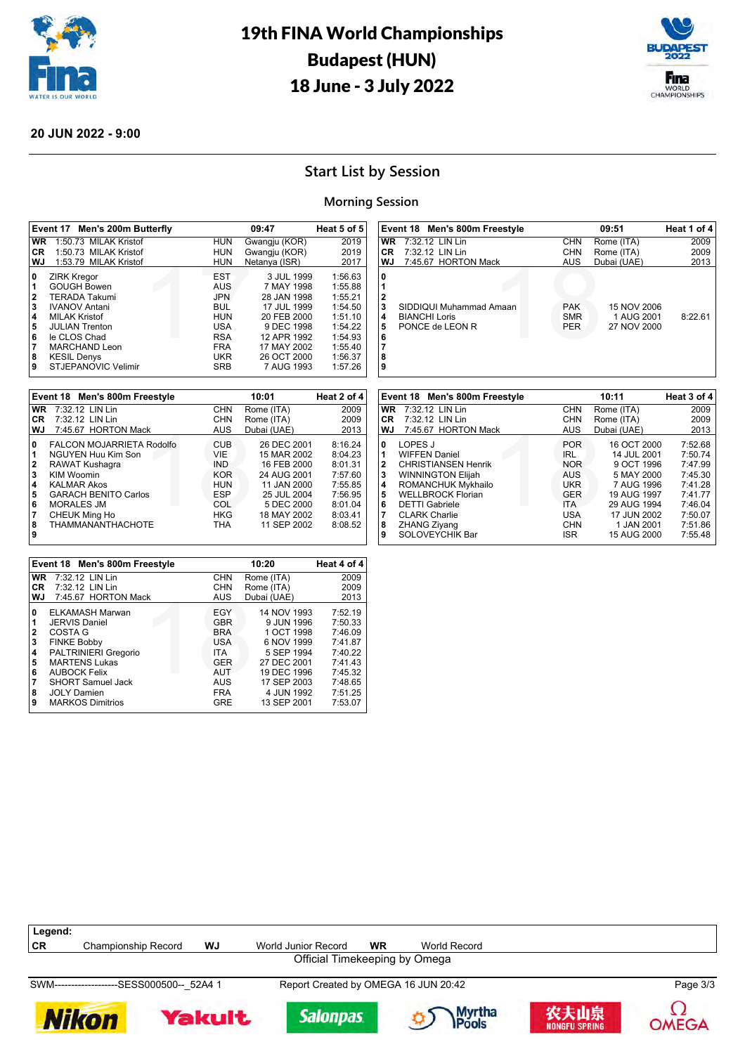# 19th FINA World Championships
## Budapest (HUN)
## 18 June - 3 July 2022

**20 JUN 2022 - 9:00**

## Start List by Session

### Morning Session

| Event 17 Men's 200m Butterfly | | 09:47 | | Heat 5 of 5 |
|---|---|---|---|---|
| **WR** 1:50.73 MILAK Kristof | HUN | Gwangju (KOR) | | 2019 |
| **CR** 1:50.73 MILAK Kristof | HUN | Gwangju (KOR) | | 2019 |
| **WJ** 1:53.79 MILAK Kristof | HUN | Netanya (ISR) | | 2017 |
| **0** ZIRK Kregor | EST | | 3 JUL 1999 | 1:56.63 |
| **1** GOUGH Bowen | AUS | | 7 MAY 1998 | 1:55.88 |
| **2** TERADA Takumi | JPN | | 28 JAN 1998 | 1:55.21 |
| **3** IVANOV Antani | BUL | | 17 JUL 1999 | 1:54.50 |
| **4** MILAK Kristof | HUN | | 20 FEB 2000 | 1:51.10 |
| **5** JULIAN Trenton | USA | | 9 DEC 1998 | 1:54.22 |
| **6** le CLOS Chad | RSA | | 12 APR 1992 | 1:54.93 |
| **7** MARCHAND Leon | FRA | | 17 MAY 2002 | 1:55.40 |
| **8** KESIL Denys | UKR | | 26 OCT 2000 | 1:56.37 |
| **9** STJEPANOVIC Velimir | SRB | | 7 AUG 1993 | 1:57.26 |

| Event 18 Men's 800m Freestyle | | 09:51 | | Heat 1 of 4 |
|---|---|---|---|---|
| **WR** 7:32.12 LIN Lin | CHN | Rome (ITA) | | 2009 |
| **CR** 7:32.12 LIN Lin | CHN | Rome (ITA) | | 2009 |
| **WJ** 7:45.67 HORTON Mack | AUS | Dubai (UAE) | | 2013 |
| **0** | | | | |
| **1** | | | | |
| **2** | | | | |
| **3** SIDDIQUI Muhammad Amaan | PAK | | 15 NOV 2006 | |
| **4** BIANCHI Loris | SMR | | 1 AUG 2001 | 8:22.61 |
| **5** PONCE de LEON R | PER | | 27 NOV 2000 | |
| **6** | | | | |
| **7** | | | | |
| **8** | | | | |
| **9** | | | | |

| Event 18 Men's 800m Freestyle | | 10:01 | | Heat 2 of 4 |
|---|---|---|---|---|
| **WR** 7:32.12 LIN Lin | CHN | Rome (ITA) | | 2009 |
| **CR** 7:32.12 LIN Lin | CHN | Rome (ITA) | | 2009 |
| **WJ** 7:45.67 HORTON Mack | AUS | Dubai (UAE) | | 2013 |
| **0** FALCON MOJARRIETA Rodolfo | CUB | | 26 DEC 2001 | 8:16.24 |
| **1** NGUYEN Huu Kim Son | VIE | | 15 MAR 2002 | 8:04.23 |
| **2** RAWAT Kushagra | IND | | 16 FEB 2000 | 8:01.31 |
| **3** KIM Woomin | KOR | | 24 AUG 2001 | 7:57.60 |
| **4** KALMAR Akos | HUN | | 11 JAN 2000 | 7:55.85 |
| **5** GARACH BENITO Carlos | ESP | | 25 JUL 2004 | 7:56.95 |
| **6** MORALES JM | COL | | 5 DEC 2000 | 8:01.04 |
| **7** CHEUK Ming Ho | HKG | | 18 MAY 2002 | 8:03.41 |
| **8** THAMMANANTHACHOTE | THA | | 11 SEP 2002 | 8:08.52 |
| **9** | | | | |

| Event 18 Men's 800m Freestyle | | 10:11 | | Heat 3 of 4 |
|---|---|---|---|---|
| **WR** 7:32.12 LIN Lin | CHN | Rome (ITA) | | 2009 |
| **CR** 7:32.12 LIN Lin | CHN | Rome (ITA) | | 2009 |
| **WJ** 7:45.67 HORTON Mack | AUS | Dubai (UAE) | | 2013 |
| **0** LOPES J | POR | | 16 OCT 2000 | 7:52.68 |
| **1** WIFFEN Daniel | IRL | | 14 JUL 2001 | 7:50.74 |
| **2** CHRISTIANSEN Henrik | NOR | | 9 OCT 1996 | 7:47.99 |
| **3** WINNINGTON Elijah | AUS | | 5 MAY 2000 | 7:45.30 |
| **4** ROMANCHUK Mykhailo | UKR | | 7 AUG 1996 | 7:41.28 |
| **5** WELLBROCK Florian | GER | | 19 AUG 1997 | 7:41.77 |
| **6** DETTI Gabriele | ITA | | 29 AUG 1994 | 7:46.04 |
| **7** CLARK Charlie | USA | | 17 JUN 2002 | 7:50.07 |
| **8** ZHANG Ziyang | CHN | | 1 JAN 2001 | 7:51.86 |
| **9** SOLOVEYCHIK Bar | ISR | | 15 AUG 2000 | 7:55.48 |

| Event 18 Men's 800m Freestyle | | 10:20 | | Heat 4 of 4 |
|---|---|---|---|---|
| **WR** 7:32.12 LIN Lin | CHN | Rome (ITA) | | 2009 |
| **CR** 7:32.12 LIN Lin | CHN | Rome (ITA) | | 2009 |
| **WJ** 7:45.67 HORTON Mack | AUS | Dubai (UAE) | | 2013 |
| **0** ELKAMASH Marwan | EGY | | 14 NOV 1993 | 7:52.19 |
| **1** JERVIS Daniel | GBR | | 9 JUN 1996 | 7:50.33 |
| **2** COSTA G | BRA | | 1 OCT 1998 | 7:46.09 |
| **3** FINKE Bobby | USA | | 6 NOV 1999 | 7:41.87 |
| **4** PALTRINIERI Gregorio | ITA | | 5 SEP 1994 | 7:40.22 |
| **5** MARTENS Lukas | GER | | 27 DEC 2001 | 7:41.43 |
| **6** AUBOCK Felix | AUT | | 19 DEC 1996 | 7:45.32 |
| **7** SHORT Samuel Jack | AUS | | 17 SEP 2003 | 7:48.65 |
| **8** JOLY Damien | FRA | | 4 JUN 1992 | 7:51.25 |
| **9** MARKOS Dimitrios | GRE | | 13 SEP 2001 | 7:53.07 |

**Legend:**

**CR** Championship Record **WJ** World Junior Record **WR** World Record

Official Timekeeping by Omega

SWM--------------------SESS000500--_52A4 1 Report Created by OMEGA 16 JUN 20:42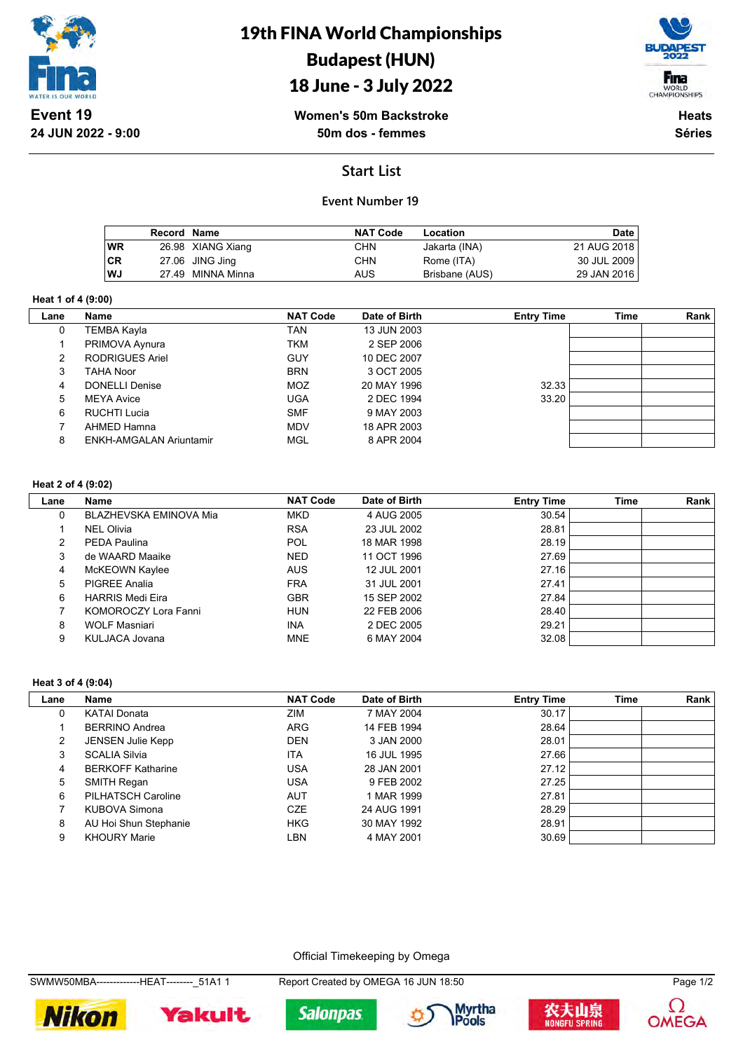# 19th FINA World Championships

## Budapest (HUN)

## 18 June - 3 July 2022

**Event 19**
**24 JUN 2022 - 9:00**

**Women's 50m Backstroke**
**50m dos - femmes**

**Heats**
**Séries**

### Start List

#### Event Number 19

| | Record | Name | NAT Code | Location | Date |
|---|---|---|---|---|---|
| WR | 26.98 | XIANG Xiang | CHN | Jakarta (INA) | 21 AUG 2018 |
| CR | 27.06 | JING Jing | CHN | Rome (ITA) | 30 JUL 2009 |
| WJ | 27.49 | MINNA Minna | AUS | Brisbane (AUS) | 29 JAN 2016 |

**Heat 1 of 4 (9:00)**

| Lane | Name | NAT Code | Date of Birth | Entry Time | Time | Rank |
|---|---|---|---|---|---|---|
| 0 | TEMBA Kayla | TAN | 13 JUN 2003 | | | |
| 1 | PRIMOVA Aynura | TKM | 2 SEP 2006 | | | |
| 2 | RODRIGUES Ariel | GUY | 10 DEC 2007 | | | |
| 3 | TAHA Noor | BRN | 3 OCT 2005 | | | |
| 4 | DONELLI Denise | MOZ | 20 MAY 1996 | 32.33 | | |
| 5 | MEYA Avice | UGA | 2 DEC 1994 | 33.20 | | |
| 6 | RUCHTI Lucia | SMF | 9 MAY 2003 | | | |
| 7 | AHMED Hamna | MDV | 18 APR 2003 | | | |
| 8 | ENKH-AMGALAN Ariuntamir | MGL | 8 APR 2004 | | | |

**Heat 2 of 4 (9:02)**

| Lane | Name | NAT Code | Date of Birth | Entry Time | Time | Rank |
|---|---|---|---|---|---|---|
| 0 | BLAZHEVSKA EMINOVA Mia | MKD | 4 AUG 2005 | 30.54 | | |
| 1 | NEL Olivia | RSA | 23 JUL 2002 | 28.81 | | |
| 2 | PEDA Paulina | POL | 18 MAR 1998 | 28.19 | | |
| 3 | de WAARD Maaike | NED | 11 OCT 1996 | 27.69 | | |
| 4 | McKEOWN Kaylee | AUS | 12 JUL 2001 | 27.16 | | |
| 5 | PIGREE Analia | FRA | 31 JUL 2001 | 27.41 | | |
| 6 | HARRIS Medi Eira | GBR | 15 SEP 2002 | 27.84 | | |
| 7 | KOMOROCZY Lora Fanni | HUN | 22 FEB 2006 | 28.40 | | |
| 8 | WOLF Masniari | INA | 2 DEC 2005 | 29.21 | | |
| 9 | KULJACA Jovana | MNE | 6 MAY 2004 | 32.08 | | |

**Heat 3 of 4 (9:04)**

| Lane | Name | NAT Code | Date of Birth | Entry Time | Time | Rank |
|---|---|---|---|---|---|---|
| 0 | KATAI Donata | ZIM | 7 MAY 2004 | 30.17 | | |
| 1 | BERRINO Andrea | ARG | 14 FEB 1994 | 28.64 | | |
| 2 | JENSEN Julie Kepp | DEN | 3 JAN 2000 | 28.01 | | |
| 3 | SCALIA Silvia | ITA | 16 JUL 1995 | 27.66 | | |
| 4 | BERKOFF Katharine | USA | 28 JAN 2001 | 27.12 | | |
| 5 | SMITH Regan | USA | 9 FEB 2002 | 27.25 | | |
| 6 | PILHATSCH Caroline | AUT | 1 MAR 1999 | 27.81 | | |
| 7 | KUBOVA Simona | CZE | 24 AUG 1991 | 28.29 | | |
| 8 | AU Hoi Shun Stephanie | HKG | 30 MAY 1992 | 28.91 | | |
| 9 | KHOURY Marie | LBN | 4 MAY 2001 | 30.69 | | |

Official Timekeeping by Omega

SWMW50MBA-------------HEAT--------_51A1 1 Report Created by OMEGA 16 JUN 18:50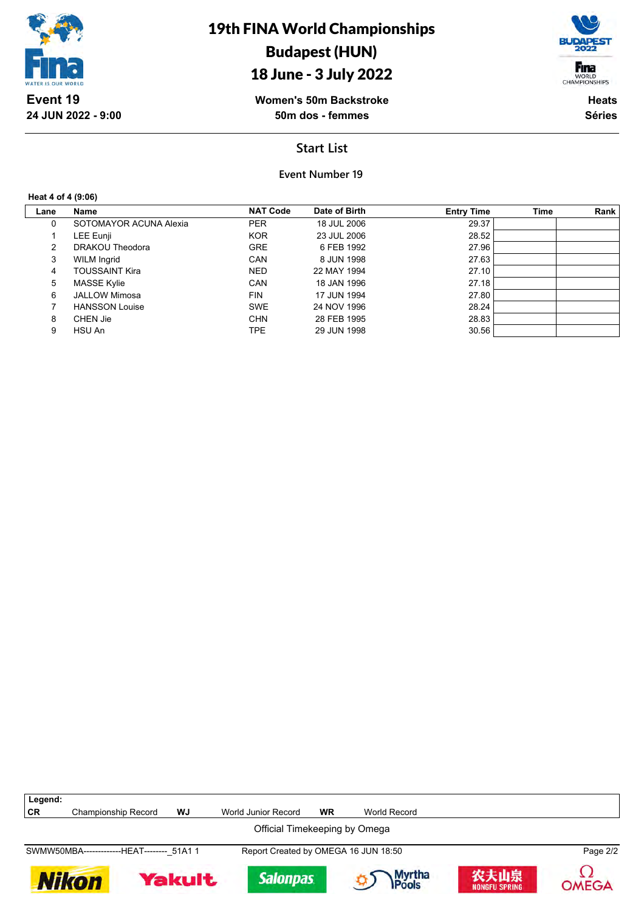# 19th FINA World Championships
# Budapest (HUN)
# 18 June - 3 July 2022

**Event 19**
**24 JUN 2022 - 9:00**

**Women's 50m Backstroke**
**50m dos - femmes**

**Heats**
**Séries**

## Start List

### Event Number 19

**Heat 4 of 4 (9:06)**

| Lane | Name | NAT Code | Date of Birth | Entry Time | Time | Rank |
|---|---|---|---|---|---|---|
| 0 | SOTOMAYOR ACUNA Alexia | PER | 18 JUL 2006 | 29.37 | | |
| 1 | LEE Eunji | KOR | 23 JUL 2006 | 28.52 | | |
| 2 | DRAKOU Theodora | GRE | 6 FEB 1992 | 27.96 | | |
| 3 | WILM Ingrid | CAN | 8 JUN 1998 | 27.63 | | |
| 4 | TOUSSAINT Kira | NED | 22 MAY 1994 | 27.10 | | |
| 5 | MASSE Kylie | CAN | 18 JAN 1996 | 27.18 | | |
| 6 | JALLOW Mimosa | FIN | 17 JUN 1994 | 27.80 | | |
| 7 | HANSSON Louise | SWE | 24 NOV 1996 | 28.24 | | |
| 8 | CHEN Jie | CHN | 28 FEB 1995 | 28.83 | | |
| 9 | HSU An | TPE | 29 JUN 1998 | 30.56 | | |

**Legend:**

| | | | | | |
|---|---|---|---|---|---|
| **CR** | Championship Record | **WJ** | World Junior Record | **WR** | World Record |

Official Timekeeping by Omega

SWMW50MBA-------------HEAT--------_51A1 1 Report Created by OMEGA 16 JUN 18:50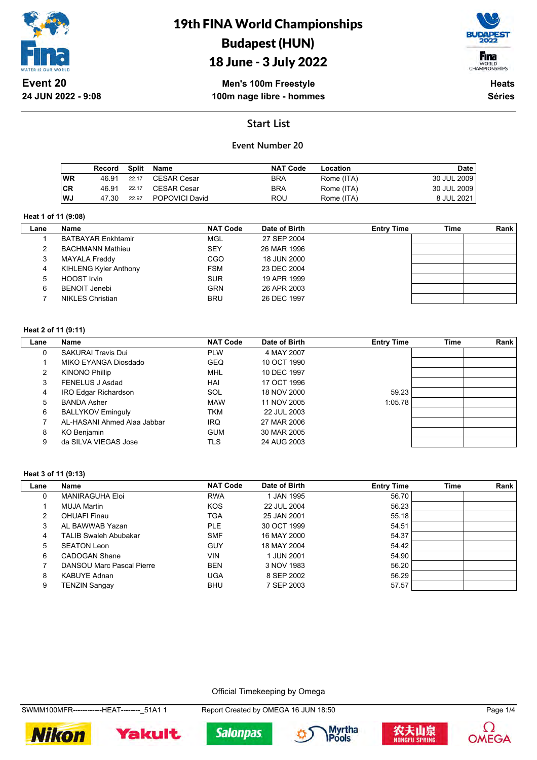# 19th FINA World Championships
# Budapest (HUN)
# 18 June - 3 July 2022

**Event 20**
**24 JUN 2022 - 9:08**

**Men's 100m Freestyle**
**100m nage libre - hommes**

**Heats**
**Séries**

## Start List

### Event Number 20

| | Record | Split | Name | NAT Code | Location | Date |
|---|---|---|---|---|---|---|
| WR | 46.91 | 22.17 | CESAR Cesar | BRA | Rome (ITA) | 30 JUL 2009 |
| CR | 46.91 | 22.17 | CESAR Cesar | BRA | Rome (ITA) | 30 JUL 2009 |
| WJ | 47.30 | 22.97 | POPOVICI David | ROU | Rome (ITA) | 8 JUL 2021 |

**Heat 1 of 11 (9:08)**

| Lane | Name | NAT Code | Date of Birth | Entry Time | Time | Rank |
|---|---|---|---|---|---|---|
| 1 | BATBAYAR Enkhtamir | MGL | 27 SEP 2004 | | | |
| 2 | BACHMANN Mathieu | SEY | 26 MAR 1996 | | | |
| 3 | MAYALA Freddy | CGO | 18 JUN 2000 | | | |
| 4 | KIHLENG Kyler Anthony | FSM | 23 DEC 2004 | | | |
| 5 | HOOST Irvin | SUR | 19 APR 1999 | | | |
| 6 | BENOIT Jenebi | GRN | 26 APR 2003 | | | |
| 7 | NIKLES Christian | BRU | 26 DEC 1997 | | | |

**Heat 2 of 11 (9:11)**

| Lane | Name | NAT Code | Date of Birth | Entry Time | Time | Rank |
|---|---|---|---|---|---|---|
| 0 | SAKURAI Travis Dui | PLW | 4 MAY 2007 | | | |
| 1 | MIKO EYANGA Diosdado | GEQ | 10 OCT 1990 | | | |
| 2 | KINONO Phillip | MHL | 10 DEC 1997 | | | |
| 3 | FENELUS J Asdad | HAI | 17 OCT 1996 | | | |
| 4 | IRO Edgar Richardson | SOL | 18 NOV 2000 | 59.23 | | |
| 5 | BANDA Asher | MAW | 11 NOV 2005 | 1:05.78 | | |
| 6 | BALLYKOV Eminguly | TKM | 22 JUL 2003 | | | |
| 7 | AL-HASANI Ahmed Alaa Jabbar | IRQ | 27 MAR 2006 | | | |
| 8 | KO Benjamin | GUM | 30 MAR 2005 | | | |
| 9 | da SILVA VIEGAS Jose | TLS | 24 AUG 2003 | | | |

**Heat 3 of 11 (9:13)**

| Lane | Name | NAT Code | Date of Birth | Entry Time | Time | Rank |
|---|---|---|---|---|---|---|
| 0 | MANIRAGUHA Eloi | RWA | 1 JAN 1995 | 56.70 | | |
| 1 | MUJA Martin | KOS | 22 JUL 2004 | 56.23 | | |
| 2 | OHUAFI Finau | TGA | 25 JAN 2001 | 55.18 | | |
| 3 | AL BAWWAB Yazan | PLE | 30 OCT 1999 | 54.51 | | |
| 4 | TALIB Swaleh Abubakar | SMF | 16 MAY 2000 | 54.37 | | |
| 5 | SEATON Leon | GUY | 18 MAY 2004 | 54.42 | | |
| 6 | CADOGAN Shane | VIN | 1 JUN 2001 | 54.90 | | |
| 7 | DANSOU Marc Pascal Pierre | BEN | 3 NOV 1983 | 56.20 | | |
| 8 | KABUYE Adnan | UGA | 8 SEP 2002 | 56.29 | | |
| 9 | TENZIN Sangay | BHU | 7 SEP 2003 | 57.57 | | |

Official Timekeeping by Omega

SWMM100MFR------------HEAT--------_51A1 1 Report Created by OMEGA 16 JUN 18:50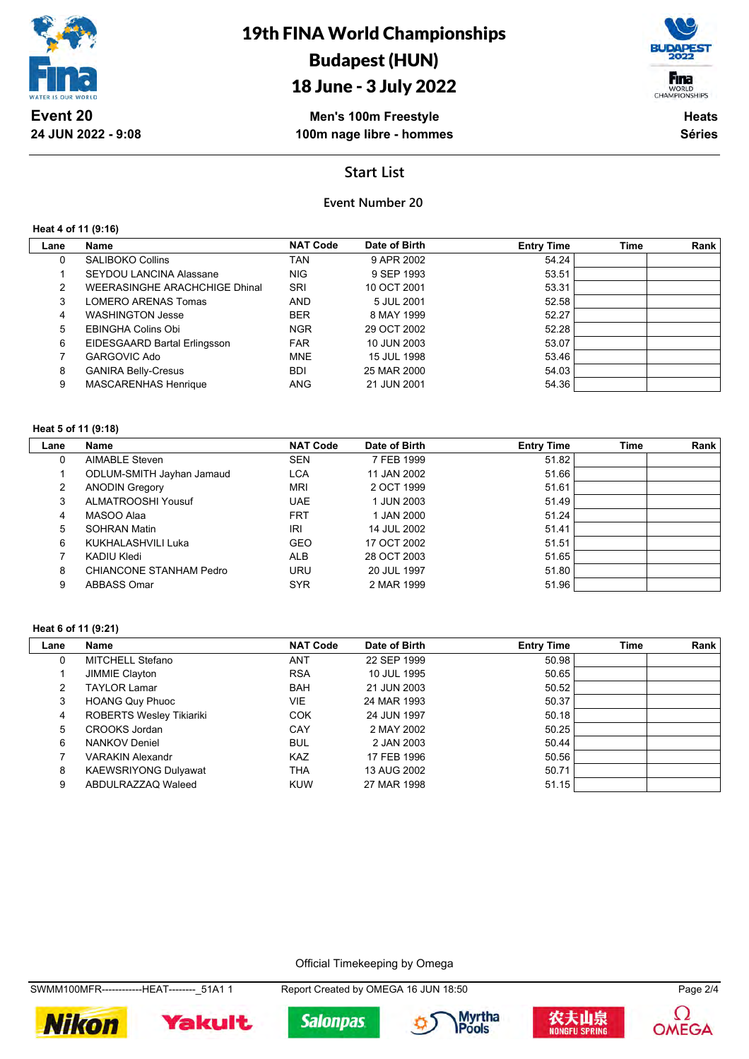# 19th FINA World Championships
# Budapest (HUN)
# 18 June - 3 July 2022

**Event 20**
**24 JUN 2022 - 9:08**

**Men's 100m Freestyle**
**100m nage libre - hommes**

**Heats**
**Séries**

## Start List

### Event Number 20

**Heat 4 of 11 (9:16)**

| Lane | Name | NAT Code | Date of Birth | Entry Time | Time | Rank |
|---|---|---|---|---|---|---|
| 0 | SALIBOKO Collins | TAN | 9 APR 2002 | 54.24 | | |
| 1 | SEYDOU LANCINA Alassane | NIG | 9 SEP 1993 | 53.51 | | |
| 2 | WEERASINGHE ARACHCHIGE Dhinal | SRI | 10 OCT 2001 | 53.31 | | |
| 3 | LOMERO ARENAS Tomas | AND | 5 JUL 2001 | 52.58 | | |
| 4 | WASHINGTON Jesse | BER | 8 MAY 1999 | 52.27 | | |
| 5 | EBINGHA Colins Obi | NGR | 29 OCT 2002 | 52.28 | | |
| 6 | EIDESGAARD Bartal Erlingsson | FAR | 10 JUN 2003 | 53.07 | | |
| 7 | GARGOVIC Ado | MNE | 15 JUL 1998 | 53.46 | | |
| 8 | GANIRA Belly-Cresus | BDI | 25 MAR 2000 | 54.03 | | |
| 9 | MASCARENHAS Henrique | ANG | 21 JUN 2001 | 54.36 | | |

**Heat 5 of 11 (9:18)**

| Lane | Name | NAT Code | Date of Birth | Entry Time | Time | Rank |
|---|---|---|---|---|---|---|
| 0 | AIMABLE Steven | SEN | 7 FEB 1999 | 51.82 | | |
| 1 | ODLUM-SMITH Jayhan Jamaud | LCA | 11 JAN 2002 | 51.66 | | |
| 2 | ANODIN Gregory | MRI | 2 OCT 1999 | 51.61 | | |
| 3 | ALMATROOSHI Yousuf | UAE | 1 JUN 2003 | 51.49 | | |
| 4 | MASOO Alaa | FRT | 1 JAN 2000 | 51.24 | | |
| 5 | SOHRAN Matin | IRI | 14 JUL 2002 | 51.41 | | |
| 6 | KUKHALASHVILI Luka | GEO | 17 OCT 2002 | 51.51 | | |
| 7 | KADIU Kledi | ALB | 28 OCT 2003 | 51.65 | | |
| 8 | CHIANCONE STANHAM Pedro | URU | 20 JUL 1997 | 51.80 | | |
| 9 | ABBASS Omar | SYR | 2 MAR 1999 | 51.96 | | |

**Heat 6 of 11 (9:21)**

| Lane | Name | NAT Code | Date of Birth | Entry Time | Time | Rank |
|---|---|---|---|---|---|---|
| 0 | MITCHELL Stefano | ANT | 22 SEP 1999 | 50.98 | | |
| 1 | JIMMIE Clayton | RSA | 10 JUL 1995 | 50.65 | | |
| 2 | TAYLOR Lamar | BAH | 21 JUN 2003 | 50.52 | | |
| 3 | HOANG Quy Phuoc | VIE | 24 MAR 1993 | 50.37 | | |
| 4 | ROBERTS Wesley Tikiariki | COK | 24 JUN 1997 | 50.18 | | |
| 5 | CROOKS Jordan | CAY | 2 MAY 2002 | 50.25 | | |
| 6 | NANKOV Deniel | BUL | 2 JAN 2003 | 50.44 | | |
| 7 | VARAKIN Alexandr | KAZ | 17 FEB 1996 | 50.56 | | |
| 8 | KAEWSRIYONG Dulyawat | THA | 13 AUG 2002 | 50.71 | | |
| 9 | ABDULRAZZAQ Waleed | KUW | 27 MAR 1998 | 51.15 | | |

Official Timekeeping by Omega

SWMM100MFR------------HEAT--------_51A1 1 Report Created by OMEGA 16 JUN 18:50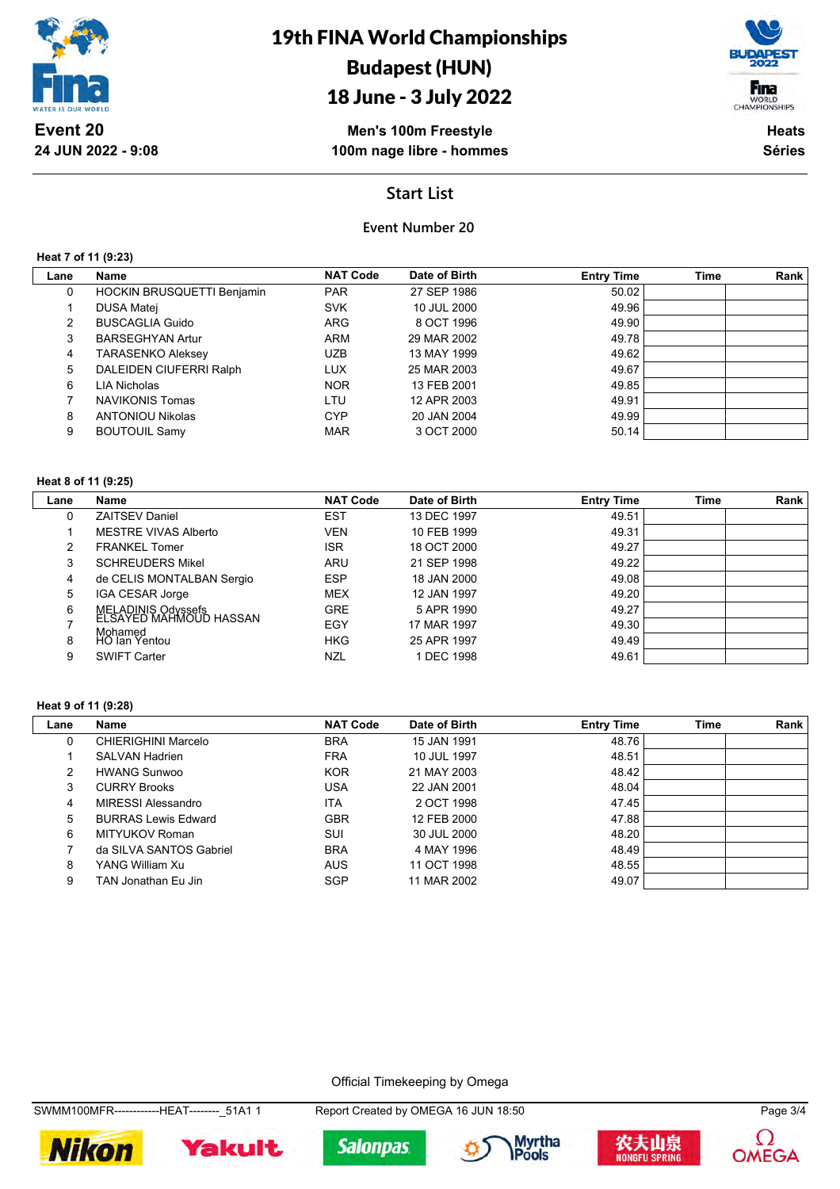# 19th FINA World Championships
# Budapest (HUN)
# 18 June - 3 July 2022

**Event 20**
**24 JUN 2022 - 9:08**

**Men's 100m Freestyle**
**100m nage libre - hommes**

**Heats**
**Séries**

## Start List

### Event Number 20

**Heat 7 of 11 (9:23)**

| Lane | Name | NAT Code | Date of Birth | Entry Time | Time | Rank |
|---|---|---|---|---|---|---|
| 0 | HOCKIN BRUSQUETTI Benjamin | PAR | 27 SEP 1986 | 50.02 | | |
| 1 | DUSA Matej | SVK | 10 JUL 2000 | 49.96 | | |
| 2 | BUSCAGLIA Guido | ARG | 8 OCT 1996 | 49.90 | | |
| 3 | BARSEGHYAN Artur | ARM | 29 MAR 2002 | 49.78 | | |
| 4 | TARASENKO Aleksey | UZB | 13 MAY 1999 | 49.62 | | |
| 5 | DALEIDEN CIUFERRI Ralph | LUX | 25 MAR 2003 | 49.67 | | |
| 6 | LIA Nicholas | NOR | 13 FEB 2001 | 49.85 | | |
| 7 | NAVIKONIS Tomas | LTU | 12 APR 2003 | 49.91 | | |
| 8 | ANTONIOU Nikolas | CYP | 20 JAN 2004 | 49.99 | | |
| 9 | BOUTOUIL Samy | MAR | 3 OCT 2000 | 50.14 | | |

**Heat 8 of 11 (9:25)**

| Lane | Name | NAT Code | Date of Birth | Entry Time | Time | Rank |
|---|---|---|---|---|---|---|
| 0 | ZAITSEV Daniel | EST | 13 DEC 1997 | 49.51 | | |
| 1 | MESTRE VIVAS Alberto | VEN | 10 FEB 1999 | 49.31 | | |
| 2 | FRANKEL Tomer | ISR | 18 OCT 2000 | 49.27 | | |
| 3 | SCHREUDERS Mikel | ARU | 21 SEP 1998 | 49.22 | | |
| 4 | de CELIS MONTALBAN Sergio | ESP | 18 JAN 2000 | 49.08 | | |
| 5 | IGA CESAR Jorge | MEX | 12 JAN 1997 | 49.20 | | |
| 6 | MELADINIS Odyssefs | GRE | 5 APR 1990 | 49.27 | | |
| 7 | ELSAYED MAHMOUD HASSAN Mohamed | EGY | 17 MAR 1997 | 49.30 | | |
| 8 | HO Ian Yentou | HKG | 25 APR 1997 | 49.49 | | |
| 9 | SWIFT Carter | NZL | 1 DEC 1998 | 49.61 | | |

**Heat 9 of 11 (9:28)**

| Lane | Name | NAT Code | Date of Birth | Entry Time | Time | Rank |
|---|---|---|---|---|---|---|
| 0 | CHIERIGHINI Marcelo | BRA | 15 JAN 1991 | 48.76 | | |
| 1 | SALVAN Hadrien | FRA | 10 JUL 1997 | 48.51 | | |
| 2 | HWANG Sunwoo | KOR | 21 MAY 2003 | 48.42 | | |
| 3 | CURRY Brooks | USA | 22 JAN 2001 | 48.04 | | |
| 4 | MIRESSI Alessandro | ITA | 2 OCT 1998 | 47.45 | | |
| 5 | BURRAS Lewis Edward | GBR | 12 FEB 2000 | 47.88 | | |
| 6 | MITYUKOV Roman | SUI | 30 JUL 2000 | 48.20 | | |
| 7 | da SILVA SANTOS Gabriel | BRA | 4 MAY 1996 | 48.49 | | |
| 8 | YANG William Xu | AUS | 11 OCT 1998 | 48.55 | | |
| 9 | TAN Jonathan Eu Jin | SGP | 11 MAR 2002 | 49.07 | | |

Official Timekeeping by Omega

SWMM100MFR------------HEAT--------_51A1 1 &nbsp;&nbsp; Report Created by OMEGA 16 JUN 18:50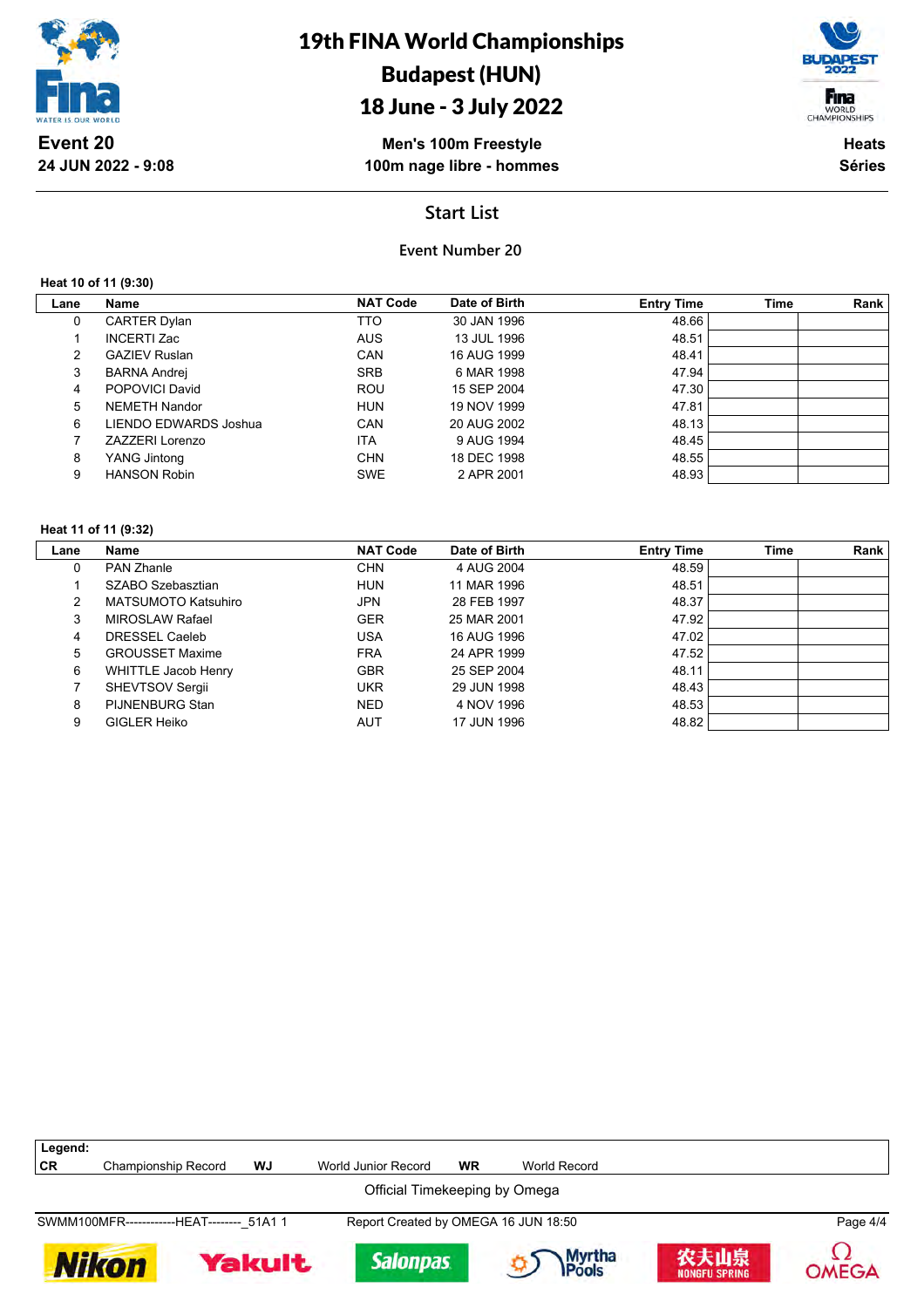# 19th FINA World Championships

## Budapest (HUN)

## 18 June - 3 July 2022

**Event 20**
**24 JUN 2022 - 9:08**

**Men's 100m Freestyle**
**100m nage libre - hommes**

**Heats**
**Séries**

## Start List

### Event Number 20

**Heat 10 of 11 (9:30)**

| Lane | Name | NAT Code | Date of Birth | Entry Time | Time | Rank |
|---|---|---|---|---|---|---|
| 0 | CARTER Dylan | TTO | 30 JAN 1996 | 48.66 | | |
| 1 | INCERTI Zac | AUS | 13 JUL 1996 | 48.51 | | |
| 2 | GAZIEV Ruslan | CAN | 16 AUG 1999 | 48.41 | | |
| 3 | BARNA Andrej | SRB | 6 MAR 1998 | 47.94 | | |
| 4 | POPOVICI David | ROU | 15 SEP 2004 | 47.30 | | |
| 5 | NEMETH Nandor | HUN | 19 NOV 1999 | 47.81 | | |
| 6 | LIENDO EDWARDS Joshua | CAN | 20 AUG 2002 | 48.13 | | |
| 7 | ZAZZERI Lorenzo | ITA | 9 AUG 1994 | 48.45 | | |
| 8 | YANG Jintong | CHN | 18 DEC 1998 | 48.55 | | |
| 9 | HANSON Robin | SWE | 2 APR 2001 | 48.93 | | |

**Heat 11 of 11 (9:32)**

| Lane | Name | NAT Code | Date of Birth | Entry Time | Time | Rank |
|---|---|---|---|---|---|---|
| 0 | PAN Zhanle | CHN | 4 AUG 2004 | 48.59 | | |
| 1 | SZABO Szebasztian | HUN | 11 MAR 1996 | 48.51 | | |
| 2 | MATSUMOTO Katsuhiro | JPN | 28 FEB 1997 | 48.37 | | |
| 3 | MIROSLAW Rafael | GER | 25 MAR 2001 | 47.92 | | |
| 4 | DRESSEL Caeleb | USA | 16 AUG 1996 | 47.02 | | |
| 5 | GROUSSET Maxime | FRA | 24 APR 1999 | 47.52 | | |
| 6 | WHITTLE Jacob Henry | GBR | 25 SEP 2004 | 48.11 | | |
| 7 | SHEVTSOV Sergii | UKR | 29 JUN 1998 | 48.43 | | |
| 8 | PIJNENBURG Stan | NED | 4 NOV 1996 | 48.53 | | |
| 9 | GIGLER Heiko | AUT | 17 JUN 1996 | 48.82 | | |

**Legend:**

| | | | | | |
|---|---|---|---|---|---|
| **CR** | Championship Record | **WJ** | World Junior Record | **WR** | World Record |

Official Timekeeping by Omega

SWMM100MFR------------HEAT--------_51A1 1 — Report Created by OMEGA 16 JUN 18:50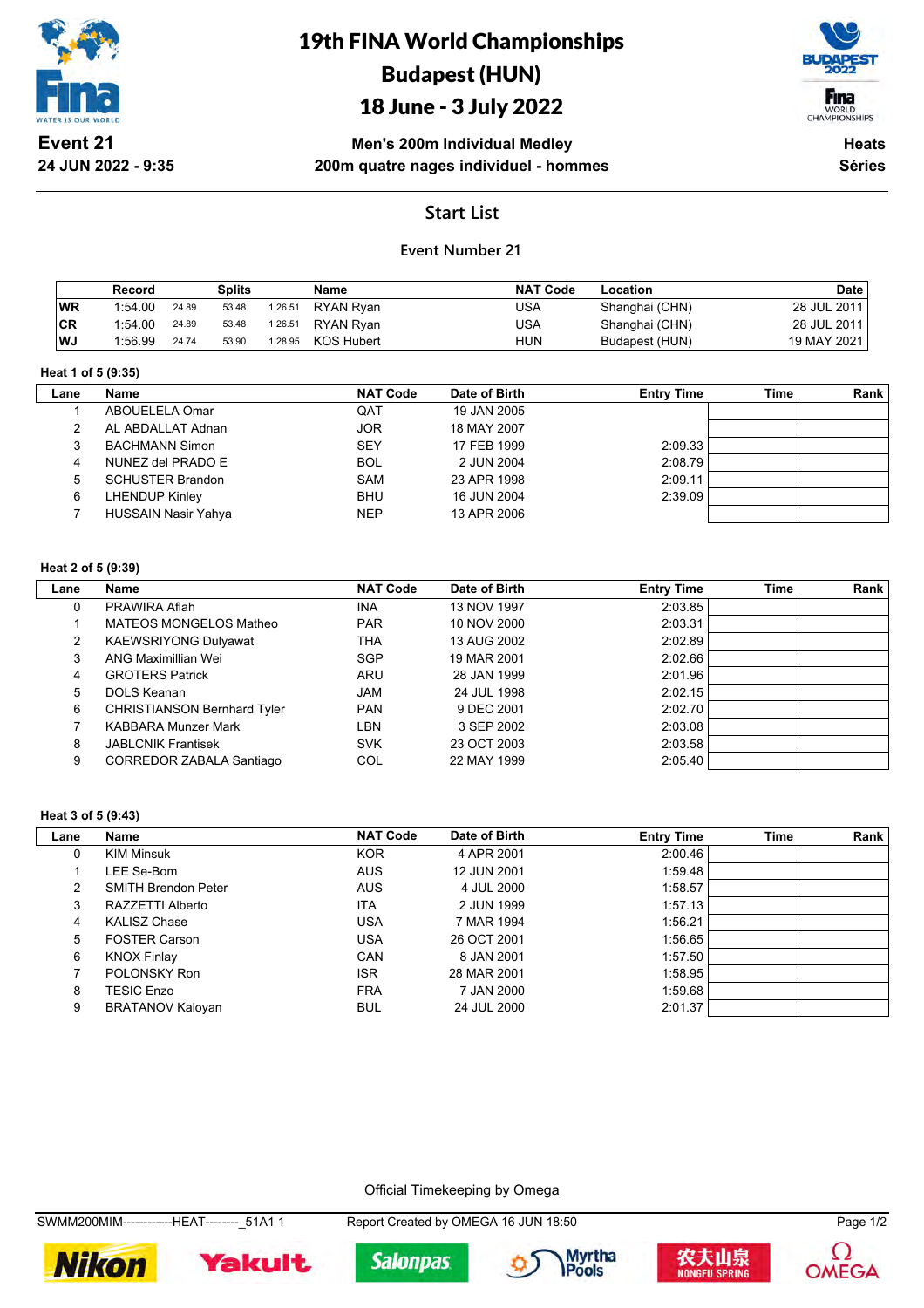# 19th FINA World Championships
# Budapest (HUN)
# 18 June - 3 July 2022

**Event 21**
**24 JUN 2022 - 9:35**

**Men's 200m Individual Medley**
**200m quatre nages individuel - hommes**

**Heats**
**Séries**

## Start List

### Event Number 21

| | Record | Splits | | | Name | NAT Code | Location | Date |
|---|---|---|---|---|---|---|---|---|
| WR | 1:54.00 | 24.89 | 53.48 | 1:26.51 | RYAN Ryan | USA | Shanghai (CHN) | 28 JUL 2011 |
| CR | 1:54.00 | 24.89 | 53.48 | 1:26.51 | RYAN Ryan | USA | Shanghai (CHN) | 28 JUL 2011 |
| WJ | 1:56.99 | 24.74 | 53.90 | 1:28.95 | KOS Hubert | HUN | Budapest (HUN) | 19 MAY 2021 |

**Heat 1 of 5 (9:35)**

| Lane | Name | NAT Code | Date of Birth | Entry Time | Time | Rank |
|---|---|---|---|---|---|---|
| 1 | ABOUELELA Omar | QAT | 19 JAN 2005 | | | |
| 2 | AL ABDALLAT Adnan | JOR | 18 MAY 2007 | | | |
| 3 | BACHMANN Simon | SEY | 17 FEB 1999 | 2:09.33 | | |
| 4 | NUNEZ del PRADO E | BOL | 2 JUN 2004 | 2:08.79 | | |
| 5 | SCHUSTER Brandon | SAM | 23 APR 1998 | 2:09.11 | | |
| 6 | LHENDUP Kinley | BHU | 16 JUN 2004 | 2:39.09 | | |
| 7 | HUSSAIN Nasir Yahya | NEP | 13 APR 2006 | | | |

**Heat 2 of 5 (9:39)**

| Lane | Name | NAT Code | Date of Birth | Entry Time | Time | Rank |
|---|---|---|---|---|---|---|
| 0 | PRAWIRA Aflah | INA | 13 NOV 1997 | 2:03.85 | | |
| 1 | MATEOS MONGELOS Matheo | PAR | 10 NOV 2000 | 2:03.31 | | |
| 2 | KAEWSRIYONG Dulyawat | THA | 13 AUG 2002 | 2:02.89 | | |
| 3 | ANG Maximillian Wei | SGP | 19 MAR 2001 | 2:02.66 | | |
| 4 | GROTERS Patrick | ARU | 28 JAN 1999 | 2:01.96 | | |
| 5 | DOLS Keanan | JAM | 24 JUL 1998 | 2:02.15 | | |
| 6 | CHRISTIANSON Bernhard Tyler | PAN | 9 DEC 2001 | 2:02.70 | | |
| 7 | KABBARA Munzer Mark | LBN | 3 SEP 2002 | 2:03.08 | | |
| 8 | JABLCNIK Frantisek | SVK | 23 OCT 2003 | 2:03.58 | | |
| 9 | CORREDOR ZABALA Santiago | COL | 22 MAY 1999 | 2:05.40 | | |

**Heat 3 of 5 (9:43)**

| Lane | Name | NAT Code | Date of Birth | Entry Time | Time | Rank |
|---|---|---|---|---|---|---|
| 0 | KIM Minsuk | KOR | 4 APR 2001 | 2:00.46 | | |
| 1 | LEE Se-Bom | AUS | 12 JUN 2001 | 1:59.48 | | |
| 2 | SMITH Brendon Peter | AUS | 4 JUL 2000 | 1:58.57 | | |
| 3 | RAZZETTI Alberto | ITA | 2 JUN 1999 | 1:57.13 | | |
| 4 | KALISZ Chase | USA | 7 MAR 1994 | 1:56.21 | | |
| 5 | FOSTER Carson | USA | 26 OCT 2001 | 1:56.65 | | |
| 6 | KNOX Finlay | CAN | 8 JAN 2001 | 1:57.50 | | |
| 7 | POLONSKY Ron | ISR | 28 MAR 2001 | 1:58.95 | | |
| 8 | TESIC Enzo | FRA | 7 JAN 2000 | 1:59.68 | | |
| 9 | BRATANOV Kaloyan | BUL | 24 JUL 2000 | 2:01.37 | | |

Official Timekeeping by Omega

SWMM200MIM------------HEAT--------_51A1 1 Report Created by OMEGA 16 JUN 18:50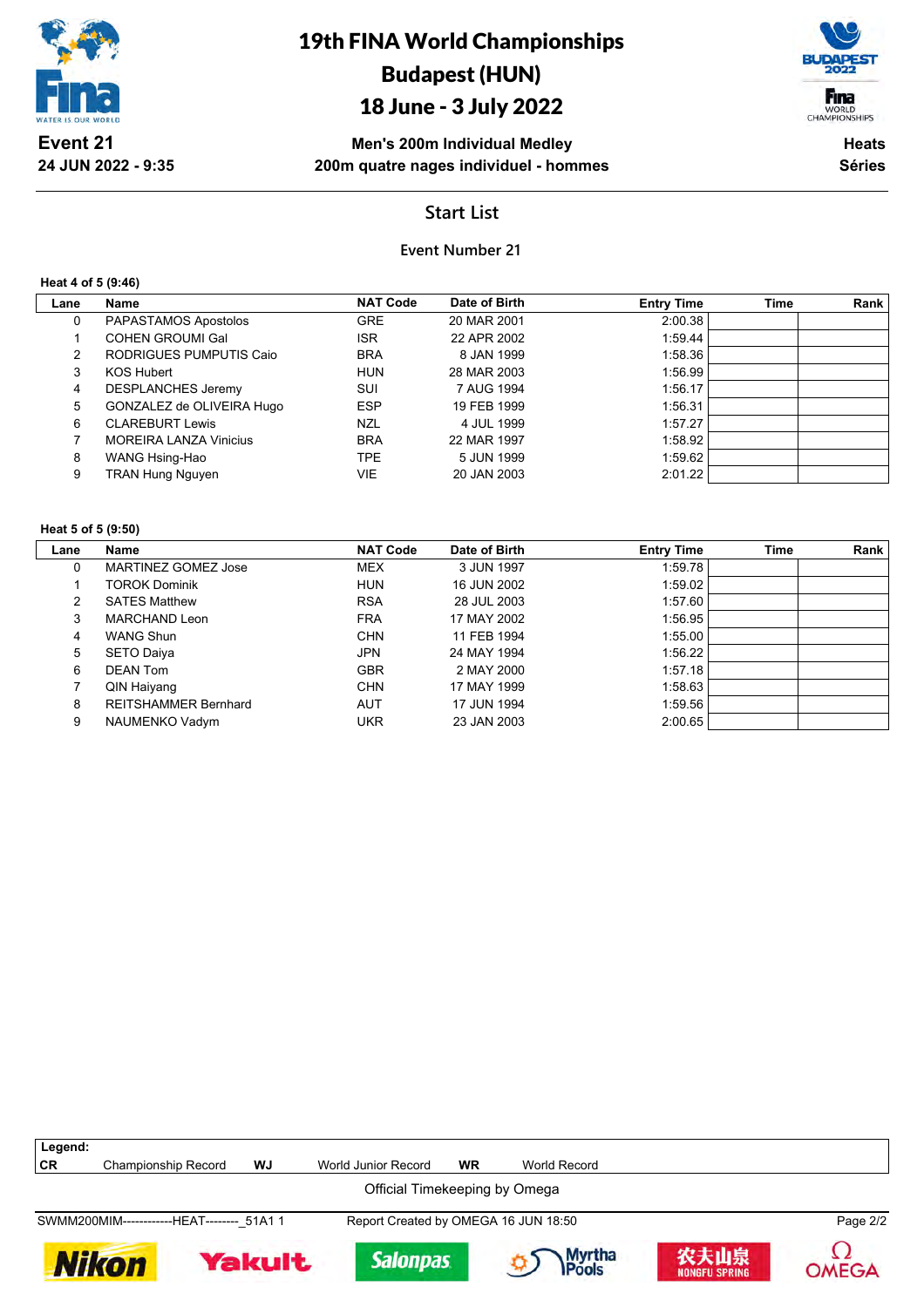# 19th FINA World Championships
# Budapest (HUN)
# 18 June - 3 July 2022

**Event 21**
**24 JUN 2022 - 9:35**

**Men's 200m Individual Medley**
**200m quatre nages individuel - hommes**

**Heats**
**Séries**

## Start List

### Event Number 21

**Heat 4 of 5 (9:46)**

| Lane | Name | NAT Code | Date of Birth | Entry Time | Time | Rank |
|---|---|---|---|---|---|---|
| 0 | PAPASTAMOS Apostolos | GRE | 20 MAR 2001 | 2:00.38 | | |
| 1 | COHEN GROUMI Gal | ISR | 22 APR 2002 | 1:59.44 | | |
| 2 | RODRIGUES PUMPUTIS Caio | BRA | 8 JAN 1999 | 1:58.36 | | |
| 3 | KOS Hubert | HUN | 28 MAR 2003 | 1:56.99 | | |
| 4 | DESPLANCHES Jeremy | SUI | 7 AUG 1994 | 1:56.17 | | |
| 5 | GONZALEZ de OLIVEIRA Hugo | ESP | 19 FEB 1999 | 1:56.31 | | |
| 6 | CLAREBURT Lewis | NZL | 4 JUL 1999 | 1:57.27 | | |
| 7 | MOREIRA LANZA Vinicius | BRA | 22 MAR 1997 | 1:58.92 | | |
| 8 | WANG Hsing-Hao | TPE | 5 JUN 1999 | 1:59.62 | | |
| 9 | TRAN Hung Nguyen | VIE | 20 JAN 2003 | 2:01.22 | | |

**Heat 5 of 5 (9:50)**

| Lane | Name | NAT Code | Date of Birth | Entry Time | Time | Rank |
|---|---|---|---|---|---|---|
| 0 | MARTINEZ GOMEZ Jose | MEX | 3 JUN 1997 | 1:59.78 | | |
| 1 | TOROK Dominik | HUN | 16 JUN 2002 | 1:59.02 | | |
| 2 | SATES Matthew | RSA | 28 JUL 2003 | 1:57.60 | | |
| 3 | MARCHAND Leon | FRA | 17 MAY 2002 | 1:56.95 | | |
| 4 | WANG Shun | CHN | 11 FEB 1994 | 1:55.00 | | |
| 5 | SETO Daiya | JPN | 24 MAY 1994 | 1:56.22 | | |
| 6 | DEAN Tom | GBR | 2 MAY 2000 | 1:57.18 | | |
| 7 | QIN Haiyang | CHN | 17 MAY 1999 | 1:58.63 | | |
| 8 | REITSHAMMER Bernhard | AUT | 17 JUN 1994 | 1:59.56 | | |
| 9 | NAUMENKO Vadym | UKR | 23 JAN 2003 | 2:00.65 | | |

**Legend:**

| | | | | | |
|---|---|---|---|---|---|
| **CR** | Championship Record | **WJ** | World Junior Record | **WR** | World Record |

Official Timekeeping by Omega

SWMM200MIM------------HEAT--------_51A1 1 — Report Created by OMEGA 16 JUN 18:50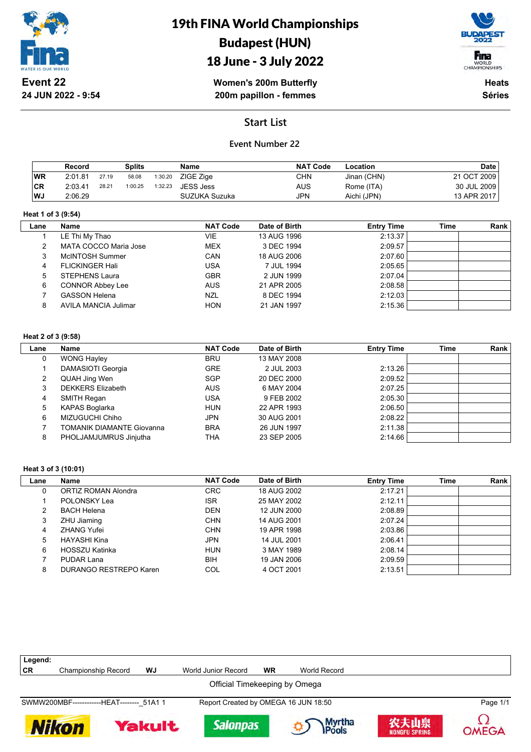# 19th FINA World Championships
## Budapest (HUN)
## 18 June - 3 July 2022

**Event 22**
**24 JUN 2022 - 9:54**

**Women's 200m Butterfly**
**200m papillon - femmes**

**Heats**
**Séries**

## Start List

### Event Number 22

| | Record | Splits | | | Name | NAT Code | Location | Date |
|---|---|---|---|---|---|---|---|---|
| WR | 2:01.81 | 27.19 | 58.08 | 1:30.20 | ZIGE Zige | CHN | Jinan (CHN) | 21 OCT 2009 |
| CR | 2:03.41 | 28.21 | 1:00.25 | 1:32.23 | JESS Jess | AUS | Rome (ITA) | 30 JUL 2009 |
| WJ | 2:06.29 | | | | SUZUKA Suzuka | JPN | Aichi (JPN) | 13 APR 2017 |

**Heat 1 of 3 (9:54)**

| Lane | Name | NAT Code | Date of Birth | Entry Time | Time | Rank |
|---|---|---|---|---|---|---|
| 1 | LE Thi My Thao | VIE | 13 AUG 1996 | 2:13.37 | | |
| 2 | MATA COCCO Maria Jose | MEX | 3 DEC 1994 | 2:09.57 | | |
| 3 | McINTOSH Summer | CAN | 18 AUG 2006 | 2:07.60 | | |
| 4 | FLICKINGER Hali | USA | 7 JUL 1994 | 2:05.65 | | |
| 5 | STEPHENS Laura | GBR | 2 JUN 1999 | 2:07.04 | | |
| 6 | CONNOR Abbey Lee | AUS | 21 APR 2005 | 2:08.58 | | |
| 7 | GASSON Helena | NZL | 8 DEC 1994 | 2:12.03 | | |
| 8 | AVILA MANCIA Julimar | HON | 21 JAN 1997 | 2:15.36 | | |

**Heat 2 of 3 (9:58)**

| Lane | Name | NAT Code | Date of Birth | Entry Time | Time | Rank |
|---|---|---|---|---|---|---|
| 0 | WONG Hayley | BRU | 13 MAY 2008 | | | |
| 1 | DAMASIOTI Georgia | GRE | 2 JUL 2003 | 2:13.26 | | |
| 2 | QUAH Jing Wen | SGP | 20 DEC 2000 | 2:09.52 | | |
| 3 | DEKKERS Elizabeth | AUS | 6 MAY 2004 | 2:07.25 | | |
| 4 | SMITH Regan | USA | 9 FEB 2002 | 2:05.30 | | |
| 5 | KAPAS Boglarka | HUN | 22 APR 1993 | 2:06.50 | | |
| 6 | MIZUGUCHI Chiho | JPN | 30 AUG 2001 | 2:08.22 | | |
| 7 | TOMANIK DIAMANTE Giovanna | BRA | 26 JUN 1997 | 2:11.38 | | |
| 8 | PHOLJAMJUMRUS Jinjutha | THA | 23 SEP 2005 | 2:14.66 | | |

**Heat 3 of 3 (10:01)**

| Lane | Name | NAT Code | Date of Birth | Entry Time | Time | Rank |
|---|---|---|---|---|---|---|
| 0 | ORTIZ ROMAN Alondra | CRC | 18 AUG 2002 | 2:17.21 | | |
| 1 | POLONSKY Lea | ISR | 25 MAY 2002 | 2:12.11 | | |
| 2 | BACH Helena | DEN | 12 JUN 2000 | 2:08.89 | | |
| 3 | ZHU Jiaming | CHN | 14 AUG 2001 | 2:07.24 | | |
| 4 | ZHANG Yufei | CHN | 19 APR 1998 | 2:03.86 | | |
| 5 | HAYASHI Kina | JPN | 14 JUL 2001 | 2:06.41 | | |
| 6 | HOSSZU Katinka | HUN | 3 MAY 1989 | 2:08.14 | | |
| 7 | PUDAR Lana | BIH | 19 JAN 2006 | 2:09.59 | | |
| 8 | DURANGO RESTREPO Karen | COL | 4 OCT 2001 | 2:13.51 | | |

**Legend:**
**CR** Championship Record **WJ** World Junior Record **WR** World Record

Official Timekeeping by Omega

SWMW200MBF------------HEAT--------_51A1 1 Report Created by OMEGA 16 JUN 18:50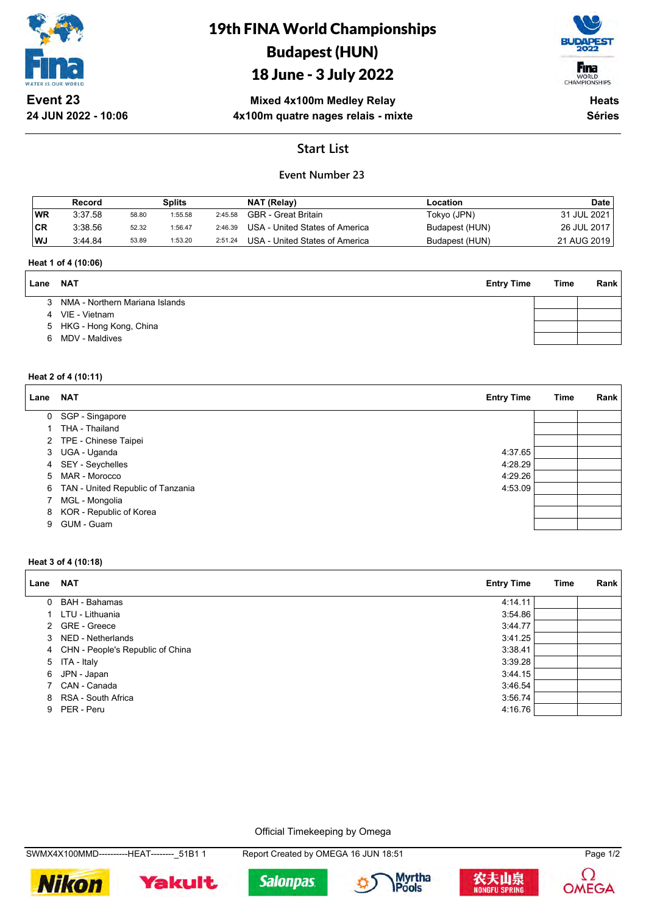# 19th FINA World Championships
# Budapest (HUN)
# 18 June - 3 July 2022

**Event 23**
**24 JUN 2022 - 10:06**

**Mixed 4x100m Medley Relay**
**4x100m quatre nages relais - mixte**

**Heats**
**Séries**

## Start List

### Event Number 23

| | Record | Splits | | | NAT (Relay) | Location | Date |
|---|---|---|---|---|---|---|---|
| WR | 3:37.58 | 58.80 | 1:55.58 | 2:45.58 | GBR - Great Britain | Tokyo (JPN) | 31 JUL 2021 |
| CR | 3:38.56 | 52.32 | 1:56.47 | 2:46.39 | USA - United States of America | Budapest (HUN) | 26 JUL 2017 |
| WJ | 3:44.84 | 53.89 | 1:53.20 | 2:51.24 | USA - United States of America | Budapest (HUN) | 21 AUG 2019 |

**Heat 1 of 4 (10:06)**

| Lane | NAT | Entry Time | Time | Rank |
|---|---|---|---|---|
| 3 | NMA - Northern Mariana Islands | | | |
| 4 | VIE - Vietnam | | | |
| 5 | HKG - Hong Kong, China | | | |
| 6 | MDV - Maldives | | | |

**Heat 2 of 4 (10:11)**

| Lane | NAT | Entry Time | Time | Rank |
|---|---|---|---|---|
| 0 | SGP - Singapore | | | |
| 1 | THA - Thailand | | | |
| 2 | TPE - Chinese Taipei | | | |
| 3 | UGA - Uganda | 4:37.65 | | |
| 4 | SEY - Seychelles | 4:28.29 | | |
| 5 | MAR - Morocco | 4:29.26 | | |
| 6 | TAN - United Republic of Tanzania | 4:53.09 | | |
| 7 | MGL - Mongolia | | | |
| 8 | KOR - Republic of Korea | | | |
| 9 | GUM - Guam | | | |

**Heat 3 of 4 (10:18)**

| Lane | NAT | Entry Time | Time | Rank |
|---|---|---|---|---|
| 0 | BAH - Bahamas | 4:14.11 | | |
| 1 | LTU - Lithuania | 3:54.86 | | |
| 2 | GRE - Greece | 3:44.77 | | |
| 3 | NED - Netherlands | 3:41.25 | | |
| 4 | CHN - People's Republic of China | 3:38.41 | | |
| 5 | ITA - Italy | 3:39.28 | | |
| 6 | JPN - Japan | 3:44.15 | | |
| 7 | CAN - Canada | 3:46.54 | | |
| 8 | RSA - South Africa | 3:56.74 | | |
| 9 | PER - Peru | 4:16.76 | | |

Official Timekeeping by Omega

SWMX4X100MMD----------HEAT--------_51B1 1 Report Created by OMEGA 16 JUN 18:51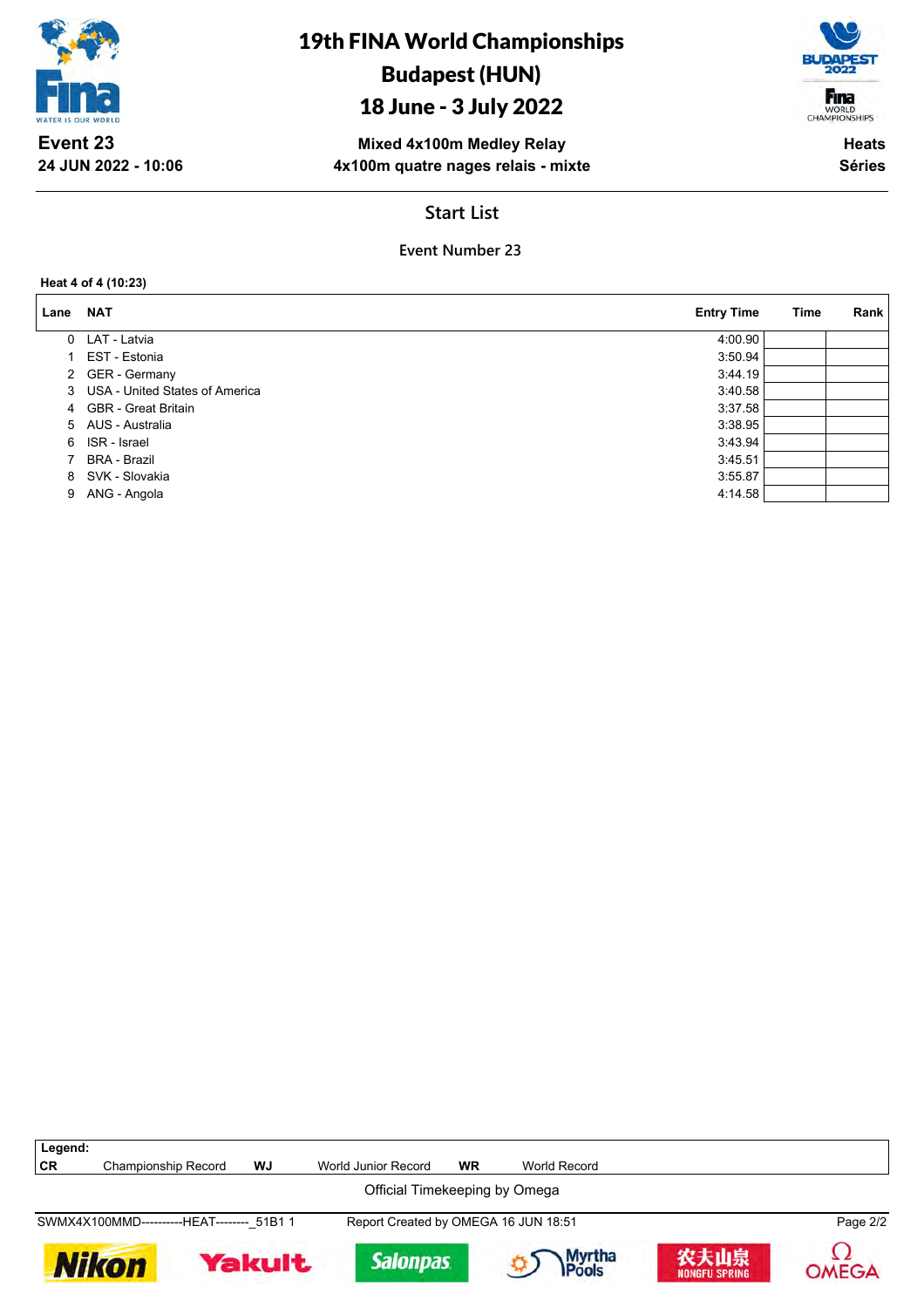# 19th FINA World Championships
# Budapest (HUN)
# 18 June - 3 July 2022

**Event 23**
**24 JUN 2022 - 10:06**

**Mixed 4x100m Medley Relay**
**4x100m quatre nages relais - mixte**

**Heats**
**Séries**

## Start List

### Event Number 23

**Heat 4 of 4 (10:23)**

| Lane | NAT | Entry Time | Time | Rank |
|---|---|---|---|---|
| 0 | LAT - Latvia | 4:00.90 | | |
| 1 | EST - Estonia | 3:50.94 | | |
| 2 | GER - Germany | 3:44.19 | | |
| 3 | USA - United States of America | 3:40.58 | | |
| 4 | GBR - Great Britain | 3:37.58 | | |
| 5 | AUS - Australia | 3:38.95 | | |
| 6 | ISR - Israel | 3:43.94 | | |
| 7 | BRA - Brazil | 3:45.51 | | |
| 8 | SVK - Slovakia | 3:55.87 | | |
| 9 | ANG - Angola | 4:14.58 | | |

**Legend:**

| | | | | | |
|---|---|---|---|---|---|
| **CR** | Championship Record | **WJ** | World Junior Record | **WR** | World Record |

Official Timekeeping by Omega

SWMX4X100MMD----------HEAT--------_51B1 1 Report Created by OMEGA 16 JUN 18:51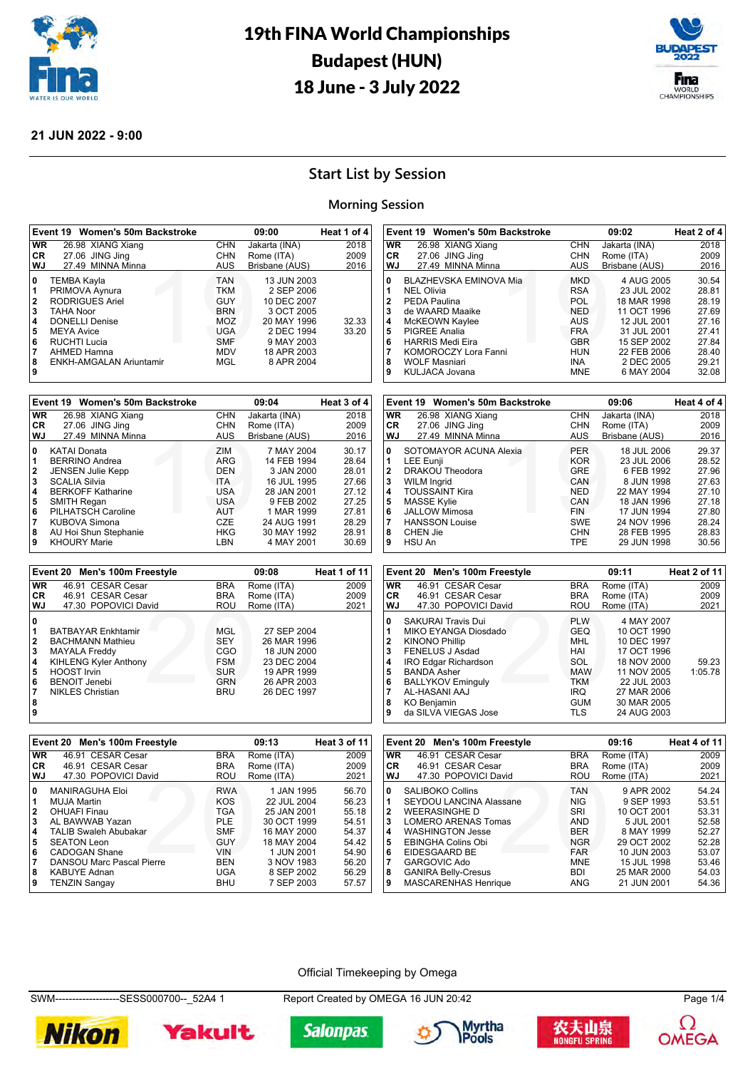# 19th FINA World Championships
# Budapest (HUN)
# 18 June - 3 July 2022

**21 JUN 2022 - 9:00**

## Start List by Session

### Morning Session

**Event 19 Women's 50m Backstroke — 09:00 — Heat 1 of 4**

| | | | | |
|---|---|---|---|---|
| WR | 26.98 XIANG Xiang | CHN | Jakarta (INA) | 2018 |
| CR | 27.06 JING Jing | CHN | Rome (ITA) | 2009 |
| WJ | 27.49 MINNA Minna | AUS | Brisbane (AUS) | 2016 |

| Lane | Name | NOC | Date of Birth | Entry Time |
|---|---|---|---|---|
| 0 | TEMBA Kayla | TAN | 13 JUN 2003 | |
| 1 | PRIMOVA Aynura | TKM | 2 SEP 2006 | |
| 2 | RODRIGUES Ariel | GUY | 10 DEC 2007 | |
| 3 | TAHA Noor | BRN | 3 OCT 2005 | |
| 4 | DONELLI Denise | MOZ | 20 MAY 1996 | 32.33 |
| 5 | MEYA Avice | UGA | 2 DEC 1994 | 33.20 |
| 6 | RUCHTI Lucia | SMF | 9 MAY 2003 | |
| 7 | AHMED Hamna | MDV | 18 APR 2003 | |
| 8 | ENKH-AMGALAN Ariuntamir | MGL | 8 APR 2004 | |
| 9 | | | | |

**Event 19 Women's 50m Backstroke — 09:02 — Heat 2 of 4**

| | | | | |
|---|---|---|---|---|
| WR | 26.98 XIANG Xiang | CHN | Jakarta (INA) | 2018 |
| CR | 27.06 JING Jing | CHN | Rome (ITA) | 2009 |
| WJ | 27.49 MINNA Minna | AUS | Brisbane (AUS) | 2016 |

| Lane | Name | NOC | Date of Birth | Entry Time |
|---|---|---|---|---|
| 0 | BLAZHEVSKA EMINOVA Mia | MKD | 4 AUG 2005 | 30.54 |
| 1 | NEL Olivia | RSA | 23 JUL 2002 | 28.81 |
| 2 | PEDA Paulina | POL | 18 MAR 1998 | 28.19 |
| 3 | de WAARD Maaike | NED | 11 OCT 1996 | 27.69 |
| 4 | McKEOWN Kaylee | AUS | 12 JUL 2001 | 27.16 |
| 5 | PIGREE Analia | FRA | 31 JUL 2001 | 27.41 |
| 6 | HARRIS Medi Eira | GBR | 15 SEP 2002 | 27.84 |
| 7 | KOMOROCZY Lora Fanni | HUN | 22 FEB 2006 | 28.40 |
| 8 | WOLF Masniari | INA | 2 DEC 2005 | 29.21 |
| 9 | KULJACA Jovana | MNE | 6 MAY 2004 | 32.08 |

**Event 19 Women's 50m Backstroke — 09:04 — Heat 3 of 4**

| | | | | |
|---|---|---|---|---|
| WR | 26.98 XIANG Xiang | CHN | Jakarta (INA) | 2018 |
| CR | 27.06 JING Jing | CHN | Rome (ITA) | 2009 |
| WJ | 27.49 MINNA Minna | AUS | Brisbane (AUS) | 2016 |

| Lane | Name | NOC | Date of Birth | Entry Time |
|---|---|---|---|---|
| 0 | KATAI Donata | ZIM | 7 MAY 2004 | 30.17 |
| 1 | BERRINO Andrea | ARG | 14 FEB 1994 | 28.64 |
| 2 | JENSEN Julie Kepp | DEN | 3 JAN 2000 | 28.01 |
| 3 | SCALIA Silvia | ITA | 16 JUL 1995 | 27.66 |
| 4 | BERKOFF Katharine | USA | 28 JAN 2001 | 27.12 |
| 5 | SMITH Regan | USA | 9 FEB 2002 | 27.25 |
| 6 | PILHATSCH Caroline | AUT | 1 MAR 1999 | 27.81 |
| 7 | KUBOVA Simona | CZE | 24 AUG 1991 | 28.29 |
| 8 | AU Hoi Shun Stephanie | HKG | 30 MAY 1992 | 28.91 |
| 9 | KHOURY Marie | LBN | 4 MAY 2001 | 30.69 |

**Event 19 Women's 50m Backstroke — 09:06 — Heat 4 of 4**

| | | | | |
|---|---|---|---|---|
| WR | 26.98 XIANG Xiang | CHN | Jakarta (INA) | 2018 |
| CR | 27.06 JING Jing | CHN | Rome (ITA) | 2009 |
| WJ | 27.49 MINNA Minna | AUS | Brisbane (AUS) | 2016 |

| Lane | Name | NOC | Date of Birth | Entry Time |
|---|---|---|---|---|
| 0 | SOTOMAYOR ACUNA Alexia | PER | 18 JUL 2006 | 29.37 |
| 1 | LEE Eunji | KOR | 23 JUL 2006 | 28.52 |
| 2 | DRAKOU Theodora | GRE | 6 FEB 1992 | 27.96 |
| 3 | WILM Ingrid | CAN | 8 JUN 1998 | 27.63 |
| 4 | TOUSSAINT Kira | NED | 22 MAY 1994 | 27.10 |
| 5 | MASSE Kylie | CAN | 18 JAN 1996 | 27.18 |
| 6 | JALLOW Mimosa | FIN | 17 JUN 1994 | 27.80 |
| 7 | HANSSON Louise | SWE | 24 NOV 1996 | 28.24 |
| 8 | CHEN Jie | CHN | 28 FEB 1995 | 28.83 |
| 9 | HSU An | TPE | 29 JUN 1998 | 30.56 |

**Event 20 Men's 100m Freestyle — 09:08 — Heat 1 of 11**

| | | | | |
|---|---|---|---|---|
| WR | 46.91 CESAR Cesar | BRA | Rome (ITA) | 2009 |
| CR | 46.91 CESAR Cesar | BRA | Rome (ITA) | 2009 |
| WJ | 47.30 POPOVICI David | ROU | Rome (ITA) | 2021 |

| Lane | Name | NOC | Date of Birth | Entry Time |
|---|---|---|---|---|
| 0 | | | | |
| 1 | BATBAYAR Enkhtamir | MGL | 27 SEP 2004 | |
| 2 | BACHMANN Mathieu | SEY | 26 MAR 1996 | |
| 3 | MAYALA Freddy | CGO | 18 JUN 2000 | |
| 4 | KIHLENG Kyler Anthony | FSM | 23 DEC 2004 | |
| 5 | HOOST Irvin | SUR | 19 APR 1999 | |
| 6 | BENOIT Jenebi | GRN | 26 APR 2003 | |
| 7 | NIKLES Christian | BRU | 26 DEC 1997 | |
| 8 | | | | |
| 9 | | | | |

**Event 20 Men's 100m Freestyle — 09:11 — Heat 2 of 11**

| | | | | |
|---|---|---|---|---|
| WR | 46.91 CESAR Cesar | BRA | Rome (ITA) | 2009 |
| CR | 46.91 CESAR Cesar | BRA | Rome (ITA) | 2009 |
| WJ | 47.30 POPOVICI David | ROU | Rome (ITA) | 2021 |

| Lane | Name | NOC | Date of Birth | Entry Time |
|---|---|---|---|---|
| 0 | SAKURAI Travis Dui | PLW | 4 MAY 2007 | |
| 1 | MIKO EYANGA Diosdado | GEQ | 10 OCT 1990 | |
| 2 | KINONO Phillip | MHL | 10 DEC 1997 | |
| 3 | FENELUS J Asdad | HAI | 17 OCT 1996 | |
| 4 | IRO Edgar Richardson | SOL | 18 NOV 2000 | 59.23 |
| 5 | BANDA Asher | MAW | 11 NOV 2005 | 1:05.78 |
| 6 | BALLYKOV Eminguly | TKM | 22 JUL 2003 | |
| 7 | AL-HASANI AAJ | IRQ | 27 MAR 2006 | |
| 8 | KO Benjamin | GUM | 30 MAR 2005 | |
| 9 | da SILVA VIEGAS Jose | TLS | 24 AUG 2003 | |

**Event 20 Men's 100m Freestyle — 09:13 — Heat 3 of 11**

| | | | | |
|---|---|---|---|---|
| WR | 46.91 CESAR Cesar | BRA | Rome (ITA) | 2009 |
| CR | 46.91 CESAR Cesar | BRA | Rome (ITA) | 2009 |
| WJ | 47.30 POPOVICI David | ROU | Rome (ITA) | 2021 |

| Lane | Name | NOC | Date of Birth | Entry Time |
|---|---|---|---|---|
| 0 | MANIRAGUHA Eloi | RWA | 1 JAN 1995 | 56.70 |
| 1 | MUJA Martin | KOS | 22 JUL 2004 | 56.23 |
| 2 | OHUAFI Finau | TGA | 25 JAN 2001 | 55.18 |
| 3 | AL BAWWAB Yazan | PLE | 30 OCT 1999 | 54.51 |
| 4 | TALIB Swaleh Abubakar | SMF | 16 MAY 2000 | 54.37 |
| 5 | SEATON Leon | GUY | 18 MAY 2004 | 54.42 |
| 6 | CADOGAN Shane | VIN | 1 JUN 2001 | 54.90 |
| 7 | DANSOU Marc Pascal Pierre | BEN | 3 NOV 1983 | 56.20 |
| 8 | KABUYE Adnan | UGA | 8 SEP 2002 | 56.29 |
| 9 | TENZIN Sangay | BHU | 7 SEP 2003 | 57.57 |

**Event 20 Men's 100m Freestyle — 09:16 — Heat 4 of 11**

| | | | | |
|---|---|---|---|---|
| WR | 46.91 CESAR Cesar | BRA | Rome (ITA) | 2009 |
| CR | 46.91 CESAR Cesar | BRA | Rome (ITA) | 2009 |
| WJ | 47.30 POPOVICI David | ROU | Rome (ITA) | 2021 |

| Lane | Name | NOC | Date of Birth | Entry Time |
|---|---|---|---|---|
| 0 | SALIBOKO Collins | TAN | 9 APR 2002 | 54.24 |
| 1 | SEYDOU LANCINA Alassane | NIG | 9 SEP 1993 | 53.51 |
| 2 | WEERASINGHE D | SRI | 10 OCT 2001 | 53.31 |
| 3 | LOMERO ARENAS Tomas | AND | 5 JUL 2001 | 52.58 |
| 4 | WASHINGTON Jesse | BER | 8 MAY 1999 | 52.27 |
| 5 | EBINGHA Colins Obi | NGR | 29 OCT 2002 | 52.28 |
| 6 | EIDESGAARD BE | FAR | 10 JUN 2003 | 53.07 |
| 7 | GARGOVIC Ado | MNE | 15 JUL 1998 | 53.46 |
| 8 | GANIRA Belly-Cresus | BDI | 25 MAR 2000 | 54.03 |
| 9 | MASCARENHAS Henrique | ANG | 21 JUN 2001 | 54.36 |

Official Timekeeping by Omega

SWM-------------------SESS000700--_52A4 1 Report Created by OMEGA 16 JUN 20:42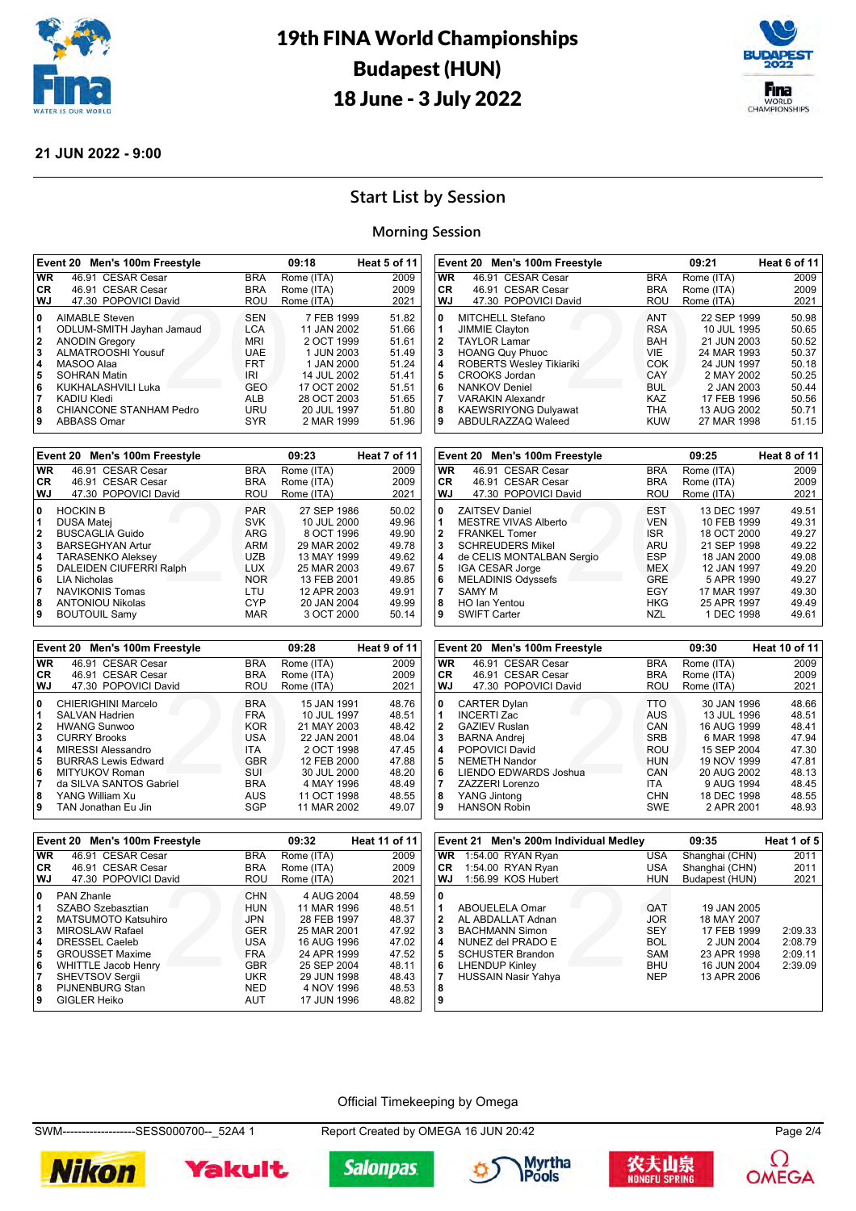# 19th FINA World Championships
# Budapest (HUN)
# 18 June - 3 July 2022

**21 JUN 2022 - 9:00**

## Start List by Session

### Morning Session

| Event 20 Men's 100m Freestyle | | | 09:18 | Heat 5 of 11 |
|---|---|---|---|---|
| WR | 46.91 CESAR Cesar | BRA | Rome (ITA) | 2009 |
| CR | 46.91 CESAR Cesar | BRA | Rome (ITA) | 2009 |
| WJ | 47.30 POPOVICI David | ROU | Rome (ITA) | 2021 |
| 0 | AIMABLE Steven | SEN | 7 FEB 1999 | 51.82 |
| 1 | ODLUM-SMITH Jayhan Jamaud | LCA | 11 JAN 2002 | 51.66 |
| 2 | ANODIN Gregory | MRI | 2 OCT 1999 | 51.61 |
| 3 | ALMATROOSHI Yousuf | UAE | 1 JUN 2003 | 51.49 |
| 4 | MASOO Alaa | FRT | 1 JAN 2000 | 51.24 |
| 5 | SOHRAN Matin | IRI | 14 JUL 2002 | 51.41 |
| 6 | KUKHALASHVILI Luka | GEO | 17 OCT 2002 | 51.51 |
| 7 | KADIU Kledi | ALB | 28 OCT 2003 | 51.65 |
| 8 | CHIANCONE STANHAM Pedro | URU | 20 JUL 1997 | 51.80 |
| 9 | ABBASS Omar | SYR | 2 MAR 1999 | 51.96 |

| Event 20 Men's 100m Freestyle | | | 09:21 | Heat 6 of 11 |
|---|---|---|---|---|
| WR | 46.91 CESAR Cesar | BRA | Rome (ITA) | 2009 |
| CR | 46.91 CESAR Cesar | BRA | Rome (ITA) | 2009 |
| WJ | 47.30 POPOVICI David | ROU | Rome (ITA) | 2021 |
| 0 | MITCHELL Stefano | ANT | 22 SEP 1999 | 50.98 |
| 1 | JIMMIE Clayton | RSA | 10 JUL 1995 | 50.65 |
| 2 | TAYLOR Lamar | BAH | 21 JUN 2003 | 50.52 |
| 3 | HOANG Quy Phuoc | VIE | 24 MAR 1993 | 50.37 |
| 4 | ROBERTS Wesley Tikiariki | COK | 24 JUN 1997 | 50.18 |
| 5 | CROOKS Jordan | CAY | 2 MAY 2002 | 50.25 |
| 6 | NANKOV Deniel | BUL | 2 JAN 2003 | 50.44 |
| 7 | VARAKIN Alexandr | KAZ | 17 FEB 1996 | 50.56 |
| 8 | KAEWSRIYONG Dulyawat | THA | 13 AUG 2002 | 50.71 |
| 9 | ABDULRAZZAQ Waleed | KUW | 27 MAR 1998 | 51.15 |

| Event 20 Men's 100m Freestyle | | | 09:23 | Heat 7 of 11 |
|---|---|---|---|---|
| WR | 46.91 CESAR Cesar | BRA | Rome (ITA) | 2009 |
| CR | 46.91 CESAR Cesar | BRA | Rome (ITA) | 2009 |
| WJ | 47.30 POPOVICI David | ROU | Rome (ITA) | 2021 |
| 0 | HOCKIN B | PAR | 27 SEP 1986 | 50.02 |
| 1 | DUSA Matej | SVK | 10 JUL 2000 | 49.96 |
| 2 | BUSCAGLIA Guido | ARG | 8 OCT 1996 | 49.90 |
| 3 | BARSEGHYAN Artur | ARM | 29 MAR 2002 | 49.78 |
| 4 | TARASENKO Aleksey | UZB | 13 MAY 1999 | 49.62 |
| 5 | DALEIDEN CIUFERRI Ralph | LUX | 25 MAR 2003 | 49.67 |
| 6 | LIA Nicholas | NOR | 13 FEB 2001 | 49.85 |
| 7 | NAVIKONIS Tomas | LTU | 12 APR 2003 | 49.91 |
| 8 | ANTONIOU Nikolas | CYP | 20 JAN 2004 | 49.99 |
| 9 | BOUTOUIL Samy | MAR | 3 OCT 2000 | 50.14 |

| Event 20 Men's 100m Freestyle | | | 09:25 | Heat 8 of 11 |
|---|---|---|---|---|
| WR | 46.91 CESAR Cesar | BRA | Rome (ITA) | 2009 |
| CR | 46.91 CESAR Cesar | BRA | Rome (ITA) | 2009 |
| WJ | 47.30 POPOVICI David | ROU | Rome (ITA) | 2021 |
| 0 | ZAITSEV Daniel | EST | 13 DEC 1997 | 49.51 |
| 1 | MESTRE VIVAS Alberto | VEN | 10 FEB 1999 | 49.31 |
| 2 | FRANKEL Tomer | ISR | 18 OCT 2000 | 49.27 |
| 3 | SCHREUDERS Mikel | ARU | 21 SEP 1998 | 49.22 |
| 4 | de CELIS MONTALBAN Sergio | ESP | 18 JAN 2000 | 49.08 |
| 5 | IGA CESAR Jorge | MEX | 12 JAN 1997 | 49.20 |
| 6 | MELADINIS Odyssefs | GRE | 5 APR 1990 | 49.27 |
| 7 | SAMY M | EGY | 17 MAR 1997 | 49.30 |
| 8 | HO Ian Yentou | HKG | 25 APR 1997 | 49.49 |
| 9 | SWIFT Carter | NZL | 1 DEC 1998 | 49.61 |

| Event 20 Men's 100m Freestyle | | | 09:28 | Heat 9 of 11 |
|---|---|---|---|---|
| WR | 46.91 CESAR Cesar | BRA | Rome (ITA) | 2009 |
| CR | 46.91 CESAR Cesar | BRA | Rome (ITA) | 2009 |
| WJ | 47.30 POPOVICI David | ROU | Rome (ITA) | 2021 |
| 0 | CHIERIGHINI Marcelo | BRA | 15 JAN 1991 | 48.76 |
| 1 | SALVAN Hadrien | FRA | 10 JUL 1997 | 48.51 |
| 2 | HWANG Sunwoo | KOR | 21 MAY 2003 | 48.42 |
| 3 | CURRY Brooks | USA | 22 JAN 2001 | 48.04 |
| 4 | MIRESSI Alessandro | ITA | 2 OCT 1998 | 47.45 |
| 5 | BURRAS Lewis Edward | GBR | 12 FEB 2000 | 47.88 |
| 6 | MITYUKOV Roman | SUI | 30 JUL 2000 | 48.20 |
| 7 | da SILVA SANTOS Gabriel | BRA | 4 MAY 1996 | 48.49 |
| 8 | YANG William Xu | AUS | 11 OCT 1998 | 48.55 |
| 9 | TAN Jonathan Eu Jin | SGP | 11 MAR 2002 | 49.07 |

| Event 20 Men's 100m Freestyle | | | 09:30 | Heat 10 of 11 |
|---|---|---|---|---|
| WR | 46.91 CESAR Cesar | BRA | Rome (ITA) | 2009 |
| CR | 46.91 CESAR Cesar | BRA | Rome (ITA) | 2009 |
| WJ | 47.30 POPOVICI David | ROU | Rome (ITA) | 2021 |
| 0 | CARTER Dylan | TTO | 30 JAN 1996 | 48.66 |
| 1 | INCERTI Zac | AUS | 13 JUL 1996 | 48.51 |
| 2 | GAZIEV Ruslan | CAN | 16 AUG 1999 | 48.41 |
| 3 | BARNA Andrej | SRB | 6 MAR 1998 | 47.94 |
| 4 | POPOVICI David | ROU | 15 SEP 2004 | 47.30 |
| 5 | NEMETH Nandor | HUN | 19 NOV 1999 | 47.81 |
| 6 | LIENDO EDWARDS Joshua | CAN | 20 AUG 2002 | 48.13 |
| 7 | ZAZZERI Lorenzo | ITA | 9 AUG 1994 | 48.45 |
| 8 | YANG Jintong | CHN | 18 DEC 1998 | 48.55 |
| 9 | HANSON Robin | SWE | 2 APR 2001 | 48.93 |

| Event 20 Men's 100m Freestyle | | | 09:32 | Heat 11 of 11 |
|---|---|---|---|---|
| WR | 46.91 CESAR Cesar | BRA | Rome (ITA) | 2009 |
| CR | 46.91 CESAR Cesar | BRA | Rome (ITA) | 2009 |
| WJ | 47.30 POPOVICI David | ROU | Rome (ITA) | 2021 |
| 0 | PAN Zhanle | CHN | 4 AUG 2004 | 48.59 |
| 1 | SZABO Szebasztian | HUN | 11 MAR 1996 | 48.51 |
| 2 | MATSUMOTO Katsuhiro | JPN | 28 FEB 1997 | 48.37 |
| 3 | MIROSLAW Rafael | GER | 25 MAR 2001 | 47.92 |
| 4 | DRESSEL Caeleb | USA | 16 AUG 1996 | 47.02 |
| 5 | GROUSSET Maxime | FRA | 24 APR 1999 | 47.52 |
| 6 | WHITTLE Jacob Henry | GBR | 25 SEP 2004 | 48.11 |
| 7 | SHEVTSOV Sergii | UKR | 29 JUN 1998 | 48.43 |
| 8 | PIJNENBURG Stan | NED | 4 NOV 1996 | 48.53 |
| 9 | GIGLER Heiko | AUT | 17 JUN 1996 | 48.82 |

| Event 21 Men's 200m Individual Medley | | | 09:35 | Heat 1 of 5 |
|---|---|---|---|---|
| WR | 1:54.00 RYAN Ryan | USA | Shanghai (CHN) | 2011 |
| CR | 1:54.00 RYAN Ryan | USA | Shanghai (CHN) | 2011 |
| WJ | 1:56.99 KOS Hubert | HUN | Budapest (HUN) | 2021 |
| 0 | | | | |
| 1 | ABOUELELA Omar | QAT | 19 JAN 2005 | |
| 2 | AL ABDALLAT Adnan | JOR | 18 MAY 2007 | |
| 3 | BACHMANN Simon | SEY | 17 FEB 1999 | 2:09.33 |
| 4 | NUNEZ del PRADO E | BOL | 2 JUN 2004 | 2:08.79 |
| 5 | SCHUSTER Brandon | SAM | 23 APR 1998 | 2:09.11 |
| 6 | LHENDUP Kinley | BHU | 16 JUN 2004 | 2:39.09 |
| 7 | HUSSAIN Nasir Yahya | NEP | 13 APR 2006 | |
| 8 | | | | |
| 9 | | | | |

Official Timekeeping by Omega

SWM-------------------SESS000700--_52A4 1 — Report Created by OMEGA 16 JUN 20:42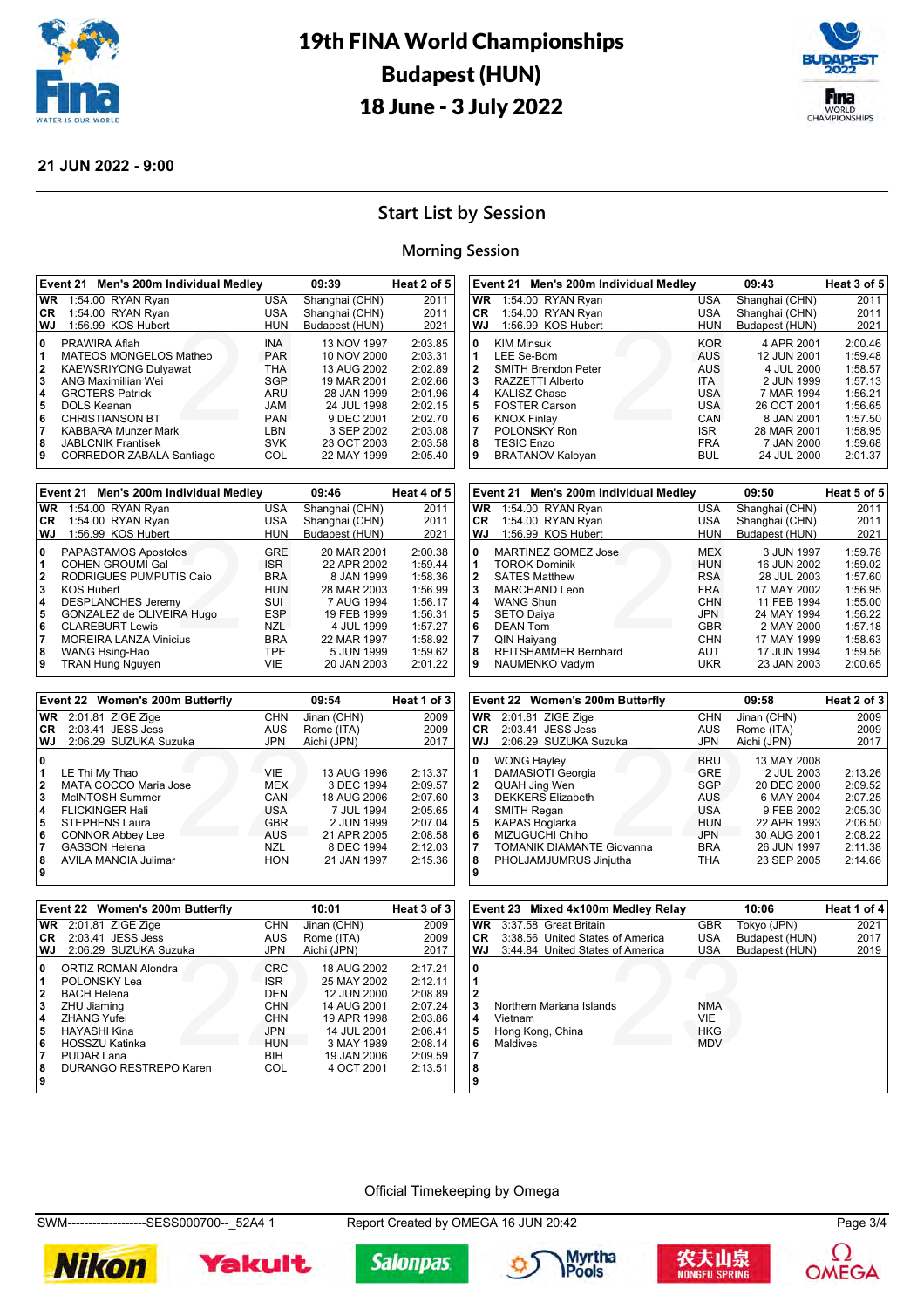# 19th FINA World Championships Budapest (HUN) 18 June - 3 July 2022

**21 JUN 2022 - 9:00**

## Start List by Session

### Morning Session

| Event 21 Men's 200m Individual Medley | | | 09:39 | Heat 2 of 5 |
|---|---|---|---|---|
| **WR** | 1:54.00 RYAN Ryan | USA | Shanghai (CHN) | 2011 |
| **CR** | 1:54.00 RYAN Ryan | USA | Shanghai (CHN) | 2011 |
| **WJ** | 1:56.99 KOS Hubert | HUN | Budapest (HUN) | 2021 |
| 0 | PRAWIRA Aflah | INA | 13 NOV 1997 | 2:03.85 |
| 1 | MATEOS MONGELOS Matheo | PAR | 10 NOV 2000 | 2:03.31 |
| 2 | KAEWSRIYONG Dulyawat | THA | 13 AUG 2002 | 2:02.89 |
| 3 | ANG Maximillian Wei | SGP | 19 MAR 2001 | 2:02.66 |
| 4 | GROTERS Patrick | ARU | 28 JAN 1999 | 2:01.96 |
| 5 | DOLS Keanan | JAM | 24 JUL 1998 | 2:02.15 |
| 6 | CHRISTIANSON BT | PAN | 9 DEC 2001 | 2:02.70 |
| 7 | KABBARA Munzer Mark | LBN | 3 SEP 2002 | 2:03.08 |
| 8 | JABLCNIK Frantisek | SVK | 23 OCT 2003 | 2:03.58 |
| 9 | CORREDOR ZABALA Santiago | COL | 22 MAY 1999 | 2:05.40 |

| Event 21 Men's 200m Individual Medley | | | 09:43 | Heat 3 of 5 |
|---|---|---|---|---|
| **WR** | 1:54.00 RYAN Ryan | USA | Shanghai (CHN) | 2011 |
| **CR** | 1:54.00 RYAN Ryan | USA | Shanghai (CHN) | 2011 |
| **WJ** | 1:56.99 KOS Hubert | HUN | Budapest (HUN) | 2021 |
| 0 | KIM Minsuk | KOR | 4 APR 2001 | 2:00.46 |
| 1 | LEE Se-Bom | AUS | 12 JUN 2001 | 1:59.48 |
| 2 | SMITH Brendon Peter | AUS | 4 JUL 2000 | 1:58.57 |
| 3 | RAZZETTI Alberto | ITA | 2 JUN 1999 | 1:57.13 |
| 4 | KALISZ Chase | USA | 7 MAR 1994 | 1:56.21 |
| 5 | FOSTER Carson | USA | 26 OCT 2001 | 1:56.65 |
| 6 | KNOX Finlay | CAN | 8 JAN 2001 | 1:57.50 |
| 7 | POLONSKY Ron | ISR | 28 MAR 2001 | 1:58.95 |
| 8 | TESIC Enzo | FRA | 7 JAN 2000 | 1:59.68 |
| 9 | BRATANOV Kaloyan | BUL | 24 JUL 2000 | 2:01.37 |

| Event 21 Men's 200m Individual Medley | | | 09:46 | Heat 4 of 5 |
|---|---|---|---|---|
| **WR** | 1:54.00 RYAN Ryan | USA | Shanghai (CHN) | 2011 |
| **CR** | 1:54.00 RYAN Ryan | USA | Shanghai (CHN) | 2011 |
| **WJ** | 1:56.99 KOS Hubert | HUN | Budapest (HUN) | 2021 |
| 0 | PAPASTAMOS Apostolos | GRE | 20 MAR 2001 | 2:00.38 |
| 1 | COHEN GROUMI Gal | ISR | 22 APR 2002 | 1:59.44 |
| 2 | RODRIGUES PUMPUTIS Caio | BRA | 8 JAN 1999 | 1:58.36 |
| 3 | KOS Hubert | HUN | 28 MAR 2003 | 1:56.99 |
| 4 | DESPLANCHES Jeremy | SUI | 7 AUG 1994 | 1:56.17 |
| 5 | GONZALEZ de OLIVEIRA Hugo | ESP | 19 FEB 1999 | 1:56.31 |
| 6 | CLAREBURT Lewis | NZL | 4 JUL 1999 | 1:57.27 |
| 7 | MOREIRA LANZA Vinicius | BRA | 22 MAR 1997 | 1:58.92 |
| 8 | WANG Hsing-Hao | TPE | 5 JUN 1999 | 1:59.62 |
| 9 | TRAN Hung Nguyen | VIE | 20 JAN 2003 | 2:01.22 |

| Event 21 Men's 200m Individual Medley | | | 09:50 | Heat 5 of 5 |
|---|---|---|---|---|
| **WR** | 1:54.00 RYAN Ryan | USA | Shanghai (CHN) | 2011 |
| **CR** | 1:54.00 RYAN Ryan | USA | Shanghai (CHN) | 2011 |
| **WJ** | 1:56.99 KOS Hubert | HUN | Budapest (HUN) | 2021 |
| 0 | MARTINEZ GOMEZ Jose | MEX | 3 JUN 1997 | 1:59.78 |
| 1 | TOROK Dominik | HUN | 16 JUN 2002 | 1:59.02 |
| 2 | SATES Matthew | RSA | 28 JUL 2003 | 1:57.60 |
| 3 | MARCHAND Leon | FRA | 17 MAY 2002 | 1:56.95 |
| 4 | WANG Shun | CHN | 11 FEB 1994 | 1:55.00 |
| 5 | SETO Daiya | JPN | 24 MAY 1994 | 1:56.22 |
| 6 | DEAN Tom | GBR | 2 MAY 2000 | 1:57.18 |
| 7 | QIN Haiyang | CHN | 17 MAY 1999 | 1:58.63 |
| 8 | REITSHAMMER Bernhard | AUT | 17 JUN 1994 | 1:59.56 |
| 9 | NAUMENKO Vadym | UKR | 23 JAN 2003 | 2:00.65 |

| Event 22 Women's 200m Butterfly | | | 09:54 | Heat 1 of 3 |
|---|---|---|---|---|
| **WR** | 2:01.81 ZIGE Zige | CHN | Jinan (CHN) | 2009 |
| **CR** | 2:03.41 JESS Jess | AUS | Rome (ITA) | 2009 |
| **WJ** | 2:06.29 SUZUKA Suzuka | JPN | Aichi (JPN) | 2017 |
| 0 | | | | |
| 1 | LE Thi My Thao | VIE | 13 AUG 1996 | 2:13.37 |
| 2 | MATA COCCO Maria Jose | MEX | 3 DEC 1994 | 2:09.57 |
| 3 | McINTOSH Summer | CAN | 18 AUG 2006 | 2:07.60 |
| 4 | FLICKINGER Hali | USA | 7 JUL 1994 | 2:05.65 |
| 5 | STEPHENS Laura | GBR | 2 JUN 1999 | 2:07.04 |
| 6 | CONNOR Abbey Lee | AUS | 21 APR 2005 | 2:08.58 |
| 7 | GASSON Helena | NZL | 8 DEC 1994 | 2:12.03 |
| 8 | AVILA MANCIA Julimar | HON | 21 JAN 1997 | 2:15.36 |
| 9 | | | | |

| Event 22 Women's 200m Butterfly | | | 09:58 | Heat 2 of 3 |
|---|---|---|---|---|
| **WR** | 2:01.81 ZIGE Zige | CHN | Jinan (CHN) | 2009 |
| **CR** | 2:03.41 JESS Jess | AUS | Rome (ITA) | 2009 |
| **WJ** | 2:06.29 SUZUKA Suzuka | JPN | Aichi (JPN) | 2017 |
| 0 | WONG Hayley | BRU | 13 MAY 2008 | |
| 1 | DAMASIOTI Georgia | GRE | 2 JUL 2003 | 2:13.26 |
| 2 | QUAH Jing Wen | SGP | 20 DEC 2000 | 2:09.52 |
| 3 | DEKKERS Elizabeth | AUS | 6 MAY 2004 | 2:07.25 |
| 4 | SMITH Regan | USA | 9 FEB 2002 | 2:05.30 |
| 5 | KAPAS Boglarka | HUN | 22 APR 1993 | 2:06.50 |
| 6 | MIZUGUCHI Chiho | JPN | 30 AUG 2001 | 2:08.22 |
| 7 | TOMANIK DIAMANTE Giovanna | BRA | 26 JUN 1997 | 2:11.38 |
| 8 | PHOLJAMJUMRUS Jinjutha | THA | 23 SEP 2005 | 2:14.66 |
| 9 | | | | |

| Event 22 Women's 200m Butterfly | | | 10:01 | Heat 3 of 3 |
|---|---|---|---|---|
| **WR** | 2:01.81 ZIGE Zige | CHN | Jinan (CHN) | 2009 |
| **CR** | 2:03.41 JESS Jess | AUS | Rome (ITA) | 2009 |
| **WJ** | 2:06.29 SUZUKA Suzuka | JPN | Aichi (JPN) | 2017 |
| 0 | ORTIZ ROMAN Alondra | CRC | 18 AUG 2002 | 2:17.21 |
| 1 | POLONSKY Lea | ISR | 25 MAY 2002 | 2:12.11 |
| 2 | BACH Helena | DEN | 12 JUN 2000 | 2:08.89 |
| 3 | ZHU Jiaming | CHN | 14 AUG 2001 | 2:07.24 |
| 4 | ZHANG Yufei | CHN | 19 APR 1998 | 2:03.86 |
| 5 | HAYASHI Kina | JPN | 14 JUL 2001 | 2:06.41 |
| 6 | HOSSZU Katinka | HUN | 3 MAY 1989 | 2:08.14 |
| 7 | PUDAR Lana | BIH | 19 JAN 2006 | 2:09.59 |
| 8 | DURANGO RESTREPO Karen | COL | 4 OCT 2001 | 2:13.51 |
| 9 | | | | |

| Event 23 Mixed 4x100m Medley Relay | | | 10:06 | Heat 1 of 4 |
|---|---|---|---|---|
| **WR** | 3:37.58 Great Britain | GBR | Tokyo (JPN) | 2021 |
| **CR** | 3:38.56 United States of America | USA | Budapest (HUN) | 2017 |
| **WJ** | 3:44.84 United States of America | USA | Budapest (HUN) | 2019 |
| 0 | | | | |
| 1 | | | | |
| 2 | | | | |
| 3 | Northern Mariana Islands | NMA | | |
| 4 | Vietnam | VIE | | |
| 5 | Hong Kong, China | HKG | | |
| 6 | Maldives | MDV | | |
| 7 | | | | |
| 8 | | | | |
| 9 | | | | |

Official Timekeeping by Omega

SWM-------------------SESS000700--_52A4 1 — Report Created by OMEGA 16 JUN 20:42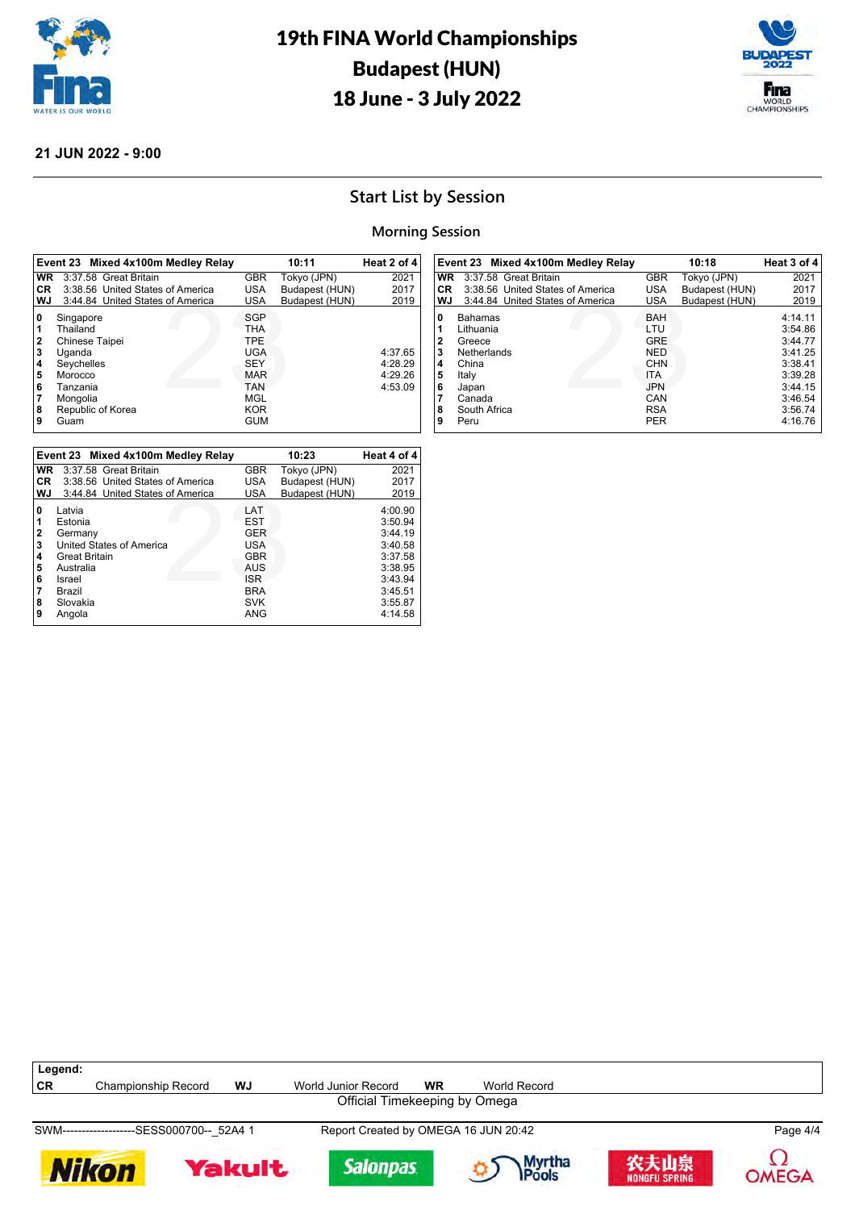# 19th FINA World Championships
## Budapest (HUN)
## 18 June - 3 July 2022

**21 JUN 2022 - 9:00**

## Start List by Session

### Morning Session

**Event 23 Mixed 4x100m Medley Relay — 10:11 — Heat 2 of 4**

| | | | | |
|---|---|---|---|---|
| **WR** | 3:37.58 Great Britain | GBR | Tokyo (JPN) | 2021 |
| **CR** | 3:38.56 United States of America | USA | Budapest (HUN) | 2017 |
| **WJ** | 3:44.84 United States of America | USA | Budapest (HUN) | 2019 |

| Lane | Team | Code | Entry Time |
|---|---|---|---|
| 0 | Singapore | SGP | |
| 1 | Thailand | THA | |
| 2 | Chinese Taipei | TPE | |
| 3 | Uganda | UGA | 4:37.65 |
| 4 | Seychelles | SEY | 4:28.29 |
| 5 | Morocco | MAR | 4:29.26 |
| 6 | Tanzania | TAN | 4:53.09 |
| 7 | Mongolia | MGL | |
| 8 | Republic of Korea | KOR | |
| 9 | Guam | GUM | |

**Event 23 Mixed 4x100m Medley Relay — 10:18 — Heat 3 of 4**

| | | | | |
|---|---|---|---|---|
| **WR** | 3:37.58 Great Britain | GBR | Tokyo (JPN) | 2021 |
| **CR** | 3:38.56 United States of America | USA | Budapest (HUN) | 2017 |
| **WJ** | 3:44.84 United States of America | USA | Budapest (HUN) | 2019 |

| Lane | Team | Code | Entry Time |
|---|---|---|---|
| 0 | Bahamas | BAH | 4:14.11 |
| 1 | Lithuania | LTU | 3:54.86 |
| 2 | Greece | GRE | 3:44.77 |
| 3 | Netherlands | NED | 3:41.25 |
| 4 | China | CHN | 3:38.41 |
| 5 | Italy | ITA | 3:39.28 |
| 6 | Japan | JPN | 3:44.15 |
| 7 | Canada | CAN | 3:46.54 |
| 8 | South Africa | RSA | 3:56.74 |
| 9 | Peru | PER | 4:16.76 |

**Event 23 Mixed 4x100m Medley Relay — 10:23 — Heat 4 of 4**

| | | | | |
|---|---|---|---|---|
| **WR** | 3:37.58 Great Britain | GBR | Tokyo (JPN) | 2021 |
| **CR** | 3:38.56 United States of America | USA | Budapest (HUN) | 2017 |
| **WJ** | 3:44.84 United States of America | USA | Budapest (HUN) | 2019 |

| Lane | Team | Code | Entry Time |
|---|---|---|---|
| 0 | Latvia | LAT | 4:00.90 |
| 1 | Estonia | EST | 3:50.94 |
| 2 | Germany | GER | 3:44.19 |
| 3 | United States of America | USA | 3:40.58 |
| 4 | Great Britain | GBR | 3:37.58 |
| 5 | Australia | AUS | 3:38.95 |
| 6 | Israel | ISR | 3:43.94 |
| 7 | Brazil | BRA | 3:45.51 |
| 8 | Slovakia | SVK | 3:55.87 |
| 9 | Angola | ANG | 4:14.58 |

**Legend:**

| | | | | | |
|---|---|---|---|---|---|
| **CR** | Championship Record | **WJ** | World Junior Record | **WR** | World Record |

Official Timekeeping by Omega

SWM-------------------SESS000700--_52A4 1 — Report Created by OMEGA 16 JUN 20:42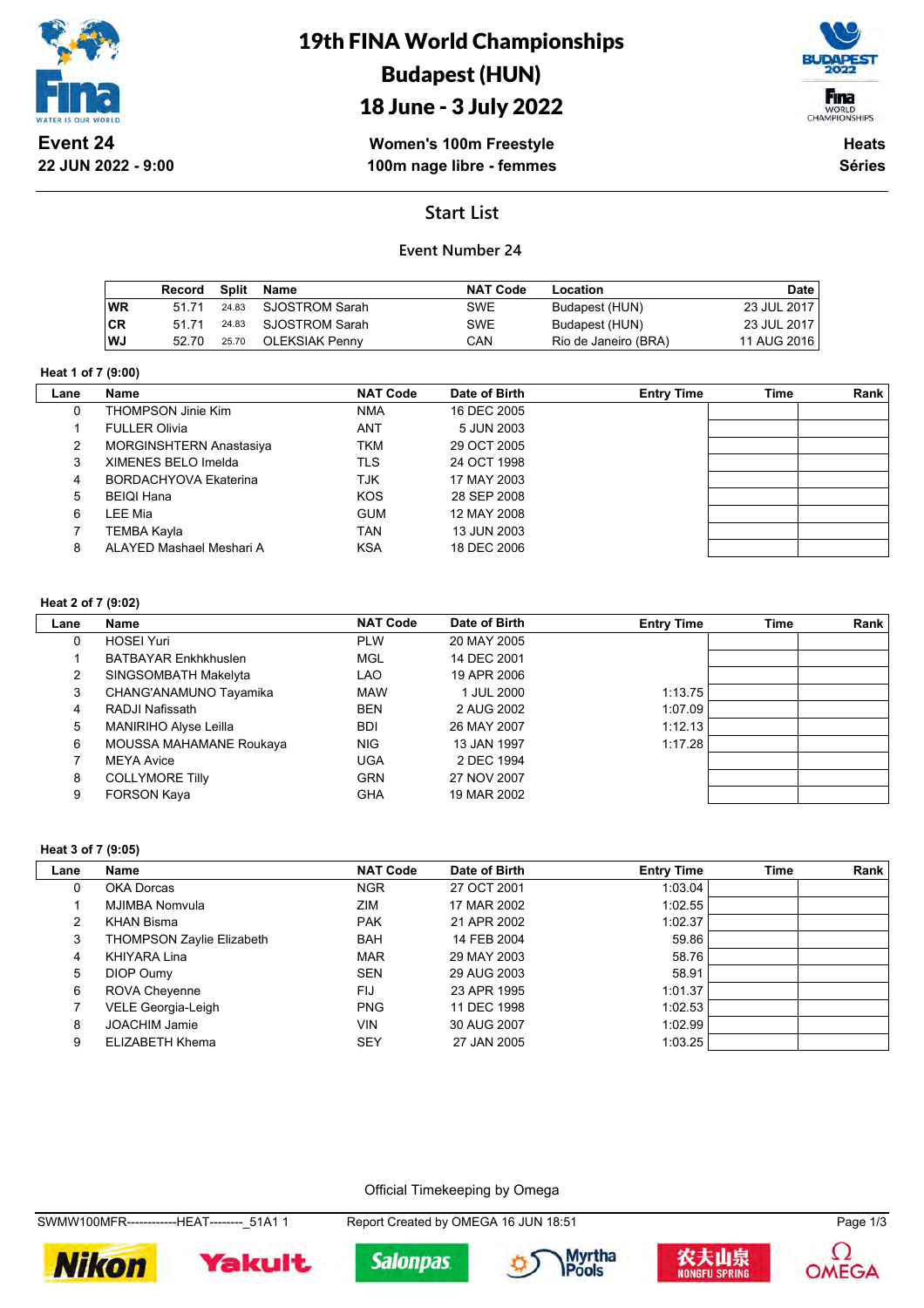# 19th FINA World Championships
# Budapest (HUN)
# 18 June - 3 July 2022

**Event 24**
**22 JUN 2022 - 9:00**

**Women's 100m Freestyle**
**100m nage libre - femmes**

**Heats**
**Séries**

## Start List

### Event Number 24

| | Record | Split | Name | NAT Code | Location | Date |
|---|---|---|---|---|---|---|
| WR | 51.71 | 24.83 | SJOSTROM Sarah | SWE | Budapest (HUN) | 23 JUL 2017 |
| CR | 51.71 | 24.83 | SJOSTROM Sarah | SWE | Budapest (HUN) | 23 JUL 2017 |
| WJ | 52.70 | 25.70 | OLEKSIAK Penny | CAN | Rio de Janeiro (BRA) | 11 AUG 2016 |

**Heat 1 of 7 (9:00)**

| Lane | Name | NAT Code | Date of Birth | Entry Time | Time | Rank |
|---|---|---|---|---|---|---|
| 0 | THOMPSON Jinie Kim | NMA | 16 DEC 2005 | | | |
| 1 | FULLER Olivia | ANT | 5 JUN 2003 | | | |
| 2 | MORGINSHTERN Anastasiya | TKM | 29 OCT 2005 | | | |
| 3 | XIMENES BELO Imelda | TLS | 24 OCT 1998 | | | |
| 4 | BORDACHYOVA Ekaterina | TJK | 17 MAY 2003 | | | |
| 5 | BEIQI Hana | KOS | 28 SEP 2008 | | | |
| 6 | LEE Mia | GUM | 12 MAY 2008 | | | |
| 7 | TEMBA Kayla | TAN | 13 JUN 2003 | | | |
| 8 | ALAYED Mashael Meshari A | KSA | 18 DEC 2006 | | | |

**Heat 2 of 7 (9:02)**

| Lane | Name | NAT Code | Date of Birth | Entry Time | Time | Rank |
|---|---|---|---|---|---|---|
| 0 | HOSEI Yuri | PLW | 20 MAY 2005 | | | |
| 1 | BATBAYAR Enkhkhuslen | MGL | 14 DEC 2001 | | | |
| 2 | SINGSOMBATH Makelyta | LAO | 19 APR 2006 | | | |
| 3 | CHANG'ANAMUNO Tayamika | MAW | 1 JUL 2000 | 1:13.75 | | |
| 4 | RADJI Nafissath | BEN | 2 AUG 2002 | 1:07.09 | | |
| 5 | MANIRIHO Alyse Leilla | BDI | 26 MAY 2007 | 1:12.13 | | |
| 6 | MOUSSA MAHAMANE Roukaya | NIG | 13 JAN 1997 | 1:17.28 | | |
| 7 | MEYA Avice | UGA | 2 DEC 1994 | | | |
| 8 | COLLYMORE Tilly | GRN | 27 NOV 2007 | | | |
| 9 | FORSON Kaya | GHA | 19 MAR 2002 | | | |

**Heat 3 of 7 (9:05)**

| Lane | Name | NAT Code | Date of Birth | Entry Time | Time | Rank |
|---|---|---|---|---|---|---|
| 0 | OKA Dorcas | NGR | 27 OCT 2001 | 1:03.04 | | |
| 1 | MJIMBA Nomvula | ZIM | 17 MAR 2002 | 1:02.55 | | |
| 2 | KHAN Bisma | PAK | 21 APR 2002 | 1:02.37 | | |
| 3 | THOMPSON Zaylie Elizabeth | BAH | 14 FEB 2004 | 59.86 | | |
| 4 | KHIYARA Lina | MAR | 29 MAY 2003 | 58.76 | | |
| 5 | DIOP Oumy | SEN | 29 AUG 2003 | 58.91 | | |
| 6 | ROVA Cheyenne | FIJ | 23 APR 1995 | 1:01.37 | | |
| 7 | VELE Georgia-Leigh | PNG | 11 DEC 1998 | 1:02.53 | | |
| 8 | JOACHIM Jamie | VIN | 30 AUG 2007 | 1:02.99 | | |
| 9 | ELIZABETH Khema | SEY | 27 JAN 2005 | 1:03.25 | | |

Official Timekeeping by Omega

SWMW100MFR------------HEAT--------_51A1 1    Report Created by OMEGA 16 JUN 18:51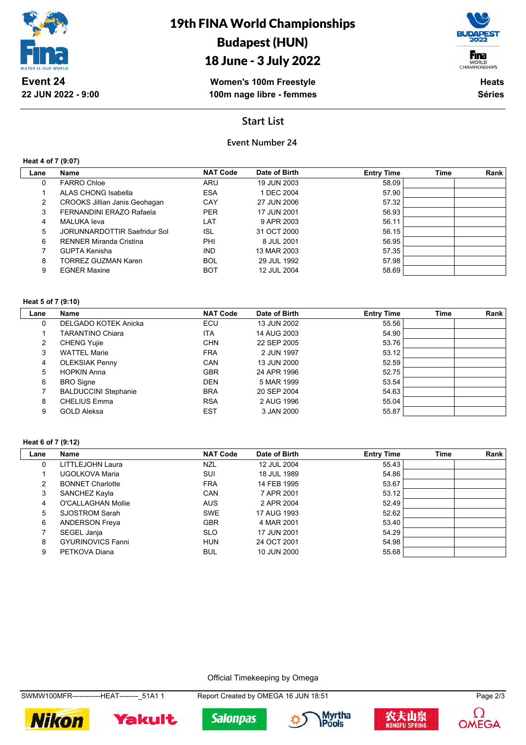# 19th FINA World Championships
## Budapest (HUN)
## 18 June - 3 July 2022

**Event 24**
**22 JUN 2022 - 9:00**

**Women's 100m Freestyle**
**100m nage libre - femmes**

**Heats**
**Séries**

## Start List

### Event Number 24

**Heat 4 of 7 (9:07)**

| Lane | Name | NAT Code | Date of Birth | Entry Time | Time | Rank |
|---|---|---|---|---|---|---|
| 0 | FARRO Chloe | ARU | 19 JUN 2003 | 58.09 | | |
| 1 | ALAS CHONG Isabella | ESA | 1 DEC 2004 | 57.90 | | |
| 2 | CROOKS Jillian Janis Geohagan | CAY | 27 JUN 2006 | 57.32 | | |
| 3 | FERNANDINI ERAZO Rafaela | PER | 17 JUN 2001 | 56.93 | | |
| 4 | MALUKA Ieva | LAT | 9 APR 2003 | 56.11 | | |
| 5 | JORUNNARDOTTIR Saefridur Sol | ISL | 31 OCT 2000 | 56.15 | | |
| 6 | RENNER Miranda Cristina | PHI | 8 JUL 2001 | 56.95 | | |
| 7 | GUPTA Kenisha | IND | 13 MAR 2003 | 57.35 | | |
| 8 | TORREZ GUZMAN Karen | BOL | 29 JUL 1992 | 57.98 | | |
| 9 | EGNER Maxine | BOT | 12 JUL 2004 | 58.69 | | |

**Heat 5 of 7 (9:10)**

| Lane | Name | NAT Code | Date of Birth | Entry Time | Time | Rank |
|---|---|---|---|---|---|---|
| 0 | DELGADO KOTEK Anicka | ECU | 13 JUN 2002 | 55.56 | | |
| 1 | TARANTINO Chiara | ITA | 14 AUG 2003 | 54.90 | | |
| 2 | CHENG Yujie | CHN | 22 SEP 2005 | 53.76 | | |
| 3 | WATTEL Marie | FRA | 2 JUN 1997 | 53.12 | | |
| 4 | OLEKSIAK Penny | CAN | 13 JUN 2000 | 52.59 | | |
| 5 | HOPKIN Anna | GBR | 24 APR 1996 | 52.75 | | |
| 6 | BRO Signe | DEN | 5 MAR 1999 | 53.54 | | |
| 7 | BALDUCCINI Stephanie | BRA | 20 SEP 2004 | 54.63 | | |
| 8 | CHELIUS Emma | RSA | 2 AUG 1996 | 55.04 | | |
| 9 | GOLD Aleksa | EST | 3 JAN 2000 | 55.87 | | |

**Heat 6 of 7 (9:12)**

| Lane | Name | NAT Code | Date of Birth | Entry Time | Time | Rank |
|---|---|---|---|---|---|---|
| 0 | LITTLEJOHN Laura | NZL | 12 JUL 2004 | 55.43 | | |
| 1 | UGOLKOVA Maria | SUI | 18 JUL 1989 | 54.86 | | |
| 2 | BONNET Charlotte | FRA | 14 FEB 1995 | 53.67 | | |
| 3 | SANCHEZ Kayla | CAN | 7 APR 2001 | 53.12 | | |
| 4 | O'CALLAGHAN Mollie | AUS | 2 APR 2004 | 52.49 | | |
| 5 | SJOSTROM Sarah | SWE | 17 AUG 1993 | 52.62 | | |
| 6 | ANDERSON Freya | GBR | 4 MAR 2001 | 53.40 | | |
| 7 | SEGEL Janja | SLO | 17 JUN 2001 | 54.29 | | |
| 8 | GYURINOVICS Fanni | HUN | 24 OCT 2001 | 54.98 | | |
| 9 | PETKOVA Diana | BUL | 10 JUN 2000 | 55.68 | | |

Official Timekeeping by Omega

SWMW100MFR------------HEAT--------_51A1 1 — Report Created by OMEGA 16 JUN 18:51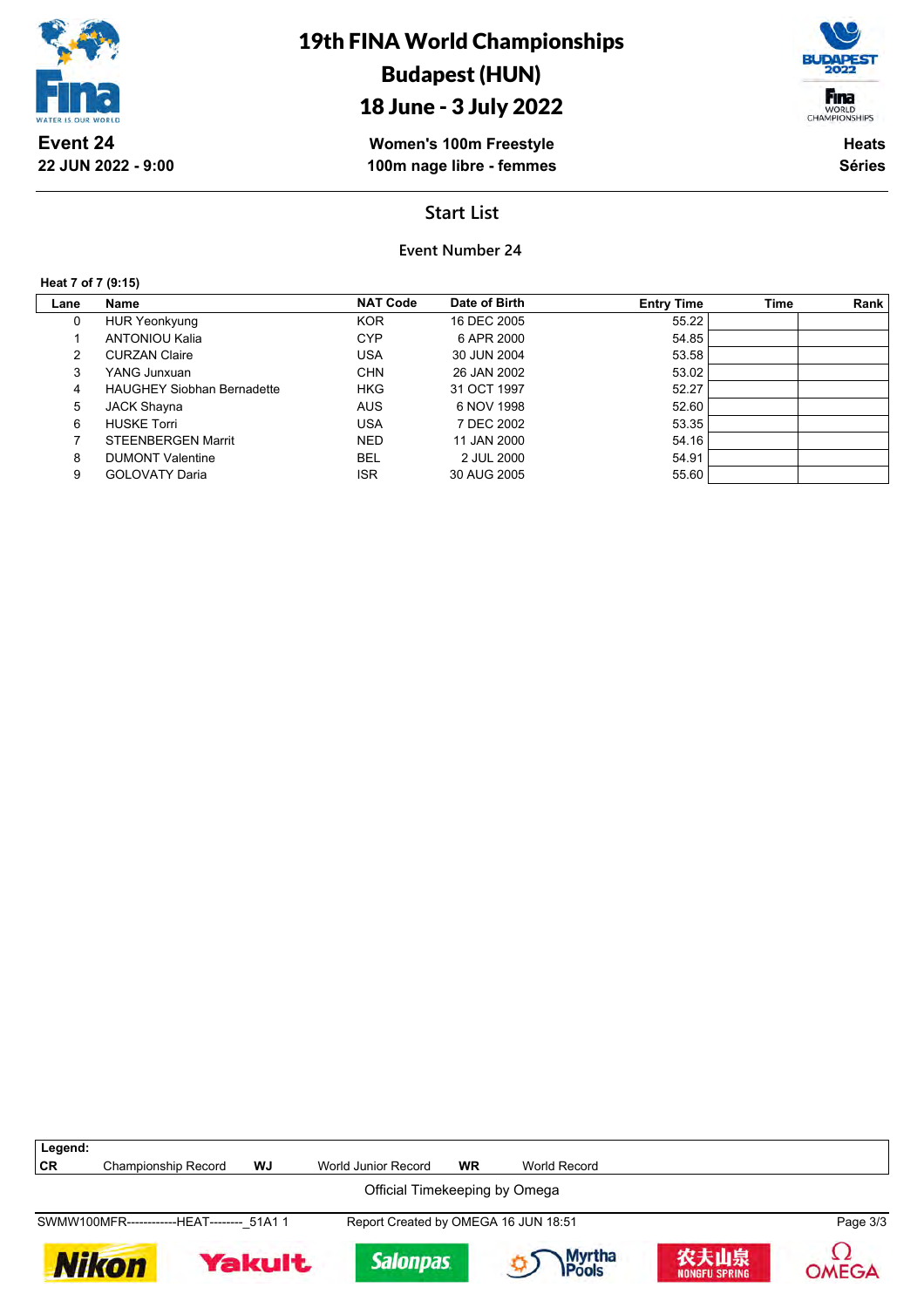# 19th FINA World Championships
## Budapest (HUN)
## 18 June - 3 July 2022

**Event 24**
**22 JUN 2022 - 9:00**

**Women's 100m Freestyle**
**100m nage libre - femmes**

**Heats**
**Séries**

## Start List

### Event Number 24

**Heat 7 of 7 (9:15)**

| Lane | Name | NAT Code | Date of Birth | Entry Time | Time | Rank |
|---|---|---|---|---|---|---|
| 0 | HUR Yeonkyung | KOR | 16 DEC 2005 | 55.22 | | |
| 1 | ANTONIOU Kalia | CYP | 6 APR 2000 | 54.85 | | |
| 2 | CURZAN Claire | USA | 30 JUN 2004 | 53.58 | | |
| 3 | YANG Junxuan | CHN | 26 JAN 2002 | 53.02 | | |
| 4 | HAUGHEY Siobhan Bernadette | HKG | 31 OCT 1997 | 52.27 | | |
| 5 | JACK Shayna | AUS | 6 NOV 1998 | 52.60 | | |
| 6 | HUSKE Torri | USA | 7 DEC 2002 | 53.35 | | |
| 7 | STEENBERGEN Marrit | NED | 11 JAN 2000 | 54.16 | | |
| 8 | DUMONT Valentine | BEL | 2 JUL 2000 | 54.91 | | |
| 9 | GOLOVATY Daria | ISR | 30 AUG 2005 | 55.60 | | |

**Legend:**

| | | | | | |
|---|---|---|---|---|---|
| **CR** | Championship Record | **WJ** | World Junior Record | **WR** | World Record |

Official Timekeeping by Omega

SWMW100MFR------------HEAT--------_51A1 1 Report Created by OMEGA 16 JUN 18:51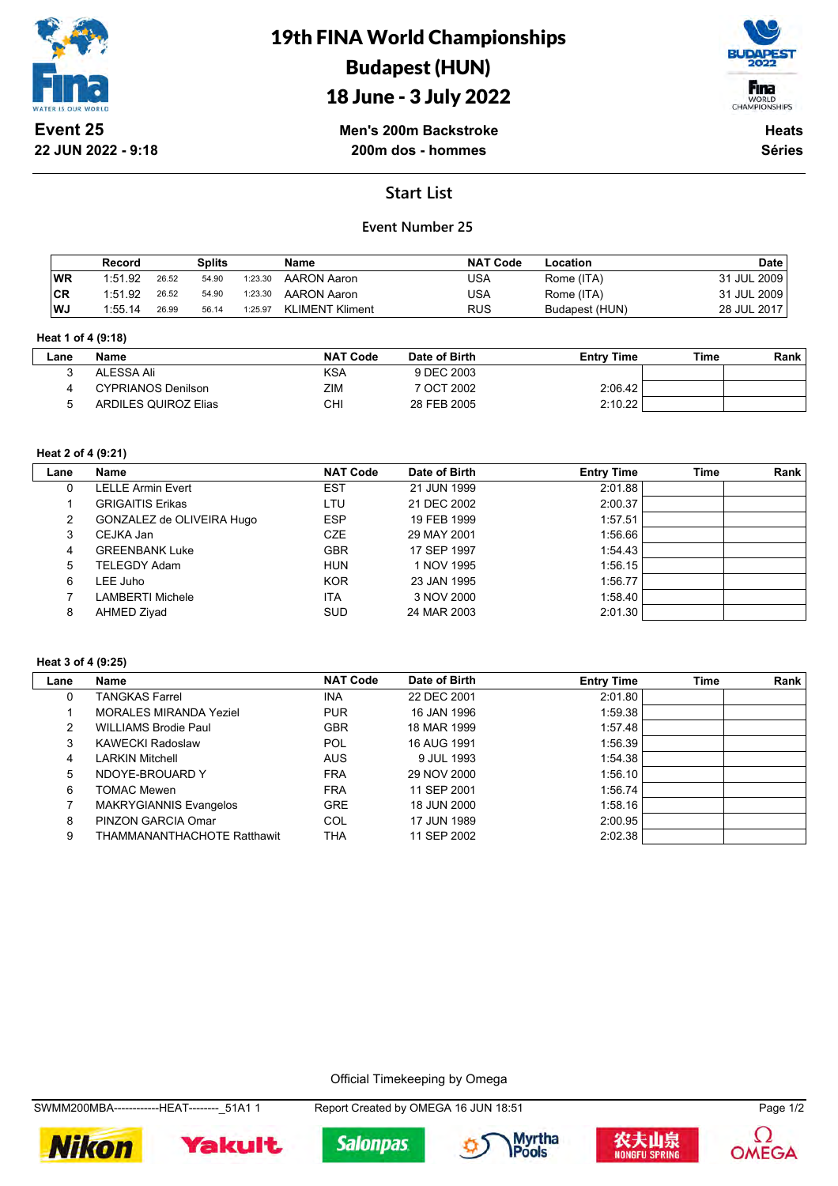# 19th FINA World Championships
## Budapest (HUN)
## 18 June - 3 July 2022

**Event 25**
**22 JUN 2022 - 9:18**

**Men's 200m Backstroke**
**200m dos - hommes**

**Heats**
**Séries**

## Start List

### Event Number 25

| | Record | | Splits | | Name | NAT Code | Location | Date |
|---|---|---|---|---|---|---|---|---|
| WR | 1:51.92 | 26.52 | 54.90 | 1:23.30 | AARON Aaron | USA | Rome (ITA) | 31 JUL 2009 |
| CR | 1:51.92 | 26.52 | 54.90 | 1:23.30 | AARON Aaron | USA | Rome (ITA) | 31 JUL 2009 |
| WJ | 1:55.14 | 26.99 | 56.14 | 1:25.97 | KLIMENT Kliment | RUS | Budapest (HUN) | 28 JUL 2017 |

**Heat 1 of 4 (9:18)**

| Lane | Name | NAT Code | Date of Birth | Entry Time | Time | Rank |
|---|---|---|---|---|---|---|
| 3 | ALESSA Ali | KSA | 9 DEC 2003 | | | |
| 4 | CYPRIANOS Denilson | ZIM | 7 OCT 2002 | 2:06.42 | | |
| 5 | ARDILES QUIROZ Elias | CHI | 28 FEB 2005 | 2:10.22 | | |

**Heat 2 of 4 (9:21)**

| Lane | Name | NAT Code | Date of Birth | Entry Time | Time | Rank |
|---|---|---|---|---|---|---|
| 0 | LELLE Armin Evert | EST | 21 JUN 1999 | 2:01.88 | | |
| 1 | GRIGAITIS Erikas | LTU | 21 DEC 2002 | 2:00.37 | | |
| 2 | GONZALEZ de OLIVEIRA Hugo | ESP | 19 FEB 1999 | 1:57.51 | | |
| 3 | CEJKA Jan | CZE | 29 MAY 2001 | 1:56.66 | | |
| 4 | GREENBANK Luke | GBR | 17 SEP 1997 | 1:54.43 | | |
| 5 | TELEGDY Adam | HUN | 1 NOV 1995 | 1:56.15 | | |
| 6 | LEE Juho | KOR | 23 JAN 1995 | 1:56.77 | | |
| 7 | LAMBERTI Michele | ITA | 3 NOV 2000 | 1:58.40 | | |
| 8 | AHMED Ziyad | SUD | 24 MAR 2003 | 2:01.30 | | |

**Heat 3 of 4 (9:25)**

| Lane | Name | NAT Code | Date of Birth | Entry Time | Time | Rank |
|---|---|---|---|---|---|---|
| 0 | TANGKAS Farrel | INA | 22 DEC 2001 | 2:01.80 | | |
| 1 | MORALES MIRANDA Yeziel | PUR | 16 JAN 1996 | 1:59.38 | | |
| 2 | WILLIAMS Brodie Paul | GBR | 18 MAR 1999 | 1:57.48 | | |
| 3 | KAWECKI Radoslaw | POL | 16 AUG 1991 | 1:56.39 | | |
| 4 | LARKIN Mitchell | AUS | 9 JUL 1993 | 1:54.38 | | |
| 5 | NDOYE-BROUARD Y | FRA | 29 NOV 2000 | 1:56.10 | | |
| 6 | TOMAC Mewen | FRA | 11 SEP 2001 | 1:56.74 | | |
| 7 | MAKRYGIANNIS Evangelos | GRE | 18 JUN 2000 | 1:58.16 | | |
| 8 | PINZON GARCIA Omar | COL | 17 JUN 1989 | 2:00.95 | | |
| 9 | THAMMANANTHACHOTE Ratthawit | THA | 11 SEP 2002 | 2:02.38 | | |

Official Timekeeping by Omega

SWMM200MBA------------HEAT--------_51A1 1    Report Created by OMEGA 16 JUN 18:51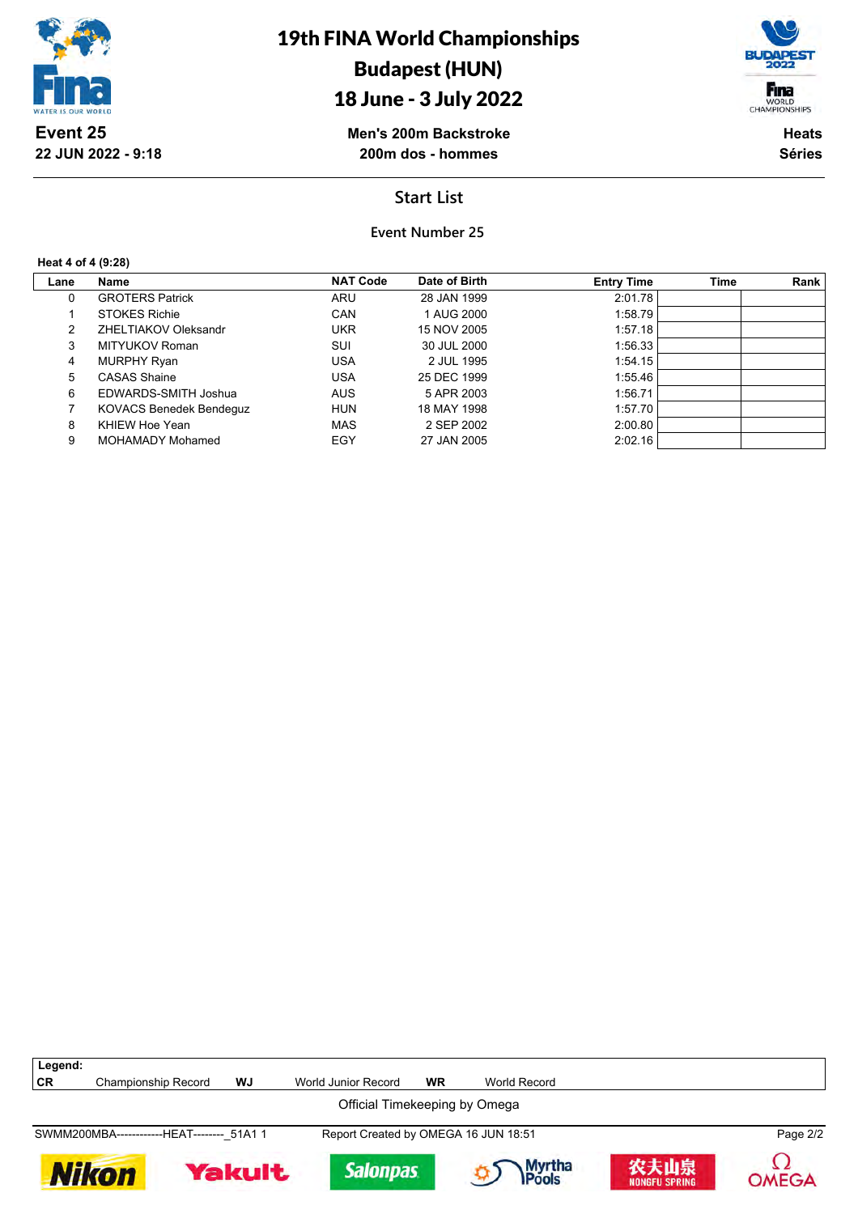# 19th FINA World Championships
## Budapest (HUN)
## 18 June - 3 July 2022

**Event 25**
**22 JUN 2022 - 9:18**

**Men's 200m Backstroke**
**200m dos - hommes**

**Heats**
**Séries**

## Start List

### Event Number 25

**Heat 4 of 4 (9:28)**

| Lane | Name | NAT Code | Date of Birth | Entry Time | Time | Rank |
|---|---|---|---|---|---|---|
| 0 | GROTERS Patrick | ARU | 28 JAN 1999 | 2:01.78 | | |
| 1 | STOKES Richie | CAN | 1 AUG 2000 | 1:58.79 | | |
| 2 | ZHELTIAKOV Oleksandr | UKR | 15 NOV 2005 | 1:57.18 | | |
| 3 | MITYUKOV Roman | SUI | 30 JUL 2000 | 1:56.33 | | |
| 4 | MURPHY Ryan | USA | 2 JUL 1995 | 1:54.15 | | |
| 5 | CASAS Shaine | USA | 25 DEC 1999 | 1:55.46 | | |
| 6 | EDWARDS-SMITH Joshua | AUS | 5 APR 2003 | 1:56.71 | | |
| 7 | KOVACS Benedek Bendeguz | HUN | 18 MAY 1998 | 1:57.70 | | |
| 8 | KHIEW Hoe Yean | MAS | 2 SEP 2002 | 2:00.80 | | |
| 9 | MOHAMADY Mohamed | EGY | 27 JAN 2005 | 2:02.16 | | |

**Legend:**

| | | | | | |
|---|---|---|---|---|---|
| **CR** | Championship Record | **WJ** | World Junior Record | **WR** | World Record |

Official Timekeeping by Omega

SWMM200MBA------------HEAT--------_51A1 1 Report Created by OMEGA 16 JUN 18:51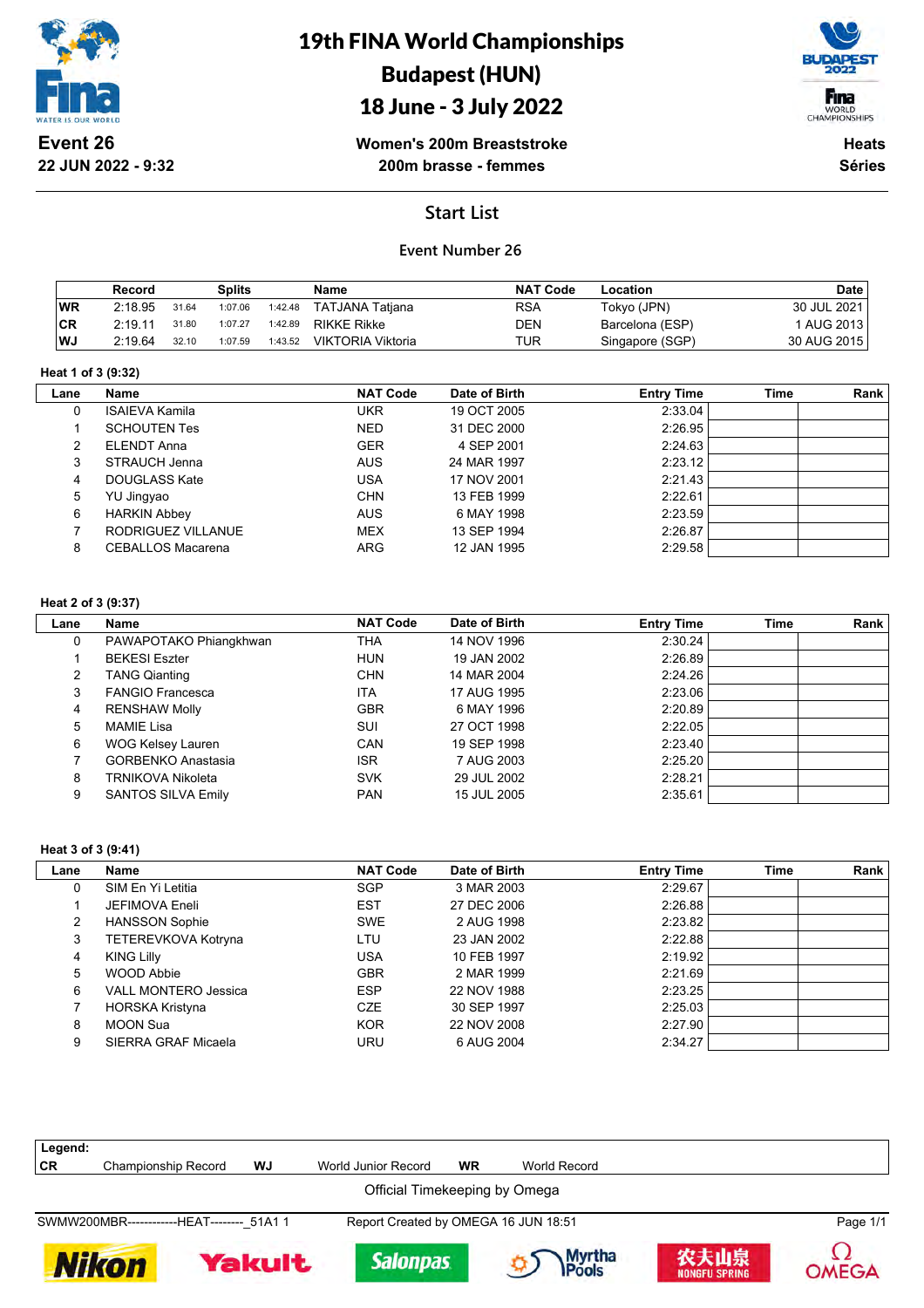# 19th FINA World Championships

## Budapest (HUN)

## 18 June - 3 July 2022

**Event 26**
**22 JUN 2022 - 9:32**

**Women's 200m Breaststroke**
**200m brasse - femmes**

**Heats**
**Séries**

### Start List

**Event Number 26**

| | Record | Splits | | | Name | NAT Code | Location | Date |
|---|---|---|---|---|---|---|---|---|
| WR | 2:18.95 | 31.64 | 1:07.06 | 1:42.48 | TATJANA Tatjana | RSA | Tokyo (JPN) | 30 JUL 2021 |
| CR | 2:19.11 | 31.80 | 1:07.27 | 1:42.89 | RIKKE Rikke | DEN | Barcelona (ESP) | 1 AUG 2013 |
| WJ | 2:19.64 | 32.10 | 1:07.59 | 1:43.52 | VIKTORIA Viktoria | TUR | Singapore (SGP) | 30 AUG 2015 |

**Heat 1 of 3 (9:32)**

| Lane | Name | NAT Code | Date of Birth | Entry Time | Time | Rank |
|---|---|---|---|---|---|---|
| 0 | ISAIEVA Kamila | UKR | 19 OCT 2005 | 2:33.04 | | |
| 1 | SCHOUTEN Tes | NED | 31 DEC 2000 | 2:26.95 | | |
| 2 | ELENDT Anna | GER | 4 SEP 2001 | 2:24.63 | | |
| 3 | STRAUCH Jenna | AUS | 24 MAR 1997 | 2:23.12 | | |
| 4 | DOUGLASS Kate | USA | 17 NOV 2001 | 2:21.43 | | |
| 5 | YU Jingyao | CHN | 13 FEB 1999 | 2:22.61 | | |
| 6 | HARKIN Abbey | AUS | 6 MAY 1998 | 2:23.59 | | |
| 7 | RODRIGUEZ VILLANUE | MEX | 13 SEP 1994 | 2:26.87 | | |
| 8 | CEBALLOS Macarena | ARG | 12 JAN 1995 | 2:29.58 | | |

**Heat 2 of 3 (9:37)**

| Lane | Name | NAT Code | Date of Birth | Entry Time | Time | Rank |
|---|---|---|---|---|---|---|
| 0 | PAWAPOTAKO Phiangkhwan | THA | 14 NOV 1996 | 2:30.24 | | |
| 1 | BEKESI Eszter | HUN | 19 JAN 2002 | 2:26.89 | | |
| 2 | TANG Qianting | CHN | 14 MAR 2004 | 2:24.26 | | |
| 3 | FANGIO Francesca | ITA | 17 AUG 1995 | 2:23.06 | | |
| 4 | RENSHAW Molly | GBR | 6 MAY 1996 | 2:20.89 | | |
| 5 | MAMIE Lisa | SUI | 27 OCT 1998 | 2:22.05 | | |
| 6 | WOG Kelsey Lauren | CAN | 19 SEP 1998 | 2:23.40 | | |
| 7 | GORBENKO Anastasia | ISR | 7 AUG 2003 | 2:25.20 | | |
| 8 | TRNIKOVA Nikoleta | SVK | 29 JUL 2002 | 2:28.21 | | |
| 9 | SANTOS SILVA Emily | PAN | 15 JUL 2005 | 2:35.61 | | |

**Heat 3 of 3 (9:41)**

| Lane | Name | NAT Code | Date of Birth | Entry Time | Time | Rank |
|---|---|---|---|---|---|---|
| 0 | SIM En Yi Letitia | SGP | 3 MAR 2003 | 2:29.67 | | |
| 1 | JEFIMOVA Eneli | EST | 27 DEC 2006 | 2:26.88 | | |
| 2 | HANSSON Sophie | SWE | 2 AUG 1998 | 2:23.82 | | |
| 3 | TETEREVKOVA Kotryna | LTU | 23 JAN 2002 | 2:22.88 | | |
| 4 | KING Lilly | USA | 10 FEB 1997 | 2:19.92 | | |
| 5 | WOOD Abbie | GBR | 2 MAR 1999 | 2:21.69 | | |
| 6 | VALL MONTERO Jessica | ESP | 22 NOV 1988 | 2:23.25 | | |
| 7 | HORSKA Kristyna | CZE | 30 SEP 1997 | 2:25.03 | | |
| 8 | MOON Sua | KOR | 22 NOV 2008 | 2:27.90 | | |
| 9 | SIERRA GRAF Micaela | URU | 6 AUG 2004 | 2:34.27 | | |

**Legend:**
**CR** Championship Record **WJ** World Junior Record **WR** World Record

Official Timekeeping by Omega

SWMW200MBR------------HEAT--------_51A1 1 Report Created by OMEGA 16 JUN 18:51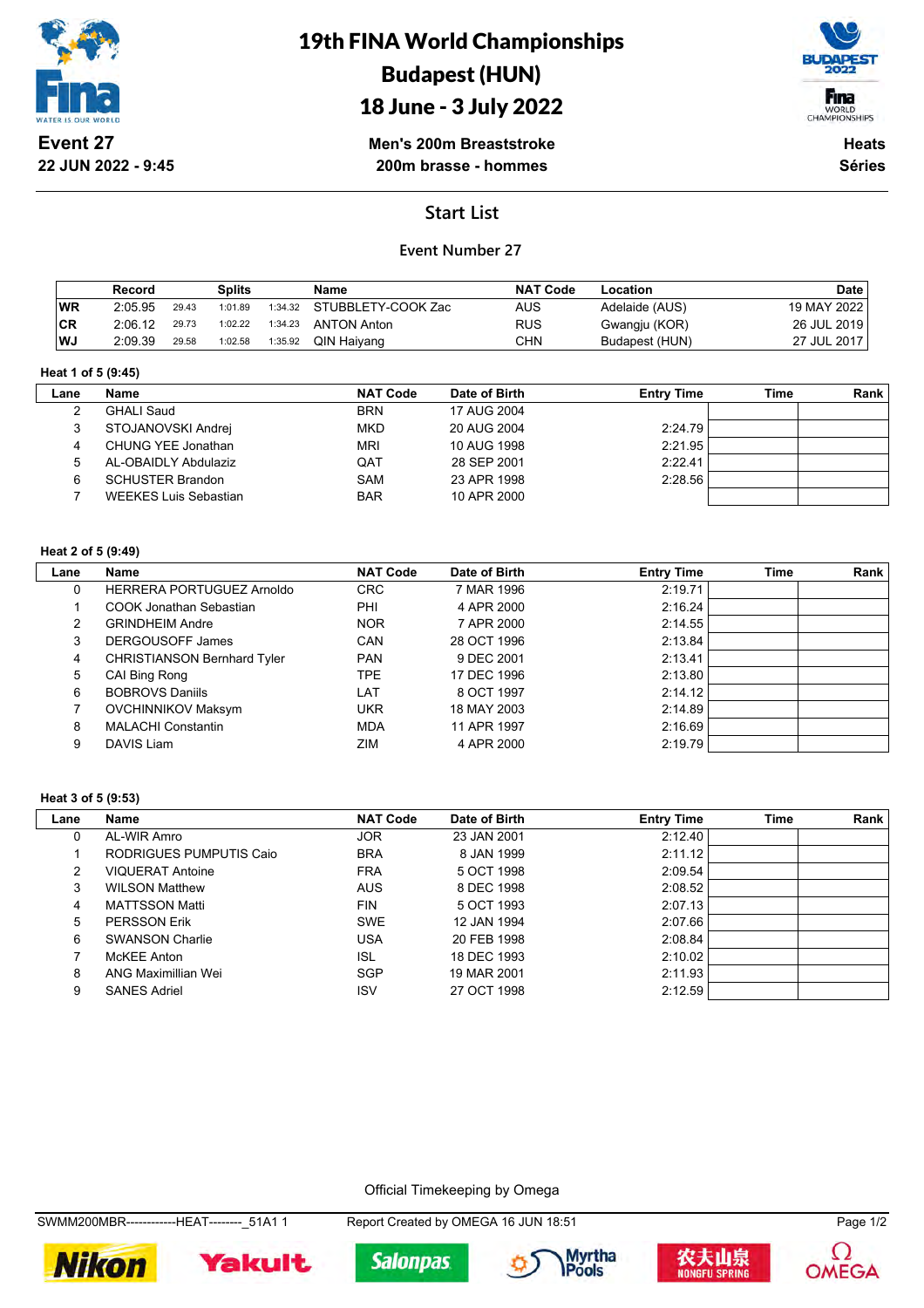# 19th FINA World Championships
# Budapest (HUN)
# 18 June - 3 July 2022

**Event 27**
**22 JUN 2022 - 9:45**

**Men's 200m Breaststroke**
**200m brasse - hommes**

**Heats**
**Séries**

## Start List

### Event Number 27

| | Record | Splits | | | Name | NAT Code | Location | Date |
|---|---|---|---|---|---|---|---|---|
| WR | 2:05.95 | 29.43 | 1:01.89 | 1:34.32 | STUBBLETY-COOK Zac | AUS | Adelaide (AUS) | 19 MAY 2022 |
| CR | 2:06.12 | 29.73 | 1:02.22 | 1:34.23 | ANTON Anton | RUS | Gwangju (KOR) | 26 JUL 2019 |
| WJ | 2:09.39 | 29.58 | 1:02.58 | 1:35.92 | QIN Haiyang | CHN | Budapest (HUN) | 27 JUL 2017 |

**Heat 1 of 5 (9:45)**

| Lane | Name | NAT Code | Date of Birth | Entry Time | Time | Rank |
|---|---|---|---|---|---|---|
| 2 | GHALI Saud | BRN | 17 AUG 2004 | | | |
| 3 | STOJANOVSKI Andrej | MKD | 20 AUG 2004 | 2:24.79 | | |
| 4 | CHUNG YEE Jonathan | MRI | 10 AUG 1998 | 2:21.95 | | |
| 5 | AL-OBAIDLY Abdulaziz | QAT | 28 SEP 2001 | 2:22.41 | | |
| 6 | SCHUSTER Brandon | SAM | 23 APR 1998 | 2:28.56 | | |
| 7 | WEEKES Luis Sebastian | BAR | 10 APR 2000 | | | |

**Heat 2 of 5 (9:49)**

| Lane | Name | NAT Code | Date of Birth | Entry Time | Time | Rank |
|---|---|---|---|---|---|---|
| 0 | HERRERA PORTUGUEZ Arnoldo | CRC | 7 MAR 1996 | 2:19.71 | | |
| 1 | COOK Jonathan Sebastian | PHI | 4 APR 2000 | 2:16.24 | | |
| 2 | GRINDHEIM Andre | NOR | 7 APR 2000 | 2:14.55 | | |
| 3 | DERGOUSOFF James | CAN | 28 OCT 1996 | 2:13.84 | | |
| 4 | CHRISTIANSON Bernhard Tyler | PAN | 9 DEC 2001 | 2:13.41 | | |
| 5 | CAI Bing Rong | TPE | 17 DEC 1996 | 2:13.80 | | |
| 6 | BOBROVS Daniils | LAT | 8 OCT 1997 | 2:14.12 | | |
| 7 | OVCHINNIKOV Maksym | UKR | 18 MAY 2003 | 2:14.89 | | |
| 8 | MALACHI Constantin | MDA | 11 APR 1997 | 2:16.69 | | |
| 9 | DAVIS Liam | ZIM | 4 APR 2000 | 2:19.79 | | |

**Heat 3 of 5 (9:53)**

| Lane | Name | NAT Code | Date of Birth | Entry Time | Time | Rank |
|---|---|---|---|---|---|---|
| 0 | AL-WIR Amro | JOR | 23 JAN 2001 | 2:12.40 | | |
| 1 | RODRIGUES PUMPUTIS Caio | BRA | 8 JAN 1999 | 2:11.12 | | |
| 2 | VIQUERAT Antoine | FRA | 5 OCT 1998 | 2:09.54 | | |
| 3 | WILSON Matthew | AUS | 8 DEC 1998 | 2:08.52 | | |
| 4 | MATTSSON Matti | FIN | 5 OCT 1993 | 2:07.13 | | |
| 5 | PERSSON Erik | SWE | 12 JAN 1994 | 2:07.66 | | |
| 6 | SWANSON Charlie | USA | 20 FEB 1998 | 2:08.84 | | |
| 7 | McKEE Anton | ISL | 18 DEC 1993 | 2:10.02 | | |
| 8 | ANG Maximillian Wei | SGP | 19 MAR 2001 | 2:11.93 | | |
| 9 | SANES Adriel | ISV | 27 OCT 1998 | 2:12.59 | | |

Official Timekeeping by Omega

SWMM200MBR------------HEAT--------_51A1 1 Report Created by OMEGA 16 JUN 18:51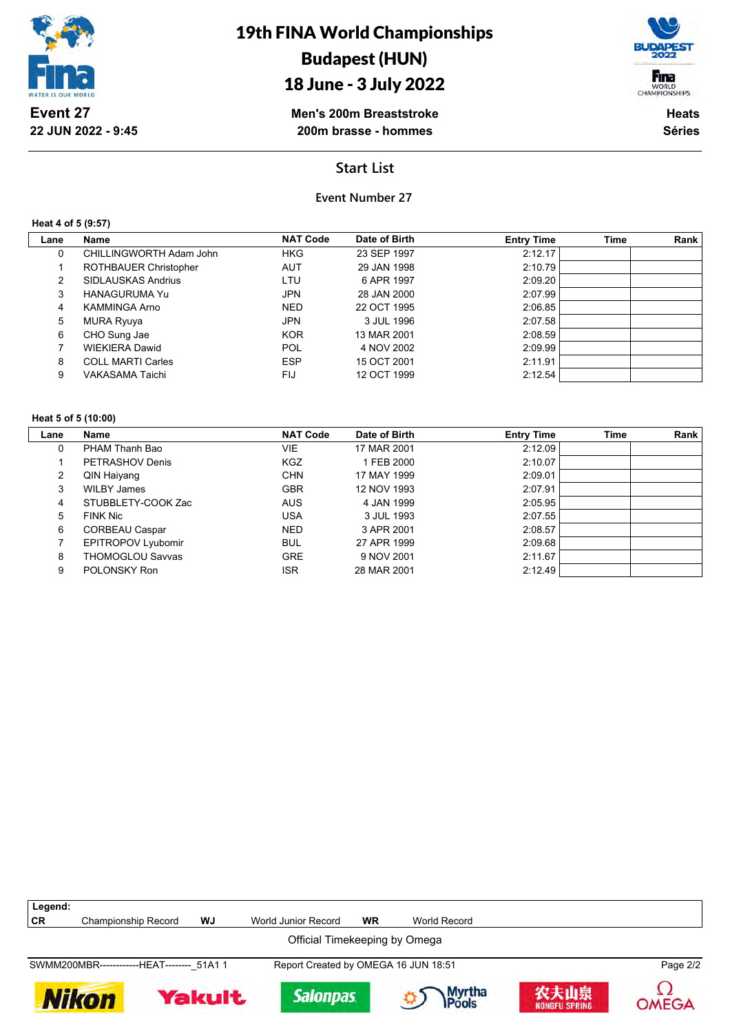# 19th FINA World Championships
## Budapest (HUN)
## 18 June - 3 July 2022

**Event 27**
**22 JUN 2022 - 9:45**

**Men's 200m Breaststroke**
**200m brasse - hommes**

**Heats**
**Séries**

## Start List

**Event Number 27**

**Heat 4 of 5 (9:57)**

| Lane | Name | NAT Code | Date of Birth | Entry Time | Time | Rank |
|---|---|---|---|---|---|---|
| 0 | CHILLINGWORTH Adam John | HKG | 23 SEP 1997 | 2:12.17 | | |
| 1 | ROTHBAUER Christopher | AUT | 29 JAN 1998 | 2:10.79 | | |
| 2 | SIDLAUSKAS Andrius | LTU | 6 APR 1997 | 2:09.20 | | |
| 3 | HANAGURUMA Yu | JPN | 28 JAN 2000 | 2:07.99 | | |
| 4 | KAMMINGA Arno | NED | 22 OCT 1995 | 2:06.85 | | |
| 5 | MURA Ryuya | JPN | 3 JUL 1996 | 2:07.58 | | |
| 6 | CHO Sung Jae | KOR | 13 MAR 2001 | 2:08.59 | | |
| 7 | WIEKIERA Dawid | POL | 4 NOV 2002 | 2:09.99 | | |
| 8 | COLL MARTI Carles | ESP | 15 OCT 2001 | 2:11.91 | | |
| 9 | VAKASAMA Taichi | FIJ | 12 OCT 1999 | 2:12.54 | | |

**Heat 5 of 5 (10:00)**

| Lane | Name | NAT Code | Date of Birth | Entry Time | Time | Rank |
|---|---|---|---|---|---|---|
| 0 | PHAM Thanh Bao | VIE | 17 MAR 2001 | 2:12.09 | | |
| 1 | PETRASHOV Denis | KGZ | 1 FEB 2000 | 2:10.07 | | |
| 2 | QIN Haiyang | CHN | 17 MAY 1999 | 2:09.01 | | |
| 3 | WILBY James | GBR | 12 NOV 1993 | 2:07.91 | | |
| 4 | STUBBLETY-COOK Zac | AUS | 4 JAN 1999 | 2:05.95 | | |
| 5 | FINK Nic | USA | 3 JUL 1993 | 2:07.55 | | |
| 6 | CORBEAU Caspar | NED | 3 APR 2001 | 2:08.57 | | |
| 7 | EPITROPOV Lyubomir | BUL | 27 APR 1999 | 2:09.68 | | |
| 8 | THOMOGLOU Savvas | GRE | 9 NOV 2001 | 2:11.67 | | |
| 9 | POLONSKY Ron | ISR | 28 MAR 2001 | 2:12.49 | | |

**Legend:**

| CR | Championship Record | WJ | World Junior Record | WR | World Record |
|---|---|---|---|---|---|

Official Timekeeping by Omega

SWMM200MBR------------HEAT--------_51A1 1 &nbsp;&nbsp; Report Created by OMEGA 16 JUN 18:51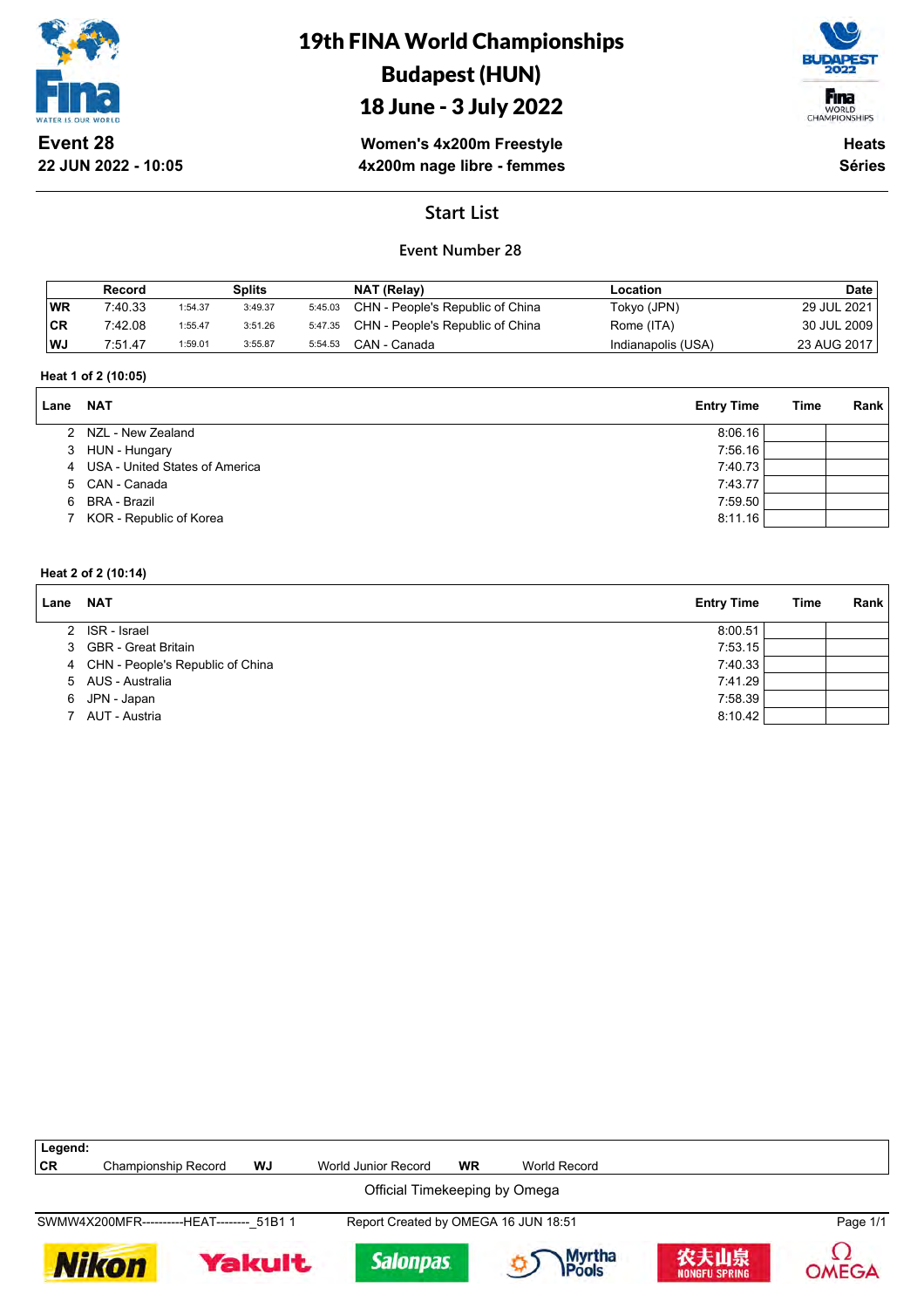# 19th FINA World Championships
# Budapest (HUN)
# 18 June - 3 July 2022

**Event 28**
**22 JUN 2022 - 10:05**

**Women's 4x200m Freestyle**
**4x200m nage libre - femmes**

**Heats**
**Séries**

## Start List

### Event Number 28

| | Record | Splits | | | NAT (Relay) | Location | Date |
|---|---|---|---|---|---|---|---|
| WR | 7:40.33 | 1:54.37 | 3:49.37 | 5:45.03 | CHN - People's Republic of China | Tokyo (JPN) | 29 JUL 2021 |
| CR | 7:42.08 | 1:55.47 | 3:51.26 | 5:47.35 | CHN - People's Republic of China | Rome (ITA) | 30 JUL 2009 |
| WJ | 7:51.47 | 1:59.01 | 3:55.87 | 5:54.53 | CAN - Canada | Indianapolis (USA) | 23 AUG 2017 |

**Heat 1 of 2 (10:05)**

| Lane | NAT | Entry Time | Time | Rank |
|---|---|---|---|---|
| 2 | NZL - New Zealand | 8:06.16 | | |
| 3 | HUN - Hungary | 7:56.16 | | |
| 4 | USA - United States of America | 7:40.73 | | |
| 5 | CAN - Canada | 7:43.77 | | |
| 6 | BRA - Brazil | 7:59.50 | | |
| 7 | KOR - Republic of Korea | 8:11.16 | | |

**Heat 2 of 2 (10:14)**

| Lane | NAT | Entry Time | Time | Rank |
|---|---|---|---|---|
| 2 | ISR - Israel | 8:00.51 | | |
| 3 | GBR - Great Britain | 7:53.15 | | |
| 4 | CHN - People's Republic of China | 7:40.33 | | |
| 5 | AUS - Australia | 7:41.29 | | |
| 6 | JPN - Japan | 7:58.39 | | |
| 7 | AUT - Austria | 8:10.42 | | |

**Legend:**

| | | | | | |
|---|---|---|---|---|---|
| CR | Championship Record | WJ | World Junior Record | WR | World Record |

Official Timekeeping by Omega

SWMW4X200MFR----------HEAT--------_51B1 1 Report Created by OMEGA 16 JUN 18:51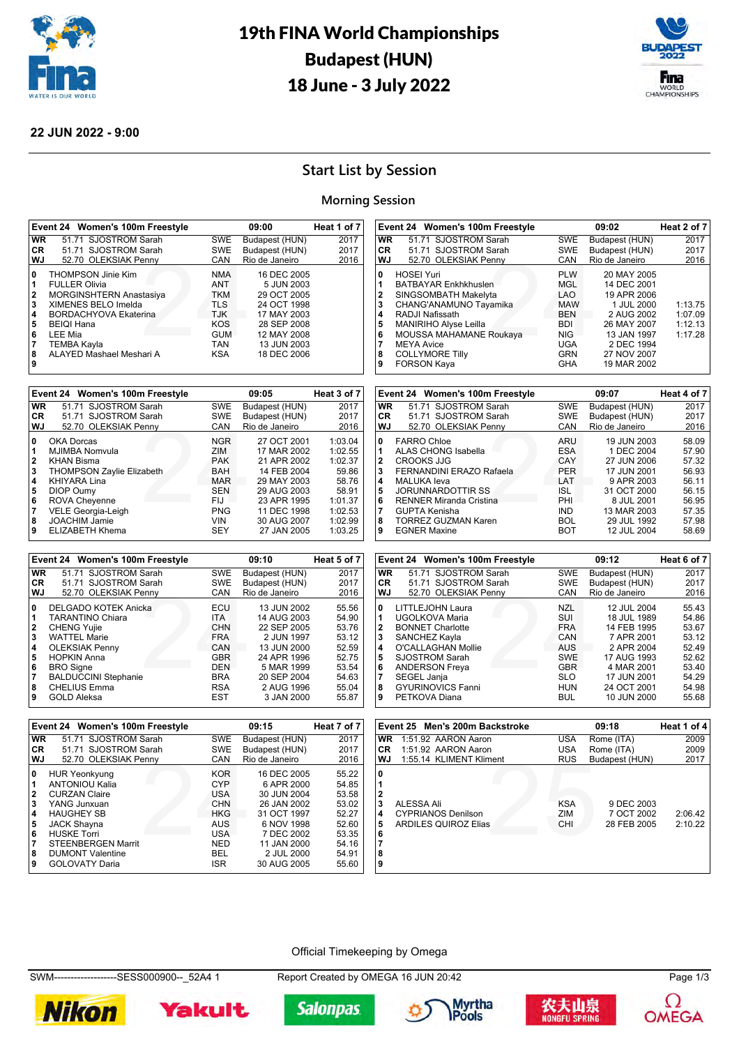# 19th FINA World Championships
# Budapest (HUN)
# 18 June - 3 July 2022

**22 JUN 2022 - 9:00**

## Start List by Session

### Morning Session

**Event 24 Women's 100m Freestyle — 09:00 — Heat 1 of 7**

| | | | | | |
|---|---|---|---|---|---|
| WR | 51.71 SJOSTROM Sarah | SWE | Budapest (HUN) | 2017 | |
| CR | 51.71 SJOSTROM Sarah | SWE | Budapest (HUN) | 2017 | |
| WJ | 52.70 OLEKSIAK Penny | CAN | Rio de Janeiro | 2016 | |
| 0 | THOMPSON Jinie Kim | NMA | 16 DEC 2005 | | |
| 1 | FULLER Olivia | ANT | 5 JUN 2003 | | |
| 2 | MORGINSHTERN Anastasiya | TKM | 29 OCT 2005 | | |
| 3 | XIMENES BELO Imelda | TLS | 24 OCT 1998 | | |
| 4 | BORDACHYOVA Ekaterina | TJK | 17 MAY 2003 | | |
| 5 | BEIQI Hana | KOS | 28 SEP 2008 | | |
| 6 | LEE Mia | GUM | 12 MAY 2008 | | |
| 7 | TEMBA Kayla | TAN | 13 JUN 2003 | | |
| 8 | ALAYED Mashael Meshari A | KSA | 18 DEC 2006 | | |
| 9 | | | | | |

**Event 24 Women's 100m Freestyle — 09:02 — Heat 2 of 7**

| | | | | | |
|---|---|---|---|---|---|
| WR | 51.71 SJOSTROM Sarah | SWE | Budapest (HUN) | 2017 | |
| CR | 51.71 SJOSTROM Sarah | SWE | Budapest (HUN) | 2017 | |
| WJ | 52.70 OLEKSIAK Penny | CAN | Rio de Janeiro | 2016 | |
| 0 | HOSEI Yuri | PLW | 20 MAY 2005 | | |
| 1 | BATBAYAR Enkhkhuslen | MGL | 14 DEC 2001 | | |
| 2 | SINGSOMBATH Makelyta | LAO | 19 APR 2006 | | |
| 3 | CHANG'ANAMUNO Tayamika | MAW | 1 JUL 2000 | 1:13.75 | |
| 4 | RADJI Nafissath | BEN | 2 AUG 2002 | 1:07.09 | |
| 5 | MANIRIHO Alyse Leilla | BDI | 26 MAY 2007 | 1:12.13 | |
| 6 | MOUSSA MAHAMANE Roukaya | NIG | 13 JAN 1997 | 1:17.28 | |
| 7 | MEYA Avice | UGA | 2 DEC 1994 | | |
| 8 | COLLYMORE Tilly | GRN | 27 NOV 2007 | | |
| 9 | FORSON Kaya | GHA | 19 MAR 2002 | | |

**Event 24 Women's 100m Freestyle — 09:05 — Heat 3 of 7**

| | | | | | |
|---|---|---|---|---|---|
| WR | 51.71 SJOSTROM Sarah | SWE | Budapest (HUN) | 2017 | |
| CR | 51.71 SJOSTROM Sarah | SWE | Budapest (HUN) | 2017 | |
| WJ | 52.70 OLEKSIAK Penny | CAN | Rio de Janeiro | 2016 | |
| 0 | OKA Dorcas | NGR | 27 OCT 2001 | 1:03.04 | |
| 1 | MJIMBA Nomvula | ZIM | 17 MAR 2002 | 1:02.55 | |
| 2 | KHAN Bisma | PAK | 21 APR 2002 | 1:02.37 | |
| 3 | THOMPSON Zaylie Elizabeth | BAH | 14 FEB 2004 | 59.86 | |
| 4 | KHIYARA Lina | MAR | 29 MAY 2003 | 58.76 | |
| 5 | DIOP Oumy | SEN | 29 AUG 2003 | 58.91 | |
| 6 | ROVA Cheyenne | FIJ | 23 APR 1995 | 1:01.37 | |
| 7 | VELE Georgia-Leigh | PNG | 11 DEC 1998 | 1:02.53 | |
| 8 | JOACHIM Jamie | VIN | 30 AUG 2007 | 1:02.99 | |
| 9 | ELIZABETH Khema | SEY | 27 JAN 2005 | 1:03.25 | |

**Event 24 Women's 100m Freestyle — 09:07 — Heat 4 of 7**

| | | | | | |
|---|---|---|---|---|---|
| WR | 51.71 SJOSTROM Sarah | SWE | Budapest (HUN) | 2017 | |
| CR | 51.71 SJOSTROM Sarah | SWE | Budapest (HUN) | 2017 | |
| WJ | 52.70 OLEKSIAK Penny | CAN | Rio de Janeiro | 2016 | |
| 0 | FARRO Chloe | ARU | 19 JUN 2003 | 58.09 | |
| 1 | ALAS CHONG Isabella | ESA | 1 DEC 2004 | 57.90 | |
| 2 | CROOKS JJG | CAY | 27 JUN 2006 | 57.32 | |
| 3 | FERNANDINI ERAZO Rafaela | PER | 17 JUN 2001 | 56.93 | |
| 4 | MALUKA Ieva | LAT | 9 APR 2003 | 56.11 | |
| 5 | JORUNNARDOTTIR SS | ISL | 31 OCT 2000 | 56.15 | |
| 6 | RENNER Miranda Cristina | PHI | 8 JUL 2001 | 56.95 | |
| 7 | GUPTA Kenisha | IND | 13 MAR 2003 | 57.35 | |
| 8 | TORREZ GUZMAN Karen | BOL | 29 JUL 1992 | 57.98 | |
| 9 | EGNER Maxine | BOT | 12 JUL 2004 | 58.69 | |

**Event 24 Women's 100m Freestyle — 09:10 — Heat 5 of 7**

| | | | | | |
|---|---|---|---|---|---|
| WR | 51.71 SJOSTROM Sarah | SWE | Budapest (HUN) | 2017 | |
| CR | 51.71 SJOSTROM Sarah | SWE | Budapest (HUN) | 2017 | |
| WJ | 52.70 OLEKSIAK Penny | CAN | Rio de Janeiro | 2016 | |
| 0 | DELGADO KOTEK Anicka | ECU | 13 JUN 2002 | 55.56 | |
| 1 | TARANTINO Chiara | ITA | 14 AUG 2003 | 54.90 | |
| 2 | CHENG Yujie | CHN | 22 SEP 2005 | 53.76 | |
| 3 | WATTEL Marie | FRA | 2 JUN 1997 | 53.12 | |
| 4 | OLEKSIAK Penny | CAN | 13 JUN 2000 | 52.59 | |
| 5 | HOPKIN Anna | GBR | 24 APR 1996 | 52.75 | |
| 6 | BRO Signe | DEN | 5 MAR 1999 | 53.54 | |
| 7 | BALDUCCINI Stephanie | BRA | 20 SEP 2004 | 54.63 | |
| 8 | CHELIUS Emma | RSA | 2 AUG 1996 | 55.04 | |
| 9 | GOLD Aleksa | EST | 3 JAN 2000 | 55.87 | |

**Event 24 Women's 100m Freestyle — 09:12 — Heat 6 of 7**

| | | | | | |
|---|---|---|---|---|---|
| WR | 51.71 SJOSTROM Sarah | SWE | Budapest (HUN) | 2017 | |
| CR | 51.71 SJOSTROM Sarah | SWE | Budapest (HUN) | 2017 | |
| WJ | 52.70 OLEKSIAK Penny | CAN | Rio de Janeiro | 2016 | |
| 0 | LITTLEJOHN Laura | NZL | 12 JUL 2004 | 55.43 | |
| 1 | UGOLKOVA Maria | SUI | 18 JUL 1989 | 54.86 | |
| 2 | BONNET Charlotte | FRA | 14 FEB 1995 | 53.67 | |
| 3 | SANCHEZ Kayla | CAN | 7 APR 2001 | 53.12 | |
| 4 | O'CALLAGHAN Mollie | AUS | 2 APR 2004 | 52.49 | |
| 5 | SJOSTROM Sarah | SWE | 17 AUG 1993 | 52.62 | |
| 6 | ANDERSON Freya | GBR | 4 MAR 2001 | 53.40 | |
| 7 | SEGEL Janja | SLO | 17 JUN 2001 | 54.29 | |
| 8 | GYURINOVICS Fanni | HUN | 24 OCT 2001 | 54.98 | |
| 9 | PETKOVA Diana | BUL | 10 JUN 2000 | 55.68 | |

**Event 24 Women's 100m Freestyle — 09:15 — Heat 7 of 7**

| | | | | | |
|---|---|---|---|---|---|
| WR | 51.71 SJOSTROM Sarah | SWE | Budapest (HUN) | 2017 | |
| CR | 51.71 SJOSTROM Sarah | SWE | Budapest (HUN) | 2017 | |
| WJ | 52.70 OLEKSIAK Penny | CAN | Rio de Janeiro | 2016 | |
| 0 | HUR Yeonkyung | KOR | 16 DEC 2005 | 55.22 | |
| 1 | ANTONIOU Kalia | CYP | 6 APR 2000 | 54.85 | |
| 2 | CURZAN Claire | USA | 30 JUN 2004 | 53.58 | |
| 3 | YANG Junxuan | CHN | 26 JAN 2002 | 53.02 | |
| 4 | HAUGHEY SB | HKG | 31 OCT 1997 | 52.27 | |
| 5 | JACK Shayna | AUS | 6 NOV 1998 | 52.60 | |
| 6 | HUSKE Torri | USA | 7 DEC 2002 | 53.35 | |
| 7 | STEENBERGEN Marrit | NED | 11 JAN 2000 | 54.16 | |
| 8 | DUMONT Valentine | BEL | 2 JUL 2000 | 54.91 | |
| 9 | GOLOVATY Daria | ISR | 30 AUG 2005 | 55.60 | |

**Event 25 Men's 200m Backstroke — 09:18 — Heat 1 of 4**

| | | | | | |
|---|---|---|---|---|---|
| WR | 1:51.92 AARON Aaron | USA | Rome (ITA) | 2009 | |
| CR | 1:51.92 AARON Aaron | USA | Rome (ITA) | 2009 | |
| WJ | 1:55.14 KLIMENT Kliment | RUS | Budapest (HUN) | 2017 | |
| 0 | | | | | |
| 1 | | | | | |
| 2 | | | | | |
| 3 | ALESSA Ali | KSA | 9 DEC 2003 | | |
| 4 | CYPRIANOS Denilson | ZIM | 7 OCT 2002 | 2:06.42 | |
| 5 | ARDILES QUIROZ Elias | CHI | 28 FEB 2005 | 2:10.22 | |
| 6 | | | | | |
| 7 | | | | | |
| 8 | | | | | |
| 9 | | | | | |

Official Timekeeping by Omega

SWM-------------------SESS000900--_52A4 1 — Report Created by OMEGA 16 JUN 20:42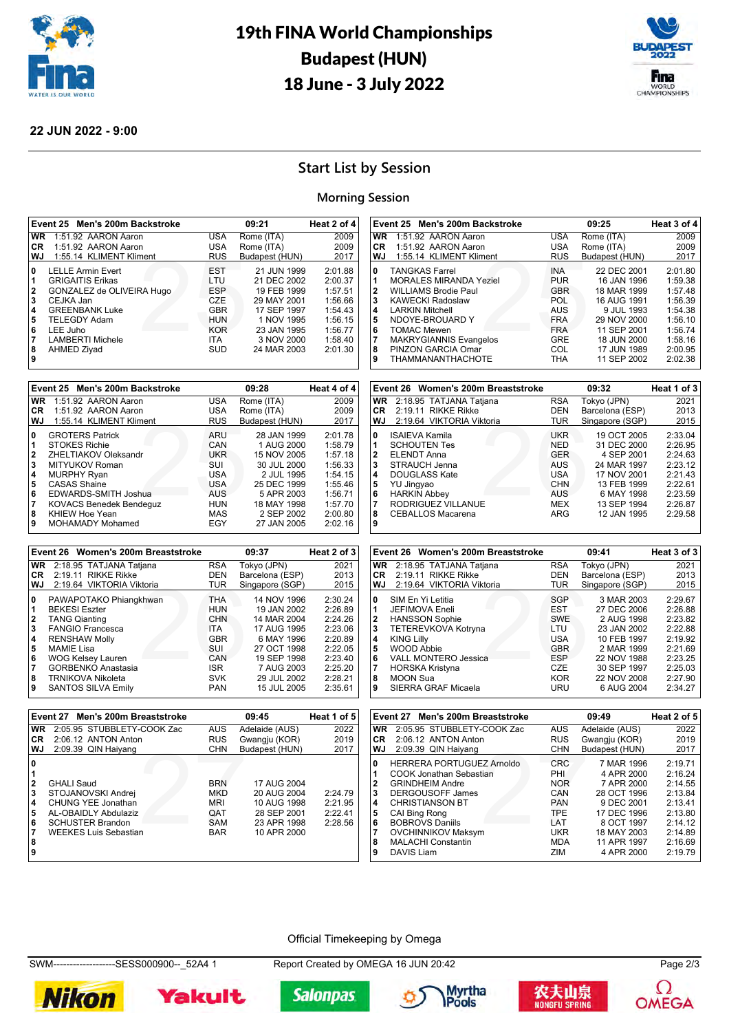# 19th FINA World Championships
# Budapest (HUN)
# 18 June - 3 July 2022

**22 JUN 2022 - 9:00**

## Start List by Session

### Morning Session

**Event 25 Men's 200m Backstroke — 09:21 — Heat 2 of 4**

| | | | | | |
|---|---|---|---|---|---|
| WR | 1:51.92 AARON Aaron | USA | Rome (ITA) | | 2009 |
| CR | 1:51.92 AARON Aaron | USA | Rome (ITA) | | 2009 |
| WJ | 1:55.14 KLIMENT Kliment | RUS | Budapest (HUN) | | 2017 |
| 0 | LELLE Armin Evert | EST | | 21 JUN 1999 | 2:01.88 |
| 1 | GRIGAITIS Erikas | LTU | | 21 DEC 2002 | 2:00.37 |
| 2 | GONZALEZ de OLIVEIRA Hugo | ESP | | 19 FEB 1999 | 1:57.51 |
| 3 | CEJKA Jan | CZE | | 29 MAY 2001 | 1:56.66 |
| 4 | GREENBANK Luke | GBR | | 17 SEP 1997 | 1:54.43 |
| 5 | TELEGDY Adam | HUN | | 1 NOV 1995 | 1:56.15 |
| 6 | LEE Juho | KOR | | 23 JAN 1995 | 1:56.77 |
| 7 | LAMBERTI Michele | ITA | | 3 NOV 2000 | 1:58.40 |
| 8 | AHMED Ziyad | SUD | | 24 MAR 2003 | 2:01.30 |
| 9 | | | | | |

**Event 25 Men's 200m Backstroke — 09:25 — Heat 3 of 4**

| | | | | | |
|---|---|---|---|---|---|
| WR | 1:51.92 AARON Aaron | USA | Rome (ITA) | | 2009 |
| CR | 1:51.92 AARON Aaron | USA | Rome (ITA) | | 2009 |
| WJ | 1:55.14 KLIMENT Kliment | RUS | Budapest (HUN) | | 2017 |
| 0 | TANGKAS Farrel | INA | | 22 DEC 2001 | 2:01.80 |
| 1 | MORALES MIRANDA Yeziel | PUR | | 16 JAN 1996 | 1:59.38 |
| 2 | WILLIAMS Brodie Paul | GBR | | 18 MAR 1999 | 1:57.48 |
| 3 | KAWECKI Radoslaw | POL | | 16 AUG 1991 | 1:56.39 |
| 4 | LARKIN Mitchell | AUS | | 9 JUL 1993 | 1:54.38 |
| 5 | NDOYE-BROUARD Y | FRA | | 29 NOV 2000 | 1:56.10 |
| 6 | TOMAC Mewen | FRA | | 11 SEP 2001 | 1:56.74 |
| 7 | MAKRYGIANNIS Evangelos | GRE | | 18 JUN 2000 | 1:58.16 |
| 8 | PINZON GARCIA Omar | COL | | 17 JUN 1989 | 2:00.95 |
| 9 | THAMMANANTHACHOTE | THA | | 11 SEP 2002 | 2:02.38 |

**Event 25 Men's 200m Backstroke — 09:28 — Heat 4 of 4**

| | | | | | |
|---|---|---|---|---|---|
| WR | 1:51.92 AARON Aaron | USA | Rome (ITA) | | 2009 |
| CR | 1:51.92 AARON Aaron | USA | Rome (ITA) | | 2009 |
| WJ | 1:55.14 KLIMENT Kliment | RUS | Budapest (HUN) | | 2017 |
| 0 | GROTERS Patrick | ARU | | 28 JAN 1999 | 2:01.78 |
| 1 | STOKES Richie | CAN | | 1 AUG 2000 | 1:58.79 |
| 2 | ZHELTIAKOV Oleksandr | UKR | | 15 NOV 2005 | 1:57.18 |
| 3 | MITYUKOV Roman | SUI | | 30 JUL 2000 | 1:56.33 |
| 4 | MURPHY Ryan | USA | | 2 JUL 1995 | 1:54.15 |
| 5 | CASAS Shaine | USA | | 25 DEC 1999 | 1:55.46 |
| 6 | EDWARDS-SMITH Joshua | AUS | | 5 APR 2003 | 1:56.71 |
| 7 | KOVACS Benedek Bendeguz | HUN | | 18 MAY 1998 | 1:57.70 |
| 8 | KHIEW Hoe Yean | MAS | | 2 SEP 2002 | 2:00.80 |
| 9 | MOHAMADY Mohamed | EGY | | 27 JAN 2005 | 2:02.16 |

**Event 26 Women's 200m Breaststroke — 09:32 — Heat 1 of 3**

| | | | | | |
|---|---|---|---|---|---|
| WR | 2:18.95 TATJANA Tatjana | RSA | Tokyo (JPN) | | 2021 |
| CR | 2:19.11 RIKKE Rikke | DEN | Barcelona (ESP) | | 2013 |
| WJ | 2:19.64 VIKTORIA Viktoria | TUR | Singapore (SGP) | | 2015 |
| 0 | ISAIEVA Kamila | UKR | | 19 OCT 2005 | 2:33.04 |
| 1 | SCHOUTEN Tes | NED | | 31 DEC 2000 | 2:26.95 |
| 2 | ELENDT Anna | GER | | 4 SEP 2001 | 2:24.63 |
| 3 | STRAUCH Jenna | AUS | | 24 MAR 1997 | 2:23.12 |
| 4 | DOUGLASS Kate | USA | | 17 NOV 2001 | 2:21.43 |
| 5 | YU Jingyao | CHN | | 13 FEB 1999 | 2:22.61 |
| 6 | HARKIN Abbey | AUS | | 6 MAY 1998 | 2:23.59 |
| 7 | RODRIGUEZ VILLANUE | MEX | | 13 SEP 1994 | 2:26.87 |
| 8 | CEBALLOS Macarena | ARG | | 12 JAN 1995 | 2:29.58 |
| 9 | | | | | |

**Event 26 Women's 200m Breaststroke — 09:37 — Heat 2 of 3**

| | | | | | |
|---|---|---|---|---|---|
| WR | 2:18.95 TATJANA Tatjana | RSA | Tokyo (JPN) | | 2021 |
| CR | 2:19.11 RIKKE Rikke | DEN | Barcelona (ESP) | | 2013 |
| WJ | 2:19.64 VIKTORIA Viktoria | TUR | Singapore (SGP) | | 2015 |
| 0 | PAWAPOTAKO Phiangkhwan | THA | | 14 NOV 1996 | 2:30.24 |
| 1 | BEKESI Eszter | HUN | | 19 JAN 2002 | 2:26.89 |
| 2 | TANG Qianting | CHN | | 14 MAR 2004 | 2:24.26 |
| 3 | FANGIO Francesca | ITA | | 17 AUG 1995 | 2:23.06 |
| 4 | RENSHAW Molly | GBR | | 6 MAY 1996 | 2:20.89 |
| 5 | MAMIE Lisa | SUI | | 27 OCT 1998 | 2:22.05 |
| 6 | WOG Kelsey Lauren | CAN | | 19 SEP 1998 | 2:23.40 |
| 7 | GORBENKO Anastasia | ISR | | 7 AUG 2003 | 2:25.20 |
| 8 | TRNIKOVA Nikoleta | SVK | | 29 JUL 2002 | 2:28.21 |
| 9 | SANTOS SILVA Emily | PAN | | 15 JUL 2005 | 2:35.61 |

**Event 26 Women's 200m Breaststroke — 09:41 — Heat 3 of 3**

| | | | | | |
|---|---|---|---|---|---|
| WR | 2:18.95 TATJANA Tatjana | RSA | Tokyo (JPN) | | 2021 |
| CR | 2:19.11 RIKKE Rikke | DEN | Barcelona (ESP) | | 2013 |
| WJ | 2:19.64 VIKTORIA Viktoria | TUR | Singapore (SGP) | | 2015 |
| 0 | SIM En Yi Letitia | SGP | | 3 MAR 2003 | 2:29.67 |
| 1 | JEFIMOVA Eneli | EST | | 27 DEC 2006 | 2:26.88 |
| 2 | HANSSON Sophie | SWE | | 2 AUG 1998 | 2:23.82 |
| 3 | TETEREVKOVA Kotryna | LTU | | 23 JAN 2002 | 2:22.88 |
| 4 | KING Lilly | USA | | 10 FEB 1997 | 2:19.92 |
| 5 | WOOD Abbie | GBR | | 2 MAR 1999 | 2:21.69 |
| 6 | VALL MONTERO Jessica | ESP | | 22 NOV 1988 | 2:23.25 |
| 7 | HORSKA Kristyna | CZE | | 30 SEP 1997 | 2:25.03 |
| 8 | MOON Sua | KOR | | 22 NOV 2008 | 2:27.90 |
| 9 | SIERRA GRAF Micaela | URU | | 6 AUG 2004 | 2:34.27 |

**Event 27 Men's 200m Breaststroke — 09:45 — Heat 1 of 5**

| | | | | | |
|---|---|---|---|---|---|
| WR | 2:05.95 STUBBLETY-COOK Zac | AUS | Adelaide (AUS) | | 2022 |
| CR | 2:06.12 ANTON Anton | RUS | Gwangju (KOR) | | 2019 |
| WJ | 2:09.39 QIN Haiyang | CHN | Budapest (HUN) | | 2017 |
| 0 | | | | | |
| 1 | | | | | |
| 2 | GHALI Saud | BRN | | 17 AUG 2004 | |
| 3 | STOJANOVSKI Andrej | MKD | | 20 AUG 2004 | 2:24.79 |
| 4 | CHUNG YEE Jonathan | MRI | | 10 AUG 1998 | 2:21.95 |
| 5 | AL-OBAIDLY Abdulaziz | QAT | | 28 SEP 2001 | 2:22.41 |
| 6 | SCHUSTER Brandon | SAM | | 23 APR 1998 | 2:28.56 |
| 7 | WEEKES Luis Sebastian | BAR | | 10 APR 2000 | |
| 8 | | | | | |
| 9 | | | | | |

**Event 27 Men's 200m Breaststroke — 09:49 — Heat 2 of 5**

| | | | | | |
|---|---|---|---|---|---|
| WR | 2:05.95 STUBBLETY-COOK Zac | AUS | Adelaide (AUS) | | 2022 |
| CR | 2:06.12 ANTON Anton | RUS | Gwangju (KOR) | | 2019 |
| WJ | 2:09.39 QIN Haiyang | CHN | Budapest (HUN) | | 2017 |
| 0 | HERRERA PORTUGUEZ Arnoldo | CRC | | 7 MAR 1996 | 2:19.71 |
| 1 | COOK Jonathan Sebastian | PHI | | 4 APR 2000 | 2:16.24 |
| 2 | GRINDHEIM Andre | NOR | | 7 APR 2000 | 2:14.55 |
| 3 | DERGOUSOFF James | CAN | | 28 OCT 1996 | 2:13.84 |
| 4 | CHRISTIANSON BT | PAN | | 9 DEC 2001 | 2:13.41 |
| 5 | CAI Bing Rong | TPE | | 17 DEC 1996 | 2:13.80 |
| 6 | BOBROVS Daniils | LAT | | 8 OCT 1997 | 2:14.12 |
| 7 | OVCHINNIKOV Maksym | UKR | | 18 MAY 2003 | 2:14.89 |
| 8 | MALACHI Constantin | MDA | | 11 APR 1997 | 2:16.69 |
| 9 | DAVIS Liam | ZIM | | 4 APR 2000 | 2:19.79 |

Official Timekeeping by Omega

SWM-------------------SESS000900--_52A4 1 — Report Created by OMEGA 16 JUN 20:42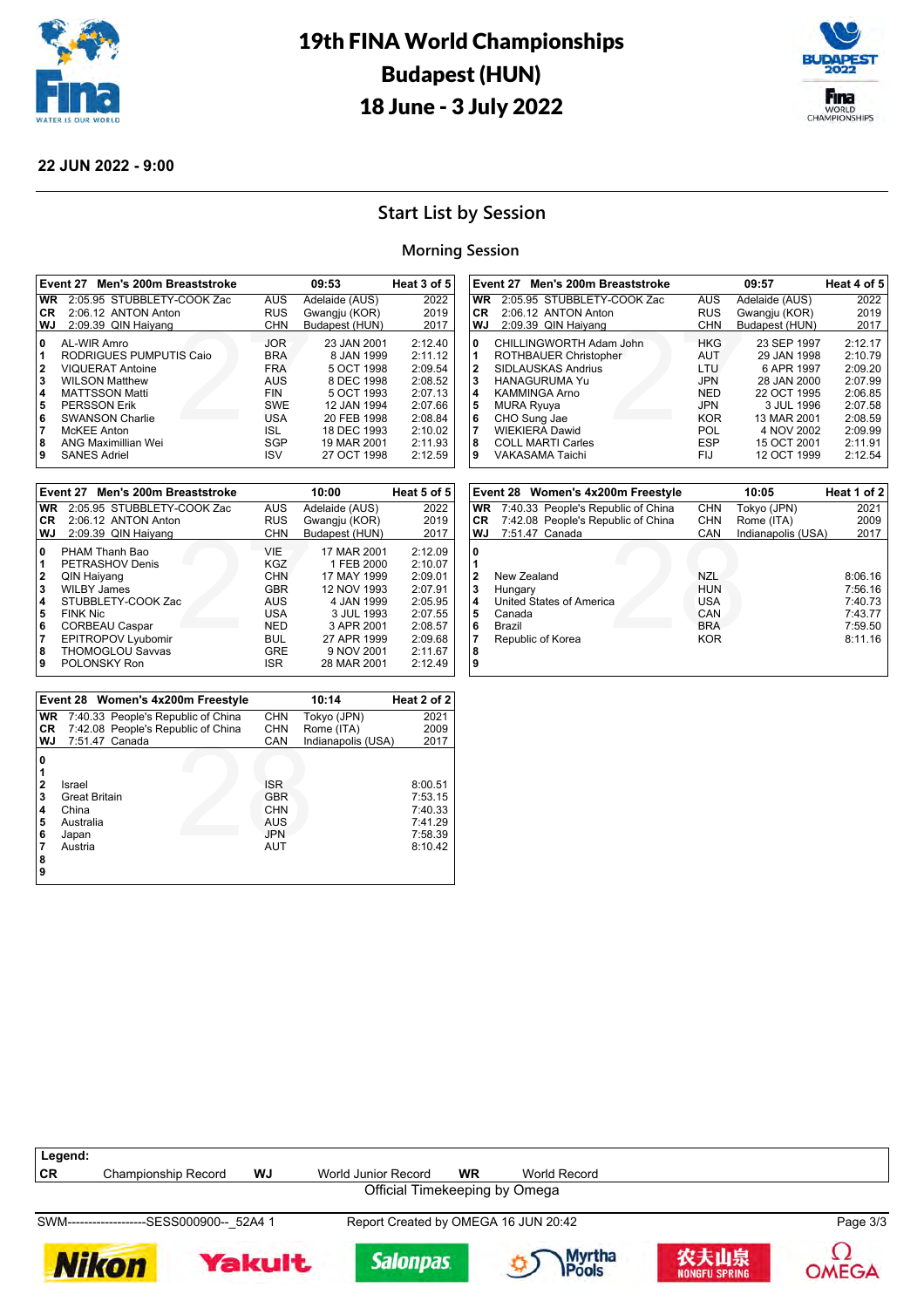# 19th FINA World Championships
# Budapest (HUN)
# 18 June - 3 July 2022

**22 JUN 2022 - 9:00**

## Start List by Session

### Morning Session

**Event 27 Men's 200m Breaststroke — 09:53 — Heat 3 of 5**

| | | | | |
|---|---|---|---|---|
| WR | 2:05.95 STUBBLETY-COOK Zac | AUS | Adelaide (AUS) | 2022 |
| CR | 2:06.12 ANTON Anton | RUS | Gwangju (KOR) | 2019 |
| WJ | 2:09.39 QIN Haiyang | CHN | Budapest (HUN) | 2017 |

| Lane | Name | NOC | Date of Birth | Entry Time |
|---|---|---|---|---|
| 0 | AL-WIR Amro | JOR | 23 JAN 2001 | 2:12.40 |
| 1 | RODRIGUES PUMPUTIS Caio | BRA | 8 JAN 1999 | 2:11.12 |
| 2 | VIQUERAT Antoine | FRA | 5 OCT 1998 | 2:09.54 |
| 3 | WILSON Matthew | AUS | 8 DEC 1998 | 2:08.52 |
| 4 | MATTSSON Matti | FIN | 5 OCT 1993 | 2:07.13 |
| 5 | PERSSON Erik | SWE | 12 JAN 1994 | 2:07.66 |
| 6 | SWANSON Charlie | USA | 20 FEB 1998 | 2:08.84 |
| 7 | McKEE Anton | ISL | 18 DEC 1993 | 2:10.02 |
| 8 | ANG Maximillian Wei | SGP | 19 MAR 2001 | 2:11.93 |
| 9 | SANES Adriel | ISV | 27 OCT 1998 | 2:12.59 |

**Event 27 Men's 200m Breaststroke — 09:57 — Heat 4 of 5**

| | | | | |
|---|---|---|---|---|
| WR | 2:05.95 STUBBLETY-COOK Zac | AUS | Adelaide (AUS) | 2022 |
| CR | 2:06.12 ANTON Anton | RUS | Gwangju (KOR) | 2019 |
| WJ | 2:09.39 QIN Haiyang | CHN | Budapest (HUN) | 2017 |

| Lane | Name | NOC | Date of Birth | Entry Time |
|---|---|---|---|---|
| 0 | CHILLINGWORTH Adam John | HKG | 23 SEP 1997 | 2:12.17 |
| 1 | ROTHBAUER Christopher | AUT | 29 JAN 1998 | 2:10.79 |
| 2 | SIDLAUSKAS Andrius | LTU | 6 APR 1997 | 2:09.20 |
| 3 | HANAGURUMA Yu | JPN | 28 JAN 2000 | 2:07.99 |
| 4 | KAMMINGA Arno | NED | 22 OCT 1995 | 2:06.85 |
| 5 | MURA Ryuya | JPN | 3 JUL 1996 | 2:07.58 |
| 6 | CHO Sung Jae | KOR | 13 MAR 2001 | 2:08.59 |
| 7 | WIEKIERA Dawid | POL | 4 NOV 2002 | 2:09.99 |
| 8 | COLL MARTI Carles | ESP | 15 OCT 2001 | 2:11.91 |
| 9 | VAKASAMA Taichi | FIJ | 12 OCT 1999 | 2:12.54 |

**Event 27 Men's 200m Breaststroke — 10:00 — Heat 5 of 5**

| | | | | |
|---|---|---|---|---|
| WR | 2:05.95 STUBBLETY-COOK Zac | AUS | Adelaide (AUS) | 2022 |
| CR | 2:06.12 ANTON Anton | RUS | Gwangju (KOR) | 2019 |
| WJ | 2:09.39 QIN Haiyang | CHN | Budapest (HUN) | 2017 |

| Lane | Name | NOC | Date of Birth | Entry Time |
|---|---|---|---|---|
| 0 | PHAM Thanh Bao | VIE | 17 MAR 2001 | 2:12.09 |
| 1 | PETRASHOV Denis | KGZ | 1 FEB 2000 | 2:10.07 |
| 2 | QIN Haiyang | CHN | 17 MAY 1999 | 2:09.01 |
| 3 | WILBY James | GBR | 12 NOV 1993 | 2:07.91 |
| 4 | STUBBLETY-COOK Zac | AUS | 4 JAN 1999 | 2:05.95 |
| 5 | FINK Nic | USA | 3 JUL 1993 | 2:07.55 |
| 6 | CORBEAU Caspar | NED | 3 APR 2001 | 2:08.57 |
| 7 | EPITROPOV Lyubomir | BUL | 27 APR 1999 | 2:09.68 |
| 8 | THOMOGLOU Savvas | GRE | 9 NOV 2001 | 2:11.67 |
| 9 | POLONSKY Ron | ISR | 28 MAR 2001 | 2:12.49 |

**Event 28 Women's 4x200m Freestyle — 10:05 — Heat 1 of 2**

| | | | | |
|---|---|---|---|---|
| WR | 7:40.33 People's Republic of China | CHN | Tokyo (JPN) | 2021 |
| CR | 7:42.08 People's Republic of China | CHN | Rome (ITA) | 2009 |
| WJ | 7:51.47 Canada | CAN | Indianapolis (USA) | 2017 |

| Lane | Team | NOC | Entry Time |
|---|---|---|---|
| 0 | | | |
| 1 | | | |
| 2 | New Zealand | NZL | 8:06.16 |
| 3 | Hungary | HUN | 7:56.16 |
| 4 | United States of America | USA | 7:40.73 |
| 5 | Canada | CAN | 7:43.77 |
| 6 | Brazil | BRA | 7:59.50 |
| 7 | Republic of Korea | KOR | 8:11.16 |
| 8 | | | |
| 9 | | | |

**Event 28 Women's 4x200m Freestyle — 10:14 — Heat 2 of 2**

| | | | | |
|---|---|---|---|---|
| WR | 7:40.33 People's Republic of China | CHN | Tokyo (JPN) | 2021 |
| CR | 7:42.08 People's Republic of China | CHN | Rome (ITA) | 2009 |
| WJ | 7:51.47 Canada | CAN | Indianapolis (USA) | 2017 |

| Lane | Team | NOC | Entry Time |
|---|---|---|---|
| 0 | | | |
| 1 | | | |
| 2 | Israel | ISR | 8:00.51 |
| 3 | Great Britain | GBR | 7:53.15 |
| 4 | China | CHN | 7:40.33 |
| 5 | Australia | AUS | 7:41.29 |
| 6 | Japan | JPN | 7:58.39 |
| 7 | Austria | AUT | 8:10.42 |
| 8 | | | |
| 9 | | | |

**Legend:**
CR Championship Record — WJ World Junior Record — WR World Record

Official Timekeeping by Omega

SWM--------------------SESS000900--_52A4 1 — Report Created by OMEGA 16 JUN 20:42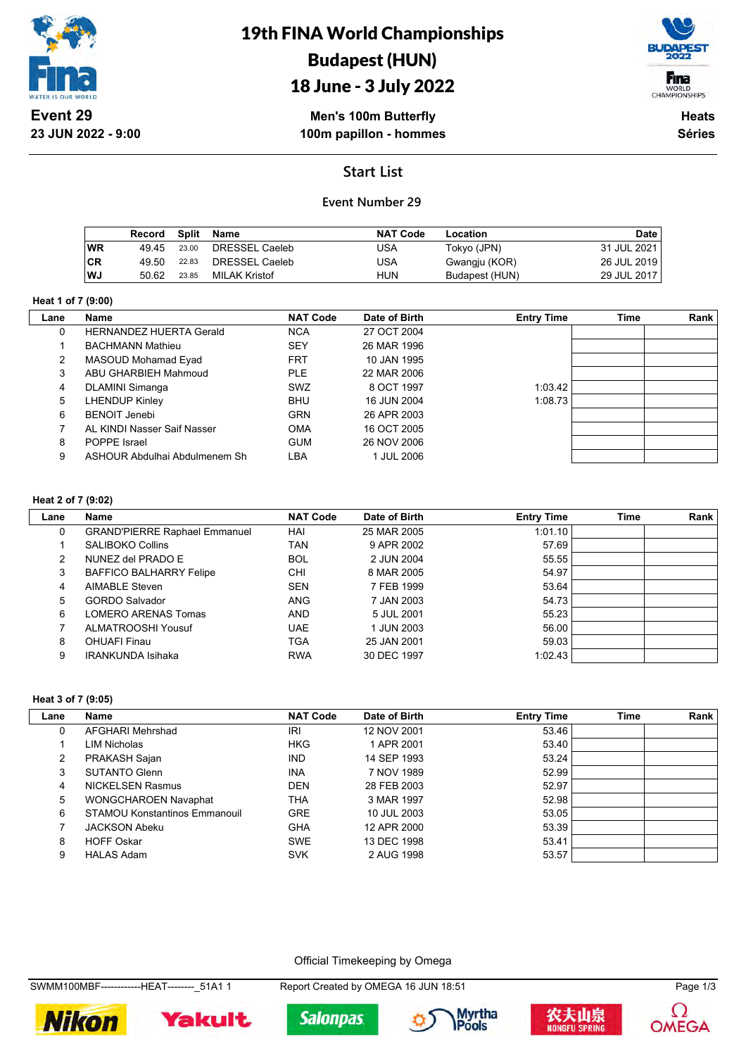# 19th FINA World Championships
## Budapest (HUN)
## 18 June - 3 July 2022

**Event 29**
**23 JUN 2022 - 9:00**

**Men's 100m Butterfly**
**100m papillon - hommes**

**Heats**
**Séries**

## Start List

### Event Number 29

| | Record | Split | Name | NAT Code | Location | Date |
|---|---|---|---|---|---|---|
| WR | 49.45 | 23.00 | DRESSEL Caeleb | USA | Tokyo (JPN) | 31 JUL 2021 |
| CR | 49.50 | 22.83 | DRESSEL Caeleb | USA | Gwangju (KOR) | 26 JUL 2019 |
| WJ | 50.62 | 23.85 | MILAK Kristof | HUN | Budapest (HUN) | 29 JUL 2017 |

**Heat 1 of 7 (9:00)**

| Lane | Name | NAT Code | Date of Birth | Entry Time | Time | Rank |
|---|---|---|---|---|---|---|
| 0 | HERNANDEZ HUERTA Gerald | NCA | 27 OCT 2004 | | | |
| 1 | BACHMANN Mathieu | SEY | 26 MAR 1996 | | | |
| 2 | MASOUD Mohamad Eyad | FRT | 10 JAN 1995 | | | |
| 3 | ABU GHARBIEH Mahmoud | PLE | 22 MAR 2006 | | | |
| 4 | DLAMINI Simanga | SWZ | 8 OCT 1997 | 1:03.42 | | |
| 5 | LHENDUP Kinley | BHU | 16 JUN 2004 | 1:08.73 | | |
| 6 | BENOIT Jenebi | GRN | 26 APR 2003 | | | |
| 7 | AL KINDI Nasser Saif Nasser | OMA | 16 OCT 2005 | | | |
| 8 | POPPE Israel | GUM | 26 NOV 2006 | | | |
| 9 | ASHOUR Abdulhai Abdulmenem Sh | LBA | 1 JUL 2006 | | | |

**Heat 2 of 7 (9:02)**

| Lane | Name | NAT Code | Date of Birth | Entry Time | Time | Rank |
|---|---|---|---|---|---|---|
| 0 | GRAND'PIERRE Raphael Emmanuel | HAI | 25 MAR 2005 | 1:01.10 | | |
| 1 | SALIBOKO Collins | TAN | 9 APR 2002 | 57.69 | | |
| 2 | NUNEZ del PRADO E | BOL | 2 JUN 2004 | 55.55 | | |
| 3 | BAFFICO BALHARRY Felipe | CHI | 8 MAR 2005 | 54.97 | | |
| 4 | AIMABLE Steven | SEN | 7 FEB 1999 | 53.64 | | |
| 5 | GORDO Salvador | ANG | 7 JAN 2003 | 54.73 | | |
| 6 | LOMERO ARENAS Tomas | AND | 5 JUL 2001 | 55.23 | | |
| 7 | ALMATROOSHI Yousuf | UAE | 1 JUN 2003 | 56.00 | | |
| 8 | OHUAFI Finau | TGA | 25 JAN 2001 | 59.03 | | |
| 9 | IRANKUNDA Isihaka | RWA | 30 DEC 1997 | 1:02.43 | | |

**Heat 3 of 7 (9:05)**

| Lane | Name | NAT Code | Date of Birth | Entry Time | Time | Rank |
|---|---|---|---|---|---|---|
| 0 | AFGHARI Mehrshad | IRI | 12 NOV 2001 | 53.46 | | |
| 1 | LIM Nicholas | HKG | 1 APR 2001 | 53.40 | | |
| 2 | PRAKASH Sajan | IND | 14 SEP 1993 | 53.24 | | |
| 3 | SUTANTO Glenn | INA | 7 NOV 1989 | 52.99 | | |
| 4 | NICKELSEN Rasmus | DEN | 28 FEB 2003 | 52.97 | | |
| 5 | WONGCHAROEN Navaphat | THA | 3 MAR 1997 | 52.98 | | |
| 6 | STAMOU Konstantinos Emmanouil | GRE | 10 JUL 2003 | 53.05 | | |
| 7 | JACKSON Abeku | GHA | 12 APR 2000 | 53.39 | | |
| 8 | HOFF Oskar | SWE | 13 DEC 1998 | 53.41 | | |
| 9 | HALAS Adam | SVK | 2 AUG 1998 | 53.57 | | |

Official Timekeeping by Omega

SWMM100MBF------------HEAT--------_51A1 1 Report Created by OMEGA 16 JUN 18:51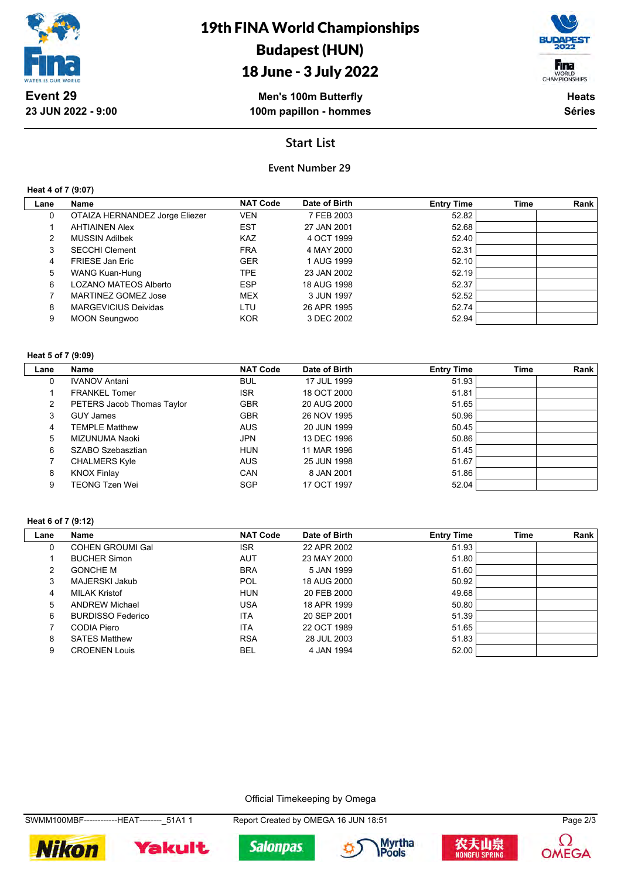# 19th FINA World Championships
## Budapest (HUN)
## 18 June - 3 July 2022

**Event 29**
**23 JUN 2022 - 9:00**

**Men's 100m Butterfly**
**100m papillon - hommes**

**Heats**
**Séries**

## Start List

### Event Number 29

**Heat 4 of 7 (9:07)**

| Lane | Name | NAT Code | Date of Birth | Entry Time | Time | Rank |
|---|---|---|---|---|---|---|
| 0 | OTAIZA HERNANDEZ Jorge Eliezer | VEN | 7 FEB 2003 | 52.82 | | |
| 1 | AHTIAINEN Alex | EST | 27 JAN 2001 | 52.68 | | |
| 2 | MUSSIN Adilbek | KAZ | 4 OCT 1999 | 52.40 | | |
| 3 | SECCHI Clement | FRA | 4 MAY 2000 | 52.31 | | |
| 4 | FRIESE Jan Eric | GER | 1 AUG 1999 | 52.10 | | |
| 5 | WANG Kuan-Hung | TPE | 23 JAN 2002 | 52.19 | | |
| 6 | LOZANO MATEOS Alberto | ESP | 18 AUG 1998 | 52.37 | | |
| 7 | MARTINEZ GOMEZ Jose | MEX | 3 JUN 1997 | 52.52 | | |
| 8 | MARGEVICIUS Deividas | LTU | 26 APR 1995 | 52.74 | | |
| 9 | MOON Seungwoo | KOR | 3 DEC 2002 | 52.94 | | |

**Heat 5 of 7 (9:09)**

| Lane | Name | NAT Code | Date of Birth | Entry Time | Time | Rank |
|---|---|---|---|---|---|---|
| 0 | IVANOV Antani | BUL | 17 JUL 1999 | 51.93 | | |
| 1 | FRANKEL Tomer | ISR | 18 OCT 2000 | 51.81 | | |
| 2 | PETERS Jacob Thomas Taylor | GBR | 20 AUG 2000 | 51.65 | | |
| 3 | GUY James | GBR | 26 NOV 1995 | 50.96 | | |
| 4 | TEMPLE Matthew | AUS | 20 JUN 1999 | 50.45 | | |
| 5 | MIZUNUMA Naoki | JPN | 13 DEC 1996 | 50.86 | | |
| 6 | SZABO Szebasztian | HUN | 11 MAR 1996 | 51.45 | | |
| 7 | CHALMERS Kyle | AUS | 25 JUN 1998 | 51.67 | | |
| 8 | KNOX Finlay | CAN | 8 JAN 2001 | 51.86 | | |
| 9 | TEONG Tzen Wei | SGP | 17 OCT 1997 | 52.04 | | |

**Heat 6 of 7 (9:12)**

| Lane | Name | NAT Code | Date of Birth | Entry Time | Time | Rank |
|---|---|---|---|---|---|---|
| 0 | COHEN GROUMI Gal | ISR | 22 APR 2002 | 51.93 | | |
| 1 | BUCHER Simon | AUT | 23 MAY 2000 | 51.80 | | |
| 2 | GONCHE M | BRA | 5 JAN 1999 | 51.60 | | |
| 3 | MAJERSKI Jakub | POL | 18 AUG 2000 | 50.92 | | |
| 4 | MILAK Kristof | HUN | 20 FEB 2000 | 49.68 | | |
| 5 | ANDREW Michael | USA | 18 APR 1999 | 50.80 | | |
| 6 | BURDISSO Federico | ITA | 20 SEP 2001 | 51.39 | | |
| 7 | CODIA Piero | ITA | 22 OCT 1989 | 51.65 | | |
| 8 | SATES Matthew | RSA | 28 JUL 2003 | 51.83 | | |
| 9 | CROENEN Louis | BEL | 4 JAN 1994 | 52.00 | | |

Official Timekeeping by Omega

SWMM100MBF------------HEAT--------_51A1 1 Report Created by OMEGA 16 JUN 18:51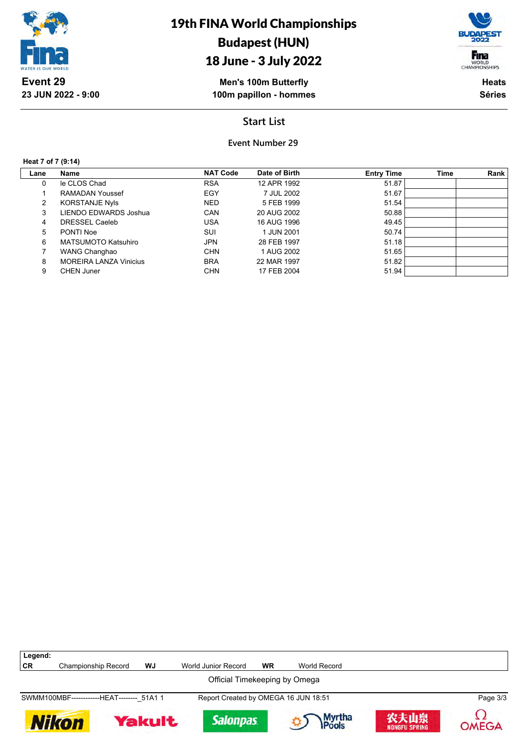# 19th FINA World Championships
## Budapest (HUN)
## 18 June - 3 July 2022

**Event 29**
**23 JUN 2022 - 9:00**

**Men's 100m Butterfly**
**100m papillon - hommes**

**Heats**
**Séries**

### Start List

**Event Number 29**

**Heat 7 of 7 (9:14)**

| Lane | Name | NAT Code | Date of Birth | Entry Time | Time | Rank |
|---|---|---|---|---|---|---|
| 0 | le CLOS Chad | RSA | 12 APR 1992 | 51.87 | | |
| 1 | RAMADAN Youssef | EGY | 7 JUL 2002 | 51.67 | | |
| 2 | KORSTANJE Nyls | NED | 5 FEB 1999 | 51.54 | | |
| 3 | LIENDO EDWARDS Joshua | CAN | 20 AUG 2002 | 50.88 | | |
| 4 | DRESSEL Caeleb | USA | 16 AUG 1996 | 49.45 | | |
| 5 | PONTI Noe | SUI | 1 JUN 2001 | 50.74 | | |
| 6 | MATSUMOTO Katsuhiro | JPN | 28 FEB 1997 | 51.18 | | |
| 7 | WANG Changhao | CHN | 1 AUG 2002 | 51.65 | | |
| 8 | MOREIRA LANZA Vinicius | BRA | 22 MAR 1997 | 51.82 | | |
| 9 | CHEN Juner | CHN | 17 FEB 2004 | 51.94 | | |

**Legend:**

| | | | | | |
|---|---|---|---|---|---|
| **CR** | Championship Record | **WJ** | World Junior Record | **WR** | World Record |

Official Timekeeping by Omega

SWMM100MBF------------HEAT--------_51A1 1 — Report Created by OMEGA 16 JUN 18:51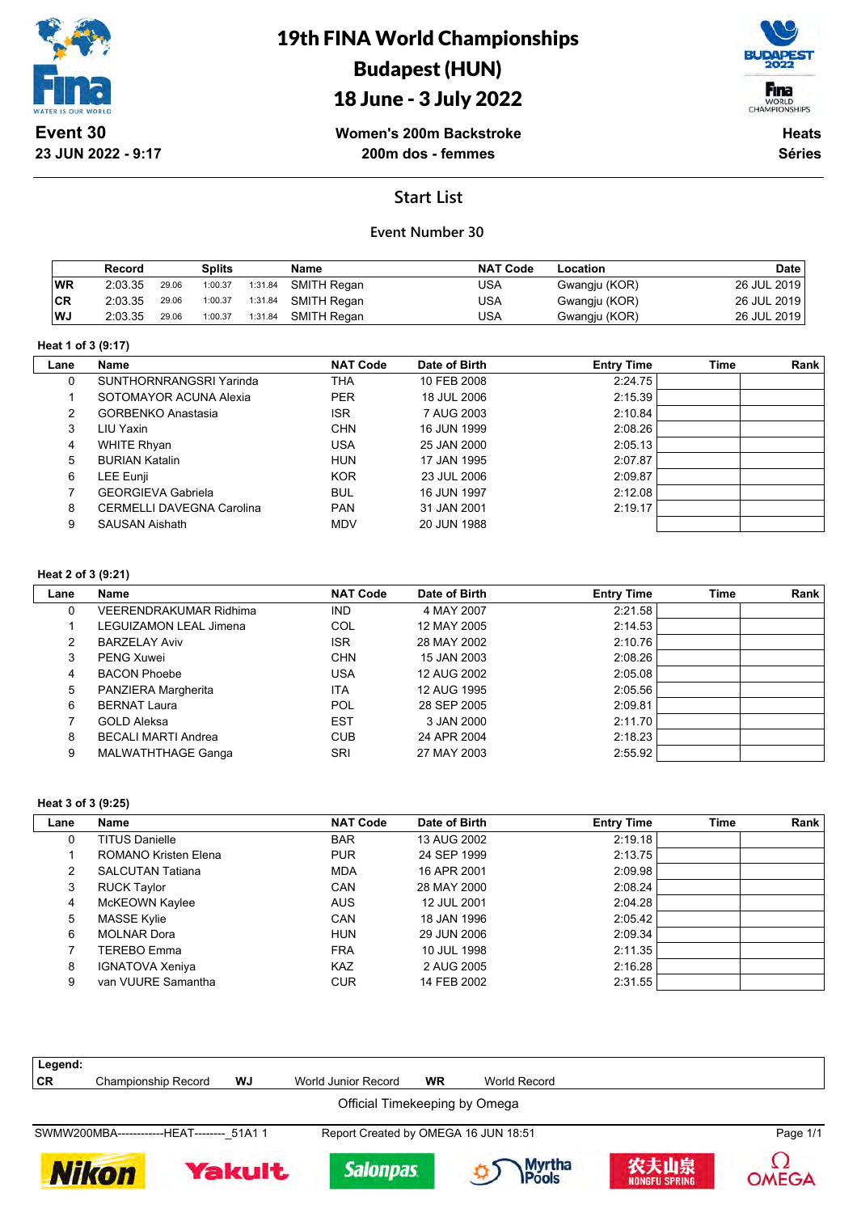# 19th FINA World Championships
## Budapest (HUN)
## 18 June - 3 July 2022

**Event 30**
**23 JUN 2022 - 9:17**

**Women's 200m Backstroke**
**200m dos - femmes**

**Heats**
**Séries**

## Start List

### Event Number 30

| | Record | Splits | | | Name | NAT Code | Location | Date |
|---|---|---|---|---|---|---|---|---|
| WR | 2:03.35 | 29.06 | 1:00.37 | 1:31.84 | SMITH Regan | USA | Gwangju (KOR) | 26 JUL 2019 |
| CR | 2:03.35 | 29.06 | 1:00.37 | 1:31.84 | SMITH Regan | USA | Gwangju (KOR) | 26 JUL 2019 |
| WJ | 2:03.35 | 29.06 | 1:00.37 | 1:31.84 | SMITH Regan | USA | Gwangju (KOR) | 26 JUL 2019 |

**Heat 1 of 3 (9:17)**

| Lane | Name | NAT Code | Date of Birth | Entry Time | Time | Rank |
|---|---|---|---|---|---|---|
| 0 | SUNTHORNRANGSRI Yarinda | THA | 10 FEB 2008 | 2:24.75 | | |
| 1 | SOTOMAYOR ACUNA Alexia | PER | 18 JUL 2006 | 2:15.39 | | |
| 2 | GORBENKO Anastasia | ISR | 7 AUG 2003 | 2:10.84 | | |
| 3 | LIU Yaxin | CHN | 16 JUN 1999 | 2:08.26 | | |
| 4 | WHITE Rhyan | USA | 25 JAN 2000 | 2:05.13 | | |
| 5 | BURIAN Katalin | HUN | 17 JAN 1995 | 2:07.87 | | |
| 6 | LEE Eunji | KOR | 23 JUL 2006 | 2:09.87 | | |
| 7 | GEORGIEVA Gabriela | BUL | 16 JUN 1997 | 2:12.08 | | |
| 8 | CERMELLI DAVEGNA Carolina | PAN | 31 JAN 2001 | 2:19.17 | | |
| 9 | SAUSAN Aishath | MDV | 20 JUN 1988 | | | |

**Heat 2 of 3 (9:21)**

| Lane | Name | NAT Code | Date of Birth | Entry Time | Time | Rank |
|---|---|---|---|---|---|---|
| 0 | VEERENDRAKUMAR Ridhima | IND | 4 MAY 2007 | 2:21.58 | | |
| 1 | LEGUIZAMON LEAL Jimena | COL | 12 MAY 2005 | 2:14.53 | | |
| 2 | BARZELAY Aviv | ISR | 28 MAY 2002 | 2:10.76 | | |
| 3 | PENG Xuwei | CHN | 15 JAN 2003 | 2:08.26 | | |
| 4 | BACON Phoebe | USA | 12 AUG 2002 | 2:05.08 | | |
| 5 | PANZIERA Margherita | ITA | 12 AUG 1995 | 2:05.56 | | |
| 6 | BERNAT Laura | POL | 28 SEP 2005 | 2:09.81 | | |
| 7 | GOLD Aleksa | EST | 3 JAN 2000 | 2:11.70 | | |
| 8 | BECALI MARTI Andrea | CUB | 24 APR 2004 | 2:18.23 | | |
| 9 | MALWATHTHAGE Ganga | SRI | 27 MAY 2003 | 2:55.92 | | |

**Heat 3 of 3 (9:25)**

| Lane | Name | NAT Code | Date of Birth | Entry Time | Time | Rank |
|---|---|---|---|---|---|---|
| 0 | TITUS Danielle | BAR | 13 AUG 2002 | 2:19.18 | | |
| 1 | ROMANO Kristen Elena | PUR | 24 SEP 1999 | 2:13.75 | | |
| 2 | SALCUTAN Tatiana | MDA | 16 APR 2001 | 2:09.98 | | |
| 3 | RUCK Taylor | CAN | 28 MAY 2000 | 2:08.24 | | |
| 4 | McKEOWN Kaylee | AUS | 12 JUL 2001 | 2:04.28 | | |
| 5 | MASSE Kylie | CAN | 18 JAN 1996 | 2:05.42 | | |
| 6 | MOLNAR Dora | HUN | 29 JUN 2006 | 2:09.34 | | |
| 7 | TEREBO Emma | FRA | 10 JUL 1998 | 2:11.35 | | |
| 8 | IGNATOVA Xeniya | KAZ | 2 AUG 2005 | 2:16.28 | | |
| 9 | van VUURE Samantha | CUR | 14 FEB 2002 | 2:31.55 | | |

**Legend:**
**CR** Championship Record **WJ** World Junior Record **WR** World Record

Official Timekeeping by Omega

SWMW200MBA------------HEAT--------_51A1 1 Report Created by OMEGA 16 JUN 18:51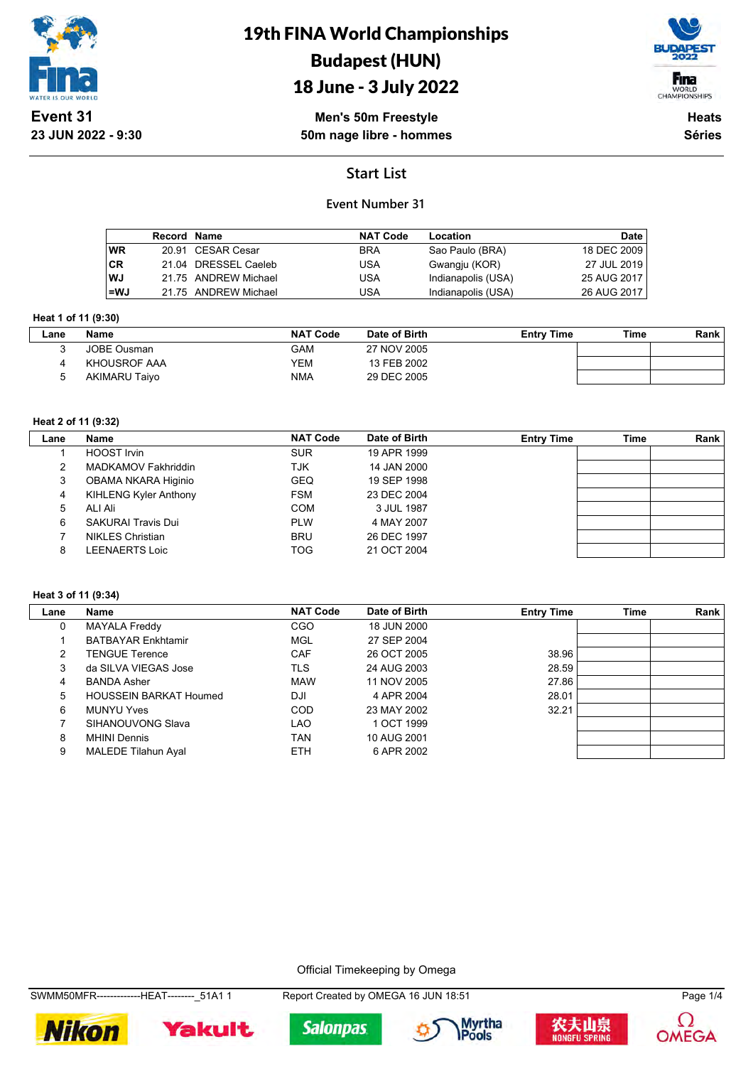# 19th FINA World Championships
## Budapest (HUN)
## 18 June - 3 July 2022

**Event 31**
**23 JUN 2022 - 9:30**

**Men's 50m Freestyle**
**50m nage libre - hommes**

**Heats**
**Séries**

## Start List

### Event Number 31

| | Record | Name | NAT Code | Location | Date |
|---|---|---|---|---|---|
| WR | 20.91 | CESAR Cesar | BRA | Sao Paulo (BRA) | 18 DEC 2009 |
| CR | 21.04 | DRESSEL Caeleb | USA | Gwangju (KOR) | 27 JUL 2019 |
| WJ | 21.75 | ANDREW Michael | USA | Indianapolis (USA) | 25 AUG 2017 |
| =WJ | 21.75 | ANDREW Michael | USA | Indianapolis (USA) | 26 AUG 2017 |

**Heat 1 of 11 (9:30)**

| Lane | Name | NAT Code | Date of Birth | Entry Time | Time | Rank |
|---|---|---|---|---|---|---|
| 3 | JOBE Ousman | GAM | 27 NOV 2005 | | | |
| 4 | KHOUSROF AAA | YEM | 13 FEB 2002 | | | |
| 5 | AKIMARU Taiyo | NMA | 29 DEC 2005 | | | |

**Heat 2 of 11 (9:32)**

| Lane | Name | NAT Code | Date of Birth | Entry Time | Time | Rank |
|---|---|---|---|---|---|---|
| 1 | HOOST Irvin | SUR | 19 APR 1999 | | | |
| 2 | MADKAMOV Fakhriddin | TJK | 14 JAN 2000 | | | |
| 3 | OBAMA NKARA Higinio | GEQ | 19 SEP 1998 | | | |
| 4 | KIHLENG Kyler Anthony | FSM | 23 DEC 2004 | | | |
| 5 | ALI Ali | COM | 3 JUL 1987 | | | |
| 6 | SAKURAI Travis Dui | PLW | 4 MAY 2007 | | | |
| 7 | NIKLES Christian | BRU | 26 DEC 1997 | | | |
| 8 | LEENAERTS Loic | TOG | 21 OCT 2004 | | | |

**Heat 3 of 11 (9:34)**

| Lane | Name | NAT Code | Date of Birth | Entry Time | Time | Rank |
|---|---|---|---|---|---|---|
| 0 | MAYALA Freddy | CGO | 18 JUN 2000 | | | |
| 1 | BATBAYAR Enkhtamir | MGL | 27 SEP 2004 | | | |
| 2 | TENGUE Terence | CAF | 26 OCT 2005 | 38.96 | | |
| 3 | da SILVA VIEGAS Jose | TLS | 24 AUG 2003 | 28.59 | | |
| 4 | BANDA Asher | MAW | 11 NOV 2005 | 27.86 | | |
| 5 | HOUSSEIN BARKAT Houmed | DJI | 4 APR 2004 | 28.01 | | |
| 6 | MUNYU Yves | COD | 23 MAY 2002 | 32.21 | | |
| 7 | SIHANOUVONG Slava | LAO | 1 OCT 1999 | | | |
| 8 | MHINI Dennis | TAN | 10 AUG 2001 | | | |
| 9 | MALEDE Tilahun Ayal | ETH | 6 APR 2002 | | | |

Official Timekeeping by Omega

SWMM50MFR-------------HEAT--------_51A1 1 Report Created by OMEGA 16 JUN 18:51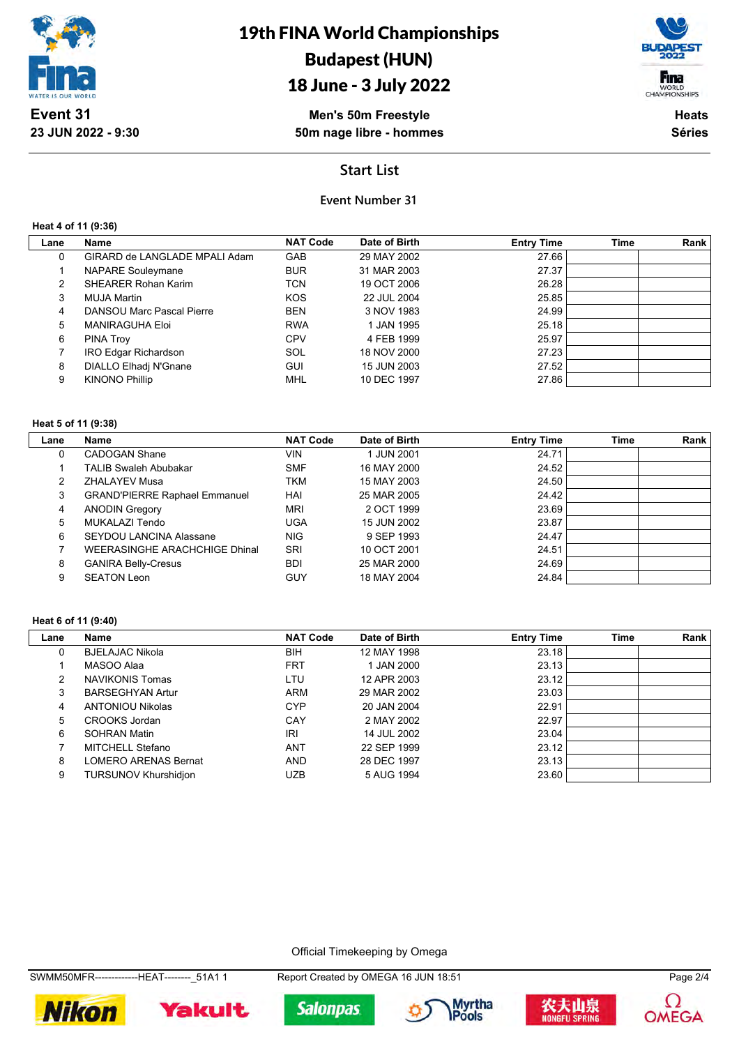# 19th FINA World Championships
## Budapest (HUN)
## 18 June - 3 July 2022

**Event 31**
**23 JUN 2022 - 9:30**

**Men's 50m Freestyle**
**50m nage libre - hommes**

**Heats**
**Séries**

## Start List

### Event Number 31

**Heat 4 of 11 (9:36)**

| Lane | Name | NAT Code | Date of Birth | Entry Time | Time | Rank |
|---|---|---|---|---|---|---|
| 0 | GIRARD de LANGLADE MPALI Adam | GAB | 29 MAY 2002 | 27.66 | | |
| 1 | NAPARE Souleymane | BUR | 31 MAR 2003 | 27.37 | | |
| 2 | SHEARER Rohan Karim | TCN | 19 OCT 2006 | 26.28 | | |
| 3 | MUJA Martin | KOS | 22 JUL 2004 | 25.85 | | |
| 4 | DANSOU Marc Pascal Pierre | BEN | 3 NOV 1983 | 24.99 | | |
| 5 | MANIRAGUHA Eloi | RWA | 1 JAN 1995 | 25.18 | | |
| 6 | PINA Troy | CPV | 4 FEB 1999 | 25.97 | | |
| 7 | IRO Edgar Richardson | SOL | 18 NOV 2000 | 27.23 | | |
| 8 | DIALLO Elhadj N'Gnane | GUI | 15 JUN 2003 | 27.52 | | |
| 9 | KINONO Phillip | MHL | 10 DEC 1997 | 27.86 | | |

**Heat 5 of 11 (9:38)**

| Lane | Name | NAT Code | Date of Birth | Entry Time | Time | Rank |
|---|---|---|---|---|---|---|
| 0 | CADOGAN Shane | VIN | 1 JUN 2001 | 24.71 | | |
| 1 | TALIB Swaleh Abubakar | SMF | 16 MAY 2000 | 24.52 | | |
| 2 | ZHALAYEV Musa | TKM | 15 MAY 2003 | 24.50 | | |
| 3 | GRAND'PIERRE Raphael Emmanuel | HAI | 25 MAR 2005 | 24.42 | | |
| 4 | ANODIN Gregory | MRI | 2 OCT 1999 | 23.69 | | |
| 5 | MUKALAZI Tendo | UGA | 15 JUN 2002 | 23.87 | | |
| 6 | SEYDOU LANCINA Alassane | NIG | 9 SEP 1993 | 24.47 | | |
| 7 | WEERASINGHE ARACHCHIGE Dhinal | SRI | 10 OCT 2001 | 24.51 | | |
| 8 | GANIRA Belly-Cresus | BDI | 25 MAR 2000 | 24.69 | | |
| 9 | SEATON Leon | GUY | 18 MAY 2004 | 24.84 | | |

**Heat 6 of 11 (9:40)**

| Lane | Name | NAT Code | Date of Birth | Entry Time | Time | Rank |
|---|---|---|---|---|---|---|
| 0 | BJELAJAC Nikola | BIH | 12 MAY 1998 | 23.18 | | |
| 1 | MASOO Alaa | FRT | 1 JAN 2000 | 23.13 | | |
| 2 | NAVIKONIS Tomas | LTU | 12 APR 2003 | 23.12 | | |
| 3 | BARSEGHYAN Artur | ARM | 29 MAR 2002 | 23.03 | | |
| 4 | ANTONIOU Nikolas | CYP | 20 JAN 2004 | 22.91 | | |
| 5 | CROOKS Jordan | CAY | 2 MAY 2002 | 22.97 | | |
| 6 | SOHRAN Matin | IRI | 14 JUL 2002 | 23.04 | | |
| 7 | MITCHELL Stefano | ANT | 22 SEP 1999 | 23.12 | | |
| 8 | LOMERO ARENAS Bernat | AND | 28 DEC 1997 | 23.13 | | |
| 9 | TURSUNOV Khurshidjon | UZB | 5 AUG 1994 | 23.60 | | |

Official Timekeeping by Omega

SWMM50MFR-------------HEAT--------_51A1 1 Report Created by OMEGA 16 JUN 18:51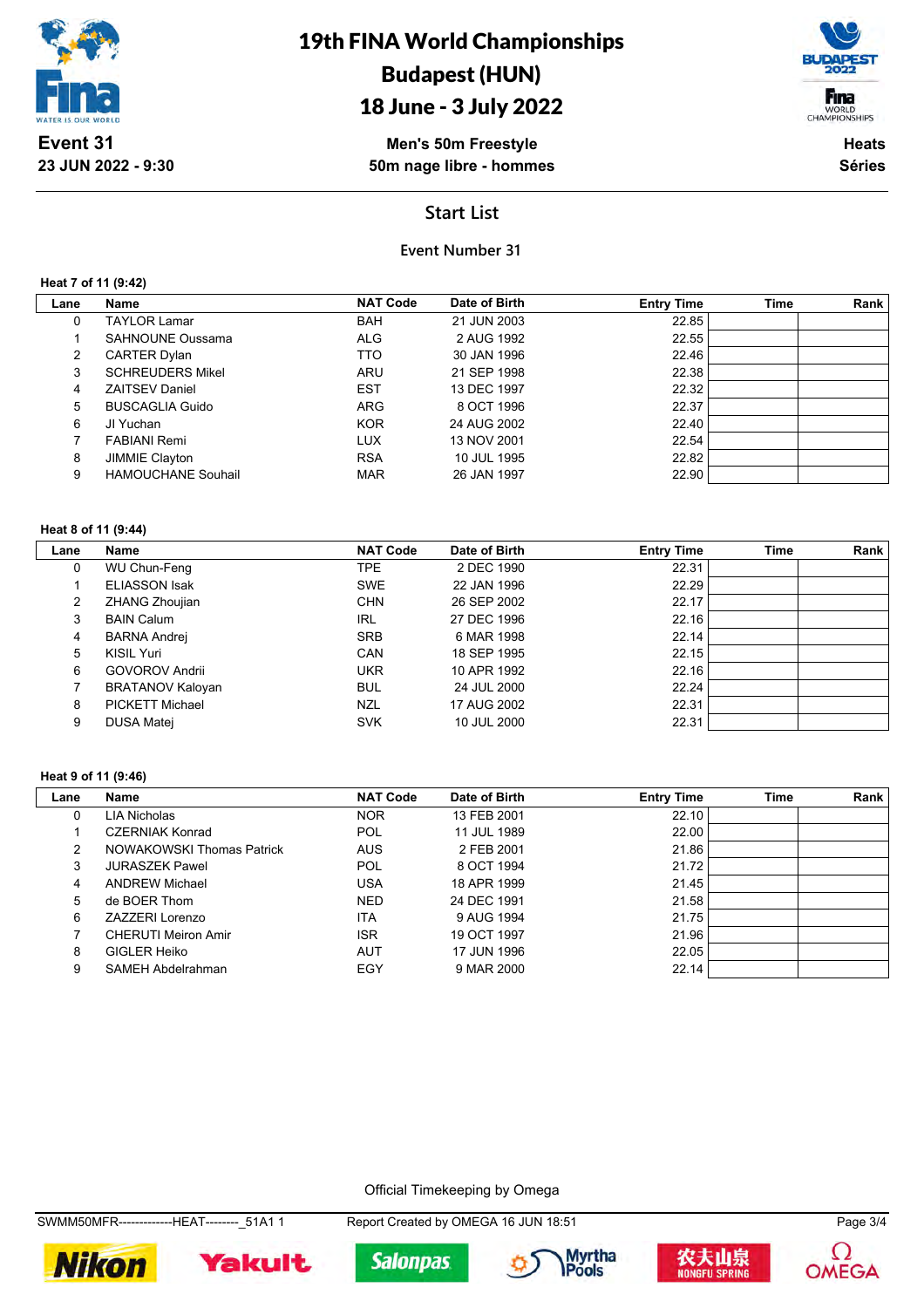# 19th FINA World Championships
# Budapest (HUN)
# 18 June - 3 July 2022

**Event 31**
**23 JUN 2022 - 9:30**

**Men's 50m Freestyle**
**50m nage libre - hommes**

**Heats**
**Séries**

## Start List

### Event Number 31

**Heat 7 of 11 (9:42)**

| Lane | Name | NAT Code | Date of Birth | Entry Time | Time | Rank |
|---|---|---|---|---|---|---|
| 0 | TAYLOR Lamar | BAH | 21 JUN 2003 | 22.85 | | |
| 1 | SAHNOUNE Oussama | ALG | 2 AUG 1992 | 22.55 | | |
| 2 | CARTER Dylan | TTO | 30 JAN 1996 | 22.46 | | |
| 3 | SCHREUDERS Mikel | ARU | 21 SEP 1998 | 22.38 | | |
| 4 | ZAITSEV Daniel | EST | 13 DEC 1997 | 22.32 | | |
| 5 | BUSCAGLIA Guido | ARG | 8 OCT 1996 | 22.37 | | |
| 6 | JI Yuchan | KOR | 24 AUG 2002 | 22.40 | | |
| 7 | FABIANI Remi | LUX | 13 NOV 2001 | 22.54 | | |
| 8 | JIMMIE Clayton | RSA | 10 JUL 1995 | 22.82 | | |
| 9 | HAMOUCHANE Souhail | MAR | 26 JAN 1997 | 22.90 | | |

**Heat 8 of 11 (9:44)**

| Lane | Name | NAT Code | Date of Birth | Entry Time | Time | Rank |
|---|---|---|---|---|---|---|
| 0 | WU Chun-Feng | TPE | 2 DEC 1990 | 22.31 | | |
| 1 | ELIASSON Isak | SWE | 22 JAN 1996 | 22.29 | | |
| 2 | ZHANG Zhoujian | CHN | 26 SEP 2002 | 22.17 | | |
| 3 | BAIN Calum | IRL | 27 DEC 1996 | 22.16 | | |
| 4 | BARNA Andrej | SRB | 6 MAR 1998 | 22.14 | | |
| 5 | KISIL Yuri | CAN | 18 SEP 1995 | 22.15 | | |
| 6 | GOVOROV Andrii | UKR | 10 APR 1992 | 22.16 | | |
| 7 | BRATANOV Kaloyan | BUL | 24 JUL 2000 | 22.24 | | |
| 8 | PICKETT Michael | NZL | 17 AUG 2002 | 22.31 | | |
| 9 | DUSA Matej | SVK | 10 JUL 2000 | 22.31 | | |

**Heat 9 of 11 (9:46)**

| Lane | Name | NAT Code | Date of Birth | Entry Time | Time | Rank |
|---|---|---|---|---|---|---|
| 0 | LIA Nicholas | NOR | 13 FEB 2001 | 22.10 | | |
| 1 | CZERNIAK Konrad | POL | 11 JUL 1989 | 22.00 | | |
| 2 | NOWAKOWSKI Thomas Patrick | AUS | 2 FEB 2001 | 21.86 | | |
| 3 | JURASZEK Pawel | POL | 8 OCT 1994 | 21.72 | | |
| 4 | ANDREW Michael | USA | 18 APR 1999 | 21.45 | | |
| 5 | de BOER Thom | NED | 24 DEC 1991 | 21.58 | | |
| 6 | ZAZZERI Lorenzo | ITA | 9 AUG 1994 | 21.75 | | |
| 7 | CHERUTI Meiron Amir | ISR | 19 OCT 1997 | 21.96 | | |
| 8 | GIGLER Heiko | AUT | 17 JUN 1996 | 22.05 | | |
| 9 | SAMEH Abdelrahman | EGY | 9 MAR 2000 | 22.14 | | |

Official Timekeeping by Omega

SWMM50MFR-------------HEAT--------_51A1 1 Report Created by OMEGA 16 JUN 18:51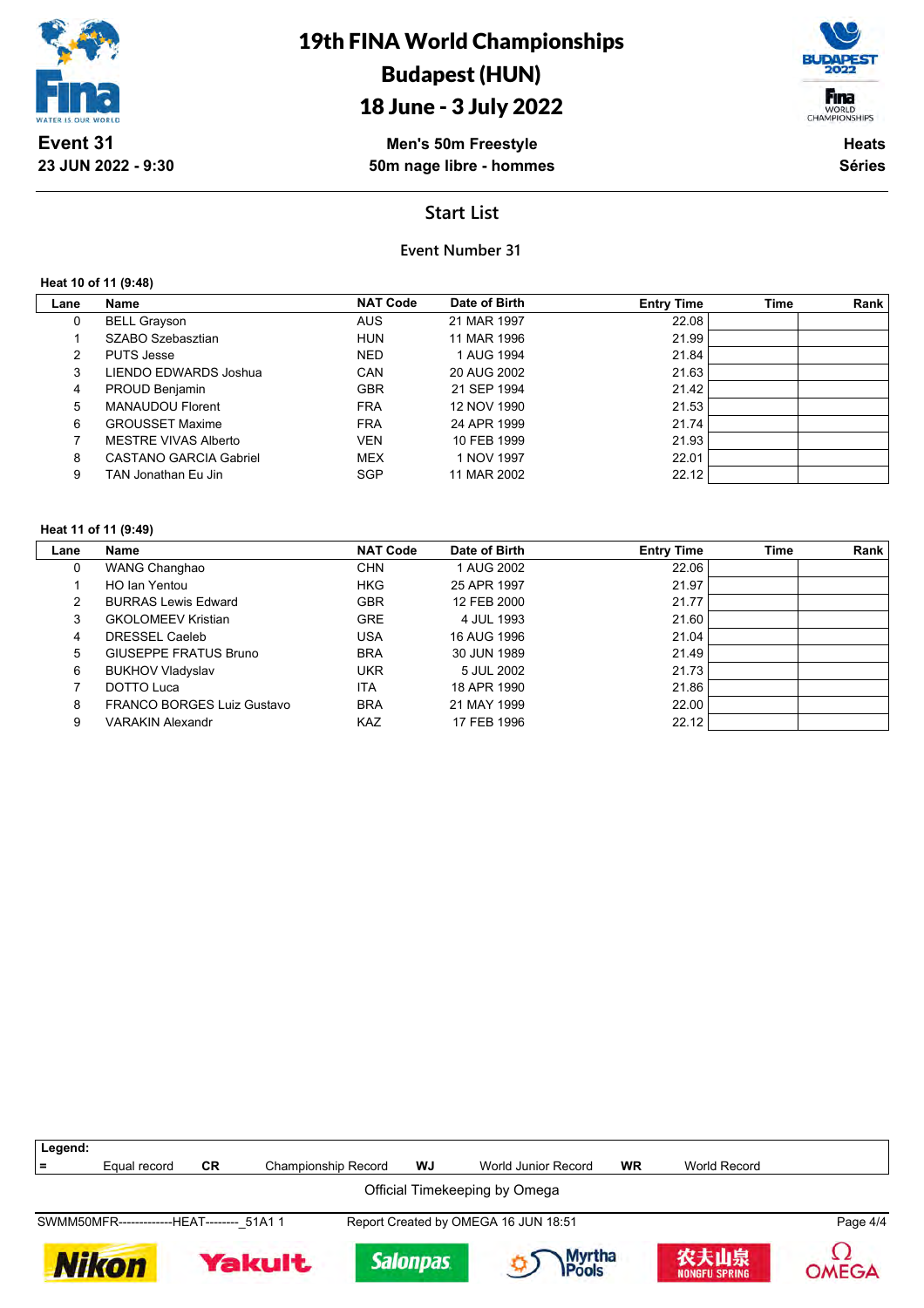# 19th FINA World Championships
## Budapest (HUN)
## 18 June - 3 July 2022

**Event 31**
**23 JUN 2022 - 9:30**

**Men's 50m Freestyle**
**50m nage libre - hommes**

**Heats**
**Séries**

## Start List

### Event Number 31

**Heat 10 of 11 (9:48)**

| Lane | Name | NAT Code | Date of Birth | Entry Time | Time | Rank |
|---|---|---|---|---|---|---|
| 0 | BELL Grayson | AUS | 21 MAR 1997 | 22.08 | | |
| 1 | SZABO Szebasztian | HUN | 11 MAR 1996 | 21.99 | | |
| 2 | PUTS Jesse | NED | 1 AUG 1994 | 21.84 | | |
| 3 | LIENDO EDWARDS Joshua | CAN | 20 AUG 2002 | 21.63 | | |
| 4 | PROUD Benjamin | GBR | 21 SEP 1994 | 21.42 | | |
| 5 | MANAUDOU Florent | FRA | 12 NOV 1990 | 21.53 | | |
| 6 | GROUSSET Maxime | FRA | 24 APR 1999 | 21.74 | | |
| 7 | MESTRE VIVAS Alberto | VEN | 10 FEB 1999 | 21.93 | | |
| 8 | CASTANO GARCIA Gabriel | MEX | 1 NOV 1997 | 22.01 | | |
| 9 | TAN Jonathan Eu Jin | SGP | 11 MAR 2002 | 22.12 | | |

**Heat 11 of 11 (9:49)**

| Lane | Name | NAT Code | Date of Birth | Entry Time | Time | Rank |
|---|---|---|---|---|---|---|
| 0 | WANG Changhao | CHN | 1 AUG 2002 | 22.06 | | |
| 1 | HO Ian Yentou | HKG | 25 APR 1997 | 21.97 | | |
| 2 | BURRAS Lewis Edward | GBR | 12 FEB 2000 | 21.77 | | |
| 3 | GKOLOMEEV Kristian | GRE | 4 JUL 1993 | 21.60 | | |
| 4 | DRESSEL Caeleb | USA | 16 AUG 1996 | 21.04 | | |
| 5 | GIUSEPPE FRATUS Bruno | BRA | 30 JUN 1989 | 21.49 | | |
| 6 | BUKHOV Vladyslav | UKR | 5 JUL 2002 | 21.73 | | |
| 7 | DOTTO Luca | ITA | 18 APR 1990 | 21.86 | | |
| 8 | FRANCO BORGES Luiz Gustavo | BRA | 21 MAY 1999 | 22.00 | | |
| 9 | VARAKIN Alexandr | KAZ | 17 FEB 1996 | 22.12 | | |

**Legend:**

| = | Equal record | CR | Championship Record | WJ | World Junior Record | WR | World Record |
|---|---|---|---|---|---|---|---|

Official Timekeeping by Omega

SWMM50MFR--------------HEAT--------_51A1 1 Report Created by OMEGA 16 JUN 18:51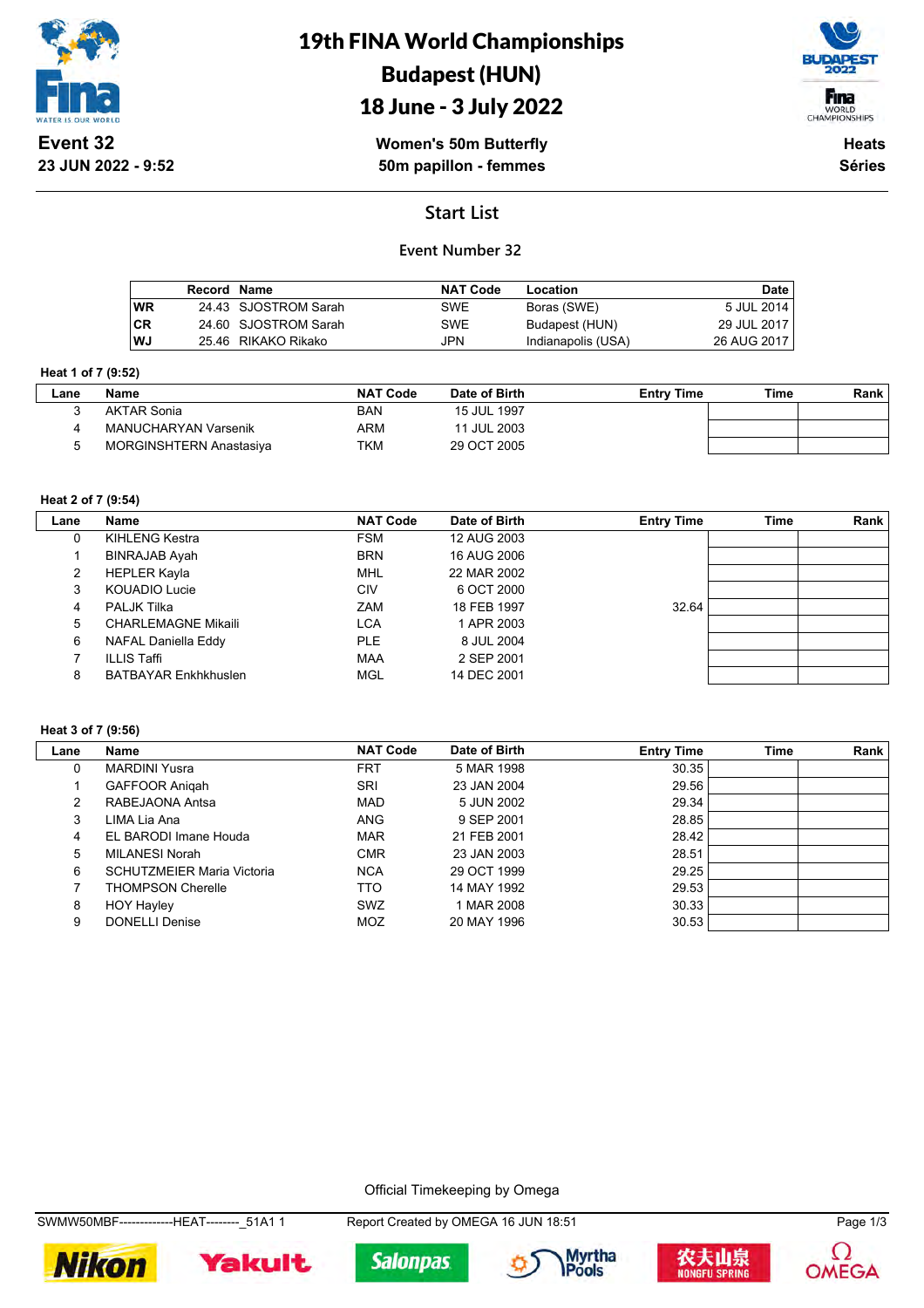# 19th FINA World Championships
## Budapest (HUN)
## 18 June - 3 July 2022

**Event 32**
**23 JUN 2022 - 9:52**

**Women's 50m Butterfly**
**50m papillon - femmes**

**Heats**
**Séries**

## Start List

### Event Number 32

| | Record | Name | NAT Code | Location | Date |
|---|---|---|---|---|---|
| WR | 24.43 | SJOSTROM Sarah | SWE | Boras (SWE) | 5 JUL 2014 |
| CR | 24.60 | SJOSTROM Sarah | SWE | Budapest (HUN) | 29 JUL 2017 |
| WJ | 25.46 | RIKAKO Rikako | JPN | Indianapolis (USA) | 26 AUG 2017 |

**Heat 1 of 7 (9:52)**

| Lane | Name | NAT Code | Date of Birth | Entry Time | Time | Rank |
|---|---|---|---|---|---|---|
| 3 | AKTAR Sonia | BAN | 15 JUL 1997 | | | |
| 4 | MANUCHARYAN Varsenik | ARM | 11 JUL 2003 | | | |
| 5 | MORGINSHTERN Anastasiya | TKM | 29 OCT 2005 | | | |

**Heat 2 of 7 (9:54)**

| Lane | Name | NAT Code | Date of Birth | Entry Time | Time | Rank |
|---|---|---|---|---|---|---|
| 0 | KIHLENG Kestra | FSM | 12 AUG 2003 | | | |
| 1 | BINRAJAB Ayah | BRN | 16 AUG 2006 | | | |
| 2 | HEPLER Kayla | MHL | 22 MAR 2002 | | | |
| 3 | KOUADIO Lucie | CIV | 6 OCT 2000 | | | |
| 4 | PALJK Tilka | ZAM | 18 FEB 1997 | 32.64 | | |
| 5 | CHARLEMAGNE Mikaili | LCA | 1 APR 2003 | | | |
| 6 | NAFAL Daniella Eddy | PLE | 8 JUL 2004 | | | |
| 7 | ILLIS Taffi | MAA | 2 SEP 2001 | | | |
| 8 | BATBAYAR Enkhkhuslen | MGL | 14 DEC 2001 | | | |

**Heat 3 of 7 (9:56)**

| Lane | Name | NAT Code | Date of Birth | Entry Time | Time | Rank |
|---|---|---|---|---|---|---|
| 0 | MARDINI Yusra | FRT | 5 MAR 1998 | 30.35 | | |
| 1 | GAFFOOR Aniqah | SRI | 23 JAN 2004 | 29.56 | | |
| 2 | RABEJAONA Antsa | MAD | 5 JUN 2002 | 29.34 | | |
| 3 | LIMA Lia Ana | ANG | 9 SEP 2001 | 28.85 | | |
| 4 | EL BARODI Imane Houda | MAR | 21 FEB 2001 | 28.42 | | |
| 5 | MILANESI Norah | CMR | 23 JAN 2003 | 28.51 | | |
| 6 | SCHUTZMEIER Maria Victoria | NCA | 29 OCT 1999 | 29.25 | | |
| 7 | THOMPSON Cherelle | TTO | 14 MAY 1992 | 29.53 | | |
| 8 | HOY Hayley | SWZ | 1 MAR 2008 | 30.33 | | |
| 9 | DONELLI Denise | MOZ | 20 MAY 1996 | 30.53 | | |

Official Timekeeping by Omega

SWMW50MBF-------------HEAT--------_51A1 1    Report Created by OMEGA 16 JUN 18:51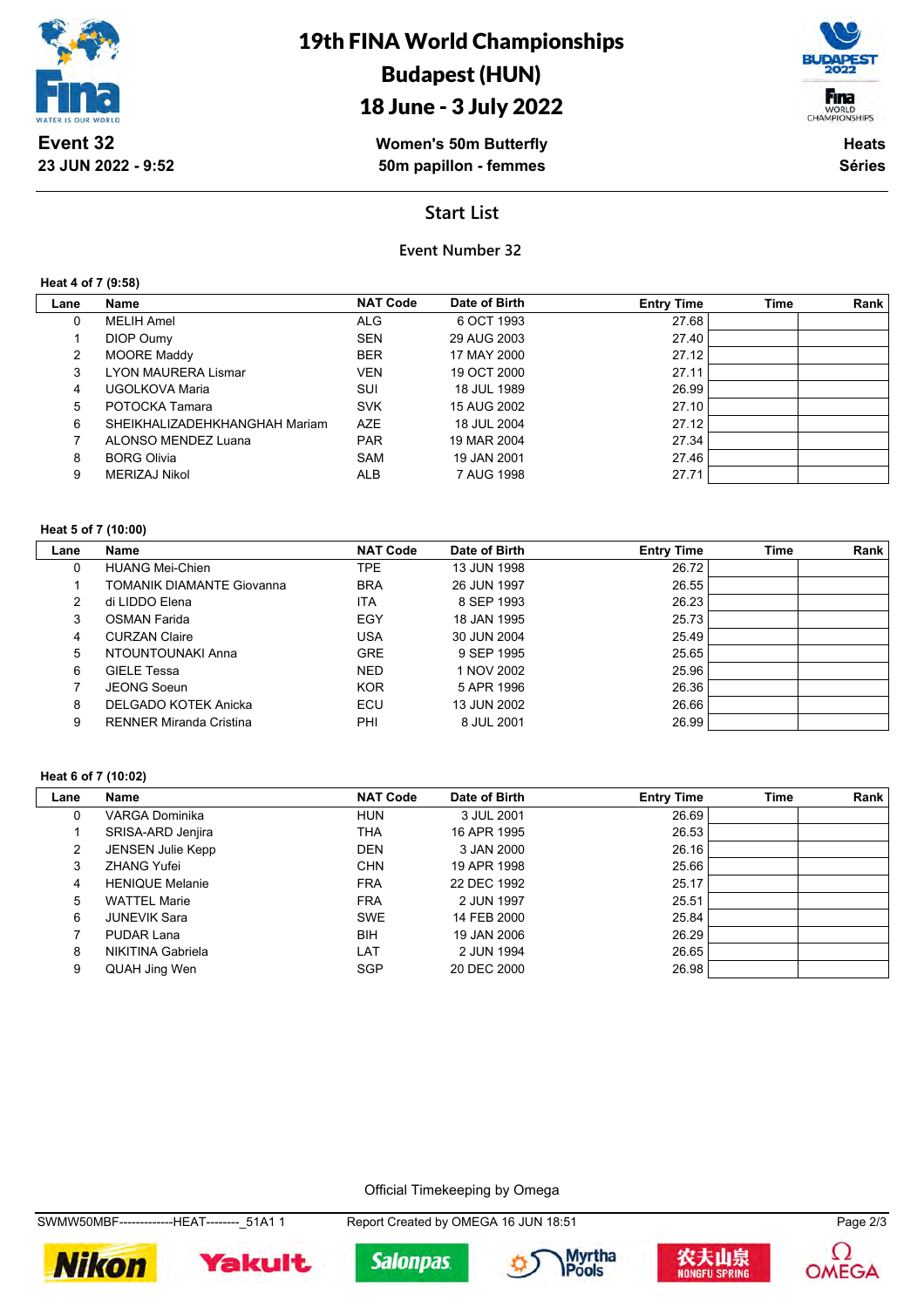# 19th FINA World Championships
## Budapest (HUN)
## 18 June - 3 July 2022

**Event 32**
**23 JUN 2022 - 9:52**

**Women's 50m Butterfly**
**50m papillon - femmes**

**Heats**
**Séries**

## Start List

### Event Number 32

**Heat 4 of 7 (9:58)**

| Lane | Name | NAT Code | Date of Birth | Entry Time | Time | Rank |
|---|---|---|---|---|---|---|
| 0 | MELIH Amel | ALG | 6 OCT 1993 | 27.68 | | |
| 1 | DIOP Oumy | SEN | 29 AUG 2003 | 27.40 | | |
| 2 | MOORE Maddy | BER | 17 MAY 2000 | 27.12 | | |
| 3 | LYON MAURERA Lismar | VEN | 19 OCT 2000 | 27.11 | | |
| 4 | UGOLKOVA Maria | SUI | 18 JUL 1989 | 26.99 | | |
| 5 | POTOCKA Tamara | SVK | 15 AUG 2002 | 27.10 | | |
| 6 | SHEIKHALIZADEHKHANGHAH Mariam | AZE | 18 JUL 2004 | 27.12 | | |
| 7 | ALONSO MENDEZ Luana | PAR | 19 MAR 2004 | 27.34 | | |
| 8 | BORG Olivia | SAM | 19 JAN 2001 | 27.46 | | |
| 9 | MERIZAJ Nikol | ALB | 7 AUG 1998 | 27.71 | | |

**Heat 5 of 7 (10:00)**

| Lane | Name | NAT Code | Date of Birth | Entry Time | Time | Rank |
|---|---|---|---|---|---|---|
| 0 | HUANG Mei-Chien | TPE | 13 JUN 1998 | 26.72 | | |
| 1 | TOMANIK DIAMANTE Giovanna | BRA | 26 JUN 1997 | 26.55 | | |
| 2 | di LIDDO Elena | ITA | 8 SEP 1993 | 26.23 | | |
| 3 | OSMAN Farida | EGY | 18 JAN 1995 | 25.73 | | |
| 4 | CURZAN Claire | USA | 30 JUN 2004 | 25.49 | | |
| 5 | NTOUNTOUNAKI Anna | GRE | 9 SEP 1995 | 25.65 | | |
| 6 | GIELE Tessa | NED | 1 NOV 2002 | 25.96 | | |
| 7 | JEONG Soeun | KOR | 5 APR 1996 | 26.36 | | |
| 8 | DELGADO KOTEK Anicka | ECU | 13 JUN 2002 | 26.66 | | |
| 9 | RENNER Miranda Cristina | PHI | 8 JUL 2001 | 26.99 | | |

**Heat 6 of 7 (10:02)**

| Lane | Name | NAT Code | Date of Birth | Entry Time | Time | Rank |
|---|---|---|---|---|---|---|
| 0 | VARGA Dominika | HUN | 3 JUL 2001 | 26.69 | | |
| 1 | SRISA-ARD Jenjira | THA | 16 APR 1995 | 26.53 | | |
| 2 | JENSEN Julie Kepp | DEN | 3 JAN 2000 | 26.16 | | |
| 3 | ZHANG Yufei | CHN | 19 APR 1998 | 25.66 | | |
| 4 | HENIQUE Melanie | FRA | 22 DEC 1992 | 25.17 | | |
| 5 | WATTEL Marie | FRA | 2 JUN 1997 | 25.51 | | |
| 6 | JUNEVIK Sara | SWE | 14 FEB 2000 | 25.84 | | |
| 7 | PUDAR Lana | BIH | 19 JAN 2006 | 26.29 | | |
| 8 | NIKITINA Gabriela | LAT | 2 JUN 1994 | 26.65 | | |
| 9 | QUAH Jing Wen | SGP | 20 DEC 2000 | 26.98 | | |

Official Timekeeping by Omega

SWMW50MBF--------------HEAT--------_51A1 1 Report Created by OMEGA 16 JUN 18:51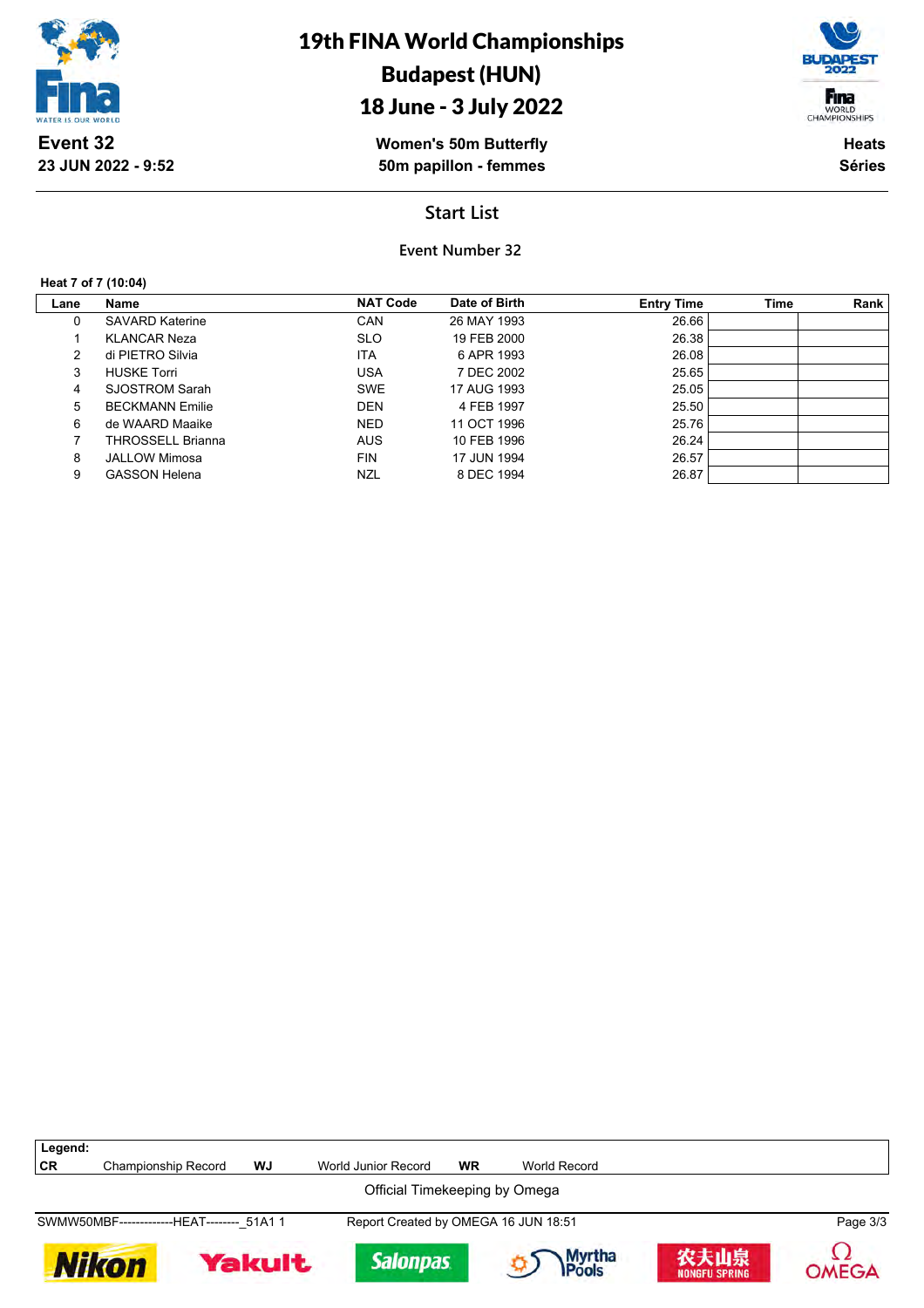# 19th FINA World Championships

## Budapest (HUN)

## 18 June - 3 July 2022

**Event 32**
**23 JUN 2022 - 9:52**

**Women's 50m Butterfly**
**50m papillon - femmes**

**Heats**
**Séries**

## Start List

### Event Number 32

**Heat 7 of 7 (10:04)**

| Lane | Name | NAT Code | Date of Birth | Entry Time | Time | Rank |
|---|---|---|---|---|---|---|
| 0 | SAVARD Katerine | CAN | 26 MAY 1993 | 26.66 | | |
| 1 | KLANCAR Neza | SLO | 19 FEB 2000 | 26.38 | | |
| 2 | di PIETRO Silvia | ITA | 6 APR 1993 | 26.08 | | |
| 3 | HUSKE Torri | USA | 7 DEC 2002 | 25.65 | | |
| 4 | SJOSTROM Sarah | SWE | 17 AUG 1993 | 25.05 | | |
| 5 | BECKMANN Emilie | DEN | 4 FEB 1997 | 25.50 | | |
| 6 | de WAARD Maaike | NED | 11 OCT 1996 | 25.76 | | |
| 7 | THROSSELL Brianna | AUS | 10 FEB 1996 | 26.24 | | |
| 8 | JALLOW Mimosa | FIN | 17 JUN 1994 | 26.57 | | |
| 9 | GASSON Helena | NZL | 8 DEC 1994 | 26.87 | | |

**Legend:**

| | | | | | |
|---|---|---|---|---|---|
| **CR** | Championship Record | **WJ** | World Junior Record | **WR** | World Record |

Official Timekeeping by Omega

SWMW50MBF--------------HEAT--------_51A1 1 Report Created by OMEGA 16 JUN 18:51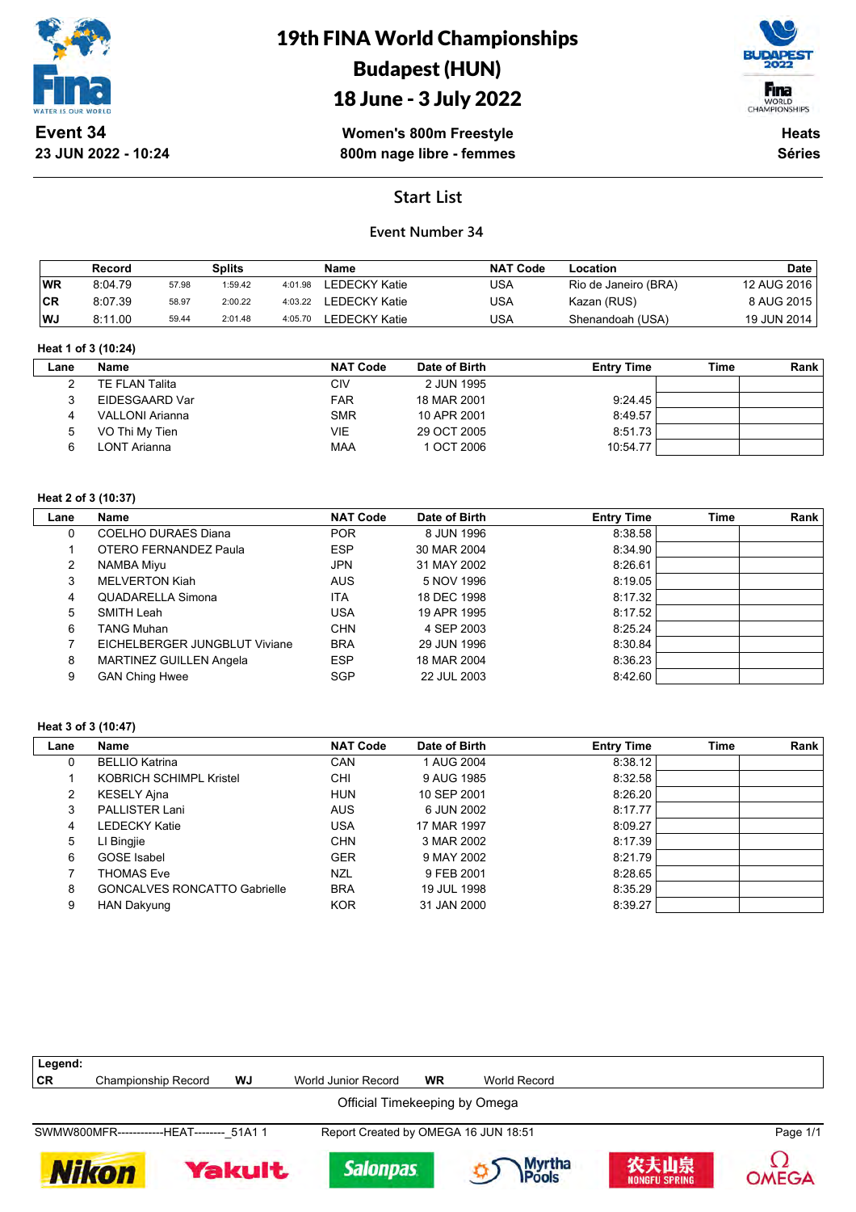# 19th FINA World Championships
## Budapest (HUN)
## 18 June - 3 July 2022

**Event 34**
**23 JUN 2022 - 10:24**

**Women's 800m Freestyle**
**800m nage libre - femmes**

**Heats**
**Séries**

## Start List

### Event Number 34

| | Record | | Splits | | Name | NAT Code | Location | Date |
|---|---|---|---|---|---|---|---|---|
| **WR** | 8:04.79 | 57.98 | 1:59.42 | 4:01.98 | LEDECKY Katie | USA | Rio de Janeiro (BRA) | 12 AUG 2016 |
| **CR** | 8:07.39 | 58.97 | 2:00.22 | 4:03.22 | LEDECKY Katie | USA | Kazan (RUS) | 8 AUG 2015 |
| **WJ** | 8:11.00 | 59.44 | 2:01.48 | 4:05.70 | LEDECKY Katie | USA | Shenandoah (USA) | 19 JUN 2014 |

**Heat 1 of 3 (10:24)**

| Lane | Name | NAT Code | Date of Birth | Entry Time | Time | Rank |
|---|---|---|---|---|---|---|
| 2 | TE FLAN Talita | CIV | 2 JUN 1995 | | | |
| 3 | EIDESGAARD Var | FAR | 18 MAR 2001 | 9:24.45 | | |
| 4 | VALLONI Arianna | SMR | 10 APR 2001 | 8:49.57 | | |
| 5 | VO Thi My Tien | VIE | 29 OCT 2005 | 8:51.73 | | |
| 6 | LONT Arianna | MAA | 1 OCT 2006 | 10:54.77 | | |

**Heat 2 of 3 (10:37)**

| Lane | Name | NAT Code | Date of Birth | Entry Time | Time | Rank |
|---|---|---|---|---|---|---|
| 0 | COELHO DURAES Diana | POR | 8 JUN 1996 | 8:38.58 | | |
| 1 | OTERO FERNANDEZ Paula | ESP | 30 MAR 2004 | 8:34.90 | | |
| 2 | NAMBA Miyu | JPN | 31 MAY 2002 | 8:26.61 | | |
| 3 | MELVERTON Kiah | AUS | 5 NOV 1996 | 8:19.05 | | |
| 4 | QUADARELLA Simona | ITA | 18 DEC 1998 | 8:17.32 | | |
| 5 | SMITH Leah | USA | 19 APR 1995 | 8:17.52 | | |
| 6 | TANG Muhan | CHN | 4 SEP 2003 | 8:25.24 | | |
| 7 | EICHELBERGER JUNGBLUT Viviane | BRA | 29 JUN 1996 | 8:30.84 | | |
| 8 | MARTINEZ GUILLEN Angela | ESP | 18 MAR 2004 | 8:36.23 | | |
| 9 | GAN Ching Hwee | SGP | 22 JUL 2003 | 8:42.60 | | |

**Heat 3 of 3 (10:47)**

| Lane | Name | NAT Code | Date of Birth | Entry Time | Time | Rank |
|---|---|---|---|---|---|---|
| 0 | BELLIO Katrina | CAN | 1 AUG 2004 | 8:38.12 | | |
| 1 | KOBRICH SCHIMPL Kristel | CHI | 9 AUG 1985 | 8:32.58 | | |
| 2 | KESELY Ajna | HUN | 10 SEP 2001 | 8:26.20 | | |
| 3 | PALLISTER Lani | AUS | 6 JUN 2002 | 8:17.77 | | |
| 4 | LEDECKY Katie | USA | 17 MAR 1997 | 8:09.27 | | |
| 5 | LI Bingjie | CHN | 3 MAR 2002 | 8:17.39 | | |
| 6 | GOSE Isabel | GER | 9 MAY 2002 | 8:21.79 | | |
| 7 | THOMAS Eve | NZL | 9 FEB 2001 | 8:28.65 | | |
| 8 | GONCALVES RONCATTO Gabrielle | BRA | 19 JUL 1998 | 8:35.29 | | |
| 9 | HAN Dakyung | KOR | 31 JAN 2000 | 8:39.27 | | |

**Legend:**
**CR** Championship Record **WJ** World Junior Record **WR** World Record

Official Timekeeping by Omega

SWMW800MFR------------HEAT--------_51A1 1 Report Created by OMEGA 16 JUN 18:51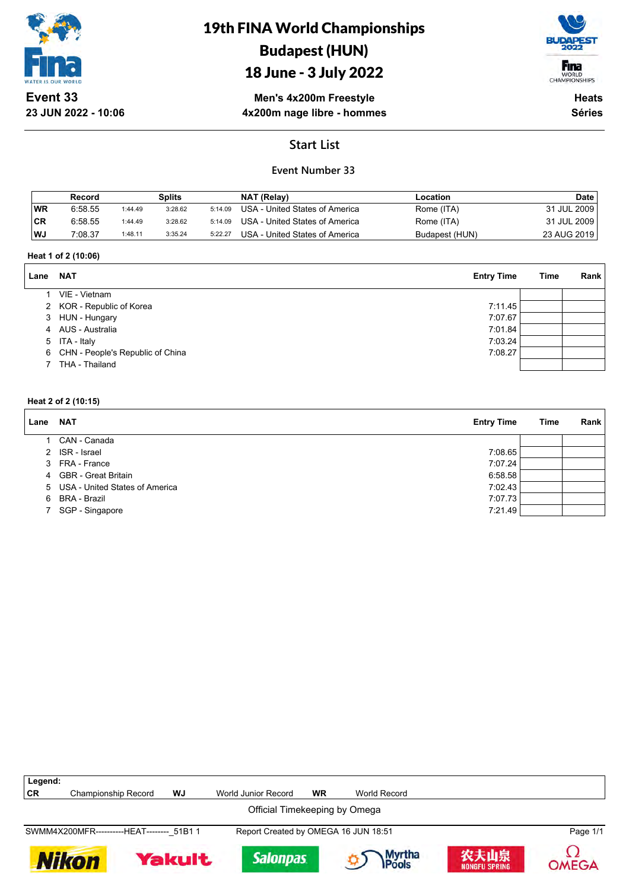# 19th FINA World Championships
# Budapest (HUN)
# 18 June - 3 July 2022

**Event 33**
**23 JUN 2022 - 10:06**

**Men's 4x200m Freestyle**
**4x200m nage libre - hommes**

**Heats**
**Séries**

## Start List

### Event Number 33

| | Record | Splits | | | NAT (Relay) | Location | Date |
|---|---|---|---|---|---|---|---|
| WR | 6:58.55 | 1:44.49 | 3:28.62 | 5:14.09 | USA - United States of America | Rome (ITA) | 31 JUL 2009 |
| CR | 6:58.55 | 1:44.49 | 3:28.62 | 5:14.09 | USA - United States of America | Rome (ITA) | 31 JUL 2009 |
| WJ | 7:08.37 | 1:48.11 | 3:35.24 | 5:22.27 | USA - United States of America | Budapest (HUN) | 23 AUG 2019 |

**Heat 1 of 2 (10:06)**

| Lane | NAT | Entry Time | Time | Rank |
|---|---|---|---|---|
| 1 | VIE - Vietnam | | | |
| 2 | KOR - Republic of Korea | 7:11.45 | | |
| 3 | HUN - Hungary | 7:07.67 | | |
| 4 | AUS - Australia | 7:01.84 | | |
| 5 | ITA - Italy | 7:03.24 | | |
| 6 | CHN - People's Republic of China | 7:08.27 | | |
| 7 | THA - Thailand | | | |

**Heat 2 of 2 (10:15)**

| Lane | NAT | Entry Time | Time | Rank |
|---|---|---|---|---|
| 1 | CAN - Canada | | | |
| 2 | ISR - Israel | 7:08.65 | | |
| 3 | FRA - France | 7:07.24 | | |
| 4 | GBR - Great Britain | 6:58.58 | | |
| 5 | USA - United States of America | 7:02.43 | | |
| 6 | BRA - Brazil | 7:07.73 | | |
| 7 | SGP - Singapore | 7:21.49 | | |

**Legend:**
**CR** Championship Record **WJ** World Junior Record **WR** World Record

Official Timekeeping by Omega

SWMM4X200MFR----------HEAT--------_51B1 1 Report Created by OMEGA 16 JUN 18:51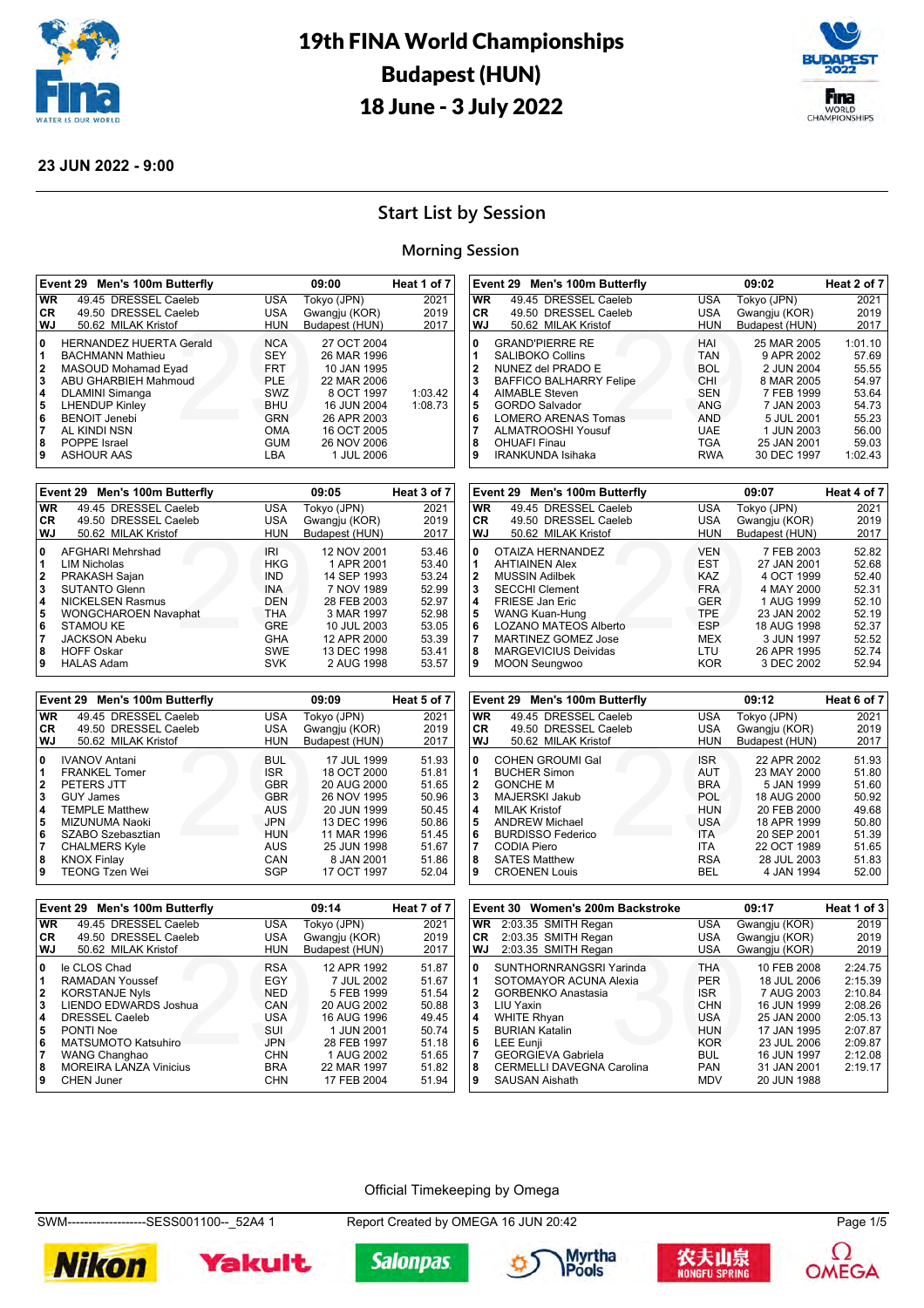# 19th FINA World Championships
# Budapest (HUN)
# 18 June - 3 July 2022

**23 JUN 2022 - 9:00**

## Start List by Session

### Morning Session

**Event 29 Men's 100m Butterfly — 09:00 — Heat 1 of 7**

| | | | | | |
|---|---|---|---|---|---|
| WR | 49.45 DRESSEL Caeleb | USA | Tokyo (JPN) | | 2021 |
| CR | 49.50 DRESSEL Caeleb | USA | Gwangju (KOR) | | 2019 |
| WJ | 50.62 MILAK Kristof | HUN | Budapest (HUN) | | 2017 |
| 0 | HERNANDEZ HUERTA Gerald | NCA | 27 OCT 2004 | | |
| 1 | BACHMANN Mathieu | SEY | 26 MAR 1996 | | |
| 2 | MASOUD Mohamad Eyad | FRT | 10 JAN 1995 | | |
| 3 | ABU GHARBIEH Mahmoud | PLE | 22 MAR 2006 | | |
| 4 | DLAMINI Simanga | SWZ | 8 OCT 1997 | 1:03.42 | |
| 5 | LHENDUP Kinley | BHU | 16 JUN 2004 | 1:08.73 | |
| 6 | BENOIT Jenebi | GRN | 26 APR 2003 | | |
| 7 | AL KINDI NSN | OMA | 16 OCT 2005 | | |
| 8 | POPPE Israel | GUM | 26 NOV 2006 | | |
| 9 | ASHOUR AAS | LBA | 1 JUL 2006 | | |

**Event 29 Men's 100m Butterfly — 09:02 — Heat 2 of 7**

| | | | | | |
|---|---|---|---|---|---|
| WR | 49.45 DRESSEL Caeleb | USA | Tokyo (JPN) | | 2021 |
| CR | 49.50 DRESSEL Caeleb | USA | Gwangju (KOR) | | 2019 |
| WJ | 50.62 MILAK Kristof | HUN | Budapest (HUN) | | 2017 |
| 0 | GRAND'PIERRE RE | HAI | 25 MAR 2005 | 1:01.10 | |
| 1 | SALIBOKO Collins | TAN | 9 APR 2002 | 57.69 | |
| 2 | NUNEZ del PRADO E | BOL | 2 JUN 2004 | 55.55 | |
| 3 | BAFFICO BALHARRY Felipe | CHI | 8 MAR 2005 | 54.97 | |
| 4 | AIMABLE Steven | SEN | 7 FEB 1999 | 53.64 | |
| 5 | GORDO Salvador | ANG | 7 JAN 2003 | 54.73 | |
| 6 | LOMERO ARENAS Tomas | AND | 5 JUL 2001 | 55.23 | |
| 7 | ALMATROOSHI Yousuf | UAE | 1 JUN 2003 | 56.00 | |
| 8 | OHUAFI Finau | TGA | 25 JAN 2001 | 59.03 | |
| 9 | IRANKUNDA Isihaka | RWA | 30 DEC 1997 | 1:02.43 | |

**Event 29 Men's 100m Butterfly — 09:05 — Heat 3 of 7**

| | | | | | |
|---|---|---|---|---|---|
| WR | 49.45 DRESSEL Caeleb | USA | Tokyo (JPN) | | 2021 |
| CR | 49.50 DRESSEL Caeleb | USA | Gwangju (KOR) | | 2019 |
| WJ | 50.62 MILAK Kristof | HUN | Budapest (HUN) | | 2017 |
| 0 | AFGHARI Mehrshad | IRI | 12 NOV 2001 | 53.46 | |
| 1 | LIM Nicholas | HKG | 1 APR 2001 | 53.40 | |
| 2 | PRAKASH Sajan | IND | 14 SEP 1993 | 53.24 | |
| 3 | SUTANTO Glenn | INA | 7 NOV 1989 | 52.99 | |
| 4 | NICKELSEN Rasmus | DEN | 28 FEB 2003 | 52.97 | |
| 5 | WONGCHAROEN Navaphat | THA | 3 MAR 1997 | 52.98 | |
| 6 | STAMOU KE | GRE | 10 JUL 2003 | 53.05 | |
| 7 | JACKSON Abeku | GHA | 12 APR 2000 | 53.39 | |
| 8 | HOFF Oskar | SWE | 13 DEC 1998 | 53.41 | |
| 9 | HALAS Adam | SVK | 2 AUG 1998 | 53.57 | |

**Event 29 Men's 100m Butterfly — 09:07 — Heat 4 of 7**

| | | | | | |
|---|---|---|---|---|---|
| WR | 49.45 DRESSEL Caeleb | USA | Tokyo (JPN) | | 2021 |
| CR | 49.50 DRESSEL Caeleb | USA | Gwangju (KOR) | | 2019 |
| WJ | 50.62 MILAK Kristof | HUN | Budapest (HUN) | | 2017 |
| 0 | OTAIZA HERNANDEZ | VEN | 7 FEB 2003 | 52.82 | |
| 1 | AHTIAINEN Alex | EST | 27 JAN 2001 | 52.68 | |
| 2 | MUSSIN Adilbek | KAZ | 4 OCT 1999 | 52.40 | |
| 3 | SECCHI Clement | FRA | 4 MAY 2000 | 52.31 | |
| 4 | FRIESE Jan Eric | GER | 1 AUG 1999 | 52.10 | |
| 5 | WANG Kuan-Hung | TPE | 23 JAN 2002 | 52.19 | |
| 6 | LOZANO MATEOS Alberto | ESP | 18 AUG 1998 | 52.37 | |
| 7 | MARTINEZ GOMEZ Jose | MEX | 3 JUN 1997 | 52.52 | |
| 8 | MARGEVICIUS Deividas | LTU | 26 APR 1995 | 52.74 | |
| 9 | MOON Seungwoo | KOR | 3 DEC 2002 | 52.94 | |

**Event 29 Men's 100m Butterfly — 09:09 — Heat 5 of 7**

| | | | | | |
|---|---|---|---|---|---|
| WR | 49.45 DRESSEL Caeleb | USA | Tokyo (JPN) | | 2021 |
| CR | 49.50 DRESSEL Caeleb | USA | Gwangju (KOR) | | 2019 |
| WJ | 50.62 MILAK Kristof | HUN | Budapest (HUN) | | 2017 |
| 0 | IVANOV Antani | BUL | 17 JUL 1999 | 51.93 | |
| 1 | FRANKEL Tomer | ISR | 18 OCT 2000 | 51.81 | |
| 2 | PETERS JTT | GBR | 20 AUG 2000 | 51.65 | |
| 3 | GUY James | GBR | 26 NOV 1995 | 50.96 | |
| 4 | TEMPLE Matthew | AUS | 20 JUN 1999 | 50.45 | |
| 5 | MIZUNUMA Naoki | JPN | 13 DEC 1996 | 50.86 | |
| 6 | SZABO Szebasztian | HUN | 11 MAR 1996 | 51.45 | |
| 7 | CHALMERS Kyle | AUS | 25 JUN 1998 | 51.67 | |
| 8 | KNOX Finlay | CAN | 8 JAN 2001 | 51.86 | |
| 9 | TEONG Tzen Wei | SGP | 17 OCT 1997 | 52.04 | |

**Event 29 Men's 100m Butterfly — 09:12 — Heat 6 of 7**

| | | | | | |
|---|---|---|---|---|---|
| WR | 49.45 DRESSEL Caeleb | USA | Tokyo (JPN) | | 2021 |
| CR | 49.50 DRESSEL Caeleb | USA | Gwangju (KOR) | | 2019 |
| WJ | 50.62 MILAK Kristof | HUN | Budapest (HUN) | | 2017 |
| 0 | COHEN GROUMI Gal | ISR | 22 APR 2002 | 51.93 | |
| 1 | BUCHER Simon | AUT | 23 MAY 2000 | 51.80 | |
| 2 | GONCHE M | BRA | 5 JAN 1999 | 51.60 | |
| 3 | MAJERSKI Jakub | POL | 18 AUG 2000 | 50.92 | |
| 4 | MILAK Kristof | HUN | 20 FEB 2000 | 49.68 | |
| 5 | ANDREW Michael | USA | 18 APR 1999 | 50.80 | |
| 6 | BURDISSO Federico | ITA | 20 SEP 2001 | 51.39 | |
| 7 | CODIA Piero | ITA | 22 OCT 1989 | 51.65 | |
| 8 | SATES Matthew | RSA | 28 JUL 2003 | 51.83 | |
| 9 | CROENEN Louis | BEL | 4 JAN 1994 | 52.00 | |

**Event 29 Men's 100m Butterfly — 09:14 — Heat 7 of 7**

| | | | | | |
|---|---|---|---|---|---|
| WR | 49.45 DRESSEL Caeleb | USA | Tokyo (JPN) | | 2021 |
| CR | 49.50 DRESSEL Caeleb | USA | Gwangju (KOR) | | 2019 |
| WJ | 50.62 MILAK Kristof | HUN | Budapest (HUN) | | 2017 |
| 0 | le CLOS Chad | RSA | 12 APR 1992 | 51.87 | |
| 1 | RAMADAN Youssef | EGY | 7 JUL 2002 | 51.67 | |
| 2 | KORSTANJE Nyls | NED | 5 FEB 1999 | 51.54 | |
| 3 | LIENDO EDWARDS Joshua | CAN | 20 AUG 2002 | 50.88 | |
| 4 | DRESSEL Caeleb | USA | 16 AUG 1996 | 49.45 | |
| 5 | PONTI Noe | SUI | 1 JUN 2001 | 50.74 | |
| 6 | MATSUMOTO Katsuhiro | JPN | 28 FEB 1997 | 51.18 | |
| 7 | WANG Changhao | CHN | 1 AUG 2002 | 51.65 | |
| 8 | MOREIRA LANZA Vinicius | BRA | 22 MAR 1997 | 51.82 | |
| 9 | CHEN Juner | CHN | 17 FEB 2004 | 51.94 | |

**Event 30 Women's 200m Backstroke — 09:17 — Heat 1 of 3**

| | | | | | |
|---|---|---|---|---|---|
| WR | 2:03.35 SMITH Regan | USA | Gwangju (KOR) | | 2019 |
| CR | 2:03.35 SMITH Regan | USA | Gwangju (KOR) | | 2019 |
| WJ | 2:03.35 SMITH Regan | USA | Gwangju (KOR) | | 2019 |
| 0 | SUNTHORNRANGSRI Yarinda | THA | 10 FEB 2008 | 2:24.75 | |
| 1 | SOTOMAYOR ACUNA Alexia | PER | 18 JUL 2006 | 2:15.39 | |
| 2 | GORBENKO Anastasia | ISR | 7 AUG 2003 | 2:10.84 | |
| 3 | LIU Yaxin | CHN | 16 JUN 1999 | 2:08.26 | |
| 4 | WHITE Rhyan | USA | 25 JAN 2000 | 2:05.13 | |
| 5 | BURIAN Katalin | HUN | 17 JAN 1995 | 2:07.87 | |
| 6 | LEE Eunji | KOR | 23 JUL 2006 | 2:09.87 | |
| 7 | GEORGIEVA Gabriela | BUL | 16 JUN 1997 | 2:12.08 | |
| 8 | CERMELLI DAVEGNA Carolina | PAN | 31 JAN 2001 | 2:19.17 | |
| 9 | SAUSAN Aishath | MDV | 20 JUN 1988 | | |

Official Timekeeping by Omega

SWM-------------------SESS001100--_52A4 1 — Report Created by OMEGA 16 JUN 20:42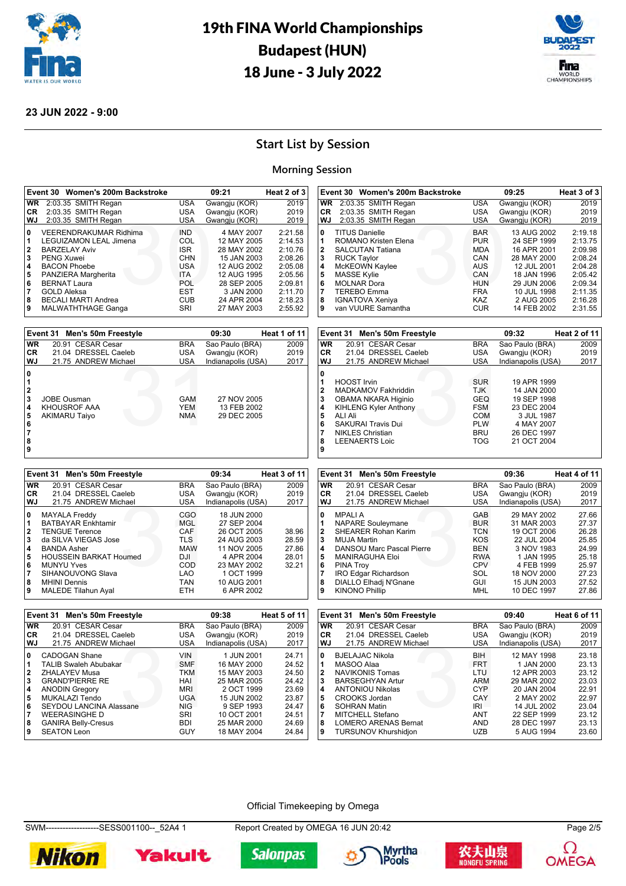# 19th FINA World Championships
# Budapest (HUN)
# 18 June - 3 July 2022

**23 JUN 2022 - 9:00**

## Start List by Session

### Morning Session

**Event 30 Women's 200m Backstroke — 09:21 — Heat 2 of 3**

| | | | | | |
|---|---|---|---|---|---|
| WR | 2:03.35 SMITH Regan | USA | Gwangju (KOR) | 2019 | |
| CR | 2:03.35 SMITH Regan | USA | Gwangju (KOR) | 2019 | |
| WJ | 2:03.35 SMITH Regan | USA | Gwangju (KOR) | 2019 | |
| 0 | VEERENDRAKUMAR Ridhima | IND | 4 MAY 2007 | 2:21.58 | |
| 1 | LEGUIZAMON LEAL Jimena | COL | 12 MAY 2005 | 2:14.53 | |
| 2 | BARZELAY Aviv | ISR | 28 MAY 2002 | 2:10.76 | |
| 3 | PENG Xuwei | CHN | 15 JAN 2003 | 2:08.26 | |
| 4 | BACON Phoebe | USA | 12 AUG 2002 | 2:05.08 | |
| 5 | PANZIERA Margherita | ITA | 12 AUG 1995 | 2:05.56 | |
| 6 | BERNAT Laura | POL | 28 SEP 2005 | 2:09.81 | |
| 7 | GOLD Aleksa | EST | 3 JAN 2000 | 2:11.70 | |
| 8 | BECALI MARTI Andrea | CUB | 24 APR 2004 | 2:18.23 | |
| 9 | MALWATHTHAGE Ganga | SRI | 27 MAY 2003 | 2:55.92 | |

**Event 30 Women's 200m Backstroke — 09:25 — Heat 3 of 3**

| | | | | | |
|---|---|---|---|---|---|
| WR | 2:03.35 SMITH Regan | USA | Gwangju (KOR) | 2019 | |
| CR | 2:03.35 SMITH Regan | USA | Gwangju (KOR) | 2019 | |
| WJ | 2:03.35 SMITH Regan | USA | Gwangju (KOR) | 2019 | |
| 0 | TITUS Danielle | BAR | 13 AUG 2002 | 2:19.18 | |
| 1 | ROMANO Kristen Elena | PUR | 24 SEP 1999 | 2:13.75 | |
| 2 | SALCUTAN Tatiana | MDA | 16 APR 2001 | 2:09.98 | |
| 3 | RUCK Taylor | CAN | 28 MAY 2000 | 2:08.24 | |
| 4 | McKEOWN Kaylee | AUS | 12 JUL 2001 | 2:04.28 | |
| 5 | MASSE Kylie | CAN | 18 JAN 1996 | 2:05.42 | |
| 6 | MOLNAR Dora | HUN | 29 JUN 2006 | 2:09.34 | |
| 7 | TEREBO Emma | FRA | 10 JUL 1998 | 2:11.35 | |
| 8 | IGNATOVA Xeniya | KAZ | 2 AUG 2005 | 2:16.28 | |
| 9 | van VUURE Samantha | CUR | 14 FEB 2002 | 2:31.55 | |

**Event 31 Men's 50m Freestyle — 09:30 — Heat 1 of 11**

| | | | | | |
|---|---|---|---|---|---|
| WR | 20.91 CESAR Cesar | BRA | Sao Paulo (BRA) | 2009 | |
| CR | 21.04 DRESSEL Caeleb | USA | Gwangju (KOR) | 2019 | |
| WJ | 21.75 ANDREW Michael | USA | Indianapolis (USA) | 2017 | |
| 0 | | | | | |
| 1 | | | | | |
| 2 | | | | | |
| 3 | JOBE Ousman | GAM | 27 NOV 2005 | | |
| 4 | KHOUSROF AAA | YEM | 13 FEB 2002 | | |
| 5 | AKIMARU Taiyo | NMA | 29 DEC 2005 | | |
| 6 | | | | | |
| 7 | | | | | |
| 8 | | | | | |
| 9 | | | | | |

**Event 31 Men's 50m Freestyle — 09:32 — Heat 2 of 11**

| | | | | | |
|---|---|---|---|---|---|
| WR | 20.91 CESAR Cesar | BRA | Sao Paulo (BRA) | 2009 | |
| CR | 21.04 DRESSEL Caeleb | USA | Gwangju (KOR) | 2019 | |
| WJ | 21.75 ANDREW Michael | USA | Indianapolis (USA) | 2017 | |
| 0 | | | | | |
| 1 | HOOST Irvin | SUR | 19 APR 1999 | | |
| 2 | MADKAMOV Fakhriddin | TJK | 14 JAN 2000 | | |
| 3 | OBAMA NKARA Higinio | GEQ | 19 SEP 1998 | | |
| 4 | KIHLENG Kyler Anthony | FSM | 23 DEC 2004 | | |
| 5 | ALI Ali | COM | 3 JUL 1987 | | |
| 6 | SAKURAI Travis Dui | PLW | 4 MAY 2007 | | |
| 7 | NIKLES Christian | BRU | 26 DEC 1997 | | |
| 8 | LEENAERTS Loic | TOG | 21 OCT 2004 | | |
| 9 | | | | | |

**Event 31 Men's 50m Freestyle — 09:34 — Heat 3 of 11**

| | | | | | |
|---|---|---|---|---|---|
| WR | 20.91 CESAR Cesar | BRA | Sao Paulo (BRA) | 2009 | |
| CR | 21.04 DRESSEL Caeleb | USA | Gwangju (KOR) | 2019 | |
| WJ | 21.75 ANDREW Michael | USA | Indianapolis (USA) | 2017 | |
| 0 | MAYALA Freddy | CGO | 18 JUN 2000 | | |
| 1 | BATBAYAR Enkhtamir | MGL | 27 SEP 2004 | | |
| 2 | TENGUE Terence | CAF | 26 OCT 2005 | 38.96 | |
| 3 | da SILVA VIEGAS Jose | TLS | 24 AUG 2003 | 28.59 | |
| 4 | BANDA Asher | MAW | 11 NOV 2005 | 27.86 | |
| 5 | HOUSSEIN BARKAT Houmed | DJI | 4 APR 2004 | 28.01 | |
| 6 | MUNYU Yves | COD | 23 MAY 2002 | 32.21 | |
| 7 | SIHANOUVONG Slava | LAO | 1 OCT 1999 | | |
| 8 | MHINI Dennis | TAN | 10 AUG 2001 | | |
| 9 | MALEDE Tilahun Ayal | ETH | 6 APR 2002 | | |

**Event 31 Men's 50m Freestyle — 09:36 — Heat 4 of 11**

| | | | | | |
|---|---|---|---|---|---|
| WR | 20.91 CESAR Cesar | BRA | Sao Paulo (BRA) | 2009 | |
| CR | 21.04 DRESSEL Caeleb | USA | Gwangju (KOR) | 2019 | |
| WJ | 21.75 ANDREW Michael | USA | Indianapolis (USA) | 2017 | |
| 0 | MPALI A | GAB | 29 MAY 2002 | 27.66 | |
| 1 | NAPARE Souleymane | BUR | 31 MAR 2003 | 27.37 | |
| 2 | SHEARER Rohan Karim | TCN | 19 OCT 2006 | 26.28 | |
| 3 | MUJA Martin | KOS | 22 JUL 2004 | 25.85 | |
| 4 | DANSOU Marc Pascal Pierre | BEN | 3 NOV 1983 | 24.99 | |
| 5 | MANIRAGUHA Eloi | RWA | 1 JAN 1995 | 25.18 | |
| 6 | PINA Troy | CPV | 4 FEB 1999 | 25.97 | |
| 7 | IRO Edgar Richardson | SOL | 18 NOV 2000 | 27.23 | |
| 8 | DIALLO Elhadj N'Gnane | GUI | 15 JUN 2003 | 27.52 | |
| 9 | KINONO Phillip | MHL | 10 DEC 1997 | 27.86 | |

**Event 31 Men's 50m Freestyle — 09:38 — Heat 5 of 11**

| | | | | | |
|---|---|---|---|---|---|
| WR | 20.91 CESAR Cesar | BRA | Sao Paulo (BRA) | 2009 | |
| CR | 21.04 DRESSEL Caeleb | USA | Gwangju (KOR) | 2019 | |
| WJ | 21.75 ANDREW Michael | USA | Indianapolis (USA) | 2017 | |
| 0 | CADOGAN Shane | VIN | 1 JUN 2001 | 24.71 | |
| 1 | TALIB Swaleh Abubakar | SMF | 16 MAY 2000 | 24.52 | |
| 2 | ZHALAYEV Musa | TKM | 15 MAY 2003 | 24.50 | |
| 3 | GRAND'PIERRE RE | HAI | 25 MAR 2005 | 24.42 | |
| 4 | ANODIN Gregory | MRI | 2 OCT 1999 | 23.69 | |
| 5 | MUKALAZI Tendo | UGA | 15 JUN 2002 | 23.87 | |
| 6 | SEYDOU LANCINA Alassane | NIG | 9 SEP 1993 | 24.47 | |
| 7 | WEERASINGHE D | SRI | 10 OCT 2001 | 24.51 | |
| 8 | GANIRA Belly-Cresus | BDI | 25 MAR 2000 | 24.69 | |
| 9 | SEATON Leon | GUY | 18 MAY 2004 | 24.84 | |

**Event 31 Men's 50m Freestyle — 09:40 — Heat 6 of 11**

| | | | | | |
|---|---|---|---|---|---|
| WR | 20.91 CESAR Cesar | BRA | Sao Paulo (BRA) | 2009 | |
| CR | 21.04 DRESSEL Caeleb | USA | Gwangju (KOR) | 2019 | |
| WJ | 21.75 ANDREW Michael | USA | Indianapolis (USA) | 2017 | |
| 0 | BJELAJAC Nikola | BIH | 12 MAY 1998 | 23.18 | |
| 1 | MASOO Alaa | FRT | 1 JAN 2000 | 23.13 | |
| 2 | NAVIKONIS Tomas | LTU | 12 APR 2003 | 23.12 | |
| 3 | BARSEGHYAN Artur | ARM | 29 MAR 2002 | 23.03 | |
| 4 | ANTONIOU Nikolas | CYP | 20 JAN 2004 | 22.91 | |
| 5 | CROOKS Jordan | CAY | 2 MAY 2002 | 22.97 | |
| 6 | SOHRAN Matin | IRI | 14 JUL 2002 | 23.04 | |
| 7 | MITCHELL Stefano | ANT | 22 SEP 1999 | 23.12 | |
| 8 | LOMERO ARENAS Bernat | AND | 28 DEC 1997 | 23.13 | |
| 9 | TURSUNOV Khurshidjon | UZB | 5 AUG 1994 | 23.60 | |

Official Timekeeping by Omega

SWM-------------------SESS001100--_52A4 1 — Report Created by OMEGA 16 JUN 20:42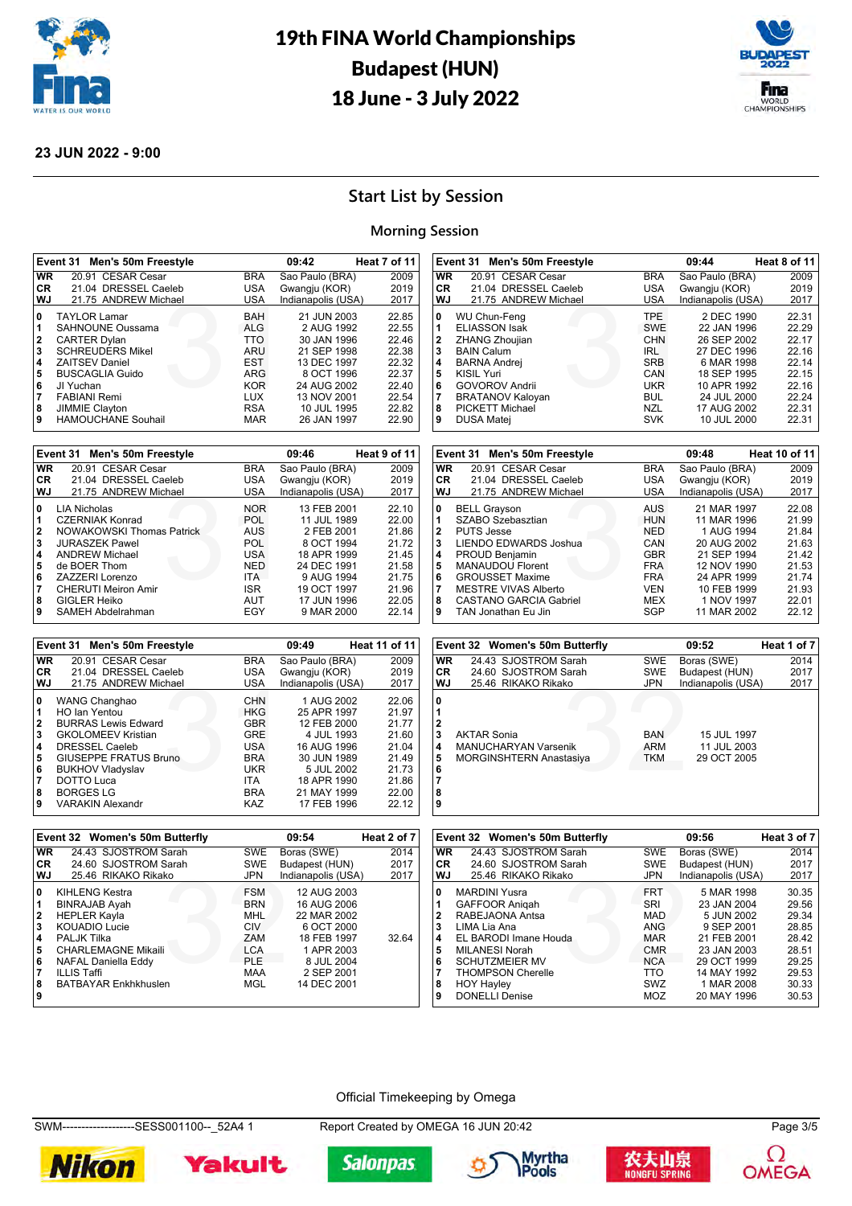# 19th FINA World Championships
# Budapest (HUN)
# 18 June - 3 July 2022

**23 JUN 2022 - 9:00**

## Start List by Session

### Morning Session

**Event 31 Men's 50m Freestyle — 09:42 — Heat 7 of 11**

| | | | | | |
|---|---|---|---|---|---|
| WR | 20.91 CESAR Cesar | BRA | Sao Paulo (BRA) | | 2009 |
| CR | 21.04 DRESSEL Caeleb | USA | Gwangju (KOR) | | 2019 |
| WJ | 21.75 ANDREW Michael | USA | Indianapolis (USA) | | 2017 |
| 0 | TAYLOR Lamar | BAH | 21 JUN 2003 | 22.85 | |
| 1 | SAHNOUNE Oussama | ALG | 2 AUG 1992 | 22.55 | |
| 2 | CARTER Dylan | TTO | 30 JAN 1996 | 22.46 | |
| 3 | SCHREUDERS Mikel | ARU | 21 SEP 1998 | 22.38 | |
| 4 | ZAITSEV Daniel | EST | 13 DEC 1997 | 22.32 | |
| 5 | BUSCAGLIA Guido | ARG | 8 OCT 1996 | 22.37 | |
| 6 | JI Yuchan | KOR | 24 AUG 2002 | 22.40 | |
| 7 | FABIANI Remi | LUX | 13 NOV 2001 | 22.54 | |
| 8 | JIMMIE Clayton | RSA | 10 JUL 1995 | 22.82 | |
| 9 | HAMOUCHANE Souhail | MAR | 26 JAN 1997 | 22.90 | |

**Event 31 Men's 50m Freestyle — 09:44 — Heat 8 of 11**

| | | | | | |
|---|---|---|---|---|---|
| WR | 20.91 CESAR Cesar | BRA | Sao Paulo (BRA) | | 2009 |
| CR | 21.04 DRESSEL Caeleb | USA | Gwangju (KOR) | | 2019 |
| WJ | 21.75 ANDREW Michael | USA | Indianapolis (USA) | | 2017 |
| 0 | WU Chun-Feng | TPE | 2 DEC 1990 | 22.31 | |
| 1 | ELIASSON Isak | SWE | 22 JAN 1996 | 22.29 | |
| 2 | ZHANG Zhoujian | CHN | 26 SEP 2002 | 22.17 | |
| 3 | BAIN Calum | IRL | 27 DEC 1996 | 22.16 | |
| 4 | BARNA Andrej | SRB | 6 MAR 1998 | 22.14 | |
| 5 | KISIL Yuri | CAN | 18 SEP 1995 | 22.15 | |
| 6 | GOVOROV Andrii | UKR | 10 APR 1992 | 22.16 | |
| 7 | BRATANOV Kaloyan | BUL | 24 JUL 2000 | 22.24 | |
| 8 | PICKETT Michael | NZL | 17 AUG 2002 | 22.31 | |
| 9 | DUSA Matej | SVK | 10 JUL 2000 | 22.31 | |

**Event 31 Men's 50m Freestyle — 09:46 — Heat 9 of 11**

| | | | | | |
|---|---|---|---|---|---|
| WR | 20.91 CESAR Cesar | BRA | Sao Paulo (BRA) | | 2009 |
| CR | 21.04 DRESSEL Caeleb | USA | Gwangju (KOR) | | 2019 |
| WJ | 21.75 ANDREW Michael | USA | Indianapolis (USA) | | 2017 |
| 0 | LIA Nicholas | NOR | 13 FEB 2001 | 22.10 | |
| 1 | CZERNIAK Konrad | POL | 11 JUL 1989 | 22.00 | |
| 2 | NOWAKOWSKI Thomas Patrick | AUS | 2 FEB 2001 | 21.86 | |
| 3 | JURASZEK Pawel | POL | 8 OCT 1994 | 21.72 | |
| 4 | ANDREW Michael | USA | 18 APR 1999 | 21.45 | |
| 5 | de BOER Thom | NED | 24 DEC 1991 | 21.58 | |
| 6 | ZAZZERI Lorenzo | ITA | 9 AUG 1994 | 21.75 | |
| 7 | CHERUTI Meiron Amir | ISR | 19 OCT 1997 | 21.96 | |
| 8 | GIGLER Heiko | AUT | 17 JUN 1996 | 22.05 | |
| 9 | SAMEH Abdelrahman | EGY | 9 MAR 2000 | 22.14 | |

**Event 31 Men's 50m Freestyle — 09:48 — Heat 10 of 11**

| | | | | | |
|---|---|---|---|---|---|
| WR | 20.91 CESAR Cesar | BRA | Sao Paulo (BRA) | | 2009 |
| CR | 21.04 DRESSEL Caeleb | USA | Gwangju (KOR) | | 2019 |
| WJ | 21.75 ANDREW Michael | USA | Indianapolis (USA) | | 2017 |
| 0 | BELL Grayson | AUS | 21 MAR 1997 | 22.08 | |
| 1 | SZABO Szebasztian | HUN | 11 MAR 1996 | 21.99 | |
| 2 | PUTS Jesse | NED | 1 AUG 1994 | 21.84 | |
| 3 | LIENDO EDWARDS Joshua | CAN | 20 AUG 2002 | 21.63 | |
| 4 | PROUD Benjamin | GBR | 21 SEP 1994 | 21.42 | |
| 5 | MANAUDOU Florent | FRA | 12 NOV 1990 | 21.53 | |
| 6 | GROUSSET Maxime | FRA | 24 APR 1999 | 21.74 | |
| 7 | MESTRE VIVAS Alberto | VEN | 10 FEB 1999 | 21.93 | |
| 8 | CASTANO GARCIA Gabriel | MEX | 1 NOV 1997 | 22.01 | |
| 9 | TAN Jonathan Eu Jin | SGP | 11 MAR 2002 | 22.12 | |

**Event 31 Men's 50m Freestyle — 09:49 — Heat 11 of 11**

| | | | | | |
|---|---|---|---|---|---|
| WR | 20.91 CESAR Cesar | BRA | Sao Paulo (BRA) | | 2009 |
| CR | 21.04 DRESSEL Caeleb | USA | Gwangju (KOR) | | 2019 |
| WJ | 21.75 ANDREW Michael | USA | Indianapolis (USA) | | 2017 |
| 0 | WANG Changhao | CHN | 1 AUG 2002 | 22.06 | |
| 1 | HO Ian Yentou | HKG | 25 APR 1997 | 21.97 | |
| 2 | BURRAS Lewis Edward | GBR | 12 FEB 2000 | 21.77 | |
| 3 | GKOLOMEEV Kristian | GRE | 4 JUL 1993 | 21.60 | |
| 4 | DRESSEL Caeleb | USA | 16 AUG 1996 | 21.04 | |
| 5 | GIUSEPPE FRATUS Bruno | BRA | 30 JUN 1989 | 21.49 | |
| 6 | BUKHOV Vladyslav | UKR | 5 JUL 2002 | 21.73 | |
| 7 | DOTTO Luca | ITA | 18 APR 1990 | 21.86 | |
| 8 | BORGES LG | BRA | 21 MAY 1999 | 22.00 | |
| 9 | VARAKIN Alexandr | KAZ | 17 FEB 1996 | 22.12 | |

**Event 32 Women's 50m Butterfly — 09:52 — Heat 1 of 7**

| | | | | | |
|---|---|---|---|---|---|
| WR | 24.43 SJOSTROM Sarah | SWE | Boras (SWE) | | 2014 |
| CR | 24.60 SJOSTROM Sarah | SWE | Budapest (HUN) | | 2017 |
| WJ | 25.46 RIKAKO Rikako | JPN | Indianapolis (USA) | | 2017 |
| 0 | | | | | |
| 1 | | | | | |
| 2 | | | | | |
| 3 | AKTAR Sonia | BAN | 15 JUL 1997 | | |
| 4 | MANUCHARYAN Varsenik | ARM | 11 JUL 2003 | | |
| 5 | MORGINSHTERN Anastasiya | TKM | 29 OCT 2005 | | |
| 6 | | | | | |
| 7 | | | | | |
| 8 | | | | | |
| 9 | | | | | |

**Event 32 Women's 50m Butterfly — 09:54 — Heat 2 of 7**

| | | | | | |
|---|---|---|---|---|---|
| WR | 24.43 SJOSTROM Sarah | SWE | Boras (SWE) | | 2014 |
| CR | 24.60 SJOSTROM Sarah | SWE | Budapest (HUN) | | 2017 |
| WJ | 25.46 RIKAKO Rikako | JPN | Indianapolis (USA) | | 2017 |
| 0 | KIHLENG Kestra | FSM | 12 AUG 2003 | | |
| 1 | BINRAJAB Ayah | BRN | 16 AUG 2006 | | |
| 2 | HEPLER Kayla | MHL | 22 MAR 2002 | | |
| 3 | KOUADIO Lucie | CIV | 6 OCT 2000 | | |
| 4 | PALJK Tilka | ZAM | 18 FEB 1997 | 32.64 | |
| 5 | CHARLEMAGNE Mikaili | LCA | 1 APR 2003 | | |
| 6 | NAFAL Daniella Eddy | PLE | 8 JUL 2004 | | |
| 7 | ILLIS Taffi | MAA | 2 SEP 2001 | | |
| 8 | BATBAYAR Enkhkhuslen | MGL | 14 DEC 2001 | | |
| 9 | | | | | |

**Event 32 Women's 50m Butterfly — 09:56 — Heat 3 of 7**

| | | | | | |
|---|---|---|---|---|---|
| WR | 24.43 SJOSTROM Sarah | SWE | Boras (SWE) | | 2014 |
| CR | 24.60 SJOSTROM Sarah | SWE | Budapest (HUN) | | 2017 |
| WJ | 25.46 RIKAKO Rikako | JPN | Indianapolis (USA) | | 2017 |
| 0 | MARDINI Yusra | FRT | 5 MAR 1998 | 30.35 | |
| 1 | GAFFOOR Aniqah | SRI | 23 JAN 2004 | 29.56 | |
| 2 | RABEJAONA Antsa | MAD | 5 JUN 2002 | 29.34 | |
| 3 | LIMA Lia Ana | ANG | 9 SEP 2001 | 28.85 | |
| 4 | EL BARODI Imane Houda | MAR | 21 FEB 2001 | 28.42 | |
| 5 | MILANESI Norah | CMR | 23 JAN 2003 | 28.51 | |
| 6 | SCHUTZMEIER MV | NCA | 29 OCT 1999 | 29.25 | |
| 7 | THOMPSON Cherelle | TTO | 14 MAY 1992 | 29.53 | |
| 8 | HOY Hayley | SWZ | 1 MAR 2008 | 30.33 | |
| 9 | DONELLI Denise | MOZ | 20 MAY 1996 | 30.53 | |

Official Timekeeping by Omega

SWM-------------------SESS001100--_52A4 1 — Report Created by OMEGA 16 JUN 20:42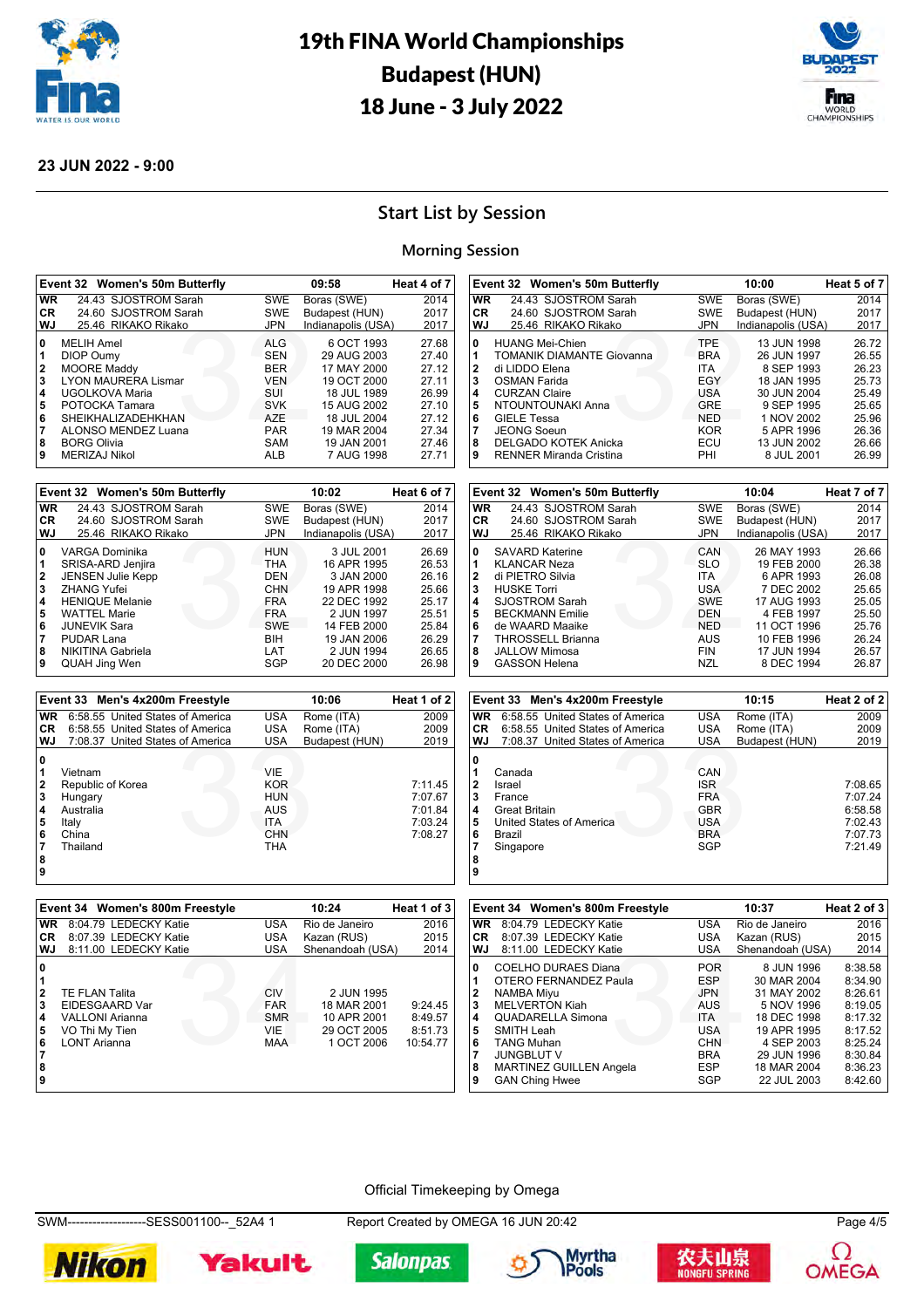# 19th FINA World Championships Budapest (HUN) 18 June - 3 July 2022

**23 JUN 2022 - 9:00**

## Start List by Session

### Morning Session

**Event 32 Women's 50m Butterfly — 09:58 — Heat 4 of 7**

| | | | | |
|---|---|---|---|---|
| WR | 24.43 SJOSTROM Sarah | SWE | Boras (SWE) | 2014 |
| CR | 24.60 SJOSTROM Sarah | SWE | Budapest (HUN) | 2017 |
| WJ | 25.46 RIKAKO Rikako | JPN | Indianapolis (USA) | 2017 |

| Lane | Name | NOC | Date of Birth | Entry Time |
|---|---|---|---|---|
| 0 | MELIH Amel | ALG | 6 OCT 1993 | 27.68 |
| 1 | DIOP Oumy | SEN | 29 AUG 2003 | 27.40 |
| 2 | MOORE Maddy | BER | 17 MAY 2000 | 27.12 |
| 3 | LYON MAURERA Lismar | VEN | 19 OCT 2000 | 27.11 |
| 4 | UGOLKOVA Maria | SUI | 18 JUL 1989 | 26.99 |
| 5 | POTOCKA Tamara | SVK | 15 AUG 2002 | 27.10 |
| 6 | SHEIKHALIZADEHKHAN | AZE | 18 JUL 2004 | 27.12 |
| 7 | ALONSO MENDEZ Luana | PAR | 19 MAR 2004 | 27.34 |
| 8 | BORG Olivia | SAM | 19 JAN 2001 | 27.46 |
| 9 | MERIZAJ Nikol | ALB | 7 AUG 1998 | 27.71 |

**Event 32 Women's 50m Butterfly — 10:00 — Heat 5 of 7**

| | | | | |
|---|---|---|---|---|
| WR | 24.43 SJOSTROM Sarah | SWE | Boras (SWE) | 2014 |
| CR | 24.60 SJOSTROM Sarah | SWE | Budapest (HUN) | 2017 |
| WJ | 25.46 RIKAKO Rikako | JPN | Indianapolis (USA) | 2017 |

| Lane | Name | NOC | Date of Birth | Entry Time |
|---|---|---|---|---|
| 0 | HUANG Mei-Chien | TPE | 13 JUN 1998 | 26.72 |
| 1 | TOMANIK DIAMANTE Giovanna | BRA | 26 JUN 1997 | 26.55 |
| 2 | di LIDDO Elena | ITA | 8 SEP 1993 | 26.23 |
| 3 | OSMAN Farida | EGY | 18 JAN 1995 | 25.73 |
| 4 | CURZAN Claire | USA | 30 JUN 2004 | 25.49 |
| 5 | NTOUNTOUNAKI Anna | GRE | 9 SEP 1995 | 25.65 |
| 6 | GIELE Tessa | NED | 1 NOV 2002 | 25.96 |
| 7 | JEONG Soeun | KOR | 5 APR 1996 | 26.36 |
| 8 | DELGADO KOTEK Anicka | ECU | 13 JUN 2002 | 26.66 |
| 9 | RENNER Miranda Cristina | PHI | 8 JUL 2001 | 26.99 |

**Event 32 Women's 50m Butterfly — 10:02 — Heat 6 of 7**

| | | | | |
|---|---|---|---|---|
| WR | 24.43 SJOSTROM Sarah | SWE | Boras (SWE) | 2014 |
| CR | 24.60 SJOSTROM Sarah | SWE | Budapest (HUN) | 2017 |
| WJ | 25.46 RIKAKO Rikako | JPN | Indianapolis (USA) | 2017 |

| Lane | Name | NOC | Date of Birth | Entry Time |
|---|---|---|---|---|
| 0 | VARGA Dominika | HUN | 3 JUL 2001 | 26.69 |
| 1 | SRISA-ARD Jenjira | THA | 16 APR 1995 | 26.53 |
| 2 | JENSEN Julie Kepp | DEN | 3 JAN 2000 | 26.16 |
| 3 | ZHANG Yufei | CHN | 19 APR 1998 | 25.66 |
| 4 | HENIQUE Melanie | FRA | 22 DEC 1992 | 25.17 |
| 5 | WATTEL Marie | FRA | 2 JUN 1997 | 25.51 |
| 6 | JUNEVIK Sara | SWE | 14 FEB 2000 | 25.84 |
| 7 | PUDAR Lana | BIH | 19 JAN 2006 | 26.29 |
| 8 | NIKITINA Gabriela | LAT | 2 JUN 1994 | 26.65 |
| 9 | QUAH Jing Wen | SGP | 20 DEC 2000 | 26.98 |

**Event 32 Women's 50m Butterfly — 10:04 — Heat 7 of 7**

| | | | | |
|---|---|---|---|---|
| WR | 24.43 SJOSTROM Sarah | SWE | Boras (SWE) | 2014 |
| CR | 24.60 SJOSTROM Sarah | SWE | Budapest (HUN) | 2017 |
| WJ | 25.46 RIKAKO Rikako | JPN | Indianapolis (USA) | 2017 |

| Lane | Name | NOC | Date of Birth | Entry Time |
|---|---|---|---|---|
| 0 | SAVARD Katerine | CAN | 26 MAY 1993 | 26.66 |
| 1 | KLANCAR Neza | SLO | 19 FEB 2000 | 26.38 |
| 2 | di PIETRO Silvia | ITA | 6 APR 1993 | 26.08 |
| 3 | HUSKE Torri | USA | 7 DEC 2002 | 25.65 |
| 4 | SJOSTROM Sarah | SWE | 17 AUG 1993 | 25.05 |
| 5 | BECKMANN Emilie | DEN | 4 FEB 1997 | 25.50 |
| 6 | de WAARD Maaike | NED | 11 OCT 1996 | 25.76 |
| 7 | THROSSELL Brianna | AUS | 10 FEB 1996 | 26.24 |
| 8 | JALLOW Mimosa | FIN | 17 JUN 1994 | 26.57 |
| 9 | GASSON Helena | NZL | 8 DEC 1994 | 26.87 |

**Event 33 Men's 4x200m Freestyle — 10:06 — Heat 1 of 2**

| | | | | |
|---|---|---|---|---|
| WR | 6:58.55 United States of America | USA | Rome (ITA) | 2009 |
| CR | 6:58.55 United States of America | USA | Rome (ITA) | 2009 |
| WJ | 7:08.37 United States of America | USA | Budapest (HUN) | 2019 |

| Lane | Team | NOC | Entry Time |
|---|---|---|---|
| 0 | | | |
| 1 | Vietnam | VIE | |
| 2 | Republic of Korea | KOR | 7:11.45 |
| 3 | Hungary | HUN | 7:07.67 |
| 4 | Australia | AUS | 7:01.84 |
| 5 | Italy | ITA | 7:03.24 |
| 6 | China | CHN | 7:08.27 |
| 7 | Thailand | THA | |
| 8 | | | |
| 9 | | | |

**Event 33 Men's 4x200m Freestyle — 10:15 — Heat 2 of 2**

| | | | | |
|---|---|---|---|---|
| WR | 6:58.55 United States of America | USA | Rome (ITA) | 2009 |
| CR | 6:58.55 United States of America | USA | Rome (ITA) | 2009 |
| WJ | 7:08.37 United States of America | USA | Budapest (HUN) | 2019 |

| Lane | Team | NOC | Entry Time |
|---|---|---|---|
| 0 | | | |
| 1 | Canada | CAN | 7:08.65 |
| 2 | Israel | ISR | 7:07.24 |
| 3 | France | FRA | 6:58.58 |
| 4 | Great Britain | GBR | 7:02.43 |
| 5 | United States of America | USA | 7:07.73 |
| 6 | Brazil | BRA | 7:21.49 |
| 7 | Singapore | SGP | |
| 8 | | | |
| 9 | | | |

**Event 34 Women's 800m Freestyle — 10:24 — Heat 1 of 3**

| | | | | |
|---|---|---|---|---|
| WR | 8:04.79 LEDECKY Katie | USA | Rio de Janeiro | 2016 |
| CR | 8:07.39 LEDECKY Katie | USA | Kazan (RUS) | 2015 |
| WJ | 8:11.00 LEDECKY Katie | USA | Shenandoah (USA) | 2014 |

| Lane | Name | NOC | Date of Birth | Entry Time |
|---|---|---|---|---|
| 0 | | | | |
| 1 | | | | |
| 2 | TE FLAN Talita | CIV | 2 JUN 1995 | |
| 3 | EIDESGAARD Var | FAR | 18 MAR 2001 | 9:24.45 |
| 4 | VALLONI Arianna | SMR | 10 APR 2001 | 8:49.57 |
| 5 | VO Thi My Tien | VIE | 29 OCT 2005 | 8:51.73 |
| 6 | LONT Arianna | MAA | 1 OCT 2006 | 10:54.77 |
| 7 | | | | |
| 8 | | | | |
| 9 | | | | |

**Event 34 Women's 800m Freestyle — 10:37 — Heat 2 of 3**

| | | | | |
|---|---|---|---|---|
| WR | 8:04.79 LEDECKY Katie | USA | Rio de Janeiro | 2016 |
| CR | 8:07.39 LEDECKY Katie | USA | Kazan (RUS) | 2015 |
| WJ | 8:11.00 LEDECKY Katie | USA | Shenandoah (USA) | 2014 |

| Lane | Name | NOC | Date of Birth | Entry Time |
|---|---|---|---|---|
| 0 | COELHO DURAES Diana | POR | 8 JUN 1996 | 8:38.58 |
| 1 | OTERO FERNANDEZ Paula | ESP | 30 MAR 2004 | 8:34.90 |
| 2 | NAMBA Miyu | JPN | 31 MAY 2002 | 8:26.61 |
| 3 | MELVERTON Kiah | AUS | 5 NOV 1996 | 8:19.05 |
| 4 | QUADARELLA Simona | ITA | 18 DEC 1998 | 8:17.32 |
| 5 | SMITH Leah | USA | 19 APR 1995 | 8:17.52 |
| 6 | TANG Muhan | CHN | 4 SEP 2003 | 8:25.24 |
| 7 | JUNGBLUT V | BRA | 29 JUN 1996 | 8:30.84 |
| 8 | MARTINEZ GUILLEN Angela | ESP | 18 MAR 2004 | 8:36.23 |
| 9 | GAN Ching Hwee | SGP | 22 JUL 2003 | 8:42.60 |

Official Timekeeping by Omega

SWM-------------------SESS001100--_52A4 1 — Report Created by OMEGA 16 JUN 20:42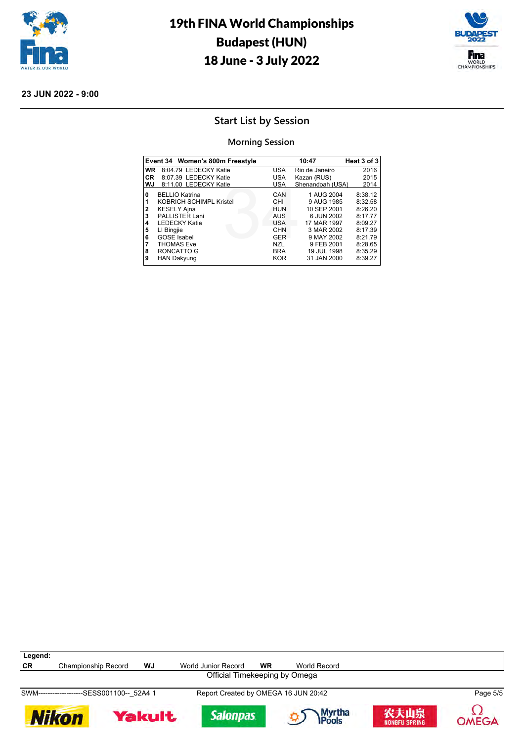# 19th FINA World Championships
# Budapest (HUN)
# 18 June - 3 July 2022

**23 JUN 2022 - 9:00**

## Start List by Session

### Morning Session

| Event 34 | Women's 800m Freestyle | | 10:47 | Heat 3 of 3 |
|---|---|---|---|---|
| **WR** | 8:04.79 LEDECKY Katie | USA | Rio de Janeiro | 2016 |
| **CR** | 8:07.39 LEDECKY Katie | USA | Kazan (RUS) | 2015 |
| **WJ** | 8:11.00 LEDECKY Katie | USA | Shenandoah (USA) | 2014 |
| **0** | BELLIO Katrina | CAN | 1 AUG 2004 | 8:38.12 |
| **1** | KOBRICH SCHIMPL Kristel | CHI | 9 AUG 1985 | 8:32.58 |
| **2** | KESELY Ajna | HUN | 10 SEP 2001 | 8:26.20 |
| **3** | PALLISTER Lani | AUS | 6 JUN 2002 | 8:17.77 |
| **4** | LEDECKY Katie | USA | 17 MAR 1997 | 8:09.27 |
| **5** | LI Bingjie | CHN | 3 MAR 2002 | 8:17.39 |
| **6** | GOSE Isabel | GER | 9 MAY 2002 | 8:21.79 |
| **7** | THOMAS Eve | NZL | 9 FEB 2001 | 8:28.65 |
| **8** | RONCATTO G | BRA | 19 JUL 1998 | 8:35.29 |
| **9** | HAN Dakyung | KOR | 31 JAN 2000 | 8:39.27 |

**Legend:**

| | | | | | |
|---|---|---|---|---|---|
| **CR** | Championship Record | **WJ** | World Junior Record | **WR** | World Record |

Official Timekeeping by Omega

SWM--------------------SESS001100--_52A4 1 Report Created by OMEGA 16 JUN 20:42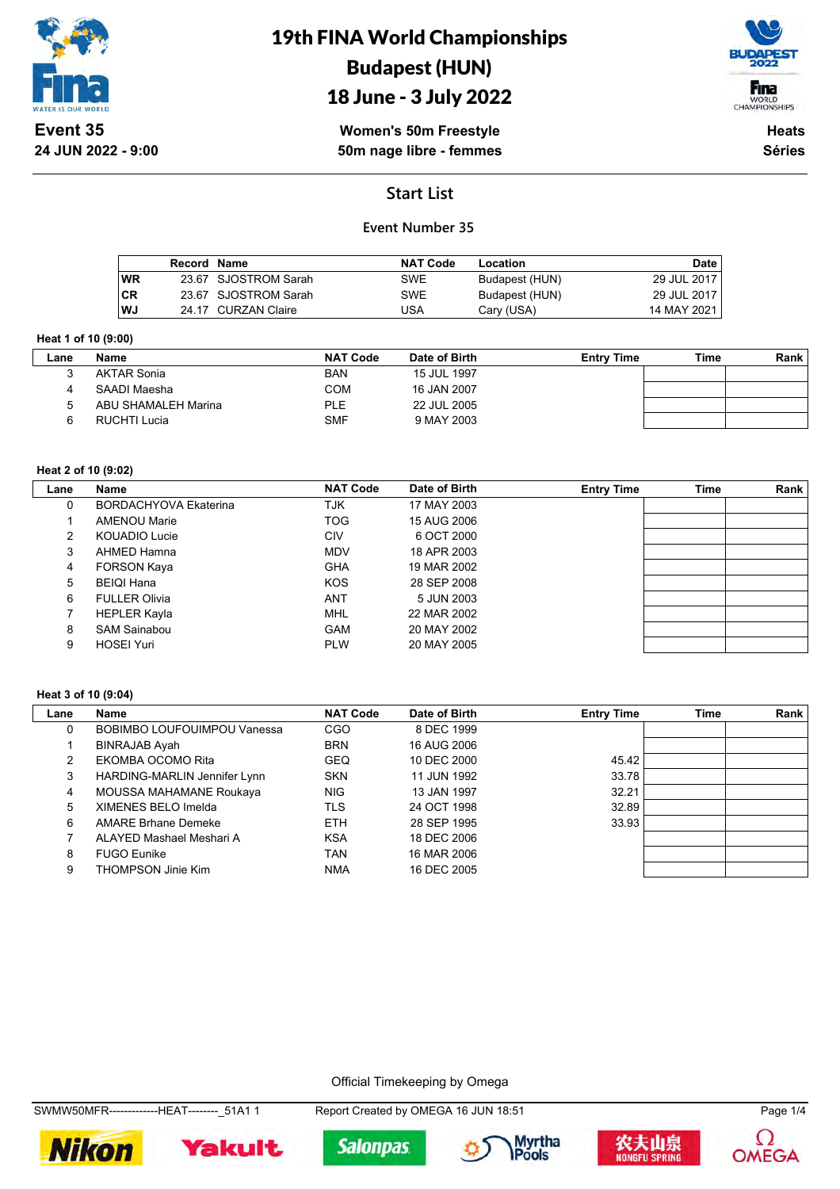# 19th FINA World Championships
## Budapest (HUN)
## 18 June - 3 July 2022

**Event 35**
**24 JUN 2022 - 9:00**

**Women's 50m Freestyle**
**50m nage libre - femmes**

**Heats**
**Séries**

## Start List

### Event Number 35

| | Record | Name | NAT Code | Location | Date |
|---|---|---|---|---|---|
| WR | 23.67 | SJOSTROM Sarah | SWE | Budapest (HUN) | 29 JUL 2017 |
| CR | 23.67 | SJOSTROM Sarah | SWE | Budapest (HUN) | 29 JUL 2017 |
| WJ | 24.17 | CURZAN Claire | USA | Cary (USA) | 14 MAY 2021 |

**Heat 1 of 10 (9:00)**

| Lane | Name | NAT Code | Date of Birth | Entry Time | Time | Rank |
|---|---|---|---|---|---|---|
| 3 | AKTAR Sonia | BAN | 15 JUL 1997 | | | |
| 4 | SAADI Maesha | COM | 16 JAN 2007 | | | |
| 5 | ABU SHAMALEH Marina | PLE | 22 JUL 2005 | | | |
| 6 | RUCHTI Lucia | SMF | 9 MAY 2003 | | | |

**Heat 2 of 10 (9:02)**

| Lane | Name | NAT Code | Date of Birth | Entry Time | Time | Rank |
|---|---|---|---|---|---|---|
| 0 | BORDACHYOVA Ekaterina | TJK | 17 MAY 2003 | | | |
| 1 | AMENOU Marie | TOG | 15 AUG 2006 | | | |
| 2 | KOUADIO Lucie | CIV | 6 OCT 2000 | | | |
| 3 | AHMED Hamna | MDV | 18 APR 2003 | | | |
| 4 | FORSON Kaya | GHA | 19 MAR 2002 | | | |
| 5 | BEIQI Hana | KOS | 28 SEP 2008 | | | |
| 6 | FULLER Olivia | ANT | 5 JUN 2003 | | | |
| 7 | HEPLER Kayla | MHL | 22 MAR 2002 | | | |
| 8 | SAM Sainabou | GAM | 20 MAY 2002 | | | |
| 9 | HOSEI Yuri | PLW | 20 MAY 2005 | | | |

**Heat 3 of 10 (9:04)**

| Lane | Name | NAT Code | Date of Birth | Entry Time | Time | Rank |
|---|---|---|---|---|---|---|
| 0 | BOBIMBO LOUFOUIMPOU Vanessa | CGO | 8 DEC 1999 | | | |
| 1 | BINRAJAB Ayah | BRN | 16 AUG 2006 | | | |
| 2 | EKOMBA OCOMO Rita | GEQ | 10 DEC 2000 | 45.42 | | |
| 3 | HARDING-MARLIN Jennifer Lynn | SKN | 11 JUN 1992 | 33.78 | | |
| 4 | MOUSSA MAHAMANE Roukaya | NIG | 13 JAN 1997 | 32.21 | | |
| 5 | XIMENES BELO Imelda | TLS | 24 OCT 1998 | 32.89 | | |
| 6 | AMARE Brhane Demeke | ETH | 28 SEP 1995 | 33.93 | | |
| 7 | ALAYED Mashael Meshari A | KSA | 18 DEC 2006 | | | |
| 8 | FUGO Eunike | TAN | 16 MAR 2006 | | | |
| 9 | THOMPSON Jinie Kim | NMA | 16 DEC 2005 | | | |

Official Timekeeping by Omega

SWMW50MFR-------------HEAT--------_51A1 1 Report Created by OMEGA 16 JUN 18:51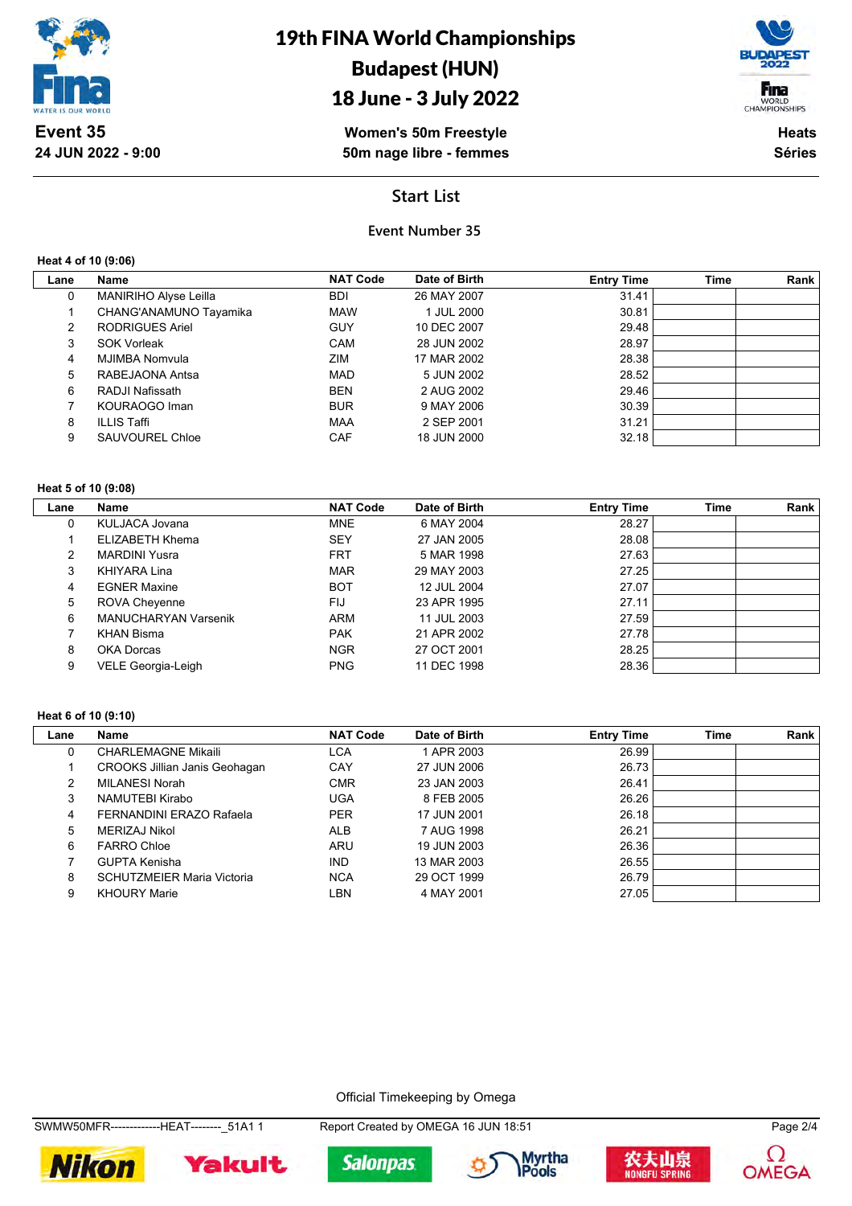# 19th FINA World Championships
## Budapest (HUN)
## 18 June - 3 July 2022

**Event 35**
**24 JUN 2022 - 9:00**

**Women's 50m Freestyle**
**50m nage libre - femmes**

**Heats**
**Séries**

## Start List

### Event Number 35

**Heat 4 of 10 (9:06)**

| Lane | Name | NAT Code | Date of Birth | Entry Time | Time | Rank |
|---|---|---|---|---|---|---|
| 0 | MANIRIHO Alyse Leilla | BDI | 26 MAY 2007 | 31.41 | | |
| 1 | CHANG'ANAMUNO Tayamika | MAW | 1 JUL 2000 | 30.81 | | |
| 2 | RODRIGUES Ariel | GUY | 10 DEC 2007 | 29.48 | | |
| 3 | SOK Vorleak | CAM | 28 JUN 2002 | 28.97 | | |
| 4 | MJIMBA Nomvula | ZIM | 17 MAR 2002 | 28.38 | | |
| 5 | RABEJAONA Antsa | MAD | 5 JUN 2002 | 28.52 | | |
| 6 | RADJI Nafissath | BEN | 2 AUG 2002 | 29.46 | | |
| 7 | KOURAOGO Iman | BUR | 9 MAY 2006 | 30.39 | | |
| 8 | ILLIS Taffi | MAA | 2 SEP 2001 | 31.21 | | |
| 9 | SAUVOUREL Chloe | CAF | 18 JUN 2000 | 32.18 | | |

**Heat 5 of 10 (9:08)**

| Lane | Name | NAT Code | Date of Birth | Entry Time | Time | Rank |
|---|---|---|---|---|---|---|
| 0 | KULJACA Jovana | MNE | 6 MAY 2004 | 28.27 | | |
| 1 | ELIZABETH Khema | SEY | 27 JAN 2005 | 28.08 | | |
| 2 | MARDINI Yusra | FRT | 5 MAR 1998 | 27.63 | | |
| 3 | KHIYARA Lina | MAR | 29 MAY 2003 | 27.25 | | |
| 4 | EGNER Maxine | BOT | 12 JUL 2004 | 27.07 | | |
| 5 | ROVA Cheyenne | FIJ | 23 APR 1995 | 27.11 | | |
| 6 | MANUCHARYAN Varsenik | ARM | 11 JUL 2003 | 27.59 | | |
| 7 | KHAN Bisma | PAK | 21 APR 2002 | 27.78 | | |
| 8 | OKA Dorcas | NGR | 27 OCT 2001 | 28.25 | | |
| 9 | VELE Georgia-Leigh | PNG | 11 DEC 1998 | 28.36 | | |

**Heat 6 of 10 (9:10)**

| Lane | Name | NAT Code | Date of Birth | Entry Time | Time | Rank |
|---|---|---|---|---|---|---|
| 0 | CHARLEMAGNE Mikaili | LCA | 1 APR 2003 | 26.99 | | |
| 1 | CROOKS Jillian Janis Geohagan | CAY | 27 JUN 2006 | 26.73 | | |
| 2 | MILANESI Norah | CMR | 23 JAN 2003 | 26.41 | | |
| 3 | NAMUTEBI Kirabo | UGA | 8 FEB 2005 | 26.26 | | |
| 4 | FERNANDINI ERAZO Rafaela | PER | 17 JUN 2001 | 26.18 | | |
| 5 | MERIZAJ Nikol | ALB | 7 AUG 1998 | 26.21 | | |
| 6 | FARRO Chloe | ARU | 19 JUN 2003 | 26.36 | | |
| 7 | GUPTA Kenisha | IND | 13 MAR 2003 | 26.55 | | |
| 8 | SCHUTZMEIER Maria Victoria | NCA | 29 OCT 1999 | 26.79 | | |
| 9 | KHOURY Marie | LBN | 4 MAY 2001 | 27.05 | | |

Official Timekeeping by Omega

SWMW50MFR-------------HEAT--------_51A1 1 — Report Created by OMEGA 16 JUN 18:51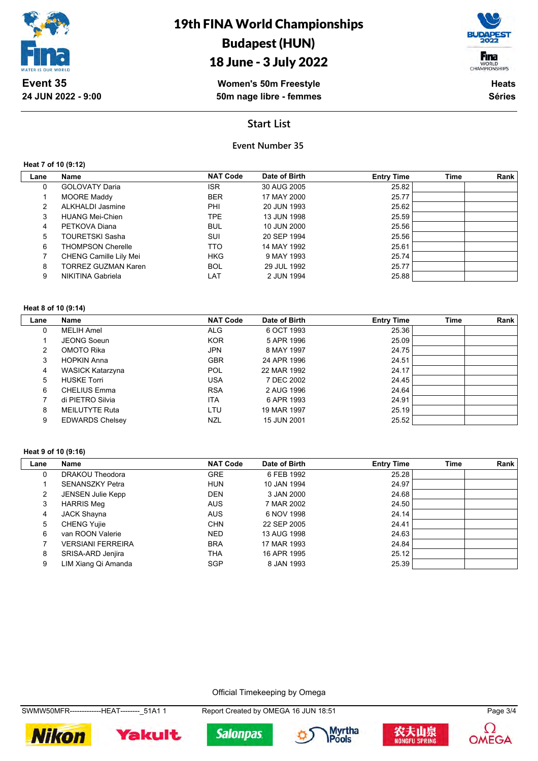# 19th FINA World Championships
## Budapest (HUN)
## 18 June - 3 July 2022

**Event 35**
**24 JUN 2022 - 9:00**

**Women's 50m Freestyle**
**50m nage libre - femmes**

**Heats**
**Séries**

### Start List

**Event Number 35**

**Heat 7 of 10 (9:12)**

| Lane | Name | NAT Code | Date of Birth | Entry Time | Time | Rank |
|---|---|---|---|---|---|---|
| 0 | GOLOVATY Daria | ISR | 30 AUG 2005 | 25.82 | | |
| 1 | MOORE Maddy | BER | 17 MAY 2000 | 25.77 | | |
| 2 | ALKHALDI Jasmine | PHI | 20 JUN 1993 | 25.62 | | |
| 3 | HUANG Mei-Chien | TPE | 13 JUN 1998 | 25.59 | | |
| 4 | PETKOVA Diana | BUL | 10 JUN 2000 | 25.56 | | |
| 5 | TOURETSKI Sasha | SUI | 20 SEP 1994 | 25.56 | | |
| 6 | THOMPSON Cherelle | TTO | 14 MAY 1992 | 25.61 | | |
| 7 | CHENG Camille Lily Mei | HKG | 9 MAY 1993 | 25.74 | | |
| 8 | TORREZ GUZMAN Karen | BOL | 29 JUL 1992 | 25.77 | | |
| 9 | NIKITINA Gabriela | LAT | 2 JUN 1994 | 25.88 | | |

**Heat 8 of 10 (9:14)**

| Lane | Name | NAT Code | Date of Birth | Entry Time | Time | Rank |
|---|---|---|---|---|---|---|
| 0 | MELIH Amel | ALG | 6 OCT 1993 | 25.36 | | |
| 1 | JEONG Soeun | KOR | 5 APR 1996 | 25.09 | | |
| 2 | OMOTO Rika | JPN | 8 MAY 1997 | 24.75 | | |
| 3 | HOPKIN Anna | GBR | 24 APR 1996 | 24.51 | | |
| 4 | WASICK Katarzyna | POL | 22 MAR 1992 | 24.17 | | |
| 5 | HUSKE Torri | USA | 7 DEC 2002 | 24.45 | | |
| 6 | CHELIUS Emma | RSA | 2 AUG 1996 | 24.64 | | |
| 7 | di PIETRO Silvia | ITA | 6 APR 1993 | 24.91 | | |
| 8 | MEILUTYTE Ruta | LTU | 19 MAR 1997 | 25.19 | | |
| 9 | EDWARDS Chelsey | NZL | 15 JUN 2001 | 25.52 | | |

**Heat 9 of 10 (9:16)**

| Lane | Name | NAT Code | Date of Birth | Entry Time | Time | Rank |
|---|---|---|---|---|---|---|
| 0 | DRAKOU Theodora | GRE | 6 FEB 1992 | 25.28 | | |
| 1 | SENANSZKY Petra | HUN | 10 JAN 1994 | 24.97 | | |
| 2 | JENSEN Julie Kepp | DEN | 3 JAN 2000 | 24.68 | | |
| 3 | HARRIS Meg | AUS | 7 MAR 2002 | 24.50 | | |
| 4 | JACK Shayna | AUS | 6 NOV 1998 | 24.14 | | |
| 5 | CHENG Yujie | CHN | 22 SEP 2005 | 24.41 | | |
| 6 | van ROON Valerie | NED | 13 AUG 1998 | 24.63 | | |
| 7 | VERSIANI FERREIRA | BRA | 17 MAR 1993 | 24.84 | | |
| 8 | SRISA-ARD Jenjira | THA | 16 APR 1995 | 25.12 | | |
| 9 | LIM Xiang Qi Amanda | SGP | 8 JAN 1993 | 25.39 | | |

Official Timekeeping by Omega

SWMW50MFR-------------HEAT--------_51A1 1 Report Created by OMEGA 16 JUN 18:51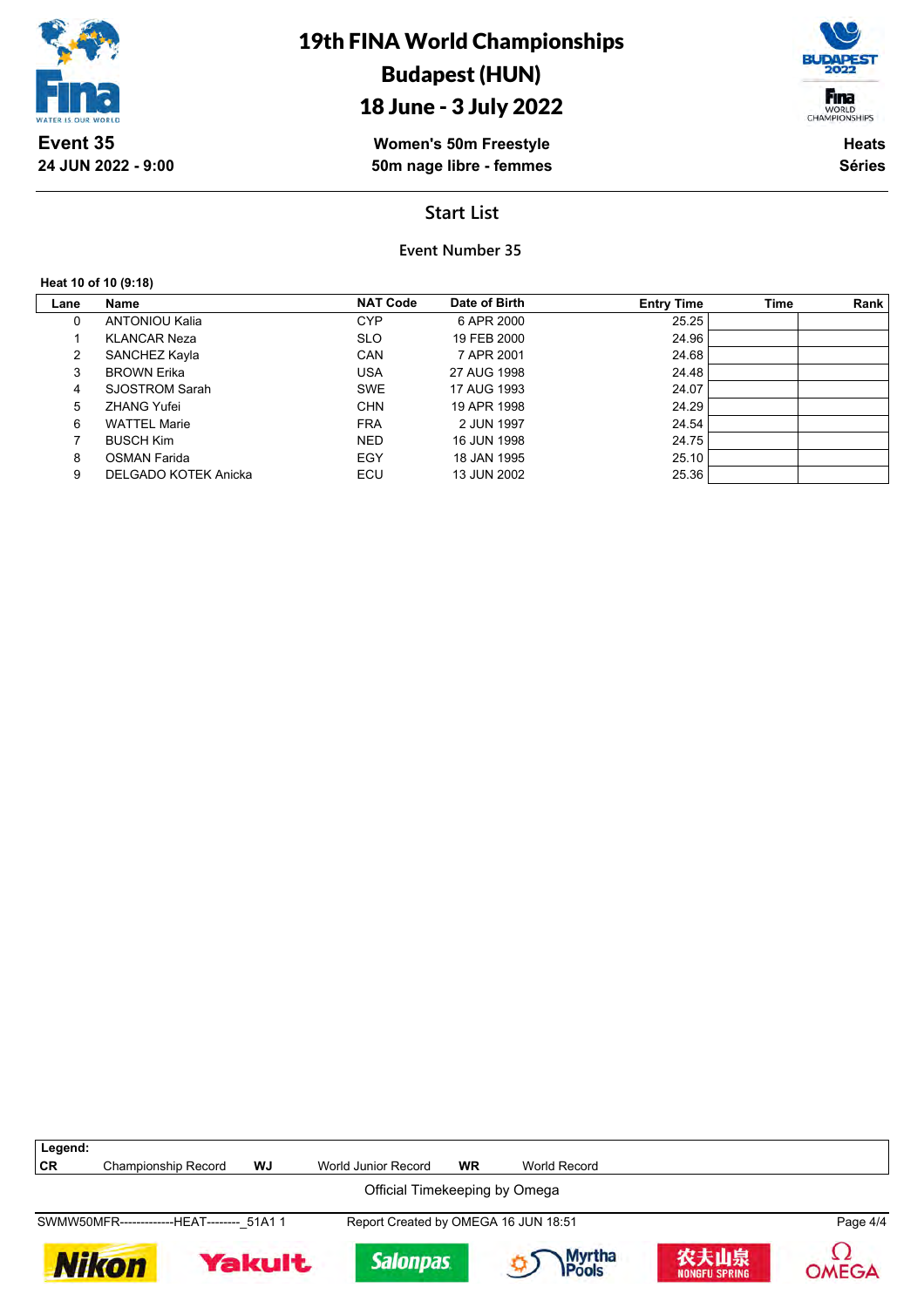# 19th FINA World Championships
# Budapest (HUN)
# 18 June - 3 July 2022

**Event 35**
**24 JUN 2022 - 9:00**

**Women's 50m Freestyle**
**50m nage libre - femmes**

**Heats**
**Séries**

## Start List

### Event Number 35

**Heat 10 of 10 (9:18)**

| Lane | Name | NAT Code | Date of Birth | Entry Time | Time | Rank |
|---|---|---|---|---|---|---|
| 0 | ANTONIOU Kalia | CYP | 6 APR 2000 | 25.25 | | |
| 1 | KLANCAR Neza | SLO | 19 FEB 2000 | 24.96 | | |
| 2 | SANCHEZ Kayla | CAN | 7 APR 2001 | 24.68 | | |
| 3 | BROWN Erika | USA | 27 AUG 1998 | 24.48 | | |
| 4 | SJOSTROM Sarah | SWE | 17 AUG 1993 | 24.07 | | |
| 5 | ZHANG Yufei | CHN | 19 APR 1998 | 24.29 | | |
| 6 | WATTEL Marie | FRA | 2 JUN 1997 | 24.54 | | |
| 7 | BUSCH Kim | NED | 16 JUN 1998 | 24.75 | | |
| 8 | OSMAN Farida | EGY | 18 JAN 1995 | 25.10 | | |
| 9 | DELGADO KOTEK Anicka | ECU | 13 JUN 2002 | 25.36 | | |

**Legend:**

| | | | | | |
|---|---|---|---|---|---|
| **CR** | Championship Record | **WJ** | World Junior Record | **WR** | World Record |

Official Timekeeping by Omega

SWMW50MFR-------------HEAT--------_51A1 1 Report Created by OMEGA 16 JUN 18:51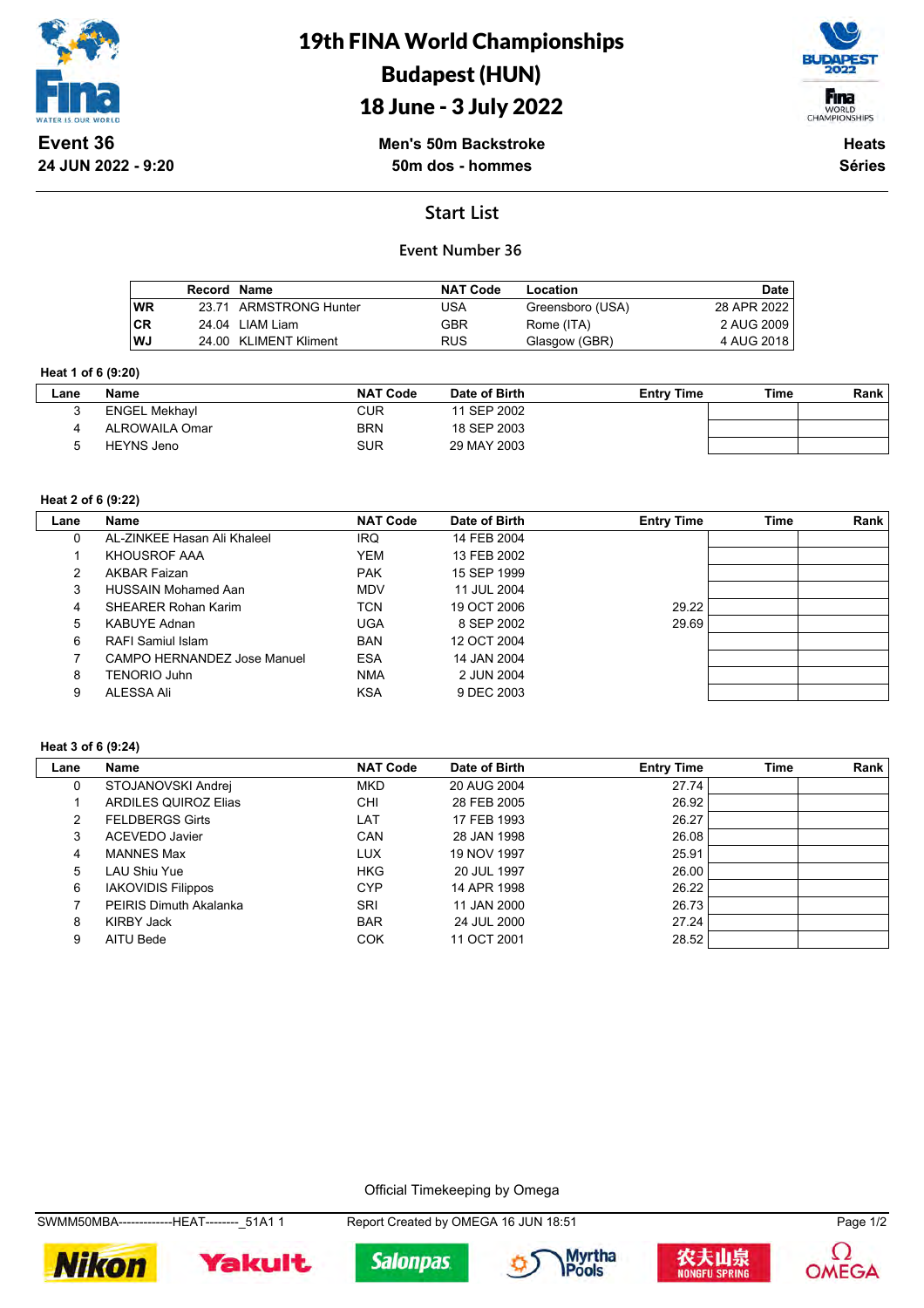# 19th FINA World Championships
# Budapest (HUN)
# 18 June - 3 July 2022

**Event 36**
**24 JUN 2022 - 9:20**

**Men's 50m Backstroke**
**50m dos - hommes**

**Heats**
**Séries**

## Start List

### Event Number 36

| | Record | Name | NAT Code | Location | Date |
|---|---|---|---|---|---|
| WR | 23.71 | ARMSTRONG Hunter | USA | Greensboro (USA) | 28 APR 2022 |
| CR | 24.04 | LIAM Liam | GBR | Rome (ITA) | 2 AUG 2009 |
| WJ | 24.00 | KLIMENT Kliment | RUS | Glasgow (GBR) | 4 AUG 2018 |

**Heat 1 of 6 (9:20)**

| Lane | Name | NAT Code | Date of Birth | Entry Time | Time | Rank |
|---|---|---|---|---|---|---|
| 3 | ENGEL Mekhayl | CUR | 11 SEP 2002 | | | |
| 4 | ALROWAILA Omar | BRN | 18 SEP 2003 | | | |
| 5 | HEYNS Jeno | SUR | 29 MAY 2003 | | | |

**Heat 2 of 6 (9:22)**

| Lane | Name | NAT Code | Date of Birth | Entry Time | Time | Rank |
|---|---|---|---|---|---|---|
| 0 | AL-ZINKEE Hasan Ali Khaleel | IRQ | 14 FEB 2004 | | | |
| 1 | KHOUSROF AAA | YEM | 13 FEB 2002 | | | |
| 2 | AKBAR Faizan | PAK | 15 SEP 1999 | | | |
| 3 | HUSSAIN Mohamed Aan | MDV | 11 JUL 2004 | | | |
| 4 | SHEARER Rohan Karim | TCN | 19 OCT 2006 | 29.22 | | |
| 5 | KABUYE Adnan | UGA | 8 SEP 2002 | 29.69 | | |
| 6 | RAFI Samiul Islam | BAN | 12 OCT 2004 | | | |
| 7 | CAMPO HERNANDEZ Jose Manuel | ESA | 14 JAN 2004 | | | |
| 8 | TENORIO Juhn | NMA | 2 JUN 2004 | | | |
| 9 | ALESSA Ali | KSA | 9 DEC 2003 | | | |

**Heat 3 of 6 (9:24)**

| Lane | Name | NAT Code | Date of Birth | Entry Time | Time | Rank |
|---|---|---|---|---|---|---|
| 0 | STOJANOVSKI Andrej | MKD | 20 AUG 2004 | 27.74 | | |
| 1 | ARDILES QUIROZ Elias | CHI | 28 FEB 2005 | 26.92 | | |
| 2 | FELDBERGS Girts | LAT | 17 FEB 1993 | 26.27 | | |
| 3 | ACEVEDO Javier | CAN | 28 JAN 1998 | 26.08 | | |
| 4 | MANNES Max | LUX | 19 NOV 1997 | 25.91 | | |
| 5 | LAU Shiu Yue | HKG | 20 JUL 1997 | 26.00 | | |
| 6 | IAKOVIDIS Filippos | CYP | 14 APR 1998 | 26.22 | | |
| 7 | PEIRIS Dimuth Akalanka | SRI | 11 JAN 2000 | 26.73 | | |
| 8 | KIRBY Jack | BAR | 24 JUL 2000 | 27.24 | | |
| 9 | AITU Bede | COK | 11 OCT 2001 | 28.52 | | |

Official Timekeeping by Omega

SWMM50MBA-------------HEAT--------_51A1 1 Report Created by OMEGA 16 JUN 18:51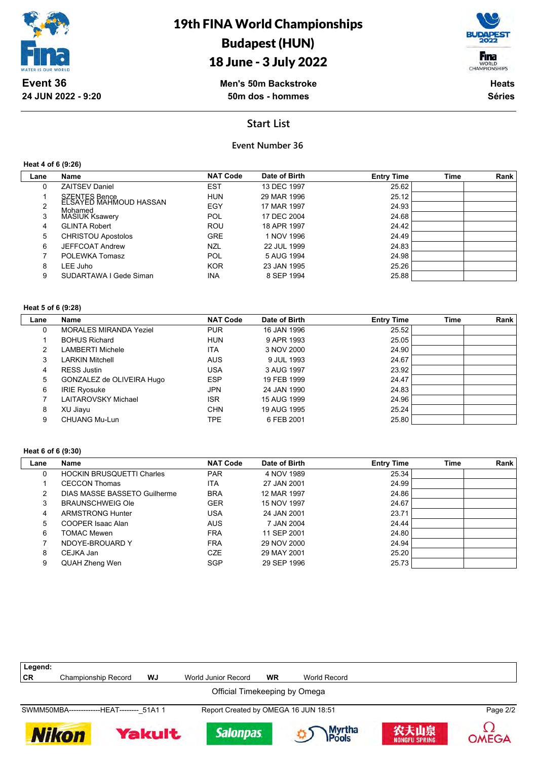# 19th FINA World Championships
# Budapest (HUN)
# 18 June - 3 July 2022

**Event 36**
**24 JUN 2022 - 9:20**

**Men's 50m Backstroke**
**50m dos - hommes**

**Heats**
**Séries**

## Start List

### Event Number 36

**Heat 4 of 6 (9:26)**

| Lane | Name | NAT Code | Date of Birth | Entry Time | Time | Rank |
|---|---|---|---|---|---|---|
| 0 | ZAITSEV Daniel | EST | 13 DEC 1997 | 25.62 | | |
| 1 | SZENTES Bence | HUN | 29 MAR 1996 | 25.12 | | |
| 2 | ELSAYED MAHMOUD HASSAN Mohamed | EGY | 17 MAR 1997 | 24.93 | | |
| 3 | MASIUK Ksawery | POL | 17 DEC 2004 | 24.68 | | |
| 4 | GLINTA Robert | ROU | 18 APR 1997 | 24.42 | | |
| 5 | CHRISTOU Apostolos | GRE | 1 NOV 1996 | 24.49 | | |
| 6 | JEFFCOAT Andrew | NZL | 22 JUL 1999 | 24.83 | | |
| 7 | POLEWKA Tomasz | POL | 5 AUG 1994 | 24.98 | | |
| 8 | LEE Juho | KOR | 23 JAN 1995 | 25.26 | | |
| 9 | SUDARTAWA I Gede Siman | INA | 8 SEP 1994 | 25.88 | | |

**Heat 5 of 6 (9:28)**

| Lane | Name | NAT Code | Date of Birth | Entry Time | Time | Rank |
|---|---|---|---|---|---|---|
| 0 | MORALES MIRANDA Yeziel | PUR | 16 JAN 1996 | 25.52 | | |
| 1 | BOHUS Richard | HUN | 9 APR 1993 | 25.05 | | |
| 2 | LAMBERTI Michele | ITA | 3 NOV 2000 | 24.90 | | |
| 3 | LARKIN Mitchell | AUS | 9 JUL 1993 | 24.67 | | |
| 4 | RESS Justin | USA | 3 AUG 1997 | 23.92 | | |
| 5 | GONZALEZ de OLIVEIRA Hugo | ESP | 19 FEB 1999 | 24.47 | | |
| 6 | IRIE Ryosuke | JPN | 24 JAN 1990 | 24.83 | | |
| 7 | LAITAROVSKY Michael | ISR | 15 AUG 1999 | 24.96 | | |
| 8 | XU Jiayu | CHN | 19 AUG 1995 | 25.24 | | |
| 9 | CHUANG Mu-Lun | TPE | 6 FEB 2001 | 25.80 | | |

**Heat 6 of 6 (9:30)**

| Lane | Name | NAT Code | Date of Birth | Entry Time | Time | Rank |
|---|---|---|---|---|---|---|
| 0 | HOCKIN BRUSQUETTI Charles | PAR | 4 NOV 1989 | 25.34 | | |
| 1 | CECCON Thomas | ITA | 27 JAN 2001 | 24.99 | | |
| 2 | DIAS MASSE BASSETO Guilherme | BRA | 12 MAR 1997 | 24.86 | | |
| 3 | BRAUNSCHWEIG Ole | GER | 15 NOV 1997 | 24.67 | | |
| 4 | ARMSTRONG Hunter | USA | 24 JAN 2001 | 23.71 | | |
| 5 | COOPER Isaac Alan | AUS | 7 JAN 2004 | 24.44 | | |
| 6 | TOMAC Mewen | FRA | 11 SEP 2001 | 24.80 | | |
| 7 | NDOYE-BROUARD Y | FRA | 29 NOV 2000 | 24.94 | | |
| 8 | CEJKA Jan | CZE | 29 MAY 2001 | 25.20 | | |
| 9 | QUAH Zheng Wen | SGP | 29 SEP 1996 | 25.73 | | |

**Legend:**
**CR** Championship Record **WJ** World Junior Record **WR** World Record

Official Timekeeping by Omega

SWMM50MBA-------------HEAT--------_51A1 1 Report Created by OMEGA 16 JUN 18:51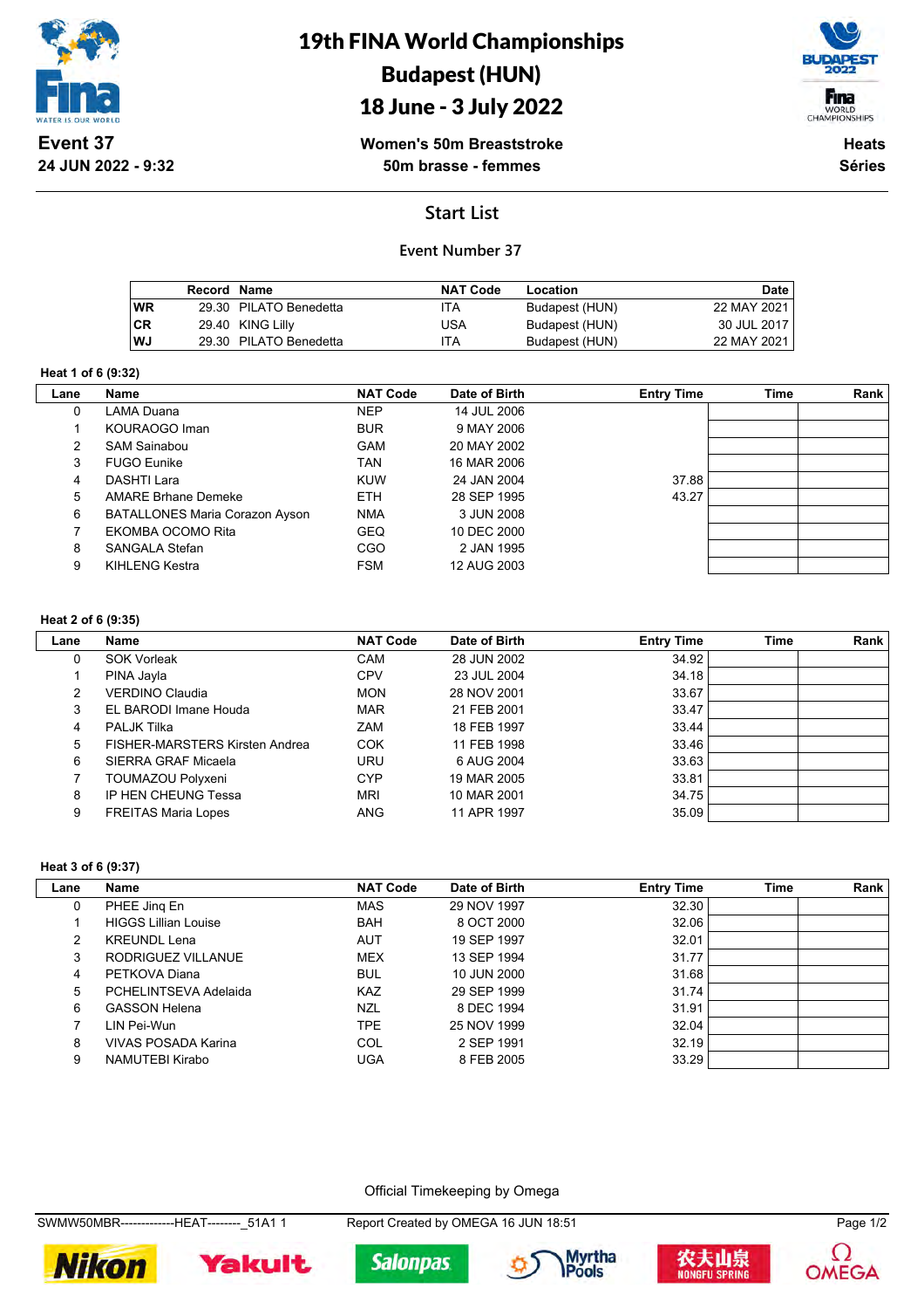# 19th FINA World Championships
# Budapest (HUN)
# 18 June - 3 July 2022

**Event 37**
**24 JUN 2022 - 9:32**

**Women's 50m Breaststroke**
**50m brasse - femmes**

**Heats**
**Séries**

## Start List

### Event Number 37

| | Record | Name | NAT Code | Location | Date |
|---|---|---|---|---|---|
| WR | 29.30 | PILATO Benedetta | ITA | Budapest (HUN) | 22 MAY 2021 |
| CR | 29.40 | KING Lilly | USA | Budapest (HUN) | 30 JUL 2017 |
| WJ | 29.30 | PILATO Benedetta | ITA | Budapest (HUN) | 22 MAY 2021 |

**Heat 1 of 6 (9:32)**

| Lane | Name | NAT Code | Date of Birth | Entry Time | Time | Rank |
|---|---|---|---|---|---|---|
| 0 | LAMA Duana | NEP | 14 JUL 2006 | | | |
| 1 | KOURAOGO Iman | BUR | 9 MAY 2006 | | | |
| 2 | SAM Sainabou | GAM | 20 MAY 2002 | | | |
| 3 | FUGO Eunike | TAN | 16 MAR 2006 | | | |
| 4 | DASHTI Lara | KUW | 24 JAN 2004 | 37.88 | | |
| 5 | AMARE Brhane Demeke | ETH | 28 SEP 1995 | 43.27 | | |
| 6 | BATALLONES Maria Corazon Ayson | NMA | 3 JUN 2008 | | | |
| 7 | EKOMBA OCOMO Rita | GEQ | 10 DEC 2000 | | | |
| 8 | SANGALA Stefan | CGO | 2 JAN 1995 | | | |
| 9 | KIHLENG Kestra | FSM | 12 AUG 2003 | | | |

**Heat 2 of 6 (9:35)**

| Lane | Name | NAT Code | Date of Birth | Entry Time | Time | Rank |
|---|---|---|---|---|---|---|
| 0 | SOK Vorleak | CAM | 28 JUN 2002 | 34.92 | | |
| 1 | PINA Jayla | CPV | 23 JUL 2004 | 34.18 | | |
| 2 | VERDINO Claudia | MON | 28 NOV 2001 | 33.67 | | |
| 3 | EL BARODI Imane Houda | MAR | 21 FEB 2001 | 33.47 | | |
| 4 | PALJK Tilka | ZAM | 18 FEB 1997 | 33.44 | | |
| 5 | FISHER-MARSTERS Kirsten Andrea | COK | 11 FEB 1998 | 33.46 | | |
| 6 | SIERRA GRAF Micaela | URU | 6 AUG 2004 | 33.63 | | |
| 7 | TOUMAZOU Polyxeni | CYP | 19 MAR 2005 | 33.81 | | |
| 8 | IP HEN CHEUNG Tessa | MRI | 10 MAR 2001 | 34.75 | | |
| 9 | FREITAS Maria Lopes | ANG | 11 APR 1997 | 35.09 | | |

**Heat 3 of 6 (9:37)**

| Lane | Name | NAT Code | Date of Birth | Entry Time | Time | Rank |
|---|---|---|---|---|---|---|
| 0 | PHEE Jinq En | MAS | 29 NOV 1997 | 32.30 | | |
| 1 | HIGGS Lillian Louise | BAH | 8 OCT 2000 | 32.06 | | |
| 2 | KREUNDL Lena | AUT | 19 SEP 1997 | 32.01 | | |
| 3 | RODRIGUEZ VILLANUE | MEX | 13 SEP 1994 | 31.77 | | |
| 4 | PETKOVA Diana | BUL | 10 JUN 2000 | 31.68 | | |
| 5 | PCHELINTSEVA Adelaida | KAZ | 29 SEP 1999 | 31.74 | | |
| 6 | GASSON Helena | NZL | 8 DEC 1994 | 31.91 | | |
| 7 | LIN Pei-Wun | TPE | 25 NOV 1999 | 32.04 | | |
| 8 | VIVAS POSADA Karina | COL | 2 SEP 1991 | 32.19 | | |
| 9 | NAMUTEBI Kirabo | UGA | 8 FEB 2005 | 33.29 | | |

Official Timekeeping by Omega

SWMW50MBR-------------HEAT--------_51A1 1 Report Created by OMEGA 16 JUN 18:51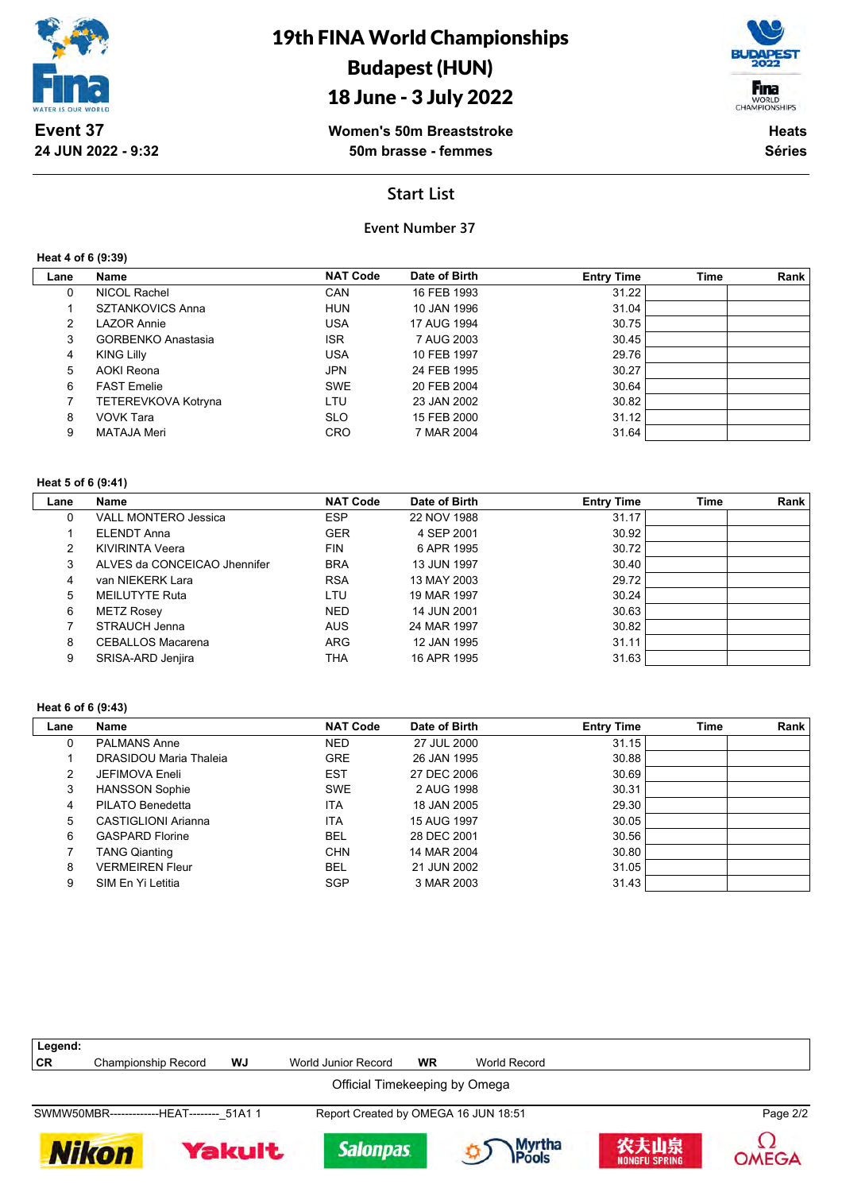# 19th FINA World Championships
## Budapest (HUN)
## 18 June - 3 July 2022

**Event 37**
**24 JUN 2022 - 9:32**

**Women's 50m Breaststroke**
**50m brasse - femmes**

**Heats**
**Séries**

## Start List

### Event Number 37

**Heat 4 of 6 (9:39)**

| Lane | Name | NAT Code | Date of Birth | Entry Time | Time | Rank |
|---|---|---|---|---|---|---|
| 0 | NICOL Rachel | CAN | 16 FEB 1993 | 31.22 | | |
| 1 | SZTANKOVICS Anna | HUN | 10 JAN 1996 | 31.04 | | |
| 2 | LAZOR Annie | USA | 17 AUG 1994 | 30.75 | | |
| 3 | GORBENKO Anastasia | ISR | 7 AUG 2003 | 30.45 | | |
| 4 | KING Lilly | USA | 10 FEB 1997 | 29.76 | | |
| 5 | AOKI Reona | JPN | 24 FEB 1995 | 30.27 | | |
| 6 | FAST Emelie | SWE | 20 FEB 2004 | 30.64 | | |
| 7 | TETEREVKOVA Kotryna | LTU | 23 JAN 2002 | 30.82 | | |
| 8 | VOVK Tara | SLO | 15 FEB 2000 | 31.12 | | |
| 9 | MATAJA Meri | CRO | 7 MAR 2004 | 31.64 | | |

**Heat 5 of 6 (9:41)**

| Lane | Name | NAT Code | Date of Birth | Entry Time | Time | Rank |
|---|---|---|---|---|---|---|
| 0 | VALL MONTERO Jessica | ESP | 22 NOV 1988 | 31.17 | | |
| 1 | ELENDT Anna | GER | 4 SEP 2001 | 30.92 | | |
| 2 | KIVIRINTA Veera | FIN | 6 APR 1995 | 30.72 | | |
| 3 | ALVES da CONCEICAO Jhennifer | BRA | 13 JUN 1997 | 30.40 | | |
| 4 | van NIEKERK Lara | RSA | 13 MAY 2003 | 29.72 | | |
| 5 | MEILUTYTE Ruta | LTU | 19 MAR 1997 | 30.24 | | |
| 6 | METZ Rosey | NED | 14 JUN 2001 | 30.63 | | |
| 7 | STRAUCH Jenna | AUS | 24 MAR 1997 | 30.82 | | |
| 8 | CEBALLOS Macarena | ARG | 12 JAN 1995 | 31.11 | | |
| 9 | SRISA-ARD Jenjira | THA | 16 APR 1995 | 31.63 | | |

**Heat 6 of 6 (9:43)**

| Lane | Name | NAT Code | Date of Birth | Entry Time | Time | Rank |
|---|---|---|---|---|---|---|
| 0 | PALMANS Anne | NED | 27 JUL 2000 | 31.15 | | |
| 1 | DRASIDOU Maria Thaleia | GRE | 26 JAN 1995 | 30.88 | | |
| 2 | JEFIMOVA Eneli | EST | 27 DEC 2006 | 30.69 | | |
| 3 | HANSSON Sophie | SWE | 2 AUG 1998 | 30.31 | | |
| 4 | PILATO Benedetta | ITA | 18 JAN 2005 | 29.30 | | |
| 5 | CASTIGLIONI Arianna | ITA | 15 AUG 1997 | 30.05 | | |
| 6 | GASPARD Florine | BEL | 28 DEC 2001 | 30.56 | | |
| 7 | TANG Qianting | CHN | 14 MAR 2004 | 30.80 | | |
| 8 | VERMEIREN Fleur | BEL | 21 JUN 2002 | 31.05 | | |
| 9 | SIM En Yi Letitia | SGP | 3 MAR 2003 | 31.43 | | |

**Legend:**

| | | | | | |
|---|---|---|---|---|---|
| **CR** | Championship Record | **WJ** | World Junior Record | **WR** | World Record |

Official Timekeeping by Omega

SWMW50MBR-------------HEAT--------_51A1 1 — Report Created by OMEGA 16 JUN 18:51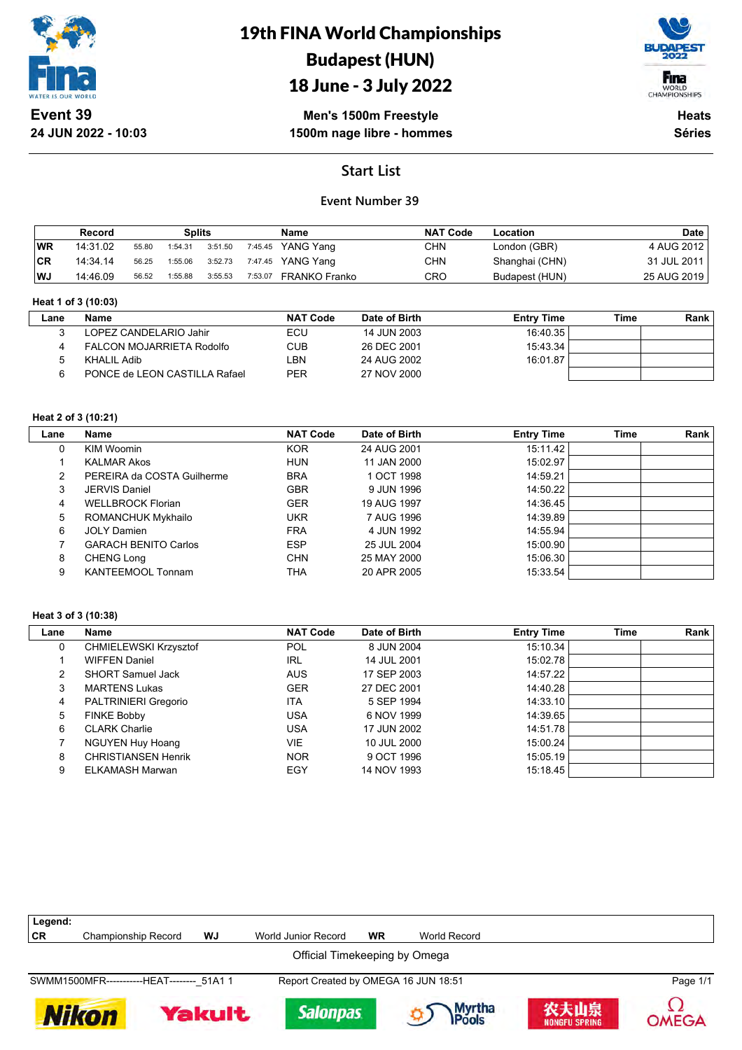# 19th FINA World Championships
# Budapest (HUN)
# 18 June - 3 July 2022

**Event 39**
**24 JUN 2022 - 10:03**

**Men's 1500m Freestyle**
**1500m nage libre - hommes**

**Heats**
**Séries**

## Start List

### Event Number 39

| | Record | Splits | | | | Name | NAT Code | Location | Date |
|---|---|---|---|---|---|---|---|---|---|
| WR | 14:31.02 | 55.80 | 1:54.31 | 3:51.50 | 7:45.45 | YANG Yang | CHN | London (GBR) | 4 AUG 2012 |
| CR | 14:34.14 | 56.25 | 1:55.06 | 3:52.73 | 7:47.45 | YANG Yang | CHN | Shanghai (CHN) | 31 JUL 2011 |
| WJ | 14:46.09 | 56.52 | 1:55.88 | 3:55.53 | 7:53.07 | FRANKO Franko | CRO | Budapest (HUN) | 25 AUG 2019 |

**Heat 1 of 3 (10:03)**

| Lane | Name | NAT Code | Date of Birth | Entry Time | Time | Rank |
|---|---|---|---|---|---|---|
| 3 | LOPEZ CANDELARIO Jahir | ECU | 14 JUN 2003 | 16:40.35 | | |
| 4 | FALCON MOJARRIETA Rodolfo | CUB | 26 DEC 2001 | 15:43.34 | | |
| 5 | KHALIL Adib | LBN | 24 AUG 2002 | 16:01.87 | | |
| 6 | PONCE de LEON CASTILLA Rafael | PER | 27 NOV 2000 | | | |

**Heat 2 of 3 (10:21)**

| Lane | Name | NAT Code | Date of Birth | Entry Time | Time | Rank |
|---|---|---|---|---|---|---|
| 0 | KIM Woomin | KOR | 24 AUG 2001 | 15:11.42 | | |
| 1 | KALMAR Akos | HUN | 11 JAN 2000 | 15:02.97 | | |
| 2 | PEREIRA da COSTA Guilherme | BRA | 1 OCT 1998 | 14:59.21 | | |
| 3 | JERVIS Daniel | GBR | 9 JUN 1996 | 14:50.22 | | |
| 4 | WELLBROCK Florian | GER | 19 AUG 1997 | 14:36.45 | | |
| 5 | ROMANCHUK Mykhailo | UKR | 7 AUG 1996 | 14:39.89 | | |
| 6 | JOLY Damien | FRA | 4 JUN 1992 | 14:55.94 | | |
| 7 | GARACH BENITO Carlos | ESP | 25 JUL 2004 | 15:00.90 | | |
| 8 | CHENG Long | CHN | 25 MAY 2000 | 15:06.30 | | |
| 9 | KANTEEMOOL Tonnam | THA | 20 APR 2005 | 15:33.54 | | |

**Heat 3 of 3 (10:38)**

| Lane | Name | NAT Code | Date of Birth | Entry Time | Time | Rank |
|---|---|---|---|---|---|---|
| 0 | CHMIELEWSKI Krzysztof | POL | 8 JUN 2004 | 15:10.34 | | |
| 1 | WIFFEN Daniel | IRL | 14 JUL 2001 | 15:02.78 | | |
| 2 | SHORT Samuel Jack | AUS | 17 SEP 2003 | 14:57.22 | | |
| 3 | MARTENS Lukas | GER | 27 DEC 2001 | 14:40.28 | | |
| 4 | PALTRINIERI Gregorio | ITA | 5 SEP 1994 | 14:33.10 | | |
| 5 | FINKE Bobby | USA | 6 NOV 1999 | 14:39.65 | | |
| 6 | CLARK Charlie | USA | 17 JUN 2002 | 14:51.78 | | |
| 7 | NGUYEN Huy Hoang | VIE | 10 JUL 2000 | 15:00.24 | | |
| 8 | CHRISTIANSEN Henrik | NOR | 9 OCT 1996 | 15:05.19 | | |
| 9 | ELKAMASH Marwan | EGY | 14 NOV 1993 | 15:18.45 | | |

**Legend:**

| | | | | | |
|---|---|---|---|---|---|
| CR | Championship Record | WJ | World Junior Record | WR | World Record |

Official Timekeeping by Omega

SWMM1500MFR-----------HEAT--------_51A1 1 — Report Created by OMEGA 16 JUN 18:51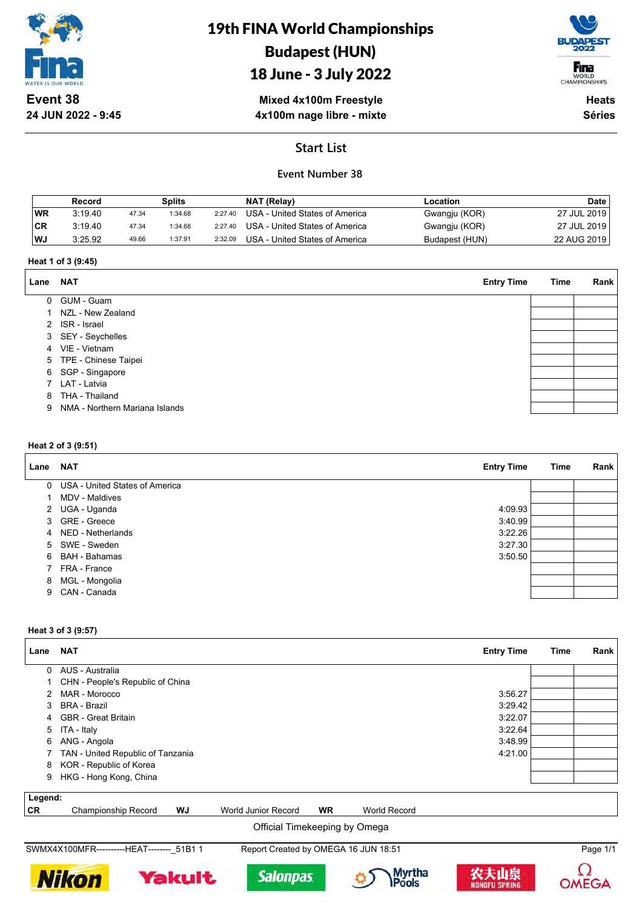# 19th FINA World Championships
# Budapest (HUN)
# 18 June - 3 July 2022

**Event 38**
**24 JUN 2022 - 9:45**

**Mixed 4x100m Freestyle**
**4x100m nage libre - mixte**

**Heats**
**Séries**

## Start List

### Event Number 38

| | Record | Splits | | | NAT (Relay) | Location | Date |
|---|---|---|---|---|---|---|---|
| **WR** | 3:19.40 | 47.34 | 1:34.68 | 2:27.40 | USA - United States of America | Gwangju (KOR) | 27 JUL 2019 |
| **CR** | 3:19.40 | 47.34 | 1:34.68 | 2:27.40 | USA - United States of America | Gwangju (KOR) | 27 JUL 2019 |
| **WJ** | 3:25.92 | 49.66 | 1:37.91 | 2:32.09 | USA - United States of America | Budapest (HUN) | 22 AUG 2019 |

**Heat 1 of 3 (9:45)**

| Lane | NAT | Entry Time | Time | Rank |
|---|---|---|---|---|
| 0 | GUM - Guam | | | |
| 1 | NZL - New Zealand | | | |
| 2 | ISR - Israel | | | |
| 3 | SEY - Seychelles | | | |
| 4 | VIE - Vietnam | | | |
| 5 | TPE - Chinese Taipei | | | |
| 6 | SGP - Singapore | | | |
| 7 | LAT - Latvia | | | |
| 8 | THA - Thailand | | | |
| 9 | NMA - Northern Mariana Islands | | | |

**Heat 2 of 3 (9:51)**

| Lane | NAT | Entry Time | Time | Rank |
|---|---|---|---|---|
| 0 | USA - United States of America | | | |
| 1 | MDV - Maldives | | | |
| 2 | UGA - Uganda | 4:09.93 | | |
| 3 | GRE - Greece | 3:40.99 | | |
| 4 | NED - Netherlands | 3:22.26 | | |
| 5 | SWE - Sweden | 3:27.30 | | |
| 6 | BAH - Bahamas | 3:50.50 | | |
| 7 | FRA - France | | | |
| 8 | MGL - Mongolia | | | |
| 9 | CAN - Canada | | | |

**Heat 3 of 3 (9:57)**

| Lane | NAT | Entry Time | Time | Rank |
|---|---|---|---|---|
| 0 | AUS - Australia | | | |
| 1 | CHN - People's Republic of China | | | |
| 2 | MAR - Morocco | 3:56.27 | | |
| 3 | BRA - Brazil | 3:29.42 | | |
| 4 | GBR - Great Britain | 3:22.07 | | |
| 5 | ITA - Italy | 3:22.64 | | |
| 6 | ANG - Angola | 3:48.99 | | |
| 7 | TAN - United Republic of Tanzania | 4:21.00 | | |
| 8 | KOR - Republic of Korea | | | |
| 9 | HKG - Hong Kong, China | | | |

**Legend:**
**CR** Championship Record **WJ** World Junior Record **WR** World Record

Official Timekeeping by Omega

SWMX4X100MFR----------HEAT--------_51B1 1 Report Created by OMEGA 16 JUN 18:51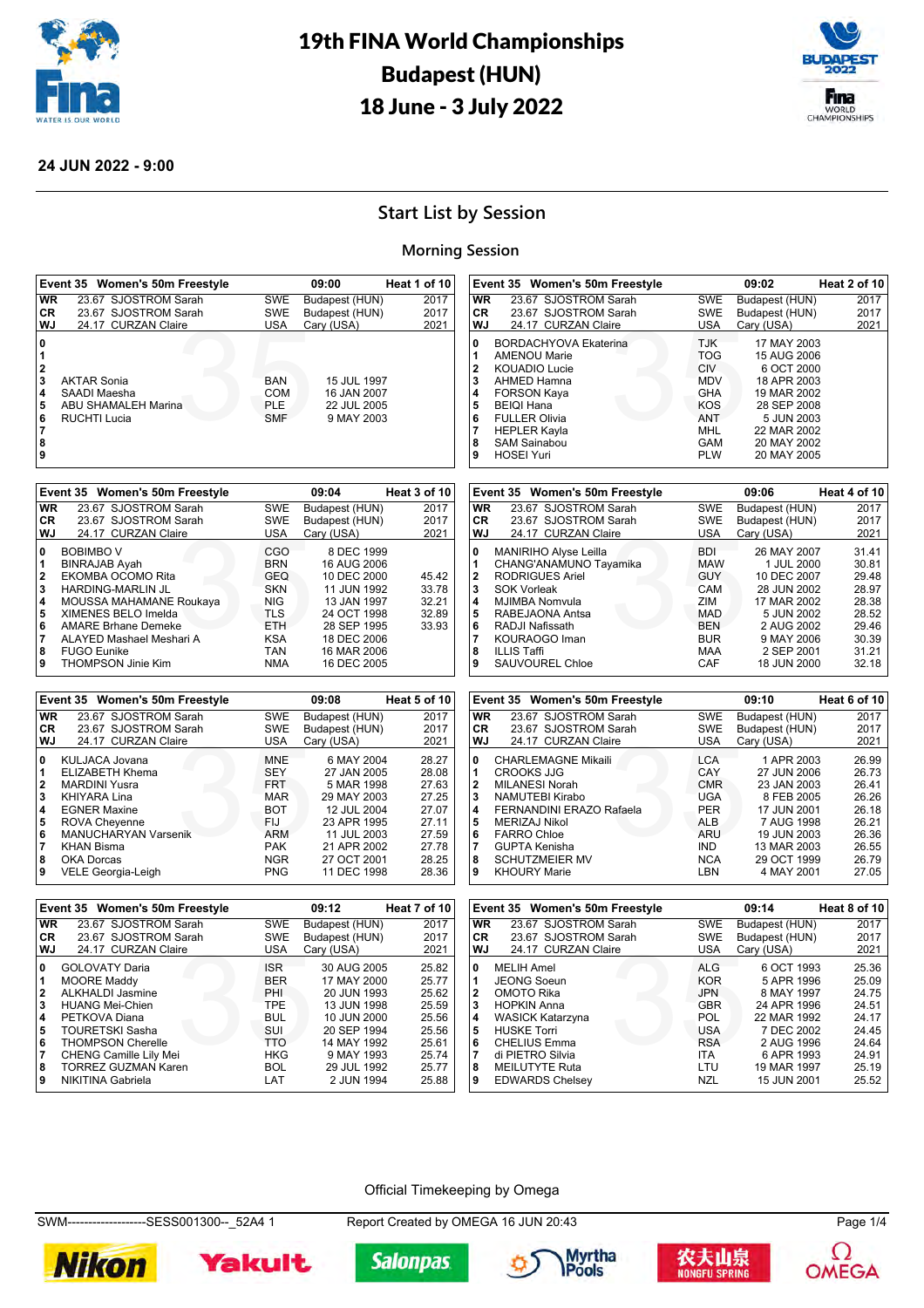# 19th FINA World Championships
# Budapest (HUN)
# 18 June - 3 July 2022

**24 JUN 2022 - 9:00**

## Start List by Session

### Morning Session

**Event 35 Women's 50m Freestyle — 09:00 — Heat 1 of 10**

| | | | | |
|---|---|---|---|---|
| WR | 23.67 SJOSTROM Sarah | SWE | Budapest (HUN) | 2017 |
| CR | 23.67 SJOSTROM Sarah | SWE | Budapest (HUN) | 2017 |
| WJ | 24.17 CURZAN Claire | USA | Cary (USA) | 2021 |

| Lane | Name | NAT | Date of Birth | Entry Time |
|---|---|---|---|---|
| 0 | | | | |
| 1 | | | | |
| 2 | | | | |
| 3 | AKTAR Sonia | BAN | 15 JUL 1997 | |
| 4 | SAADI Maesha | COM | 16 JAN 2007 | |
| 5 | ABU SHAMALEH Marina | PLE | 22 JUL 2005 | |
| 6 | RUCHTI Lucia | SMF | 9 MAY 2003 | |
| 7 | | | | |
| 8 | | | | |
| 9 | | | | |

**Event 35 Women's 50m Freestyle — 09:02 — Heat 2 of 10**

| | | | | |
|---|---|---|---|---|
| WR | 23.67 SJOSTROM Sarah | SWE | Budapest (HUN) | 2017 |
| CR | 23.67 SJOSTROM Sarah | SWE | Budapest (HUN) | 2017 |
| WJ | 24.17 CURZAN Claire | USA | Cary (USA) | 2021 |

| Lane | Name | NAT | Date of Birth | Entry Time |
|---|---|---|---|---|
| 0 | BORDACHYOVA Ekaterina | TJK | 17 MAY 2003 | |
| 1 | AMENOU Marie | TOG | 15 AUG 2006 | |
| 2 | KOUADIO Lucie | CIV | 6 OCT 2000 | |
| 3 | AHMED Hamna | MDV | 18 APR 2003 | |
| 4 | FORSON Kaya | GHA | 19 MAR 2002 | |
| 5 | BEIQI Hana | KOS | 28 SEP 2008 | |
| 6 | FULLER Olivia | ANT | 5 JUN 2003 | |
| 7 | HEPLER Kayla | MHL | 22 MAR 2002 | |
| 8 | SAM Sainabou | GAM | 20 MAY 2002 | |
| 9 | HOSEI Yuri | PLW | 20 MAY 2005 | |

**Event 35 Women's 50m Freestyle — 09:04 — Heat 3 of 10**

| | | | | |
|---|---|---|---|---|
| WR | 23.67 SJOSTROM Sarah | SWE | Budapest (HUN) | 2017 |
| CR | 23.67 SJOSTROM Sarah | SWE | Budapest (HUN) | 2017 |
| WJ | 24.17 CURZAN Claire | USA | Cary (USA) | 2021 |

| Lane | Name | NAT | Date of Birth | Entry Time |
|---|---|---|---|---|
| 0 | BOBIMBO V | CGO | 8 DEC 1999 | |
| 1 | BINRAJAB Ayah | BRN | 16 AUG 2006 | |
| 2 | EKOMBA OCOMO Rita | GEQ | 10 DEC 2000 | 45.42 |
| 3 | HARDING-MARLIN JL | SKN | 11 JUN 1992 | 33.78 |
| 4 | MOUSSA MAHAMANE Roukaya | NIG | 13 JAN 1997 | 32.21 |
| 5 | XIMENES BELO Imelda | TLS | 24 OCT 1998 | 32.89 |
| 6 | AMARE Brhane Demeke | ETH | 28 SEP 1995 | 33.93 |
| 7 | ALAYED Mashael Meshari A | KSA | 18 DEC 2006 | |
| 8 | FUGO Eunike | TAN | 16 MAR 2006 | |
| 9 | THOMPSON Jinie Kim | NMA | 16 DEC 2005 | |

**Event 35 Women's 50m Freestyle — 09:06 — Heat 4 of 10**

| | | | | |
|---|---|---|---|---|
| WR | 23.67 SJOSTROM Sarah | SWE | Budapest (HUN) | 2017 |
| CR | 23.67 SJOSTROM Sarah | SWE | Budapest (HUN) | 2017 |
| WJ | 24.17 CURZAN Claire | USA | Cary (USA) | 2021 |

| Lane | Name | NAT | Date of Birth | Entry Time |
|---|---|---|---|---|
| 0 | MANIRIHO Alyse Leilla | BDI | 26 MAY 2007 | 31.41 |
| 1 | CHANG'ANAMUNO Tayamika | MAW | 1 JUL 2000 | 30.81 |
| 2 | RODRIGUES Ariel | GUY | 10 DEC 2007 | 29.48 |
| 3 | SOK Vorleak | CAM | 28 JUN 2002 | 28.97 |
| 4 | MJIMBA Nomvula | ZIM | 17 MAR 2002 | 28.38 |
| 5 | RABEJAONA Antsa | MAD | 5 JUN 2002 | 28.52 |
| 6 | RADJI Nafissath | BEN | 2 AUG 2002 | 29.46 |
| 7 | KOURAOGO Iman | BUR | 9 MAY 2006 | 30.39 |
| 8 | ILLIS Taffi | MAA | 2 SEP 2001 | 31.21 |
| 9 | SAUVOUREL Chloe | CAF | 18 JUN 2000 | 32.18 |

**Event 35 Women's 50m Freestyle — 09:08 — Heat 5 of 10**

| | | | | |
|---|---|---|---|---|
| WR | 23.67 SJOSTROM Sarah | SWE | Budapest (HUN) | 2017 |
| CR | 23.67 SJOSTROM Sarah | SWE | Budapest (HUN) | 2017 |
| WJ | 24.17 CURZAN Claire | USA | Cary (USA) | 2021 |

| Lane | Name | NAT | Date of Birth | Entry Time |
|---|---|---|---|---|
| 0 | KULJACA Jovana | MNE | 6 MAY 2004 | 28.27 |
| 1 | ELIZABETH Khema | SEY | 27 JAN 2005 | 28.08 |
| 2 | MARDINI Yusra | FRT | 5 MAR 1998 | 27.63 |
| 3 | KHIYARA Lina | MAR | 29 MAY 2003 | 27.25 |
| 4 | EGNER Maxine | BOT | 12 JUL 2004 | 27.07 |
| 5 | ROVA Cheyenne | FIJ | 23 APR 1995 | 27.11 |
| 6 | MANUCHARYAN Varsenik | ARM | 11 JUL 2003 | 27.59 |
| 7 | KHAN Bisma | PAK | 21 APR 2002 | 27.78 |
| 8 | OKA Dorcas | NGR | 27 OCT 2001 | 28.25 |
| 9 | VELE Georgia-Leigh | PNG | 11 DEC 1998 | 28.36 |

**Event 35 Women's 50m Freestyle — 09:10 — Heat 6 of 10**

| | | | | |
|---|---|---|---|---|
| WR | 23.67 SJOSTROM Sarah | SWE | Budapest (HUN) | 2017 |
| CR | 23.67 SJOSTROM Sarah | SWE | Budapest (HUN) | 2017 |
| WJ | 24.17 CURZAN Claire | USA | Cary (USA) | 2021 |

| Lane | Name | NAT | Date of Birth | Entry Time |
|---|---|---|---|---|
| 0 | CHARLEMAGNE Mikaili | LCA | 1 APR 2003 | 26.99 |
| 1 | CROOKS JJG | CAY | 27 JUN 2006 | 26.73 |
| 2 | MILANESI Norah | CMR | 23 JAN 2003 | 26.41 |
| 3 | NAMUTEBI Kirabo | UGA | 8 FEB 2005 | 26.26 |
| 4 | FERNANDINI ERAZO Rafaela | PER | 17 JUN 2001 | 26.18 |
| 5 | MERIZAJ Nikol | ALB | 7 AUG 1998 | 26.21 |
| 6 | FARRO Chloe | ARU | 19 JUN 2003 | 26.36 |
| 7 | GUPTA Kenisha | IND | 13 MAR 2003 | 26.55 |
| 8 | SCHUTZMEIER MV | NCA | 29 OCT 1999 | 26.79 |
| 9 | KHOURY Marie | LBN | 4 MAY 2001 | 27.05 |

**Event 35 Women's 50m Freestyle — 09:12 — Heat 7 of 10**

| | | | | |
|---|---|---|---|---|
| WR | 23.67 SJOSTROM Sarah | SWE | Budapest (HUN) | 2017 |
| CR | 23.67 SJOSTROM Sarah | SWE | Budapest (HUN) | 2017 |
| WJ | 24.17 CURZAN Claire | USA | Cary (USA) | 2021 |

| Lane | Name | NAT | Date of Birth | Entry Time |
|---|---|---|---|---|
| 0 | GOLOVATY Daria | ISR | 30 AUG 2005 | 25.82 |
| 1 | MOORE Maddy | BER | 17 MAY 2000 | 25.77 |
| 2 | ALKHALDI Jasmine | PHI | 20 JUN 1993 | 25.62 |
| 3 | HUANG Mei-Chien | TPE | 13 JUN 1998 | 25.59 |
| 4 | PETKOVA Diana | BUL | 10 JUN 2000 | 25.56 |
| 5 | TOURETSKI Sasha | SUI | 20 SEP 1994 | 25.56 |
| 6 | THOMPSON Cherelle | TTO | 14 MAY 1992 | 25.61 |
| 7 | CHENG Camille Lily Mei | HKG | 9 MAY 1993 | 25.74 |
| 8 | TORREZ GUZMAN Karen | BOL | 29 JUL 1992 | 25.77 |
| 9 | NIKITINA Gabriela | LAT | 2 JUN 1994 | 25.88 |

**Event 35 Women's 50m Freestyle — 09:14 — Heat 8 of 10**

| | | | | |
|---|---|---|---|---|
| WR | 23.67 SJOSTROM Sarah | SWE | Budapest (HUN) | 2017 |
| CR | 23.67 SJOSTROM Sarah | SWE | Budapest (HUN) | 2017 |
| WJ | 24.17 CURZAN Claire | USA | Cary (USA) | 2021 |

| Lane | Name | NAT | Date of Birth | Entry Time |
|---|---|---|---|---|
| 0 | MELIH Amel | ALG | 6 OCT 1993 | 25.36 |
| 1 | JEONG Soeun | KOR | 5 APR 1996 | 25.09 |
| 2 | OMOTO Rika | JPN | 8 MAY 1997 | 24.75 |
| 3 | HOPKIN Anna | GBR | 24 APR 1996 | 24.51 |
| 4 | WASICK Katarzyna | POL | 22 MAR 1992 | 24.17 |
| 5 | HUSKE Torri | USA | 7 DEC 2002 | 24.45 |
| 6 | CHELIUS Emma | RSA | 2 AUG 1996 | 24.64 |
| 7 | di PIETRO Silvia | ITA | 6 APR 1993 | 24.91 |
| 8 | MEILUTYTE Ruta | LTU | 19 MAR 1997 | 25.19 |
| 9 | EDWARDS Chelsey | NZL | 15 JUN 2001 | 25.52 |

Official Timekeeping by Omega

SWM--------------------SESS001300--_52A4 1 — Report Created by OMEGA 16 JUN 20:43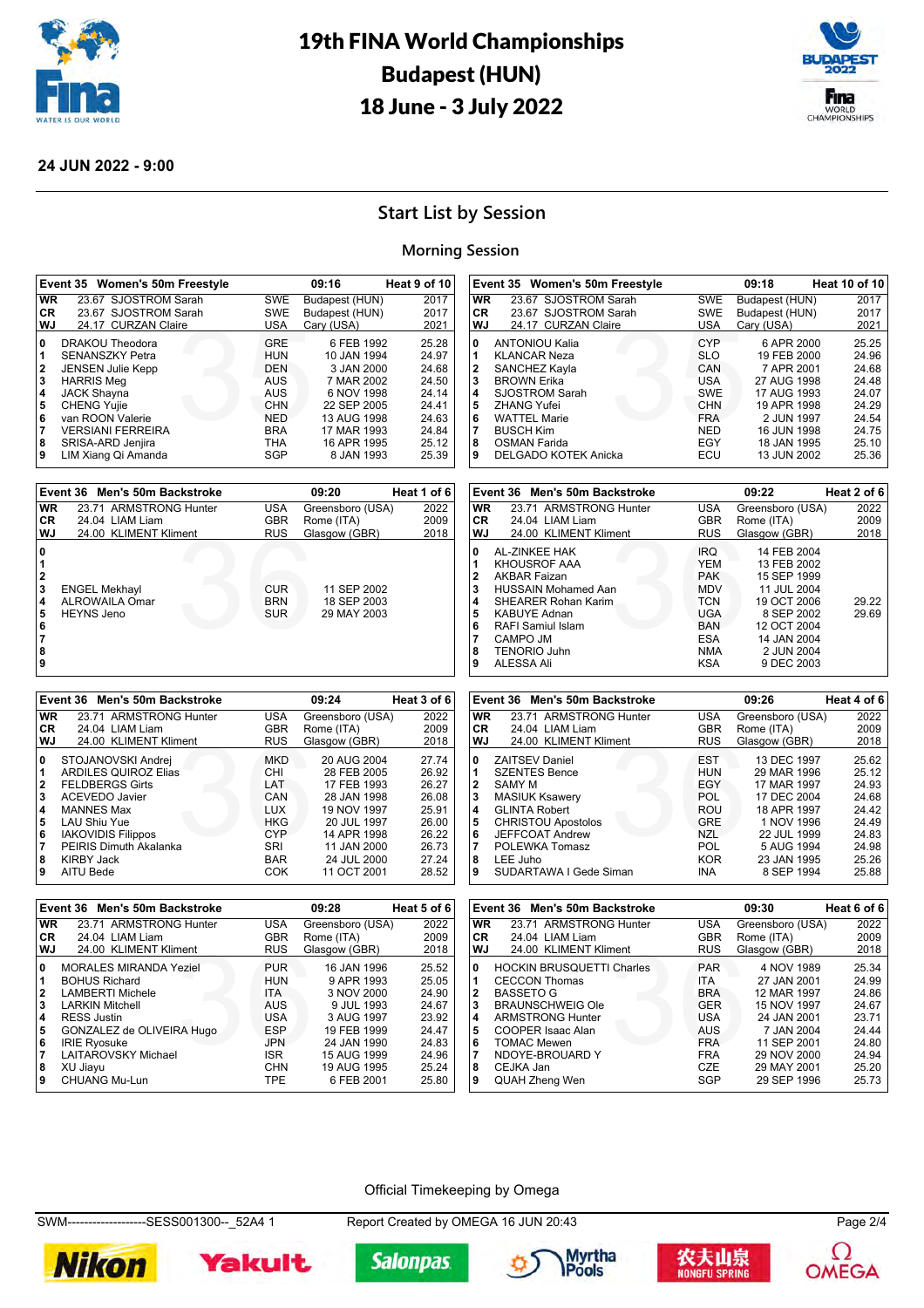# 19th FINA World Championships Budapest (HUN) 18 June - 3 July 2022

**24 JUN 2022 - 9:00**

## Start List by Session

### Morning Session

**Event 35 Women's 50m Freestyle — 09:16 — Heat 9 of 10**

| | | | | | |
|---|---|---|---|---|---|
| WR | 23.67 SJOSTROM Sarah | SWE | Budapest (HUN) | 2017 | |
| CR | 23.67 SJOSTROM Sarah | SWE | Budapest (HUN) | 2017 | |
| WJ | 24.17 CURZAN Claire | USA | Cary (USA) | 2021 | |
| 0 | DRAKOU Theodora | GRE | 6 FEB 1992 | 25.28 | |
| 1 | SENANSZKY Petra | HUN | 10 JAN 1994 | 24.97 | |
| 2 | JENSEN Julie Kepp | DEN | 3 JAN 2000 | 24.68 | |
| 3 | HARRIS Meg | AUS | 7 MAR 2002 | 24.50 | |
| 4 | JACK Shayna | AUS | 6 NOV 1998 | 24.14 | |
| 5 | CHENG Yujie | CHN | 22 SEP 2005 | 24.41 | |
| 6 | van ROON Valerie | NED | 13 AUG 1998 | 24.63 | |
| 7 | VERSIANI FERREIRA | BRA | 17 MAR 1993 | 24.84 | |
| 8 | SRISA-ARD Jenjira | THA | 16 APR 1995 | 25.12 | |
| 9 | LIM Xiang Qi Amanda | SGP | 8 JAN 1993 | 25.39 | |

**Event 35 Women's 50m Freestyle — 09:18 — Heat 10 of 10**

| | | | | | |
|---|---|---|---|---|---|
| WR | 23.67 SJOSTROM Sarah | SWE | Budapest (HUN) | 2017 | |
| CR | 23.67 SJOSTROM Sarah | SWE | Budapest (HUN) | 2017 | |
| WJ | 24.17 CURZAN Claire | USA | Cary (USA) | 2021 | |
| 0 | ANTONIOU Kalia | CYP | 6 APR 2000 | 25.25 | |
| 1 | KLANCAR Neza | SLO | 19 FEB 2000 | 24.96 | |
| 2 | SANCHEZ Kayla | CAN | 7 APR 2001 | 24.68 | |
| 3 | BROWN Erika | USA | 27 AUG 1998 | 24.48 | |
| 4 | SJOSTROM Sarah | SWE | 17 AUG 1993 | 24.07 | |
| 5 | ZHANG Yufei | CHN | 19 APR 1998 | 24.29 | |
| 6 | WATTEL Marie | FRA | 2 JUN 1997 | 24.54 | |
| 7 | BUSCH Kim | NED | 16 JUN 1998 | 24.75 | |
| 8 | OSMAN Farida | EGY | 18 JAN 1995 | 25.10 | |
| 9 | DELGADO KOTEK Anicka | ECU | 13 JUN 2002 | 25.36 | |

**Event 36 Men's 50m Backstroke — 09:20 — Heat 1 of 6**

| | | | | | |
|---|---|---|---|---|---|
| WR | 23.71 ARMSTRONG Hunter | USA | Greensboro (USA) | 2022 | |
| CR | 24.04 LIAM Liam | GBR | Rome (ITA) | 2009 | |
| WJ | 24.00 KLIMENT Kliment | RUS | Glasgow (GBR) | 2018 | |
| 0 | | | | | |
| 1 | | | | | |
| 2 | | | | | |
| 3 | ENGEL Mekhayl | CUR | 11 SEP 2002 | | |
| 4 | ALROWAILA Omar | BRN | 18 SEP 2003 | | |
| 5 | HEYNS Jeno | SUR | 29 MAY 2003 | | |
| 6 | | | | | |
| 7 | | | | | |
| 8 | | | | | |
| 9 | | | | | |

**Event 36 Men's 50m Backstroke — 09:22 — Heat 2 of 6**

| | | | | | |
|---|---|---|---|---|---|
| WR | 23.71 ARMSTRONG Hunter | USA | Greensboro (USA) | 2022 | |
| CR | 24.04 LIAM Liam | GBR | Rome (ITA) | 2009 | |
| WJ | 24.00 KLIMENT Kliment | RUS | Glasgow (GBR) | 2018 | |
| 0 | AL-ZINKEE HAK | IRQ | 14 FEB 2004 | | |
| 1 | KHOUSROF AAA | YEM | 13 FEB 2002 | | |
| 2 | AKBAR Faizan | PAK | 15 SEP 1999 | | |
| 3 | HUSSAIN Mohamed Aan | MDV | 11 JUL 2004 | | |
| 4 | SHEARER Rohan Karim | TCN | 19 OCT 2006 | 29.22 | |
| 5 | KABUYE Adnan | UGA | 8 SEP 2002 | 29.69 | |
| 6 | RAFI Samiul Islam | BAN | 12 OCT 2004 | | |
| 7 | CAMPO JM | ESA | 14 JAN 2004 | | |
| 8 | TENORIO Juhn | NMA | 2 JUN 2004 | | |
| 9 | ALESSA Ali | KSA | 9 DEC 2003 | | |

**Event 36 Men's 50m Backstroke — 09:24 — Heat 3 of 6**

| | | | | | |
|---|---|---|---|---|---|
| WR | 23.71 ARMSTRONG Hunter | USA | Greensboro (USA) | 2022 | |
| CR | 24.04 LIAM Liam | GBR | Rome (ITA) | 2009 | |
| WJ | 24.00 KLIMENT Kliment | RUS | Glasgow (GBR) | 2018 | |
| 0 | STOJANOVSKI Andrej | MKD | 20 AUG 2004 | 27.74 | |
| 1 | ARDILES QUIROZ Elias | CHI | 28 FEB 2005 | 26.92 | |
| 2 | FELDBERGS Girts | LAT | 17 FEB 1993 | 26.27 | |
| 3 | ACEVEDO Javier | CAN | 28 JAN 1998 | 26.08 | |
| 4 | MANNES Max | LUX | 19 NOV 1997 | 25.91 | |
| 5 | LAU Shiu Yue | HKG | 20 JUL 1997 | 26.00 | |
| 6 | IAKOVIDIS Filippos | CYP | 14 APR 1998 | 26.22 | |
| 7 | PEIRIS Dimuth Akalanka | SRI | 11 JAN 2000 | 26.73 | |
| 8 | KIRBY Jack | BAR | 24 JUL 2000 | 27.24 | |
| 9 | AITU Bede | COK | 11 OCT 2001 | 28.52 | |

**Event 36 Men's 50m Backstroke — 09:26 — Heat 4 of 6**

| | | | | | |
|---|---|---|---|---|---|
| WR | 23.71 ARMSTRONG Hunter | USA | Greensboro (USA) | 2022 | |
| CR | 24.04 LIAM Liam | GBR | Rome (ITA) | 2009 | |
| WJ | 24.00 KLIMENT Kliment | RUS | Glasgow (GBR) | 2018 | |
| 0 | ZAITSEV Daniel | EST | 13 DEC 1997 | 25.62 | |
| 1 | SZENTES Bence | HUN | 29 MAR 1996 | 25.12 | |
| 2 | SAMY M | EGY | 17 MAR 1997 | 24.93 | |
| 3 | MASIUK Ksawery | POL | 17 DEC 2004 | 24.68 | |
| 4 | GLINTA Robert | ROU | 18 APR 1997 | 24.42 | |
| 5 | CHRISTOU Apostolos | GRE | 1 NOV 1996 | 24.49 | |
| 6 | JEFFCOAT Andrew | NZL | 22 JUL 1999 | 24.83 | |
| 7 | POLEWKA Tomasz | POL | 5 AUG 1994 | 24.98 | |
| 8 | LEE Juho | KOR | 23 JAN 1995 | 25.26 | |
| 9 | SUDARTAWA I Gede Siman | INA | 8 SEP 1994 | 25.88 | |

**Event 36 Men's 50m Backstroke — 09:28 — Heat 5 of 6**

| | | | | | |
|---|---|---|---|---|---|
| WR | 23.71 ARMSTRONG Hunter | USA | Greensboro (USA) | 2022 | |
| CR | 24.04 LIAM Liam | GBR | Rome (ITA) | 2009 | |
| WJ | 24.00 KLIMENT Kliment | RUS | Glasgow (GBR) | 2018 | |
| 0 | MORALES MIRANDA Yeziel | PUR | 16 JAN 1996 | 25.52 | |
| 1 | BOHUS Richard | HUN | 9 APR 1993 | 25.05 | |
| 2 | LAMBERTI Michele | ITA | 3 NOV 2000 | 24.90 | |
| 3 | LARKIN Mitchell | AUS | 9 JUL 1993 | 24.67 | |
| 4 | RESS Justin | USA | 3 AUG 1997 | 23.92 | |
| 5 | GONZALEZ de OLIVEIRA Hugo | ESP | 19 FEB 1999 | 24.47 | |
| 6 | IRIE Ryosuke | JPN | 24 JAN 1990 | 24.83 | |
| 7 | LAITAROVSKY Michael | ISR | 15 AUG 1999 | 24.96 | |
| 8 | XU Jiayu | CHN | 19 AUG 1995 | 25.24 | |
| 9 | CHUANG Mu-Lun | TPE | 6 FEB 2001 | 25.80 | |

**Event 36 Men's 50m Backstroke — 09:30 — Heat 6 of 6**

| | | | | | |
|---|---|---|---|---|---|
| WR | 23.71 ARMSTRONG Hunter | USA | Greensboro (USA) | 2022 | |
| CR | 24.04 LIAM Liam | GBR | Rome (ITA) | 2009 | |
| WJ | 24.00 KLIMENT Kliment | RUS | Glasgow (GBR) | 2018 | |
| 0 | HOCKIN BRUSQUETTI Charles | PAR | 4 NOV 1989 | 25.34 | |
| 1 | CECCON Thomas | ITA | 27 JAN 2001 | 24.99 | |
| 2 | BASSETO G | BRA | 12 MAR 1997 | 24.86 | |
| 3 | BRAUNSCHWEIG Ole | GER | 15 NOV 1997 | 24.67 | |
| 4 | ARMSTRONG Hunter | USA | 24 JAN 2001 | 23.71 | |
| 5 | COOPER Isaac Alan | AUS | 7 JAN 2004 | 24.44 | |
| 6 | TOMAC Mewen | FRA | 11 SEP 2001 | 24.80 | |
| 7 | NDOYE-BROUARD Y | FRA | 29 NOV 2000 | 24.94 | |
| 8 | CEJKA Jan | CZE | 29 MAY 2001 | 25.20 | |
| 9 | QUAH Zheng Wen | SGP | 29 SEP 1996 | 25.73 | |

Official Timekeeping by Omega

SWM-------------------SESS001300--_52A4 1 — Report Created by OMEGA 16 JUN 20:43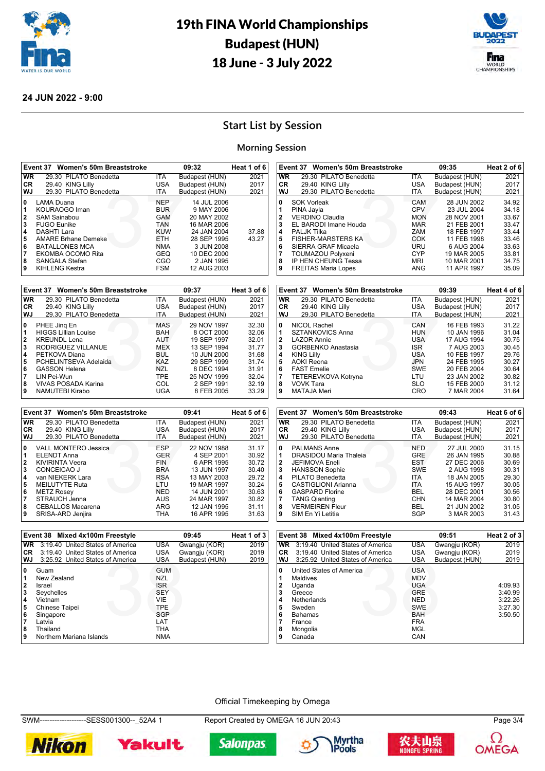# 19th FINA World Championships
# Budapest (HUN)
# 18 June - 3 July 2022

**24 JUN 2022 - 9:00**

## Start List by Session

### Morning Session

**Event 37 Women's 50m Breaststroke — 09:32 — Heat 1 of 6**

| | | | | |
|---|---|---|---|---|
| WR | 29.30 PILATO Benedetta | ITA | Budapest (HUN) | 2021 |
| CR | 29.40 KING Lilly | USA | Budapest (HUN) | 2017 |
| WJ | 29.30 PILATO Benedetta | ITA | Budapest (HUN) | 2021 |

| Lane | Name | NAT | Date of Birth | Entry Time |
|---|---|---|---|---|
| 0 | LAMA Duana | NEP | 14 JUL 2006 | |
| 1 | KOURAOGO Iman | BUR | 9 MAY 2006 | |
| 2 | SAM Sainabou | GAM | 20 MAY 2002 | |
| 3 | FUGO Eunike | TAN | 16 MAR 2006 | |
| 4 | DASHTI Lara | KUW | 24 JAN 2004 | 37.88 |
| 5 | AMARE Brhane Demeke | ETH | 28 SEP 1995 | 43.27 |
| 6 | BATALLONES MCA | NMA | 3 JUN 2008 | |
| 7 | EKOMBA OCOMO Rita | GEQ | 10 DEC 2000 | |
| 8 | SANGALA Stefan | CGO | 2 JAN 1995 | |
| 9 | KIHLENG Kestra | FSM | 12 AUG 2003 | |

**Event 37 Women's 50m Breaststroke — 09:35 — Heat 2 of 6**

| | | | | |
|---|---|---|---|---|
| WR | 29.30 PILATO Benedetta | ITA | Budapest (HUN) | 2021 |
| CR | 29.40 KING Lilly | USA | Budapest (HUN) | 2017 |
| WJ | 29.30 PILATO Benedetta | ITA | Budapest (HUN) | 2021 |

| Lane | Name | NAT | Date of Birth | Entry Time |
|---|---|---|---|---|
| 0 | SOK Vorleak | CAM | 28 JUN 2002 | 34.92 |
| 1 | PINA Jayla | CPV | 23 JUL 2004 | 34.18 |
| 2 | VERDINO Claudia | MON | 28 NOV 2001 | 33.67 |
| 3 | EL BARODI Imane Houda | MAR | 21 FEB 2001 | 33.47 |
| 4 | PALJK Tilka | ZAM | 18 FEB 1997 | 33.44 |
| 5 | FISHER-MARSTERS KA | COK | 11 FEB 1998 | 33.46 |
| 6 | SIERRA GRAF Micaela | URU | 6 AUG 2004 | 33.63 |
| 7 | TOUMAZOU Polyxeni | CYP | 19 MAR 2005 | 33.81 |
| 8 | IP HEN CHEUNG Tessa | MRI | 10 MAR 2001 | 34.75 |
| 9 | FREITAS Maria Lopes | ANG | 11 APR 1997 | 35.09 |

**Event 37 Women's 50m Breaststroke — 09:37 — Heat 3 of 6**

| | | | | |
|---|---|---|---|---|
| WR | 29.30 PILATO Benedetta | ITA | Budapest (HUN) | 2021 |
| CR | 29.40 KING Lilly | USA | Budapest (HUN) | 2017 |
| WJ | 29.30 PILATO Benedetta | ITA | Budapest (HUN) | 2021 |

| Lane | Name | NAT | Date of Birth | Entry Time |
|---|---|---|---|---|
| 0 | PHEE Jinq En | MAS | 29 NOV 1997 | 32.30 |
| 1 | HIGGS Lillian Louise | BAH | 8 OCT 2000 | 32.06 |
| 2 | KREUNDL Lena | AUT | 19 SEP 1997 | 32.01 |
| 3 | RODRIGUEZ VILLANUE | MEX | 13 SEP 1995 | 31.77 |
| 4 | PETKOVA Diana | BUL | 10 JUN 2000 | 31.68 |
| 5 | PCHELINTSEVA Adelaida | KAZ | 29 SEP 1999 | 31.74 |
| 6 | GASSON Helena | NZL | 8 DEC 1994 | 31.91 |
| 7 | LIN Pei-Wun | TPE | 25 NOV 1999 | 32.04 |
| 8 | VIVAS POSADA Karina | COL | 2 SEP 1991 | 32.19 |
| 9 | NAMUTEBI Kirabo | UGA | 8 FEB 2005 | 33.29 |

**Event 37 Women's 50m Breaststroke — 09:39 — Heat 4 of 6**

| | | | | |
|---|---|---|---|---|
| WR | 29.30 PILATO Benedetta | ITA | Budapest (HUN) | 2021 |
| CR | 29.40 KING Lilly | USA | Budapest (HUN) | 2017 |
| WJ | 29.30 PILATO Benedetta | ITA | Budapest (HUN) | 2021 |

| Lane | Name | NAT | Date of Birth | Entry Time |
|---|---|---|---|---|
| 0 | NICOL Rachel | CAN | 16 FEB 1993 | 31.22 |
| 1 | SZTANKOVICS Anna | HUN | 10 JAN 1996 | 31.04 |
| 2 | LAZOR Annie | USA | 17 AUG 1994 | 30.75 |
| 3 | GORBENKO Anastasia | ISR | 7 AUG 2003 | 30.45 |
| 4 | KING Lilly | USA | 10 FEB 1997 | 29.76 |
| 5 | AOKI Reona | JPN | 24 FEB 1995 | 30.27 |
| 6 | FAST Emelie | SWE | 20 FEB 2004 | 30.64 |
| 7 | TETEREVKOVA Kotryna | LTU | 23 JAN 2002 | 30.82 |
| 8 | VOVK Tara | SLO | 15 FEB 2000 | 31.12 |
| 9 | MATAJA Meri | CRO | 7 MAR 2004 | 31.64 |

**Event 37 Women's 50m Breaststroke — 09:41 — Heat 5 of 6**

| | | | | |
|---|---|---|---|---|
| WR | 29.30 PILATO Benedetta | ITA | Budapest (HUN) | 2021 |
| CR | 29.40 KING Lilly | USA | Budapest (HUN) | 2017 |
| WJ | 29.30 PILATO Benedetta | ITA | Budapest (HUN) | 2021 |

| Lane | Name | NAT | Date of Birth | Entry Time |
|---|---|---|---|---|
| 0 | VALL MONTERO Jessica | ESP | 22 NOV 1988 | 31.17 |
| 1 | ELENDT Anna | GER | 4 SEP 2001 | 30.92 |
| 2 | KIVIRINTA Veera | FIN | 6 APR 1995 | 30.72 |
| 3 | CONCEICAO J | BRA | 13 JUN 1997 | 30.40 |
| 4 | van NIEKERK Lara | RSA | 13 MAY 2003 | 29.72 |
| 5 | MEILUTYTE Ruta | LTU | 19 MAR 1997 | 30.24 |
| 6 | METZ Rosey | NED | 14 JUN 2001 | 30.63 |
| 7 | STRAUCH Jenna | AUS | 24 MAR 1997 | 30.82 |
| 8 | CEBALLOS Macarena | ARG | 12 JAN 1995 | 31.11 |
| 9 | SRISA-ARD Jenjira | THA | 16 APR 1995 | 31.63 |

**Event 37 Women's 50m Breaststroke — 09:43 — Heat 6 of 6**

| | | | | |
|---|---|---|---|---|
| WR | 29.30 PILATO Benedetta | ITA | Budapest (HUN) | 2021 |
| CR | 29.40 KING Lilly | USA | Budapest (HUN) | 2017 |
| WJ | 29.30 PILATO Benedetta | ITA | Budapest (HUN) | 2021 |

| Lane | Name | NAT | Date of Birth | Entry Time |
|---|---|---|---|---|
| 0 | PALMANS Anne | NED | 27 JUL 2000 | 31.15 |
| 1 | DRASIDOU Maria Thaleia | GRE | 26 JAN 1995 | 30.88 |
| 2 | JEFIMOVA Eneli | EST | 27 DEC 2006 | 30.69 |
| 3 | HANSSON Sophie | SWE | 2 AUG 1998 | 30.31 |
| 4 | PILATO Benedetta | ITA | 18 JAN 2005 | 29.30 |
| 5 | CASTIGLIONI Arianna | ITA | 15 AUG 1997 | 30.05 |
| 6 | GASPARD Florine | BEL | 28 DEC 2001 | 30.56 |
| 7 | TANG Qianting | CHN | 14 MAR 2004 | 30.80 |
| 8 | VERMEIREN Fleur | BEL | 21 JUN 2002 | 31.05 |
| 9 | SIM En Yi Letitia | SGP | 3 MAR 2003 | 31.43 |

**Event 38 Mixed 4x100m Freestyle — 09:45 — Heat 1 of 3**

| | | | | |
|---|---|---|---|---|
| WR | 3:19.40 United States of America | USA | Gwangju (KOR) | 2019 |
| CR | 3:19.40 United States of America | USA | Gwangju (KOR) | 2019 |
| WJ | 3:25.92 United States of America | USA | Budapest (HUN) | 2019 |

| Lane | Team | NAT | Entry Time |
|---|---|---|---|
| 0 | Guam | GUM | |
| 1 | New Zealand | NZL | |
| 2 | Israel | ISR | |
| 3 | Seychelles | SEY | |
| 4 | Vietnam | VIE | |
| 5 | Chinese Taipei | TPE | |
| 6 | Singapore | SGP | |
| 7 | Latvia | LAT | |
| 8 | Thailand | THA | |
| 9 | Northern Mariana Islands | NMA | |

**Event 38 Mixed 4x100m Freestyle — 09:51 — Heat 2 of 3**

| | | | | |
|---|---|---|---|---|
| WR | 3:19.40 United States of America | USA | Gwangju (KOR) | 2019 |
| CR | 3:19.40 United States of America | USA | Gwangju (KOR) | 2019 |
| WJ | 3:25.92 United States of America | USA | Budapest (HUN) | 2019 |

| Lane | Team | NAT | Entry Time |
|---|---|---|---|
| 0 | United States of America | USA | |
| 1 | Maldives | MDV | |
| 2 | Uganda | UGA | 4:09.93 |
| 3 | Greece | GRE | 3:40.99 |
| 4 | Netherlands | NED | 3:22.26 |
| 5 | Sweden | SWE | 3:27.30 |
| 6 | Bahamas | BAH | 3:50.50 |
| 7 | France | FRA | |
| 8 | Mongolia | MGL | |
| 9 | Canada | CAN | |

Official Timekeeping by Omega

SWM-------------------SESS001300--_52A4 1 — Report Created by OMEGA 16 JUN 20:43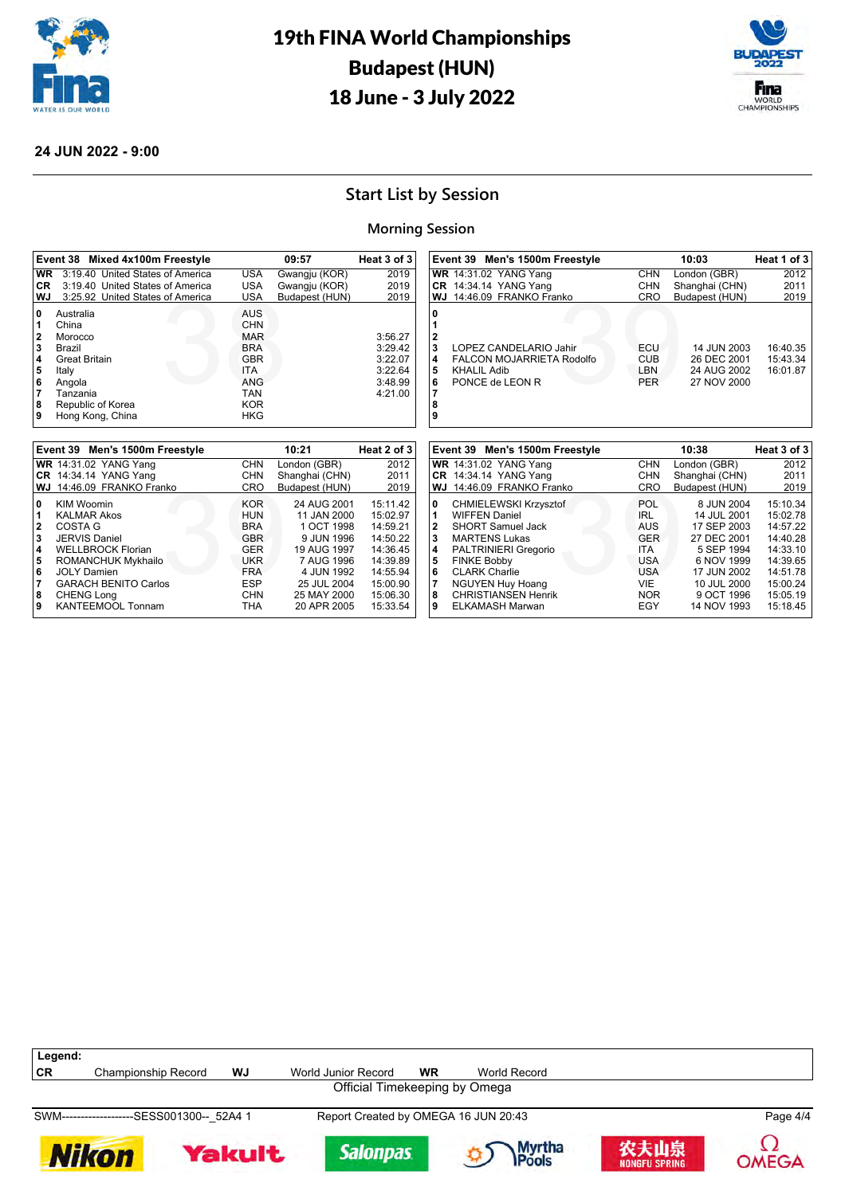# 19th FINA World Championships
# Budapest (HUN)
# 18 June - 3 July 2022

**24 JUN 2022 - 9:00**

## Start List by Session

### Morning Session

**Event 38 Mixed 4x100m Freestyle — 09:57 — Heat 3 of 3**

| | | | | |
|---|---|---|---|---|
| WR | 3:19.40 United States of America | USA | Gwangju (KOR) | 2019 |
| CR | 3:19.40 United States of America | USA | Gwangju (KOR) | 2019 |
| WJ | 3:25.92 United States of America | USA | Budapest (HUN) | 2019 |

| Lane | Team | NOC | Entry |
|---|---|---|---|
| 0 | Australia | AUS | |
| 1 | China | CHN | |
| 2 | Morocco | MAR | 3:56.27 |
| 3 | Brazil | BRA | 3:29.42 |
| 4 | Great Britain | GBR | 3:22.07 |
| 5 | Italy | ITA | 3:22.64 |
| 6 | Angola | ANG | 3:48.99 |
| 7 | Tanzania | TAN | 4:21.00 |
| 8 | Republic of Korea | KOR | |
| 9 | Hong Kong, China | HKG | |

**Event 39 Men's 1500m Freestyle — 10:03 — Heat 1 of 3**

| | | | | |
|---|---|---|---|---|
| WR | 14:31.02 YANG Yang | CHN | London (GBR) | 2012 |
| CR | 14:34.14 YANG Yang | CHN | Shanghai (CHN) | 2011 |
| WJ | 14:46.09 FRANKO Franko | CRO | Budapest (HUN) | 2019 |

| Lane | Name | NOC | Date of Birth | Entry |
|---|---|---|---|---|
| 0 | | | | |
| 1 | | | | |
| 2 | | | | |
| 3 | LOPEZ CANDELARIO Jahir | ECU | 14 JUN 2003 | 16:40.35 |
| 4 | FALCON MOJARRIETA Rodolfo | CUB | 26 DEC 2001 | 15:43.34 |
| 5 | KHALIL Adib | LBN | 24 AUG 2002 | 16:01.87 |
| 6 | PONCE de LEON R | PER | 27 NOV 2000 | |
| 7 | | | | |
| 8 | | | | |
| 9 | | | | |

**Event 39 Men's 1500m Freestyle — 10:21 — Heat 2 of 3**

| | | | | |
|---|---|---|---|---|
| WR | 14:31.02 YANG Yang | CHN | London (GBR) | 2012 |
| CR | 14:34.14 YANG Yang | CHN | Shanghai (CHN) | 2011 |
| WJ | 14:46.09 FRANKO Franko | CRO | Budapest (HUN) | 2019 |

| Lane | Name | NOC | Date of Birth | Entry |
|---|---|---|---|---|
| 0 | KIM Woomin | KOR | 24 AUG 2001 | 15:11.42 |
| 1 | KALMAR Akos | HUN | 11 JAN 2000 | 15:02.97 |
| 2 | COSTA G | BRA | 1 OCT 1998 | 14:59.21 |
| 3 | JERVIS Daniel | GBR | 9 JUN 1996 | 14:50.22 |
| 4 | WELLBROCK Florian | GER | 19 AUG 1997 | 14:36.45 |
| 5 | ROMANCHUK Mykhailo | UKR | 7 AUG 1996 | 14:39.89 |
| 6 | JOLY Damien | FRA | 4 JUN 1992 | 14:55.94 |
| 7 | GARACH BENITO Carlos | ESP | 25 JUL 2004 | 15:00.90 |
| 8 | CHENG Long | CHN | 25 MAY 2000 | 15:06.30 |
| 9 | KANTEEMOOL Tonnam | THA | 20 APR 2005 | 15:33.54 |

**Event 39 Men's 1500m Freestyle — 10:38 — Heat 3 of 3**

| | | | | |
|---|---|---|---|---|
| WR | 14:31.02 YANG Yang | CHN | London (GBR) | 2012 |
| CR | 14:34.14 YANG Yang | CHN | Shanghai (CHN) | 2011 |
| WJ | 14:46.09 FRANKO Franko | CRO | Budapest (HUN) | 2019 |

| Lane | Name | NOC | Date of Birth | Entry |
|---|---|---|---|---|
| 0 | CHMIELEWSKI Krzysztof | POL | 8 JUN 2004 | 15:10.34 |
| 1 | WIFFEN Daniel | IRL | 14 JUL 2001 | 15:02.78 |
| 2 | SHORT Samuel Jack | AUS | 17 SEP 2003 | 14:57.22 |
| 3 | MARTENS Lukas | GER | 27 DEC 2001 | 14:40.28 |
| 4 | PALTRINIERI Gregorio | ITA | 5 SEP 1994 | 14:33.10 |
| 5 | FINKE Bobby | USA | 6 NOV 1999 | 14:39.65 |
| 6 | CLARK Charlie | USA | 17 JUN 2002 | 14:51.78 |
| 7 | NGUYEN Huy Hoang | VIE | 10 JUL 2000 | 15:00.24 |
| 8 | CHRISTIANSEN Henrik | NOR | 9 OCT 1996 | 15:05.19 |
| 9 | ELKAMASH Marwan | EGY | 14 NOV 1993 | 15:18.45 |

**Legend:**
CR Championship Record  WJ World Junior Record  WR World Record

Official Timekeeping by Omega

SWM-------------------SESS001300--_52A4 1  Report Created by OMEGA 16 JUN 20:43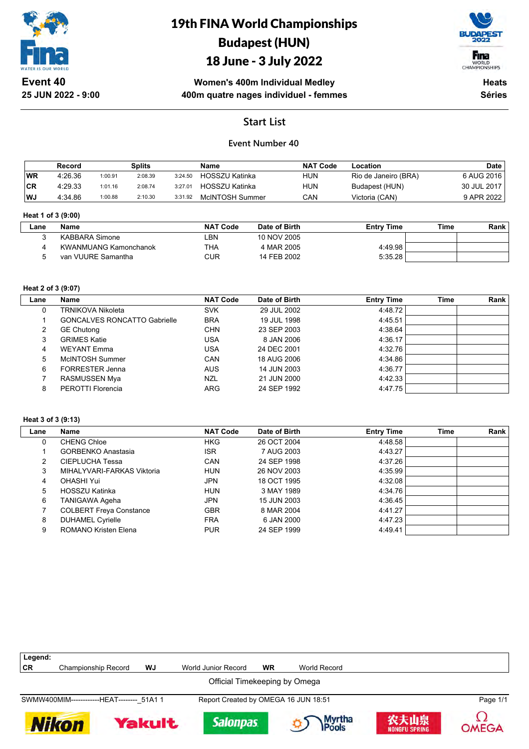# 19th FINA World Championships
# Budapest (HUN)
# 18 June - 3 July 2022

**Event 40**
**25 JUN 2022 - 9:00**

**Women's 400m Individual Medley**
**400m quatre nages individuel - femmes**

**Heats**
**Séries**

## Start List

### Event Number 40

| | Record | Splits | | | Name | NAT Code | Location | Date |
|---|---|---|---|---|---|---|---|---|
| WR | 4:26.36 | 1:00.91 | 2:08.39 | 3:24.50 | HOSSZU Katinka | HUN | Rio de Janeiro (BRA) | 6 AUG 2016 |
| CR | 4:29.33 | 1:01.16 | 2:08.74 | 3:27.01 | HOSSZU Katinka | HUN | Budapest (HUN) | 30 JUL 2017 |
| WJ | 4:34.86 | 1:00.88 | 2:10.30 | 3:31.92 | McINTOSH Summer | CAN | Victoria (CAN) | 9 APR 2022 |

**Heat 1 of 3 (9:00)**

| Lane | Name | NAT Code | Date of Birth | Entry Time | Time | Rank |
|---|---|---|---|---|---|---|
| 3 | KABBARA Simone | LBN | 10 NOV 2005 | | | |
| 4 | KWANMUANG Kamonchanok | THA | 4 MAR 2005 | 4:49.98 | | |
| 5 | van VUURE Samantha | CUR | 14 FEB 2002 | 5:35.28 | | |

**Heat 2 of 3 (9:07)**

| Lane | Name | NAT Code | Date of Birth | Entry Time | Time | Rank |
|---|---|---|---|---|---|---|
| 0 | TRNIKOVA Nikoleta | SVK | 29 JUL 2002 | 4:48.72 | | |
| 1 | GONCALVES RONCATTO Gabrielle | BRA | 19 JUL 1998 | 4:45.51 | | |
| 2 | GE Chutong | CHN | 23 SEP 2003 | 4:38.64 | | |
| 3 | GRIMES Katie | USA | 8 JAN 2006 | 4:36.17 | | |
| 4 | WEYANT Emma | USA | 24 DEC 2001 | 4:32.76 | | |
| 5 | McINTOSH Summer | CAN | 18 AUG 2006 | 4:34.86 | | |
| 6 | FORRESTER Jenna | AUS | 14 JUN 2003 | 4:36.77 | | |
| 7 | RASMUSSEN Mya | NZL | 21 JUN 2000 | 4:42.33 | | |
| 8 | PEROTTI Florencia | ARG | 24 SEP 1992 | 4:47.75 | | |

**Heat 3 of 3 (9:13)**

| Lane | Name | NAT Code | Date of Birth | Entry Time | Time | Rank |
|---|---|---|---|---|---|---|
| 0 | CHENG Chloe | HKG | 26 OCT 2004 | 4:48.58 | | |
| 1 | GORBENKO Anastasia | ISR | 7 AUG 2003 | 4:43.27 | | |
| 2 | CIEPLUCHA Tessa | CAN | 24 SEP 1998 | 4:37.26 | | |
| 3 | MIHALYVARI-FARKAS Viktoria | HUN | 26 NOV 2003 | 4:35.99 | | |
| 4 | OHASHI Yui | JPN | 18 OCT 1995 | 4:32.08 | | |
| 5 | HOSSZU Katinka | HUN | 3 MAY 1989 | 4:34.76 | | |
| 6 | TANIGAWA Ageha | JPN | 15 JUN 2003 | 4:36.45 | | |
| 7 | COLBERT Freya Constance | GBR | 8 MAR 2004 | 4:41.27 | | |
| 8 | DUHAMEL Cyrielle | FRA | 6 JAN 2000 | 4:47.23 | | |
| 9 | ROMANO Kristen Elena | PUR | 24 SEP 1999 | 4:49.41 | | |

**Legend:**

| | | | | | |
|---|---|---|---|---|---|
| CR | Championship Record | WJ | World Junior Record | WR | World Record |

Official Timekeeping by Omega

SWMW400MIM------------HEAT--------_51A1 1 — Report Created by OMEGA 16 JUN 18:51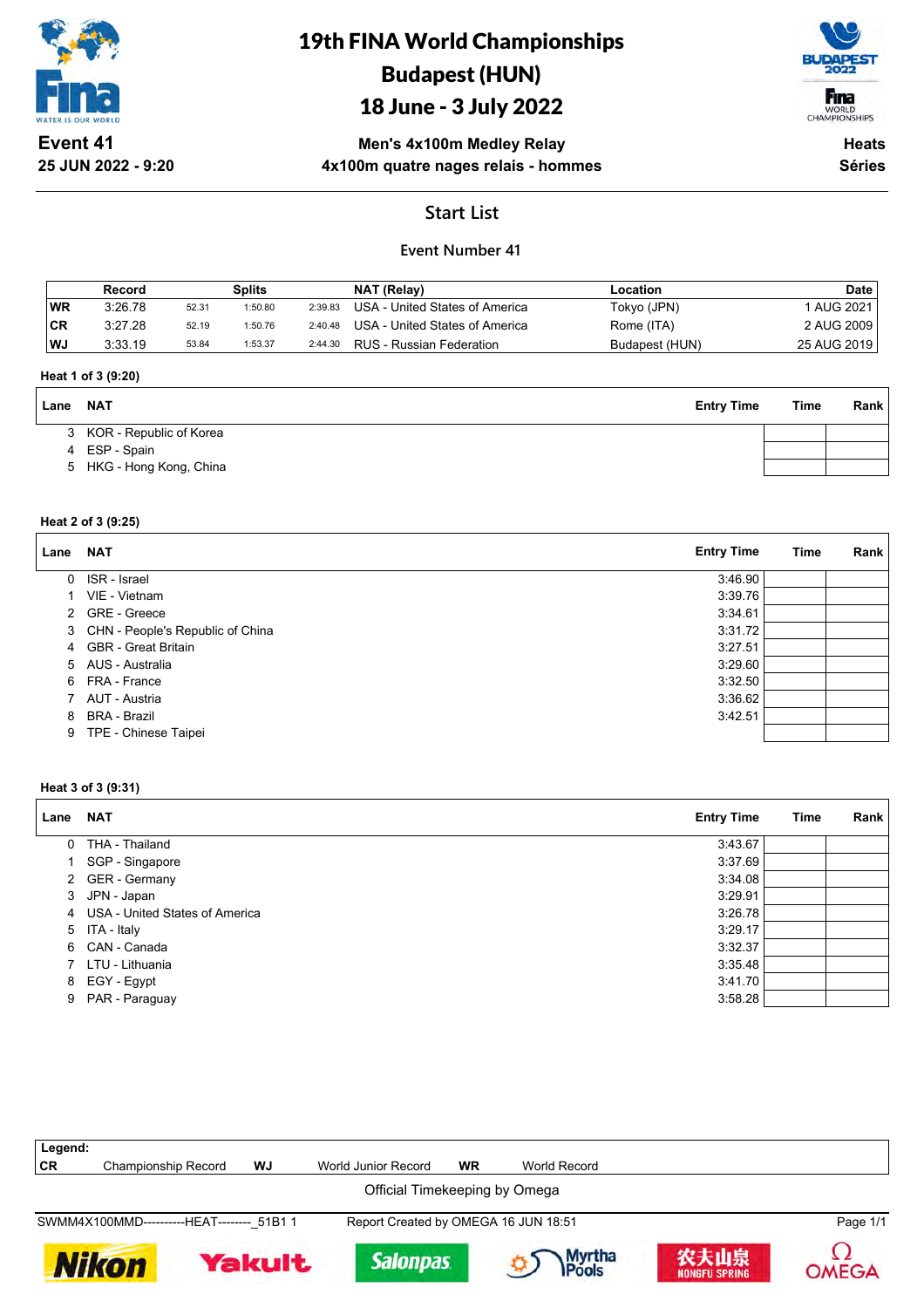# 19th FINA World Championships
# Budapest (HUN)
# 18 June - 3 July 2022

**Event 41**
**25 JUN 2022 - 9:20**

**Men's 4x100m Medley Relay**
**4x100m quatre nages relais - hommes**

**Heats**
**Séries**

## Start List

### Event Number 41

| | Record | Splits | | | NAT (Relay) | Location | Date |
|---|---|---|---|---|---|---|---|
| WR | 3:26.78 | 52.31 | 1:50.80 | 2:39.83 | USA - United States of America | Tokyo (JPN) | 1 AUG 2021 |
| CR | 3:27.28 | 52.19 | 1:50.76 | 2:40.48 | USA - United States of America | Rome (ITA) | 2 AUG 2009 |
| WJ | 3:33.19 | 53.84 | 1:53.37 | 2:44.30 | RUS - Russian Federation | Budapest (HUN) | 25 AUG 2019 |

**Heat 1 of 3 (9:20)**

| Lane | NAT | Entry Time | Time | Rank |
|---|---|---|---|---|
| 3 | KOR - Republic of Korea | | | |
| 4 | ESP - Spain | | | |
| 5 | HKG - Hong Kong, China | | | |

**Heat 2 of 3 (9:25)**

| Lane | NAT | Entry Time | Time | Rank |
|---|---|---|---|---|
| 0 | ISR - Israel | 3:46.90 | | |
| 1 | VIE - Vietnam | 3:39.76 | | |
| 2 | GRE - Greece | 3:34.61 | | |
| 3 | CHN - People's Republic of China | 3:31.72 | | |
| 4 | GBR - Great Britain | 3:27.51 | | |
| 5 | AUS - Australia | 3:29.60 | | |
| 6 | FRA - France | 3:32.50 | | |
| 7 | AUT - Austria | 3:36.62 | | |
| 8 | BRA - Brazil | 3:42.51 | | |
| 9 | TPE - Chinese Taipei | | | |

**Heat 3 of 3 (9:31)**

| Lane | NAT | Entry Time | Time | Rank |
|---|---|---|---|---|
| 0 | THA - Thailand | 3:43.67 | | |
| 1 | SGP - Singapore | 3:37.69 | | |
| 2 | GER - Germany | 3:34.08 | | |
| 3 | JPN - Japan | 3:29.91 | | |
| 4 | USA - United States of America | 3:26.78 | | |
| 5 | ITA - Italy | 3:29.17 | | |
| 6 | CAN - Canada | 3:32.37 | | |
| 7 | LTU - Lithuania | 3:35.48 | | |
| 8 | EGY - Egypt | 3:41.70 | | |
| 9 | PAR - Paraguay | 3:58.28 | | |

**Legend:**
**CR** Championship Record **WJ** World Junior Record **WR** World Record

Official Timekeeping by Omega

SWMM4X100MMD----------HEAT--------_51B1 1 Report Created by OMEGA 16 JUN 18:51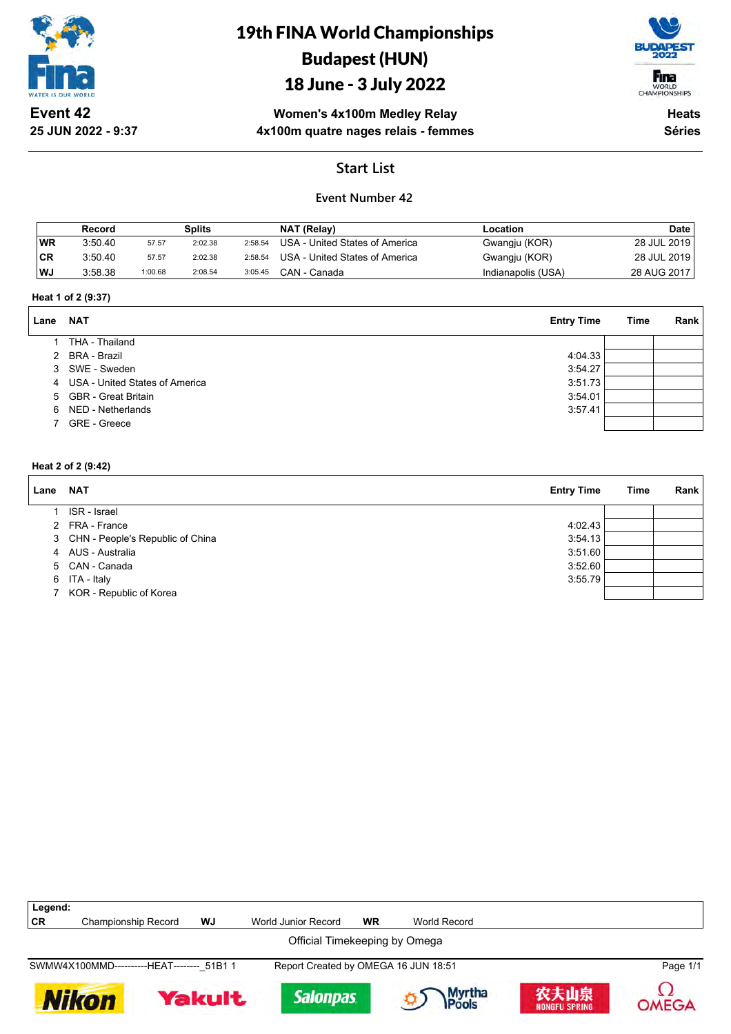# 19th FINA World Championships
# Budapest (HUN)
# 18 June - 3 July 2022

**Event 42**
**25 JUN 2022 - 9:37**

**Women's 4x100m Medley Relay**
**4x100m quatre nages relais - femmes**

**Heats**
**Séries**

## Start List

### Event Number 42

| | Record | Splits | | | NAT (Relay) | Location | Date |
|---|---|---|---|---|---|---|---|
| WR | 3:50.40 | 57.57 | 2:02.38 | 2:58.54 | USA - United States of America | Gwangju (KOR) | 28 JUL 2019 |
| CR | 3:50.40 | 57.57 | 2:02.38 | 2:58.54 | USA - United States of America | Gwangju (KOR) | 28 JUL 2019 |
| WJ | 3:58.38 | 1:00.68 | 2:08.54 | 3:05.45 | CAN - Canada | Indianapolis (USA) | 28 AUG 2017 |

**Heat 1 of 2 (9:37)**

| Lane | NAT | Entry Time | Time | Rank |
|---|---|---|---|---|
| 1 | THA - Thailand | | | |
| 2 | BRA - Brazil | 4:04.33 | | |
| 3 | SWE - Sweden | 3:54.27 | | |
| 4 | USA - United States of America | 3:51.73 | | |
| 5 | GBR - Great Britain | 3:54.01 | | |
| 6 | NED - Netherlands | 3:57.41 | | |
| 7 | GRE - Greece | | | |

**Heat 2 of 2 (9:42)**

| Lane | NAT | Entry Time | Time | Rank |
|---|---|---|---|---|
| 1 | ISR - Israel | | | |
| 2 | FRA - France | 4:02.43 | | |
| 3 | CHN - People's Republic of China | 3:54.13 | | |
| 4 | AUS - Australia | 3:51.60 | | |
| 5 | CAN - Canada | 3:52.60 | | |
| 6 | ITA - Italy | 3:55.79 | | |
| 7 | KOR - Republic of Korea | | | |

**Legend:**

| | | | | | |
|---|---|---|---|---|---|
| CR | Championship Record | WJ | World Junior Record | WR | World Record |

Official Timekeeping by Omega

SWMW4X100MMD----------HEAT--------_51B1 1 Report Created by OMEGA 16 JUN 18:51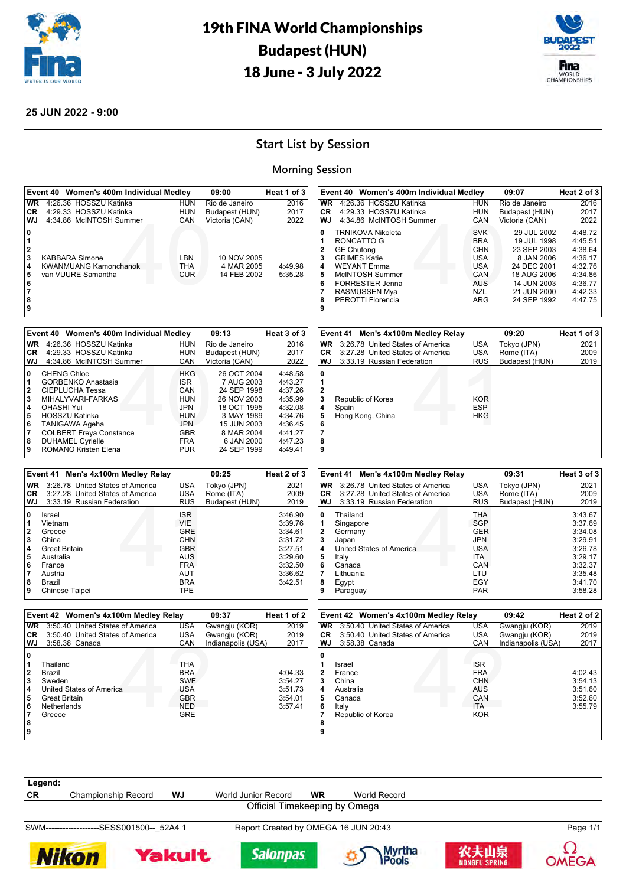# 19th FINA World Championships

# Budapest (HUN)

# 18 June - 3 July 2022

**25 JUN 2022 - 9:00**

## Start List by Session

### Morning Session

**Event 40 Women's 400m Individual Medley — 09:00 — Heat 1 of 3**

| | | | | |
|---|---|---|---|---|
| WR | 4:26.36 HOSSZU Katinka | HUN | Rio de Janeiro | 2016 |
| CR | 4:29.33 HOSSZU Katinka | HUN | Budapest (HUN) | 2017 |
| WJ | 4:34.86 McINTOSH Summer | CAN | Victoria (CAN) | 2022 |

| Lane | Name | NOC | Date of Birth | Entry Time |
|---|---|---|---|---|
| 0 | | | | |
| 1 | | | | |
| 2 | | | | |
| 3 | KABBARA Simone | LBN | 10 NOV 2005 | |
| 4 | KWANMUANG Kamonchanok | THA | 4 MAR 2005 | 4:49.98 |
| 5 | van VUURE Samantha | CUR | 14 FEB 2002 | 5:35.28 |
| 6 | | | | |
| 7 | | | | |
| 8 | | | | |
| 9 | | | | |

**Event 40 Women's 400m Individual Medley — 09:07 — Heat 2 of 3**

| | | | | |
|---|---|---|---|---|
| WR | 4:26.36 HOSSZU Katinka | HUN | Rio de Janeiro | 2016 |
| CR | 4:29.33 HOSSZU Katinka | HUN | Budapest (HUN) | 2017 |
| WJ | 4:34.86 McINTOSH Summer | CAN | Victoria (CAN) | 2022 |

| Lane | Name | NOC | Date of Birth | Entry Time |
|---|---|---|---|---|
| 0 | TRNIKOVA Nikoleta | SVK | 29 JUL 2002 | 4:48.72 |
| 1 | RONCATTO G | BRA | 19 JUL 1998 | 4:45.51 |
| 2 | GE Chutong | CHN | 23 SEP 2003 | 4:38.64 |
| 3 | GRIMES Katie | USA | 8 JAN 2006 | 4:36.17 |
| 4 | WEYANT Emma | USA | 24 DEC 2001 | 4:32.76 |
| 5 | McINTOSH Summer | CAN | 18 AUG 2006 | 4:34.86 |
| 6 | FORRESTER Jenna | AUS | 14 JUN 2003 | 4:36.77 |
| 7 | RASMUSSEN Mya | NZL | 21 JUN 2000 | 4:42.33 |
| 8 | PEROTTI Florencia | ARG | 24 SEP 1992 | 4:47.75 |
| 9 | | | | |

**Event 40 Women's 400m Individual Medley — 09:13 — Heat 3 of 3**

| | | | | |
|---|---|---|---|---|
| WR | 4:26.36 HOSSZU Katinka | HUN | Rio de Janeiro | 2016 |
| CR | 4:29.33 HOSSZU Katinka | HUN | Budapest (HUN) | 2017 |
| WJ | 4:34.86 McINTOSH Summer | CAN | Victoria (CAN) | 2022 |

| Lane | Name | NOC | Date of Birth | Entry Time |
|---|---|---|---|---|
| 0 | CHENG Chloe | HKG | 26 OCT 2004 | 4:48.58 |
| 1 | GORBENKO Anastasia | ISR | 7 AUG 2003 | 4:43.27 |
| 2 | CIEPLUCHA Tessa | CAN | 24 SEP 1998 | 4:37.26 |
| 3 | MIHALYVARI-FARKAS | HUN | 26 NOV 2003 | 4:35.99 |
| 4 | OHASHI Yui | JPN | 18 OCT 1995 | 4:32.08 |
| 5 | HOSSZU Katinka | HUN | 3 MAY 1989 | 4:34.76 |
| 6 | TANIGAWA Ageha | JPN | 15 JUN 2003 | 4:36.45 |
| 7 | COLBERT Freya Constance | GBR | 8 MAR 2004 | 4:41.27 |
| 8 | DUHAMEL Cyrielle | FRA | 6 JAN 2000 | 4:47.23 |
| 9 | ROMANO Kristen Elena | PUR | 24 SEP 1999 | 4:49.41 |

**Event 41 Men's 4x100m Medley Relay — 09:20 — Heat 1 of 3**

| | | | | |
|---|---|---|---|---|
| WR | 3:26.78 United States of America | USA | Tokyo (JPN) | 2021 |
| CR | 3:27.28 United States of America | USA | Rome (ITA) | 2009 |
| WJ | 3:33.19 Russian Federation | RUS | Budapest (HUN) | 2019 |

| Lane | Team | NOC | Entry Time |
|---|---|---|---|
| 0 | | | |
| 1 | | | |
| 2 | | | |
| 3 | Republic of Korea | KOR | |
| 4 | Spain | ESP | |
| 5 | Hong Kong, China | HKG | |
| 6 | | | |
| 7 | | | |
| 8 | | | |
| 9 | | | |

**Event 41 Men's 4x100m Medley Relay — 09:25 — Heat 2 of 3**

| | | | | |
|---|---|---|---|---|
| WR | 3:26.78 United States of America | USA | Tokyo (JPN) | 2021 |
| CR | 3:27.28 United States of America | USA | Rome (ITA) | 2009 |
| WJ | 3:33.19 Russian Federation | RUS | Budapest (HUN) | 2019 |

| Lane | Team | NOC | Entry Time |
|---|---|---|---|
| 0 | Israel | ISR | 3:46.90 |
| 1 | Vietnam | VIE | 3:39.76 |
| 2 | Greece | GRE | 3:34.61 |
| 3 | China | CHN | 3:31.72 |
| 4 | Great Britain | GBR | 3:27.51 |
| 5 | Australia | AUS | 3:29.60 |
| 6 | France | FRA | 3:32.50 |
| 7 | Austria | AUT | 3:36.62 |
| 8 | Brazil | BRA | 3:42.51 |
| 9 | Chinese Taipei | TPE | |

**Event 41 Men's 4x100m Medley Relay — 09:31 — Heat 3 of 3**

| | | | | |
|---|---|---|---|---|
| WR | 3:26.78 United States of America | USA | Tokyo (JPN) | 2021 |
| CR | 3:27.28 United States of America | USA | Rome (ITA) | 2009 |
| WJ | 3:33.19 Russian Federation | RUS | Budapest (HUN) | 2019 |

| Lane | Team | NOC | Entry Time |
|---|---|---|---|
| 0 | Thailand | THA | 3:43.67 |
| 1 | Singapore | SGP | 3:37.69 |
| 2 | Germany | GER | 3:34.08 |
| 3 | Japan | JPN | 3:29.91 |
| 4 | United States of America | USA | 3:26.78 |
| 5 | Italy | ITA | 3:29.17 |
| 6 | Canada | CAN | 3:32.37 |
| 7 | Lithuania | LTU | 3:35.48 |
| 8 | Egypt | EGY | 3:41.70 |
| 9 | Paraguay | PAR | 3:58.28 |

**Event 42 Women's 4x100m Medley Relay — 09:37 — Heat 1 of 2**

| | | | | |
|---|---|---|---|---|
| WR | 3:50.40 United States of America | USA | Gwangju (KOR) | 2019 |
| CR | 3:50.40 United States of America | USA | Gwangju (KOR) | 2019 |
| WJ | 3:58.38 Canada | CAN | Indianapolis (USA) | 2017 |

| Lane | Team | NOC | Entry Time |
|---|---|---|---|
| 0 | | | |
| 1 | Thailand | THA | |
| 2 | Brazil | BRA | 4:04.33 |
| 3 | Sweden | SWE | 3:54.27 |
| 4 | United States of America | USA | 3:51.73 |
| 5 | Great Britain | GBR | 3:54.01 |
| 6 | Netherlands | NED | 3:57.41 |
| 7 | Greece | GRE | |
| 8 | | | |
| 9 | | | |

**Event 42 Women's 4x100m Medley Relay — 09:42 — Heat 2 of 2**

| | | | | |
|---|---|---|---|---|
| WR | 3:50.40 United States of America | USA | Gwangju (KOR) | 2019 |
| CR | 3:50.40 United States of America | USA | Gwangju (KOR) | 2019 |
| WJ | 3:58.38 Canada | CAN | Indianapolis (USA) | 2017 |

| Lane | Team | NOC | Entry Time |
|---|---|---|---|
| 0 | | | |
| 1 | Israel | ISR | |
| 2 | France | FRA | 4:02.43 |
| 3 | China | CHN | 3:54.13 |
| 4 | Australia | AUS | 3:51.60 |
| 5 | Canada | CAN | 3:52.60 |
| 6 | Italy | ITA | 3:55.79 |
| 7 | Republic of Korea | KOR | |
| 8 | | | |
| 9 | | | |

**Legend:**
CR Championship Record — WJ World Junior Record — WR World Record

Official Timekeeping by Omega

SWM--------------------SESS001500--_52A4 1 — Report Created by OMEGA 16 JUN 20:43